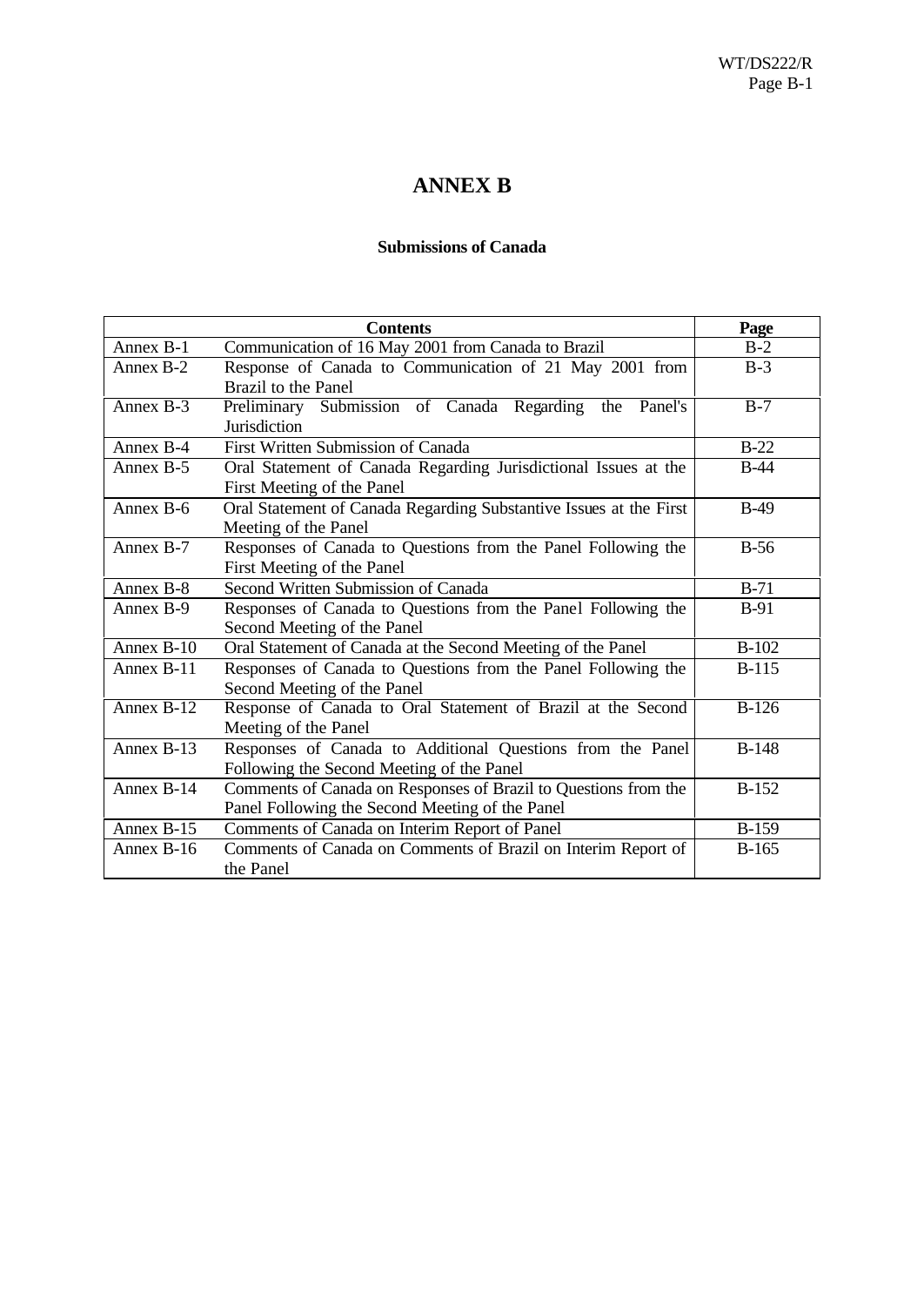# ANNEX B

### Submissions of Canada

| Contents | | Page |
|---|---|---|
| Annex B-1 | Communication of 16 May 2001 from Canada to Brazil | B-2 |
| Annex B-2 | Response of Canada to Communication of 21 May 2001 from Brazil to the Panel | B-3 |
| Annex B-3 | Preliminary Submission of Canada Regarding the Panel's Jurisdiction | B-7 |
| Annex B-4 | First Written Submission of Canada | B-22 |
| Annex B-5 | Oral Statement of Canada Regarding Jurisdictional Issues at the First Meeting of the Panel | B-44 |
| Annex B-6 | Oral Statement of Canada Regarding Substantive Issues at the First Meeting of the Panel | B-49 |
| Annex B-7 | Responses of Canada to Questions from the Panel Following the First Meeting of the Panel | B-56 |
| Annex B-8 | Second Written Submission of Canada | B-71 |
| Annex B-9 | Responses of Canada to Questions from the Panel Following the Second Meeting of the Panel | B-91 |
| Annex B-10 | Oral Statement of Canada at the Second Meeting of the Panel | B-102 |
| Annex B-11 | Responses of Canada to Questions from the Panel Following the Second Meeting of the Panel | B-115 |
| Annex B-12 | Response of Canada to Oral Statement of Brazil at the Second Meeting of the Panel | B-126 |
| Annex B-13 | Responses of Canada to Additional Questions from the Panel Following the Second Meeting of the Panel | B-148 |
| Annex B-14 | Comments of Canada on Responses of Brazil to Questions from the Panel Following the Second Meeting of the Panel | B-152 |
| Annex B-15 | Comments of Canada on Interim Report of Panel | B-159 |
| Annex B-16 | Comments of Canada on Comments of Brazil on Interim Report of the Panel | B-165 |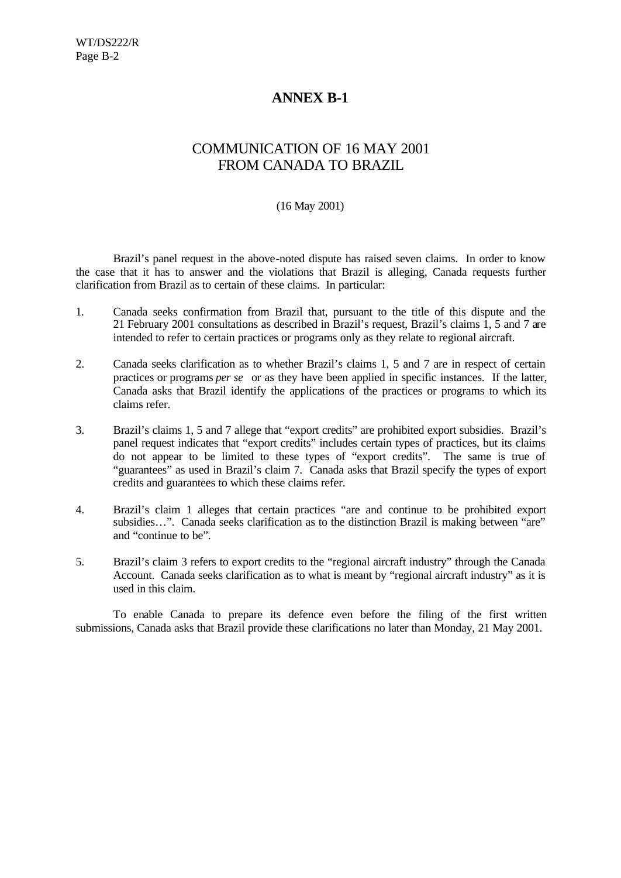# ANNEX B-1

## COMMUNICATION OF 16 MAY 2001 FROM CANADA TO BRAZIL

(16 May 2001)

Brazil's panel request in the above-noted dispute has raised seven claims. In order to know the case that it has to answer and the violations that Brazil is alleging, Canada requests further clarification from Brazil as to certain of these claims. In particular:

1. Canada seeks confirmation from Brazil that, pursuant to the title of this dispute and the 21 February 2001 consultations as described in Brazil's request, Brazil's claims 1, 5 and 7 are intended to refer to certain practices or programs only as they relate to regional aircraft.

2. Canada seeks clarification as to whether Brazil's claims 1, 5 and 7 are in respect of certain practices or programs *per se* or as they have been applied in specific instances. If the latter, Canada asks that Brazil identify the applications of the practices or programs to which its claims refer.

3. Brazil's claims 1, 5 and 7 allege that "export credits" are prohibited export subsidies. Brazil's panel request indicates that "export credits" includes certain types of practices, but its claims do not appear to be limited to these types of "export credits". The same is true of "guarantees" as used in Brazil's claim 7. Canada asks that Brazil specify the types of export credits and guarantees to which these claims refer.

4. Brazil's claim 1 alleges that certain practices "are and continue to be prohibited export subsidies…". Canada seeks clarification as to the distinction Brazil is making between "are" and "continue to be".

5. Brazil's claim 3 refers to export credits to the "regional aircraft industry" through the Canada Account. Canada seeks clarification as to what is meant by "regional aircraft industry" as it is used in this claim.

To enable Canada to prepare its defence even before the filing of the first written submissions, Canada asks that Brazil provide these clarifications no later than Monday, 21 May 2001.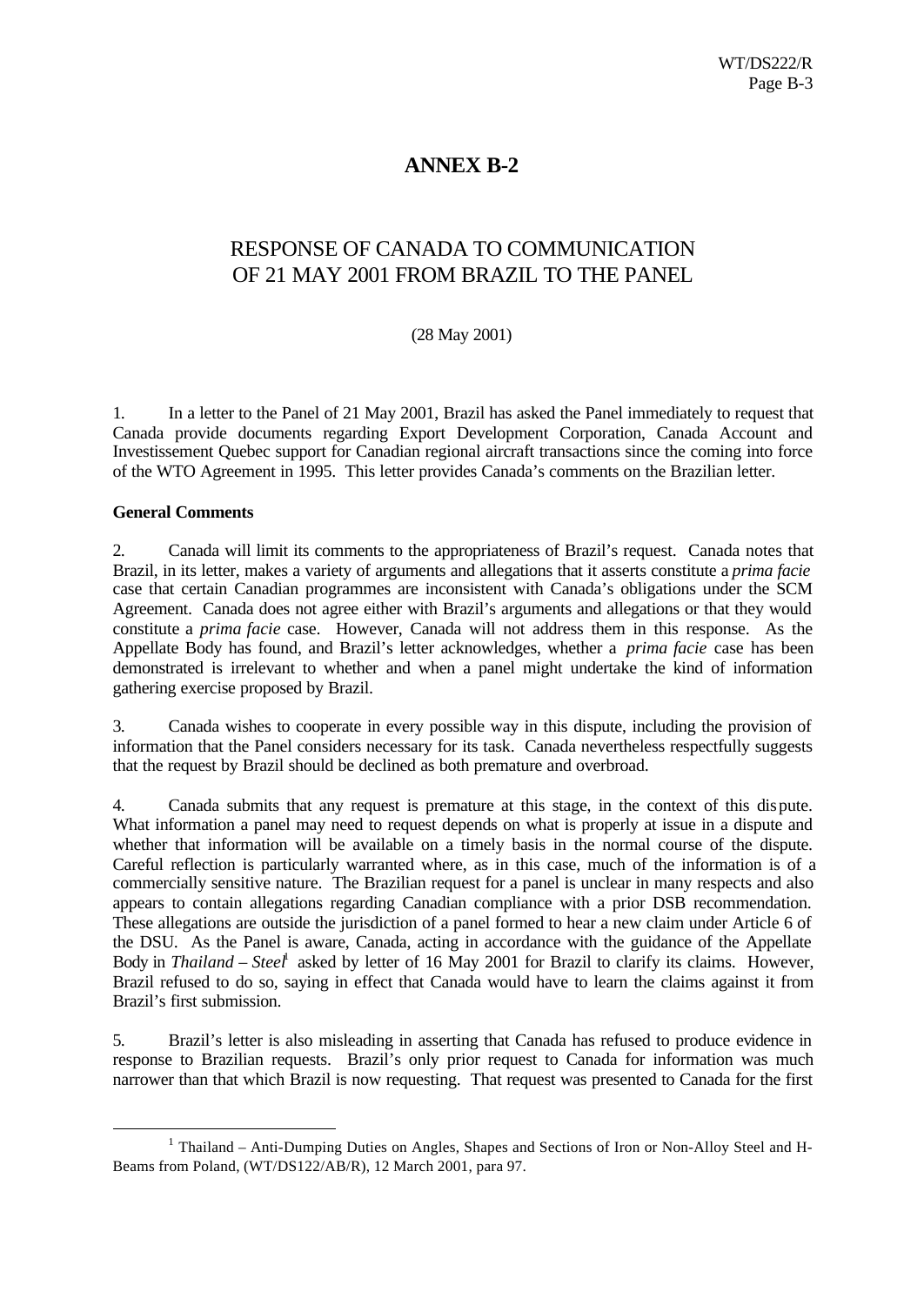# ANNEX B-2

## RESPONSE OF CANADA TO COMMUNICATION OF 21 MAY 2001 FROM BRAZIL TO THE PANEL

(28 May 2001)

1. In a letter to the Panel of 21 May 2001, Brazil has asked the Panel immediately to request that Canada provide documents regarding Export Development Corporation, Canada Account and Investissement Quebec support for Canadian regional aircraft transactions since the coming into force of the WTO Agreement in 1995. This letter provides Canada's comments on the Brazilian letter.

**General Comments**

2. Canada will limit its comments to the appropriateness of Brazil's request. Canada notes that Brazil, in its letter, makes a variety of arguments and allegations that it asserts constitute a *prima facie* case that certain Canadian programmes are inconsistent with Canada's obligations under the SCM Agreement. Canada does not agree either with Brazil's arguments and allegations or that they would constitute a *prima facie* case. However, Canada will not address them in this response. As the Appellate Body has found, and Brazil's letter acknowledges, whether a *prima facie* case has been demonstrated is irrelevant to whether and when a panel might undertake the kind of information gathering exercise proposed by Brazil.

3. Canada wishes to cooperate in every possible way in this dispute, including the provision of information that the Panel considers necessary for its task. Canada nevertheless respectfully suggests that the request by Brazil should be declined as both premature and overbroad.

4. Canada submits that any request is premature at this stage, in the context of this dispute. What information a panel may need to request depends on what is properly at issue in a dispute and whether that information will be available on a timely basis in the normal course of the dispute. Careful reflection is particularly warranted where, as in this case, much of the information is of a commercially sensitive nature. The Brazilian request for a panel is unclear in many respects and also appears to contain allegations regarding Canadian compliance with a prior DSB recommendation. These allegations are outside the jurisdiction of a panel formed to hear a new claim under Article 6 of the DSU. As the Panel is aware, Canada, acting in accordance with the guidance of the Appellate Body in *Thailand – Steel*[1] asked by letter of 16 May 2001 for Brazil to clarify its claims. However, Brazil refused to do so, saying in effect that Canada would have to learn the claims against it from Brazil's first submission.

5. Brazil's letter is also misleading in asserting that Canada has refused to produce evidence in response to Brazilian requests. Brazil's only prior request to Canada for information was much narrower than that which Brazil is now requesting. That request was presented to Canada for the first

---

[1] Thailand – Anti-Dumping Duties on Angles, Shapes and Sections of Iron or Non-Alloy Steel and H-Beams from Poland, (WT/DS122/AB/R), 12 March 2001, para 97.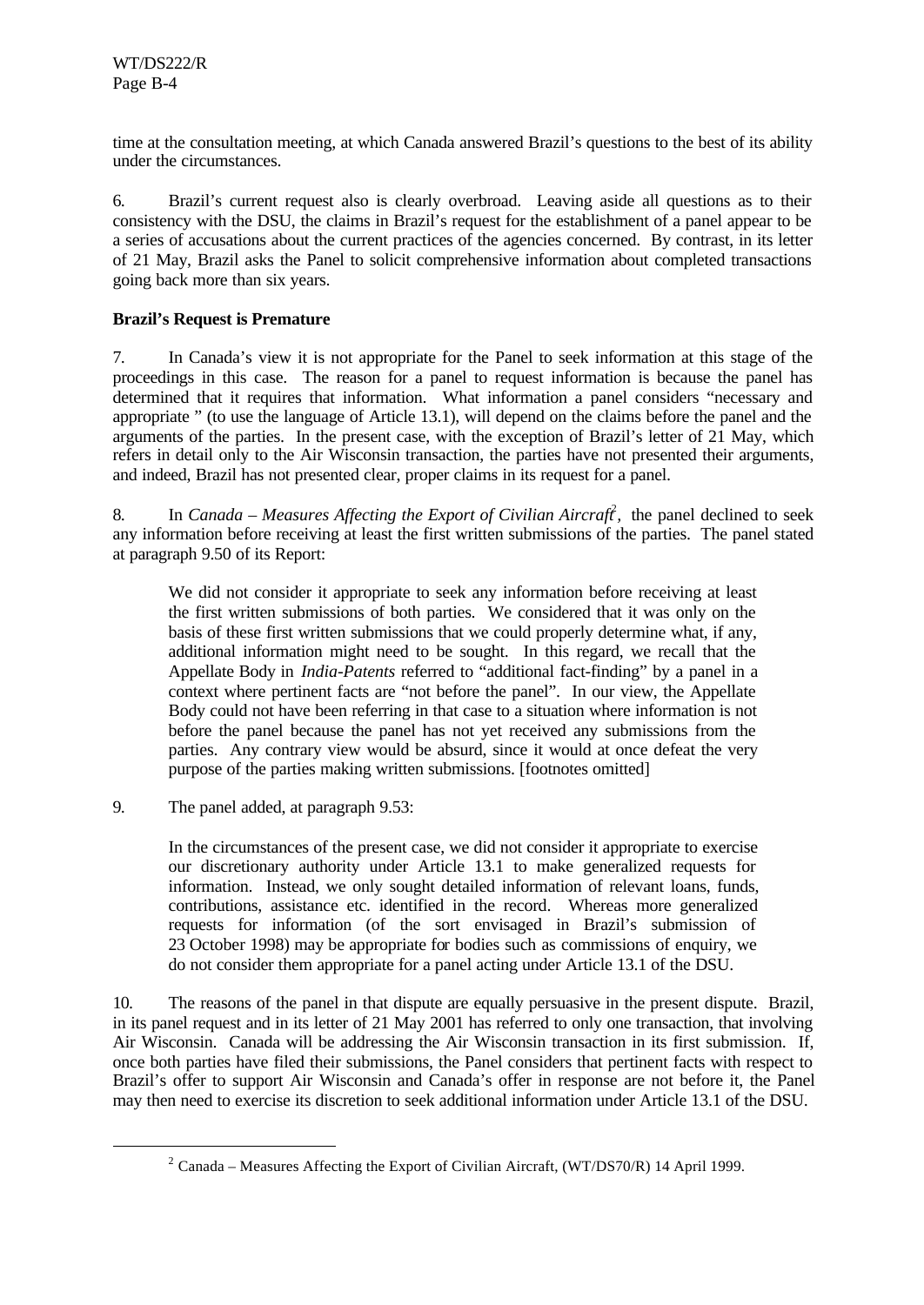time at the consultation meeting, at which Canada answered Brazil's questions to the best of its ability under the circumstances.

6. Brazil's current request also is clearly overbroad. Leaving aside all questions as to their consistency with the DSU, the claims in Brazil's request for the establishment of a panel appear to be a series of accusations about the current practices of the agencies concerned. By contrast, in its letter of 21 May, Brazil asks the Panel to solicit comprehensive information about completed transactions going back more than six years.

**Brazil's Request is Premature**

7. In Canada's view it is not appropriate for the Panel to seek information at this stage of the proceedings in this case. The reason for a panel to request information is because the panel has determined that it requires that information. What information a panel considers "necessary and appropriate " (to use the language of Article 13.1), will depend on the claims before the panel and the arguments of the parties. In the present case, with the exception of Brazil's letter of 21 May, which refers in detail only to the Air Wisconsin transaction, the parties have not presented their arguments, and indeed, Brazil has not presented clear, proper claims in its request for a panel.

8. In *Canada – Measures Affecting the Export of Civilian Aircraft*[2], the panel declined to seek any information before receiving at least the first written submissions of the parties. The panel stated at paragraph 9.50 of its Report:

> We did not consider it appropriate to seek any information before receiving at least the first written submissions of both parties. We considered that it was only on the basis of these first written submissions that we could properly determine what, if any, additional information might need to be sought. In this regard, we recall that the Appellate Body in *India-Patents* referred to "additional fact-finding" by a panel in a context where pertinent facts are "not before the panel". In our view, the Appellate Body could not have been referring in that case to a situation where information is not before the panel because the panel has not yet received any submissions from the parties. Any contrary view would be absurd, since it would at once defeat the very purpose of the parties making written submissions. [footnotes omitted]

9. The panel added, at paragraph 9.53:

> In the circumstances of the present case, we did not consider it appropriate to exercise our discretionary authority under Article 13.1 to make generalized requests for information. Instead, we only sought detailed information of relevant loans, funds, contributions, assistance etc. identified in the record. Whereas more generalized requests for information (of the sort envisaged in Brazil's submission of 23 October 1998) may be appropriate for bodies such as commissions of enquiry, we do not consider them appropriate for a panel acting under Article 13.1 of the DSU.

10. The reasons of the panel in that dispute are equally persuasive in the present dispute. Brazil, in its panel request and in its letter of 21 May 2001 has referred to only one transaction, that involving Air Wisconsin. Canada will be addressing the Air Wisconsin transaction in its first submission. If, once both parties have filed their submissions, the Panel considers that pertinent facts with respect to Brazil's offer to support Air Wisconsin and Canada's offer in response are not before it, the Panel may then need to exercise its discretion to seek additional information under Article 13.1 of the DSU.

---

[2] Canada – Measures Affecting the Export of Civilian Aircraft, (WT/DS70/R) 14 April 1999.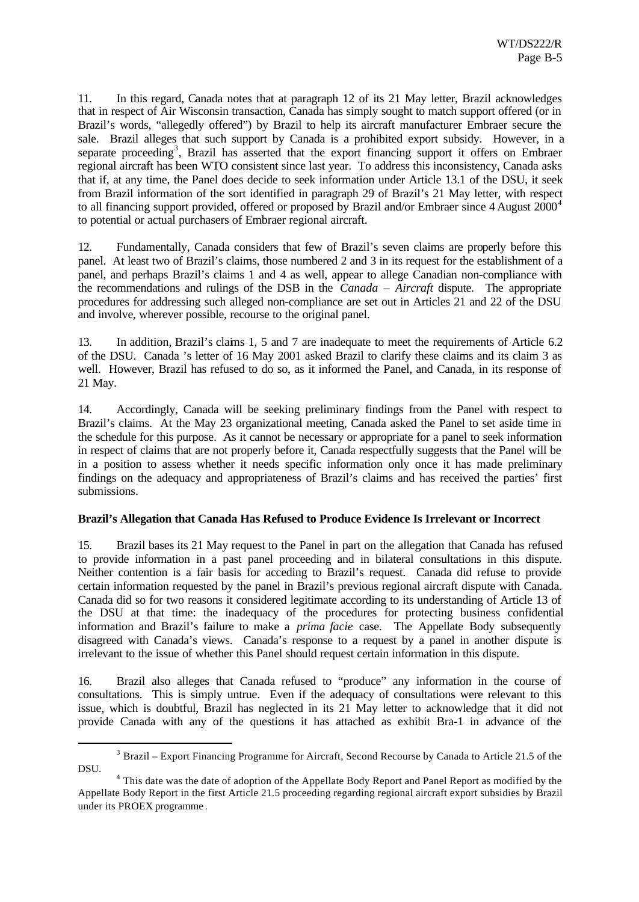11. In this regard, Canada notes that at paragraph 12 of its 21 May letter, Brazil acknowledges that in respect of Air Wisconsin transaction, Canada has simply sought to match support offered (or in Brazil's words, "allegedly offered") by Brazil to help its aircraft manufacturer Embraer secure the sale. Brazil alleges that such support by Canada is a prohibited export subsidy. However, in a separate proceeding[3], Brazil has asserted that the export financing support it offers on Embraer regional aircraft has been WTO consistent since last year. To address this inconsistency, Canada asks that if, at any time, the Panel does decide to seek information under Article 13.1 of the DSU, it seek from Brazil information of the sort identified in paragraph 29 of Brazil's 21 May letter, with respect to all financing support provided, offered or proposed by Brazil and/or Embraer since 4 August 2000[4] to potential or actual purchasers of Embraer regional aircraft.

12. Fundamentally, Canada considers that few of Brazil's seven claims are properly before this panel. At least two of Brazil's claims, those numbered 2 and 3 in its request for the establishment of a panel, and perhaps Brazil's claims 1 and 4 as well, appear to allege Canadian non-compliance with the recommendations and rulings of the DSB in the *Canada – Aircraft* dispute. The appropriate procedures for addressing such alleged non-compliance are set out in Articles 21 and 22 of the DSU and involve, wherever possible, recourse to the original panel.

13. In addition, Brazil's claims 1, 5 and 7 are inadequate to meet the requirements of Article 6.2 of the DSU. Canada 's letter of 16 May 2001 asked Brazil to clarify these claims and its claim 3 as well. However, Brazil has refused to do so, as it informed the Panel, and Canada, in its response of 21 May.

14. Accordingly, Canada will be seeking preliminary findings from the Panel with respect to Brazil's claims. At the May 23 organizational meeting, Canada asked the Panel to set aside time in the schedule for this purpose. As it cannot be necessary or appropriate for a panel to seek information in respect of claims that are not properly before it, Canada respectfully suggests that the Panel will be in a position to assess whether it needs specific information only once it has made preliminary findings on the adequacy and appropriateness of Brazil's claims and has received the parties' first submissions.

**Brazil's Allegation that Canada Has Refused to Produce Evidence Is Irrelevant or Incorrect**

15. Brazil bases its 21 May request to the Panel in part on the allegation that Canada has refused to provide information in a past panel proceeding and in bilateral consultations in this dispute. Neither contention is a fair basis for acceding to Brazil's request. Canada did refuse to provide certain information requested by the panel in Brazil's previous regional aircraft dispute with Canada. Canada did so for two reasons it considered legitimate according to its understanding of Article 13 of the DSU at that time: the inadequacy of the procedures for protecting business confidential information and Brazil's failure to make a *prima facie* case. The Appellate Body subsequently disagreed with Canada's views. Canada's response to a request by a panel in another dispute is irrelevant to the issue of whether this Panel should request certain information in this dispute.

16. Brazil also alleges that Canada refused to "produce" any information in the course of consultations. This is simply untrue. Even if the adequacy of consultations were relevant to this issue, which is doubtful, Brazil has neglected in its 21 May letter to acknowledge that it did not provide Canada with any of the questions it has attached as exhibit Bra-1 in advance of the

---

[3] Brazil – Export Financing Programme for Aircraft, Second Recourse by Canada to Article 21.5 of the DSU.

[4] This date was the date of adoption of the Appellate Body Report and Panel Report as modified by the Appellate Body Report in the first Article 21.5 proceeding regarding regional aircraft export subsidies by Brazil under its PROEX programme.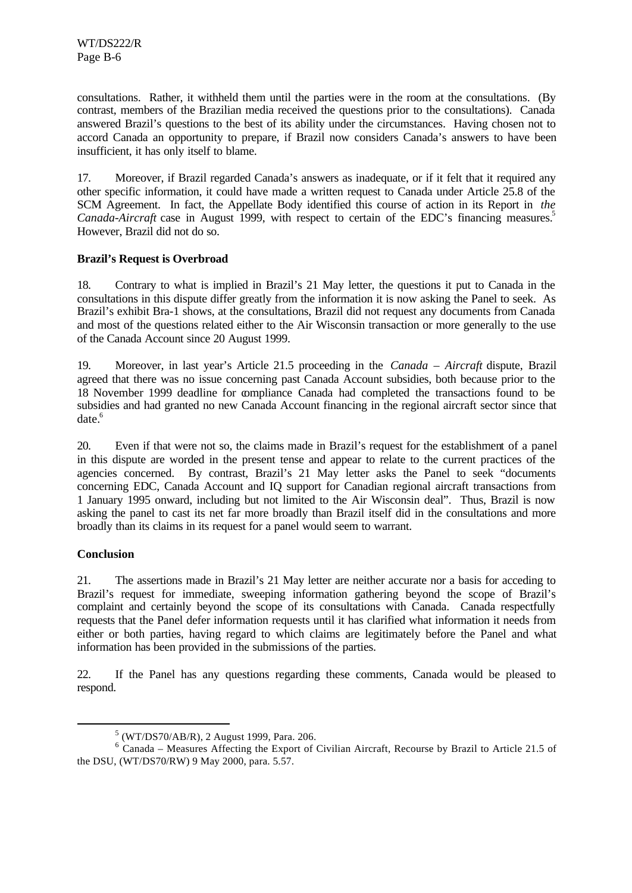consultations. Rather, it withheld them until the parties were in the room at the consultations. (By contrast, members of the Brazilian media received the questions prior to the consultations). Canada answered Brazil's questions to the best of its ability under the circumstances. Having chosen not to accord Canada an opportunity to prepare, if Brazil now considers Canada's answers to have been insufficient, it has only itself to blame.

17. Moreover, if Brazil regarded Canada's answers as inadequate, or if it felt that it required any other specific information, it could have made a written request to Canada under Article 25.8 of the SCM Agreement. In fact, the Appellate Body identified this course of action in its Report in *the Canada-Aircraft* case in August 1999, with respect to certain of the EDC's financing measures.[5] However, Brazil did not do so.

**Brazil's Request is Overbroad**

18. Contrary to what is implied in Brazil's 21 May letter, the questions it put to Canada in the consultations in this dispute differ greatly from the information it is now asking the Panel to seek. As Brazil's exhibit Bra-1 shows, at the consultations, Brazil did not request any documents from Canada and most of the questions related either to the Air Wisconsin transaction or more generally to the use of the Canada Account since 20 August 1999.

19. Moreover, in last year's Article 21.5 proceeding in the *Canada – Aircraft* dispute, Brazil agreed that there was no issue concerning past Canada Account subsidies, both because prior to the 18 November 1999 deadline for compliance Canada had completed the transactions found to be subsidies and had granted no new Canada Account financing in the regional aircraft sector since that date.[6]

20. Even if that were not so, the claims made in Brazil's request for the establishment of a panel in this dispute are worded in the present tense and appear to relate to the current practices of the agencies concerned. By contrast, Brazil's 21 May letter asks the Panel to seek "documents concerning EDC, Canada Account and IQ support for Canadian regional aircraft transactions from 1 January 1995 onward, including but not limited to the Air Wisconsin deal". Thus, Brazil is now asking the panel to cast its net far more broadly than Brazil itself did in the consultations and more broadly than its claims in its request for a panel would seem to warrant.

**Conclusion**

21. The assertions made in Brazil's 21 May letter are neither accurate nor a basis for acceding to Brazil's request for immediate, sweeping information gathering beyond the scope of Brazil's complaint and certainly beyond the scope of its consultations with Canada. Canada respectfully requests that the Panel defer information requests until it has clarified what information it needs from either or both parties, having regard to which claims are legitimately before the Panel and what information has been provided in the submissions of the parties.

22. If the Panel has any questions regarding these comments, Canada would be pleased to respond.

---

[5] (WT/DS70/AB/R), 2 August 1999, Para. 206.

[6] Canada – Measures Affecting the Export of Civilian Aircraft, Recourse by Brazil to Article 21.5 of the DSU, (WT/DS70/RW) 9 May 2000, para. 5.57.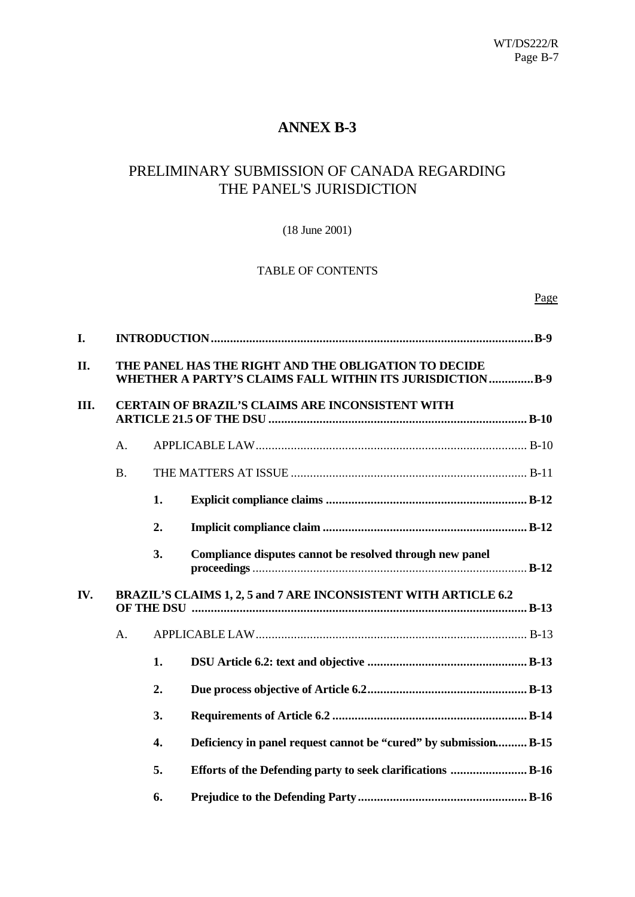# ANNEX B-3

## PRELIMINARY SUBMISSION OF CANADA REGARDING THE PANEL'S JURISDICTION

(18 June 2001)

TABLE OF CONTENTS

| | | | | Page |
|---|---|---|---|---|
| **I.** | **INTRODUCTION** | | | **B-9** |
| **II.** | **THE PANEL HAS THE RIGHT AND THE OBLIGATION TO DECIDE WHETHER A PARTY'S CLAIMS FALL WITHIN ITS JURISDICTION** | | | **B-9** |
| **III.** | **CERTAIN OF BRAZIL'S CLAIMS ARE INCONSISTENT WITH ARTICLE 21.5 OF THE DSU** | | | **B-10** |
| | A. | APPLICABLE LAW | | B-10 |
| | B. | THE MATTERS AT ISSUE | | B-11 |
| | | **1.** | **Explicit compliance claims** | **B-12** |
| | | **2.** | **Implicit compliance claim** | **B-12** |
| | | **3.** | **Compliance disputes cannot be resolved through new panel proceedings** | **B-12** |
| **IV.** | **BRAZIL'S CLAIMS 1, 2, 5 and 7 ARE INCONSISTENT WITH ARTICLE 6.2 OF THE DSU** | | | **B-13** |
| | A. | APPLICABLE LAW | | B-13 |
| | | **1.** | **DSU Article 6.2: text and objective** | **B-13** |
| | | **2.** | **Due process objective of Article 6.2** | **B-13** |
| | | **3.** | **Requirements of Article 6.2** | **B-14** |
| | | **4.** | **Deficiency in panel request cannot be "cured" by submission** | **B-15** |
| | | **5.** | **Efforts of the Defending party to seek clarifications** | **B-16** |
| | | **6.** | **Prejudice to the Defending Party** | **B-16** |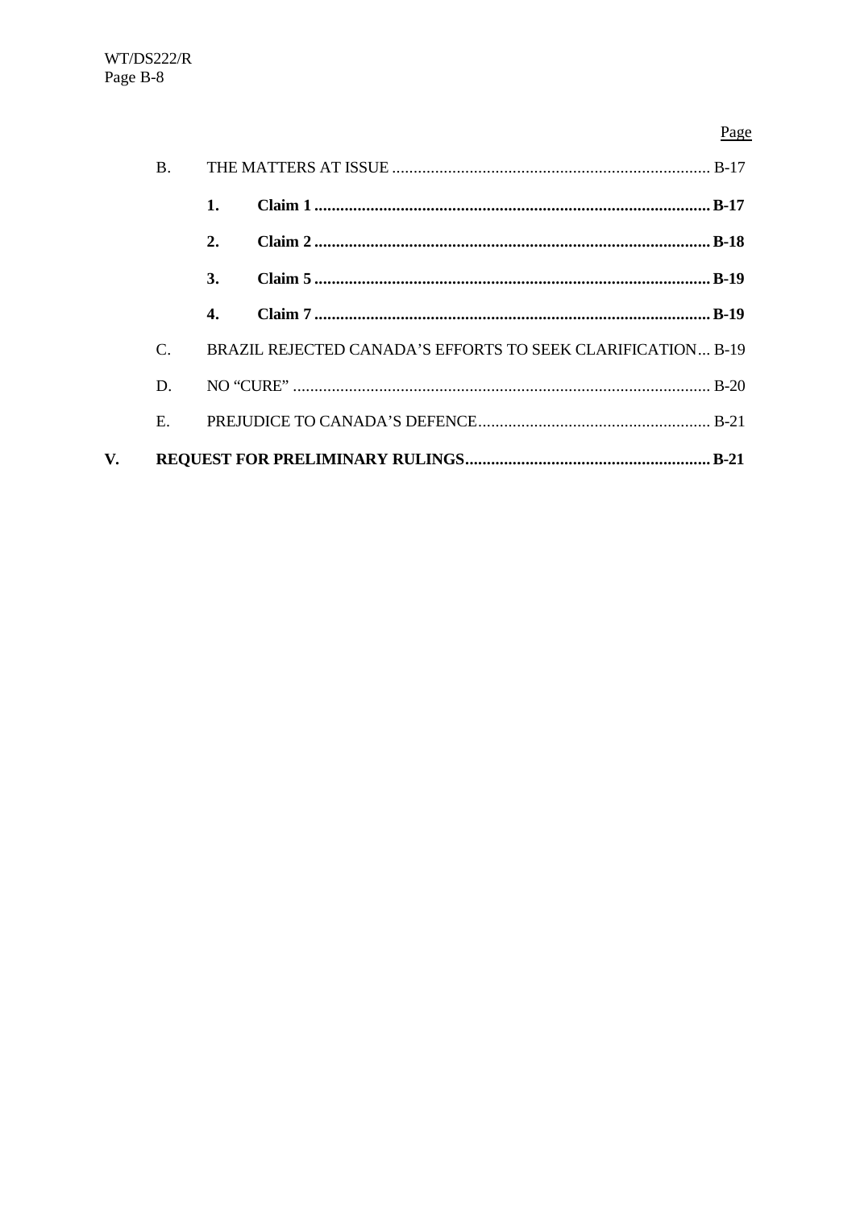Page

B. THE MATTERS AT ISSUE .......................................................................... B-17

**1. Claim 1 ............................................................................................ B-17**

**2. Claim 2 ............................................................................................ B-18**

**3. Claim 5 ............................................................................................ B-19**

**4. Claim 7 ............................................................................................ B-19**

C. BRAZIL REJECTED CANADA'S EFFORTS TO SEEK CLARIFICATION ... B-19

D. NO "CURE" ................................................................................................ B-20

E. PREJUDICE TO CANADA'S DEFENCE...................................................... B-21

**V. REQUEST FOR PRELIMINARY RULINGS......................................................... B-21**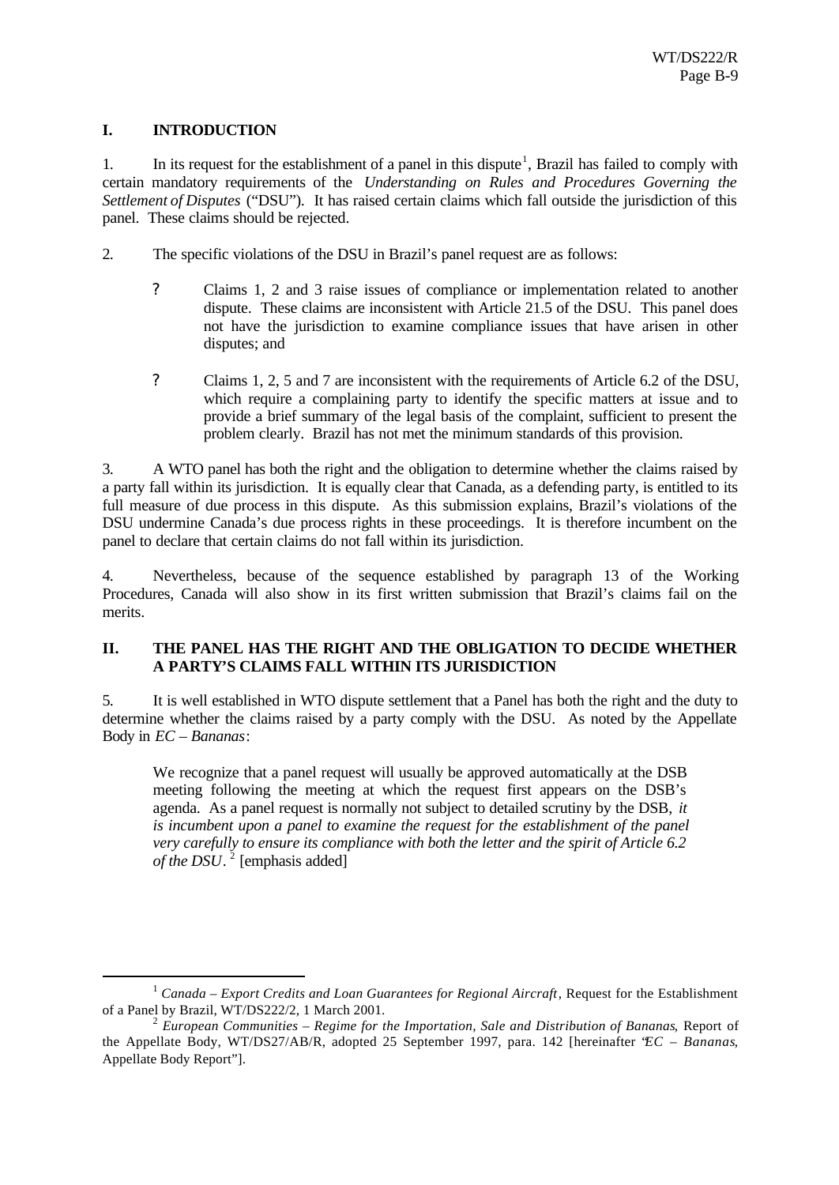## I. INTRODUCTION

1. In its request for the establishment of a panel in this dispute[1], Brazil has failed to comply with certain mandatory requirements of the *Understanding on Rules and Procedures Governing the Settlement of Disputes* ("DSU"). It has raised certain claims which fall outside the jurisdiction of this panel. These claims should be rejected.

2. The specific violations of the DSU in Brazil's panel request are as follows:

- Claims 1, 2 and 3 raise issues of compliance or implementation related to another dispute. These claims are inconsistent with Article 21.5 of the DSU. This panel does not have the jurisdiction to examine compliance issues that have arisen in other disputes; and
- Claims 1, 2, 5 and 7 are inconsistent with the requirements of Article 6.2 of the DSU, which require a complaining party to identify the specific matters at issue and to provide a brief summary of the legal basis of the complaint, sufficient to present the problem clearly. Brazil has not met the minimum standards of this provision.

3. A WTO panel has both the right and the obligation to determine whether the claims raised by a party fall within its jurisdiction. It is equally clear that Canada, as a defending party, is entitled to its full measure of due process in this dispute. As this submission explains, Brazil's violations of the DSU undermine Canada's due process rights in these proceedings. It is therefore incumbent on the panel to declare that certain claims do not fall within its jurisdiction.

4. Nevertheless, because of the sequence established by paragraph 13 of the Working Procedures, Canada will also show in its first written submission that Brazil's claims fail on the merits.

## II. THE PANEL HAS THE RIGHT AND THE OBLIGATION TO DECIDE WHETHER A PARTY'S CLAIMS FALL WITHIN ITS JURISDICTION

5. It is well established in WTO dispute settlement that a Panel has both the right and the duty to determine whether the claims raised by a party comply with the DSU. As noted by the Appellate Body in *EC – Bananas*:

> We recognize that a panel request will usually be approved automatically at the DSB meeting following the meeting at which the request first appears on the DSB's agenda. As a panel request is normally not subject to detailed scrutiny by the DSB, *it is incumbent upon a panel to examine the request for the establishment of the panel very carefully to ensure its compliance with both the letter and the spirit of Article 6.2 of the DSU*.[2] [emphasis added]

---

[1] *Canada – Export Credits and Loan Guarantees for Regional Aircraft*, Request for the Establishment of a Panel by Brazil, WT/DS222/2, 1 March 2001.

[2] *European Communities – Regime for the Importation, Sale and Distribution of Bananas*, Report of the Appellate Body, WT/DS27/AB/R, adopted 25 September 1997, para. 142 [hereinafter "*EC – Bananas*, Appellate Body Report"].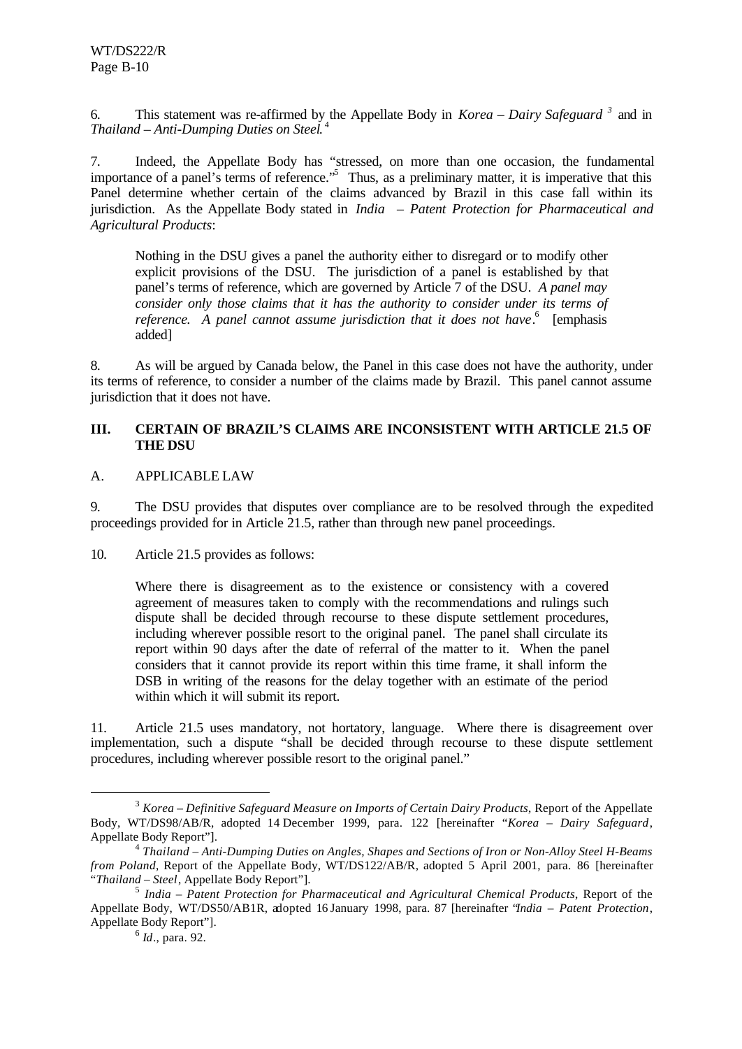6. This statement was re-affirmed by the Appellate Body in *Korea – Dairy Safeguard* [3] and in *Thailand – Anti-Dumping Duties on Steel*.[4]

7. Indeed, the Appellate Body has "stressed, on more than one occasion, the fundamental importance of a panel's terms of reference."[5] Thus, as a preliminary matter, it is imperative that this Panel determine whether certain of the claims advanced by Brazil in this case fall within its jurisdiction. As the Appellate Body stated in *India – Patent Protection for Pharmaceutical and Agricultural Products*:

> Nothing in the DSU gives a panel the authority either to disregard or to modify other explicit provisions of the DSU. The jurisdiction of a panel is established by that panel's terms of reference, which are governed by Article 7 of the DSU. *A panel may consider only those claims that it has the authority to consider under its terms of reference. A panel cannot assume jurisdiction that it does not have*.[6] [emphasis added]

8. As will be argued by Canada below, the Panel in this case does not have the authority, under its terms of reference, to consider a number of the claims made by Brazil. This panel cannot assume jurisdiction that it does not have.

## III. CERTAIN OF BRAZIL'S CLAIMS ARE INCONSISTENT WITH ARTICLE 21.5 OF THE DSU

### A. APPLICABLE LAW

9. The DSU provides that disputes over compliance are to be resolved through the expedited proceedings provided for in Article 21.5, rather than through new panel proceedings.

10. Article 21.5 provides as follows:

> Where there is disagreement as to the existence or consistency with a covered agreement of measures taken to comply with the recommendations and rulings such dispute shall be decided through recourse to these dispute settlement procedures, including wherever possible resort to the original panel. The panel shall circulate its report within 90 days after the date of referral of the matter to it. When the panel considers that it cannot provide its report within this time frame, it shall inform the DSB in writing of the reasons for the delay together with an estimate of the period within which it will submit its report.

11. Article 21.5 uses mandatory, not hortatory, language. Where there is disagreement over implementation, such a dispute "shall be decided through recourse to these dispute settlement procedures, including wherever possible resort to the original panel."

---

[3] *Korea – Definitive Safeguard Measure on Imports of Certain Dairy Products*, Report of the Appellate Body, WT/DS98/AB/R, adopted 14 December 1999, para. 122 [hereinafter "*Korea – Dairy Safeguard*, Appellate Body Report"].

[4] *Thailand – Anti-Dumping Duties on Angles, Shapes and Sections of Iron or Non-Alloy Steel H-Beams from Poland*, Report of the Appellate Body, WT/DS122/AB/R, adopted 5 April 2001, para. 86 [hereinafter "*Thailand – Steel*, Appellate Body Report"].

[5] *India – Patent Protection for Pharmaceutical and Agricultural Chemical Products*, Report of the Appellate Body, WT/DS50/AB1R, adopted 16 January 1998, para. 87 [hereinafter "*India – Patent Protection*, Appellate Body Report"].

[6] *Id*., para. 92.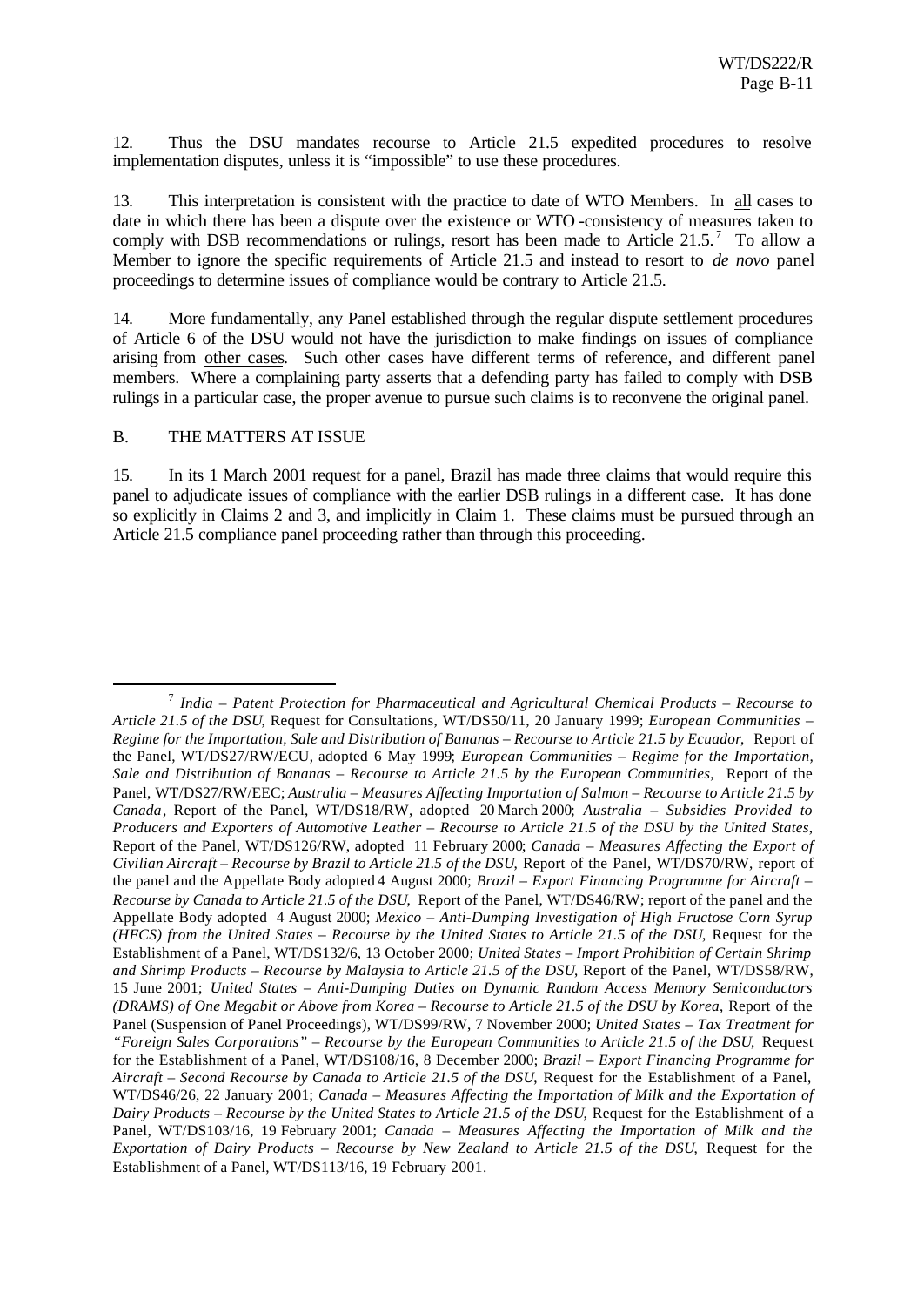12. Thus the DSU mandates recourse to Article 21.5 expedited procedures to resolve implementation disputes, unless it is "impossible" to use these procedures.

13. This interpretation is consistent with the practice to date of WTO Members. In all cases to date in which there has been a dispute over the existence or WTO-consistency of measures taken to comply with DSB recommendations or rulings, resort has been made to Article 21.5.[7] To allow a Member to ignore the specific requirements of Article 21.5 and instead to resort to *de novo* panel proceedings to determine issues of compliance would be contrary to Article 21.5.

14. More fundamentally, any Panel established through the regular dispute settlement procedures of Article 6 of the DSU would not have the jurisdiction to make findings on issues of compliance arising from other cases. Such other cases have different terms of reference, and different panel members. Where a complaining party asserts that a defending party has failed to comply with DSB rulings in a particular case, the proper avenue to pursue such claims is to reconvene the original panel.

B. THE MATTERS AT ISSUE

15. In its 1 March 2001 request for a panel, Brazil has made three claims that would require this panel to adjudicate issues of compliance with the earlier DSB rulings in a different case. It has done so explicitly in Claims 2 and 3, and implicitly in Claim 1. These claims must be pursued through an Article 21.5 compliance panel proceeding rather than through this proceeding.

---

[7] *India – Patent Protection for Pharmaceutical and Agricultural Chemical Products – Recourse to Article 21.5 of the DSU*, Request for Consultations, WT/DS50/11, 20 January 1999; *European Communities – Regime for the Importation, Sale and Distribution of Bananas – Recourse to Article 21.5 by Ecuador*, Report of the Panel, WT/DS27/RW/ECU, adopted 6 May 1999; *European Communities – Regime for the Importation, Sale and Distribution of Bananas – Recourse to Article 21.5 by the European Communities*, Report of the Panel, WT/DS27/RW/EEC; *Australia – Measures Affecting Importation of Salmon – Recourse to Article 21.5 by Canada*, Report of the Panel, WT/DS18/RW, adopted 20 March 2000; *Australia – Subsidies Provided to Producers and Exporters of Automotive Leather – Recourse to Article 21.5 of the DSU by the United States*, Report of the Panel, WT/DS126/RW, adopted 11 February 2000; *Canada – Measures Affecting the Export of Civilian Aircraft – Recourse by Brazil to Article 21.5 of the DSU*, Report of the Panel, WT/DS70/RW, report of the panel and the Appellate Body adopted 4 August 2000; *Brazil – Export Financing Programme for Aircraft – Recourse by Canada to Article 21.5 of the DSU*, Report of the Panel, WT/DS46/RW; report of the panel and the Appellate Body adopted 4 August 2000; *Mexico – Anti-Dumping Investigation of High Fructose Corn Syrup (HFCS) from the United States – Recourse by the United States to Article 21.5 of the DSU*, Request for the Establishment of a Panel, WT/DS132/6, 13 October 2000; *United States – Import Prohibition of Certain Shrimp and Shrimp Products – Recourse by Malaysia to Article 21.5 of the DSU*, Report of the Panel, WT/DS58/RW, 15 June 2001; *United States – Anti-Dumping Duties on Dynamic Random Access Memory Semiconductors (DRAMS) of One Megabit or Above from Korea – Recourse to Article 21.5 of the DSU by Korea*, Report of the Panel (Suspension of Panel Proceedings), WT/DS99/RW, 7 November 2000; *United States – Tax Treatment for "Foreign Sales Corporations" – Recourse by the European Communities to Article 21.5 of the DSU*, Request for the Establishment of a Panel, WT/DS108/16, 8 December 2000; *Brazil – Export Financing Programme for Aircraft – Second Recourse by Canada to Article 21.5 of the DSU*, Request for the Establishment of a Panel, WT/DS46/26, 22 January 2001; *Canada – Measures Affecting the Importation of Milk and the Exportation of Dairy Products – Recourse by the United States to Article 21.5 of the DSU*, Request for the Establishment of a Panel, WT/DS103/16, 19 February 2001; *Canada – Measures Affecting the Importation of Milk and the Exportation of Dairy Products – Recourse by New Zealand to Article 21.5 of the DSU*, Request for the Establishment of a Panel, WT/DS113/16, 19 February 2001.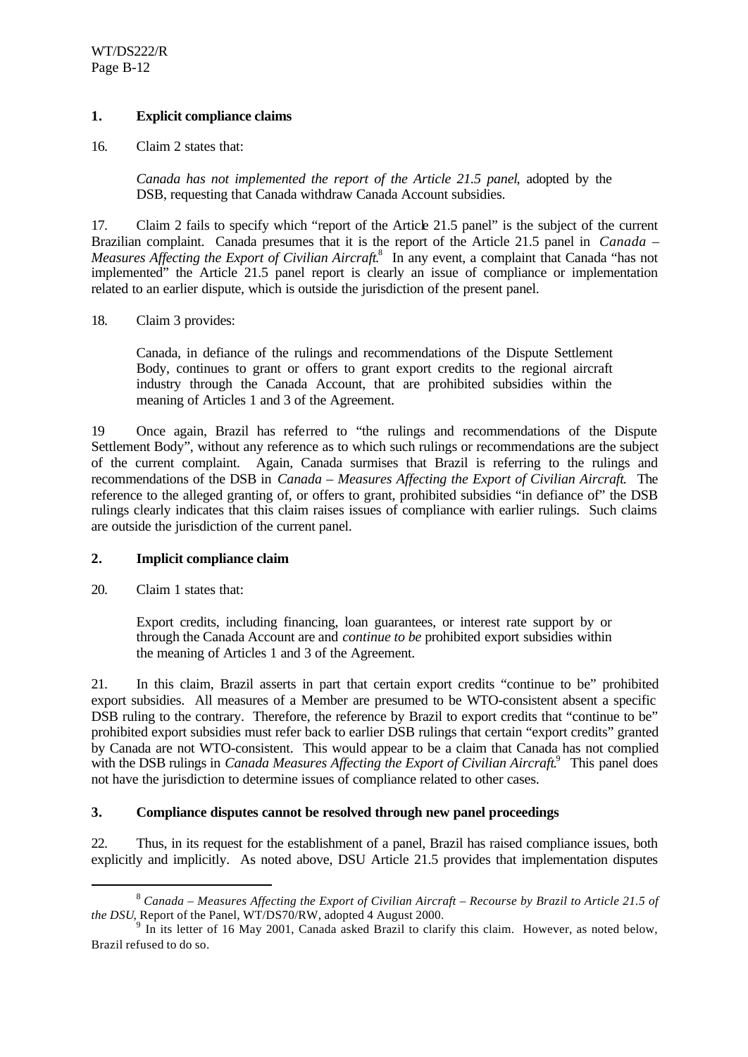### 1. Explicit compliance claims

16. Claim 2 states that:

> *Canada has not implemented the report of the Article 21.5 panel*, adopted by the DSB, requesting that Canada withdraw Canada Account subsidies.

17. Claim 2 fails to specify which "report of the Article 21.5 panel" is the subject of the current Brazilian complaint. Canada presumes that it is the report of the Article 21.5 panel in *Canada – Measures Affecting the Export of Civilian Aircraft*.[8] In any event, a complaint that Canada "has not implemented" the Article 21.5 panel report is clearly an issue of compliance or implementation related to an earlier dispute, which is outside the jurisdiction of the present panel.

18. Claim 3 provides:

> Canada, in defiance of the rulings and recommendations of the Dispute Settlement Body, continues to grant or offers to grant export credits to the regional aircraft industry through the Canada Account, that are prohibited subsidies within the meaning of Articles 1 and 3 of the Agreement.

19 Once again, Brazil has referred to "the rulings and recommendations of the Dispute Settlement Body", without any reference as to which such rulings or recommendations are the subject of the current complaint. Again, Canada surmises that Brazil is referring to the rulings and recommendations of the DSB in *Canada – Measures Affecting the Export of Civilian Aircraft*. The reference to the alleged granting of, or offers to grant, prohibited subsidies "in defiance of" the DSB rulings clearly indicates that this claim raises issues of compliance with earlier rulings. Such claims are outside the jurisdiction of the current panel.

### 2. Implicit compliance claim

20. Claim 1 states that:

> Export credits, including financing, loan guarantees, or interest rate support by or through the Canada Account are and *continue to be* prohibited export subsidies within the meaning of Articles 1 and 3 of the Agreement.

21. In this claim, Brazil asserts in part that certain export credits "continue to be" prohibited export subsidies. All measures of a Member are presumed to be WTO-consistent absent a specific DSB ruling to the contrary. Therefore, the reference by Brazil to export credits that "continue to be" prohibited export subsidies must refer back to earlier DSB rulings that certain "export credits" granted by Canada are not WTO-consistent. This would appear to be a claim that Canada has not complied with the DSB rulings in *Canada Measures Affecting the Export of Civilian Aircraft*.[9] This panel does not have the jurisdiction to determine issues of compliance related to other cases.

### 3. Compliance disputes cannot be resolved through new panel proceedings

22. Thus, in its request for the establishment of a panel, Brazil has raised compliance issues, both explicitly and implicitly. As noted above, DSU Article 21.5 provides that implementation disputes

---

[8] *Canada – Measures Affecting the Export of Civilian Aircraft – Recourse by Brazil to Article 21.5 of the DSU*, Report of the Panel, WT/DS70/RW, adopted 4 August 2000.

[9] In its letter of 16 May 2001, Canada asked Brazil to clarify this claim. However, as noted below, Brazil refused to do so.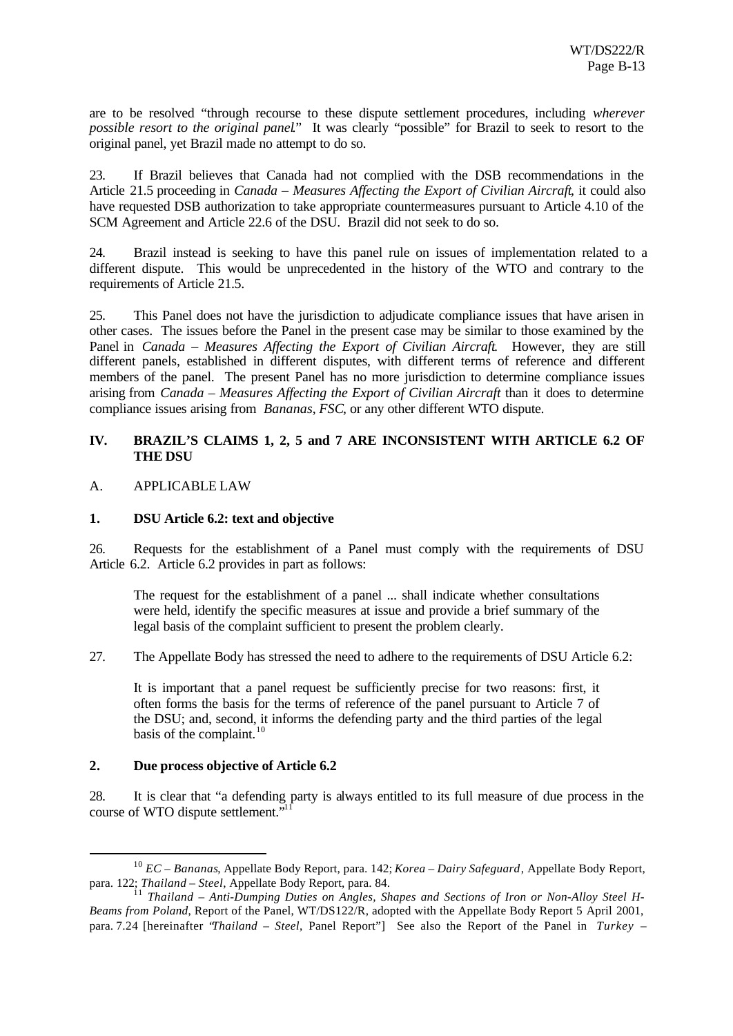are to be resolved "through recourse to these dispute settlement procedures, including *wherever possible resort to the original panel*." It was clearly "possible" for Brazil to seek to resort to the original panel, yet Brazil made no attempt to do so.

23. If Brazil believes that Canada had not complied with the DSB recommendations in the Article 21.5 proceeding in *Canada – Measures Affecting the Export of Civilian Aircraft*, it could also have requested DSB authorization to take appropriate countermeasures pursuant to Article 4.10 of the SCM Agreement and Article 22.6 of the DSU. Brazil did not seek to do so.

24. Brazil instead is seeking to have this panel rule on issues of implementation related to a different dispute. This would be unprecedented in the history of the WTO and contrary to the requirements of Article 21.5.

25. This Panel does not have the jurisdiction to adjudicate compliance issues that have arisen in other cases. The issues before the Panel in the present case may be similar to those examined by the Panel in *Canada – Measures Affecting the Export of Civilian Aircraft*. However, they are still different panels, established in different disputes, with different terms of reference and different members of the panel. The present Panel has no more jurisdiction to determine compliance issues arising from *Canada – Measures Affecting the Export of Civilian Aircraft* than it does to determine compliance issues arising from *Bananas*, *FSC*, or any other different WTO dispute.

## IV. BRAZIL'S CLAIMS 1, 2, 5 and 7 ARE INCONSISTENT WITH ARTICLE 6.2 OF THE DSU

### A. APPLICABLE LAW

#### 1. DSU Article 6.2: text and objective

26. Requests for the establishment of a Panel must comply with the requirements of DSU Article 6.2. Article 6.2 provides in part as follows:

> The request for the establishment of a panel ... shall indicate whether consultations were held, identify the specific measures at issue and provide a brief summary of the legal basis of the complaint sufficient to present the problem clearly.

27. The Appellate Body has stressed the need to adhere to the requirements of DSU Article 6.2:

> It is important that a panel request be sufficiently precise for two reasons: first, it often forms the basis for the terms of reference of the panel pursuant to Article 7 of the DSU; and, second, it informs the defending party and the third parties of the legal basis of the complaint.[10]

#### 2. Due process objective of Article 6.2

28. It is clear that "a defending party is always entitled to its full measure of due process in the course of WTO dispute settlement."[11]

---

[10] *EC – Bananas*, Appellate Body Report, para. 142; *Korea – Dairy Safeguard*, Appellate Body Report, para. 122; *Thailand – Steel*, Appellate Body Report, para. 84.

[11] *Thailand – Anti-Dumping Duties on Angles, Shapes and Sections of Iron or Non-Alloy Steel H-Beams from Poland*, Report of the Panel, WT/DS122/R, adopted with the Appellate Body Report 5 April 2001, para. 7.24 [hereinafter "*Thailand – Steel*, Panel Report"] See also the Report of the Panel in *Turkey –*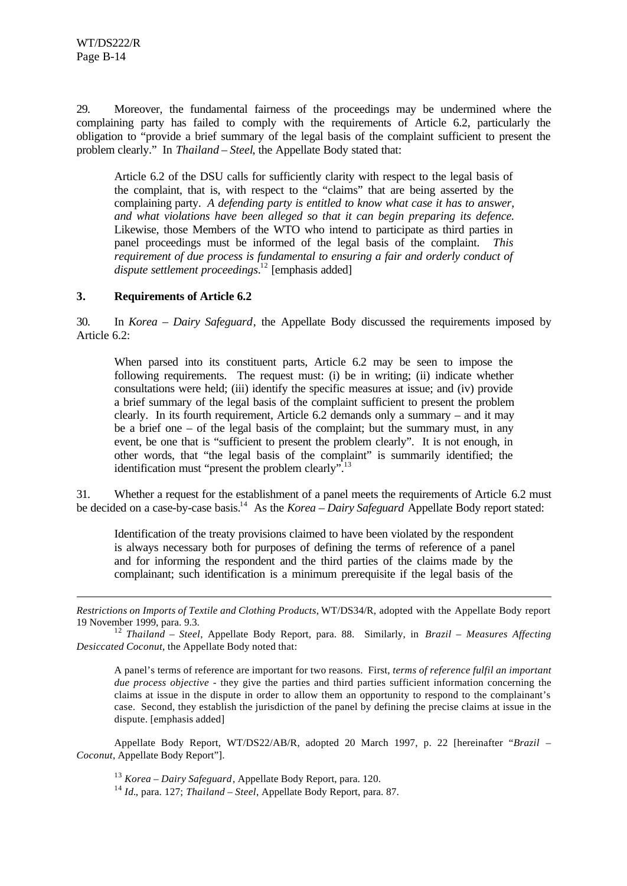29. Moreover, the fundamental fairness of the proceedings may be undermined where the complaining party has failed to comply with the requirements of Article 6.2, particularly the obligation to "provide a brief summary of the legal basis of the complaint sufficient to present the problem clearly." In *Thailand – Steel*, the Appellate Body stated that:

> Article 6.2 of the DSU calls for sufficiently clarity with respect to the legal basis of the complaint, that is, with respect to the "claims" that are being asserted by the complaining party. *A defending party is entitled to know what case it has to answer, and what violations have been alleged so that it can begin preparing its defence.* Likewise, those Members of the WTO who intend to participate as third parties in panel proceedings must be informed of the legal basis of the complaint. *This requirement of due process is fundamental to ensuring a fair and orderly conduct of dispute settlement proceedings*.[12] [emphasis added]

### 3. Requirements of Article 6.2

30. In *Korea – Dairy Safeguard*, the Appellate Body discussed the requirements imposed by Article 6.2:

> When parsed into its constituent parts, Article 6.2 may be seen to impose the following requirements. The request must: (i) be in writing; (ii) indicate whether consultations were held; (iii) identify the specific measures at issue; and (iv) provide a brief summary of the legal basis of the complaint sufficient to present the problem clearly. In its fourth requirement, Article 6.2 demands only a summary – and it may be a brief one – of the legal basis of the complaint; but the summary must, in any event, be one that is "sufficient to present the problem clearly". It is not enough, in other words, that "the legal basis of the complaint" is summarily identified; the identification must "present the problem clearly".[13]

31. Whether a request for the establishment of a panel meets the requirements of Article 6.2 must be decided on a case-by-case basis.[14] As the *Korea – Dairy Safeguard* Appellate Body report stated:

> Identification of the treaty provisions claimed to have been violated by the respondent is always necessary both for purposes of defining the terms of reference of a panel and for informing the respondent and the third parties of the claims made by the complainant; such identification is a minimum prerequisite if the legal basis of the

---

*Restrictions on Imports of Textile and Clothing Products*, WT/DS34/R, adopted with the Appellate Body report 19 November 1999, para. 9.3.

[12] *Thailand – Steel*, Appellate Body Report, para. 88. Similarly, in *Brazil – Measures Affecting Desiccated Coconut*, the Appellate Body noted that:

> A panel's terms of reference are important for two reasons. First, *terms of reference fulfil an important due process objective* - they give the parties and third parties sufficient information concerning the claims at issue in the dispute in order to allow them an opportunity to respond to the complainant's case. Second, they establish the jurisdiction of the panel by defining the precise claims at issue in the dispute. [emphasis added]

Appellate Body Report, WT/DS22/AB/R, adopted 20 March 1997, p. 22 [hereinafter "*Brazil – Coconut*, Appellate Body Report"].

[13] *Korea – Dairy Safeguard*, Appellate Body Report, para. 120.

[14] *Id.*, para. 127; *Thailand – Steel*, Appellate Body Report, para. 87.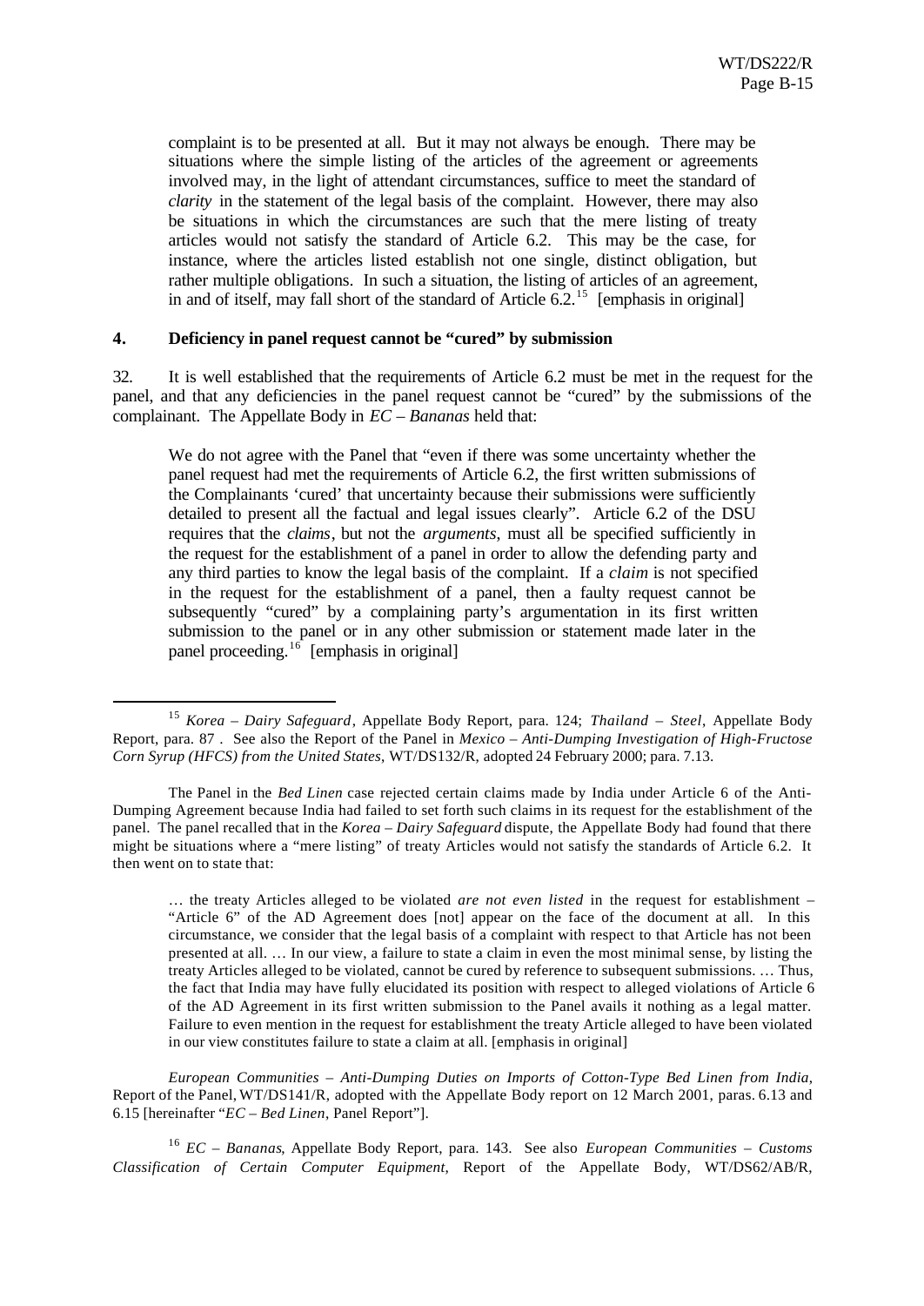complaint is to be presented at all. But it may not always be enough. There may be situations where the simple listing of the articles of the agreement or agreements involved may, in the light of attendant circumstances, suffice to meet the standard of *clarity* in the statement of the legal basis of the complaint. However, there may also be situations in which the circumstances are such that the mere listing of treaty articles would not satisfy the standard of Article 6.2. This may be the case, for instance, where the articles listed establish not one single, distinct obligation, but rather multiple obligations. In such a situation, the listing of articles of an agreement, in and of itself, may fall short of the standard of Article 6.2.[15] [emphasis in original]

#### 4. Deficiency in panel request cannot be "cured" by submission

32. It is well established that the requirements of Article 6.2 must be met in the request for the panel, and that any deficiencies in the panel request cannot be "cured" by the submissions of the complainant. The Appellate Body in *EC – Bananas* held that:

> We do not agree with the Panel that "even if there was some uncertainty whether the panel request had met the requirements of Article 6.2, the first written submissions of the Complainants 'cured' that uncertainty because their submissions were sufficiently detailed to present all the factual and legal issues clearly". Article 6.2 of the DSU requires that the *claims*, but not the *arguments*, must all be specified sufficiently in the request for the establishment of a panel in order to allow the defending party and any third parties to know the legal basis of the complaint. If a *claim* is not specified in the request for the establishment of a panel, then a faulty request cannot be subsequently "cured" by a complaining party's argumentation in its first written submission to the panel or in any other submission or statement made later in the panel proceeding.[16] [emphasis in original]

---

[15] *Korea – Dairy Safeguard*, Appellate Body Report, para. 124; *Thailand – Steel*, Appellate Body Report, para. 87 . See also the Report of the Panel in *Mexico – Anti-Dumping Investigation of High-Fructose Corn Syrup (HFCS) from the United States*, WT/DS132/R, adopted 24 February 2000; para. 7.13.

The Panel in the *Bed Linen* case rejected certain claims made by India under Article 6 of the Anti-Dumping Agreement because India had failed to set forth such claims in its request for the establishment of the panel. The panel recalled that in the *Korea – Dairy Safeguard* dispute, the Appellate Body had found that there might be situations where a "mere listing" of treaty Articles would not satisfy the standards of Article 6.2. It then went on to state that:

> … the treaty Articles alleged to be violated *are not even listed* in the request for establishment – "Article 6" of the AD Agreement does [not] appear on the face of the document at all. In this circumstance, we consider that the legal basis of a complaint with respect to that Article has not been presented at all. … In our view, a failure to state a claim in even the most minimal sense, by listing the treaty Articles alleged to be violated, cannot be cured by reference to subsequent submissions. … Thus, the fact that India may have fully elucidated its position with respect to alleged violations of Article 6 of the AD Agreement in its first written submission to the Panel avails it nothing as a legal matter. Failure to even mention in the request for establishment the treaty Article alleged to have been violated in our view constitutes failure to state a claim at all. [emphasis in original]

*European Communities – Anti-Dumping Duties on Imports of Cotton-Type Bed Linen from India*, Report of the Panel, WT/DS141/R, adopted with the Appellate Body report on 12 March 2001, paras. 6.13 and 6.15 [hereinafter "*EC – Bed Linen*, Panel Report"].

[16] *EC – Bananas*, Appellate Body Report, para. 143. See also *European Communities – Customs Classification of Certain Computer Equipment*, Report of the Appellate Body, WT/DS62/AB/R,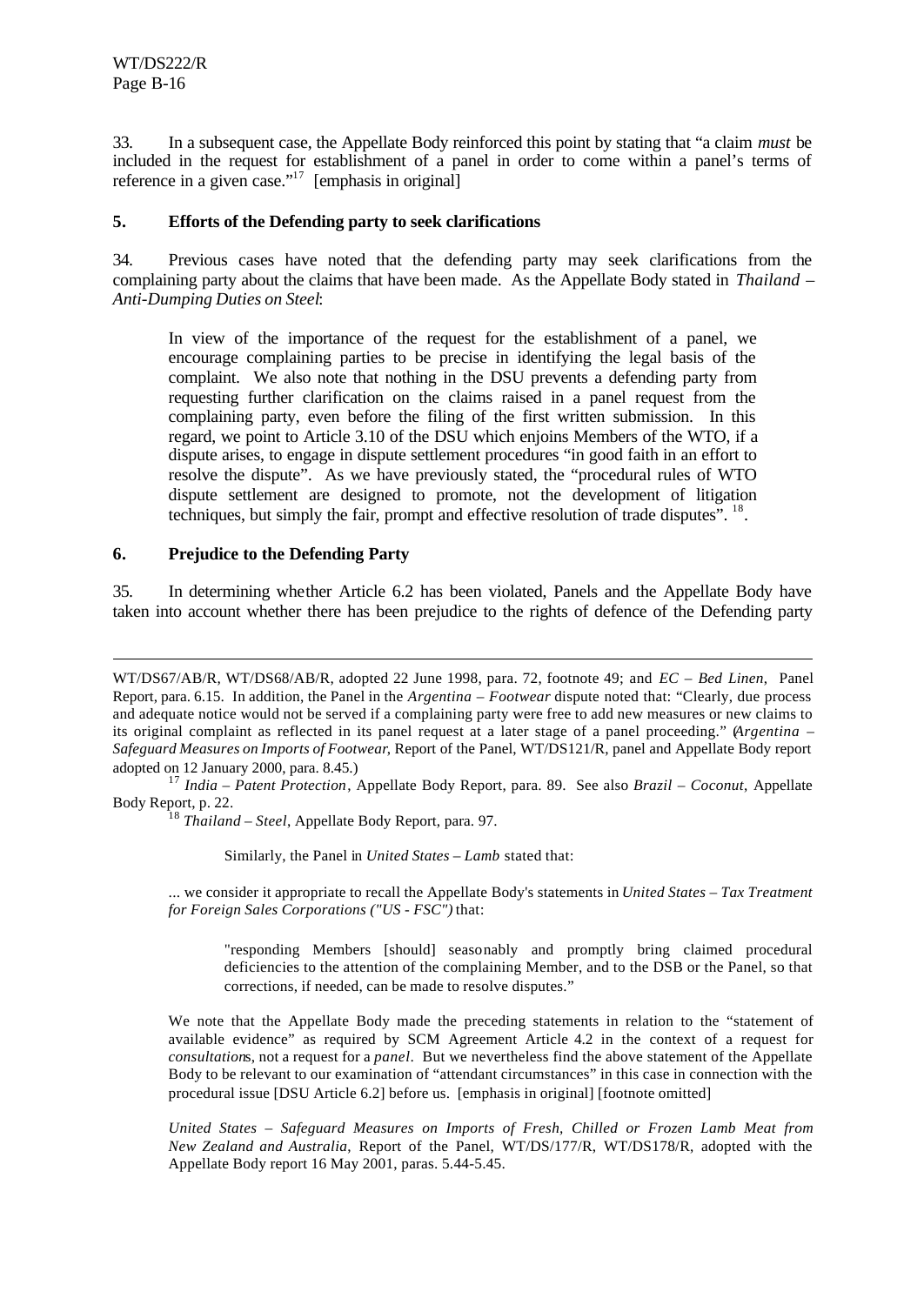33. In a subsequent case, the Appellate Body reinforced this point by stating that "a claim *must* be included in the request for establishment of a panel in order to come within a panel's terms of reference in a given case."[17] [emphasis in original]

### 5. Efforts of the Defending party to seek clarifications

34. Previous cases have noted that the defending party may seek clarifications from the complaining party about the claims that have been made. As the Appellate Body stated in *Thailand – Anti-Dumping Duties on Steel*:

> In view of the importance of the request for the establishment of a panel, we encourage complaining parties to be precise in identifying the legal basis of the complaint. We also note that nothing in the DSU prevents a defending party from requesting further clarification on the claims raised in a panel request from the complaining party, even before the filing of the first written submission. In this regard, we point to Article 3.10 of the DSU which enjoins Members of the WTO, if a dispute arises, to engage in dispute settlement procedures "in good faith in an effort to resolve the dispute". As we have previously stated, the "procedural rules of WTO dispute settlement are designed to promote, not the development of litigation techniques, but simply the fair, prompt and effective resolution of trade disputes". [18].

### 6. Prejudice to the Defending Party

35. In determining whether Article 6.2 has been violated, Panels and the Appellate Body have taken into account whether there has been prejudice to the rights of defence of the Defending party

---

WT/DS67/AB/R, WT/DS68/AB/R, adopted 22 June 1998, para. 72, footnote 49; and *EC – Bed Linen*, Panel Report, para. 6.15. In addition, the Panel in the *Argentina – Footwear* dispute noted that: "Clearly, due process and adequate notice would not be served if a complaining party were free to add new measures or new claims to its original complaint as reflected in its panel request at a later stage of a panel proceeding." (*Argentina – Safeguard Measures on Imports of Footwear*, Report of the Panel, WT/DS121/R, panel and Appellate Body report adopted on 12 January 2000, para. 8.45.)

[17] *India – Patent Protection*, Appellate Body Report, para. 89. See also *Brazil – Coconut*, Appellate Body Report, p. 22.

[18] *Thailand – Steel*, Appellate Body Report, para. 97.

> Similarly, the Panel in *United States – Lamb* stated that:
>
> ... we consider it appropriate to recall the Appellate Body's statements in *United States – Tax Treatment for Foreign Sales Corporations ("US - FSC")* that:
>
> > "responding Members [should] seasonably and promptly bring claimed procedural deficiencies to the attention of the complaining Member, and to the DSB or the Panel, so that corrections, if needed, can be made to resolve disputes."
>
> We note that the Appellate Body made the preceding statements in relation to the "statement of available evidence" as required by SCM Agreement Article 4.2 in the context of a request for *consultations*, not a request for a *panel*. But we nevertheless find the above statement of the Appellate Body to be relevant to our examination of "attendant circumstances" in this case in connection with the procedural issue [DSU Article 6.2] before us. [emphasis in original] [footnote omitted]
>
> *United States – Safeguard Measures on Imports of Fresh, Chilled or Frozen Lamb Meat from New Zealand and Australia*, Report of the Panel, WT/DS/177/R, WT/DS178/R, adopted with the Appellate Body report 16 May 2001, paras. 5.44-5.45.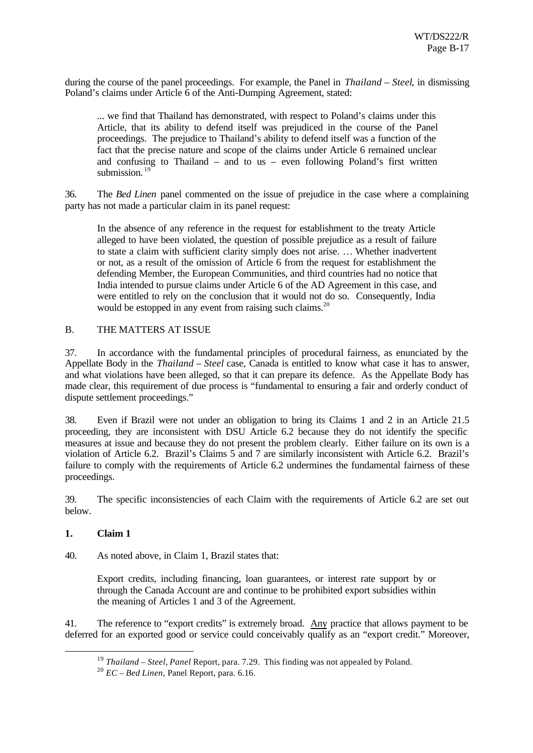during the course of the panel proceedings. For example, the Panel in *Thailand – Steel*, in dismissing Poland's claims under Article 6 of the Anti-Dumping Agreement, stated:

> ... we find that Thailand has demonstrated, with respect to Poland's claims under this Article, that its ability to defend itself was prejudiced in the course of the Panel proceedings. The prejudice to Thailand's ability to defend itself was a function of the fact that the precise nature and scope of the claims under Article 6 remained unclear and confusing to Thailand – and to us – even following Poland's first written submission.[19]

36. The *Bed Linen* panel commented on the issue of prejudice in the case where a complaining party has not made a particular claim in its panel request:

> In the absence of any reference in the request for establishment to the treaty Article alleged to have been violated, the question of possible prejudice as a result of failure to state a claim with sufficient clarity simply does not arise. … Whether inadvertent or not, as a result of the omission of Article 6 from the request for establishment the defending Member, the European Communities, and third countries had no notice that India intended to pursue claims under Article 6 of the AD Agreement in this case, and were entitled to rely on the conclusion that it would not do so. Consequently, India would be estopped in any event from raising such claims.[20]

## B. THE MATTERS AT ISSUE

37. In accordance with the fundamental principles of procedural fairness, as enunciated by the Appellate Body in the *Thailand – Steel* case, Canada is entitled to know what case it has to answer, and what violations have been alleged, so that it can prepare its defence. As the Appellate Body has made clear, this requirement of due process is "fundamental to ensuring a fair and orderly conduct of dispute settlement proceedings."

38. Even if Brazil were not under an obligation to bring its Claims 1 and 2 in an Article 21.5 proceeding, they are inconsistent with DSU Article 6.2 because they do not identify the specific measures at issue and because they do not present the problem clearly. Either failure on its own is a violation of Article 6.2. Brazil's Claims 5 and 7 are similarly inconsistent with Article 6.2. Brazil's failure to comply with the requirements of Article 6.2 undermines the fundamental fairness of these proceedings.

39. The specific inconsistencies of each Claim with the requirements of Article 6.2 are set out below.

### 1. Claim 1

40. As noted above, in Claim 1, Brazil states that:

> Export credits, including financing, loan guarantees, or interest rate support by or through the Canada Account are and continue to be prohibited export subsidies within the meaning of Articles 1 and 3 of the Agreement.

41. The reference to "export credits" is extremely broad. Any practice that allows payment to be deferred for an exported good or service could conceivably qualify as an "export credit." Moreover,

---

[19] *Thailand – Steel*, *Panel* Report, para. 7.29. This finding was not appealed by Poland.

[20] *EC – Bed Linen*, Panel Report, para. 6.16.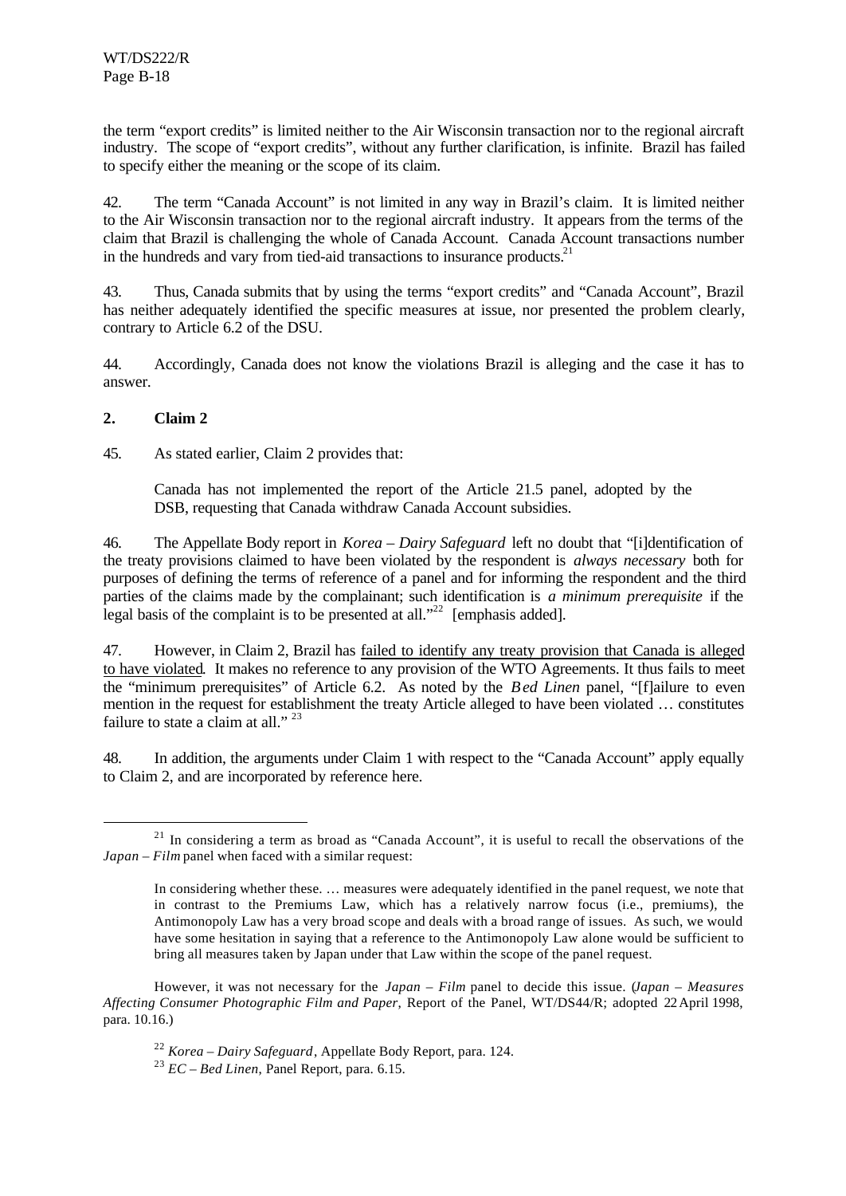the term "export credits" is limited neither to the Air Wisconsin transaction nor to the regional aircraft industry. The scope of "export credits", without any further clarification, is infinite. Brazil has failed to specify either the meaning or the scope of its claim.

42. The term "Canada Account" is not limited in any way in Brazil's claim. It is limited neither to the Air Wisconsin transaction nor to the regional aircraft industry. It appears from the terms of the claim that Brazil is challenging the whole of Canada Account. Canada Account transactions number in the hundreds and vary from tied-aid transactions to insurance products.[21]

43. Thus, Canada submits that by using the terms "export credits" and "Canada Account", Brazil has neither adequately identified the specific measures at issue, nor presented the problem clearly, contrary to Article 6.2 of the DSU.

44. Accordingly, Canada does not know the violations Brazil is alleging and the case it has to answer.

## 2. Claim 2

45. As stated earlier, Claim 2 provides that:

> Canada has not implemented the report of the Article 21.5 panel, adopted by the DSB, requesting that Canada withdraw Canada Account subsidies.

46. The Appellate Body report in *Korea – Dairy Safeguard* left no doubt that "[i]dentification of the treaty provisions claimed to have been violated by the respondent is *always necessary* both for purposes of defining the terms of reference of a panel and for informing the respondent and the third parties of the claims made by the complainant; such identification is *a minimum prerequisite* if the legal basis of the complaint is to be presented at all."[22] [emphasis added].

47. However, in Claim 2, Brazil has <u>failed to identify any treaty provision that Canada is alleged to have violated</u>. It makes no reference to any provision of the WTO Agreements. It thus fails to meet the "minimum prerequisites" of Article 6.2. As noted by the *Bed Linen* panel, "[f]ailure to even mention in the request for establishment the treaty Article alleged to have been violated … constitutes failure to state a claim at all." [23]

48. In addition, the arguments under Claim 1 with respect to the "Canada Account" apply equally to Claim 2, and are incorporated by reference here.

---

[21] In considering a term as broad as "Canada Account", it is useful to recall the observations of the *Japan – Film* panel when faced with a similar request:

> In considering whether these. … measures were adequately identified in the panel request, we note that in contrast to the Premiums Law, which has a relatively narrow focus (i.e., premiums), the Antimonopoly Law has a very broad scope and deals with a broad range of issues. As such, we would have some hesitation in saying that a reference to the Antimonopoly Law alone would be sufficient to bring all measures taken by Japan under that Law within the scope of the panel request.

However, it was not necessary for the *Japan – Film* panel to decide this issue. (*Japan – Measures Affecting Consumer Photographic Film and Paper*, Report of the Panel, WT/DS44/R; adopted 22 April 1998, para. 10.16.)

[22] *Korea – Dairy Safeguard*, Appellate Body Report, para. 124.

[23] *EC – Bed Linen*, Panel Report, para. 6.15.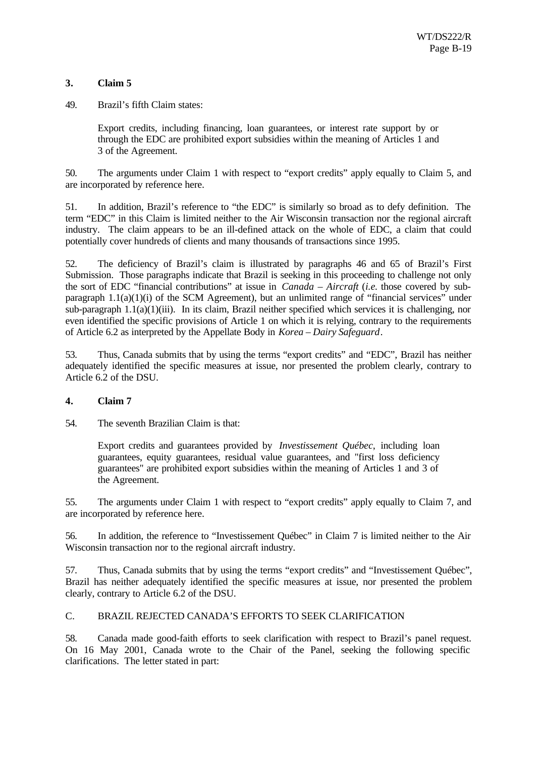### 3. Claim 5

49. Brazil's fifth Claim states:

> Export credits, including financing, loan guarantees, or interest rate support by or through the EDC are prohibited export subsidies within the meaning of Articles 1 and 3 of the Agreement.

50. The arguments under Claim 1 with respect to "export credits" apply equally to Claim 5, and are incorporated by reference here.

51. In addition, Brazil's reference to "the EDC" is similarly so broad as to defy definition. The term "EDC" in this Claim is limited neither to the Air Wisconsin transaction nor the regional aircraft industry. The claim appears to be an ill-defined attack on the whole of EDC, a claim that could potentially cover hundreds of clients and many thousands of transactions since 1995.

52. The deficiency of Brazil's claim is illustrated by paragraphs 46 and 65 of Brazil's First Submission. Those paragraphs indicate that Brazil is seeking in this proceeding to challenge not only the sort of EDC "financial contributions" at issue in *Canada – Aircraft* (*i.e.* those covered by sub-paragraph 1.1(a)(1)(i) of the SCM Agreement), but an unlimited range of "financial services" under sub-paragraph 1.1(a)(1)(iii). In its claim, Brazil neither specified which services it is challenging, nor even identified the specific provisions of Article 1 on which it is relying, contrary to the requirements of Article 6.2 as interpreted by the Appellate Body in *Korea – Dairy Safeguard*.

53. Thus, Canada submits that by using the terms "export credits" and "EDC", Brazil has neither adequately identified the specific measures at issue, nor presented the problem clearly, contrary to Article 6.2 of the DSU.

### 4. Claim 7

54. The seventh Brazilian Claim is that:

> Export credits and guarantees provided by *Investissement Québec*, including loan guarantees, equity guarantees, residual value guarantees, and "first loss deficiency guarantees" are prohibited export subsidies within the meaning of Articles 1 and 3 of the Agreement.

55. The arguments under Claim 1 with respect to "export credits" apply equally to Claim 7, and are incorporated by reference here.

56. In addition, the reference to "Investissement Québec" in Claim 7 is limited neither to the Air Wisconsin transaction nor to the regional aircraft industry.

57. Thus, Canada submits that by using the terms "export credits" and "Investissement Québec", Brazil has neither adequately identified the specific measures at issue, nor presented the problem clearly, contrary to Article 6.2 of the DSU.

## C. BRAZIL REJECTED CANADA'S EFFORTS TO SEEK CLARIFICATION

58. Canada made good-faith efforts to seek clarification with respect to Brazil's panel request. On 16 May 2001, Canada wrote to the Chair of the Panel, seeking the following specific clarifications. The letter stated in part: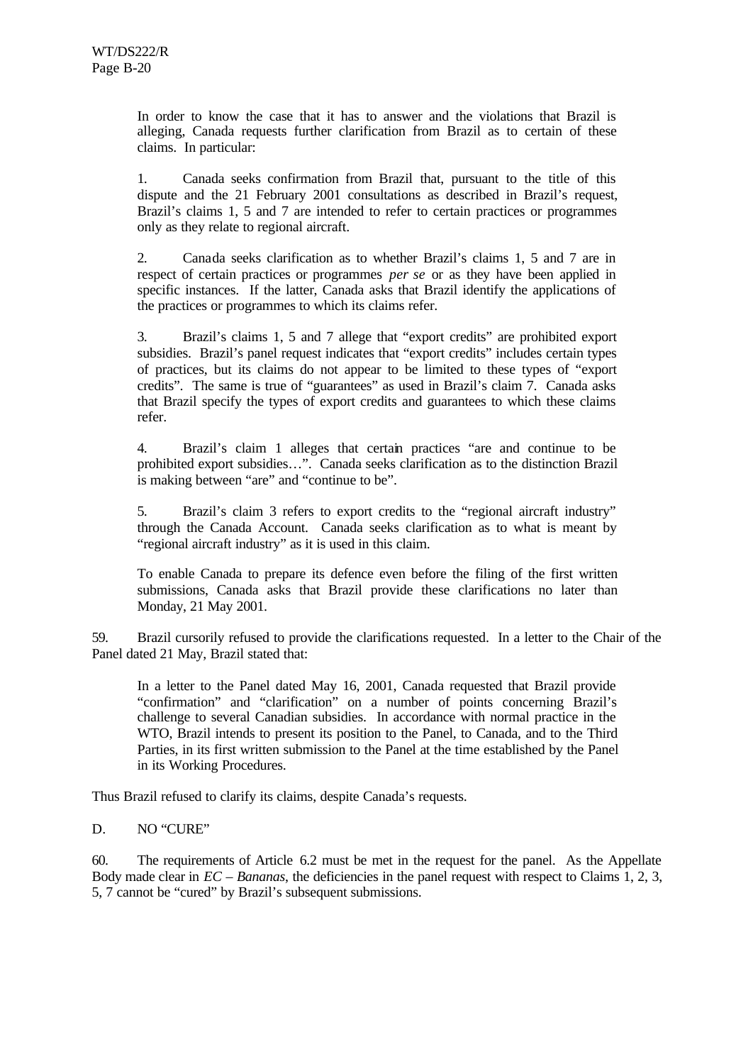> In order to know the case that it has to answer and the violations that Brazil is alleging, Canada requests further clarification from Brazil as to certain of these claims. In particular:
>
> 1. Canada seeks confirmation from Brazil that, pursuant to the title of this dispute and the 21 February 2001 consultations as described in Brazil's request, Brazil's claims 1, 5 and 7 are intended to refer to certain practices or programmes only as they relate to regional aircraft.
>
> 2. Canada seeks clarification as to whether Brazil's claims 1, 5 and 7 are in respect of certain practices or programmes *per se* or as they have been applied in specific instances. If the latter, Canada asks that Brazil identify the applications of the practices or programmes to which its claims refer.
>
> 3. Brazil's claims 1, 5 and 7 allege that "export credits" are prohibited export subsidies. Brazil's panel request indicates that "export credits" includes certain types of practices, but its claims do not appear to be limited to these types of "export credits". The same is true of "guarantees" as used in Brazil's claim 7. Canada asks that Brazil specify the types of export credits and guarantees to which these claims refer.
>
> 4. Brazil's claim 1 alleges that certain practices "are and continue to be prohibited export subsidies…". Canada seeks clarification as to the distinction Brazil is making between "are" and "continue to be".
>
> 5. Brazil's claim 3 refers to export credits to the "regional aircraft industry" through the Canada Account. Canada seeks clarification as to what is meant by "regional aircraft industry" as it is used in this claim.
>
> To enable Canada to prepare its defence even before the filing of the first written submissions, Canada asks that Brazil provide these clarifications no later than Monday, 21 May 2001.

59. Brazil cursorily refused to provide the clarifications requested. In a letter to the Chair of the Panel dated 21 May, Brazil stated that:

> In a letter to the Panel dated May 16, 2001, Canada requested that Brazil provide "confirmation" and "clarification" on a number of points concerning Brazil's challenge to several Canadian subsidies. In accordance with normal practice in the WTO, Brazil intends to present its position to the Panel, to Canada, and to the Third Parties, in its first written submission to the Panel at the time established by the Panel in its Working Procedures.

Thus Brazil refused to clarify its claims, despite Canada's requests.

## D. NO "CURE"

60. The requirements of Article 6.2 must be met in the request for the panel. As the Appellate Body made clear in *EC – Bananas*, the deficiencies in the panel request with respect to Claims 1, 2, 3, 5, 7 cannot be "cured" by Brazil's subsequent submissions.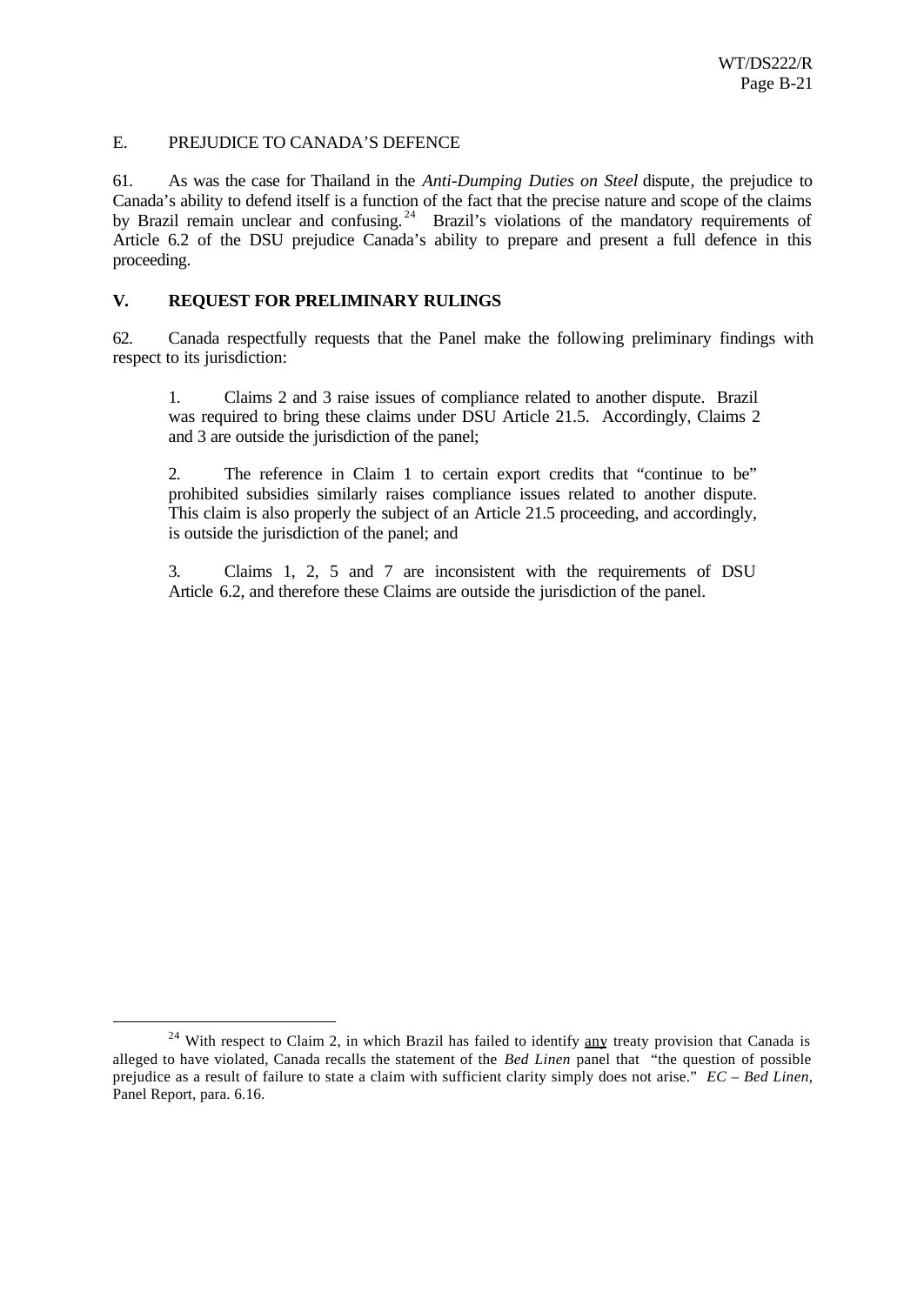E. PREJUDICE TO CANADA'S DEFENCE

61. As was the case for Thailand in the *Anti-Dumping Duties on Steel* dispute, the prejudice to Canada's ability to defend itself is a function of the fact that the precise nature and scope of the claims by Brazil remain unclear and confusing.[24] Brazil's violations of the mandatory requirements of Article 6.2 of the DSU prejudice Canada's ability to prepare and present a full defence in this proceeding.

## V. REQUEST FOR PRELIMINARY RULINGS

62. Canada respectfully requests that the Panel make the following preliminary findings with respect to its jurisdiction:

> 1. Claims 2 and 3 raise issues of compliance related to another dispute. Brazil was required to bring these claims under DSU Article 21.5. Accordingly, Claims 2 and 3 are outside the jurisdiction of the panel;
>
> 2. The reference in Claim 1 to certain export credits that "continue to be" prohibited subsidies similarly raises compliance issues related to another dispute. This claim is also properly the subject of an Article 21.5 proceeding, and accordingly, is outside the jurisdiction of the panel; and
>
> 3. Claims 1, 2, 5 and 7 are inconsistent with the requirements of DSU Article 6.2, and therefore these Claims are outside the jurisdiction of the panel.

---

[24] With respect to Claim 2, in which Brazil has failed to identify any treaty provision that Canada is alleged to have violated, Canada recalls the statement of the *Bed Linen* panel that "the question of possible prejudice as a result of failure to state a claim with sufficient clarity simply does not arise." *EC – Bed Linen*, Panel Report, para. 6.16.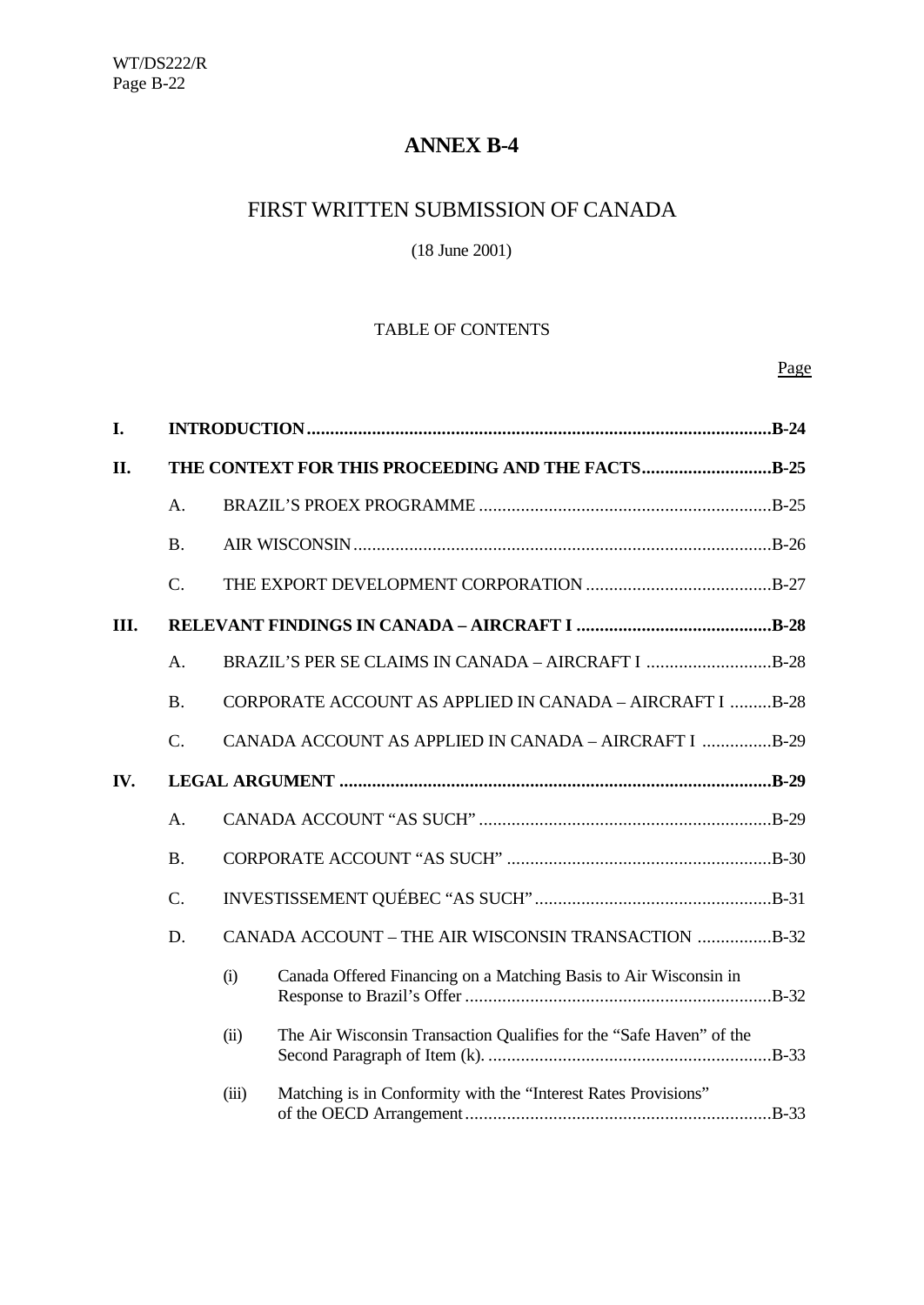# ANNEX B-4

## FIRST WRITTEN SUBMISSION OF CANADA

(18 June 2001)

TABLE OF CONTENTS

Page

| | | | | |
|---|---|---|---|---|
| **I.** | **INTRODUCTION** | | | **B-24** |
| **II.** | **THE CONTEXT FOR THIS PROCEEDING AND THE FACTS** | | | **B-25** |
| | A. | BRAZIL'S PROEX PROGRAMME | | B-25 |
| | B. | AIR WISCONSIN | | B-26 |
| | C. | THE EXPORT DEVELOPMENT CORPORATION | | B-27 |
| **III.** | **RELEVANT FINDINGS IN CANADA – AIRCRAFT I** | | | **B-28** |
| | A. | BRAZIL'S PER SE CLAIMS IN CANADA – AIRCRAFT I | | B-28 |
| | B. | CORPORATE ACCOUNT AS APPLIED IN CANADA – AIRCRAFT I | | B-28 |
| | C. | CANADA ACCOUNT AS APPLIED IN CANADA – AIRCRAFT I | | B-29 |
| **IV.** | **LEGAL ARGUMENT** | | | **B-29** |
| | A. | CANADA ACCOUNT "AS SUCH" | | B-29 |
| | B. | CORPORATE ACCOUNT "AS SUCH" | | B-30 |
| | C. | INVESTISSEMENT QUÉBEC "AS SUCH" | | B-31 |
| | D. | CANADA ACCOUNT – THE AIR WISCONSIN TRANSACTION | | B-32 |
| | | (i) | Canada Offered Financing on a Matching Basis to Air Wisconsin in Response to Brazil's Offer | B-32 |
| | | (ii) | The Air Wisconsin Transaction Qualifies for the "Safe Haven" of the Second Paragraph of Item (k). | B-33 |
| | | (iii) | Matching is in Conformity with the "Interest Rates Provisions" of the OECD Arrangement | B-33 |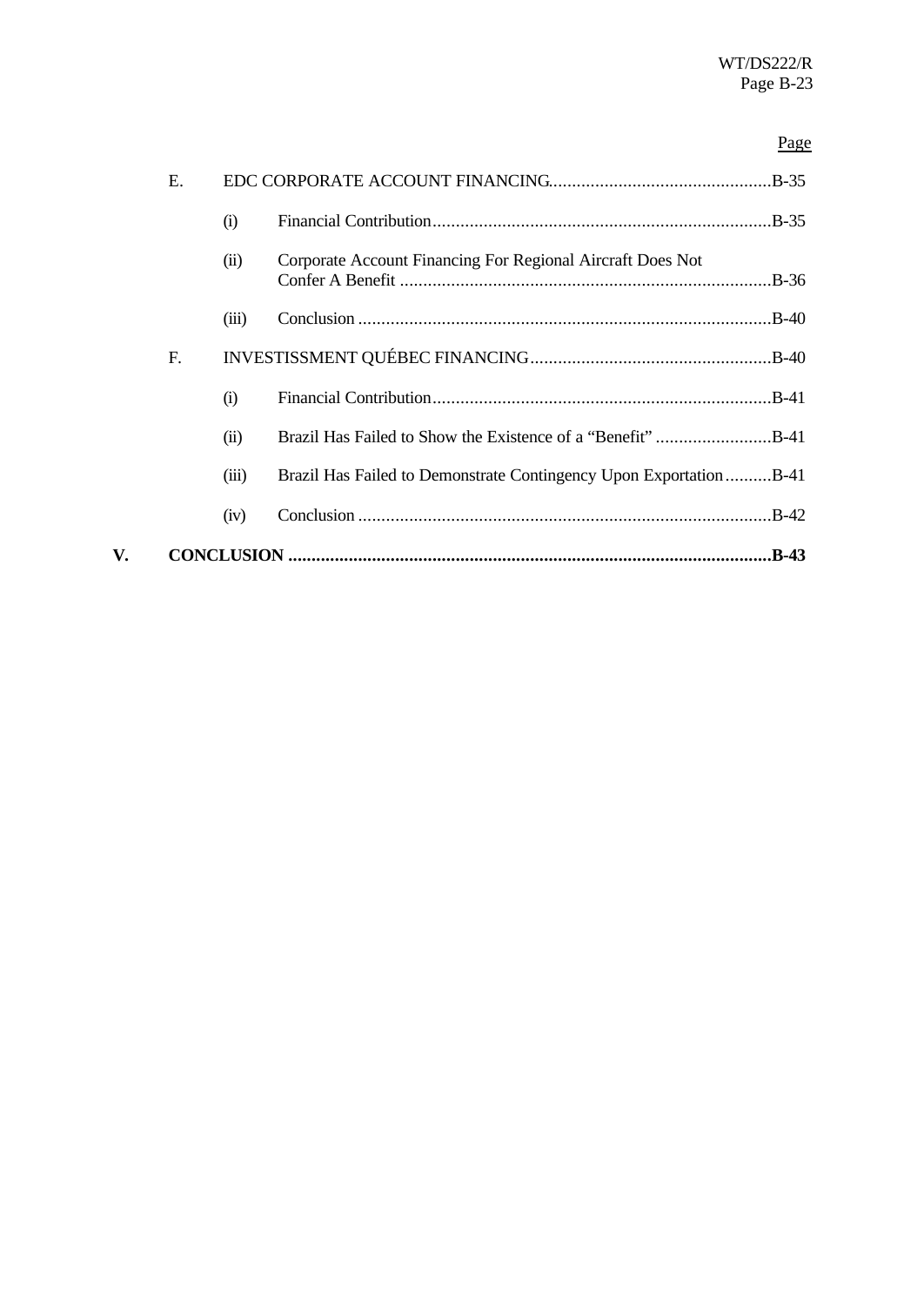Page

E. EDC CORPORATE ACCOUNT FINANCING................................................B-35

(i) Financial Contribution.........................................................................B-35

(ii) Corporate Account Financing For Regional Aircraft Does Not Confer A Benefit ................................................................................B-36

(iii) Conclusion .........................................................................................B-40

F. INVESTISSMENT QUÉBEC FINANCING....................................................B-40

(i) Financial Contribution.........................................................................B-41

(ii) Brazil Has Failed to Show the Existence of a "Benefit" .........................B-41

(iii) Brazil Has Failed to Demonstrate Contingency Upon Exportation..........B-41

(iv) Conclusion .........................................................................................B-42

**V. CONCLUSION .........................................................................................................B-43**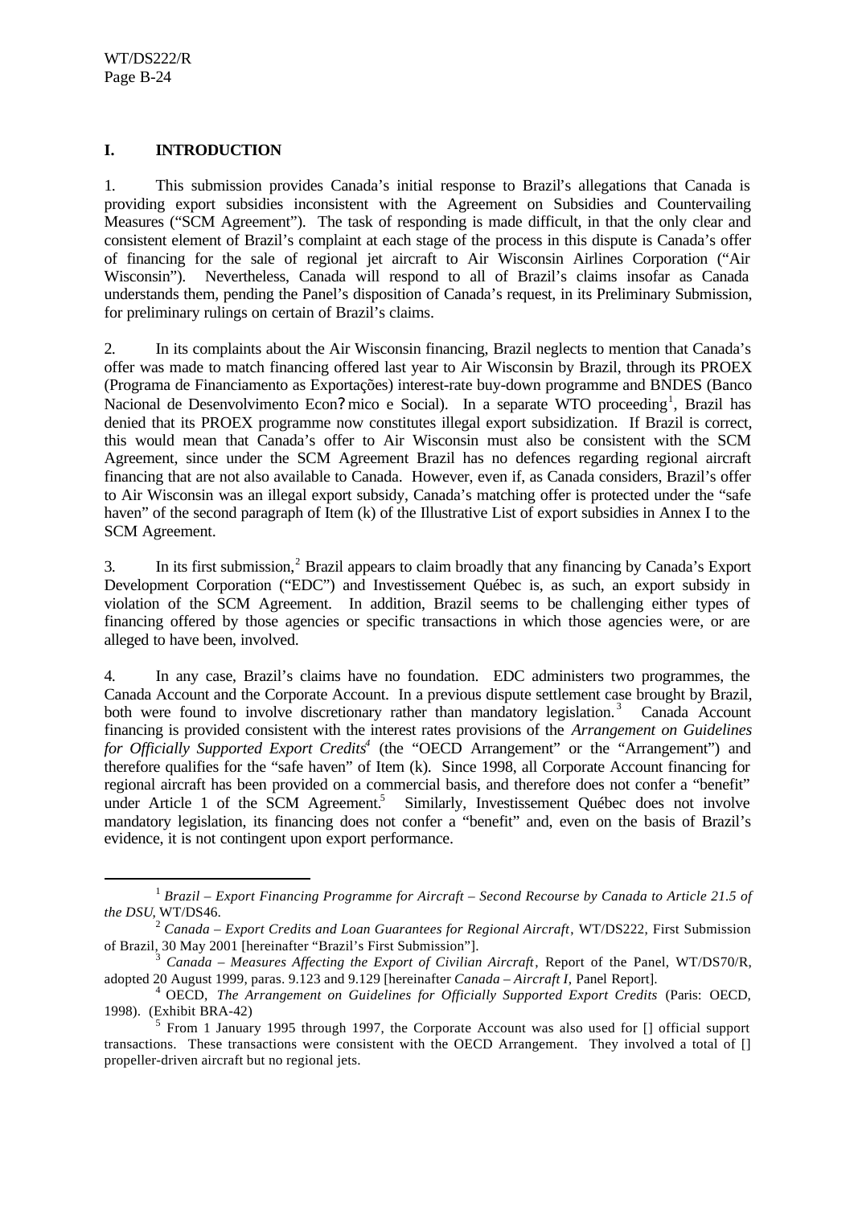## I. INTRODUCTION

1. This submission provides Canada's initial response to Brazil's allegations that Canada is providing export subsidies inconsistent with the Agreement on Subsidies and Countervailing Measures ("SCM Agreement"). The task of responding is made difficult, in that the only clear and consistent element of Brazil's complaint at each stage of the process in this dispute is Canada's offer of financing for the sale of regional jet aircraft to Air Wisconsin Airlines Corporation ("Air Wisconsin"). Nevertheless, Canada will respond to all of Brazil's claims insofar as Canada understands them, pending the Panel's disposition of Canada's request, in its Preliminary Submission, for preliminary rulings on certain of Brazil's claims.

2. In its complaints about the Air Wisconsin financing, Brazil neglects to mention that Canada's offer was made to match financing offered last year to Air Wisconsin by Brazil, through its PROEX (Programa de Financiamento as Exportações) interest-rate buy-down programme and BNDES (Banco Nacional de Desenvolvimento Econ?mico e Social). In a separate WTO proceeding[1], Brazil has denied that its PROEX programme now constitutes illegal export subsidization. If Brazil is correct, this would mean that Canada's offer to Air Wisconsin must also be consistent with the SCM Agreement, since under the SCM Agreement Brazil has no defences regarding regional aircraft financing that are not also available to Canada. However, even if, as Canada considers, Brazil's offer to Air Wisconsin was an illegal export subsidy, Canada's matching offer is protected under the "safe haven" of the second paragraph of Item (k) of the Illustrative List of export subsidies in Annex I to the SCM Agreement.

3. In its first submission,[2] Brazil appears to claim broadly that any financing by Canada's Export Development Corporation ("EDC") and Investissement Québec is, as such, an export subsidy in violation of the SCM Agreement. In addition, Brazil seems to be challenging either types of financing offered by those agencies or specific transactions in which those agencies were, or are alleged to have been, involved.

4. In any case, Brazil's claims have no foundation. EDC administers two programmes, the Canada Account and the Corporate Account. In a previous dispute settlement case brought by Brazil, both were found to involve discretionary rather than mandatory legislation.[3] Canada Account financing is provided consistent with the interest rates provisions of the *Arrangement on Guidelines for Officially Supported Export Credits*[4] (the "OECD Arrangement" or the "Arrangement") and therefore qualifies for the "safe haven" of Item (k). Since 1998, all Corporate Account financing for regional aircraft has been provided on a commercial basis, and therefore does not confer a "benefit" under Article 1 of the SCM Agreement.[5] Similarly, Investissement Québec does not involve mandatory legislation, its financing does not confer a "benefit" and, even on the basis of Brazil's evidence, it is not contingent upon export performance.

---

[1] *Brazil – Export Financing Programme for Aircraft – Second Recourse by Canada to Article 21.5 of the DSU*, WT/DS46.

[2] *Canada – Export Credits and Loan Guarantees for Regional Aircraft*, WT/DS222, First Submission of Brazil, 30 May 2001 [hereinafter "Brazil's First Submission"].

[3] *Canada – Measures Affecting the Export of Civilian Aircraft*, Report of the Panel, WT/DS70/R, adopted 20 August 1999, paras. 9.123 and 9.129 [hereinafter *Canada – Aircraft I*, Panel Report].

[4] OECD, *The Arrangement on Guidelines for Officially Supported Export Credits* (Paris: OECD, 1998). (Exhibit BRA-42)

[5] From 1 January 1995 through 1997, the Corporate Account was also used for [] official support transactions. These transactions were consistent with the OECD Arrangement. They involved a total of [] propeller-driven aircraft but no regional jets.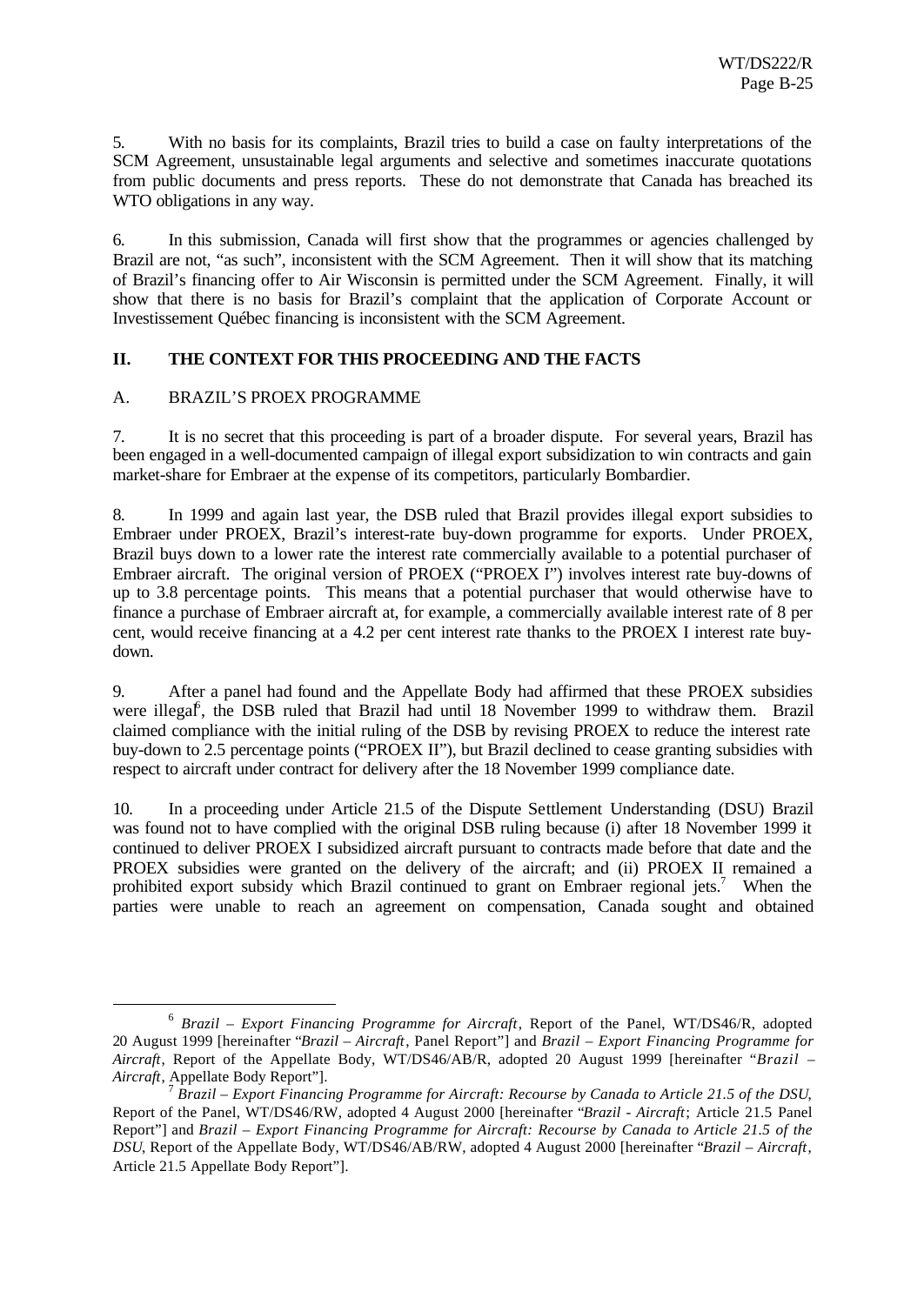5. With no basis for its complaints, Brazil tries to build a case on faulty interpretations of the SCM Agreement, unsustainable legal arguments and selective and sometimes inaccurate quotations from public documents and press reports. These do not demonstrate that Canada has breached its WTO obligations in any way.

6. In this submission, Canada will first show that the programmes or agencies challenged by Brazil are not, "as such", inconsistent with the SCM Agreement. Then it will show that its matching of Brazil's financing offer to Air Wisconsin is permitted under the SCM Agreement. Finally, it will show that there is no basis for Brazil's complaint that the application of Corporate Account or Investissement Québec financing is inconsistent with the SCM Agreement.

## II. THE CONTEXT FOR THIS PROCEEDING AND THE FACTS

### A. BRAZIL'S PROEX PROGRAMME

7. It is no secret that this proceeding is part of a broader dispute. For several years, Brazil has been engaged in a well-documented campaign of illegal export subsidization to win contracts and gain market-share for Embraer at the expense of its competitors, particularly Bombardier.

8. In 1999 and again last year, the DSB ruled that Brazil provides illegal export subsidies to Embraer under PROEX, Brazil's interest-rate buy-down programme for exports. Under PROEX, Brazil buys down to a lower rate the interest rate commercially available to a potential purchaser of Embraer aircraft. The original version of PROEX ("PROEX I") involves interest rate buy-downs of up to 3.8 percentage points. This means that a potential purchaser that would otherwise have to finance a purchase of Embraer aircraft at, for example, a commercially available interest rate of 8 per cent, would receive financing at a 4.2 per cent interest rate thanks to the PROEX I interest rate buy-down.

9. After a panel had found and the Appellate Body had affirmed that these PROEX subsidies were illegal[6], the DSB ruled that Brazil had until 18 November 1999 to withdraw them. Brazil claimed compliance with the initial ruling of the DSB by revising PROEX to reduce the interest rate buy-down to 2.5 percentage points ("PROEX II"), but Brazil declined to cease granting subsidies with respect to aircraft under contract for delivery after the 18 November 1999 compliance date.

10. In a proceeding under Article 21.5 of the Dispute Settlement Understanding (DSU) Brazil was found not to have complied with the original DSB ruling because (i) after 18 November 1999 it continued to deliver PROEX I subsidized aircraft pursuant to contracts made before that date and the PROEX subsidies were granted on the delivery of the aircraft; and (ii) PROEX II remained a prohibited export subsidy which Brazil continued to grant on Embraer regional jets.[7] When the parties were unable to reach an agreement on compensation, Canada sought and obtained

---

[6] *Brazil – Export Financing Programme for Aircraft*, Report of the Panel, WT/DS46/R, adopted 20 August 1999 [hereinafter "*Brazil – Aircraft*, Panel Report"] and *Brazil – Export Financing Programme for Aircraft*, Report of the Appellate Body, WT/DS46/AB/R, adopted 20 August 1999 [hereinafter "*Brazil – Aircraft*, Appellate Body Report"].

[7] *Brazil – Export Financing Programme for Aircraft: Recourse by Canada to Article 21.5 of the DSU*, Report of the Panel, WT/DS46/RW, adopted 4 August 2000 [hereinafter "*Brazil - Aircraft*; Article 21.5 Panel Report"] and *Brazil – Export Financing Programme for Aircraft: Recourse by Canada to Article 21.5 of the DSU*, Report of the Appellate Body, WT/DS46/AB/RW, adopted 4 August 2000 [hereinafter "*Brazil – Aircraft*, Article 21.5 Appellate Body Report"].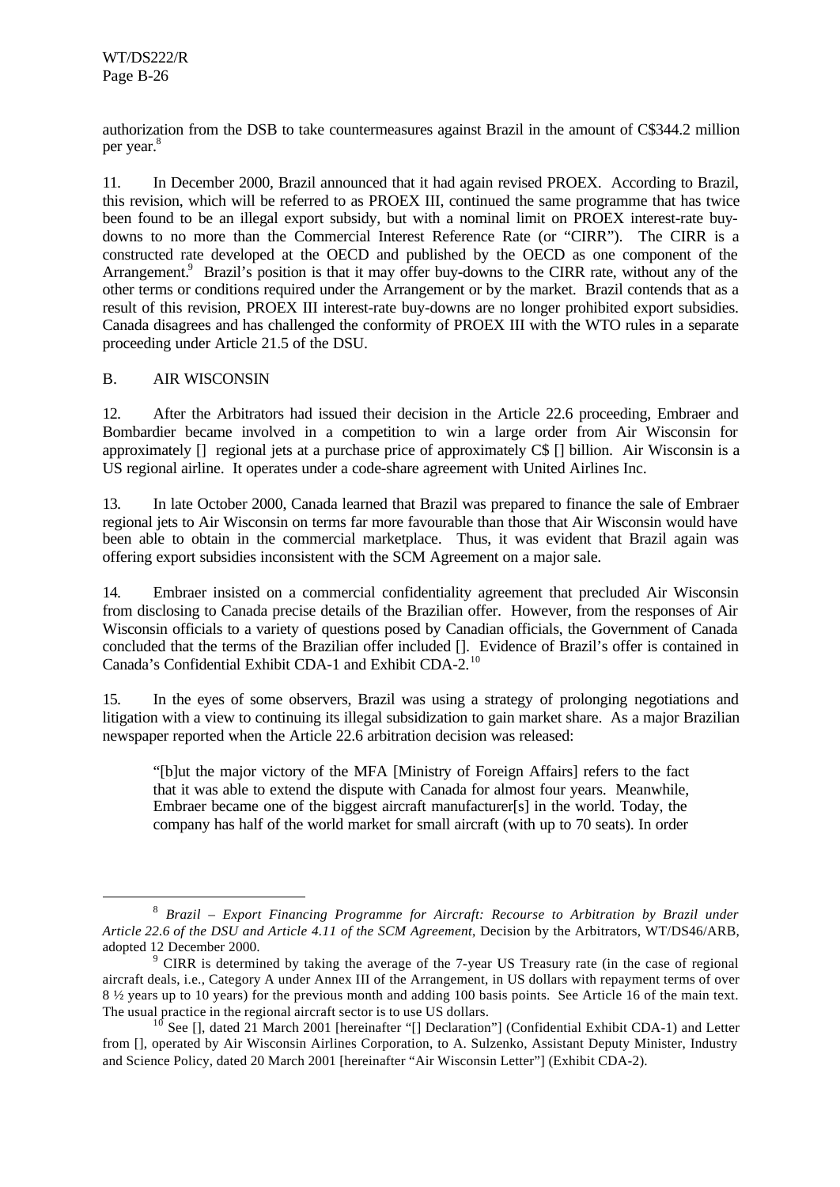authorization from the DSB to take countermeasures against Brazil in the amount of C$344.2 million per year.[8]

11. In December 2000, Brazil announced that it had again revised PROEX. According to Brazil, this revision, which will be referred to as PROEX III, continued the same programme that has twice been found to be an illegal export subsidy, but with a nominal limit on PROEX interest-rate buy-downs to no more than the Commercial Interest Reference Rate (or "CIRR"). The CIRR is a constructed rate developed at the OECD and published by the OECD as one component of the Arrangement.[9] Brazil's position is that it may offer buy-downs to the CIRR rate, without any of the other terms or conditions required under the Arrangement or by the market. Brazil contends that as a result of this revision, PROEX III interest-rate buy-downs are no longer prohibited export subsidies. Canada disagrees and has challenged the conformity of PROEX III with the WTO rules in a separate proceeding under Article 21.5 of the DSU.

## B. AIR WISCONSIN

12. After the Arbitrators had issued their decision in the Article 22.6 proceeding, Embraer and Bombardier became involved in a competition to win a large order from Air Wisconsin for approximately [] regional jets at a purchase price of approximately C$ [] billion. Air Wisconsin is a US regional airline. It operates under a code-share agreement with United Airlines Inc.

13. In late October 2000, Canada learned that Brazil was prepared to finance the sale of Embraer regional jets to Air Wisconsin on terms far more favourable than those that Air Wisconsin would have been able to obtain in the commercial marketplace. Thus, it was evident that Brazil again was offering export subsidies inconsistent with the SCM Agreement on a major sale.

14. Embraer insisted on a commercial confidentiality agreement that precluded Air Wisconsin from disclosing to Canada precise details of the Brazilian offer. However, from the responses of Air Wisconsin officials to a variety of questions posed by Canadian officials, the Government of Canada concluded that the terms of the Brazilian offer included []. Evidence of Brazil's offer is contained in Canada's Confidential Exhibit CDA-1 and Exhibit CDA-2.[10]

15. In the eyes of some observers, Brazil was using a strategy of prolonging negotiations and litigation with a view to continuing its illegal subsidization to gain market share. As a major Brazilian newspaper reported when the Article 22.6 arbitration decision was released:

> "[b]ut the major victory of the MFA [Ministry of Foreign Affairs] refers to the fact that it was able to extend the dispute with Canada for almost four years. Meanwhile, Embraer became one of the biggest aircraft manufacturer[s] in the world. Today, the company has half of the world market for small aircraft (with up to 70 seats). In order

---

[8] *Brazil – Export Financing Programme for Aircraft: Recourse to Arbitration by Brazil under Article 22.6 of the DSU and Article 4.11 of the SCM Agreement*, Decision by the Arbitrators, WT/DS46/ARB, adopted 12 December 2000.

[9] CIRR is determined by taking the average of the 7-year US Treasury rate (in the case of regional aircraft deals, i.e., Category A under Annex III of the Arrangement, in US dollars with repayment terms of over 8 ½ years up to 10 years) for the previous month and adding 100 basis points. See Article 16 of the main text. The usual practice in the regional aircraft sector is to use US dollars.

[10] See [], dated 21 March 2001 [hereinafter "[] Declaration"] (Confidential Exhibit CDA-1) and Letter from [], operated by Air Wisconsin Airlines Corporation, to A. Sulzenko, Assistant Deputy Minister, Industry and Science Policy, dated 20 March 2001 [hereinafter "Air Wisconsin Letter"] (Exhibit CDA-2).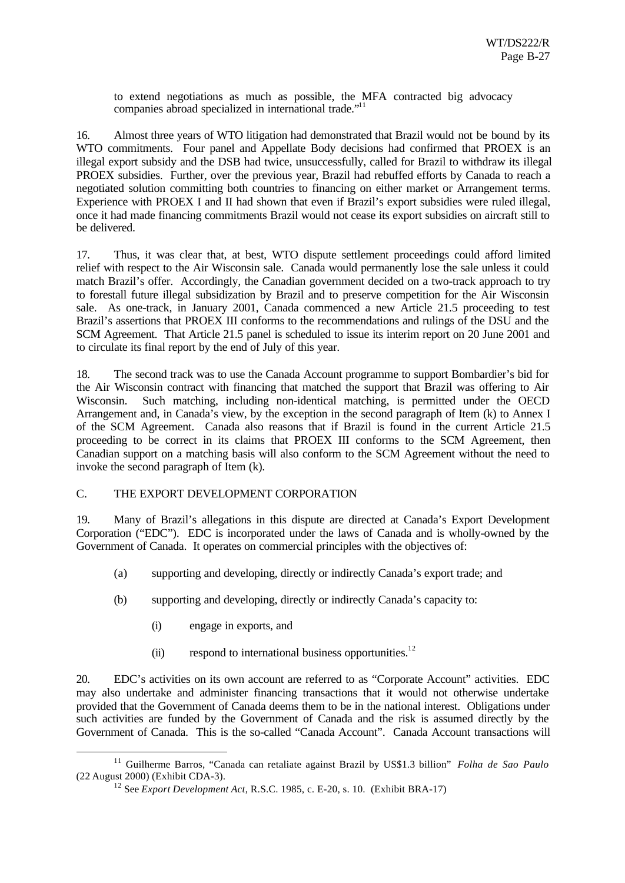to extend negotiations as much as possible, the MFA contracted big advocacy companies abroad specialized in international trade."[11]

16. Almost three years of WTO litigation had demonstrated that Brazil would not be bound by its WTO commitments. Four panel and Appellate Body decisions had confirmed that PROEX is an illegal export subsidy and the DSB had twice, unsuccessfully, called for Brazil to withdraw its illegal PROEX subsidies. Further, over the previous year, Brazil had rebuffed efforts by Canada to reach a negotiated solution committing both countries to financing on either market or Arrangement terms. Experience with PROEX I and II had shown that even if Brazil's export subsidies were ruled illegal, once it had made financing commitments Brazil would not cease its export subsidies on aircraft still to be delivered.

17. Thus, it was clear that, at best, WTO dispute settlement proceedings could afford limited relief with respect to the Air Wisconsin sale. Canada would permanently lose the sale unless it could match Brazil's offer. Accordingly, the Canadian government decided on a two-track approach to try to forestall future illegal subsidization by Brazil and to preserve competition for the Air Wisconsin sale. As one-track, in January 2001, Canada commenced a new Article 21.5 proceeding to test Brazil's assertions that PROEX III conforms to the recommendations and rulings of the DSU and the SCM Agreement. That Article 21.5 panel is scheduled to issue its interim report on 20 June 2001 and to circulate its final report by the end of July of this year.

18. The second track was to use the Canada Account programme to support Bombardier's bid for the Air Wisconsin contract with financing that matched the support that Brazil was offering to Air Wisconsin. Such matching, including non-identical matching, is permitted under the OECD Arrangement and, in Canada's view, by the exception in the second paragraph of Item (k) to Annex I of the SCM Agreement. Canada also reasons that if Brazil is found in the current Article 21.5 proceeding to be correct in its claims that PROEX III conforms to the SCM Agreement, then Canadian support on a matching basis will also conform to the SCM Agreement without the need to invoke the second paragraph of Item (k).

## C. THE EXPORT DEVELOPMENT CORPORATION

19. Many of Brazil's allegations in this dispute are directed at Canada's Export Development Corporation ("EDC"). EDC is incorporated under the laws of Canada and is wholly-owned by the Government of Canada. It operates on commercial principles with the objectives of:

(a) supporting and developing, directly or indirectly Canada's export trade; and

(b) supporting and developing, directly or indirectly Canada's capacity to:

  (i) engage in exports, and

  (ii) respond to international business opportunities.[12]

20. EDC's activities on its own account are referred to as "Corporate Account" activities. EDC may also undertake and administer financing transactions that it would not otherwise undertake provided that the Government of Canada deems them to be in the national interest. Obligations under such activities are funded by the Government of Canada and the risk is assumed directly by the Government of Canada. This is the so-called "Canada Account". Canada Account transactions will

---

[11] Guilherme Barros, "Canada can retaliate against Brazil by US$1.3 billion" *Folha de Sao Paulo* (22 August 2000) (Exhibit CDA-3).

[12] See *Export Development Act*, R.S.C. 1985, c. E-20, s. 10. (Exhibit BRA-17)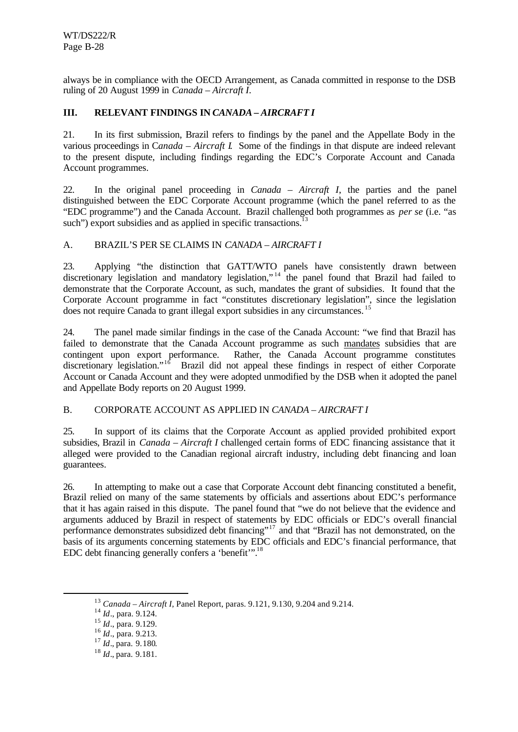always be in compliance with the OECD Arrangement, as Canada committed in response to the DSB ruling of 20 August 1999 in *Canada – Aircraft I*.

## III. RELEVANT FINDINGS IN *CANADA – AIRCRAFT I*

21. In its first submission, Brazil refers to findings by the panel and the Appellate Body in the various proceedings in C*anada – Aircraft I*. Some of the findings in that dispute are indeed relevant to the present dispute, including findings regarding the EDC's Corporate Account and Canada Account programmes.

22. In the original panel proceeding in *Canada – Aircraft I*, the parties and the panel distinguished between the EDC Corporate Account programme (which the panel referred to as the "EDC programme") and the Canada Account. Brazil challenged both programmes as *per se* (i.e. "as such") export subsidies and as applied in specific transactions.[13]

### A. BRAZIL'S PER SE CLAIMS IN *CANADA – AIRCRAFT I*

23. Applying "the distinction that GATT/WTO panels have consistently drawn between discretionary legislation and mandatory legislation,"[14] the panel found that Brazil had failed to demonstrate that the Corporate Account, as such, mandates the grant of subsidies. It found that the Corporate Account programme in fact "constitutes discretionary legislation", since the legislation does not require Canada to grant illegal export subsidies in any circumstances.[15]

24. The panel made similar findings in the case of the Canada Account: "we find that Brazil has failed to demonstrate that the Canada Account programme as such mandates subsidies that are contingent upon export performance. Rather, the Canada Account programme constitutes discretionary legislation."[16] Brazil did not appeal these findings in respect of either Corporate Account or Canada Account and they were adopted unmodified by the DSB when it adopted the panel and Appellate Body reports on 20 August 1999.

### B. CORPORATE ACCOUNT AS APPLIED IN *CANADA – AIRCRAFT I*

25. In support of its claims that the Corporate Account as applied provided prohibited export subsidies, Brazil in *Canada – Aircraft I* challenged certain forms of EDC financing assistance that it alleged were provided to the Canadian regional aircraft industry, including debt financing and loan guarantees.

26. In attempting to make out a case that Corporate Account debt financing constituted a benefit, Brazil relied on many of the same statements by officials and assertions about EDC's performance that it has again raised in this dispute. The panel found that "we do not believe that the evidence and arguments adduced by Brazil in respect of statements by EDC officials or EDC's overall financial performance demonstrates subsidized debt financing"[17] and that "Brazil has not demonstrated, on the basis of its arguments concerning statements by EDC officials and EDC's financial performance, that EDC debt financing generally confers a 'benefit'".[18]

---

[13] *Canada – Aircraft I*, Panel Report, paras. 9.121, 9.130, 9.204 and 9.214.

[14] *Id*., para. 9.124.

[15] *Id*., para. 9.129.

[16] *Id*., para. 9.213.

[17] *Id*., para. 9.180.

[18] *Id*., para. 9.181.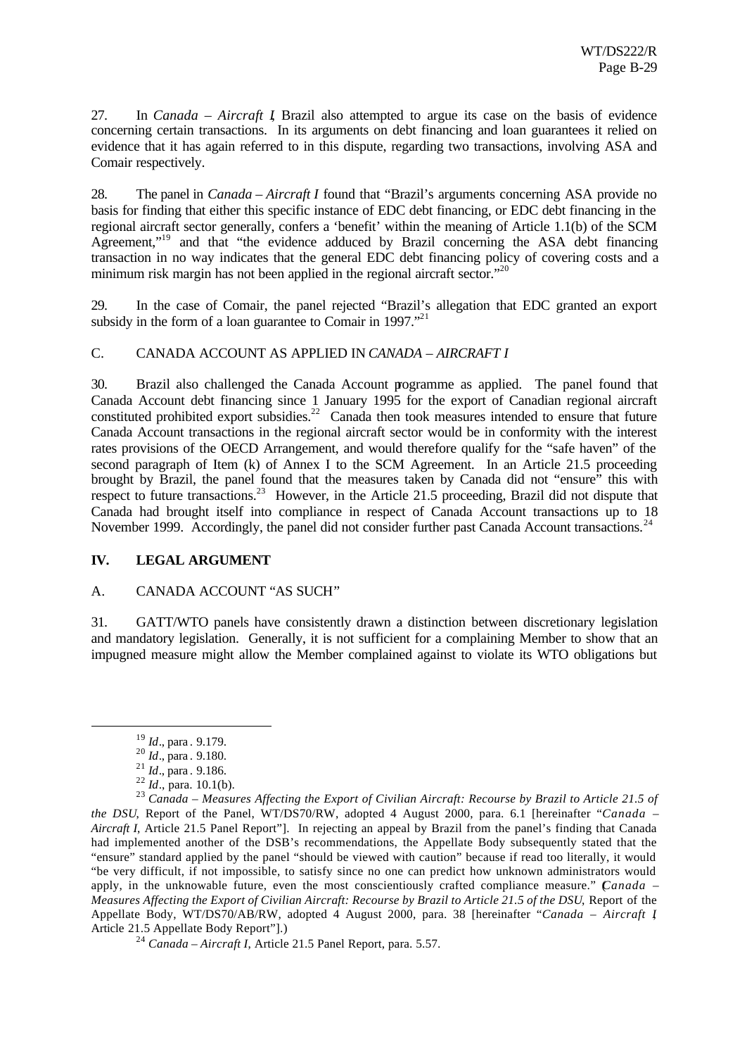27. In *Canada – Aircraft I*, Brazil also attempted to argue its case on the basis of evidence concerning certain transactions. In its arguments on debt financing and loan guarantees it relied on evidence that it has again referred to in this dispute, regarding two transactions, involving ASA and Comair respectively.

28. The panel in *Canada – Aircraft I* found that "Brazil's arguments concerning ASA provide no basis for finding that either this specific instance of EDC debt financing, or EDC debt financing in the regional aircraft sector generally, confers a 'benefit' within the meaning of Article 1.1(b) of the SCM Agreement,"[19] and that "the evidence adduced by Brazil concerning the ASA debt financing transaction in no way indicates that the general EDC debt financing policy of covering costs and a minimum risk margin has not been applied in the regional aircraft sector."[20]

29. In the case of Comair, the panel rejected "Brazil's allegation that EDC granted an export subsidy in the form of a loan guarantee to Comair in 1997."[21]

C. CANADA ACCOUNT AS APPLIED IN *CANADA – AIRCRAFT I*

30. Brazil also challenged the Canada Account programme as applied. The panel found that Canada Account debt financing since 1 January 1995 for the export of Canadian regional aircraft constituted prohibited export subsidies.[22] Canada then took measures intended to ensure that future Canada Account transactions in the regional aircraft sector would be in conformity with the interest rates provisions of the OECD Arrangement, and would therefore qualify for the "safe haven" of the second paragraph of Item (k) of Annex I to the SCM Agreement. In an Article 21.5 proceeding brought by Brazil, the panel found that the measures taken by Canada did not "ensure" this with respect to future transactions.[23] However, in the Article 21.5 proceeding, Brazil did not dispute that Canada had brought itself into compliance in respect of Canada Account transactions up to 18 November 1999. Accordingly, the panel did not consider further past Canada Account transactions.[24]

## IV. LEGAL ARGUMENT

A. CANADA ACCOUNT "AS SUCH"

31. GATT/WTO panels have consistently drawn a distinction between discretionary legislation and mandatory legislation. Generally, it is not sufficient for a complaining Member to show that an impugned measure might allow the Member complained against to violate its WTO obligations but

---

[19] *Id*., para. 9.179.

[20] *Id*., para. 9.180.

[21] *Id*., para. 9.186.

[22] *Id*., para. 10.1(b).

[23] *Canada – Measures Affecting the Export of Civilian Aircraft: Recourse by Brazil to Article 21.5 of the DSU*, Report of the Panel, WT/DS70/RW, adopted 4 August 2000, para. 6.1 [hereinafter "*Canada – Aircraft I*, Article 21.5 Panel Report"]. In rejecting an appeal by Brazil from the panel's finding that Canada had implemented another of the DSB's recommendations, the Appellate Body subsequently stated that the "ensure" standard applied by the panel "should be viewed with caution" because if read too literally, it would "be very difficult, if not impossible, to satisfy since no one can predict how unknown administrators would apply, in the unknowable future, even the most conscientiously crafted compliance measure." (*Canada – Measures Affecting the Export of Civilian Aircraft: Recourse by Brazil to Article 21.5 of the DSU*, Report of the Appellate Body, WT/DS70/AB/RW, adopted 4 August 2000, para. 38 [hereinafter "*Canada – Aircraft I*, Article 21.5 Appellate Body Report"].)

[24] *Canada – Aircraft I*, Article 21.5 Panel Report, para. 5.57.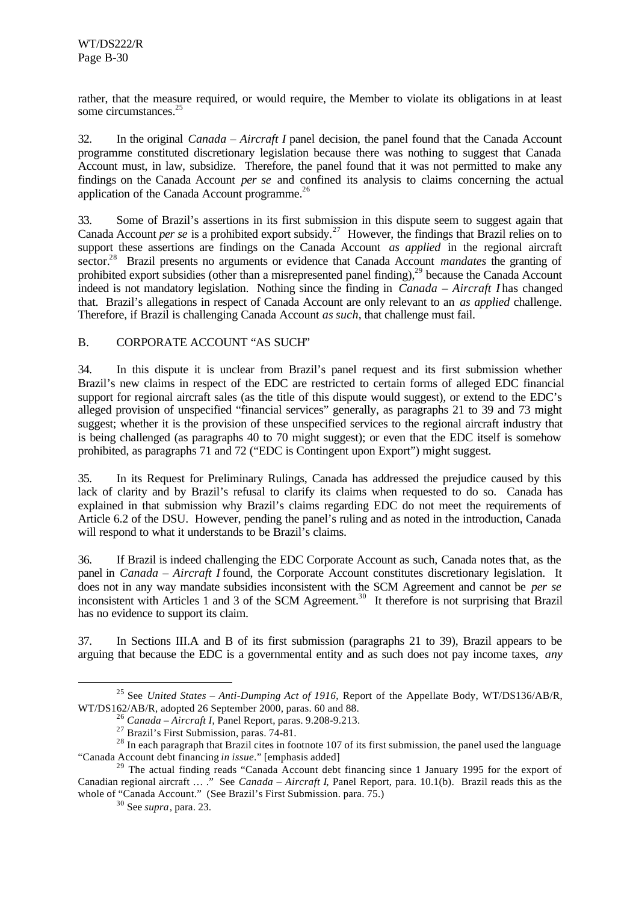rather, that the measure required, or would require, the Member to violate its obligations in at least some circumstances.[25]

32. In the original *Canada – Aircraft I* panel decision, the panel found that the Canada Account programme constituted discretionary legislation because there was nothing to suggest that Canada Account must, in law, subsidize. Therefore, the panel found that it was not permitted to make any findings on the Canada Account *per se* and confined its analysis to claims concerning the actual application of the Canada Account programme.[26]

33. Some of Brazil's assertions in its first submission in this dispute seem to suggest again that Canada Account *per se* is a prohibited export subsidy.[27] However, the findings that Brazil relies on to support these assertions are findings on the Canada Account *as applied* in the regional aircraft sector.[28] Brazil presents no arguments or evidence that Canada Account *mandates* the granting of prohibited export subsidies (other than a misrepresented panel finding),[29] because the Canada Account indeed is not mandatory legislation. Nothing since the finding in *Canada – Aircraft I* has changed that. Brazil's allegations in respect of Canada Account are only relevant to an *as applied* challenge. Therefore, if Brazil is challenging Canada Account *as such*, that challenge must fail.

## B. CORPORATE ACCOUNT "AS SUCH"

34. In this dispute it is unclear from Brazil's panel request and its first submission whether Brazil's new claims in respect of the EDC are restricted to certain forms of alleged EDC financial support for regional aircraft sales (as the title of this dispute would suggest), or extend to the EDC's alleged provision of unspecified "financial services" generally, as paragraphs 21 to 39 and 73 might suggest; whether it is the provision of these unspecified services to the regional aircraft industry that is being challenged (as paragraphs 40 to 70 might suggest); or even that the EDC itself is somehow prohibited, as paragraphs 71 and 72 ("EDC is Contingent upon Export") might suggest.

35. In its Request for Preliminary Rulings, Canada has addressed the prejudice caused by this lack of clarity and by Brazil's refusal to clarify its claims when requested to do so. Canada has explained in that submission why Brazil's claims regarding EDC do not meet the requirements of Article 6.2 of the DSU. However, pending the panel's ruling and as noted in the introduction, Canada will respond to what it understands to be Brazil's claims.

36. If Brazil is indeed challenging the EDC Corporate Account as such, Canada notes that, as the panel in *Canada – Aircraft I* found, the Corporate Account constitutes discretionary legislation. It does not in any way mandate subsidies inconsistent with the SCM Agreement and cannot be *per se* inconsistent with Articles 1 and 3 of the SCM Agreement.[30] It therefore is not surprising that Brazil has no evidence to support its claim.

37. In Sections III.A and B of its first submission (paragraphs 21 to 39), Brazil appears to be arguing that because the EDC is a governmental entity and as such does not pay income taxes, *any*

---

[25] See *United States – Anti-Dumping Act of 1916*, Report of the Appellate Body, WT/DS136/AB/R, WT/DS162/AB/R, adopted 26 September 2000, paras. 60 and 88.

[26] *Canada – Aircraft I*, Panel Report, paras. 9.208-9.213.

[27] Brazil's First Submission, paras. 74-81.

[28] In each paragraph that Brazil cites in footnote 107 of its first submission, the panel used the language "Canada Account debt financing *in issue*." [emphasis added]

[29] The actual finding reads "Canada Account debt financing since 1 January 1995 for the export of Canadian regional aircraft … ." See *Canada – Aircraft I*, Panel Report, para. 10.1(b). Brazil reads this as the whole of "Canada Account." (See Brazil's First Submission. para. 75.)

[30] See *supra*, para. 23.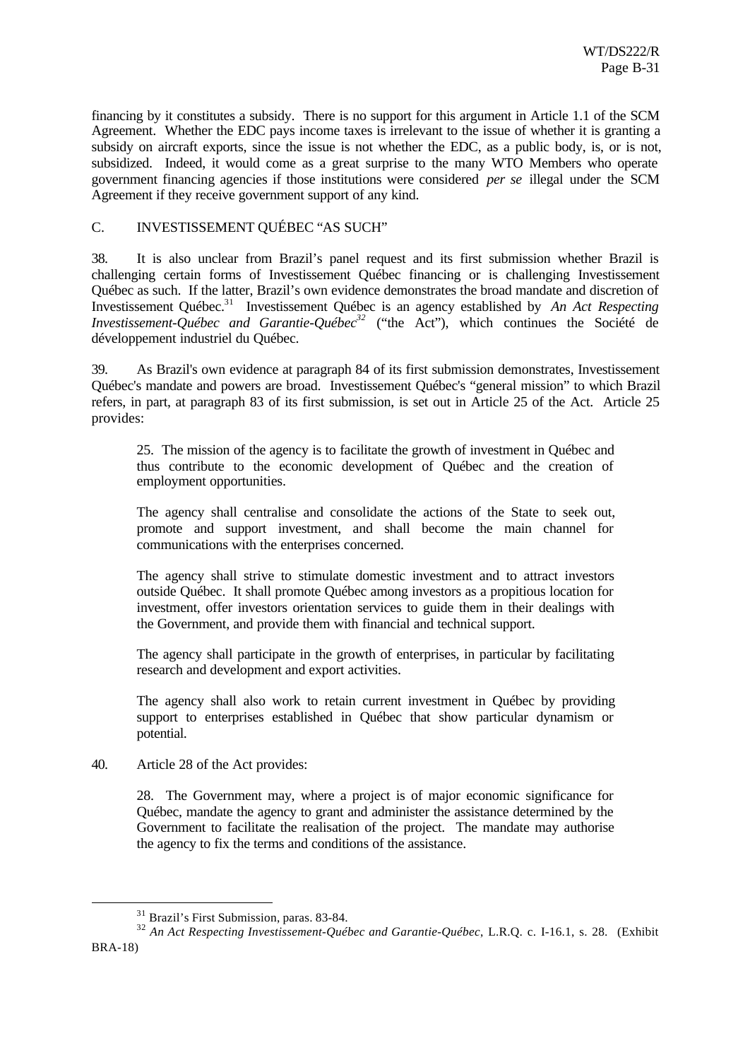financing by it constitutes a subsidy. There is no support for this argument in Article 1.1 of the SCM Agreement. Whether the EDC pays income taxes is irrelevant to the issue of whether it is granting a subsidy on aircraft exports, since the issue is not whether the EDC, as a public body, is, or is not, subsidized. Indeed, it would come as a great surprise to the many WTO Members who operate government financing agencies if those institutions were considered *per se* illegal under the SCM Agreement if they receive government support of any kind.

## C. INVESTISSEMENT QUÉBEC "AS SUCH"

38. It is also unclear from Brazil's panel request and its first submission whether Brazil is challenging certain forms of Investissement Québec financing or is challenging Investissement Québec as such. If the latter, Brazil's own evidence demonstrates the broad mandate and discretion of Investissement Québec.[31] Investissement Québec is an agency established by *An Act Respecting Investissement-Québec and Garantie-Québec*[32] ("the Act"), which continues the Société de développement industriel du Québec.

39. As Brazil's own evidence at paragraph 84 of its first submission demonstrates, Investissement Québec's mandate and powers are broad. Investissement Québec's "general mission" to which Brazil refers, in part, at paragraph 83 of its first submission, is set out in Article 25 of the Act. Article 25 provides:

> 25. The mission of the agency is to facilitate the growth of investment in Québec and thus contribute to the economic development of Québec and the creation of employment opportunities.
>
> The agency shall centralise and consolidate the actions of the State to seek out, promote and support investment, and shall become the main channel for communications with the enterprises concerned.
>
> The agency shall strive to stimulate domestic investment and to attract investors outside Québec. It shall promote Québec among investors as a propitious location for investment, offer investors orientation services to guide them in their dealings with the Government, and provide them with financial and technical support.
>
> The agency shall participate in the growth of enterprises, in particular by facilitating research and development and export activities.
>
> The agency shall also work to retain current investment in Québec by providing support to enterprises established in Québec that show particular dynamism or potential.

40. Article 28 of the Act provides:

> 28. The Government may, where a project is of major economic significance for Québec, mandate the agency to grant and administer the assistance determined by the Government to facilitate the realisation of the project. The mandate may authorise the agency to fix the terms and conditions of the assistance.

---

[31] Brazil's First Submission, paras. 83-84.

[32] *An Act Respecting Investissement-Québec and Garantie-Québec*, L.R.Q. c. I-16.1, s. 28. (Exhibit BRA-18)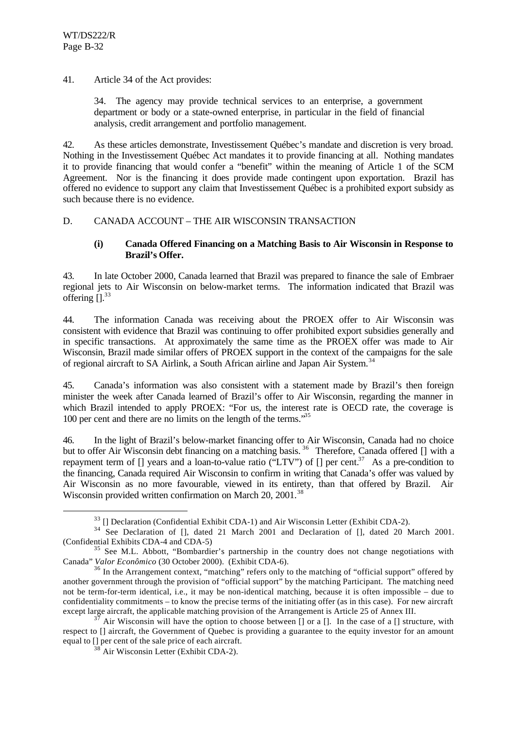41. Article 34 of the Act provides:

> 34. The agency may provide technical services to an enterprise, a government department or body or a state-owned enterprise, in particular in the field of financial analysis, credit arrangement and portfolio management.

42. As these articles demonstrate, Investissement Québec's mandate and discretion is very broad. Nothing in the Investissement Québec Act mandates it to provide financing at all. Nothing mandates it to provide financing that would confer a "benefit" within the meaning of Article 1 of the SCM Agreement. Nor is the financing it does provide made contingent upon exportation. Brazil has offered no evidence to support any claim that Investissement Québec is a prohibited export subsidy as such because there is no evidence.

## D. CANADA ACCOUNT – THE AIR WISCONSIN TRANSACTION

### (i) Canada Offered Financing on a Matching Basis to Air Wisconsin in Response to Brazil's Offer.

43. In late October 2000, Canada learned that Brazil was prepared to finance the sale of Embraer regional jets to Air Wisconsin on below-market terms. The information indicated that Brazil was offering [].[33]

44. The information Canada was receiving about the PROEX offer to Air Wisconsin was consistent with evidence that Brazil was continuing to offer prohibited export subsidies generally and in specific transactions. At approximately the same time as the PROEX offer was made to Air Wisconsin, Brazil made similar offers of PROEX support in the context of the campaigns for the sale of regional aircraft to SA Airlink, a South African airline and Japan Air System.[34]

45. Canada's information was also consistent with a statement made by Brazil's then foreign minister the week after Canada learned of Brazil's offer to Air Wisconsin, regarding the manner in which Brazil intended to apply PROEX: "For us, the interest rate is OECD rate, the coverage is 100 per cent and there are no limits on the length of the terms."[35]

46. In the light of Brazil's below-market financing offer to Air Wisconsin, Canada had no choice but to offer Air Wisconsin debt financing on a matching basis.[36] Therefore, Canada offered [] with a repayment term of [] years and a loan-to-value ratio ("LTV") of [] per cent.[37] As a pre-condition to the financing, Canada required Air Wisconsin to confirm in writing that Canada's offer was valued by Air Wisconsin as no more favourable, viewed in its entirety, than that offered by Brazil. Air Wisconsin provided written confirmation on March 20, 2001.[38]

---

[33] [] Declaration (Confidential Exhibit CDA-1) and Air Wisconsin Letter (Exhibit CDA-2).

[34] See Declaration of [], dated 21 March 2001 and Declaration of [], dated 20 March 2001. (Confidential Exhibits CDA-4 and CDA-5)

[35] See M.L. Abbott, "Bombardier's partnership in the country does not change negotiations with Canada" *Valor Econômico* (30 October 2000). (Exhibit CDA-6).

[36] In the Arrangement context, "matching" refers only to the matching of "official support" offered by another government through the provision of "official support" by the matching Participant. The matching need not be term-for-term identical, i.e., it may be non-identical matching, because it is often impossible – due to confidentiality commitments – to know the precise terms of the initiating offer (as in this case). For new aircraft except large aircraft, the applicable matching provision of the Arrangement is Article 25 of Annex III.

[37] Air Wisconsin will have the option to choose between [] or a []. In the case of a [] structure, with respect to [] aircraft, the Government of Quebec is providing a guarantee to the equity investor for an amount equal to [] per cent of the sale price of each aircraft.

[38] Air Wisconsin Letter (Exhibit CDA-2).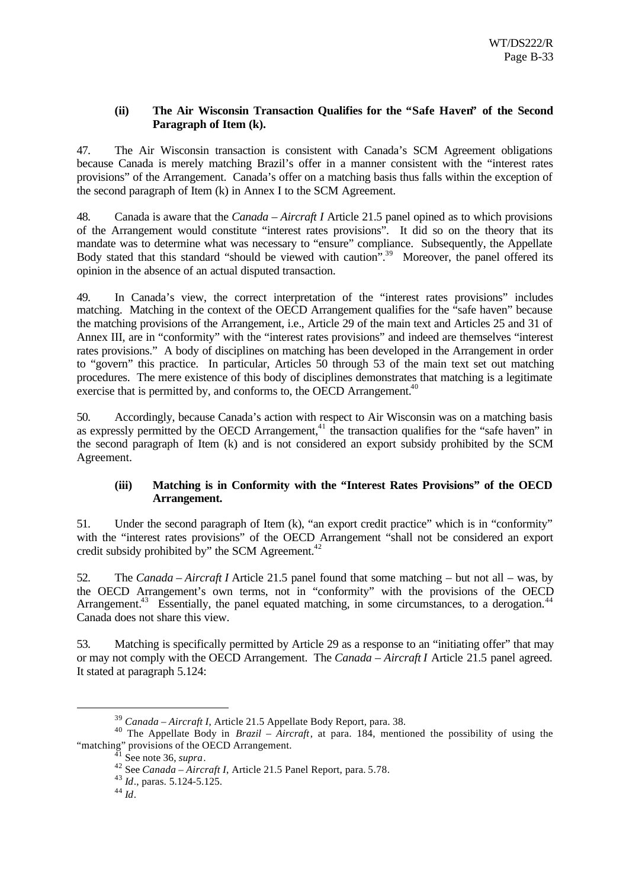#### (ii) The Air Wisconsin Transaction Qualifies for the "Safe Haven" of the Second Paragraph of Item (k).

47. The Air Wisconsin transaction is consistent with Canada's SCM Agreement obligations because Canada is merely matching Brazil's offer in a manner consistent with the "interest rates provisions" of the Arrangement. Canada's offer on a matching basis thus falls within the exception of the second paragraph of Item (k) in Annex I to the SCM Agreement.

48. Canada is aware that the *Canada – Aircraft I* Article 21.5 panel opined as to which provisions of the Arrangement would constitute "interest rates provisions". It did so on the theory that its mandate was to determine what was necessary to "ensure" compliance. Subsequently, the Appellate Body stated that this standard "should be viewed with caution".[39] Moreover, the panel offered its opinion in the absence of an actual disputed transaction.

49. In Canada's view, the correct interpretation of the "interest rates provisions" includes matching. Matching in the context of the OECD Arrangement qualifies for the "safe haven" because the matching provisions of the Arrangement, i.e., Article 29 of the main text and Articles 25 and 31 of Annex III, are in "conformity" with the "interest rates provisions" and indeed are themselves "interest rates provisions." A body of disciplines on matching has been developed in the Arrangement in order to "govern" this practice. In particular, Articles 50 through 53 of the main text set out matching procedures. The mere existence of this body of disciplines demonstrates that matching is a legitimate exercise that is permitted by, and conforms to, the OECD Arrangement.[40]

50. Accordingly, because Canada's action with respect to Air Wisconsin was on a matching basis as expressly permitted by the OECD Arrangement,[41] the transaction qualifies for the "safe haven" in the second paragraph of Item (k) and is not considered an export subsidy prohibited by the SCM Agreement.

#### (iii) Matching is in Conformity with the "Interest Rates Provisions" of the OECD Arrangement.

51. Under the second paragraph of Item (k), "an export credit practice" which is in "conformity" with the "interest rates provisions" of the OECD Arrangement "shall not be considered an export credit subsidy prohibited by" the SCM Agreement.[42]

52. The *Canada – Aircraft I* Article 21.5 panel found that some matching – but not all – was, by the OECD Arrangement's own terms, not in "conformity" with the provisions of the OECD Arrangement.[43] Essentially, the panel equated matching, in some circumstances, to a derogation.[44] Canada does not share this view.

53. Matching is specifically permitted by Article 29 as a response to an "initiating offer" that may or may not comply with the OECD Arrangement. The *Canada – Aircraft I* Article 21.5 panel agreed. It stated at paragraph 5.124:

---

[39] *Canada – Aircraft I*, Article 21.5 Appellate Body Report, para. 38.

[40] The Appellate Body in *Brazil – Aircraft*, at para. 184, mentioned the possibility of using the "matching" provisions of the OECD Arrangement.

[41] See note 36, *supra*.

[42] See *Canada – Aircraft I*, Article 21.5 Panel Report, para. 5.78.

[43] *Id*., paras. 5.124-5.125.

[44] *Id*.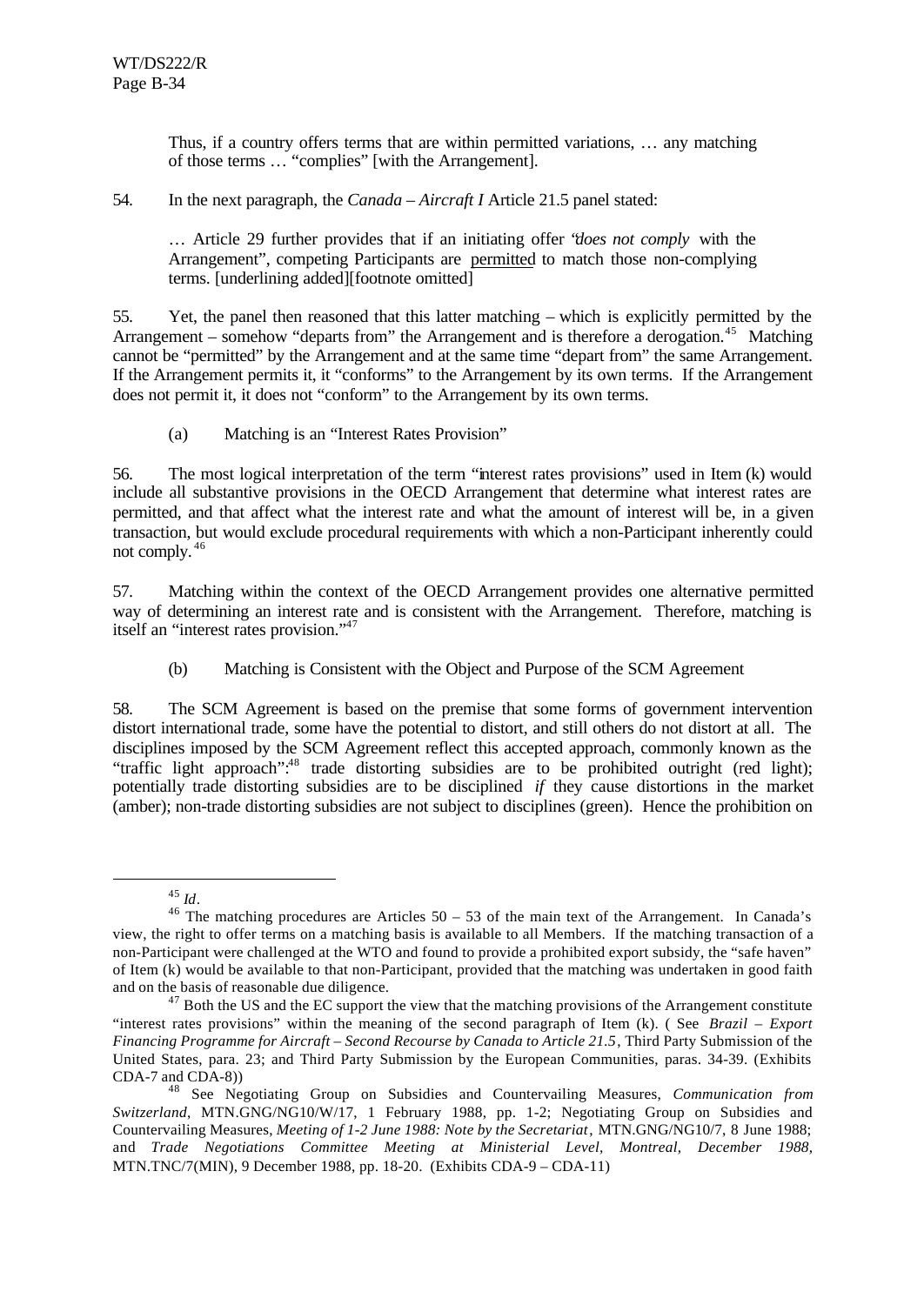> Thus, if a country offers terms that are within permitted variations, … any matching of those terms … "complies" [with the Arrangement].

54. In the next paragraph, the *Canada – Aircraft I* Article 21.5 panel stated:

> … Article 29 further provides that if an initiating offer "*does not comply* with the Arrangement", competing Participants are permitted to match those non-complying terms. [underlining added][footnote omitted]

55. Yet, the panel then reasoned that this latter matching – which is explicitly permitted by the Arrangement – somehow "departs from" the Arrangement and is therefore a derogation.[45] Matching cannot be "permitted" by the Arrangement and at the same time "depart from" the same Arrangement. If the Arrangement permits it, it "conforms" to the Arrangement by its own terms. If the Arrangement does not permit it, it does not "conform" to the Arrangement by its own terms.

(a) Matching is an "Interest Rates Provision"

56. The most logical interpretation of the term "interest rates provisions" used in Item (k) would include all substantive provisions in the OECD Arrangement that determine what interest rates are permitted, and that affect what the interest rate and what the amount of interest will be, in a given transaction, but would exclude procedural requirements with which a non-Participant inherently could not comply.[46]

57. Matching within the context of the OECD Arrangement provides one alternative permitted way of determining an interest rate and is consistent with the Arrangement. Therefore, matching is itself an "interest rates provision."[47]

(b) Matching is Consistent with the Object and Purpose of the SCM Agreement

58. The SCM Agreement is based on the premise that some forms of government intervention distort international trade, some have the potential to distort, and still others do not distort at all. The disciplines imposed by the SCM Agreement reflect this accepted approach, commonly known as the "traffic light approach":[48] trade distorting subsidies are to be prohibited outright (red light); potentially trade distorting subsidies are to be disciplined *if* they cause distortions in the market (amber); non-trade distorting subsidies are not subject to disciplines (green). Hence the prohibition on

---

[45] *Id*.

[46] The matching procedures are Articles 50 – 53 of the main text of the Arrangement. In Canada's view, the right to offer terms on a matching basis is available to all Members. If the matching transaction of a non-Participant were challenged at the WTO and found to provide a prohibited export subsidy, the "safe haven" of Item (k) would be available to that non-Participant, provided that the matching was undertaken in good faith and on the basis of reasonable due diligence.

[47] Both the US and the EC support the view that the matching provisions of the Arrangement constitute "interest rates provisions" within the meaning of the second paragraph of Item (k). ( See *Brazil – Export Financing Programme for Aircraft – Second Recourse by Canada to Article 21.5*, Third Party Submission of the United States, para. 23; and Third Party Submission by the European Communities, paras. 34-39. (Exhibits CDA-7 and CDA-8))

[48] See Negotiating Group on Subsidies and Countervailing Measures, *Communication from Switzerland*, MTN.GNG/NG10/W/17, 1 February 1988, pp. 1-2; Negotiating Group on Subsidies and Countervailing Measures, *Meeting of 1-2 June 1988: Note by the Secretariat*, MTN.GNG/NG10/7, 8 June 1988; and *Trade Negotiations Committee Meeting at Ministerial Level, Montreal, December 1988*, MTN.TNC/7(MIN), 9 December 1988, pp. 18-20. (Exhibits CDA-9 – CDA-11)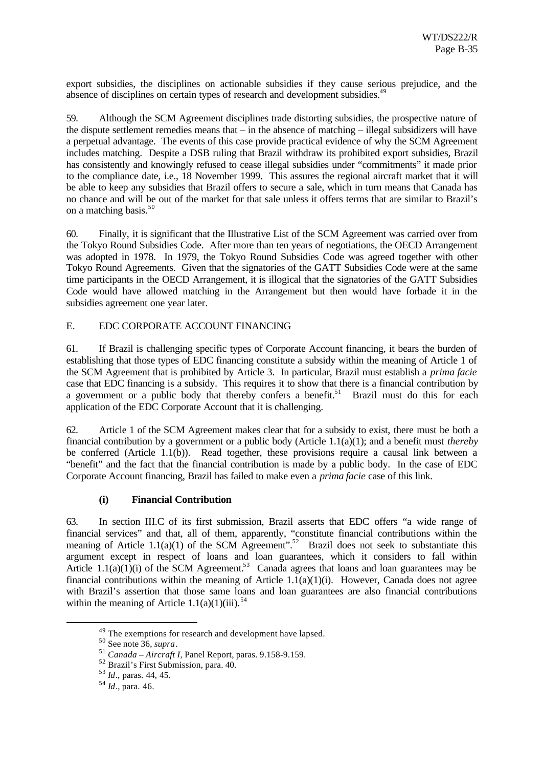export subsidies, the disciplines on actionable subsidies if they cause serious prejudice, and the absence of disciplines on certain types of research and development subsidies.[49]

59. Although the SCM Agreement disciplines trade distorting subsidies, the prospective nature of the dispute settlement remedies means that – in the absence of matching – illegal subsidizers will have a perpetual advantage. The events of this case provide practical evidence of why the SCM Agreement includes matching. Despite a DSB ruling that Brazil withdraw its prohibited export subsidies, Brazil has consistently and knowingly refused to cease illegal subsidies under "commitments" it made prior to the compliance date, i.e., 18 November 1999. This assures the regional aircraft market that it will be able to keep any subsidies that Brazil offers to secure a sale, which in turn means that Canada has no chance and will be out of the market for that sale unless it offers terms that are similar to Brazil's on a matching basis.[50]

60. Finally, it is significant that the Illustrative List of the SCM Agreement was carried over from the Tokyo Round Subsidies Code. After more than ten years of negotiations, the OECD Arrangement was adopted in 1978. In 1979, the Tokyo Round Subsidies Code was agreed together with other Tokyo Round Agreements. Given that the signatories of the GATT Subsidies Code were at the same time participants in the OECD Arrangement, it is illogical that the signatories of the GATT Subsidies Code would have allowed matching in the Arrangement but then would have forbade it in the subsidies agreement one year later.

## E. EDC CORPORATE ACCOUNT FINANCING

61. If Brazil is challenging specific types of Corporate Account financing, it bears the burden of establishing that those types of EDC financing constitute a subsidy within the meaning of Article 1 of the SCM Agreement that is prohibited by Article 3. In particular, Brazil must establish a *prima facie* case that EDC financing is a subsidy. This requires it to show that there is a financial contribution by a government or a public body that thereby confers a benefit.[51] Brazil must do this for each application of the EDC Corporate Account that it is challenging.

62. Article 1 of the SCM Agreement makes clear that for a subsidy to exist, there must be both a financial contribution by a government or a public body (Article 1.1(a)(1); and a benefit must *thereby* be conferred (Article 1.1(b)). Read together, these provisions require a causal link between a "benefit" and the fact that the financial contribution is made by a public body. In the case of EDC Corporate Account financing, Brazil has failed to make even a *prima facie* case of this link.

### (i) Financial Contribution

63. In section III.C of its first submission, Brazil asserts that EDC offers "a wide range of financial services" and that, all of them, apparently, "constitute financial contributions within the meaning of Article 1.1(a)(1) of the SCM Agreement".[52] Brazil does not seek to substantiate this argument except in respect of loans and loan guarantees, which it considers to fall within Article 1.1(a)(1)(i) of the SCM Agreement.[53] Canada agrees that loans and loan guarantees may be financial contributions within the meaning of Article 1.1(a)(1)(i). However, Canada does not agree with Brazil's assertion that those same loans and loan guarantees are also financial contributions within the meaning of Article 1.1(a)(1)(iii).[54]

---

[49] The exemptions for research and development have lapsed.

[50] See note 36, *supra*.

[51] *Canada – Aircraft I*, Panel Report, paras. 9.158-9.159.

[52] Brazil's First Submission, para. 40.

[53] *Id*., paras. 44, 45.

[54] *Id*., para. 46.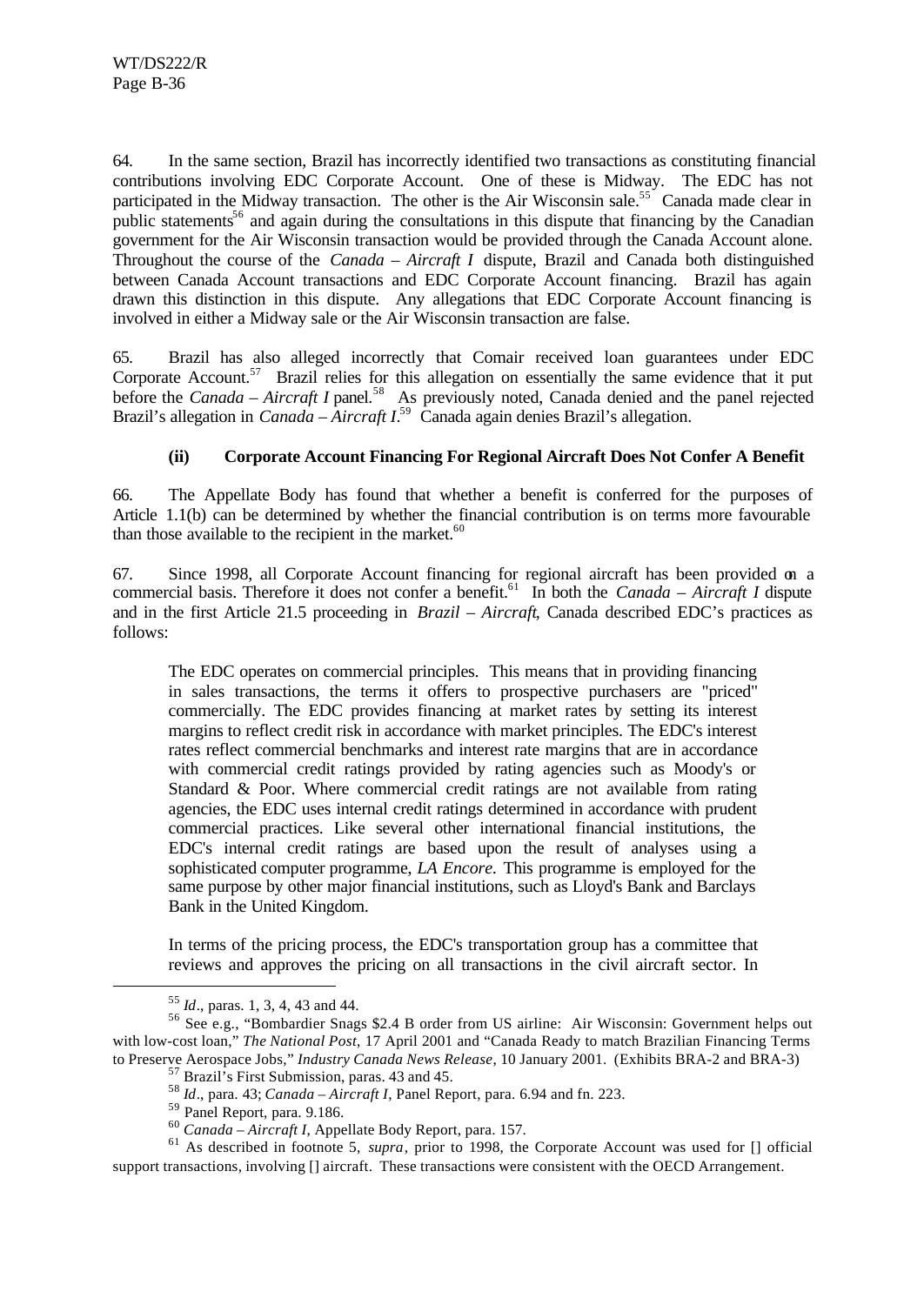64. In the same section, Brazil has incorrectly identified two transactions as constituting financial contributions involving EDC Corporate Account. One of these is Midway. The EDC has not participated in the Midway transaction. The other is the Air Wisconsin sale.[55] Canada made clear in public statements[56] and again during the consultations in this dispute that financing by the Canadian government for the Air Wisconsin transaction would be provided through the Canada Account alone. Throughout the course of the *Canada – Aircraft I* dispute, Brazil and Canada both distinguished between Canada Account transactions and EDC Corporate Account financing. Brazil has again drawn this distinction in this dispute. Any allegations that EDC Corporate Account financing is involved in either a Midway sale or the Air Wisconsin transaction are false.

65. Brazil has also alleged incorrectly that Comair received loan guarantees under EDC Corporate Account.[57] Brazil relies for this allegation on essentially the same evidence that it put before the *Canada – Aircraft I* panel.[58] As previously noted, Canada denied and the panel rejected Brazil's allegation in *Canada – Aircraft I*.[59] Canada again denies Brazil's allegation.

#### (ii) Corporate Account Financing For Regional Aircraft Does Not Confer A Benefit

66. The Appellate Body has found that whether a benefit is conferred for the purposes of Article 1.1(b) can be determined by whether the financial contribution is on terms more favourable than those available to the recipient in the market.[60]

67. Since 1998, all Corporate Account financing for regional aircraft has been provided on a commercial basis. Therefore it does not confer a benefit.[61] In both the *Canada – Aircraft I* dispute and in the first Article 21.5 proceeding in *Brazil – Aircraft*, Canada described EDC's practices as follows:

> The EDC operates on commercial principles. This means that in providing financing in sales transactions, the terms it offers to prospective purchasers are "priced" commercially. The EDC provides financing at market rates by setting its interest margins to reflect credit risk in accordance with market principles. The EDC's interest rates reflect commercial benchmarks and interest rate margins that are in accordance with commercial credit ratings provided by rating agencies such as Moody's or Standard & Poor. Where commercial credit ratings are not available from rating agencies, the EDC uses internal credit ratings determined in accordance with prudent commercial practices. Like several other international financial institutions, the EDC's internal credit ratings are based upon the result of analyses using a sophisticated computer programme, *LA Encore*. This programme is employed for the same purpose by other major financial institutions, such as Lloyd's Bank and Barclays Bank in the United Kingdom.
>
> In terms of the pricing process, the EDC's transportation group has a committee that reviews and approves the pricing on all transactions in the civil aircraft sector. In

---

[55] *Id*., paras. 1, 3, 4, 43 and 44.

[56] See e.g., "Bombardier Snags $2.4 B order from US airline: Air Wisconsin: Government helps out with low-cost loan," *The National Post*, 17 April 2001 and "Canada Ready to match Brazilian Financing Terms to Preserve Aerospace Jobs," *Industry Canada News Release*, 10 January 2001. (Exhibits BRA-2 and BRA-3)

[57] Brazil's First Submission, paras. 43 and 45.

[58] *Id*., para. 43; *Canada – Aircraft I*, Panel Report, para. 6.94 and fn. 223.

[59] Panel Report, para. 9.186.

[60] *Canada – Aircraft I*, Appellate Body Report, para. 157.

[61] As described in footnote 5, *supra*, prior to 1998, the Corporate Account was used for [] official support transactions, involving [] aircraft. These transactions were consistent with the OECD Arrangement.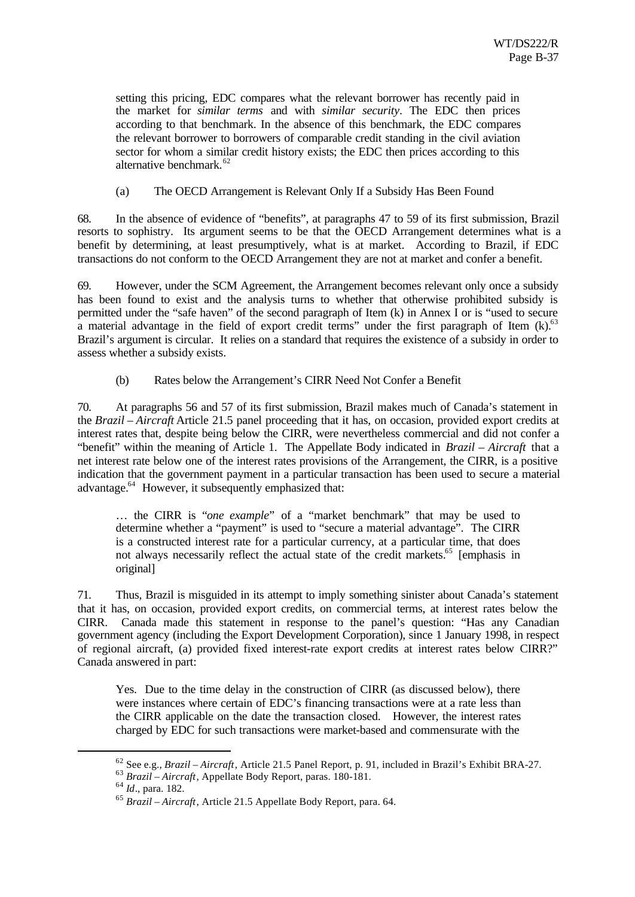setting this pricing, EDC compares what the relevant borrower has recently paid in the market for *similar terms* and with *similar security*. The EDC then prices according to that benchmark. In the absence of this benchmark, the EDC compares the relevant borrower to borrowers of comparable credit standing in the civil aviation sector for whom a similar credit history exists; the EDC then prices according to this alternative benchmark.[62]

(a) The OECD Arrangement is Relevant Only If a Subsidy Has Been Found

68. In the absence of evidence of "benefits", at paragraphs 47 to 59 of its first submission, Brazil resorts to sophistry. Its argument seems to be that the OECD Arrangement determines what is a benefit by determining, at least presumptively, what is at market. According to Brazil, if EDC transactions do not conform to the OECD Arrangement they are not at market and confer a benefit.

69. However, under the SCM Agreement, the Arrangement becomes relevant only once a subsidy has been found to exist and the analysis turns to whether that otherwise prohibited subsidy is permitted under the "safe haven" of the second paragraph of Item (k) in Annex I or is "used to secure a material advantage in the field of export credit terms" under the first paragraph of Item (k).[63] Brazil's argument is circular. It relies on a standard that requires the existence of a subsidy in order to assess whether a subsidy exists.

(b) Rates below the Arrangement's CIRR Need Not Confer a Benefit

70. At paragraphs 56 and 57 of its first submission, Brazil makes much of Canada's statement in the *Brazil – Aircraft* Article 21.5 panel proceeding that it has, on occasion, provided export credits at interest rates that, despite being below the CIRR, were nevertheless commercial and did not confer a "benefit" within the meaning of Article 1. The Appellate Body indicated in *Brazil – Aircraft* that a net interest rate below one of the interest rates provisions of the Arrangement, the CIRR, is a positive indication that the government payment in a particular transaction has been used to secure a material advantage.[64] However, it subsequently emphasized that:

> … the CIRR is "*one example*" of a "market benchmark" that may be used to determine whether a "payment" is used to "secure a material advantage". The CIRR is a constructed interest rate for a particular currency, at a particular time, that does not always necessarily reflect the actual state of the credit markets.[65] [emphasis in original]

71. Thus, Brazil is misguided in its attempt to imply something sinister about Canada's statement that it has, on occasion, provided export credits, on commercial terms, at interest rates below the CIRR. Canada made this statement in response to the panel's question: "Has any Canadian government agency (including the Export Development Corporation), since 1 January 1998, in respect of regional aircraft, (a) provided fixed interest-rate export credits at interest rates below CIRR?" Canada answered in part:

> Yes. Due to the time delay in the construction of CIRR (as discussed below), there were instances where certain of EDC's financing transactions were at a rate less than the CIRR applicable on the date the transaction closed. However, the interest rates charged by EDC for such transactions were market-based and commensurate with the

---

[62] See e.g., *Brazil – Aircraft*, Article 21.5 Panel Report, p. 91, included in Brazil's Exhibit BRA-27.

[63] *Brazil – Aircraft*, Appellate Body Report, paras. 180-181.

[64] *Id*., para. 182.

[65] *Brazil – Aircraft*, Article 21.5 Appellate Body Report, para. 64.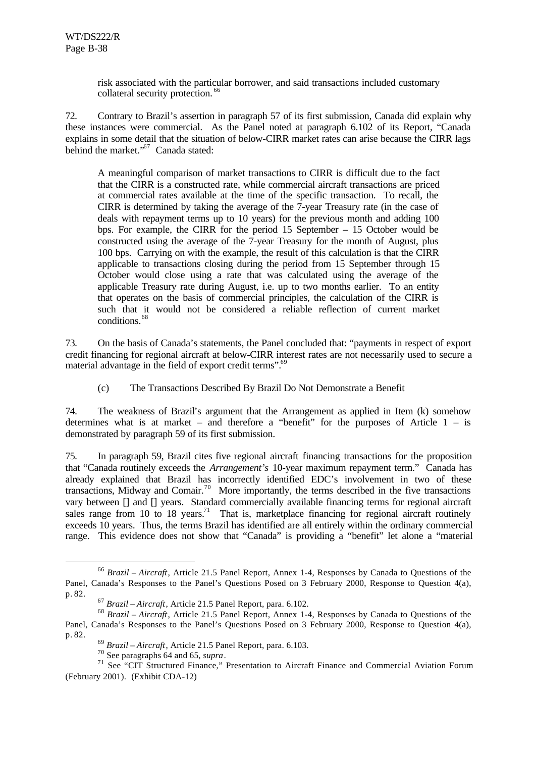risk associated with the particular borrower, and said transactions included customary collateral security protection.[66]

72. Contrary to Brazil's assertion in paragraph 57 of its first submission, Canada did explain why these instances were commercial. As the Panel noted at paragraph 6.102 of its Report, "Canada explains in some detail that the situation of below-CIRR market rates can arise because the CIRR lags behind the market."[67] Canada stated:

> A meaningful comparison of market transactions to CIRR is difficult due to the fact that the CIRR is a constructed rate, while commercial aircraft transactions are priced at commercial rates available at the time of the specific transaction. To recall, the CIRR is determined by taking the average of the 7-year Treasury rate (in the case of deals with repayment terms up to 10 years) for the previous month and adding 100 bps. For example, the CIRR for the period 15 September – 15 October would be constructed using the average of the 7-year Treasury for the month of August, plus 100 bps. Carrying on with the example, the result of this calculation is that the CIRR applicable to transactions closing during the period from 15 September through 15 October would close using a rate that was calculated using the average of the applicable Treasury rate during August, i.e. up to two months earlier. To an entity that operates on the basis of commercial principles, the calculation of the CIRR is such that it would not be considered a reliable reflection of current market conditions.[68]

73. On the basis of Canada's statements, the Panel concluded that: "payments in respect of export credit financing for regional aircraft at below-CIRR interest rates are not necessarily used to secure a material advantage in the field of export credit terms".[69]

(c) The Transactions Described By Brazil Do Not Demonstrate a Benefit

74. The weakness of Brazil's argument that the Arrangement as applied in Item (k) somehow determines what is at market – and therefore a "benefit" for the purposes of Article 1 – is demonstrated by paragraph 59 of its first submission.

75. In paragraph 59, Brazil cites five regional aircraft financing transactions for the proposition that "Canada routinely exceeds the *Arrangement's* 10-year maximum repayment term." Canada has already explained that Brazil has incorrectly identified EDC's involvement in two of these transactions, Midway and Comair.[70] More importantly, the terms described in the five transactions vary between [] and [] years. Standard commercially available financing terms for regional aircraft sales range from 10 to 18 years.[71] That is, marketplace financing for regional aircraft routinely exceeds 10 years. Thus, the terms Brazil has identified are all entirely within the ordinary commercial range. This evidence does not show that "Canada" is providing a "benefit" let alone a "material

---

[66] *Brazil – Aircraft*, Article 21.5 Panel Report, Annex 1-4, Responses by Canada to Questions of the Panel, Canada's Responses to the Panel's Questions Posed on 3 February 2000, Response to Question 4(a), p. 82.

[67] *Brazil – Aircraft*, Article 21.5 Panel Report, para. 6.102.

[68] *Brazil – Aircraft*, Article 21.5 Panel Report, Annex 1-4, Responses by Canada to Questions of the Panel, Canada's Responses to the Panel's Questions Posed on 3 February 2000, Response to Question 4(a), p. 82.

[69] *Brazil – Aircraft*, Article 21.5 Panel Report, para. 6.103.

[70] See paragraphs 64 and 65, *supra*.

[71] See "CIT Structured Finance," Presentation to Aircraft Finance and Commercial Aviation Forum (February 2001). (Exhibit CDA-12)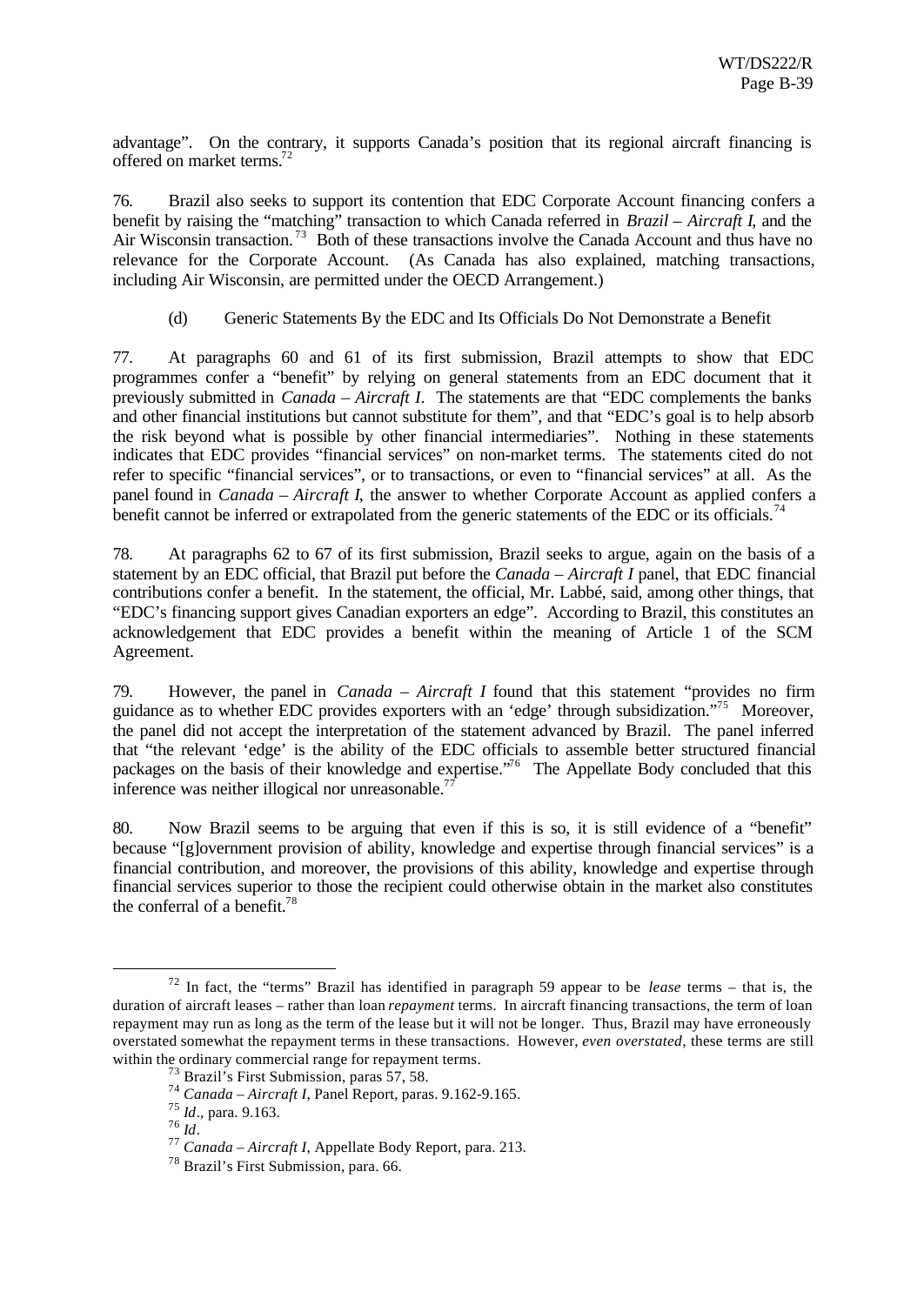advantage". On the contrary, it supports Canada's position that its regional aircraft financing is offered on market terms.[72]

76. Brazil also seeks to support its contention that EDC Corporate Account financing confers a benefit by raising the "matching" transaction to which Canada referred in *Brazil – Aircraft I*, and the Air Wisconsin transaction.[73] Both of these transactions involve the Canada Account and thus have no relevance for the Corporate Account. (As Canada has also explained, matching transactions, including Air Wisconsin, are permitted under the OECD Arrangement.)

(d) Generic Statements By the EDC and Its Officials Do Not Demonstrate a Benefit

77. At paragraphs 60 and 61 of its first submission, Brazil attempts to show that EDC programmes confer a "benefit" by relying on general statements from an EDC document that it previously submitted in *Canada – Aircraft I*. The statements are that "EDC complements the banks and other financial institutions but cannot substitute for them", and that "EDC's goal is to help absorb the risk beyond what is possible by other financial intermediaries". Nothing in these statements indicates that EDC provides "financial services" on non-market terms. The statements cited do not refer to specific "financial services", or to transactions, or even to "financial services" at all. As the panel found in *Canada – Aircraft I*, the answer to whether Corporate Account as applied confers a benefit cannot be inferred or extrapolated from the generic statements of the EDC or its officials.[74]

78. At paragraphs 62 to 67 of its first submission, Brazil seeks to argue, again on the basis of a statement by an EDC official, that Brazil put before the *Canada – Aircraft I* panel, that EDC financial contributions confer a benefit. In the statement, the official, Mr. Labbé, said, among other things, that "EDC's financing support gives Canadian exporters an edge". According to Brazil, this constitutes an acknowledgement that EDC provides a benefit within the meaning of Article 1 of the SCM Agreement.

79. However, the panel in *Canada – Aircraft I* found that this statement "provides no firm guidance as to whether EDC provides exporters with an 'edge' through subsidization."[75] Moreover, the panel did not accept the interpretation of the statement advanced by Brazil. The panel inferred that "the relevant 'edge' is the ability of the EDC officials to assemble better structured financial packages on the basis of their knowledge and expertise."[76] The Appellate Body concluded that this inference was neither illogical nor unreasonable.[77]

80. Now Brazil seems to be arguing that even if this is so, it is still evidence of a "benefit" because "[g]overnment provision of ability, knowledge and expertise through financial services" is a financial contribution, and moreover, the provisions of this ability, knowledge and expertise through financial services superior to those the recipient could otherwise obtain in the market also constitutes the conferral of a benefit.[78]

---

[72] In fact, the "terms" Brazil has identified in paragraph 59 appear to be *lease* terms – that is, the duration of aircraft leases – rather than loan *repayment* terms. In aircraft financing transactions, the term of loan repayment may run as long as the term of the lease but it will not be longer. Thus, Brazil may have erroneously overstated somewhat the repayment terms in these transactions. However, *even overstated*, these terms are still within the ordinary commercial range for repayment terms.

[73] Brazil's First Submission, paras 57, 58.

[74] *Canada – Aircraft I*, Panel Report, paras. 9.162-9.165.

[75] *Id*., para. 9.163.

[76] *Id*.

[77] *Canada – Aircraft I*, Appellate Body Report, para. 213.

[78] Brazil's First Submission, para. 66.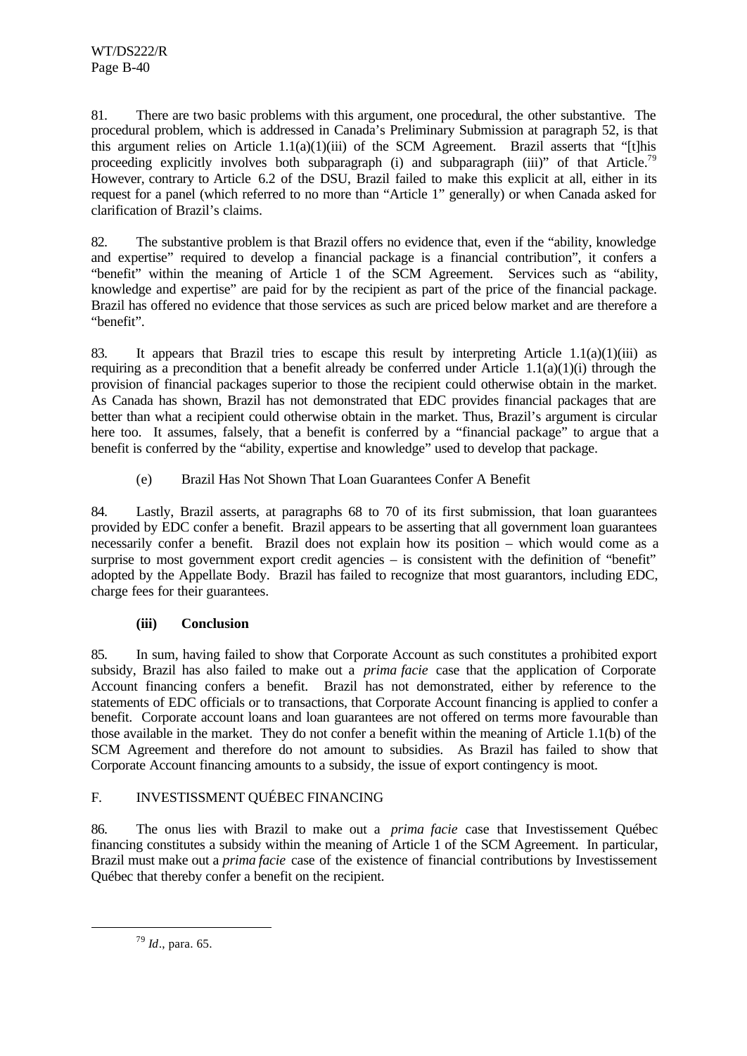81. There are two basic problems with this argument, one procedural, the other substantive. The procedural problem, which is addressed in Canada's Preliminary Submission at paragraph 52, is that this argument relies on Article 1.1(a)(1)(iii) of the SCM Agreement. Brazil asserts that "[t]his proceeding explicitly involves both subparagraph (i) and subparagraph (iii)" of that Article.[79] However, contrary to Article 6.2 of the DSU, Brazil failed to make this explicit at all, either in its request for a panel (which referred to no more than "Article 1" generally) or when Canada asked for clarification of Brazil's claims.

82. The substantive problem is that Brazil offers no evidence that, even if the "ability, knowledge and expertise" required to develop a financial package is a financial contribution", it confers a "benefit" within the meaning of Article 1 of the SCM Agreement. Services such as "ability, knowledge and expertise" are paid for by the recipient as part of the price of the financial package. Brazil has offered no evidence that those services as such are priced below market and are therefore a "benefit".

83. It appears that Brazil tries to escape this result by interpreting Article 1.1(a)(1)(iii) as requiring as a precondition that a benefit already be conferred under Article 1.1(a)(1)(i) through the provision of financial packages superior to those the recipient could otherwise obtain in the market. As Canada has shown, Brazil has not demonstrated that EDC provides financial packages that are better than what a recipient could otherwise obtain in the market. Thus, Brazil's argument is circular here too. It assumes, falsely, that a benefit is conferred by a "financial package" to argue that a benefit is conferred by the "ability, expertise and knowledge" used to develop that package.

(e) Brazil Has Not Shown That Loan Guarantees Confer A Benefit

84. Lastly, Brazil asserts, at paragraphs 68 to 70 of its first submission, that loan guarantees provided by EDC confer a benefit. Brazil appears to be asserting that all government loan guarantees necessarily confer a benefit. Brazil does not explain how its position – which would come as a surprise to most government export credit agencies – is consistent with the definition of "benefit" adopted by the Appellate Body. Brazil has failed to recognize that most guarantors, including EDC, charge fees for their guarantees.

**(iii) Conclusion**

85. In sum, having failed to show that Corporate Account as such constitutes a prohibited export subsidy, Brazil has also failed to make out a *prima facie* case that the application of Corporate Account financing confers a benefit. Brazil has not demonstrated, either by reference to the statements of EDC officials or to transactions, that Corporate Account financing is applied to confer a benefit. Corporate account loans and loan guarantees are not offered on terms more favourable than those available in the market. They do not confer a benefit within the meaning of Article 1.1(b) of the SCM Agreement and therefore do not amount to subsidies. As Brazil has failed to show that Corporate Account financing amounts to a subsidy, the issue of export contingency is moot.

F. INVESTISSMENT QUÉBEC FINANCING

86. The onus lies with Brazil to make out a *prima facie* case that Investissement Québec financing constitutes a subsidy within the meaning of Article 1 of the SCM Agreement. In particular, Brazil must make out a *prima facie* case of the existence of financial contributions by Investissement Québec that thereby confer a benefit on the recipient.

[79] *Id*., para. 65.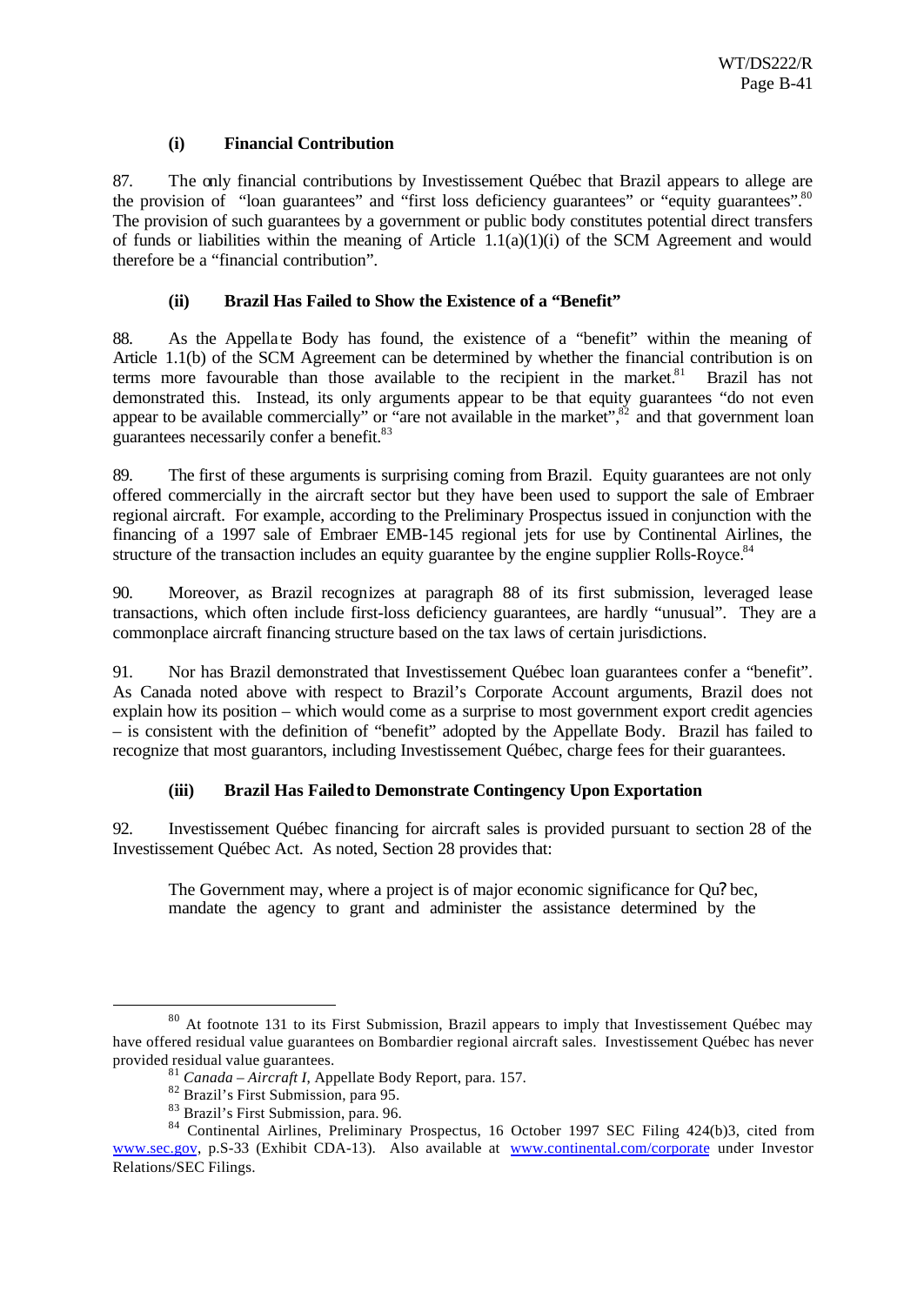#### (i) Financial Contribution

87. The only financial contributions by Investissement Québec that Brazil appears to allege are the provision of "loan guarantees" and "first loss deficiency guarantees" or "equity guarantees".[80] The provision of such guarantees by a government or public body constitutes potential direct transfers of funds or liabilities within the meaning of Article 1.1(a)(1)(i) of the SCM Agreement and would therefore be a "financial contribution".

#### (ii) Brazil Has Failed to Show the Existence of a "Benefit"

88. As the Appellate Body has found, the existence of a "benefit" within the meaning of Article 1.1(b) of the SCM Agreement can be determined by whether the financial contribution is on terms more favourable than those available to the recipient in the market.[81] Brazil has not demonstrated this. Instead, its only arguments appear to be that equity guarantees "do not even appear to be available commercially" or "are not available in the market",[82] and that government loan guarantees necessarily confer a benefit.[83]

89. The first of these arguments is surprising coming from Brazil. Equity guarantees are not only offered commercially in the aircraft sector but they have been used to support the sale of Embraer regional aircraft. For example, according to the Preliminary Prospectus issued in conjunction with the financing of a 1997 sale of Embraer EMB-145 regional jets for use by Continental Airlines, the structure of the transaction includes an equity guarantee by the engine supplier Rolls-Royce.[84]

90. Moreover, as Brazil recognizes at paragraph 88 of its first submission, leveraged lease transactions, which often include first-loss deficiency guarantees, are hardly "unusual". They are a commonplace aircraft financing structure based on the tax laws of certain jurisdictions.

91. Nor has Brazil demonstrated that Investissement Québec loan guarantees confer a "benefit". As Canada noted above with respect to Brazil's Corporate Account arguments, Brazil does not explain how its position – which would come as a surprise to most government export credit agencies – is consistent with the definition of "benefit" adopted by the Appellate Body. Brazil has failed to recognize that most guarantors, including Investissement Québec, charge fees for their guarantees.

#### (iii) Brazil Has Failed to Demonstrate Contingency Upon Exportation

92. Investissement Québec financing for aircraft sales is provided pursuant to section 28 of the Investissement Québec Act. As noted, Section 28 provides that:

> The Government may, where a project is of major economic significance for Qu?bec, mandate the agency to grant and administer the assistance determined by the

---

[80] At footnote 131 to its First Submission, Brazil appears to imply that Investissement Québec may have offered residual value guarantees on Bombardier regional aircraft sales. Investissement Québec has never provided residual value guarantees.

[81] *Canada – Aircraft I*, Appellate Body Report, para. 157.

[82] Brazil's First Submission, para 95.

[83] Brazil's First Submission, para. 96.

[84] Continental Airlines, Preliminary Prospectus, 16 October 1997 SEC Filing 424(b)3, cited from www.sec.gov, p.S-33 (Exhibit CDA-13). Also available at www.continental.com/corporate under Investor Relations/SEC Filings.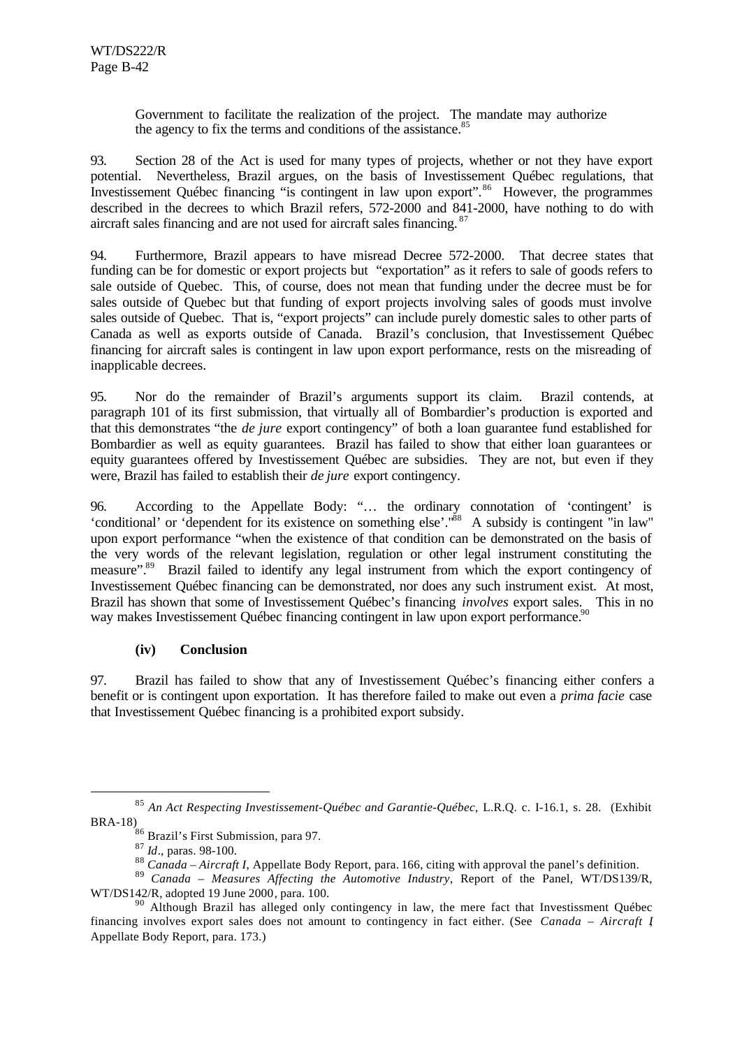> Government to facilitate the realization of the project. The mandate may authorize the agency to fix the terms and conditions of the assistance.[85]

93. Section 28 of the Act is used for many types of projects, whether or not they have export potential. Nevertheless, Brazil argues, on the basis of Investissement Québec regulations, that Investissement Québec financing "is contingent in law upon export".[86] However, the programmes described in the decrees to which Brazil refers, 572-2000 and 841-2000, have nothing to do with aircraft sales financing and are not used for aircraft sales financing.[87]

94. Furthermore, Brazil appears to have misread Decree 572-2000. That decree states that funding can be for domestic or export projects but "exportation" as it refers to sale of goods refers to sale outside of Quebec. This, of course, does not mean that funding under the decree must be for sales outside of Quebec but that funding of export projects involving sales of goods must involve sales outside of Quebec. That is, "export projects" can include purely domestic sales to other parts of Canada as well as exports outside of Canada. Brazil's conclusion, that Investissement Québec financing for aircraft sales is contingent in law upon export performance, rests on the misreading of inapplicable decrees.

95. Nor do the remainder of Brazil's arguments support its claim. Brazil contends, at paragraph 101 of its first submission, that virtually all of Bombardier's production is exported and that this demonstrates "the *de jure* export contingency" of both a loan guarantee fund established for Bombardier as well as equity guarantees. Brazil has failed to show that either loan guarantees or equity guarantees offered by Investissement Québec are subsidies. They are not, but even if they were, Brazil has failed to establish their *de jure* export contingency.

96. According to the Appellate Body: "… the ordinary connotation of 'contingent' is 'conditional' or 'dependent for its existence on something else'."[88] A subsidy is contingent "in law" upon export performance "when the existence of that condition can be demonstrated on the basis of the very words of the relevant legislation, regulation or other legal instrument constituting the measure".[89] Brazil failed to identify any legal instrument from which the export contingency of Investissement Québec financing can be demonstrated, nor does any such instrument exist. At most, Brazil has shown that some of Investissement Québec's financing *involves* export sales. This in no way makes Investissement Québec financing contingent in law upon export performance.[90]

**(iv) Conclusion**

97. Brazil has failed to show that any of Investissement Québec's financing either confers a benefit or is contingent upon exportation. It has therefore failed to make out even a *prima facie* case that Investissement Québec financing is a prohibited export subsidy.

---

[85] *An Act Respecting Investissement-Québec and Garantie-Québec*, L.R.Q. c. I-16.1, s. 28. (Exhibit BRA-18)

[86] Brazil's First Submission, para 97.

[87] *Id*., paras. 98-100.

[88] *Canada – Aircraft I*, Appellate Body Report, para. 166, citing with approval the panel's definition.

[89] *Canada – Measures Affecting the Automotive Industry*, Report of the Panel, WT/DS139/R, WT/DS142/R, adopted 19 June 2000, para. 100.

[90] Although Brazil has alleged only contingency in law, the mere fact that Investissement Québec financing involves export sales does not amount to contingency in fact either. (See *Canada – Aircraft I*, Appellate Body Report, para. 173.)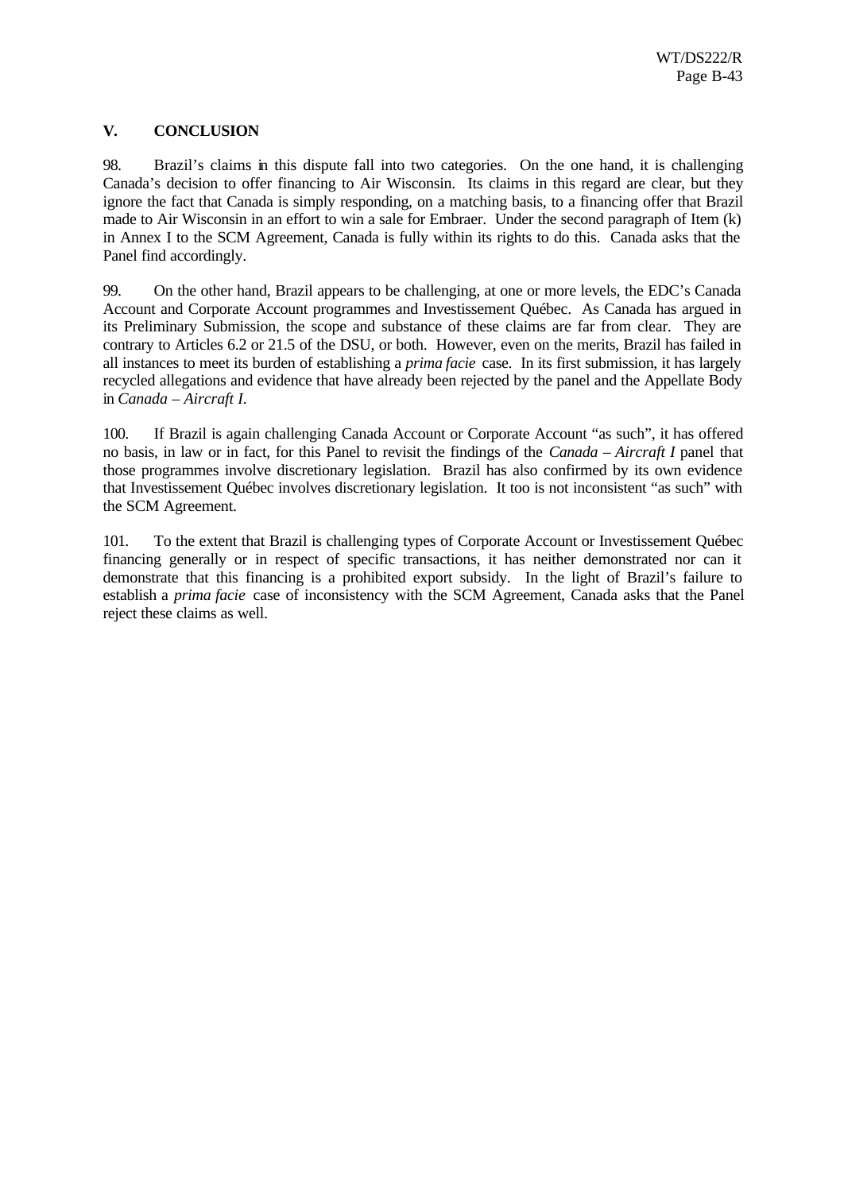## V. CONCLUSION

98. Brazil's claims in this dispute fall into two categories. On the one hand, it is challenging Canada's decision to offer financing to Air Wisconsin. Its claims in this regard are clear, but they ignore the fact that Canada is simply responding, on a matching basis, to a financing offer that Brazil made to Air Wisconsin in an effort to win a sale for Embraer. Under the second paragraph of Item (k) in Annex I to the SCM Agreement, Canada is fully within its rights to do this. Canada asks that the Panel find accordingly.

99. On the other hand, Brazil appears to be challenging, at one or more levels, the EDC's Canada Account and Corporate Account programmes and Investissement Québec. As Canada has argued in its Preliminary Submission, the scope and substance of these claims are far from clear. They are contrary to Articles 6.2 or 21.5 of the DSU, or both. However, even on the merits, Brazil has failed in all instances to meet its burden of establishing a *prima facie* case. In its first submission, it has largely recycled allegations and evidence that have already been rejected by the panel and the Appellate Body in *Canada – Aircraft I*.

100. If Brazil is again challenging Canada Account or Corporate Account "as such", it has offered no basis, in law or in fact, for this Panel to revisit the findings of the *Canada – Aircraft I* panel that those programmes involve discretionary legislation. Brazil has also confirmed by its own evidence that Investissement Québec involves discretionary legislation. It too is not inconsistent "as such" with the SCM Agreement.

101. To the extent that Brazil is challenging types of Corporate Account or Investissement Québec financing generally or in respect of specific transactions, it has neither demonstrated nor can it demonstrate that this financing is a prohibited export subsidy. In the light of Brazil's failure to establish a *prima facie* case of inconsistency with the SCM Agreement, Canada asks that the Panel reject these claims as well.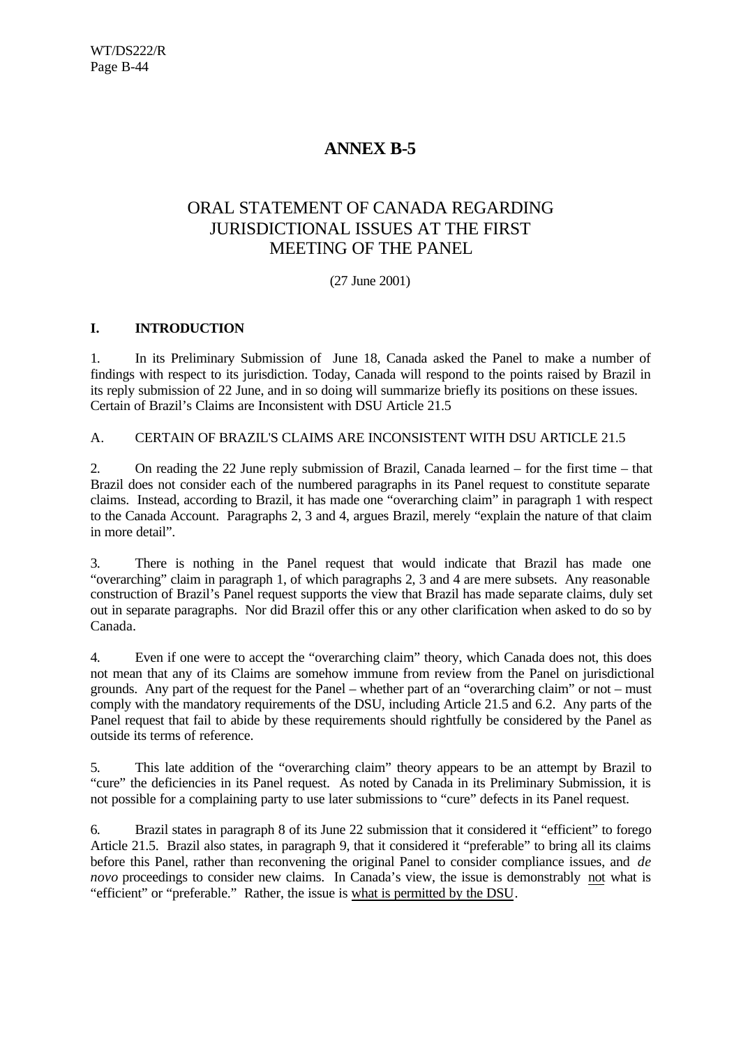# ANNEX B-5

## ORAL STATEMENT OF CANADA REGARDING JURISDICTIONAL ISSUES AT THE FIRST MEETING OF THE PANEL

(27 June 2001)

### I. INTRODUCTION

1. In its Preliminary Submission of June 18, Canada asked the Panel to make a number of findings with respect to its jurisdiction. Today, Canada will respond to the points raised by Brazil in its reply submission of 22 June, and in so doing will summarize briefly its positions on these issues. Certain of Brazil's Claims are Inconsistent with DSU Article 21.5

A. CERTAIN OF BRAZIL'S CLAIMS ARE INCONSISTENT WITH DSU ARTICLE 21.5

2. On reading the 22 June reply submission of Brazil, Canada learned – for the first time – that Brazil does not consider each of the numbered paragraphs in its Panel request to constitute separate claims. Instead, according to Brazil, it has made one "overarching claim" in paragraph 1 with respect to the Canada Account. Paragraphs 2, 3 and 4, argues Brazil, merely "explain the nature of that claim in more detail".

3. There is nothing in the Panel request that would indicate that Brazil has made one "overarching" claim in paragraph 1, of which paragraphs 2, 3 and 4 are mere subsets. Any reasonable construction of Brazil's Panel request supports the view that Brazil has made separate claims, duly set out in separate paragraphs. Nor did Brazil offer this or any other clarification when asked to do so by Canada.

4. Even if one were to accept the "overarching claim" theory, which Canada does not, this does not mean that any of its Claims are somehow immune from review from the Panel on jurisdictional grounds. Any part of the request for the Panel – whether part of an "overarching claim" or not – must comply with the mandatory requirements of the DSU, including Article 21.5 and 6.2. Any parts of the Panel request that fail to abide by these requirements should rightfully be considered by the Panel as outside its terms of reference.

5. This late addition of the "overarching claim" theory appears to be an attempt by Brazil to "cure" the deficiencies in its Panel request. As noted by Canada in its Preliminary Submission, it is not possible for a complaining party to use later submissions to "cure" defects in its Panel request.

6. Brazil states in paragraph 8 of its June 22 submission that it considered it "efficient" to forego Article 21.5. Brazil also states, in paragraph 9, that it considered it "preferable" to bring all its claims before this Panel, rather than reconvening the original Panel to consider compliance issues, and *de novo* proceedings to consider new claims. In Canada's view, the issue is demonstrably not what is "efficient" or "preferable." Rather, the issue is what is permitted by the DSU.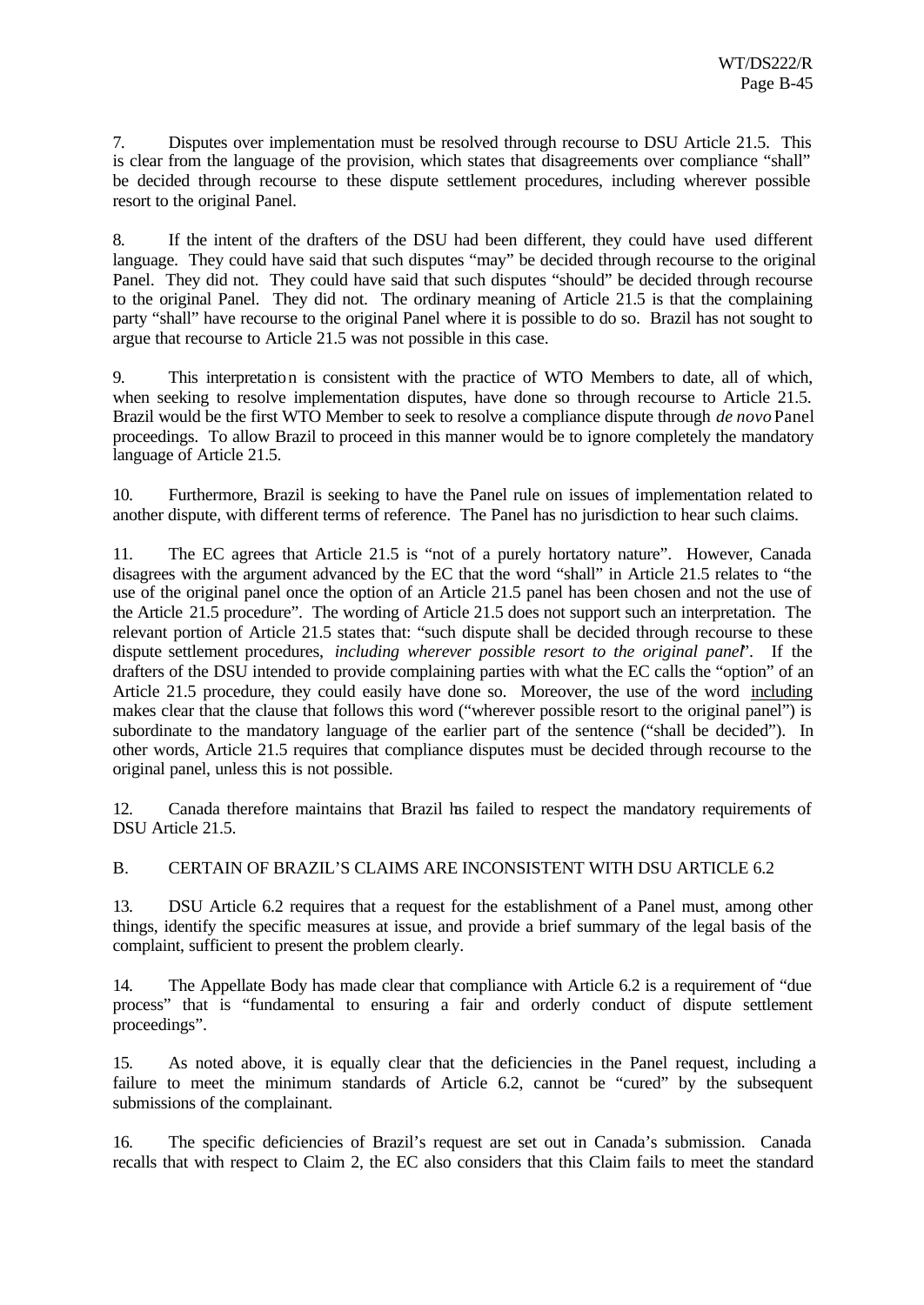7. Disputes over implementation must be resolved through recourse to DSU Article 21.5. This is clear from the language of the provision, which states that disagreements over compliance "shall" be decided through recourse to these dispute settlement procedures, including wherever possible resort to the original Panel.

8. If the intent of the drafters of the DSU had been different, they could have used different language. They could have said that such disputes "may" be decided through recourse to the original Panel. They did not. They could have said that such disputes "should" be decided through recourse to the original Panel. They did not. The ordinary meaning of Article 21.5 is that the complaining party "shall" have recourse to the original Panel where it is possible to do so. Brazil has not sought to argue that recourse to Article 21.5 was not possible in this case.

9. This interpretation is consistent with the practice of WTO Members to date, all of which, when seeking to resolve implementation disputes, have done so through recourse to Article 21.5. Brazil would be the first WTO Member to seek to resolve a compliance dispute through *de novo* Panel proceedings. To allow Brazil to proceed in this manner would be to ignore completely the mandatory language of Article 21.5.

10. Furthermore, Brazil is seeking to have the Panel rule on issues of implementation related to another dispute, with different terms of reference. The Panel has no jurisdiction to hear such claims.

11. The EC agrees that Article 21.5 is "not of a purely hortatory nature". However, Canada disagrees with the argument advanced by the EC that the word "shall" in Article 21.5 relates to "the use of the original panel once the option of an Article 21.5 panel has been chosen and not the use of the Article 21.5 procedure". The wording of Article 21.5 does not support such an interpretation. The relevant portion of Article 21.5 states that: "such dispute shall be decided through recourse to these dispute settlement procedures, *including wherever possible resort to the original panel*". If the drafters of the DSU intended to provide complaining parties with what the EC calls the "option" of an Article 21.5 procedure, they could easily have done so. Moreover, the use of the word <u>including</u> makes clear that the clause that follows this word ("wherever possible resort to the original panel") is subordinate to the mandatory language of the earlier part of the sentence ("shall be decided"). In other words, Article 21.5 requires that compliance disputes must be decided through recourse to the original panel, unless this is not possible.

12. Canada therefore maintains that Brazil has failed to respect the mandatory requirements of DSU Article 21.5.

## B. CERTAIN OF BRAZIL'S CLAIMS ARE INCONSISTENT WITH DSU ARTICLE 6.2

13. DSU Article 6.2 requires that a request for the establishment of a Panel must, among other things, identify the specific measures at issue, and provide a brief summary of the legal basis of the complaint, sufficient to present the problem clearly.

14. The Appellate Body has made clear that compliance with Article 6.2 is a requirement of "due process" that is "fundamental to ensuring a fair and orderly conduct of dispute settlement proceedings".

15. As noted above, it is equally clear that the deficiencies in the Panel request, including a failure to meet the minimum standards of Article 6.2, cannot be "cured" by the subsequent submissions of the complainant.

16. The specific deficiencies of Brazil's request are set out in Canada's submission. Canada recalls that with respect to Claim 2, the EC also considers that this Claim fails to meet the standard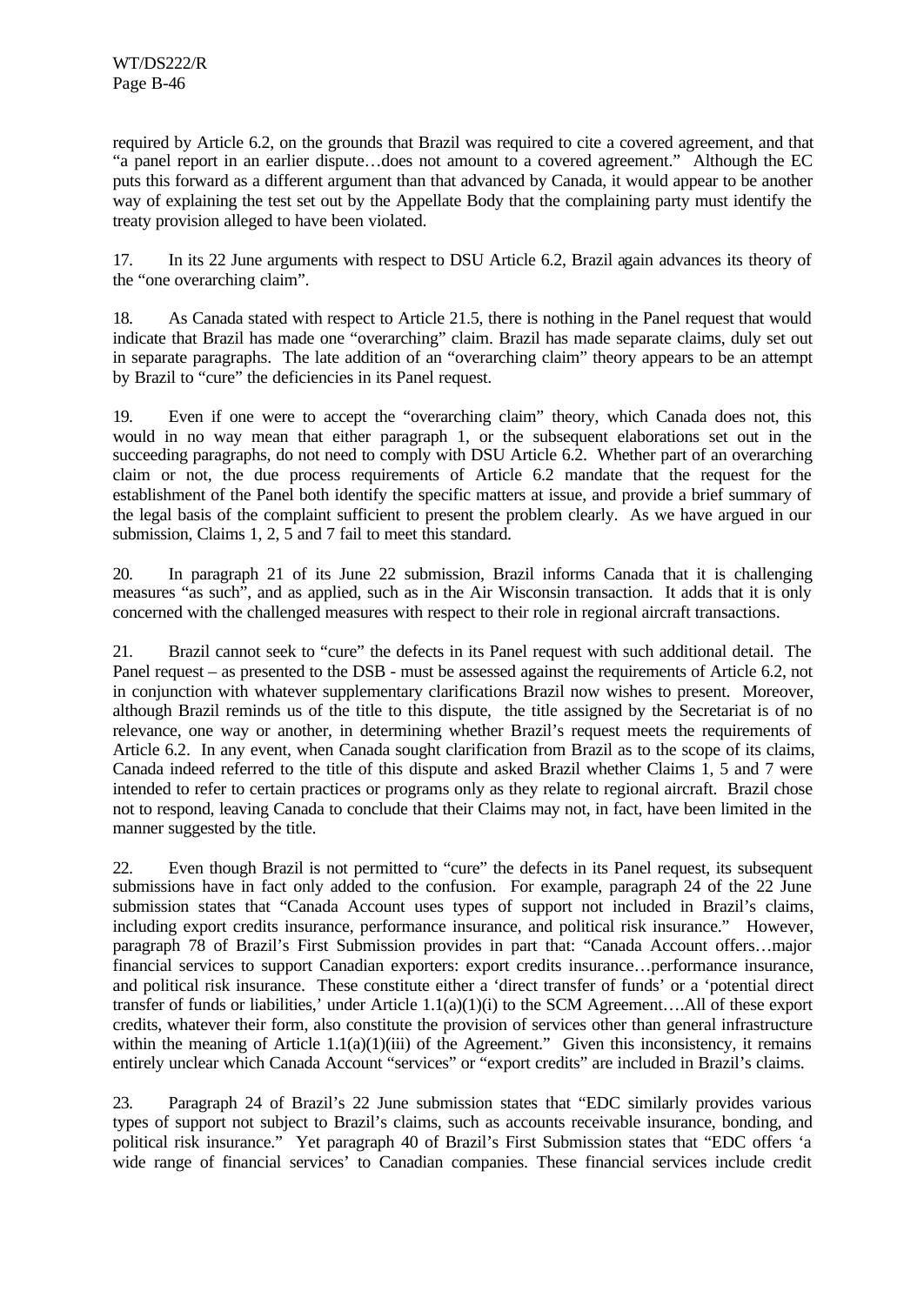required by Article 6.2, on the grounds that Brazil was required to cite a covered agreement, and that "a panel report in an earlier dispute…does not amount to a covered agreement." Although the EC puts this forward as a different argument than that advanced by Canada, it would appear to be another way of explaining the test set out by the Appellate Body that the complaining party must identify the treaty provision alleged to have been violated.

17. In its 22 June arguments with respect to DSU Article 6.2, Brazil again advances its theory of the "one overarching claim".

18. As Canada stated with respect to Article 21.5, there is nothing in the Panel request that would indicate that Brazil has made one "overarching" claim. Brazil has made separate claims, duly set out in separate paragraphs. The late addition of an "overarching claim" theory appears to be an attempt by Brazil to "cure" the deficiencies in its Panel request.

19. Even if one were to accept the "overarching claim" theory, which Canada does not, this would in no way mean that either paragraph 1, or the subsequent elaborations set out in the succeeding paragraphs, do not need to comply with DSU Article 6.2. Whether part of an overarching claim or not, the due process requirements of Article 6.2 mandate that the request for the establishment of the Panel both identify the specific matters at issue, and provide a brief summary of the legal basis of the complaint sufficient to present the problem clearly. As we have argued in our submission, Claims 1, 2, 5 and 7 fail to meet this standard.

20. In paragraph 21 of its June 22 submission, Brazil informs Canada that it is challenging measures "as such", and as applied, such as in the Air Wisconsin transaction. It adds that it is only concerned with the challenged measures with respect to their role in regional aircraft transactions.

21. Brazil cannot seek to "cure" the defects in its Panel request with such additional detail. The Panel request – as presented to the DSB - must be assessed against the requirements of Article 6.2, not in conjunction with whatever supplementary clarifications Brazil now wishes to present. Moreover, although Brazil reminds us of the title to this dispute, the title assigned by the Secretariat is of no relevance, one way or another, in determining whether Brazil's request meets the requirements of Article 6.2. In any event, when Canada sought clarification from Brazil as to the scope of its claims, Canada indeed referred to the title of this dispute and asked Brazil whether Claims 1, 5 and 7 were intended to refer to certain practices or programs only as they relate to regional aircraft. Brazil chose not to respond, leaving Canada to conclude that their Claims may not, in fact, have been limited in the manner suggested by the title.

22. Even though Brazil is not permitted to "cure" the defects in its Panel request, its subsequent submissions have in fact only added to the confusion. For example, paragraph 24 of the 22 June submission states that "Canada Account uses types of support not included in Brazil's claims, including export credits insurance, performance insurance, and political risk insurance." However, paragraph 78 of Brazil's First Submission provides in part that: "Canada Account offers…major financial services to support Canadian exporters: export credits insurance…performance insurance, and political risk insurance. These constitute either a 'direct transfer of funds' or a 'potential direct transfer of funds or liabilities,' under Article 1.1(a)(1)(i) to the SCM Agreement….All of these export credits, whatever their form, also constitute the provision of services other than general infrastructure within the meaning of Article 1.1(a)(1)(iii) of the Agreement." Given this inconsistency, it remains entirely unclear which Canada Account "services" or "export credits" are included in Brazil's claims.

23. Paragraph 24 of Brazil's 22 June submission states that "EDC similarly provides various types of support not subject to Brazil's claims, such as accounts receivable insurance, bonding, and political risk insurance." Yet paragraph 40 of Brazil's First Submission states that "EDC offers 'a wide range of financial services' to Canadian companies. These financial services include credit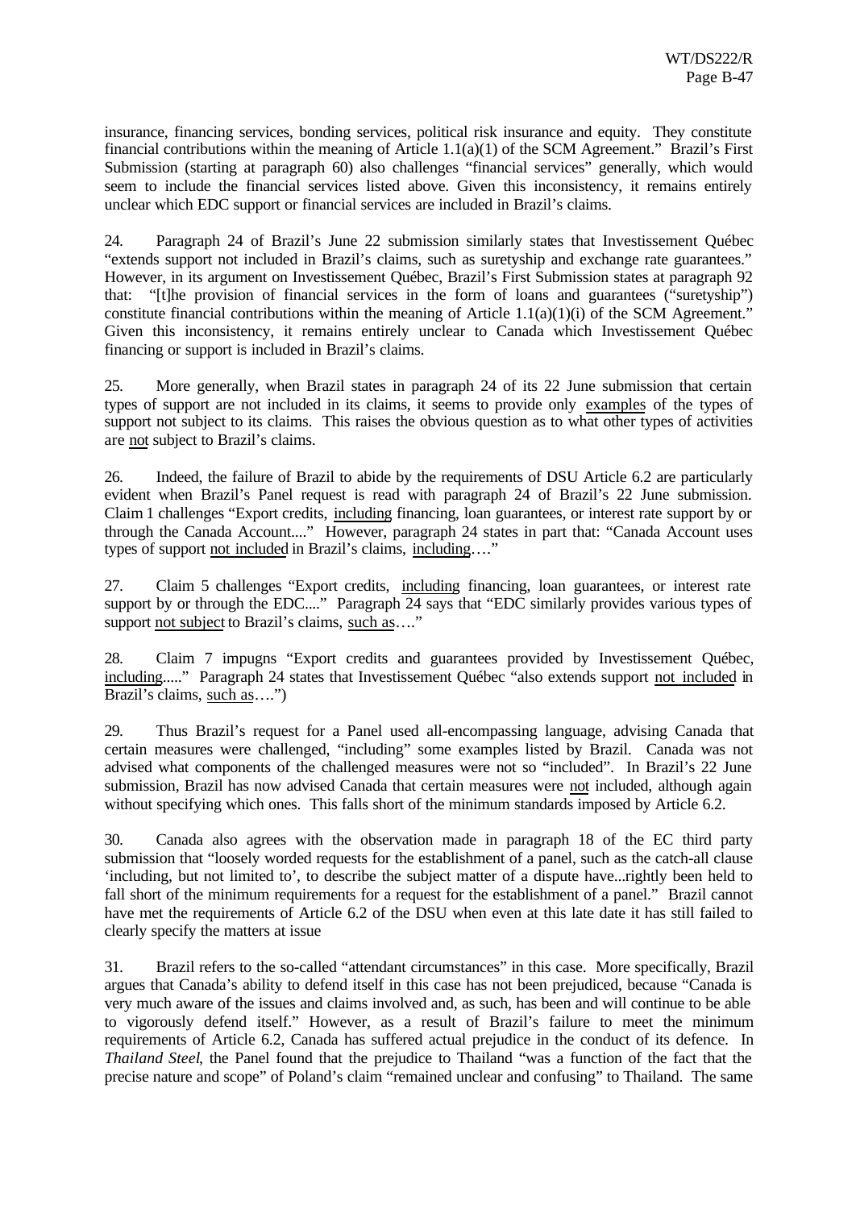insurance, financing services, bonding services, political risk insurance and equity. They constitute financial contributions within the meaning of Article 1.1(a)(1) of the SCM Agreement." Brazil's First Submission (starting at paragraph 60) also challenges "financial services" generally, which would seem to include the financial services listed above. Given this inconsistency, it remains entirely unclear which EDC support or financial services are included in Brazil's claims.

24. Paragraph 24 of Brazil's June 22 submission similarly states that Investissement Québec "extends support not included in Brazil's claims, such as suretyship and exchange rate guarantees." However, in its argument on Investissement Québec, Brazil's First Submission states at paragraph 92 that: "[t]he provision of financial services in the form of loans and guarantees ("suretyship") constitute financial contributions within the meaning of Article 1.1(a)(1)(i) of the SCM Agreement." Given this inconsistency, it remains entirely unclear to Canada which Investissement Québec financing or support is included in Brazil's claims.

25. More generally, when Brazil states in paragraph 24 of its 22 June submission that certain types of support are not included in its claims, it seems to provide only examples of the types of support not subject to its claims. This raises the obvious question as to what other types of activities are not subject to Brazil's claims.

26. Indeed, the failure of Brazil to abide by the requirements of DSU Article 6.2 are particularly evident when Brazil's Panel request is read with paragraph 24 of Brazil's 22 June submission. Claim 1 challenges "Export credits, including financing, loan guarantees, or interest rate support by or through the Canada Account...." However, paragraph 24 states in part that: "Canada Account uses types of support not included in Brazil's claims, including…."

27. Claim 5 challenges "Export credits, including financing, loan guarantees, or interest rate support by or through the EDC...." Paragraph 24 says that "EDC similarly provides various types of support not subject to Brazil's claims, such as…."

28. Claim 7 impugns "Export credits and guarantees provided by Investissement Québec, including....." Paragraph 24 states that Investissement Québec "also extends support not included in Brazil's claims, such as….")

29. Thus Brazil's request for a Panel used all-encompassing language, advising Canada that certain measures were challenged, "including" some examples listed by Brazil. Canada was not advised what components of the challenged measures were not so "included". In Brazil's 22 June submission, Brazil has now advised Canada that certain measures were not included, although again without specifying which ones. This falls short of the minimum standards imposed by Article 6.2.

30. Canada also agrees with the observation made in paragraph 18 of the EC third party submission that "loosely worded requests for the establishment of a panel, such as the catch-all clause 'including, but not limited to', to describe the subject matter of a dispute have...rightly been held to fall short of the minimum requirements for a request for the establishment of a panel." Brazil cannot have met the requirements of Article 6.2 of the DSU when even at this late date it has still failed to clearly specify the matters at issue

31. Brazil refers to the so-called "attendant circumstances" in this case. More specifically, Brazil argues that Canada's ability to defend itself in this case has not been prejudiced, because "Canada is very much aware of the issues and claims involved and, as such, has been and will continue to be able to vigorously defend itself." However, as a result of Brazil's failure to meet the minimum requirements of Article 6.2, Canada has suffered actual prejudice in the conduct of its defence. In *Thailand Steel*, the Panel found that the prejudice to Thailand "was a function of the fact that the precise nature and scope" of Poland's claim "remained unclear and confusing" to Thailand. The same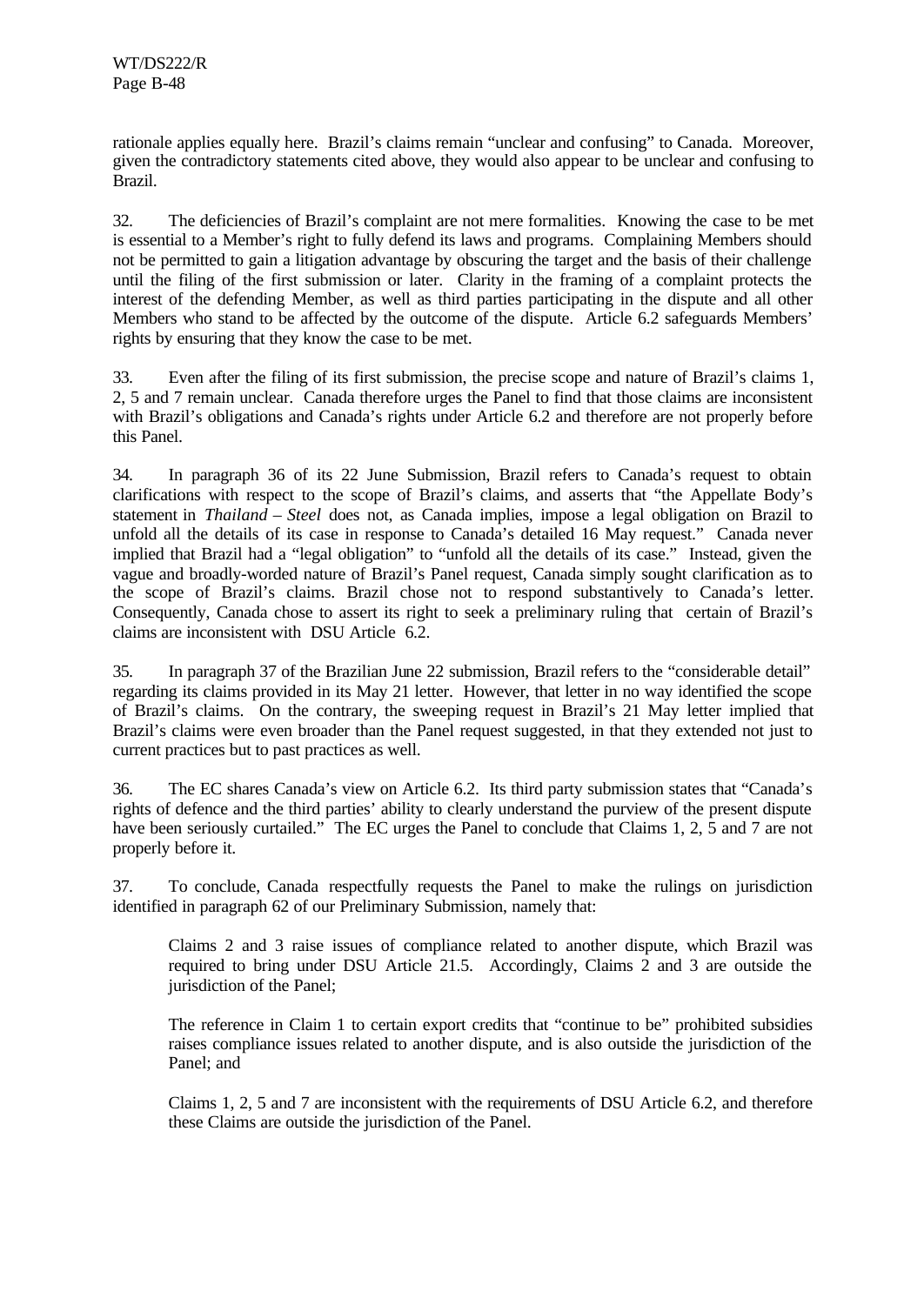rationale applies equally here. Brazil's claims remain "unclear and confusing" to Canada. Moreover, given the contradictory statements cited above, they would also appear to be unclear and confusing to Brazil.

32. The deficiencies of Brazil's complaint are not mere formalities. Knowing the case to be met is essential to a Member's right to fully defend its laws and programs. Complaining Members should not be permitted to gain a litigation advantage by obscuring the target and the basis of their challenge until the filing of the first submission or later. Clarity in the framing of a complaint protects the interest of the defending Member, as well as third parties participating in the dispute and all other Members who stand to be affected by the outcome of the dispute. Article 6.2 safeguards Members' rights by ensuring that they know the case to be met.

33. Even after the filing of its first submission, the precise scope and nature of Brazil's claims 1, 2, 5 and 7 remain unclear. Canada therefore urges the Panel to find that those claims are inconsistent with Brazil's obligations and Canada's rights under Article 6.2 and therefore are not properly before this Panel.

34. In paragraph 36 of its 22 June Submission, Brazil refers to Canada's request to obtain clarifications with respect to the scope of Brazil's claims, and asserts that "the Appellate Body's statement in *Thailand – Steel* does not, as Canada implies, impose a legal obligation on Brazil to unfold all the details of its case in response to Canada's detailed 16 May request." Canada never implied that Brazil had a "legal obligation" to "unfold all the details of its case." Instead, given the vague and broadly-worded nature of Brazil's Panel request, Canada simply sought clarification as to the scope of Brazil's claims. Brazil chose not to respond substantively to Canada's letter. Consequently, Canada chose to assert its right to seek a preliminary ruling that certain of Brazil's claims are inconsistent with DSU Article 6.2.

35. In paragraph 37 of the Brazilian June 22 submission, Brazil refers to the "considerable detail" regarding its claims provided in its May 21 letter. However, that letter in no way identified the scope of Brazil's claims. On the contrary, the sweeping request in Brazil's 21 May letter implied that Brazil's claims were even broader than the Panel request suggested, in that they extended not just to current practices but to past practices as well.

36. The EC shares Canada's view on Article 6.2. Its third party submission states that "Canada's rights of defence and the third parties' ability to clearly understand the purview of the present dispute have been seriously curtailed." The EC urges the Panel to conclude that Claims 1, 2, 5 and 7 are not properly before it.

37. To conclude, Canada respectfully requests the Panel to make the rulings on jurisdiction identified in paragraph 62 of our Preliminary Submission, namely that:

> Claims 2 and 3 raise issues of compliance related to another dispute, which Brazil was required to bring under DSU Article 21.5. Accordingly, Claims 2 and 3 are outside the jurisdiction of the Panel;
>
> The reference in Claim 1 to certain export credits that "continue to be" prohibited subsidies raises compliance issues related to another dispute, and is also outside the jurisdiction of the Panel; and
>
> Claims 1, 2, 5 and 7 are inconsistent with the requirements of DSU Article 6.2, and therefore these Claims are outside the jurisdiction of the Panel.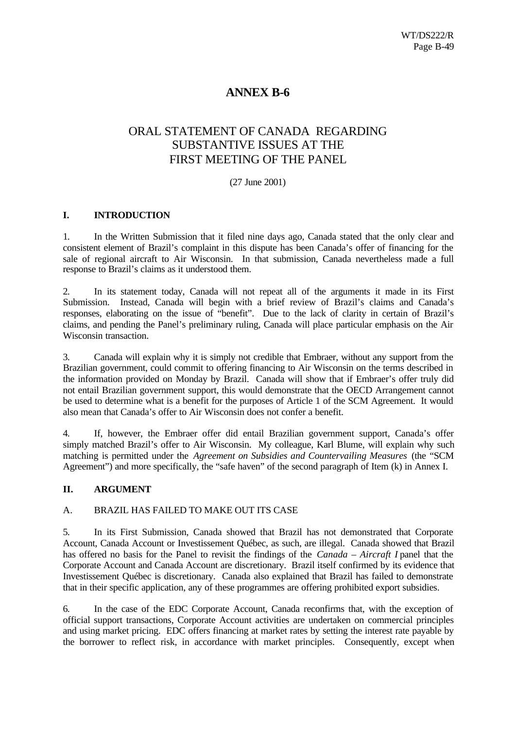# ANNEX B-6

## ORAL STATEMENT OF CANADA REGARDING SUBSTANTIVE ISSUES AT THE FIRST MEETING OF THE PANEL

(27 June 2001)

### I. INTRODUCTION

1. In the Written Submission that it filed nine days ago, Canada stated that the only clear and consistent element of Brazil's complaint in this dispute has been Canada's offer of financing for the sale of regional aircraft to Air Wisconsin. In that submission, Canada nevertheless made a full response to Brazil's claims as it understood them.

2. In its statement today, Canada will not repeat all of the arguments it made in its First Submission. Instead, Canada will begin with a brief review of Brazil's claims and Canada's responses, elaborating on the issue of "benefit". Due to the lack of clarity in certain of Brazil's claims, and pending the Panel's preliminary ruling, Canada will place particular emphasis on the Air Wisconsin transaction.

3. Canada will explain why it is simply not credible that Embraer, without any support from the Brazilian government, could commit to offering financing to Air Wisconsin on the terms described in the information provided on Monday by Brazil. Canada will show that if Embraer's offer truly did not entail Brazilian government support, this would demonstrate that the OECD Arrangement cannot be used to determine what is a benefit for the purposes of Article 1 of the SCM Agreement. It would also mean that Canada's offer to Air Wisconsin does not confer a benefit.

4. If, however, the Embraer offer did entail Brazilian government support, Canada's offer simply matched Brazil's offer to Air Wisconsin. My colleague, Karl Blume, will explain why such matching is permitted under the *Agreement on Subsidies and Countervailing Measures* (the "SCM Agreement") and more specifically, the "safe haven" of the second paragraph of Item (k) in Annex I.

### II. ARGUMENT

#### A. BRAZIL HAS FAILED TO MAKE OUT ITS CASE

5. In its First Submission, Canada showed that Brazil has not demonstrated that Corporate Account, Canada Account or Investissement Québec, as such, are illegal. Canada showed that Brazil has offered no basis for the Panel to revisit the findings of the *Canada – Aircraft I* panel that the Corporate Account and Canada Account are discretionary. Brazil itself confirmed by its evidence that Investissement Québec is discretionary. Canada also explained that Brazil has failed to demonstrate that in their specific application, any of these programmes are offering prohibited export subsidies.

6. In the case of the EDC Corporate Account, Canada reconfirms that, with the exception of official support transactions, Corporate Account activities are undertaken on commercial principles and using market pricing. EDC offers financing at market rates by setting the interest rate payable by the borrower to reflect risk, in accordance with market principles. Consequently, except when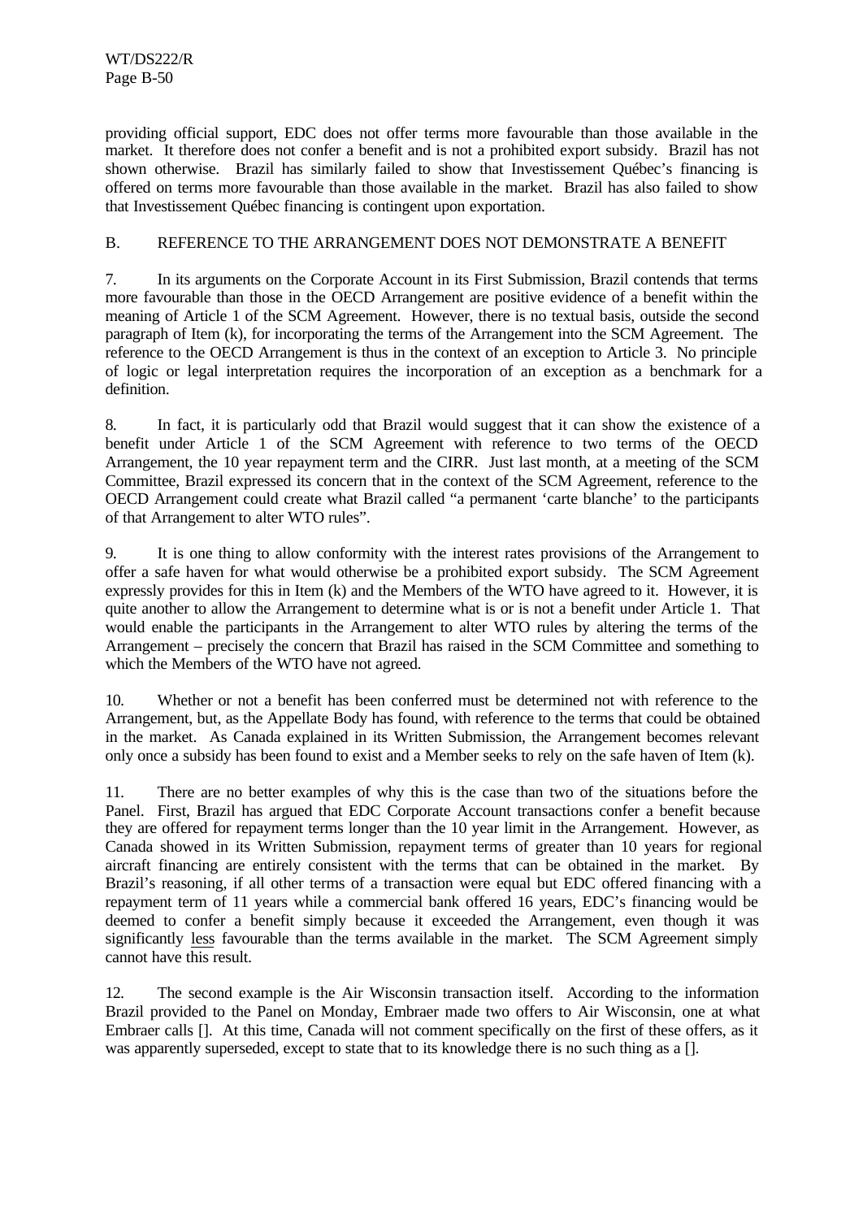providing official support, EDC does not offer terms more favourable than those available in the market. It therefore does not confer a benefit and is not a prohibited export subsidy. Brazil has not shown otherwise. Brazil has similarly failed to show that Investissement Québec's financing is offered on terms more favourable than those available in the market. Brazil has also failed to show that Investissement Québec financing is contingent upon exportation.

## B. REFERENCE TO THE ARRANGEMENT DOES NOT DEMONSTRATE A BENEFIT

7. In its arguments on the Corporate Account in its First Submission, Brazil contends that terms more favourable than those in the OECD Arrangement are positive evidence of a benefit within the meaning of Article 1 of the SCM Agreement. However, there is no textual basis, outside the second paragraph of Item (k), for incorporating the terms of the Arrangement into the SCM Agreement. The reference to the OECD Arrangement is thus in the context of an exception to Article 3. No principle of logic or legal interpretation requires the incorporation of an exception as a benchmark for a definition.

8. In fact, it is particularly odd that Brazil would suggest that it can show the existence of a benefit under Article 1 of the SCM Agreement with reference to two terms of the OECD Arrangement, the 10 year repayment term and the CIRR. Just last month, at a meeting of the SCM Committee, Brazil expressed its concern that in the context of the SCM Agreement, reference to the OECD Arrangement could create what Brazil called "a permanent 'carte blanche' to the participants of that Arrangement to alter WTO rules".

9. It is one thing to allow conformity with the interest rates provisions of the Arrangement to offer a safe haven for what would otherwise be a prohibited export subsidy. The SCM Agreement expressly provides for this in Item (k) and the Members of the WTO have agreed to it. However, it is quite another to allow the Arrangement to determine what is or is not a benefit under Article 1. That would enable the participants in the Arrangement to alter WTO rules by altering the terms of the Arrangement – precisely the concern that Brazil has raised in the SCM Committee and something to which the Members of the WTO have not agreed.

10. Whether or not a benefit has been conferred must be determined not with reference to the Arrangement, but, as the Appellate Body has found, with reference to the terms that could be obtained in the market. As Canada explained in its Written Submission, the Arrangement becomes relevant only once a subsidy has been found to exist and a Member seeks to rely on the safe haven of Item (k).

11. There are no better examples of why this is the case than two of the situations before the Panel. First, Brazil has argued that EDC Corporate Account transactions confer a benefit because they are offered for repayment terms longer than the 10 year limit in the Arrangement. However, as Canada showed in its Written Submission, repayment terms of greater than 10 years for regional aircraft financing are entirely consistent with the terms that can be obtained in the market. By Brazil's reasoning, if all other terms of a transaction were equal but EDC offered financing with a repayment term of 11 years while a commercial bank offered 16 years, EDC's financing would be deemed to confer a benefit simply because it exceeded the Arrangement, even though it was significantly <u>less</u> favourable than the terms available in the market. The SCM Agreement simply cannot have this result.

12. The second example is the Air Wisconsin transaction itself. According to the information Brazil provided to the Panel on Monday, Embraer made two offers to Air Wisconsin, one at what Embraer calls []. At this time, Canada will not comment specifically on the first of these offers, as it was apparently superseded, except to state that to its knowledge there is no such thing as a [].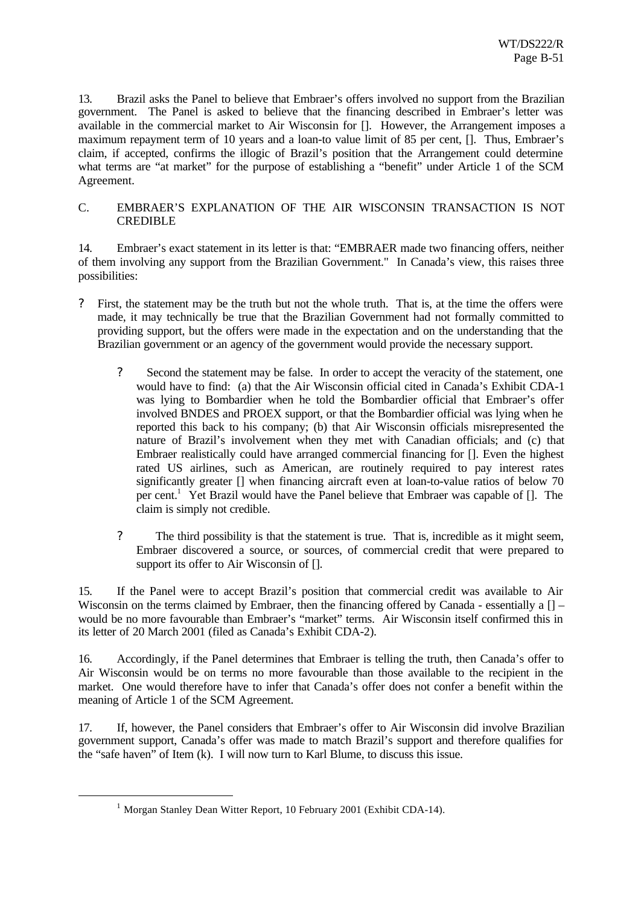13. Brazil asks the Panel to believe that Embraer's offers involved no support from the Brazilian government. The Panel is asked to believe that the financing described in Embraer's letter was available in the commercial market to Air Wisconsin for []. However, the Arrangement imposes a maximum repayment term of 10 years and a loan-to value limit of 85 per cent, []. Thus, Embraer's claim, if accepted, confirms the illogic of Brazil's position that the Arrangement could determine what terms are "at market" for the purpose of establishing a "benefit" under Article 1 of the SCM Agreement.

## C. EMBRAER'S EXPLANATION OF THE AIR WISCONSIN TRANSACTION IS NOT CREDIBLE

14. Embraer's exact statement in its letter is that: "EMBRAER made two financing offers, neither of them involving any support from the Brazilian Government." In Canada's view, this raises three possibilities:

- First, the statement may be the truth but not the whole truth. That is, at the time the offers were made, it may technically be true that the Brazilian Government had not formally committed to providing support, but the offers were made in the expectation and on the understanding that the Brazilian government or an agency of the government would provide the necessary support.

- Second the statement may be false. In order to accept the veracity of the statement, one would have to find: (a) that the Air Wisconsin official cited in Canada's Exhibit CDA-1 was lying to Bombardier when he told the Bombardier official that Embraer's offer involved BNDES and PROEX support, or that the Bombardier official was lying when he reported this back to his company; (b) that Air Wisconsin officials misrepresented the nature of Brazil's involvement when they met with Canadian officials; and (c) that Embraer realistically could have arranged commercial financing for []. Even the highest rated US airlines, such as American, are routinely required to pay interest rates significantly greater [] when financing aircraft even at loan-to-value ratios of below 70 per cent.[1] Yet Brazil would have the Panel believe that Embraer was capable of []. The claim is simply not credible.

- The third possibility is that the statement is true. That is, incredible as it might seem, Embraer discovered a source, or sources, of commercial credit that were prepared to support its offer to Air Wisconsin of [].

15. If the Panel were to accept Brazil's position that commercial credit was available to Air Wisconsin on the terms claimed by Embraer, then the financing offered by Canada - essentially a [] – would be no more favourable than Embraer's "market" terms. Air Wisconsin itself confirmed this in its letter of 20 March 2001 (filed as Canada's Exhibit CDA-2).

16. Accordingly, if the Panel determines that Embraer is telling the truth, then Canada's offer to Air Wisconsin would be on terms no more favourable than those available to the recipient in the market. One would therefore have to infer that Canada's offer does not confer a benefit within the meaning of Article 1 of the SCM Agreement.

17. If, however, the Panel considers that Embraer's offer to Air Wisconsin did involve Brazilian government support, Canada's offer was made to match Brazil's support and therefore qualifies for the "safe haven" of Item (k). I will now turn to Karl Blume, to discuss this issue.

[1] Morgan Stanley Dean Witter Report, 10 February 2001 (Exhibit CDA-14).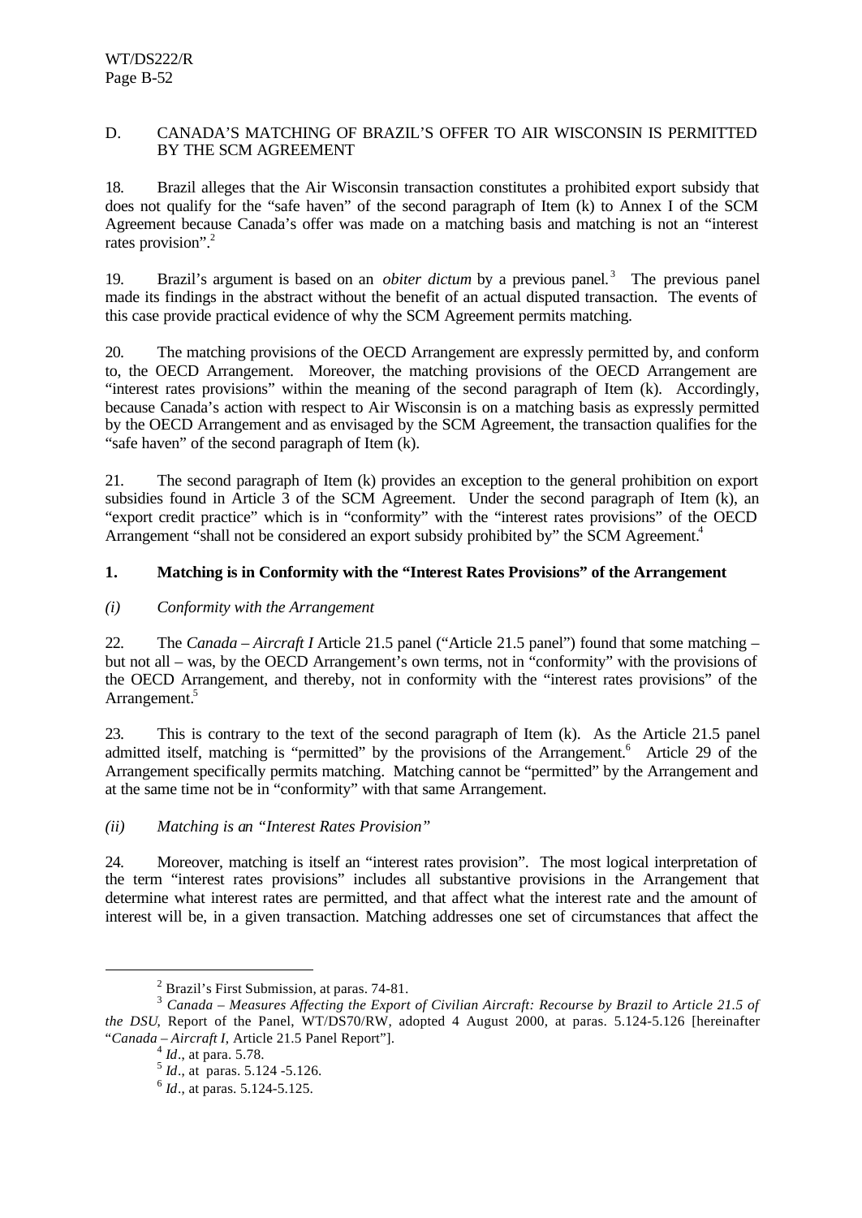## D. CANADA'S MATCHING OF BRAZIL'S OFFER TO AIR WISCONSIN IS PERMITTED BY THE SCM AGREEMENT

18. Brazil alleges that the Air Wisconsin transaction constitutes a prohibited export subsidy that does not qualify for the "safe haven" of the second paragraph of Item (k) to Annex I of the SCM Agreement because Canada's offer was made on a matching basis and matching is not an "interest rates provision".[2]

19. Brazil's argument is based on an *obiter dictum* by a previous panel.[3] The previous panel made its findings in the abstract without the benefit of an actual disputed transaction. The events of this case provide practical evidence of why the SCM Agreement permits matching.

20. The matching provisions of the OECD Arrangement are expressly permitted by, and conform to, the OECD Arrangement. Moreover, the matching provisions of the OECD Arrangement are "interest rates provisions" within the meaning of the second paragraph of Item (k). Accordingly, because Canada's action with respect to Air Wisconsin is on a matching basis as expressly permitted by the OECD Arrangement and as envisaged by the SCM Agreement, the transaction qualifies for the "safe haven" of the second paragraph of Item (k).

21. The second paragraph of Item (k) provides an exception to the general prohibition on export subsidies found in Article 3 of the SCM Agreement. Under the second paragraph of Item (k), an "export credit practice" which is in "conformity" with the "interest rates provisions" of the OECD Arrangement "shall not be considered an export subsidy prohibited by" the SCM Agreement.[4]

### 1. Matching is in Conformity with the "Interest Rates Provisions" of the Arrangement

*(i) Conformity with the Arrangement*

22. The *Canada – Aircraft I* Article 21.5 panel ("Article 21.5 panel") found that some matching – but not all – was, by the OECD Arrangement's own terms, not in "conformity" with the provisions of the OECD Arrangement, and thereby, not in conformity with the "interest rates provisions" of the Arrangement.[5]

23. This is contrary to the text of the second paragraph of Item (k). As the Article 21.5 panel admitted itself, matching is "permitted" by the provisions of the Arrangement.[6] Article 29 of the Arrangement specifically permits matching. Matching cannot be "permitted" by the Arrangement and at the same time not be in "conformity" with that same Arrangement.

*(ii) Matching is an "Interest Rates Provision"*

24. Moreover, matching is itself an "interest rates provision". The most logical interpretation of the term "interest rates provisions" includes all substantive provisions in the Arrangement that determine what interest rates are permitted, and that affect what the interest rate and the amount of interest will be, in a given transaction. Matching addresses one set of circumstances that affect the

---

[2] Brazil's First Submission, at paras. 74-81.

[3] *Canada – Measures Affecting the Export of Civilian Aircraft: Recourse by Brazil to Article 21.5 of the DSU*, Report of the Panel, WT/DS70/RW, adopted 4 August 2000, at paras. 5.124-5.126 [hereinafter "*Canada – Aircraft I*, Article 21.5 Panel Report"].

[4] *Id*., at para. 5.78.

[5] *Id*., at paras. 5.124 -5.126.

[6] *Id*., at paras. 5.124-5.125.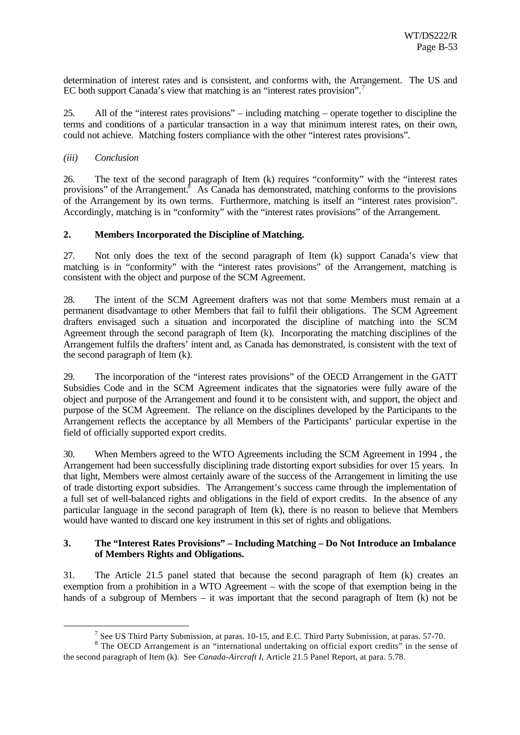determination of interest rates and is consistent, and conforms with, the Arrangement. The US and EC both support Canada's view that matching is an "interest rates provision".[7]

25. All of the "interest rates provisions" – including matching – operate together to discipline the terms and conditions of a particular transaction in a way that minimum interest rates, on their own, could not achieve. Matching fosters compliance with the other "interest rates provisions".

*(iii) Conclusion*

26. The text of the second paragraph of Item (k) requires "conformity" with the "interest rates provisions" of the Arrangement.[8] As Canada has demonstrated, matching conforms to the provisions of the Arrangement by its own terms. Furthermore, matching is itself an "interest rates provision". Accordingly, matching is in "conformity" with the "interest rates provisions" of the Arrangement.

**2. Members Incorporated the Discipline of Matching.**

27. Not only does the text of the second paragraph of Item (k) support Canada's view that matching is in "conformity" with the "interest rates provisions" of the Arrangement, matching is consistent with the object and purpose of the SCM Agreement.

28. The intent of the SCM Agreement drafters was not that some Members must remain at a permanent disadvantage to other Members that fail to fulfil their obligations. The SCM Agreement drafters envisaged such a situation and incorporated the discipline of matching into the SCM Agreement through the second paragraph of Item (k). Incorporating the matching disciplines of the Arrangement fulfils the drafters' intent and, as Canada has demonstrated, is consistent with the text of the second paragraph of Item (k).

29. The incorporation of the "interest rates provisions" of the OECD Arrangement in the GATT Subsidies Code and in the SCM Agreement indicates that the signatories were fully aware of the object and purpose of the Arrangement and found it to be consistent with, and support, the object and purpose of the SCM Agreement. The reliance on the disciplines developed by the Participants to the Arrangement reflects the acceptance by all Members of the Participants' particular expertise in the field of officially supported export credits.

30. When Members agreed to the WTO Agreements including the SCM Agreement in 1994 , the Arrangement had been successfully disciplining trade distorting export subsidies for over 15 years. In that light, Members were almost certainly aware of the success of the Arrangement in limiting the use of trade distorting export subsidies. The Arrangement's success came through the implementation of a full set of well-balanced rights and obligations in the field of export credits. In the absence of any particular language in the second paragraph of Item (k), there is no reason to believe that Members would have wanted to discard one key instrument in this set of rights and obligations.

**3. The "Interest Rates Provisions" – Including Matching – Do Not Introduce an Imbalance of Members Rights and Obligations.**

31. The Article 21.5 panel stated that because the second paragraph of Item (k) creates an exemption from a prohibition in a WTO Agreement – with the scope of that exemption being in the hands of a subgroup of Members – it was important that the second paragraph of Item (k) not be

---

[7] See US Third Party Submission, at paras. 10-15, and E.C. Third Party Submission, at paras. 57-70.

[8] The OECD Arrangement is an "international undertaking on official export credits" in the sense of the second paragraph of Item (k). See *Canada-Aircraft I*, Article 21.5 Panel Report, at para. 5.78.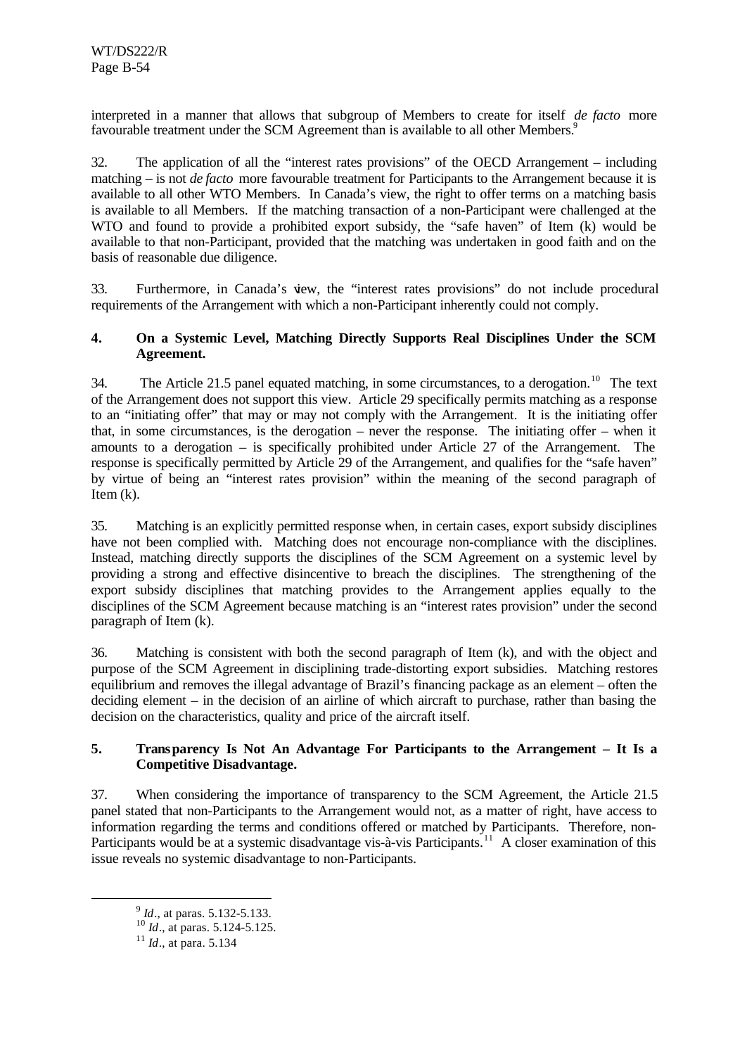interpreted in a manner that allows that subgroup of Members to create for itself *de facto* more favourable treatment under the SCM Agreement than is available to all other Members.[9]

32. The application of all the "interest rates provisions" of the OECD Arrangement – including matching – is not *de facto* more favourable treatment for Participants to the Arrangement because it is available to all other WTO Members. In Canada's view, the right to offer terms on a matching basis is available to all Members. If the matching transaction of a non-Participant were challenged at the WTO and found to provide a prohibited export subsidy, the "safe haven" of Item (k) would be available to that non-Participant, provided that the matching was undertaken in good faith and on the basis of reasonable due diligence.

33. Furthermore, in Canada's view, the "interest rates provisions" do not include procedural requirements of the Arrangement with which a non-Participant inherently could not comply.

### 4. On a Systemic Level, Matching Directly Supports Real Disciplines Under the SCM Agreement.

34. The Article 21.5 panel equated matching, in some circumstances, to a derogation.[10] The text of the Arrangement does not support this view. Article 29 specifically permits matching as a response to an "initiating offer" that may or may not comply with the Arrangement. It is the initiating offer that, in some circumstances, is the derogation – never the response. The initiating offer – when it amounts to a derogation – is specifically prohibited under Article 27 of the Arrangement. The response is specifically permitted by Article 29 of the Arrangement, and qualifies for the "safe haven" by virtue of being an "interest rates provision" within the meaning of the second paragraph of Item (k).

35. Matching is an explicitly permitted response when, in certain cases, export subsidy disciplines have not been complied with. Matching does not encourage non-compliance with the disciplines. Instead, matching directly supports the disciplines of the SCM Agreement on a systemic level by providing a strong and effective disincentive to breach the disciplines. The strengthening of the export subsidy disciplines that matching provides to the Arrangement applies equally to the disciplines of the SCM Agreement because matching is an "interest rates provision" under the second paragraph of Item (k).

36. Matching is consistent with both the second paragraph of Item (k), and with the object and purpose of the SCM Agreement in disciplining trade-distorting export subsidies. Matching restores equilibrium and removes the illegal advantage of Brazil's financing package as an element – often the deciding element – in the decision of an airline of which aircraft to purchase, rather than basing the decision on the characteristics, quality and price of the aircraft itself.

### 5. Transparency Is Not An Advantage For Participants to the Arrangement – It Is a Competitive Disadvantage.

37. When considering the importance of transparency to the SCM Agreement, the Article 21.5 panel stated that non-Participants to the Arrangement would not, as a matter of right, have access to information regarding the terms and conditions offered or matched by Participants. Therefore, non-Participants would be at a systemic disadvantage vis-à-vis Participants.[11] A closer examination of this issue reveals no systemic disadvantage to non-Participants.

---

[9] *Id*., at paras. 5.132-5.133.

[10] *Id*., at paras. 5.124-5.125.

[11] *Id*., at para. 5.134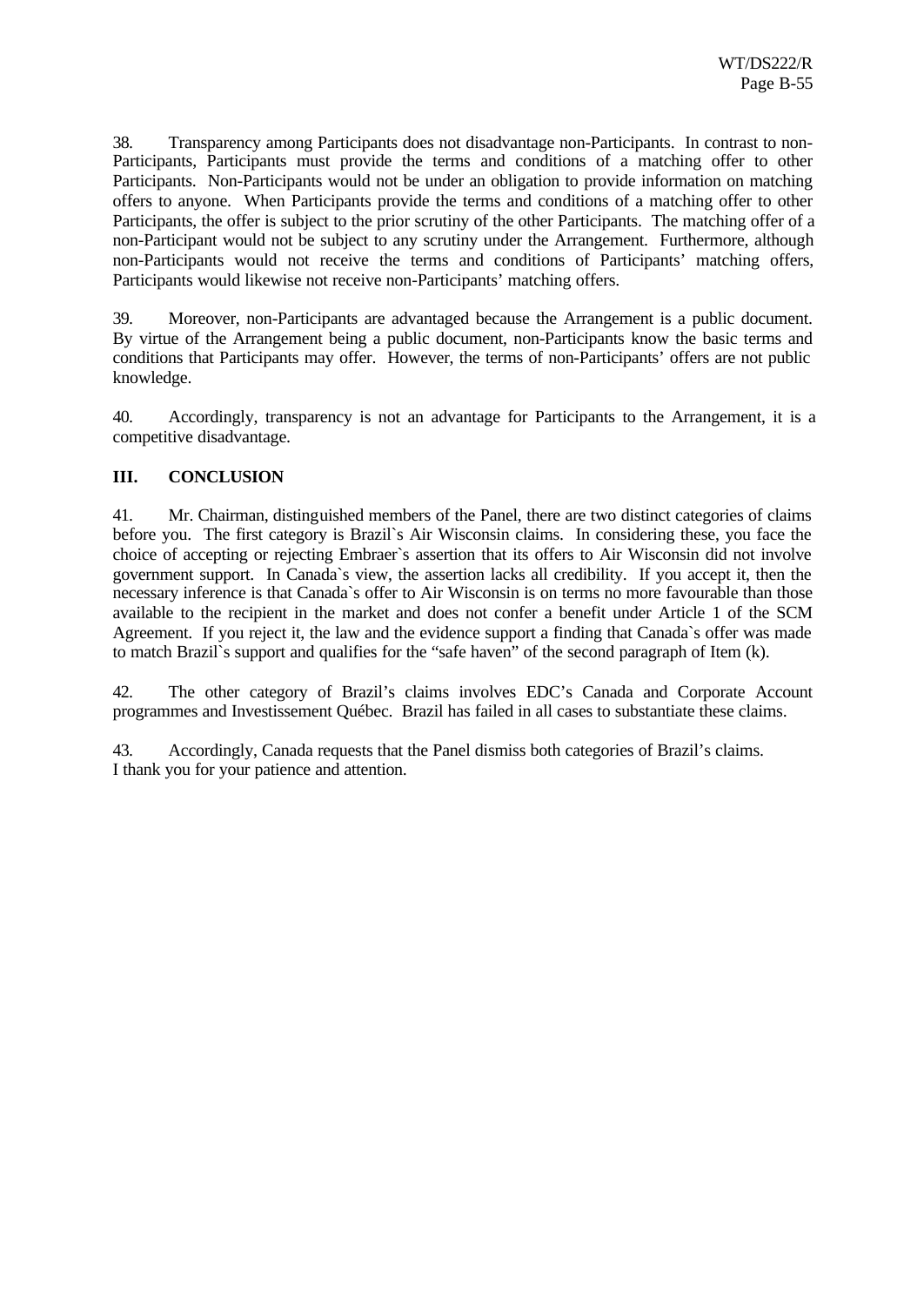38. Transparency among Participants does not disadvantage non-Participants. In contrast to non-Participants, Participants must provide the terms and conditions of a matching offer to other Participants. Non-Participants would not be under an obligation to provide information on matching offers to anyone. When Participants provide the terms and conditions of a matching offer to other Participants, the offer is subject to the prior scrutiny of the other Participants. The matching offer of a non-Participant would not be subject to any scrutiny under the Arrangement. Furthermore, although non-Participants would not receive the terms and conditions of Participants' matching offers, Participants would likewise not receive non-Participants' matching offers.

39. Moreover, non-Participants are advantaged because the Arrangement is a public document. By virtue of the Arrangement being a public document, non-Participants know the basic terms and conditions that Participants may offer. However, the terms of non-Participants' offers are not public knowledge.

40. Accordingly, transparency is not an advantage for Participants to the Arrangement, it is a competitive disadvantage.

## III. CONCLUSION

41. Mr. Chairman, distinguished members of the Panel, there are two distinct categories of claims before you. The first category is Brazil`s Air Wisconsin claims. In considering these, you face the choice of accepting or rejecting Embraer`s assertion that its offers to Air Wisconsin did not involve government support. In Canada`s view, the assertion lacks all credibility. If you accept it, then the necessary inference is that Canada`s offer to Air Wisconsin is on terms no more favourable than those available to the recipient in the market and does not confer a benefit under Article 1 of the SCM Agreement. If you reject it, the law and the evidence support a finding that Canada`s offer was made to match Brazil`s support and qualifies for the "safe haven" of the second paragraph of Item (k).

42. The other category of Brazil's claims involves EDC's Canada and Corporate Account programmes and Investissement Québec. Brazil has failed in all cases to substantiate these claims.

43. Accordingly, Canada requests that the Panel dismiss both categories of Brazil's claims.
I thank you for your patience and attention.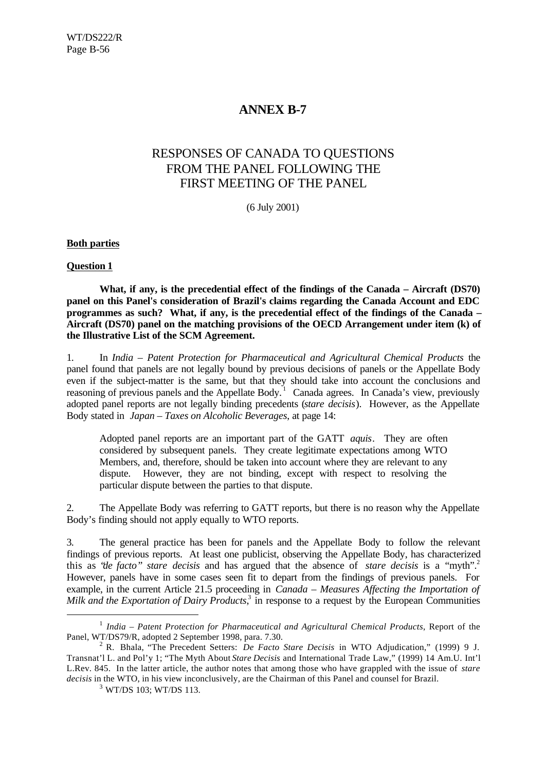# ANNEX B-7

## RESPONSES OF CANADA TO QUESTIONS FROM THE PANEL FOLLOWING THE FIRST MEETING OF THE PANEL

(6 July 2001)

**Both parties**

**Question 1**

**What, if any, is the precedential effect of the findings of the Canada – Aircraft (DS70) panel on this Panel's consideration of Brazil's claims regarding the Canada Account and EDC programmes as such? What, if any, is the precedential effect of the findings of the Canada – Aircraft (DS70) panel on the matching provisions of the OECD Arrangement under item (k) of the Illustrative List of the SCM Agreement.**

1. In *India – Patent Protection for Pharmaceutical and Agricultural Chemical Products* the panel found that panels are not legally bound by previous decisions of panels or the Appellate Body even if the subject-matter is the same, but that they should take into account the conclusions and reasoning of previous panels and the Appellate Body.[1] Canada agrees. In Canada's view, previously adopted panel reports are not legally binding precedents (*stare decisis*). However, as the Appellate Body stated in *Japan – Taxes on Alcoholic Beverages*, at page 14:

> Adopted panel reports are an important part of the GATT *aquis*. They are often considered by subsequent panels. They create legitimate expectations among WTO Members, and, therefore, should be taken into account where they are relevant to any dispute. However, they are not binding, except with respect to resolving the particular dispute between the parties to that dispute.

2. The Appellate Body was referring to GATT reports, but there is no reason why the Appellate Body's finding should not apply equally to WTO reports.

3. The general practice has been for panels and the Appellate Body to follow the relevant findings of previous reports. At least one publicist, observing the Appellate Body, has characterized this as "*de facto" stare decisis* and has argued that the absence of *stare decisis* is a "myth".[2] However, panels have in some cases seen fit to depart from the findings of previous panels. For example, in the current Article 21.5 proceeding in *Canada – Measures Affecting the Importation of Milk and the Exportation of Dairy Products*,[3] in response to a request by the European Communities

---

[1] *India – Patent Protection for Pharmaceutical and Agricultural Chemical Products*, Report of the Panel, WT/DS79/R, adopted 2 September 1998, para. 7.30.

[2] R. Bhala, "The Precedent Setters: *De Facto Stare Decisis* in WTO Adjudication," (1999) 9 J. Transnat'l L. and Pol'y 1; "The Myth About *Stare Decisis* and International Trade Law," (1999) 14 Am.U. Int'l L.Rev. 845. In the latter article, the author notes that among those who have grappled with the issue of *stare decisis* in the WTO, in his view inconclusively, are the Chairman of this Panel and counsel for Brazil.

[3] WT/DS 103; WT/DS 113.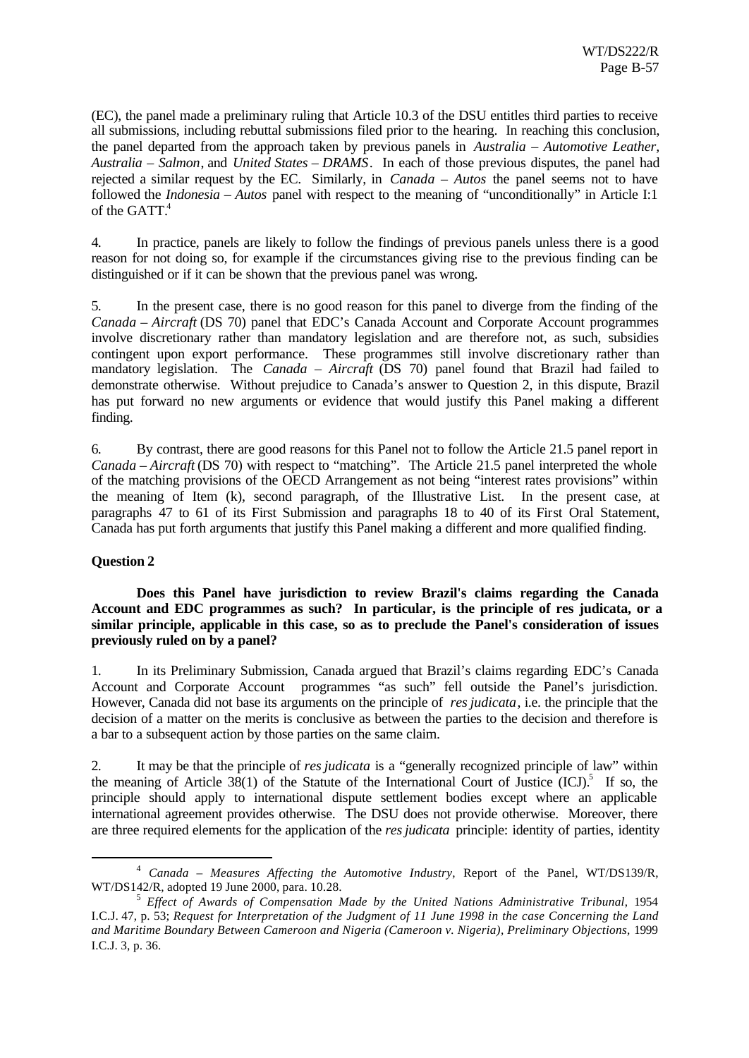(EC), the panel made a preliminary ruling that Article 10.3 of the DSU entitles third parties to receive all submissions, including rebuttal submissions filed prior to the hearing. In reaching this conclusion, the panel departed from the approach taken by previous panels in *Australia – Automotive Leather*, *Australia – Salmon*, and *United States – DRAMS*. In each of those previous disputes, the panel had rejected a similar request by the EC. Similarly, in *Canada – Autos* the panel seems not to have followed the *Indonesia – Autos* panel with respect to the meaning of "unconditionally" in Article I:1 of the GATT.[4]

4. In practice, panels are likely to follow the findings of previous panels unless there is a good reason for not doing so, for example if the circumstances giving rise to the previous finding can be distinguished or if it can be shown that the previous panel was wrong.

5. In the present case, there is no good reason for this panel to diverge from the finding of the *Canada – Aircraft* (DS 70) panel that EDC's Canada Account and Corporate Account programmes involve discretionary rather than mandatory legislation and are therefore not, as such, subsidies contingent upon export performance. These programmes still involve discretionary rather than mandatory legislation. The *Canada – Aircraft* (DS 70) panel found that Brazil had failed to demonstrate otherwise. Without prejudice to Canada's answer to Question 2, in this dispute, Brazil has put forward no new arguments or evidence that would justify this Panel making a different finding.

6. By contrast, there are good reasons for this Panel not to follow the Article 21.5 panel report in *Canada – Aircraft* (DS 70) with respect to "matching". The Article 21.5 panel interpreted the whole of the matching provisions of the OECD Arrangement as not being "interest rates provisions" within the meaning of Item (k), second paragraph, of the Illustrative List. In the present case, at paragraphs 47 to 61 of its First Submission and paragraphs 18 to 40 of its First Oral Statement, Canada has put forth arguments that justify this Panel making a different and more qualified finding.

**Question 2**

**Does this Panel have jurisdiction to review Brazil's claims regarding the Canada Account and EDC programmes as such? In particular, is the principle of res judicata, or a similar principle, applicable in this case, so as to preclude the Panel's consideration of issues previously ruled on by a panel?**

1. In its Preliminary Submission, Canada argued that Brazil's claims regarding EDC's Canada Account and Corporate Account programmes "as such" fell outside the Panel's jurisdiction. However, Canada did not base its arguments on the principle of *res judicata*, i.e. the principle that the decision of a matter on the merits is conclusive as between the parties to the decision and therefore is a bar to a subsequent action by those parties on the same claim.

2. It may be that the principle of *res judicata* is a "generally recognized principle of law" within the meaning of Article 38(1) of the Statute of the International Court of Justice (ICJ).[5] If so, the principle should apply to international dispute settlement bodies except where an applicable international agreement provides otherwise. The DSU does not provide otherwise. Moreover, there are three required elements for the application of the *res judicata* principle: identity of parties, identity

---

[4] *Canada – Measures Affecting the Automotive Industry*, Report of the Panel, WT/DS139/R, WT/DS142/R, adopted 19 June 2000, para. 10.28.

[5] *Effect of Awards of Compensation Made by the United Nations Administrative Tribunal*, 1954 I.C.J. 47, p. 53; *Request for Interpretation of the Judgment of 11 June 1998 in the case Concerning the Land and Maritime Boundary Between Cameroon and Nigeria (Cameroon v. Nigeria), Preliminary Objections*, 1999 I.C.J. 3, p. 36.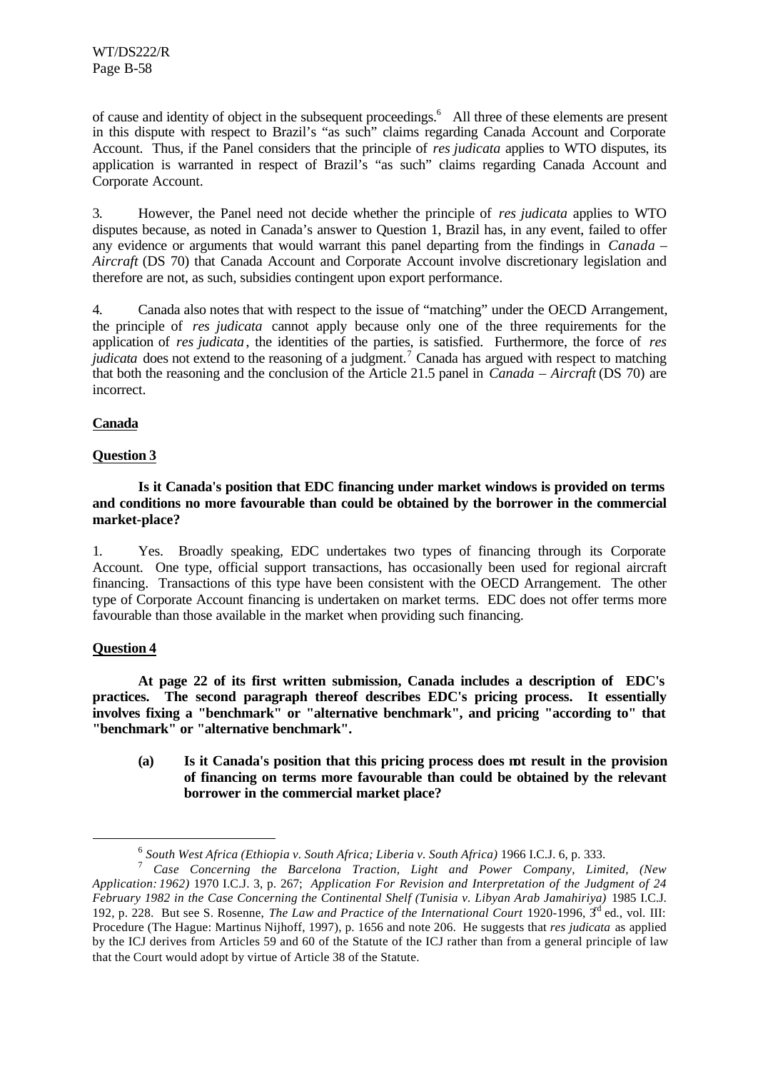of cause and identity of object in the subsequent proceedings.[6] All three of these elements are present in this dispute with respect to Brazil's "as such" claims regarding Canada Account and Corporate Account. Thus, if the Panel considers that the principle of *res judicata* applies to WTO disputes, its application is warranted in respect of Brazil's "as such" claims regarding Canada Account and Corporate Account.

3. However, the Panel need not decide whether the principle of *res judicata* applies to WTO disputes because, as noted in Canada's answer to Question 1, Brazil has, in any event, failed to offer any evidence or arguments that would warrant this panel departing from the findings in *Canada – Aircraft* (DS 70) that Canada Account and Corporate Account involve discretionary legislation and therefore are not, as such, subsidies contingent upon export performance.

4. Canada also notes that with respect to the issue of "matching" under the OECD Arrangement, the principle of *res judicata* cannot apply because only one of the three requirements for the application of *res judicata*, the identities of the parties, is satisfied. Furthermore, the force of *res judicata* does not extend to the reasoning of a judgment.[7] Canada has argued with respect to matching that both the reasoning and the conclusion of the Article 21.5 panel in *Canada – Aircraft* (DS 70) are incorrect.

**Canada**

**Question 3**

**Is it Canada's position that EDC financing under market windows is provided on terms and conditions no more favourable than could be obtained by the borrower in the commercial market-place?**

1. Yes. Broadly speaking, EDC undertakes two types of financing through its Corporate Account. One type, official support transactions, has occasionally been used for regional aircraft financing. Transactions of this type have been consistent with the OECD Arrangement. The other type of Corporate Account financing is undertaken on market terms. EDC does not offer terms more favourable than those available in the market when providing such financing.

**Question 4**

**At page 22 of its first written submission, Canada includes a description of EDC's practices. The second paragraph thereof describes EDC's pricing process. It essentially involves fixing a "benchmark" or "alternative benchmark", and pricing "according to" that "benchmark" or "alternative benchmark".**

**(a) Is it Canada's position that this pricing process does not result in the provision of financing on terms more favourable than could be obtained by the relevant borrower in the commercial market place?**

---

[6] *South West Africa (Ethiopia v. South Africa; Liberia v. South Africa)* 1966 I.C.J. 6, p. 333.

[7] *Case Concerning the Barcelona Traction, Light and Power Company, Limited, (New Application: 1962)* 1970 I.C.J. 3, p. 267; *Application For Revision and Interpretation of the Judgment of 24 February 1982 in the Case Concerning the Continental Shelf (Tunisia v. Libyan Arab Jamahiriya)* 1985 I.C.J. 192, p. 228. But see S. Rosenne, *The Law and Practice of the International Court* 1920-1996, 3rd ed., vol. III: Procedure (The Hague: Martinus Nijhoff, 1997), p. 1656 and note 206. He suggests that *res judicata* as applied by the ICJ derives from Articles 59 and 60 of the Statute of the ICJ rather than from a general principle of law that the Court would adopt by virtue of Article 38 of the Statute.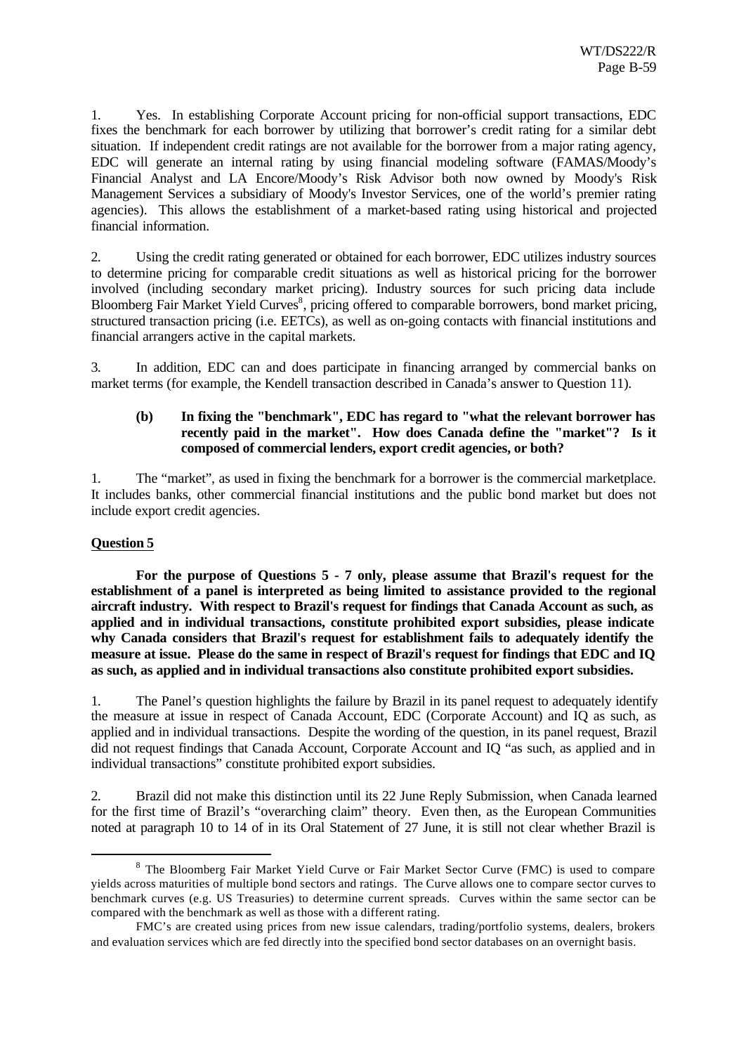1. Yes. In establishing Corporate Account pricing for non-official support transactions, EDC fixes the benchmark for each borrower by utilizing that borrower's credit rating for a similar debt situation. If independent credit ratings are not available for the borrower from a major rating agency, EDC will generate an internal rating by using financial modeling software (FAMAS/Moody's Financial Analyst and LA Encore/Moody's Risk Advisor both now owned by Moody's Risk Management Services a subsidiary of Moody's Investor Services, one of the world's premier rating agencies). This allows the establishment of a market-based rating using historical and projected financial information.

2. Using the credit rating generated or obtained for each borrower, EDC utilizes industry sources to determine pricing for comparable credit situations as well as historical pricing for the borrower involved (including secondary market pricing). Industry sources for such pricing data include Bloomberg Fair Market Yield Curves[8], pricing offered to comparable borrowers, bond market pricing, structured transaction pricing (i.e. EETCs), as well as on-going contacts with financial institutions and financial arrangers active in the capital markets.

3. In addition, EDC can and does participate in financing arranged by commercial banks on market terms (for example, the Kendell transaction described in Canada's answer to Question 11).

> **(b) In fixing the "benchmark", EDC has regard to "what the relevant borrower has recently paid in the market". How does Canada define the "market"? Is it composed of commercial lenders, export credit agencies, or both?**

1. The "market", as used in fixing the benchmark for a borrower is the commercial marketplace. It includes banks, other commercial financial institutions and the public bond market but does not include export credit agencies.

**Question 5**

**For the purpose of Questions 5 - 7 only, please assume that Brazil's request for the establishment of a panel is interpreted as being limited to assistance provided to the regional aircraft industry. With respect to Brazil's request for findings that Canada Account as such, as applied and in individual transactions, constitute prohibited export subsidies, please indicate why Canada considers that Brazil's request for establishment fails to adequately identify the measure at issue. Please do the same in respect of Brazil's request for findings that EDC and IQ as such, as applied and in individual transactions also constitute prohibited export subsidies.**

1. The Panel's question highlights the failure by Brazil in its panel request to adequately identify the measure at issue in respect of Canada Account, EDC (Corporate Account) and IQ as such, as applied and in individual transactions. Despite the wording of the question, in its panel request, Brazil did not request findings that Canada Account, Corporate Account and IQ "as such, as applied and in individual transactions" constitute prohibited export subsidies.

2. Brazil did not make this distinction until its 22 June Reply Submission, when Canada learned for the first time of Brazil's "overarching claim" theory. Even then, as the European Communities noted at paragraph 10 to 14 of in its Oral Statement of 27 June, it is still not clear whether Brazil is

---

[8] The Bloomberg Fair Market Yield Curve or Fair Market Sector Curve (FMC) is used to compare yields across maturities of multiple bond sectors and ratings. The Curve allows one to compare sector curves to benchmark curves (e.g. US Treasuries) to determine current spreads. Curves within the same sector can be compared with the benchmark as well as those with a different rating.

FMC's are created using prices from new issue calendars, trading/portfolio systems, dealers, brokers and evaluation services which are fed directly into the specified bond sector databases on an overnight basis.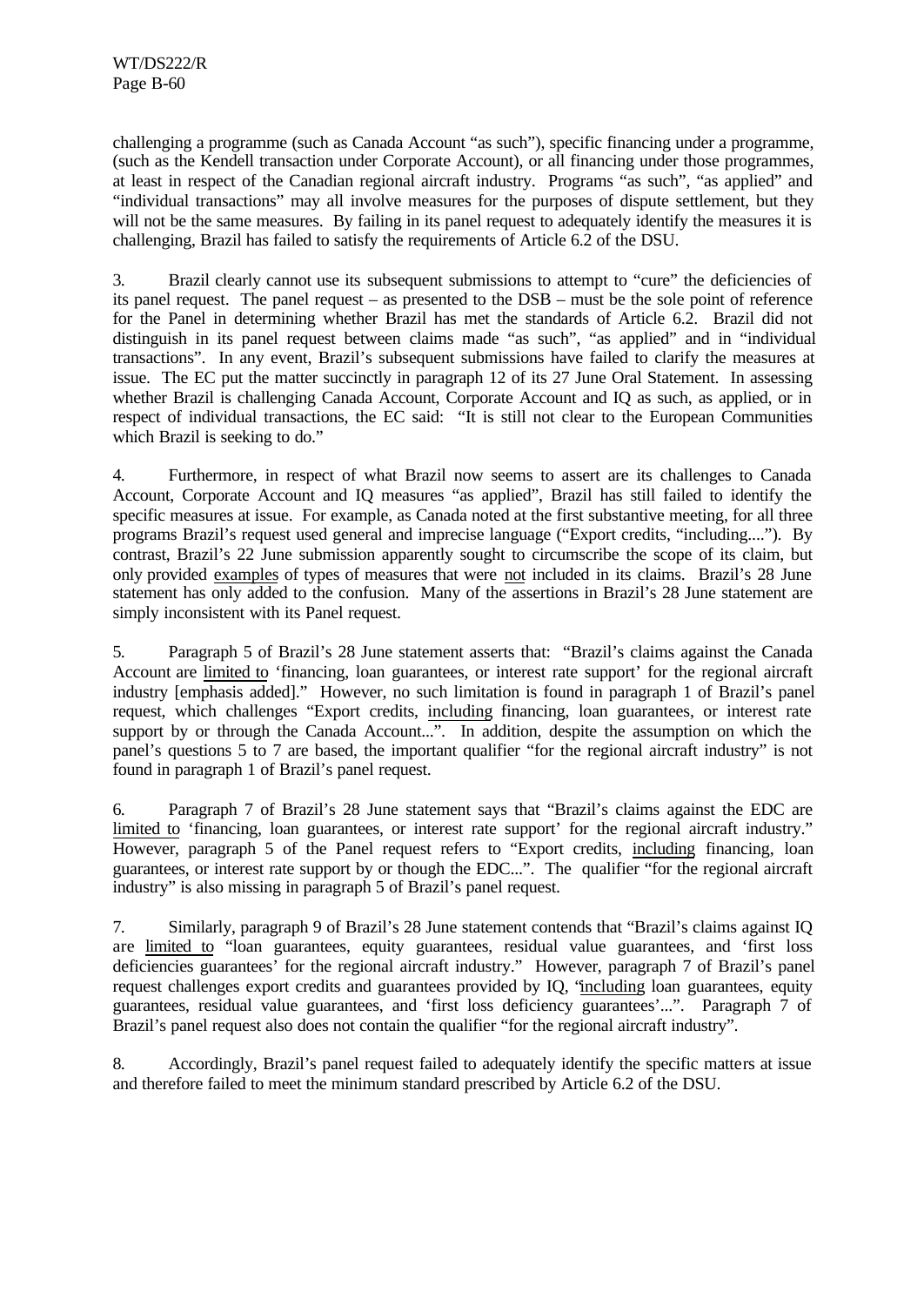challenging a programme (such as Canada Account "as such"), specific financing under a programme, (such as the Kendell transaction under Corporate Account), or all financing under those programmes, at least in respect of the Canadian regional aircraft industry. Programs "as such", "as applied" and "individual transactions" may all involve measures for the purposes of dispute settlement, but they will not be the same measures. By failing in its panel request to adequately identify the measures it is challenging, Brazil has failed to satisfy the requirements of Article 6.2 of the DSU.

3. Brazil clearly cannot use its subsequent submissions to attempt to "cure" the deficiencies of its panel request. The panel request – as presented to the DSB – must be the sole point of reference for the Panel in determining whether Brazil has met the standards of Article 6.2. Brazil did not distinguish in its panel request between claims made "as such", "as applied" and in "individual transactions". In any event, Brazil's subsequent submissions have failed to clarify the measures at issue. The EC put the matter succinctly in paragraph 12 of its 27 June Oral Statement. In assessing whether Brazil is challenging Canada Account, Corporate Account and IQ as such, as applied, or in respect of individual transactions, the EC said: "It is still not clear to the European Communities which Brazil is seeking to do."

4. Furthermore, in respect of what Brazil now seems to assert are its challenges to Canada Account, Corporate Account and IQ measures "as applied", Brazil has still failed to identify the specific measures at issue. For example, as Canada noted at the first substantive meeting, for all three programs Brazil's request used general and imprecise language ("Export credits, "including...."). By contrast, Brazil's 22 June submission apparently sought to circumscribe the scope of its claim, but only provided <u>examples</u> of types of measures that were <u>not</u> included in its claims. Brazil's 28 June statement has only added to the confusion. Many of the assertions in Brazil's 28 June statement are simply inconsistent with its Panel request.

5. Paragraph 5 of Brazil's 28 June statement asserts that: "Brazil's claims against the Canada Account are <u>limited to</u> 'financing, loan guarantees, or interest rate support' for the regional aircraft industry [emphasis added]." However, no such limitation is found in paragraph 1 of Brazil's panel request, which challenges "Export credits, <u>including</u> financing, loan guarantees, or interest rate support by or through the Canada Account...". In addition, despite the assumption on which the panel's questions 5 to 7 are based, the important qualifier "for the regional aircraft industry" is not found in paragraph 1 of Brazil's panel request.

6. Paragraph 7 of Brazil's 28 June statement says that "Brazil's claims against the EDC are <u>limited to</u> 'financing, loan guarantees, or interest rate support' for the regional aircraft industry." However, paragraph 5 of the Panel request refers to "Export credits, <u>including</u> financing, loan guarantees, or interest rate support by or though the EDC...". The qualifier "for the regional aircraft industry" is also missing in paragraph 5 of Brazil's panel request.

7. Similarly, paragraph 9 of Brazil's 28 June statement contends that "Brazil's claims against IQ are <u>limited to</u> "loan guarantees, equity guarantees, residual value guarantees, and 'first loss deficiencies guarantees' for the regional aircraft industry." However, paragraph 7 of Brazil's panel request challenges export credits and guarantees provided by IQ, "<u>including</u> loan guarantees, equity guarantees, residual value guarantees, and 'first loss deficiency guarantees'...". Paragraph 7 of Brazil's panel request also does not contain the qualifier "for the regional aircraft industry".

8. Accordingly, Brazil's panel request failed to adequately identify the specific matters at issue and therefore failed to meet the minimum standard prescribed by Article 6.2 of the DSU.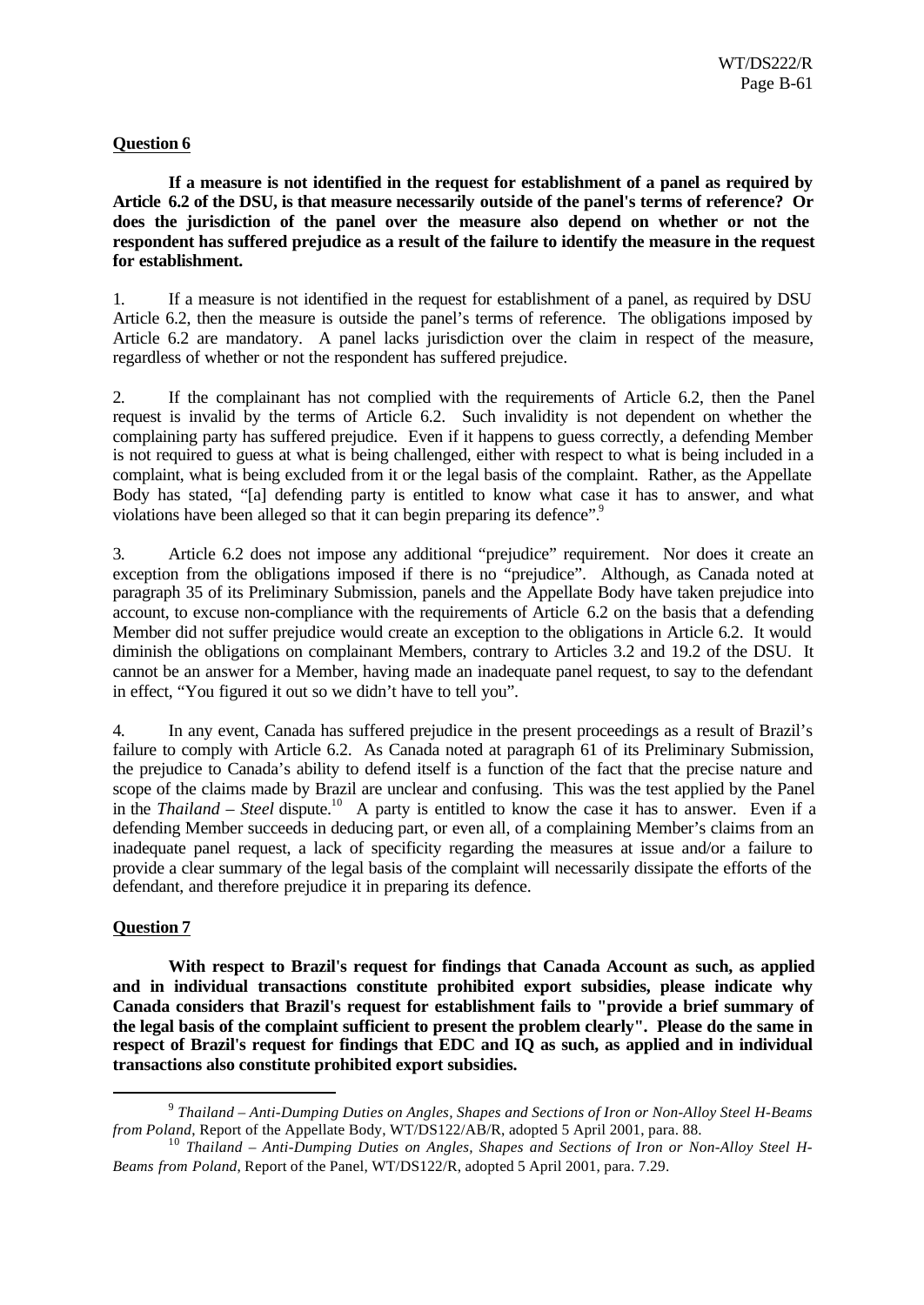**Question 6**

**If a measure is not identified in the request for establishment of a panel as required by Article 6.2 of the DSU, is that measure necessarily outside of the panel's terms of reference? Or does the jurisdiction of the panel over the measure also depend on whether or not the respondent has suffered prejudice as a result of the failure to identify the measure in the request for establishment.**

1. If a measure is not identified in the request for establishment of a panel, as required by DSU Article 6.2, then the measure is outside the panel's terms of reference. The obligations imposed by Article 6.2 are mandatory. A panel lacks jurisdiction over the claim in respect of the measure, regardless of whether or not the respondent has suffered prejudice.

2. If the complainant has not complied with the requirements of Article 6.2, then the Panel request is invalid by the terms of Article 6.2. Such invalidity is not dependent on whether the complaining party has suffered prejudice. Even if it happens to guess correctly, a defending Member is not required to guess at what is being challenged, either with respect to what is being included in a complaint, what is being excluded from it or the legal basis of the complaint. Rather, as the Appellate Body has stated, "[a] defending party is entitled to know what case it has to answer, and what violations have been alleged so that it can begin preparing its defence".[9]

3. Article 6.2 does not impose any additional "prejudice" requirement. Nor does it create an exception from the obligations imposed if there is no "prejudice". Although, as Canada noted at paragraph 35 of its Preliminary Submission, panels and the Appellate Body have taken prejudice into account, to excuse non-compliance with the requirements of Article 6.2 on the basis that a defending Member did not suffer prejudice would create an exception to the obligations in Article 6.2. It would diminish the obligations on complainant Members, contrary to Articles 3.2 and 19.2 of the DSU. It cannot be an answer for a Member, having made an inadequate panel request, to say to the defendant in effect, "You figured it out so we didn't have to tell you".

4. In any event, Canada has suffered prejudice in the present proceedings as a result of Brazil's failure to comply with Article 6.2. As Canada noted at paragraph 61 of its Preliminary Submission, the prejudice to Canada's ability to defend itself is a function of the fact that the precise nature and scope of the claims made by Brazil are unclear and confusing. This was the test applied by the Panel in the *Thailand – Steel* dispute.[10] A party is entitled to know the case it has to answer. Even if a defending Member succeeds in deducing part, or even all, of a complaining Member's claims from an inadequate panel request, a lack of specificity regarding the measures at issue and/or a failure to provide a clear summary of the legal basis of the complaint will necessarily dissipate the efforts of the defendant, and therefore prejudice it in preparing its defence.

**Question 7**

**With respect to Brazil's request for findings that Canada Account as such, as applied and in individual transactions constitute prohibited export subsidies, please indicate why Canada considers that Brazil's request for establishment fails to "provide a brief summary of the legal basis of the complaint sufficient to present the problem clearly". Please do the same in respect of Brazil's request for findings that EDC and IQ as such, as applied and in individual transactions also constitute prohibited export subsidies.**

---

[9] *Thailand – Anti-Dumping Duties on Angles, Shapes and Sections of Iron or Non-Alloy Steel H-Beams from Poland*, Report of the Appellate Body, WT/DS122/AB/R, adopted 5 April 2001, para. 88.

[10] *Thailand – Anti-Dumping Duties on Angles, Shapes and Sections of Iron or Non-Alloy Steel H-Beams from Poland*, Report of the Panel, WT/DS122/R, adopted 5 April 2001, para. 7.29.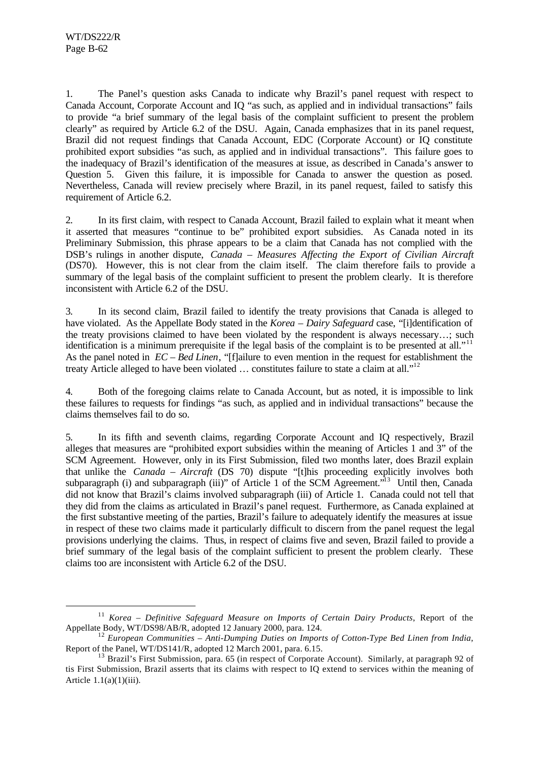1. The Panel's question asks Canada to indicate why Brazil's panel request with respect to Canada Account, Corporate Account and IQ "as such, as applied and in individual transactions" fails to provide "a brief summary of the legal basis of the complaint sufficient to present the problem clearly" as required by Article 6.2 of the DSU. Again, Canada emphasizes that in its panel request, Brazil did not request findings that Canada Account, EDC (Corporate Account) or IQ constitute prohibited export subsidies "as such, as applied and in individual transactions". This failure goes to the inadequacy of Brazil's identification of the measures at issue, as described in Canada's answer to Question 5. Given this failure, it is impossible for Canada to answer the question as posed. Nevertheless, Canada will review precisely where Brazil, in its panel request, failed to satisfy this requirement of Article 6.2.

2. In its first claim, with respect to Canada Account, Brazil failed to explain what it meant when it asserted that measures "continue to be" prohibited export subsidies. As Canada noted in its Preliminary Submission, this phrase appears to be a claim that Canada has not complied with the DSB's rulings in another dispute, *Canada – Measures Affecting the Export of Civilian Aircraft* (DS70). However, this is not clear from the claim itself. The claim therefore fails to provide a summary of the legal basis of the complaint sufficient to present the problem clearly. It is therefore inconsistent with Article 6.2 of the DSU.

3. In its second claim, Brazil failed to identify the treaty provisions that Canada is alleged to have violated. As the Appellate Body stated in the *Korea – Dairy Safeguard* case, "[i]dentification of the treaty provisions claimed to have been violated by the respondent is always necessary…; such identification is a minimum prerequisite if the legal basis of the complaint is to be presented at all."[11] As the panel noted in *EC – Bed Linen*, "[f]ailure to even mention in the request for establishment the treaty Article alleged to have been violated … constitutes failure to state a claim at all."[12]

4. Both of the foregoing claims relate to Canada Account, but as noted, it is impossible to link these failures to requests for findings "as such, as applied and in individual transactions" because the claims themselves fail to do so.

5. In its fifth and seventh claims, regarding Corporate Account and IQ respectively, Brazil alleges that measures are "prohibited export subsidies within the meaning of Articles 1 and 3" of the SCM Agreement. However, only in its First Submission, filed two months later, does Brazil explain that unlike the *Canada – Aircraft* (DS 70) dispute "[t]his proceeding explicitly involves both subparagraph (i) and subparagraph (iii)" of Article 1 of the SCM Agreement."[13] Until then, Canada did not know that Brazil's claims involved subparagraph (iii) of Article 1. Canada could not tell that they did from the claims as articulated in Brazil's panel request. Furthermore, as Canada explained at the first substantive meeting of the parties, Brazil's failure to adequately identify the measures at issue in respect of these two claims made it particularly difficult to discern from the panel request the legal provisions underlying the claims. Thus, in respect of claims five and seven, Brazil failed to provide a brief summary of the legal basis of the complaint sufficient to present the problem clearly. These claims too are inconsistent with Article 6.2 of the DSU.

---

[11] *Korea – Definitive Safeguard Measure on Imports of Certain Dairy Products*, Report of the Appellate Body, WT/DS98/AB/R, adopted 12 January 2000, para. 124.

[12] *European Communities – Anti-Dumping Duties on Imports of Cotton-Type Bed Linen from India*, Report of the Panel, WT/DS141/R, adopted 12 March 2001, para. 6.15.

[13] Brazil's First Submission, para. 65 (in respect of Corporate Account). Similarly, at paragraph 92 of tis First Submission, Brazil asserts that its claims with respect to IQ extend to services within the meaning of Article 1.1(a)(1)(iii).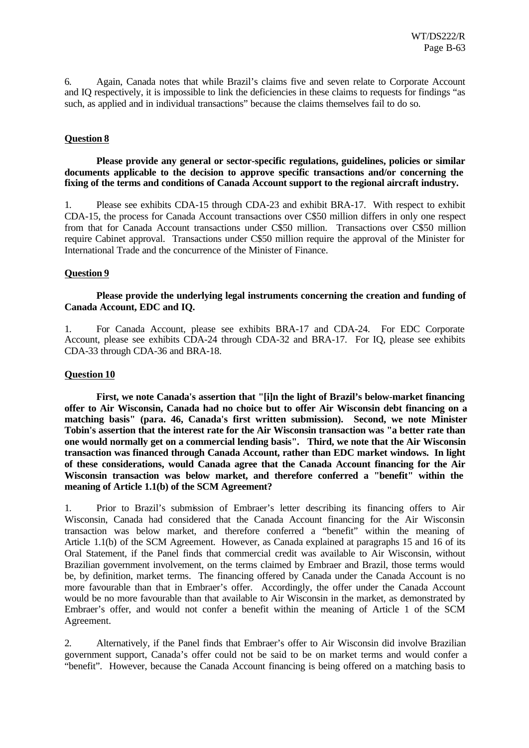6. Again, Canada notes that while Brazil's claims five and seven relate to Corporate Account and IQ respectively, it is impossible to link the deficiencies in these claims to requests for findings "as such, as applied and in individual transactions" because the claims themselves fail to do so.

**Question 8**

**Please provide any general or sector-specific regulations, guidelines, policies or similar documents applicable to the decision to approve specific transactions and/or concerning the fixing of the terms and conditions of Canada Account support to the regional aircraft industry.**

1. Please see exhibits CDA-15 through CDA-23 and exhibit BRA-17. With respect to exhibit CDA-15, the process for Canada Account transactions over C$50 million differs in only one respect from that for Canada Account transactions under C$50 million. Transactions over C$50 million require Cabinet approval. Transactions under C$50 million require the approval of the Minister for International Trade and the concurrence of the Minister of Finance.

**Question 9**

**Please provide the underlying legal instruments concerning the creation and funding of Canada Account, EDC and IQ.**

1. For Canada Account, please see exhibits BRA-17 and CDA-24. For EDC Corporate Account, please see exhibits CDA-24 through CDA-32 and BRA-17. For IQ, please see exhibits CDA-33 through CDA-36 and BRA-18.

**Question 10**

**First, we note Canada's assertion that "[i]n the light of Brazil's below-market financing offer to Air Wisconsin, Canada had no choice but to offer Air Wisconsin debt financing on a matching basis" (para. 46, Canada's first written submission). Second, we note Minister Tobin's assertion that the interest rate for the Air Wisconsin transaction was "a better rate than one would normally get on a commercial lending basis". Third, we note that the Air Wisconsin transaction was financed through Canada Account, rather than EDC market windows. In light of these considerations, would Canada agree that the Canada Account financing for the Air Wisconsin transaction was below market, and therefore conferred a "benefit" within the meaning of Article 1.1(b) of the SCM Agreement?**

1. Prior to Brazil's submission of Embraer's letter describing its financing offers to Air Wisconsin, Canada had considered that the Canada Account financing for the Air Wisconsin transaction was below market, and therefore conferred a "benefit" within the meaning of Article 1.1(b) of the SCM Agreement. However, as Canada explained at paragraphs 15 and 16 of its Oral Statement, if the Panel finds that commercial credit was available to Air Wisconsin, without Brazilian government involvement, on the terms claimed by Embraer and Brazil, those terms would be, by definition, market terms. The financing offered by Canada under the Canada Account is no more favourable than that in Embraer's offer. Accordingly, the offer under the Canada Account would be no more favourable than that available to Air Wisconsin in the market, as demonstrated by Embraer's offer, and would not confer a benefit within the meaning of Article 1 of the SCM Agreement.

2. Alternatively, if the Panel finds that Embraer's offer to Air Wisconsin did involve Brazilian government support, Canada's offer could not be said to be on market terms and would confer a "benefit". However, because the Canada Account financing is being offered on a matching basis to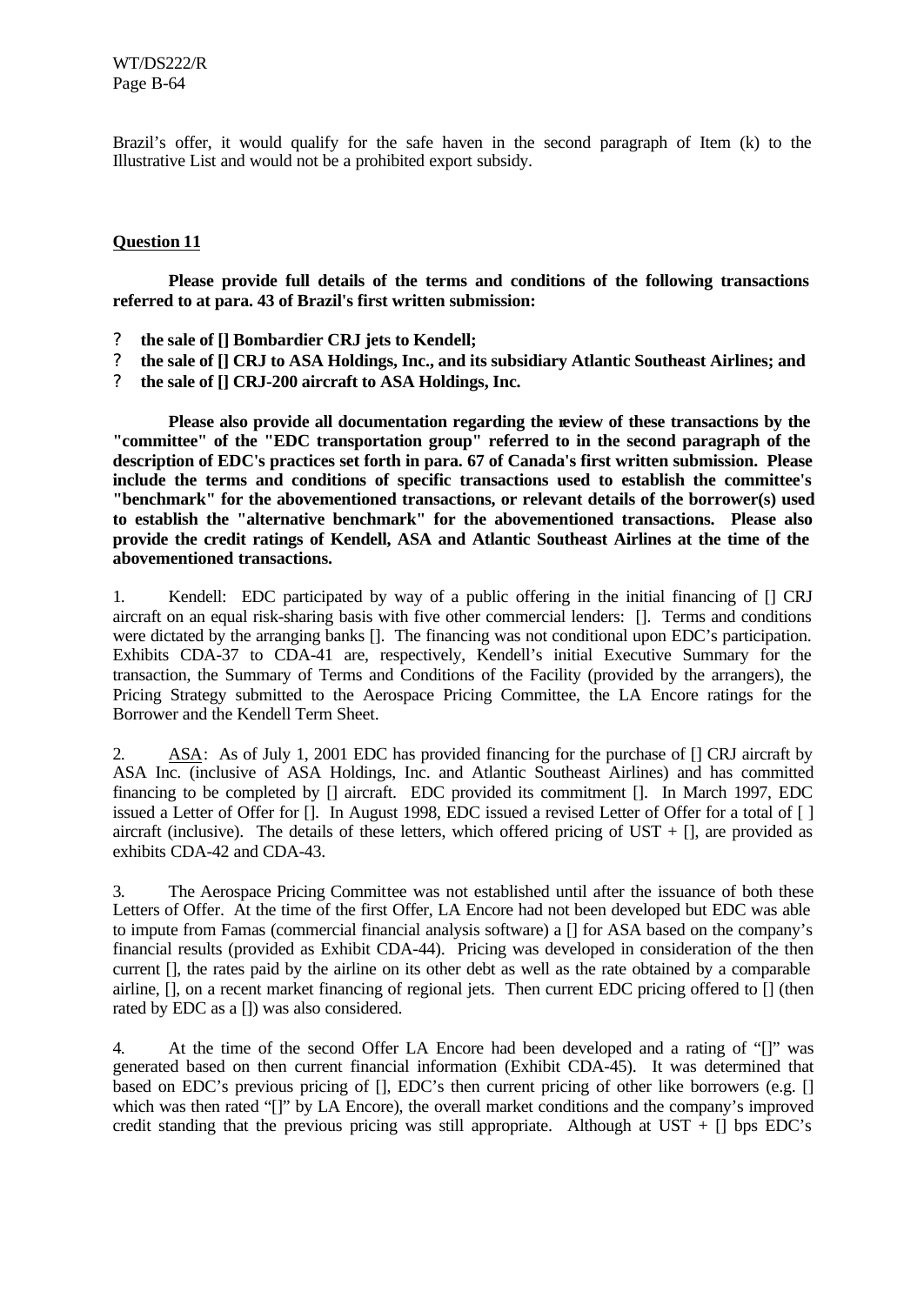Brazil's offer, it would qualify for the safe haven in the second paragraph of Item (k) to the Illustrative List and would not be a prohibited export subsidy.

**Question 11**

**Please provide full details of the terms and conditions of the following transactions referred to at para. 43 of Brazil's first written submission:**

- **the sale of [] Bombardier CRJ jets to Kendell;**
- **the sale of [] CRJ to ASA Holdings, Inc., and its subsidiary Atlantic Southeast Airlines; and**
- **the sale of [] CRJ-200 aircraft to ASA Holdings, Inc.**

**Please also provide all documentation regarding the review of these transactions by the "committee" of the "EDC transportation group" referred to in the second paragraph of the description of EDC's practices set forth in para. 67 of Canada's first written submission. Please include the terms and conditions of specific transactions used to establish the committee's "benchmark" for the abovementioned transactions, or relevant details of the borrower(s) used to establish the "alternative benchmark" for the abovementioned transactions. Please also provide the credit ratings of Kendell, ASA and Atlantic Southeast Airlines at the time of the abovementioned transactions.**

1. Kendell: EDC participated by way of a public offering in the initial financing of [] CRJ aircraft on an equal risk-sharing basis with five other commercial lenders: []. Terms and conditions were dictated by the arranging banks []. The financing was not conditional upon EDC's participation. Exhibits CDA-37 to CDA-41 are, respectively, Kendell's initial Executive Summary for the transaction, the Summary of Terms and Conditions of the Facility (provided by the arrangers), the Pricing Strategy submitted to the Aerospace Pricing Committee, the LA Encore ratings for the Borrower and the Kendell Term Sheet.

2. ASA: As of July 1, 2001 EDC has provided financing for the purchase of [] CRJ aircraft by ASA Inc. (inclusive of ASA Holdings, Inc. and Atlantic Southeast Airlines) and has committed financing to be completed by [] aircraft. EDC provided its commitment []. In March 1997, EDC issued a Letter of Offer for []. In August 1998, EDC issued a revised Letter of Offer for a total of [ ] aircraft (inclusive). The details of these letters, which offered pricing of UST + [], are provided as exhibits CDA-42 and CDA-43.

3. The Aerospace Pricing Committee was not established until after the issuance of both these Letters of Offer. At the time of the first Offer, LA Encore had not been developed but EDC was able to impute from Famas (commercial financial analysis software) a [] for ASA based on the company's financial results (provided as Exhibit CDA-44). Pricing was developed in consideration of the then current [], the rates paid by the airline on its other debt as well as the rate obtained by a comparable airline, [], on a recent market financing of regional jets. Then current EDC pricing offered to [] (then rated by EDC as a []) was also considered.

4. At the time of the second Offer LA Encore had been developed and a rating of "[]" was generated based on then current financial information (Exhibit CDA-45). It was determined that based on EDC's previous pricing of [], EDC's then current pricing of other like borrowers (e.g. [] which was then rated "[]" by LA Encore), the overall market conditions and the company's improved credit standing that the previous pricing was still appropriate. Although at UST + [] bps EDC's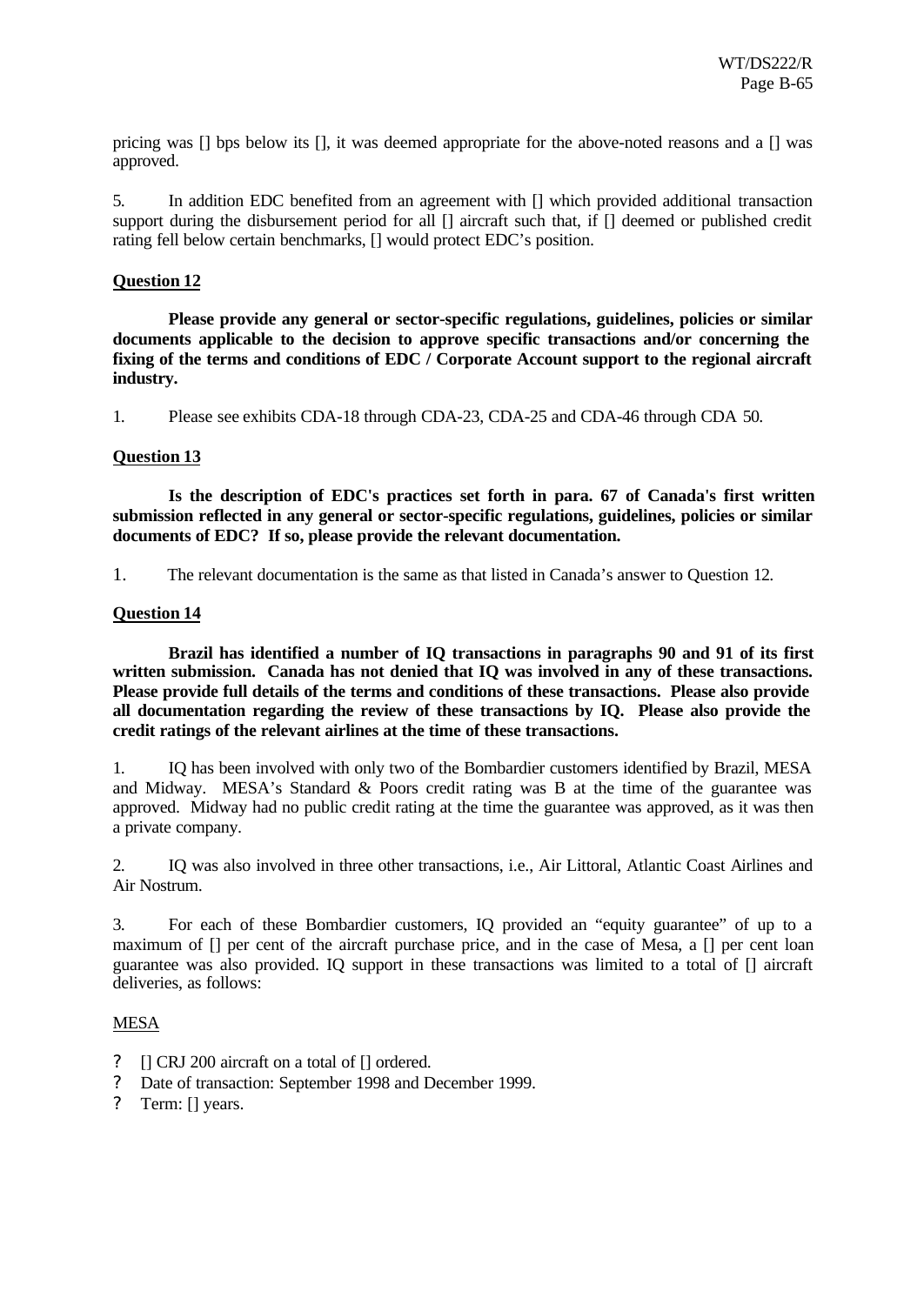pricing was [] bps below its [], it was deemed appropriate for the above-noted reasons and a [] was approved.

5. In addition EDC benefited from an agreement with [] which provided additional transaction support during the disbursement period for all [] aircraft such that, if [] deemed or published credit rating fell below certain benchmarks, [] would protect EDC's position.

**Question 12**

**Please provide any general or sector-specific regulations, guidelines, policies or similar documents applicable to the decision to approve specific transactions and/or concerning the fixing of the terms and conditions of EDC / Corporate Account support to the regional aircraft industry.**

1. Please see exhibits CDA-18 through CDA-23, CDA-25 and CDA-46 through CDA 50.

**Question 13**

**Is the description of EDC's practices set forth in para. 67 of Canada's first written submission reflected in any general or sector-specific regulations, guidelines, policies or similar documents of EDC? If so, please provide the relevant documentation.**

1. The relevant documentation is the same as that listed in Canada's answer to Question 12.

**Question 14**

**Brazil has identified a number of IQ transactions in paragraphs 90 and 91 of its first written submission. Canada has not denied that IQ was involved in any of these transactions. Please provide full details of the terms and conditions of these transactions. Please also provide all documentation regarding the review of these transactions by IQ. Please also provide the credit ratings of the relevant airlines at the time of these transactions.**

1. IQ has been involved with only two of the Bombardier customers identified by Brazil, MESA and Midway. MESA's Standard & Poors credit rating was B at the time of the guarantee was approved. Midway had no public credit rating at the time the guarantee was approved, as it was then a private company.

2. IQ was also involved in three other transactions, i.e., Air Littoral, Atlantic Coast Airlines and Air Nostrum.

3. For each of these Bombardier customers, IQ provided an "equity guarantee" of up to a maximum of [] per cent of the aircraft purchase price, and in the case of Mesa, a [] per cent loan guarantee was also provided. IQ support in these transactions was limited to a total of [] aircraft deliveries, as follows:

MESA

- [] CRJ 200 aircraft on a total of [] ordered.
- Date of transaction: September 1998 and December 1999.
- Term: [] years.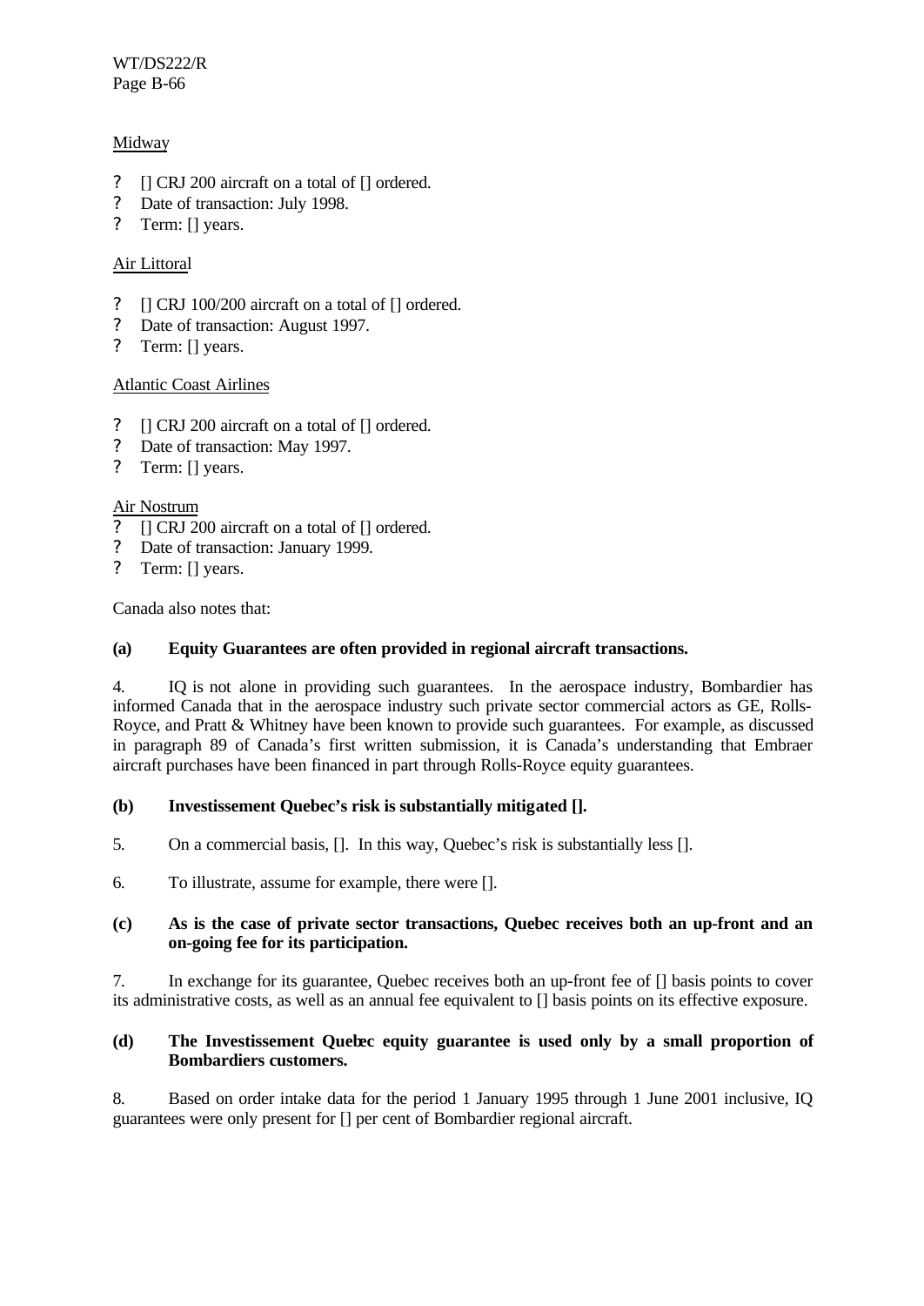Midway

- [] CRJ 200 aircraft on a total of [] ordered.
- Date of transaction: July 1998.
- Term: [] years.

Air Littoral

- [] CRJ 100/200 aircraft on a total of [] ordered.
- Date of transaction: August 1997.
- Term: [] years.

Atlantic Coast Airlines

- [] CRJ 200 aircraft on a total of [] ordered.
- Date of transaction: May 1997.
- Term: [] years.

Air Nostrum

- [] CRJ 200 aircraft on a total of [] ordered.
- Date of transaction: January 1999.
- Term: [] years.

Canada also notes that:

**(a) Equity Guarantees are often provided in regional aircraft transactions.**

4. IQ is not alone in providing such guarantees. In the aerospace industry, Bombardier has informed Canada that in the aerospace industry such private sector commercial actors as GE, Rolls-Royce, and Pratt & Whitney have been known to provide such guarantees. For example, as discussed in paragraph 89 of Canada's first written submission, it is Canada's understanding that Embraer aircraft purchases have been financed in part through Rolls-Royce equity guarantees.

**(b) Investissement Quebec's risk is substantially mitigated [].**

5. On a commercial basis, []. In this way, Quebec's risk is substantially less [].

6. To illustrate, assume for example, there were [].

**(c) As is the case of private sector transactions, Quebec receives both an up-front and an on-going fee for its participation.**

7. In exchange for its guarantee, Quebec receives both an up-front fee of [] basis points to cover its administrative costs, as well as an annual fee equivalent to [] basis points on its effective exposure.

**(d) The Investissement Quebec equity guarantee is used only by a small proportion of Bombardiers customers.**

8. Based on order intake data for the period 1 January 1995 through 1 June 2001 inclusive, IQ guarantees were only present for [] per cent of Bombardier regional aircraft.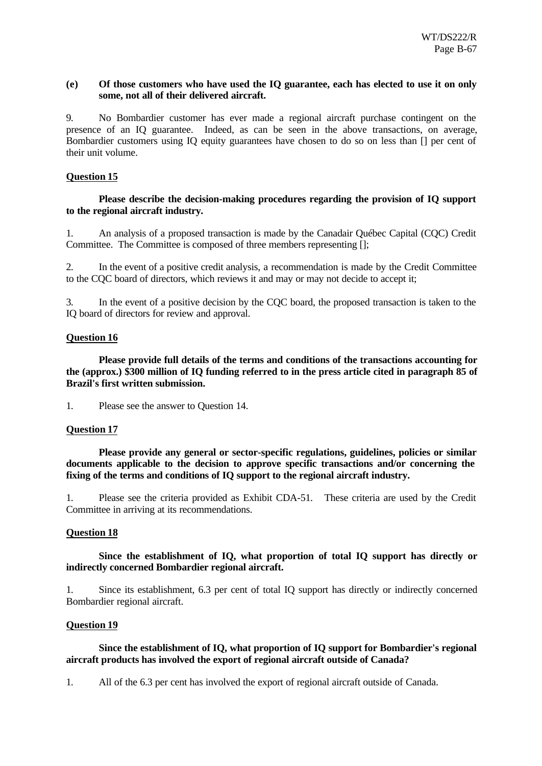**(e) Of those customers who have used the IQ guarantee, each has elected to use it on only some, not all of their delivered aircraft.**

9. No Bombardier customer has ever made a regional aircraft purchase contingent on the presence of an IQ guarantee. Indeed, as can be seen in the above transactions, on average, Bombardier customers using IQ equity guarantees have chosen to do so on less than [] per cent of their unit volume.

**Question 15**

**Please describe the decision-making procedures regarding the provision of IQ support to the regional aircraft industry.**

1. An analysis of a proposed transaction is made by the Canadair Québec Capital (CQC) Credit Committee. The Committee is composed of three members representing [];

2. In the event of a positive credit analysis, a recommendation is made by the Credit Committee to the CQC board of directors, which reviews it and may or may not decide to accept it;

3. In the event of a positive decision by the CQC board, the proposed transaction is taken to the IQ board of directors for review and approval.

**Question 16**

**Please provide full details of the terms and conditions of the transactions accounting for the (approx.) $300 million of IQ funding referred to in the press article cited in paragraph 85 of Brazil's first written submission.**

1. Please see the answer to Question 14.

**Question 17**

**Please provide any general or sector-specific regulations, guidelines, policies or similar documents applicable to the decision to approve specific transactions and/or concerning the fixing of the terms and conditions of IQ support to the regional aircraft industry.**

1. Please see the criteria provided as Exhibit CDA-51. These criteria are used by the Credit Committee in arriving at its recommendations.

**Question 18**

**Since the establishment of IQ, what proportion of total IQ support has directly or indirectly concerned Bombardier regional aircraft.**

1. Since its establishment, 6.3 per cent of total IQ support has directly or indirectly concerned Bombardier regional aircraft.

**Question 19**

**Since the establishment of IQ, what proportion of IQ support for Bombardier's regional aircraft products has involved the export of regional aircraft outside of Canada?**

1. All of the 6.3 per cent has involved the export of regional aircraft outside of Canada.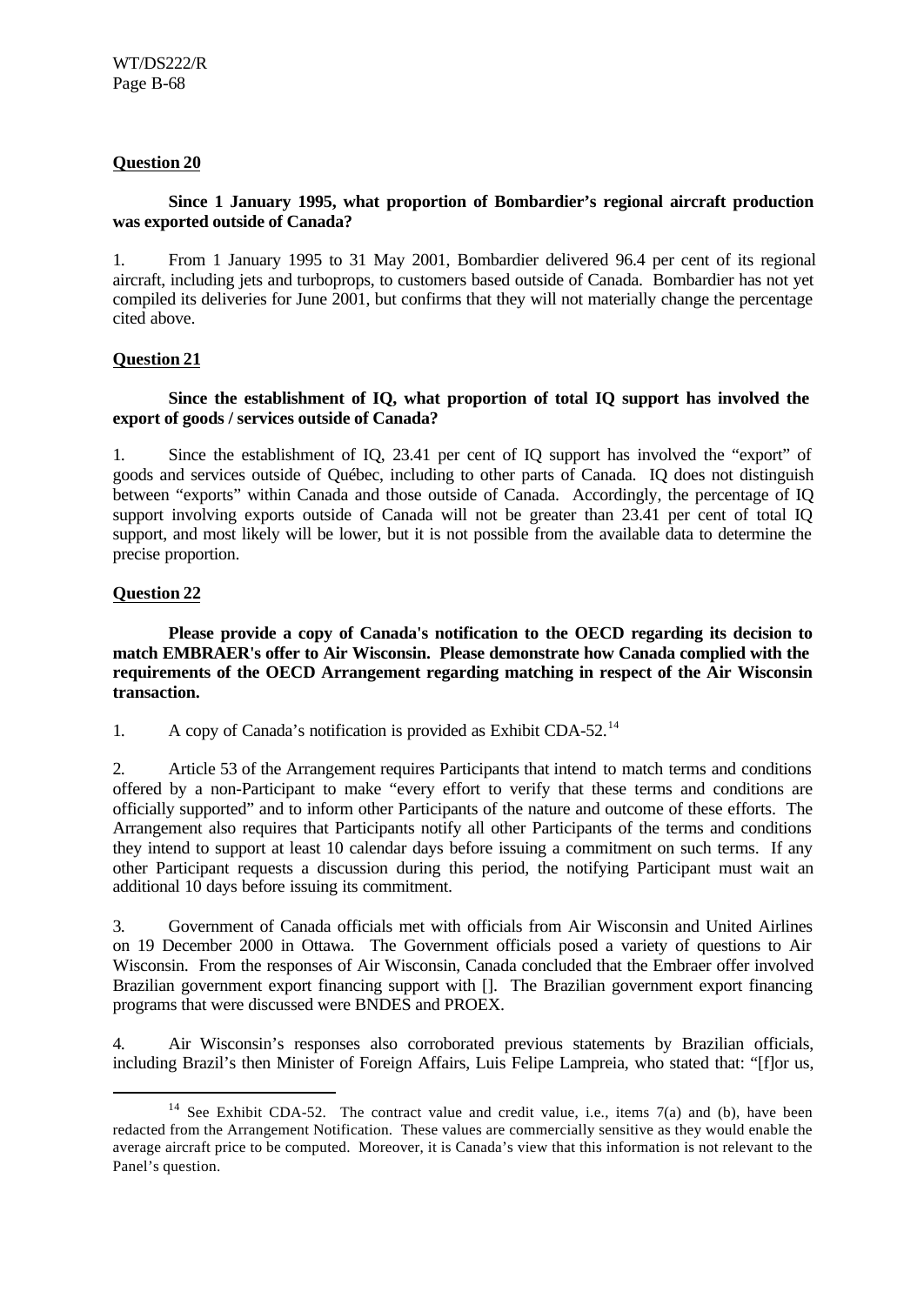**Question 20**

**Since 1 January 1995, what proportion of Bombardier's regional aircraft production was exported outside of Canada?**

1. From 1 January 1995 to 31 May 2001, Bombardier delivered 96.4 per cent of its regional aircraft, including jets and turboprops, to customers based outside of Canada. Bombardier has not yet compiled its deliveries for June 2001, but confirms that they will not materially change the percentage cited above.

**Question 21**

**Since the establishment of IQ, what proportion of total IQ support has involved the export of goods / services outside of Canada?**

1. Since the establishment of IQ, 23.41 per cent of IQ support has involved the "export" of goods and services outside of Québec, including to other parts of Canada. IQ does not distinguish between "exports" within Canada and those outside of Canada. Accordingly, the percentage of IQ support involving exports outside of Canada will not be greater than 23.41 per cent of total IQ support, and most likely will be lower, but it is not possible from the available data to determine the precise proportion.

**Question 22**

**Please provide a copy of Canada's notification to the OECD regarding its decision to match EMBRAER's offer to Air Wisconsin. Please demonstrate how Canada complied with the requirements of the OECD Arrangement regarding matching in respect of the Air Wisconsin transaction.**

1. A copy of Canada's notification is provided as Exhibit CDA-52.[14]

2. Article 53 of the Arrangement requires Participants that intend to match terms and conditions offered by a non-Participant to make "every effort to verify that these terms and conditions are officially supported" and to inform other Participants of the nature and outcome of these efforts. The Arrangement also requires that Participants notify all other Participants of the terms and conditions they intend to support at least 10 calendar days before issuing a commitment on such terms. If any other Participant requests a discussion during this period, the notifying Participant must wait an additional 10 days before issuing its commitment.

3. Government of Canada officials met with officials from Air Wisconsin and United Airlines on 19 December 2000 in Ottawa. The Government officials posed a variety of questions to Air Wisconsin. From the responses of Air Wisconsin, Canada concluded that the Embraer offer involved Brazilian government export financing support with []. The Brazilian government export financing programs that were discussed were BNDES and PROEX.

4. Air Wisconsin's responses also corroborated previous statements by Brazilian officials, including Brazil's then Minister of Foreign Affairs, Luis Felipe Lampreia, who stated that: "[f]or us,

---

[14] See Exhibit CDA-52. The contract value and credit value, i.e., items 7(a) and (b), have been redacted from the Arrangement Notification. These values are commercially sensitive as they would enable the average aircraft price to be computed. Moreover, it is Canada's view that this information is not relevant to the Panel's question.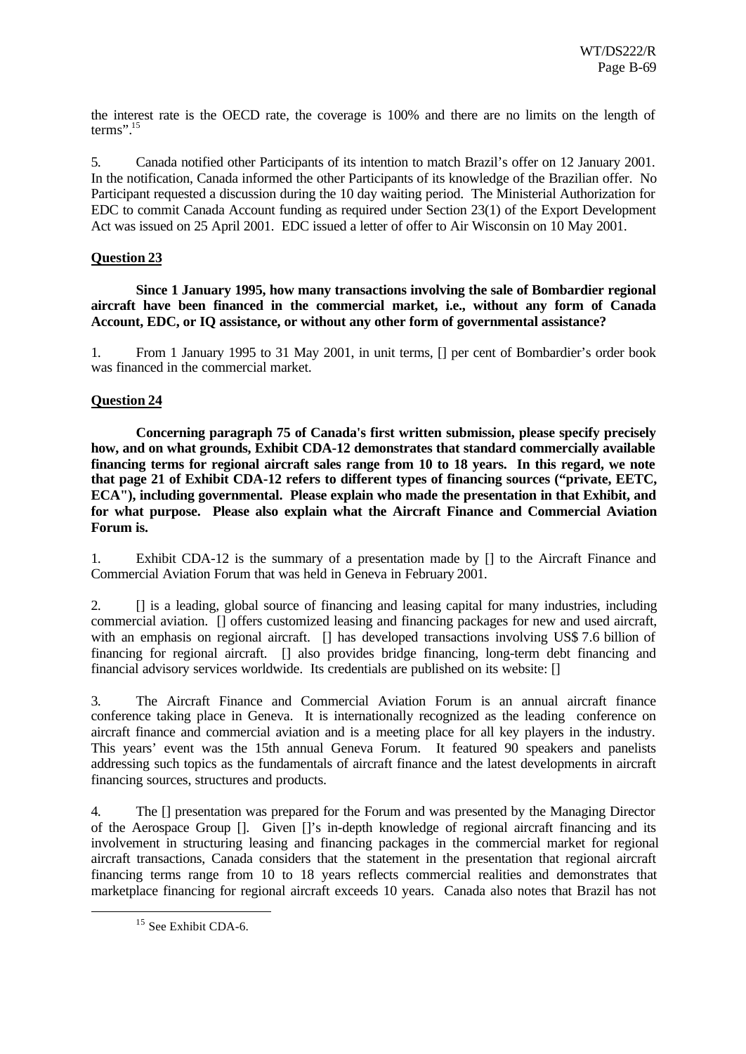the interest rate is the OECD rate, the coverage is 100% and there are no limits on the length of terms".[15]

5. Canada notified other Participants of its intention to match Brazil's offer on 12 January 2001. In the notification, Canada informed the other Participants of its knowledge of the Brazilian offer. No Participant requested a discussion during the 10 day waiting period. The Ministerial Authorization for EDC to commit Canada Account funding as required under Section 23(1) of the Export Development Act was issued on 25 April 2001. EDC issued a letter of offer to Air Wisconsin on 10 May 2001.

## Question 23

**Since 1 January 1995, how many transactions involving the sale of Bombardier regional aircraft have been financed in the commercial market, i.e., without any form of Canada Account, EDC, or IQ assistance, or without any other form of governmental assistance?**

1. From 1 January 1995 to 31 May 2001, in unit terms, [] per cent of Bombardier's order book was financed in the commercial market.

## Question 24

**Concerning paragraph 75 of Canada's first written submission, please specify precisely how, and on what grounds, Exhibit CDA-12 demonstrates that standard commercially available financing terms for regional aircraft sales range from 10 to 18 years. In this regard, we note that page 21 of Exhibit CDA-12 refers to different types of financing sources ("private, EETC, ECA"), including governmental. Please explain who made the presentation in that Exhibit, and for what purpose. Please also explain what the Aircraft Finance and Commercial Aviation Forum is.**

1. Exhibit CDA-12 is the summary of a presentation made by [] to the Aircraft Finance and Commercial Aviation Forum that was held in Geneva in February 2001.

2. [] is a leading, global source of financing and leasing capital for many industries, including commercial aviation. [] offers customized leasing and financing packages for new and used aircraft, with an emphasis on regional aircraft. [] has developed transactions involving US$ 7.6 billion of financing for regional aircraft. [] also provides bridge financing, long-term debt financing and financial advisory services worldwide. Its credentials are published on its website: []

3. The Aircraft Finance and Commercial Aviation Forum is an annual aircraft finance conference taking place in Geneva. It is internationally recognized as the leading conference on aircraft finance and commercial aviation and is a meeting place for all key players in the industry. This years' event was the 15th annual Geneva Forum. It featured 90 speakers and panelists addressing such topics as the fundamentals of aircraft finance and the latest developments in aircraft financing sources, structures and products.

4. The [] presentation was prepared for the Forum and was presented by the Managing Director of the Aerospace Group []. Given []'s in-depth knowledge of regional aircraft financing and its involvement in structuring leasing and financing packages in the commercial market for regional aircraft transactions, Canada considers that the statement in the presentation that regional aircraft financing terms range from 10 to 18 years reflects commercial realities and demonstrates that marketplace financing for regional aircraft exceeds 10 years. Canada also notes that Brazil has not

---

[15] See Exhibit CDA-6.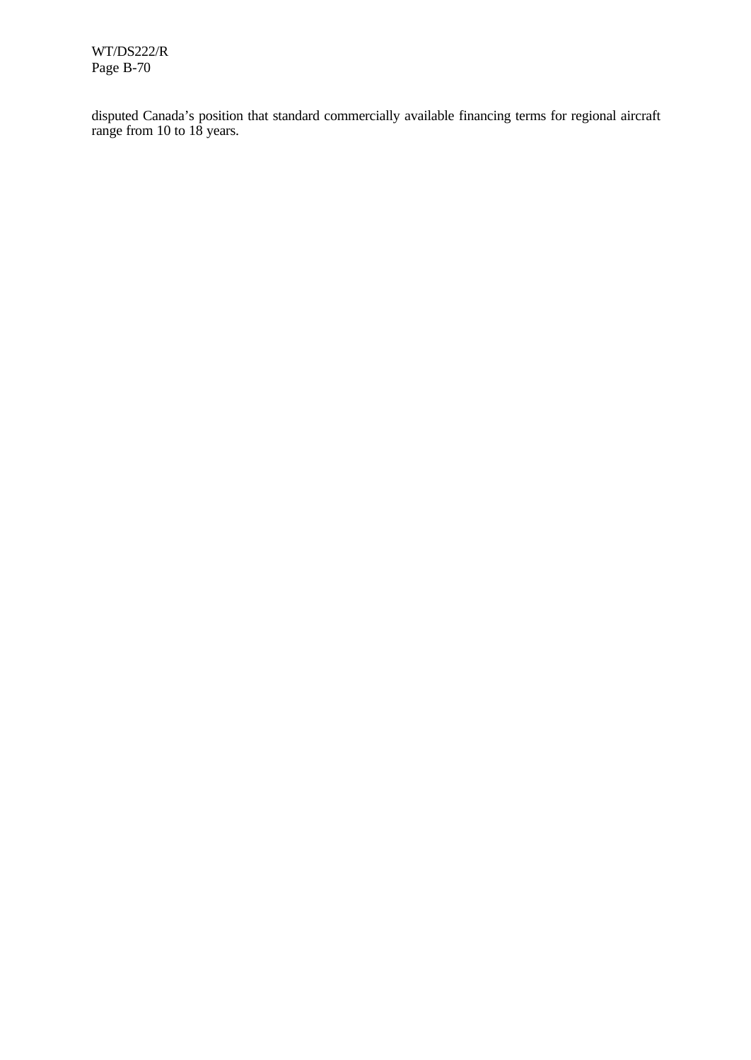disputed Canada's position that standard commercially available financing terms for regional aircraft range from 10 to 18 years.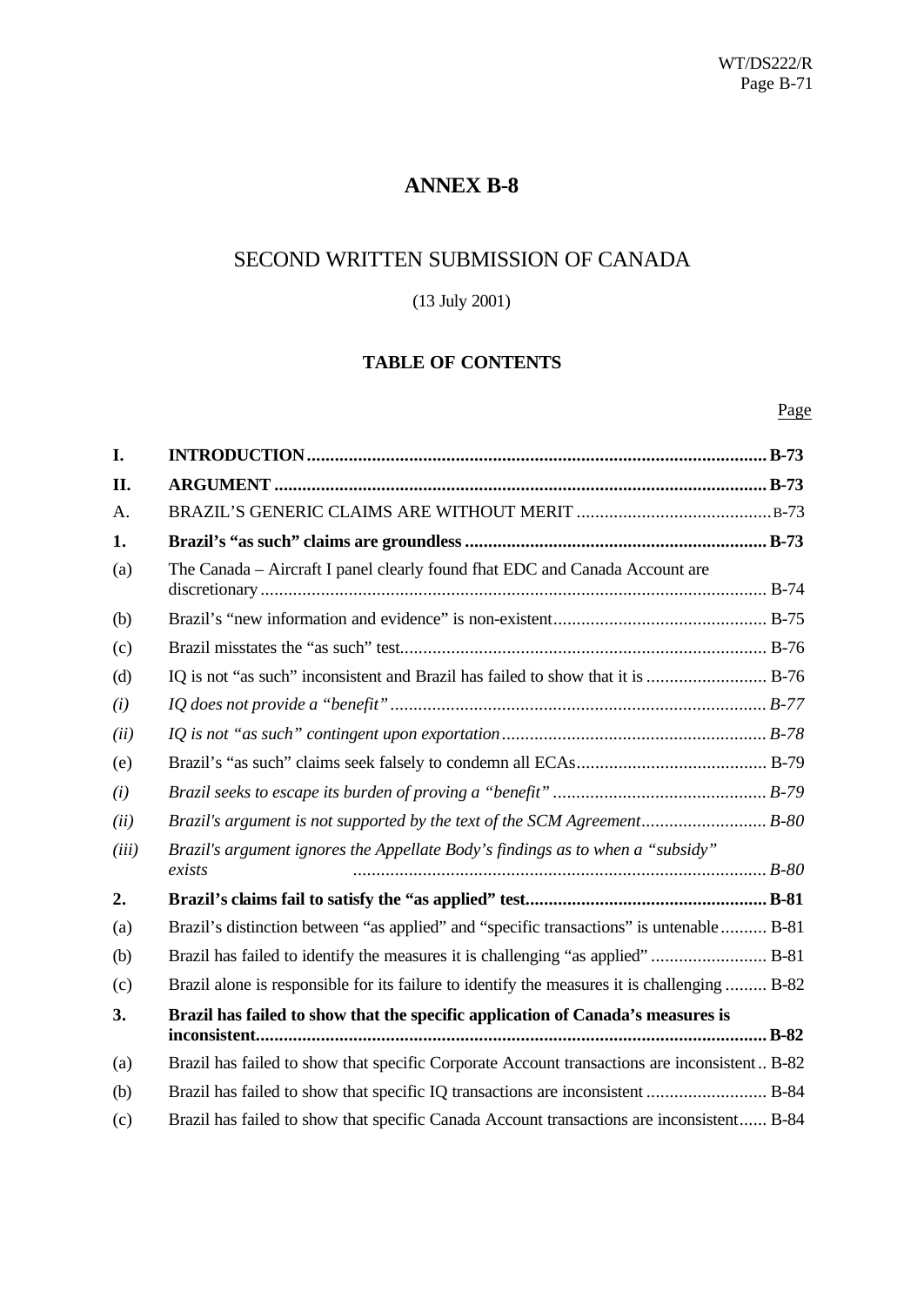# ANNEX B-8

## SECOND WRITTEN SUBMISSION OF CANADA

(13 July 2001)

### TABLE OF CONTENTS

| | | Page |
|---|---|---|
| **I.** | **INTRODUCTION** | **B-73** |
| **II.** | **ARGUMENT** | **B-73** |
| A. | BRAZIL'S GENERIC CLAIMS ARE WITHOUT MERIT | B-73 |
| **1.** | **Brazil's "as such" claims are groundless** | **B-73** |
| (a) | The Canada – Aircraft I panel clearly found fhat EDC and Canada Account are discretionary | B-74 |
| (b) | Brazil's "new information and evidence" is non-existent | B-75 |
| (c) | Brazil misstates the "as such" test | B-76 |
| (d) | IQ is not "as such" inconsistent and Brazil has failed to show that it is | B-76 |
| *(i)* | *IQ does not provide a "benefit"* | *B-77* |
| *(ii)* | *IQ is not "as such" contingent upon exportation* | *B-78* |
| (e) | Brazil's "as such" claims seek falsely to condemn all ECAs | B-79 |
| *(i)* | *Brazil seeks to escape its burden of proving a "benefit"* | *B-79* |
| *(ii)* | *Brazil's argument is not supported by the text of the SCM Agreement* | *B-80* |
| *(iii)* | *Brazil's argument ignores the Appellate Body's findings as to when a "subsidy" exists* | *B-80* |
| **2.** | **Brazil's claims fail to satisfy the "as applied" test** | **B-81** |
| (a) | Brazil's distinction between "as applied" and "specific transactions" is untenable | B-81 |
| (b) | Brazil has failed to identify the measures it is challenging "as applied" | B-81 |
| (c) | Brazil alone is responsible for its failure to identify the measures it is challenging | B-82 |
| **3.** | **Brazil has failed to show that the specific application of Canada's measures is inconsistent** | **B-82** |
| (a) | Brazil has failed to show that specific Corporate Account transactions are inconsistent | B-82 |
| (b) | Brazil has failed to show that specific IQ transactions are inconsistent | B-84 |
| (c) | Brazil has failed to show that specific Canada Account transactions are inconsistent | B-84 |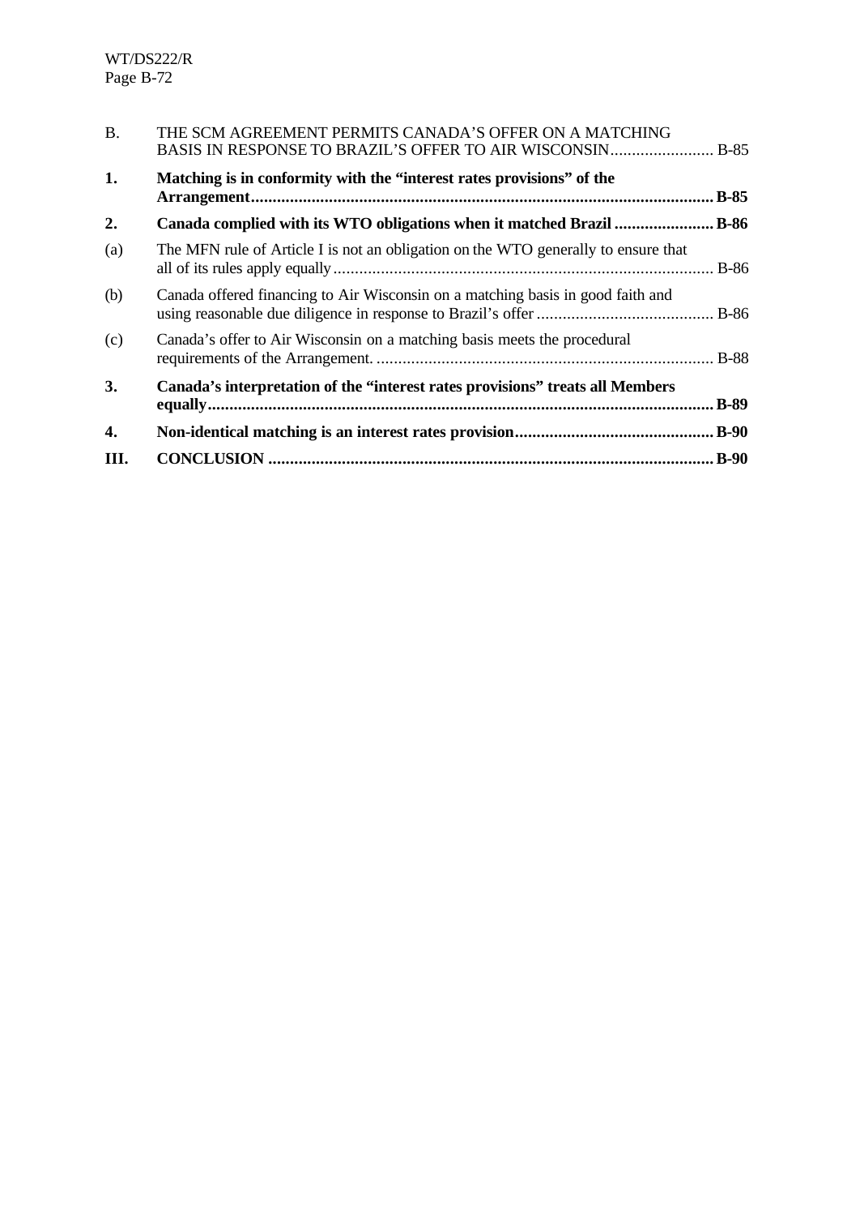B. THE SCM AGREEMENT PERMITS CANADA'S OFFER ON A MATCHING BASIS IN RESPONSE TO BRAZIL'S OFFER TO AIR WISCONSIN........................ B-85

**1. Matching is in conformity with the "interest rates provisions" of the Arrangement.......................................................................................................... B-85**

**2. Canada complied with its WTO obligations when it matched Brazil ....................... B-86**

(a) The MFN rule of Article I is not an obligation on the WTO generally to ensure that all of its rules apply equally........................................................................................ B-86

(b) Canada offered financing to Air Wisconsin on a matching basis in good faith and using reasonable due diligence in response to Brazil's offer ......................................... B-86

(c) Canada's offer to Air Wisconsin on a matching basis meets the procedural requirements of the Arrangement. .............................................................................. B-88

**3. Canada's interpretation of the "interest rates provisions" treats all Members equally.................................................................................................................... B-89**

**4. Non-identical matching is an interest rates provision.............................................. B-90**

**III. CONCLUSION ....................................................................................................... B-90**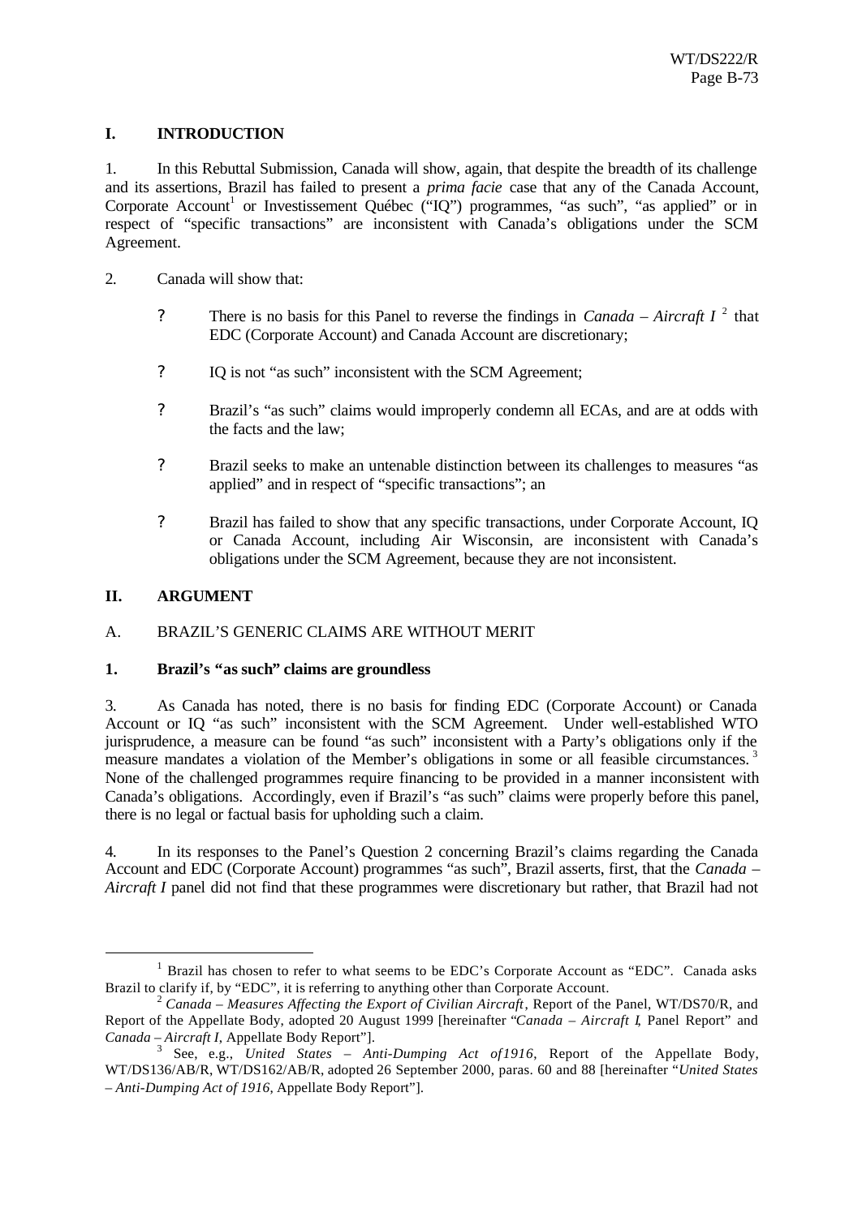## I. INTRODUCTION

1. In this Rebuttal Submission, Canada will show, again, that despite the breadth of its challenge and its assertions, Brazil has failed to present a *prima facie* case that any of the Canada Account, Corporate Account[1] or Investissement Québec ("IQ") programmes, "as such", "as applied" or in respect of "specific transactions" are inconsistent with Canada's obligations under the SCM Agreement.

2. Canada will show that:

- ? There is no basis for this Panel to reverse the findings in *Canada – Aircraft I* [2] that EDC (Corporate Account) and Canada Account are discretionary;
- ? IQ is not "as such" inconsistent with the SCM Agreement;
- ? Brazil's "as such" claims would improperly condemn all ECAs, and are at odds with the facts and the law;
- ? Brazil seeks to make an untenable distinction between its challenges to measures "as applied" and in respect of "specific transactions"; an
- ? Brazil has failed to show that any specific transactions, under Corporate Account, IQ or Canada Account, including Air Wisconsin, are inconsistent with Canada's obligations under the SCM Agreement, because they are not inconsistent.

## II. ARGUMENT

### A. BRAZIL'S GENERIC CLAIMS ARE WITHOUT MERIT

#### 1. Brazil's "as such" claims are groundless

3. As Canada has noted, there is no basis for finding EDC (Corporate Account) or Canada Account or IQ "as such" inconsistent with the SCM Agreement. Under well-established WTO jurisprudence, a measure can be found "as such" inconsistent with a Party's obligations only if the measure mandates a violation of the Member's obligations in some or all feasible circumstances.[3] None of the challenged programmes require financing to be provided in a manner inconsistent with Canada's obligations. Accordingly, even if Brazil's "as such" claims were properly before this panel, there is no legal or factual basis for upholding such a claim.

4. In its responses to the Panel's Question 2 concerning Brazil's claims regarding the Canada Account and EDC (Corporate Account) programmes "as such", Brazil asserts, first, that the *Canada – Aircraft I* panel did not find that these programmes were discretionary but rather, that Brazil had not

---

[1] Brazil has chosen to refer to what seems to be EDC's Corporate Account as "EDC". Canada asks Brazil to clarify if, by "EDC", it is referring to anything other than Corporate Account.

[2] *Canada – Measures Affecting the Export of Civilian Aircraft*, Report of the Panel, WT/DS70/R, and Report of the Appellate Body, adopted 20 August 1999 [hereinafter "*Canada – Aircraft I*, Panel Report" and *Canada – Aircraft I*, Appellate Body Report"].

[3] See, e.g., *United States – Anti-Dumping Act of 1916*, Report of the Appellate Body, WT/DS136/AB/R, WT/DS162/AB/R, adopted 26 September 2000, paras. 60 and 88 [hereinafter "*United States – Anti-Dumping Act of 1916*, Appellate Body Report"].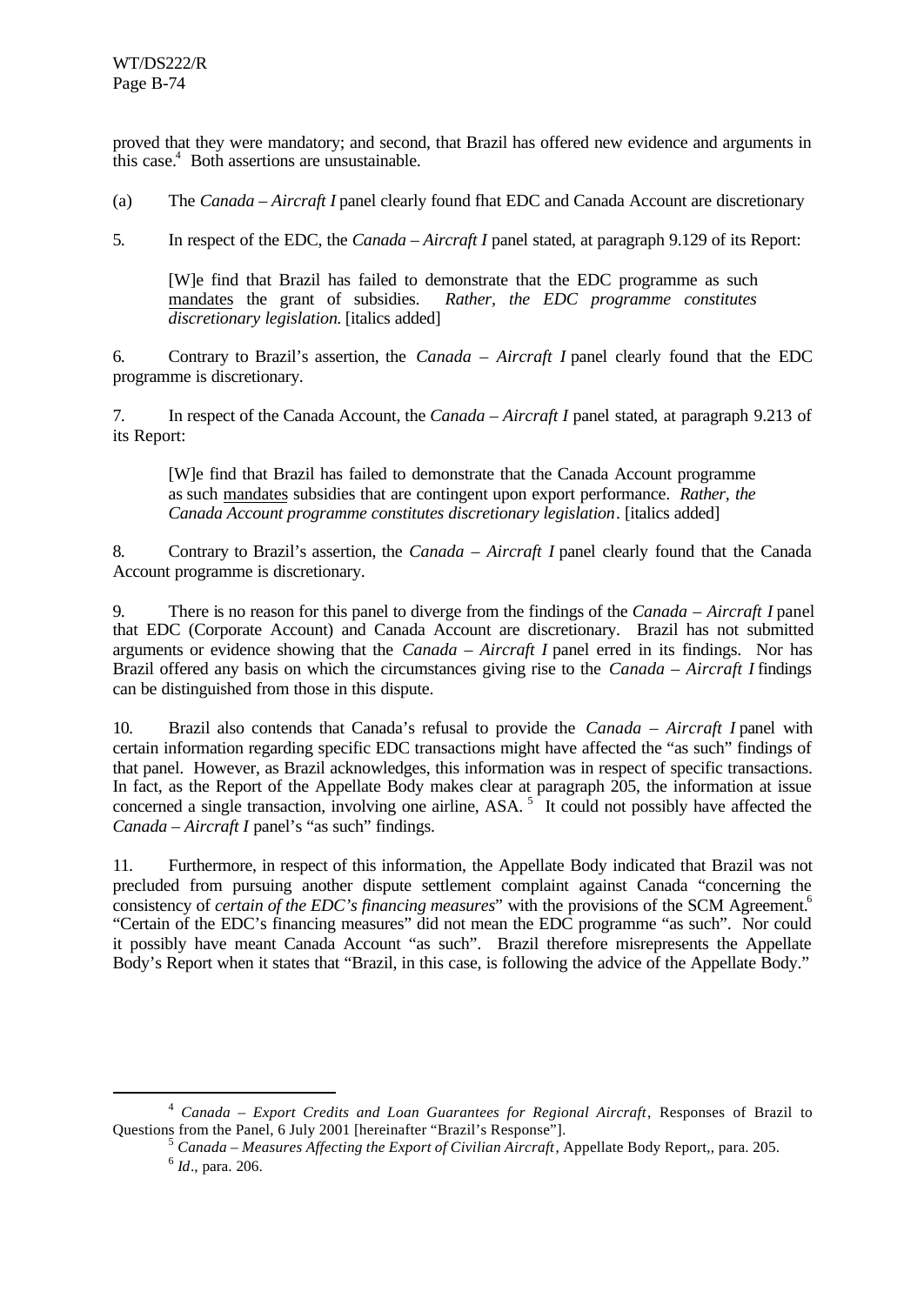proved that they were mandatory; and second, that Brazil has offered new evidence and arguments in this case.[4] Both assertions are unsustainable.

(a) The *Canada – Aircraft I* panel clearly found fhat EDC and Canada Account are discretionary

5. In respect of the EDC, the *Canada – Aircraft I* panel stated, at paragraph 9.129 of its Report:

> [W]e find that Brazil has failed to demonstrate that the EDC programme as such mandates the grant of subsidies. *Rather, the EDC programme constitutes discretionary legislation.* [italics added]

6. Contrary to Brazil's assertion, the *Canada – Aircraft I* panel clearly found that the EDC programme is discretionary.

7. In respect of the Canada Account, the *Canada – Aircraft I* panel stated, at paragraph 9.213 of its Report:

> [W]e find that Brazil has failed to demonstrate that the Canada Account programme as such mandates subsidies that are contingent upon export performance. *Rather, the Canada Account programme constitutes discretionary legislation*. [italics added]

8. Contrary to Brazil's assertion, the *Canada – Aircraft I* panel clearly found that the Canada Account programme is discretionary.

9. There is no reason for this panel to diverge from the findings of the *Canada – Aircraft I* panel that EDC (Corporate Account) and Canada Account are discretionary. Brazil has not submitted arguments or evidence showing that the *Canada – Aircraft I* panel erred in its findings. Nor has Brazil offered any basis on which the circumstances giving rise to the *Canada – Aircraft I* findings can be distinguished from those in this dispute.

10. Brazil also contends that Canada's refusal to provide the *Canada – Aircraft I* panel with certain information regarding specific EDC transactions might have affected the "as such" findings of that panel. However, as Brazil acknowledges, this information was in respect of specific transactions. In fact, as the Report of the Appellate Body makes clear at paragraph 205, the information at issue concerned a single transaction, involving one airline, ASA.[5] It could not possibly have affected the *Canada – Aircraft I* panel's "as such" findings.

11. Furthermore, in respect of this information, the Appellate Body indicated that Brazil was not precluded from pursuing another dispute settlement complaint against Canada "concerning the consistency of *certain of the EDC's financing measures*" with the provisions of the SCM Agreement.[6] "Certain of the EDC's financing measures" did not mean the EDC programme "as such". Nor could it possibly have meant Canada Account "as such". Brazil therefore misrepresents the Appellate Body's Report when it states that "Brazil, in this case, is following the advice of the Appellate Body."

---

[4] *Canada – Export Credits and Loan Guarantees for Regional Aircraft*, Responses of Brazil to Questions from the Panel, 6 July 2001 [hereinafter "Brazil's Response"].

[5] *Canada – Measures Affecting the Export of Civilian Aircraft*, Appellate Body Report,, para. 205.

[6] *Id*., para. 206.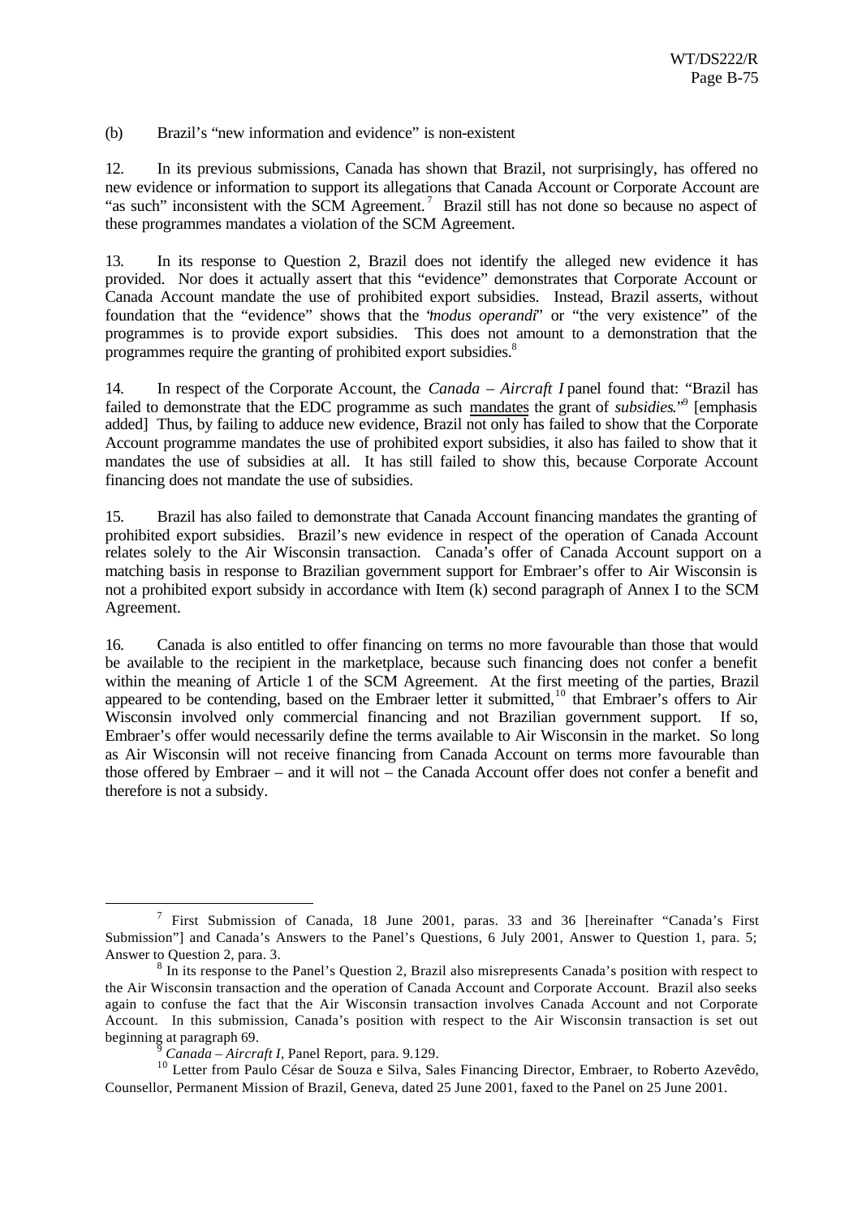(b) Brazil's "new information and evidence" is non-existent

12. In its previous submissions, Canada has shown that Brazil, not surprisingly, has offered no new evidence or information to support its allegations that Canada Account or Corporate Account are "as such" inconsistent with the SCM Agreement.[7] Brazil still has not done so because no aspect of these programmes mandates a violation of the SCM Agreement.

13. In its response to Question 2, Brazil does not identify the alleged new evidence it has provided. Nor does it actually assert that this "evidence" demonstrates that Corporate Account or Canada Account mandate the use of prohibited export subsidies. Instead, Brazil asserts, without foundation that the "evidence" shows that the "*modus operandi*" or "the very existence" of the programmes is to provide export subsidies. This does not amount to a demonstration that the programmes require the granting of prohibited export subsidies.[8]

14. In respect of the Corporate Account, the *Canada – Aircraft I* panel found that: "Brazil has failed to demonstrate that the EDC programme as such <u>mandates</u> the grant of *subsidies*."[9] [emphasis added] Thus, by failing to adduce new evidence, Brazil not only has failed to show that the Corporate Account programme mandates the use of prohibited export subsidies, it also has failed to show that it mandates the use of subsidies at all. It has still failed to show this, because Corporate Account financing does not mandate the use of subsidies.

15. Brazil has also failed to demonstrate that Canada Account financing mandates the granting of prohibited export subsidies. Brazil's new evidence in respect of the operation of Canada Account relates solely to the Air Wisconsin transaction. Canada's offer of Canada Account support on a matching basis in response to Brazilian government support for Embraer's offer to Air Wisconsin is not a prohibited export subsidy in accordance with Item (k) second paragraph of Annex I to the SCM Agreement.

16. Canada is also entitled to offer financing on terms no more favourable than those that would be available to the recipient in the marketplace, because such financing does not confer a benefit within the meaning of Article 1 of the SCM Agreement. At the first meeting of the parties, Brazil appeared to be contending, based on the Embraer letter it submitted,[10] that Embraer's offers to Air Wisconsin involved only commercial financing and not Brazilian government support. If so, Embraer's offer would necessarily define the terms available to Air Wisconsin in the market. So long as Air Wisconsin will not receive financing from Canada Account on terms more favourable than those offered by Embraer – and it will not – the Canada Account offer does not confer a benefit and therefore is not a subsidy.

---

[7] First Submission of Canada, 18 June 2001, paras. 33 and 36 [hereinafter "Canada's First Submission"] and Canada's Answers to the Panel's Questions, 6 July 2001, Answer to Question 1, para. 5; Answer to Question 2, para. 3.

[8] In its response to the Panel's Question 2, Brazil also misrepresents Canada's position with respect to the Air Wisconsin transaction and the operation of Canada Account and Corporate Account. Brazil also seeks again to confuse the fact that the Air Wisconsin transaction involves Canada Account and not Corporate Account. In this submission, Canada's position with respect to the Air Wisconsin transaction is set out beginning at paragraph 69.

[9] *Canada – Aircraft I*, Panel Report, para. 9.129.

[10] Letter from Paulo César de Souza e Silva, Sales Financing Director, Embraer, to Roberto Azevêdo, Counsellor, Permanent Mission of Brazil, Geneva, dated 25 June 2001, faxed to the Panel on 25 June 2001.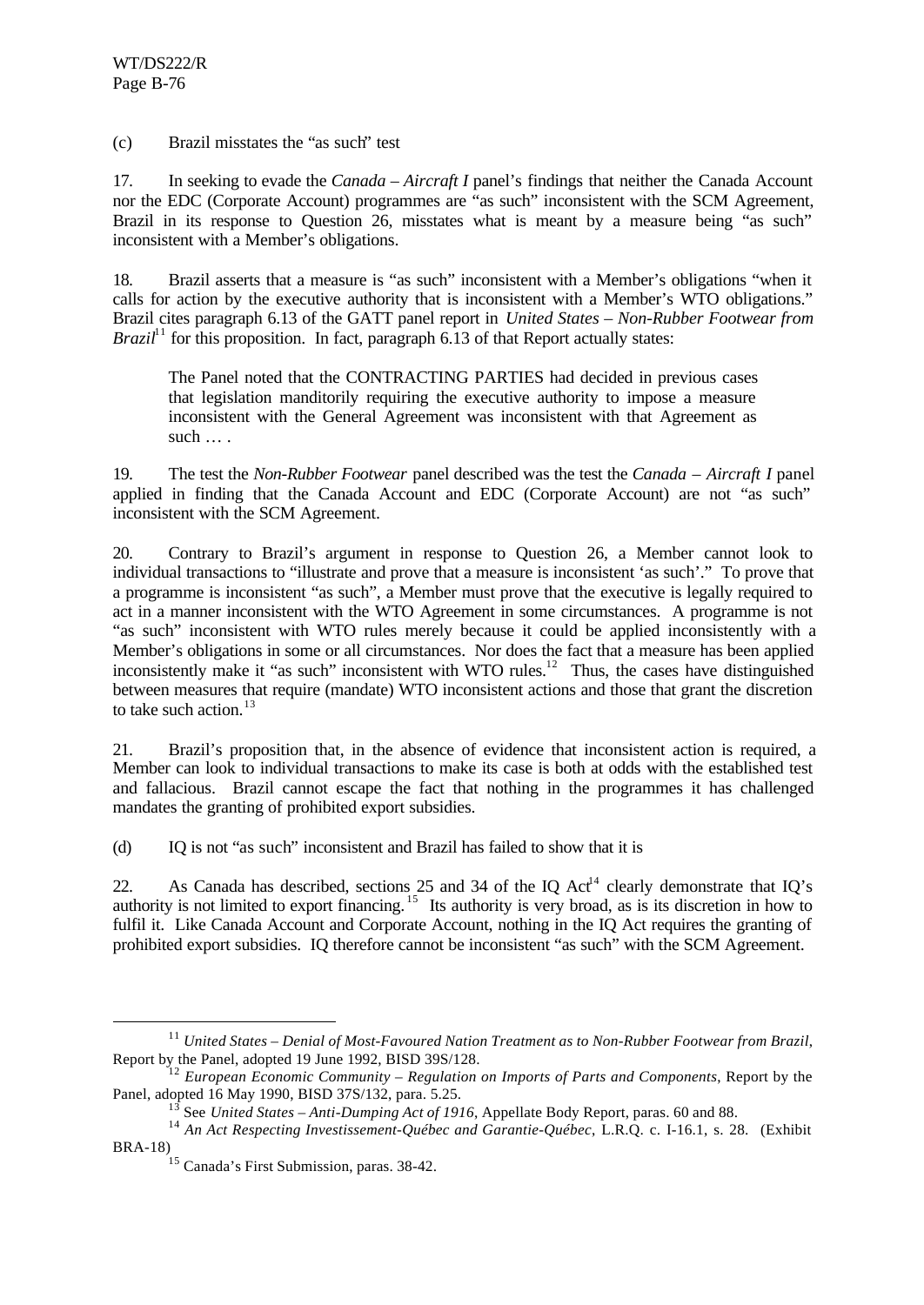(c) Brazil misstates the "as such" test

17. In seeking to evade the *Canada – Aircraft I* panel's findings that neither the Canada Account nor the EDC (Corporate Account) programmes are "as such" inconsistent with the SCM Agreement, Brazil in its response to Question 26, misstates what is meant by a measure being "as such" inconsistent with a Member's obligations.

18. Brazil asserts that a measure is "as such" inconsistent with a Member's obligations "when it calls for action by the executive authority that is inconsistent with a Member's WTO obligations." Brazil cites paragraph 6.13 of the GATT panel report in *United States – Non-Rubber Footwear from Brazil*[11] for this proposition. In fact, paragraph 6.13 of that Report actually states:

> The Panel noted that the CONTRACTING PARTIES had decided in previous cases that legislation manditorily requiring the executive authority to impose a measure inconsistent with the General Agreement was inconsistent with that Agreement as such … .

19. The test the *Non-Rubber Footwear* panel described was the test the *Canada – Aircraft I* panel applied in finding that the Canada Account and EDC (Corporate Account) are not "as such" inconsistent with the SCM Agreement.

20. Contrary to Brazil's argument in response to Question 26, a Member cannot look to individual transactions to "illustrate and prove that a measure is inconsistent 'as such'." To prove that a programme is inconsistent "as such", a Member must prove that the executive is legally required to act in a manner inconsistent with the WTO Agreement in some circumstances. A programme is not "as such" inconsistent with WTO rules merely because it could be applied inconsistently with a Member's obligations in some or all circumstances. Nor does the fact that a measure has been applied inconsistently make it "as such" inconsistent with WTO rules.[12] Thus, the cases have distinguished between measures that require (mandate) WTO inconsistent actions and those that grant the discretion to take such action.[13]

21. Brazil's proposition that, in the absence of evidence that inconsistent action is required, a Member can look to individual transactions to make its case is both at odds with the established test and fallacious. Brazil cannot escape the fact that nothing in the programmes it has challenged mandates the granting of prohibited export subsidies.

(d) IQ is not "as such" inconsistent and Brazil has failed to show that it is

22. As Canada has described, sections 25 and 34 of the IQ Act[14] clearly demonstrate that IQ's authority is not limited to export financing.[15] Its authority is very broad, as is its discretion in how to fulfil it. Like Canada Account and Corporate Account, nothing in the IQ Act requires the granting of prohibited export subsidies. IQ therefore cannot be inconsistent "as such" with the SCM Agreement.

---

[11] *United States – Denial of Most-Favoured Nation Treatment as to Non-Rubber Footwear from Brazil*, Report by the Panel, adopted 19 June 1992, BISD 39S/128.

[12] *European Economic Community – Regulation on Imports of Parts and Components*, Report by the Panel, adopted 16 May 1990, BISD 37S/132, para. 5.25.

[13] See *United States – Anti-Dumping Act of 1916*, Appellate Body Report, paras. 60 and 88.

[14] *An Act Respecting Investissement-Québec and Garantie-Québec*, L.R.Q. c. I-16.1, s. 28. (Exhibit BRA-18)

[15] Canada's First Submission, paras. 38-42.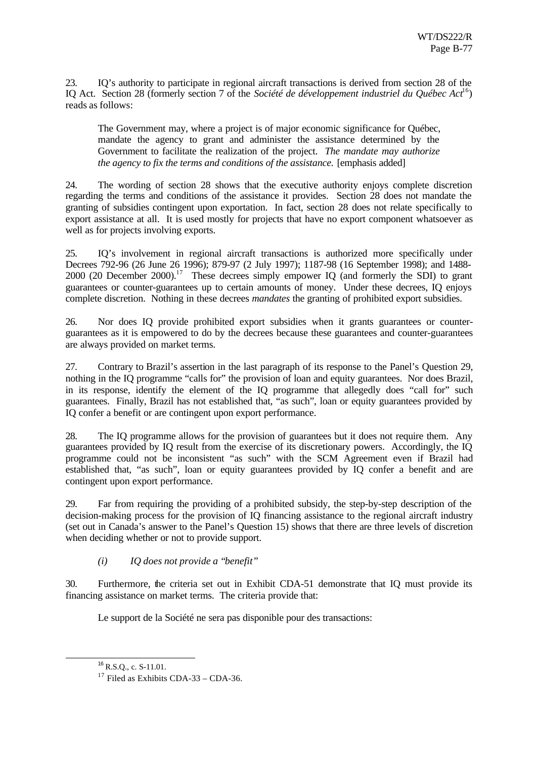23. IQ's authority to participate in regional aircraft transactions is derived from section 28 of the IQ Act. Section 28 (formerly section 7 of the *Société de développement industriel du Québec Act*[16]) reads as follows:

> The Government may, where a project is of major economic significance for Québec, mandate the agency to grant and administer the assistance determined by the Government to facilitate the realization of the project. *The mandate may authorize the agency to fix the terms and conditions of the assistance.* [emphasis added]

24. The wording of section 28 shows that the executive authority enjoys complete discretion regarding the terms and conditions of the assistance it provides. Section 28 does not mandate the granting of subsidies contingent upon exportation. In fact, section 28 does not relate specifically to export assistance at all. It is used mostly for projects that have no export component whatsoever as well as for projects involving exports.

25. IQ's involvement in regional aircraft transactions is authorized more specifically under Decrees 792-96 (26 June 26 1996); 879-97 (2 July 1997); 1187-98 (16 September 1998); and 1488-2000 (20 December 2000).[17] These decrees simply empower IQ (and formerly the SDI) to grant guarantees or counter-guarantees up to certain amounts of money. Under these decrees, IQ enjoys complete discretion. Nothing in these decrees *mandates* the granting of prohibited export subsidies.

26. Nor does IQ provide prohibited export subsidies when it grants guarantees or counter-guarantees as it is empowered to do by the decrees because these guarantees and counter-guarantees are always provided on market terms.

27. Contrary to Brazil's assertion in the last paragraph of its response to the Panel's Question 29, nothing in the IQ programme "calls for" the provision of loan and equity guarantees. Nor does Brazil, in its response, identify the element of the IQ programme that allegedly does "call for" such guarantees. Finally, Brazil has not established that, "as such", loan or equity guarantees provided by IQ confer a benefit or are contingent upon export performance.

28. The IQ programme allows for the provision of guarantees but it does not require them. Any guarantees provided by IQ result from the exercise of its discretionary powers. Accordingly, the IQ programme could not be inconsistent "as such" with the SCM Agreement even if Brazil had established that, "as such", loan or equity guarantees provided by IQ confer a benefit and are contingent upon export performance.

29. Far from requiring the providing of a prohibited subsidy, the step-by-step description of the decision-making process for the provision of IQ financing assistance to the regional aircraft industry (set out in Canada's answer to the Panel's Question 15) shows that there are three levels of discretion when deciding whether or not to provide support.

*(i) IQ does not provide a "benefit"*

30. Furthermore, the criteria set out in Exhibit CDA-51 demonstrate that IQ must provide its financing assistance on market terms. The criteria provide that:

> Le support de la Société ne sera pas disponible pour des transactions:

---

[16] R.S.Q., c. S-11.01.

[17] Filed as Exhibits CDA-33 – CDA-36.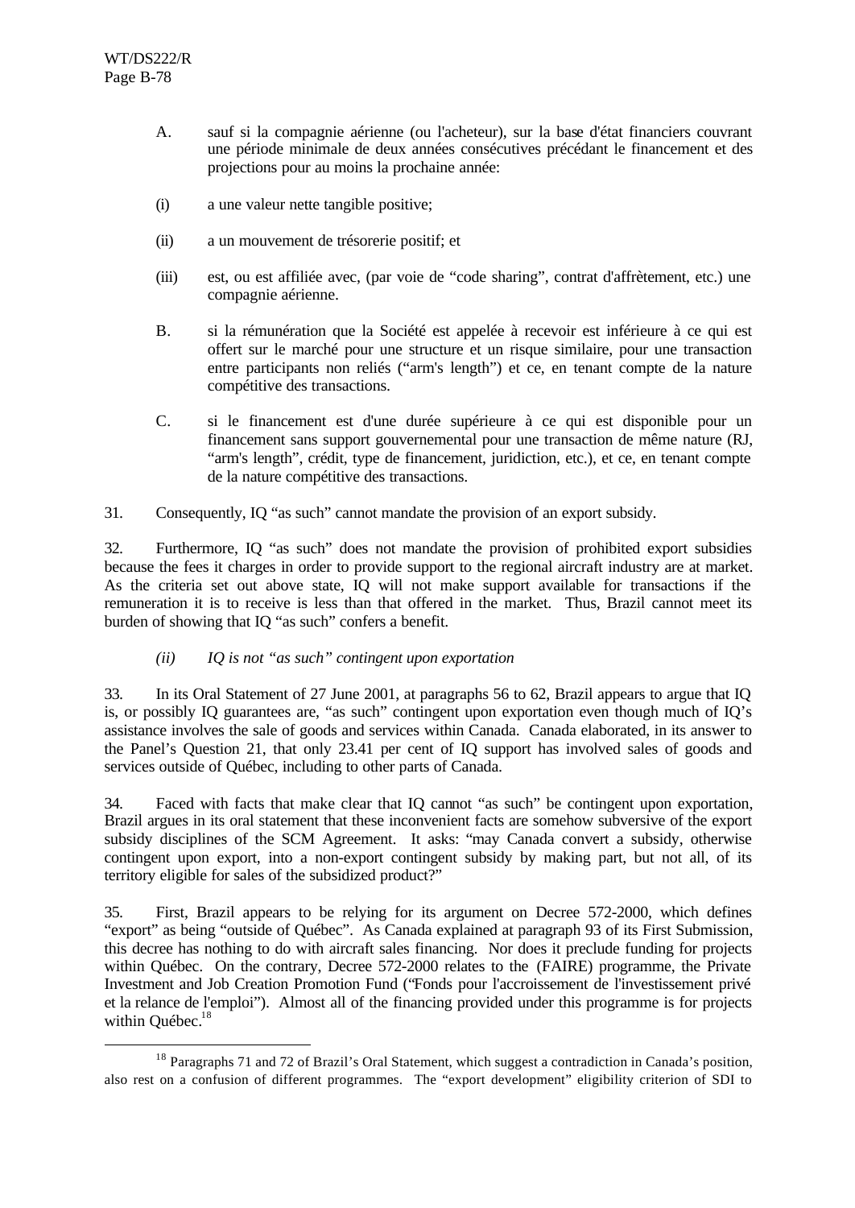A. sauf si la compagnie aérienne (ou l'acheteur), sur la base d'état financiers couvrant une période minimale de deux années consécutives précédant le financement et des projections pour au moins la prochaine année:

(i) a une valeur nette tangible positive;

(ii) a un mouvement de trésorerie positif; et

(iii) est, ou est affiliée avec, (par voie de "code sharing", contrat d'affrètement, etc.) une compagnie aérienne.

B. si la rémunération que la Société est appelée à recevoir est inférieure à ce qui est offert sur le marché pour une structure et un risque similaire, pour une transaction entre participants non reliés ("arm's length") et ce, en tenant compte de la nature compétitive des transactions.

C. si le financement est d'une durée supérieure à ce qui est disponible pour un financement sans support gouvernemental pour une transaction de même nature (RJ, "arm's length", crédit, type de financement, juridiction, etc.), et ce, en tenant compte de la nature compétitive des transactions.

31. Consequently, IQ "as such" cannot mandate the provision of an export subsidy.

32. Furthermore, IQ "as such" does not mandate the provision of prohibited export subsidies because the fees it charges in order to provide support to the regional aircraft industry are at market. As the criteria set out above state, IQ will not make support available for transactions if the remuneration it is to receive is less than that offered in the market. Thus, Brazil cannot meet its burden of showing that IQ "as such" confers a benefit.

*(ii) IQ is not "as such" contingent upon exportation*

33. In its Oral Statement of 27 June 2001, at paragraphs 56 to 62, Brazil appears to argue that IQ is, or possibly IQ guarantees are, "as such" contingent upon exportation even though much of IQ's assistance involves the sale of goods and services within Canada. Canada elaborated, in its answer to the Panel's Question 21, that only 23.41 per cent of IQ support has involved sales of goods and services outside of Québec, including to other parts of Canada.

34. Faced with facts that make clear that IQ cannot "as such" be contingent upon exportation, Brazil argues in its oral statement that these inconvenient facts are somehow subversive of the export subsidy disciplines of the SCM Agreement. It asks: "may Canada convert a subsidy, otherwise contingent upon export, into a non-export contingent subsidy by making part, but not all, of its territory eligible for sales of the subsidized product?"

35. First, Brazil appears to be relying for its argument on Decree 572-2000, which defines "export" as being "outside of Québec". As Canada explained at paragraph 93 of its First Submission, this decree has nothing to do with aircraft sales financing. Nor does it preclude funding for projects within Québec. On the contrary, Decree 572-2000 relates to the (FAIRE) programme, the Private Investment and Job Creation Promotion Fund ("Fonds pour l'accroissement de l'investissement privé et la relance de l'emploi"). Almost all of the financing provided under this programme is for projects within Québec.[18]

[18] Paragraphs 71 and 72 of Brazil's Oral Statement, which suggest a contradiction in Canada's position, also rest on a confusion of different programmes. The "export development" eligibility criterion of SDI to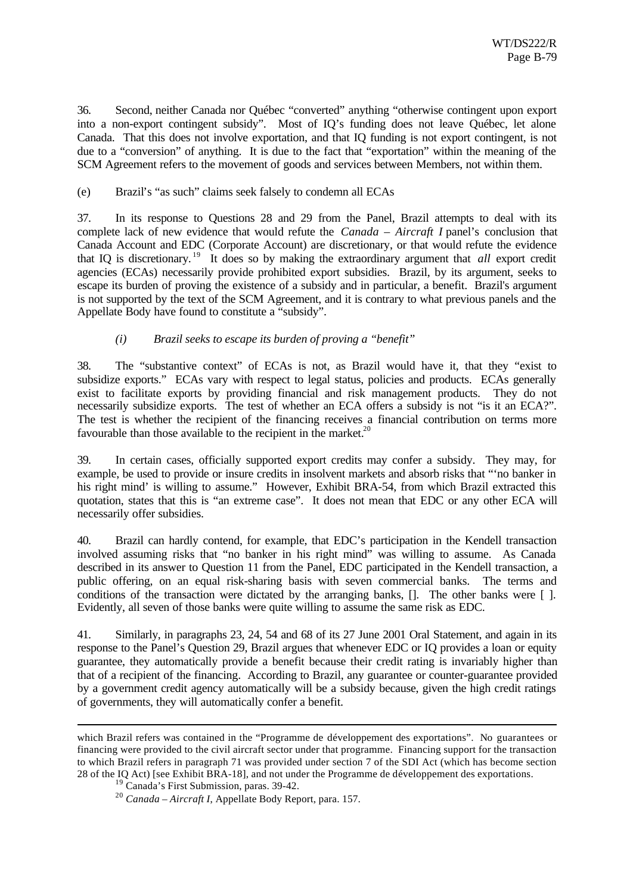36. Second, neither Canada nor Québec "converted" anything "otherwise contingent upon export into a non-export contingent subsidy". Most of IQ's funding does not leave Québec, let alone Canada. That this does not involve exportation, and that IQ funding is not export contingent, is not due to a "conversion" of anything. It is due to the fact that "exportation" within the meaning of the SCM Agreement refers to the movement of goods and services between Members, not within them.

(e) Brazil's "as such" claims seek falsely to condemn all ECAs

37. In its response to Questions 28 and 29 from the Panel, Brazil attempts to deal with its complete lack of new evidence that would refute the *Canada – Aircraft I* panel's conclusion that Canada Account and EDC (Corporate Account) are discretionary, or that would refute the evidence that IQ is discretionary.[19] It does so by making the extraordinary argument that *all* export credit agencies (ECAs) necessarily provide prohibited export subsidies. Brazil, by its argument, seeks to escape its burden of proving the existence of a subsidy and in particular, a benefit. Brazil's argument is not supported by the text of the SCM Agreement, and it is contrary to what previous panels and the Appellate Body have found to constitute a "subsidy".

*(i) Brazil seeks to escape its burden of proving a "benefit"*

38. The "substantive context" of ECAs is not, as Brazil would have it, that they "exist to subsidize exports." ECAs vary with respect to legal status, policies and products. ECAs generally exist to facilitate exports by providing financial and risk management products. They do not necessarily subsidize exports. The test of whether an ECA offers a subsidy is not "is it an ECA?". The test is whether the recipient of the financing receives a financial contribution on terms more favourable than those available to the recipient in the market.[20]

39. In certain cases, officially supported export credits may confer a subsidy. They may, for example, be used to provide or insure credits in insolvent markets and absorb risks that "'no banker in his right mind' is willing to assume." However, Exhibit BRA-54, from which Brazil extracted this quotation, states that this is "an extreme case". It does not mean that EDC or any other ECA will necessarily offer subsidies.

40. Brazil can hardly contend, for example, that EDC's participation in the Kendell transaction involved assuming risks that "no banker in his right mind" was willing to assume. As Canada described in its answer to Question 11 from the Panel, EDC participated in the Kendell transaction, a public offering, on an equal risk-sharing basis with seven commercial banks. The terms and conditions of the transaction were dictated by the arranging banks, []. The other banks were [ ]. Evidently, all seven of those banks were quite willing to assume the same risk as EDC.

41. Similarly, in paragraphs 23, 24, 54 and 68 of its 27 June 2001 Oral Statement, and again in its response to the Panel's Question 29, Brazil argues that whenever EDC or IQ provides a loan or equity guarantee, they automatically provide a benefit because their credit rating is invariably higher than that of a recipient of the financing. According to Brazil, any guarantee or counter-guarantee provided by a government credit agency automatically will be a subsidy because, given the high credit ratings of governments, they will automatically confer a benefit.

---

which Brazil refers was contained in the "Programme de développement des exportations". No guarantees or financing were provided to the civil aircraft sector under that programme. Financing support for the transaction to which Brazil refers in paragraph 71 was provided under section 7 of the SDI Act (which has become section 28 of the IQ Act) [see Exhibit BRA-18], and not under the Programme de développement des exportations.

[19] Canada's First Submission, paras. 39-42.

[20] *Canada – Aircraft I*, Appellate Body Report, para. 157.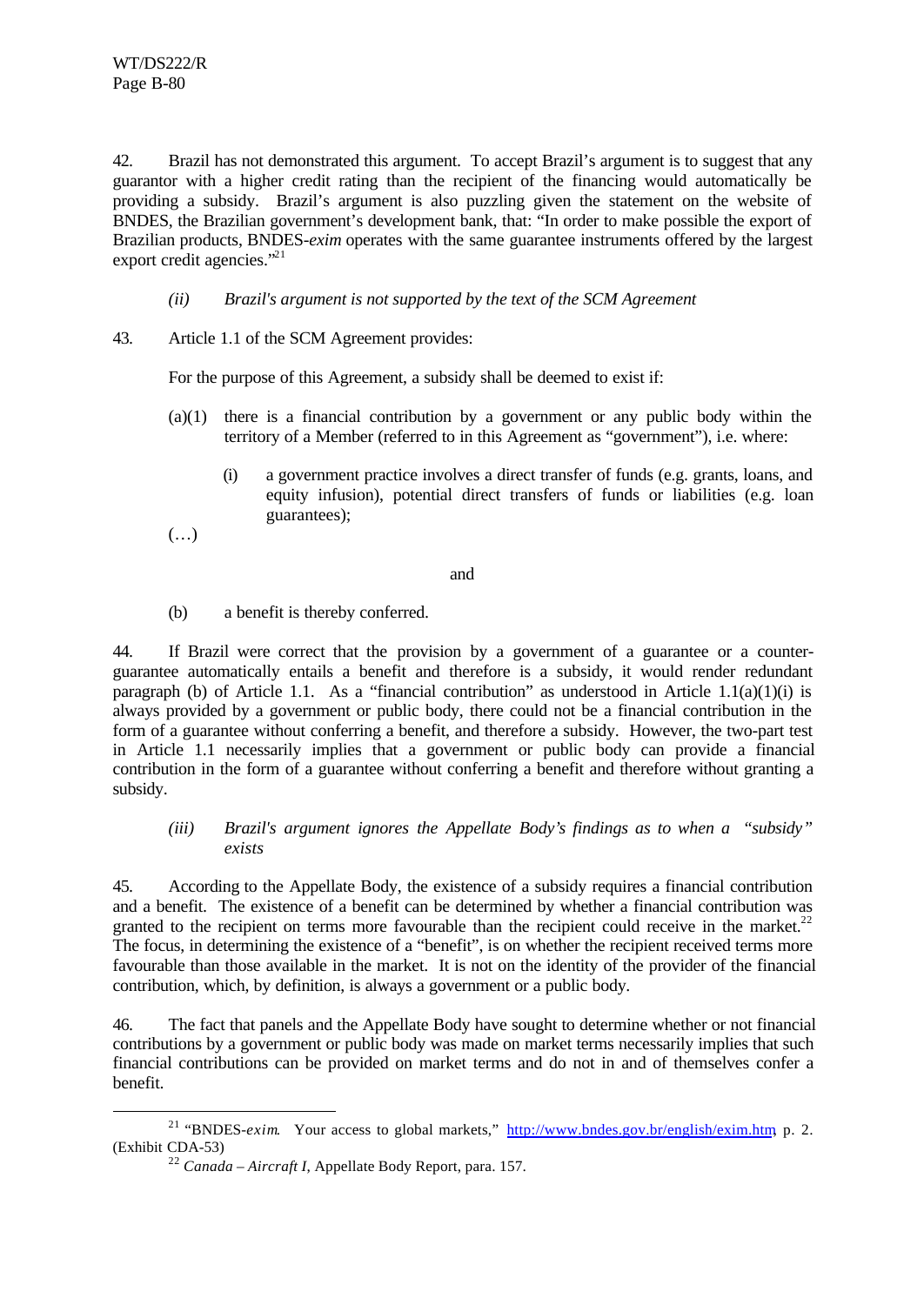42. Brazil has not demonstrated this argument. To accept Brazil's argument is to suggest that any guarantor with a higher credit rating than the recipient of the financing would automatically be providing a subsidy. Brazil's argument is also puzzling given the statement on the website of BNDES, the Brazilian government's development bank, that: "In order to make possible the export of Brazilian products, BNDES-*exim* operates with the same guarantee instruments offered by the largest export credit agencies."[21]

*(ii) Brazil's argument is not supported by the text of the SCM Agreement*

43. Article 1.1 of the SCM Agreement provides:

For the purpose of this Agreement, a subsidy shall be deemed to exist if:

(a)(1) there is a financial contribution by a government or any public body within the territory of a Member (referred to in this Agreement as "government"), i.e. where:

(i) a government practice involves a direct transfer of funds (e.g. grants, loans, and equity infusion), potential direct transfers of funds or liabilities (e.g. loan guarantees);

(…)

and

(b) a benefit is thereby conferred.

44. If Brazil were correct that the provision by a government of a guarantee or a counter-guarantee automatically entails a benefit and therefore is a subsidy, it would render redundant paragraph (b) of Article 1.1. As a "financial contribution" as understood in Article 1.1(a)(1)(i) is always provided by a government or public body, there could not be a financial contribution in the form of a guarantee without conferring a benefit, and therefore a subsidy. However, the two-part test in Article 1.1 necessarily implies that a government or public body can provide a financial contribution in the form of a guarantee without conferring a benefit and therefore without granting a subsidy.

*(iii) Brazil's argument ignores the Appellate Body's findings as to when a "subsidy" exists*

45. According to the Appellate Body, the existence of a subsidy requires a financial contribution and a benefit. The existence of a benefit can be determined by whether a financial contribution was granted to the recipient on terms more favourable than the recipient could receive in the market.[22] The focus, in determining the existence of a "benefit", is on whether the recipient received terms more favourable than those available in the market. It is not on the identity of the provider of the financial contribution, which, by definition, is always a government or a public body.

46. The fact that panels and the Appellate Body have sought to determine whether or not financial contributions by a government or public body was made on market terms necessarily implies that such financial contributions can be provided on market terms and do not in and of themselves confer a benefit.

---

[21] "BNDES-*exim*. Your access to global markets," http://www.bndes.gov.br/english/exim.htm, p. 2. (Exhibit CDA-53)

[22] *Canada – Aircraft I*, Appellate Body Report, para. 157.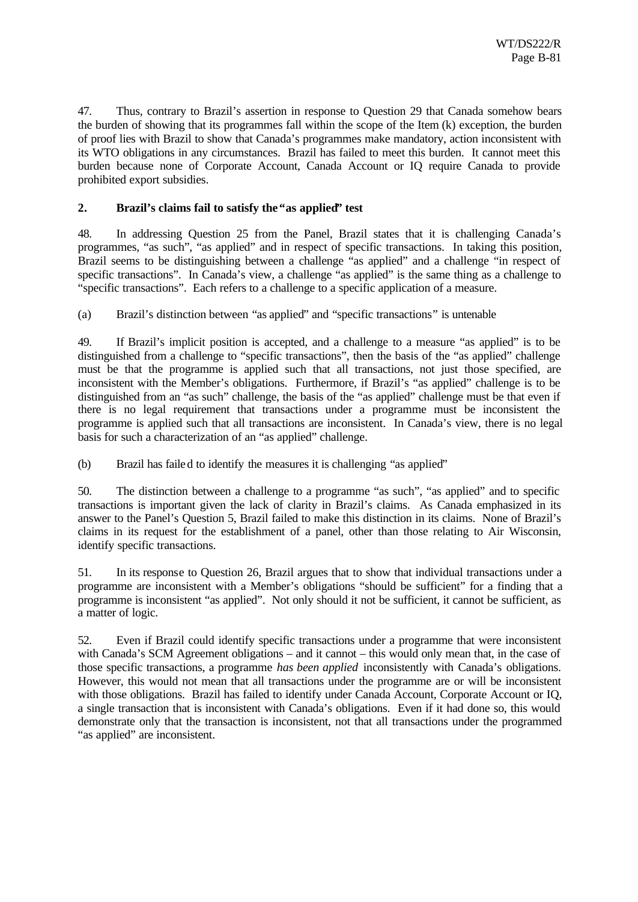47. Thus, contrary to Brazil's assertion in response to Question 29 that Canada somehow bears the burden of showing that its programmes fall within the scope of the Item (k) exception, the burden of proof lies with Brazil to show that Canada's programmes make mandatory, action inconsistent with its WTO obligations in any circumstances. Brazil has failed to meet this burden. It cannot meet this burden because none of Corporate Account, Canada Account or IQ require Canada to provide prohibited export subsidies.

**2. Brazil's claims fail to satisfy the "as applied" test**

48. In addressing Question 25 from the Panel, Brazil states that it is challenging Canada's programmes, "as such", "as applied" and in respect of specific transactions. In taking this position, Brazil seems to be distinguishing between a challenge "as applied" and a challenge "in respect of specific transactions". In Canada's view, a challenge "as applied" is the same thing as a challenge to "specific transactions". Each refers to a challenge to a specific application of a measure.

(a) Brazil's distinction between "as applied" and "specific transactions" is untenable

49. If Brazil's implicit position is accepted, and a challenge to a measure "as applied" is to be distinguished from a challenge to "specific transactions", then the basis of the "as applied" challenge must be that the programme is applied such that all transactions, not just those specified, are inconsistent with the Member's obligations. Furthermore, if Brazil's "as applied" challenge is to be distinguished from an "as such" challenge, the basis of the "as applied" challenge must be that even if there is no legal requirement that transactions under a programme must be inconsistent the programme is applied such that all transactions are inconsistent. In Canada's view, there is no legal basis for such a characterization of an "as applied" challenge.

(b) Brazil has failed to identify the measures it is challenging "as applied"

50. The distinction between a challenge to a programme "as such", "as applied" and to specific transactions is important given the lack of clarity in Brazil's claims. As Canada emphasized in its answer to the Panel's Question 5, Brazil failed to make this distinction in its claims. None of Brazil's claims in its request for the establishment of a panel, other than those relating to Air Wisconsin, identify specific transactions.

51. In its response to Question 26, Brazil argues that to show that individual transactions under a programme are inconsistent with a Member's obligations "should be sufficient" for a finding that a programme is inconsistent "as applied". Not only should it not be sufficient, it cannot be sufficient, as a matter of logic.

52. Even if Brazil could identify specific transactions under a programme that were inconsistent with Canada's SCM Agreement obligations – and it cannot – this would only mean that, in the case of those specific transactions, a programme *has been applied* inconsistently with Canada's obligations. However, this would not mean that all transactions under the programme are or will be inconsistent with those obligations. Brazil has failed to identify under Canada Account, Corporate Account or IQ, a single transaction that is inconsistent with Canada's obligations. Even if it had done so, this would demonstrate only that the transaction is inconsistent, not that all transactions under the programmed "as applied" are inconsistent.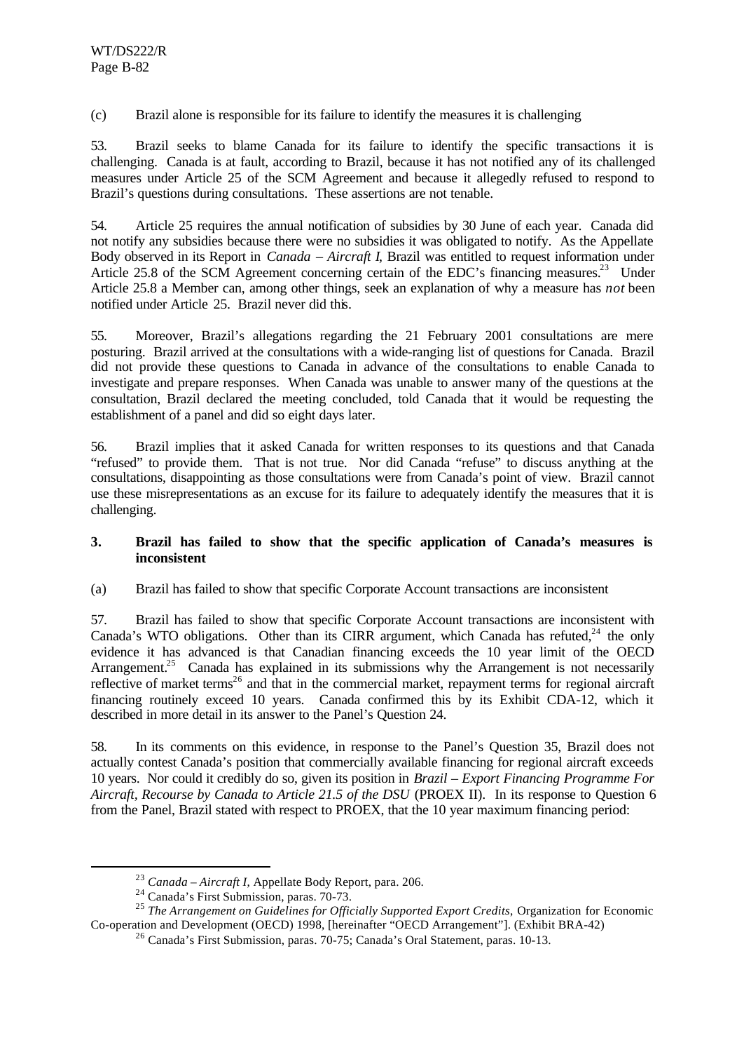(c) Brazil alone is responsible for its failure to identify the measures it is challenging

53. Brazil seeks to blame Canada for its failure to identify the specific transactions it is challenging. Canada is at fault, according to Brazil, because it has not notified any of its challenged measures under Article 25 of the SCM Agreement and because it allegedly refused to respond to Brazil's questions during consultations. These assertions are not tenable.

54. Article 25 requires the annual notification of subsidies by 30 June of each year. Canada did not notify any subsidies because there were no subsidies it was obligated to notify. As the Appellate Body observed in its Report in *Canada – Aircraft I*, Brazil was entitled to request information under Article 25.8 of the SCM Agreement concerning certain of the EDC's financing measures.[23] Under Article 25.8 a Member can, among other things, seek an explanation of why a measure has *not* been notified under Article 25. Brazil never did this.

55. Moreover, Brazil's allegations regarding the 21 February 2001 consultations are mere posturing. Brazil arrived at the consultations with a wide-ranging list of questions for Canada. Brazil did not provide these questions to Canada in advance of the consultations to enable Canada to investigate and prepare responses. When Canada was unable to answer many of the questions at the consultation, Brazil declared the meeting concluded, told Canada that it would be requesting the establishment of a panel and did so eight days later.

56. Brazil implies that it asked Canada for written responses to its questions and that Canada "refused" to provide them. That is not true. Nor did Canada "refuse" to discuss anything at the consultations, disappointing as those consultations were from Canada's point of view. Brazil cannot use these misrepresentations as an excuse for its failure to adequately identify the measures that it is challenging.

### 3. Brazil has failed to show that the specific application of Canada's measures is inconsistent

(a) Brazil has failed to show that specific Corporate Account transactions are inconsistent

57. Brazil has failed to show that specific Corporate Account transactions are inconsistent with Canada's WTO obligations. Other than its CIRR argument, which Canada has refuted,[24] the only evidence it has advanced is that Canadian financing exceeds the 10 year limit of the OECD Arrangement.[25] Canada has explained in its submissions why the Arrangement is not necessarily reflective of market terms[26] and that in the commercial market, repayment terms for regional aircraft financing routinely exceed 10 years. Canada confirmed this by its Exhibit CDA-12, which it described in more detail in its answer to the Panel's Question 24.

58. In its comments on this evidence, in response to the Panel's Question 35, Brazil does not actually contest Canada's position that commercially available financing for regional aircraft exceeds 10 years. Nor could it credibly do so, given its position in *Brazil – Export Financing Programme For Aircraft, Recourse by Canada to Article 21.5 of the DSU* (PROEX II). In its response to Question 6 from the Panel, Brazil stated with respect to PROEX, that the 10 year maximum financing period:

---

[23] *Canada – Aircraft I*, Appellate Body Report, para. 206.

[24] Canada's First Submission, paras. 70-73.

[25] *The Arrangement on Guidelines for Officially Supported Export Credits*, Organization for Economic Co-operation and Development (OECD) 1998, [hereinafter "OECD Arrangement"]. (Exhibit BRA-42)

[26] Canada's First Submission, paras. 70-75; Canada's Oral Statement, paras. 10-13.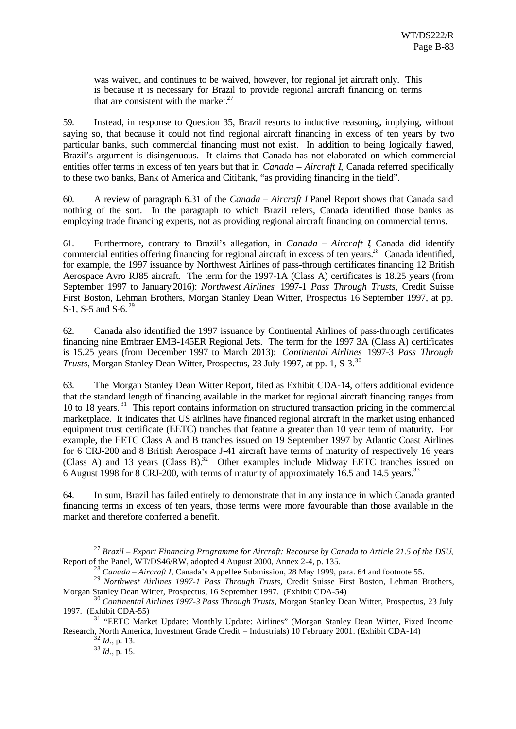> was waived, and continues to be waived, however, for regional jet aircraft only. This is because it is necessary for Brazil to provide regional aircraft financing on terms that are consistent with the market.[27]

59. Instead, in response to Question 35, Brazil resorts to inductive reasoning, implying, without saying so, that because it could not find regional aircraft financing in excess of ten years by two particular banks, such commercial financing must not exist. In addition to being logically flawed, Brazil's argument is disingenuous. It claims that Canada has not elaborated on which commercial entities offer terms in excess of ten years but that in *Canada – Aircraft I*, Canada referred specifically to these two banks, Bank of America and Citibank, "as providing financing in the field".

60. A review of paragraph 6.31 of the *Canada – Aircraft I* Panel Report shows that Canada said nothing of the sort. In the paragraph to which Brazil refers, Canada identified those banks as employing trade financing experts, not as providing regional aircraft financing on commercial terms.

61. Furthermore, contrary to Brazil's allegation, in *Canada – Aircraft I*, Canada did identify commercial entities offering financing for regional aircraft in excess of ten years.[28] Canada identified, for example, the 1997 issuance by Northwest Airlines of pass-through certificates financing 12 British Aerospace Avro RJ85 aircraft. The term for the 1997-1A (Class A) certificates is 18.25 years (from September 1997 to January 2016): *Northwest Airlines* 1997-1 *Pass Through Trusts*, Credit Suisse First Boston, Lehman Brothers, Morgan Stanley Dean Witter, Prospectus 16 September 1997, at pp. S-1, S-5 and S-6.[29]

62. Canada also identified the 1997 issuance by Continental Airlines of pass-through certificates financing nine Embraer EMB-145ER Regional Jets. The term for the 1997 3A (Class A) certificates is 15.25 years (from December 1997 to March 2013): *Continental Airlines* 1997-3 *Pass Through Trusts*, Morgan Stanley Dean Witter, Prospectus, 23 July 1997, at pp. 1, S-3.[30]

63. The Morgan Stanley Dean Witter Report, filed as Exhibit CDA-14, offers additional evidence that the standard length of financing available in the market for regional aircraft financing ranges from 10 to 18 years.[31] This report contains information on structured transaction pricing in the commercial marketplace. It indicates that US airlines have financed regional aircraft in the market using enhanced equipment trust certificate (EETC) tranches that feature a greater than 10 year term of maturity. For example, the EETC Class A and B tranches issued on 19 September 1997 by Atlantic Coast Airlines for 6 CRJ-200 and 8 British Aerospace J-41 aircraft have terms of maturity of respectively 16 years (Class A) and 13 years (Class B).[32] Other examples include Midway EETC tranches issued on 6 August 1998 for 8 CRJ-200, with terms of maturity of approximately 16.5 and 14.5 years.[33]

64. In sum, Brazil has failed entirely to demonstrate that in any instance in which Canada granted financing terms in excess of ten years, those terms were more favourable than those available in the market and therefore conferred a benefit.

---

[27] *Brazil – Export Financing Programme for Aircraft: Recourse by Canada to Article 21.5 of the DSU*, Report of the Panel, WT/DS46/RW, adopted 4 August 2000, Annex 2-4, p. 135.

[28] *Canada – Aircraft I*, Canada's Appellee Submission, 28 May 1999, para. 64 and footnote 55.

[29] *Northwest Airlines 1997-1 Pass Through Trusts*, Credit Suisse First Boston, Lehman Brothers, Morgan Stanley Dean Witter, Prospectus, 16 September 1997. (Exhibit CDA-54)

[30] *Continental Airlines 1997-3 Pass Through Trusts*, Morgan Stanley Dean Witter, Prospectus, 23 July 1997. (Exhibit CDA-55)

[31] "EETC Market Update: Monthly Update: Airlines" (Morgan Stanley Dean Witter, Fixed Income Research, North America, Investment Grade Credit – Industrials) 10 February 2001. (Exhibit CDA-14)

[32] *Id*., p. 13.

[33] *Id*., p. 15.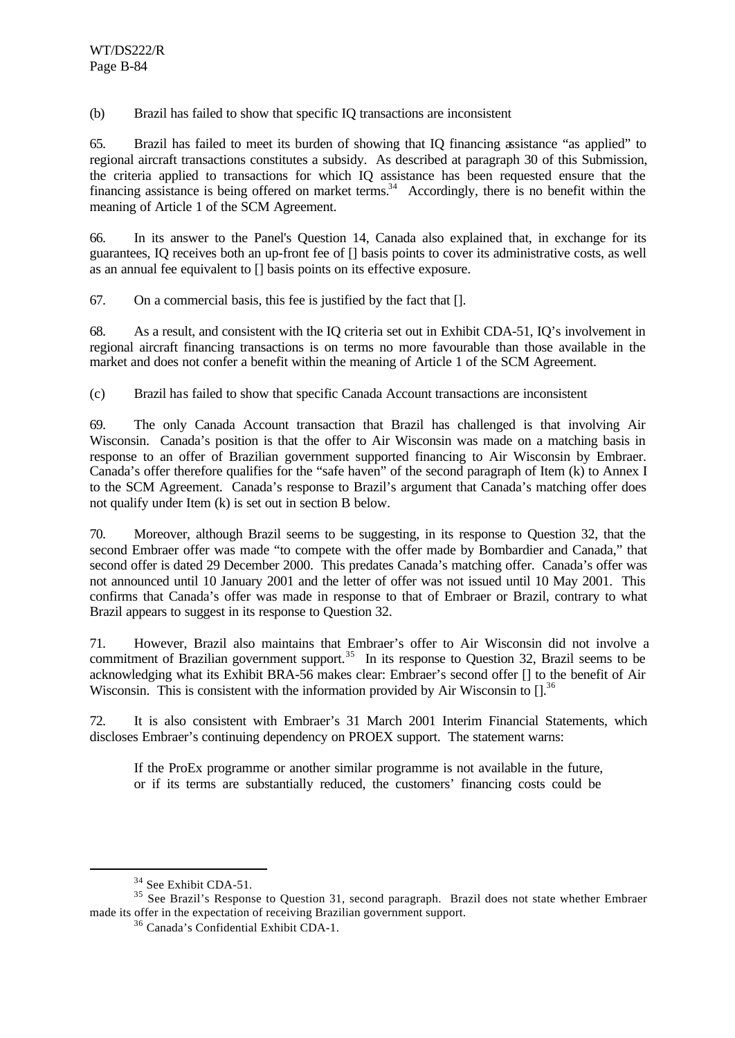(b) Brazil has failed to show that specific IQ transactions are inconsistent

65. Brazil has failed to meet its burden of showing that IQ financing assistance "as applied" to regional aircraft transactions constitutes a subsidy. As described at paragraph 30 of this Submission, the criteria applied to transactions for which IQ assistance has been requested ensure that the financing assistance is being offered on market terms.[34] Accordingly, there is no benefit within the meaning of Article 1 of the SCM Agreement.

66. In its answer to the Panel's Question 14, Canada also explained that, in exchange for its guarantees, IQ receives both an up-front fee of [] basis points to cover its administrative costs, as well as an annual fee equivalent to [] basis points on its effective exposure.

67. On a commercial basis, this fee is justified by the fact that [].

68. As a result, and consistent with the IQ criteria set out in Exhibit CDA-51, IQ's involvement in regional aircraft financing transactions is on terms no more favourable than those available in the market and does not confer a benefit within the meaning of Article 1 of the SCM Agreement.

(c) Brazil has failed to show that specific Canada Account transactions are inconsistent

69. The only Canada Account transaction that Brazil has challenged is that involving Air Wisconsin. Canada's position is that the offer to Air Wisconsin was made on a matching basis in response to an offer of Brazilian government supported financing to Air Wisconsin by Embraer. Canada's offer therefore qualifies for the "safe haven" of the second paragraph of Item (k) to Annex I to the SCM Agreement. Canada's response to Brazil's argument that Canada's matching offer does not qualify under Item (k) is set out in section B below.

70. Moreover, although Brazil seems to be suggesting, in its response to Question 32, that the second Embraer offer was made "to compete with the offer made by Bombardier and Canada," that second offer is dated 29 December 2000. This predates Canada's matching offer. Canada's offer was not announced until 10 January 2001 and the letter of offer was not issued until 10 May 2001. This confirms that Canada's offer was made in response to that of Embraer or Brazil, contrary to what Brazil appears to suggest in its response to Question 32.

71. However, Brazil also maintains that Embraer's offer to Air Wisconsin did not involve a commitment of Brazilian government support.[35] In its response to Question 32, Brazil seems to be acknowledging what its Exhibit BRA-56 makes clear: Embraer's second offer [] to the benefit of Air Wisconsin. This is consistent with the information provided by Air Wisconsin to [].[36]

72. It is also consistent with Embraer's 31 March 2001 Interim Financial Statements, which discloses Embraer's continuing dependency on PROEX support. The statement warns:

> If the ProEx programme or another similar programme is not available in the future, or if its terms are substantially reduced, the customers' financing costs could be

---

[34] See Exhibit CDA-51.

[35] See Brazil's Response to Question 31, second paragraph. Brazil does not state whether Embraer made its offer in the expectation of receiving Brazilian government support.

[36] Canada's Confidential Exhibit CDA-1.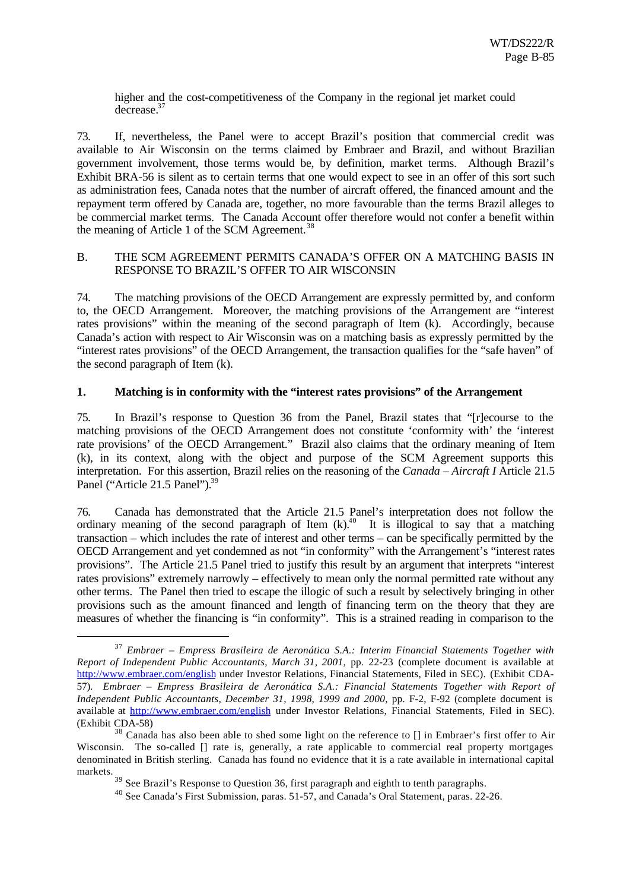higher and the cost-competitiveness of the Company in the regional jet market could decrease.[37]

73. If, nevertheless, the Panel were to accept Brazil's position that commercial credit was available to Air Wisconsin on the terms claimed by Embraer and Brazil, and without Brazilian government involvement, those terms would be, by definition, market terms. Although Brazil's Exhibit BRA-56 is silent as to certain terms that one would expect to see in an offer of this sort such as administration fees, Canada notes that the number of aircraft offered, the financed amount and the repayment term offered by Canada are, together, no more favourable than the terms Brazil alleges to be commercial market terms. The Canada Account offer therefore would not confer a benefit within the meaning of Article 1 of the SCM Agreement.[38]

## B. THE SCM AGREEMENT PERMITS CANADA'S OFFER ON A MATCHING BASIS IN RESPONSE TO BRAZIL'S OFFER TO AIR WISCONSIN

74. The matching provisions of the OECD Arrangement are expressly permitted by, and conform to, the OECD Arrangement. Moreover, the matching provisions of the Arrangement are "interest rates provisions" within the meaning of the second paragraph of Item (k). Accordingly, because Canada's action with respect to Air Wisconsin was on a matching basis as expressly permitted by the "interest rates provisions" of the OECD Arrangement, the transaction qualifies for the "safe haven" of the second paragraph of Item (k).

### 1. Matching is in conformity with the "interest rates provisions" of the Arrangement

75. In Brazil's response to Question 36 from the Panel, Brazil states that "[r]ecourse to the matching provisions of the OECD Arrangement does not constitute 'conformity with' the 'interest rate provisions' of the OECD Arrangement." Brazil also claims that the ordinary meaning of Item (k), in its context, along with the object and purpose of the SCM Agreement supports this interpretation. For this assertion, Brazil relies on the reasoning of the *Canada – Aircraft I* Article 21.5 Panel ("Article 21.5 Panel").[39]

76. Canada has demonstrated that the Article 21.5 Panel's interpretation does not follow the ordinary meaning of the second paragraph of Item (k).[40] It is illogical to say that a matching transaction – which includes the rate of interest and other terms – can be specifically permitted by the OECD Arrangement and yet condemned as not "in conformity" with the Arrangement's "interest rates provisions". The Article 21.5 Panel tried to justify this result by an argument that interprets "interest rates provisions" extremely narrowly – effectively to mean only the normal permitted rate without any other terms. The Panel then tried to escape the illogic of such a result by selectively bringing in other provisions such as the amount financed and length of financing term on the theory that they are measures of whether the financing is "in conformity". This is a strained reading in comparison to the

---

[37] *Embraer – Empress Brasileira de Aeronática S.A.: Interim Financial Statements Together with Report of Independent Public Accountants, March 31, 2001*, pp. 22-23 (complete document is available at http://www.embraer.com/english under Investor Relations, Financial Statements, Filed in SEC). (Exhibit CDA-57). *Embraer – Empress Brasileira de Aeronática S.A.: Financial Statements Together with Report of Independent Public Accountants, December 31, 1998, 1999 and 2000*, pp. F-2, F-92 (complete document is available at http://www.embraer.com/english under Investor Relations, Financial Statements, Filed in SEC). (Exhibit CDA-58)

[38] Canada has also been able to shed some light on the reference to [] in Embraer's first offer to Air Wisconsin. The so-called [] rate is, generally, a rate applicable to commercial real property mortgages denominated in British sterling. Canada has found no evidence that it is a rate available in international capital markets.

[39] See Brazil's Response to Question 36, first paragraph and eighth to tenth paragraphs.

[40] See Canada's First Submission, paras. 51-57, and Canada's Oral Statement, paras. 22-26.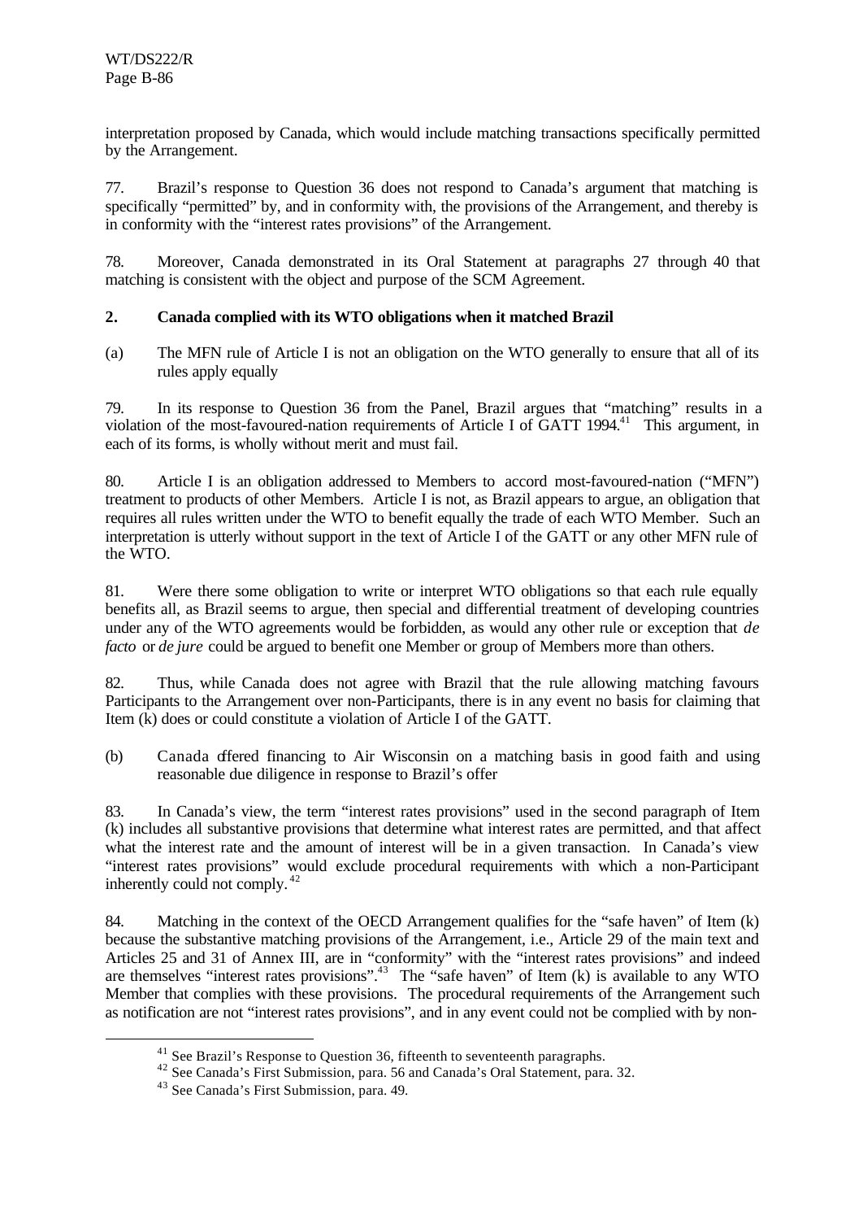interpretation proposed by Canada, which would include matching transactions specifically permitted by the Arrangement.

77. Brazil's response to Question 36 does not respond to Canada's argument that matching is specifically "permitted" by, and in conformity with, the provisions of the Arrangement, and thereby is in conformity with the "interest rates provisions" of the Arrangement.

78. Moreover, Canada demonstrated in its Oral Statement at paragraphs 27 through 40 that matching is consistent with the object and purpose of the SCM Agreement.

**2. Canada complied with its WTO obligations when it matched Brazil**

(a) The MFN rule of Article I is not an obligation on the WTO generally to ensure that all of its rules apply equally

79. In its response to Question 36 from the Panel, Brazil argues that "matching" results in a violation of the most-favoured-nation requirements of Article I of GATT 1994.[41] This argument, in each of its forms, is wholly without merit and must fail.

80. Article I is an obligation addressed to Members to accord most-favoured-nation ("MFN") treatment to products of other Members. Article I is not, as Brazil appears to argue, an obligation that requires all rules written under the WTO to benefit equally the trade of each WTO Member. Such an interpretation is utterly without support in the text of Article I of the GATT or any other MFN rule of the WTO.

81. Were there some obligation to write or interpret WTO obligations so that each rule equally benefits all, as Brazil seems to argue, then special and differential treatment of developing countries under any of the WTO agreements would be forbidden, as would any other rule or exception that *de facto* or *de jure* could be argued to benefit one Member or group of Members more than others.

82. Thus, while Canada does not agree with Brazil that the rule allowing matching favours Participants to the Arrangement over non-Participants, there is in any event no basis for claiming that Item (k) does or could constitute a violation of Article I of the GATT.

(b) Canada offered financing to Air Wisconsin on a matching basis in good faith and using reasonable due diligence in response to Brazil's offer

83. In Canada's view, the term "interest rates provisions" used in the second paragraph of Item (k) includes all substantive provisions that determine what interest rates are permitted, and that affect what the interest rate and the amount of interest will be in a given transaction. In Canada's view "interest rates provisions" would exclude procedural requirements with which a non-Participant inherently could not comply.[42]

84. Matching in the context of the OECD Arrangement qualifies for the "safe haven" of Item (k) because the substantive matching provisions of the Arrangement, i.e., Article 29 of the main text and Articles 25 and 31 of Annex III, are in "conformity" with the "interest rates provisions" and indeed are themselves "interest rates provisions".[43] The "safe haven" of Item (k) is available to any WTO Member that complies with these provisions. The procedural requirements of the Arrangement such as notification are not "interest rates provisions", and in any event could not be complied with by non-

---

[41] See Brazil's Response to Question 36, fifteenth to seventeenth paragraphs.

[42] See Canada's First Submission, para. 56 and Canada's Oral Statement, para. 32.

[43] See Canada's First Submission, para. 49.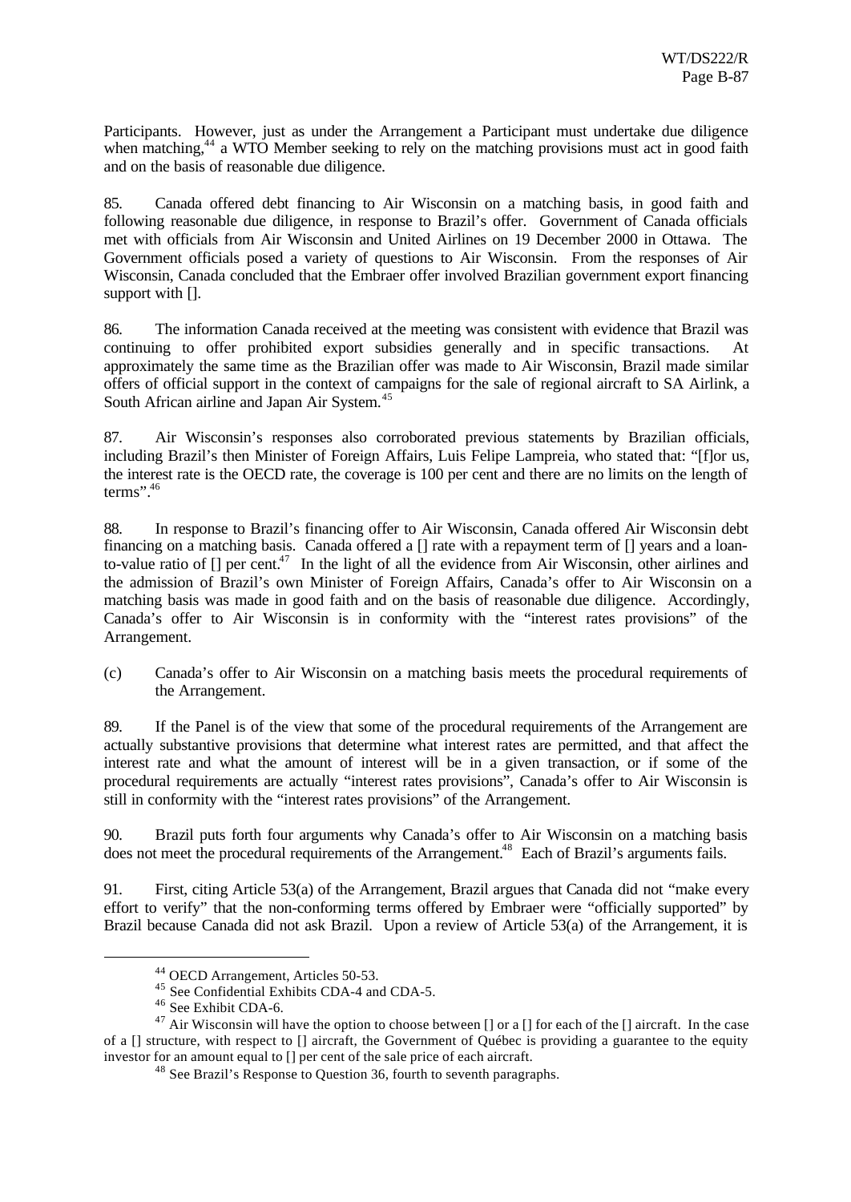Participants. However, just as under the Arrangement a Participant must undertake due diligence when matching,[44] a WTO Member seeking to rely on the matching provisions must act in good faith and on the basis of reasonable due diligence.

85. Canada offered debt financing to Air Wisconsin on a matching basis, in good faith and following reasonable due diligence, in response to Brazil's offer. Government of Canada officials met with officials from Air Wisconsin and United Airlines on 19 December 2000 in Ottawa. The Government officials posed a variety of questions to Air Wisconsin. From the responses of Air Wisconsin, Canada concluded that the Embraer offer involved Brazilian government export financing support with [].

86. The information Canada received at the meeting was consistent with evidence that Brazil was continuing to offer prohibited export subsidies generally and in specific transactions. At approximately the same time as the Brazilian offer was made to Air Wisconsin, Brazil made similar offers of official support in the context of campaigns for the sale of regional aircraft to SA Airlink, a South African airline and Japan Air System.[45]

87. Air Wisconsin's responses also corroborated previous statements by Brazilian officials, including Brazil's then Minister of Foreign Affairs, Luis Felipe Lampreia, who stated that: "[f]or us, the interest rate is the OECD rate, the coverage is 100 per cent and there are no limits on the length of terms".[46]

88. In response to Brazil's financing offer to Air Wisconsin, Canada offered Air Wisconsin debt financing on a matching basis. Canada offered a [] rate with a repayment term of [] years and a loan-to-value ratio of [] per cent.[47] In the light of all the evidence from Air Wisconsin, other airlines and the admission of Brazil's own Minister of Foreign Affairs, Canada's offer to Air Wisconsin on a matching basis was made in good faith and on the basis of reasonable due diligence. Accordingly, Canada's offer to Air Wisconsin is in conformity with the "interest rates provisions" of the Arrangement.

(c) Canada's offer to Air Wisconsin on a matching basis meets the procedural requirements of the Arrangement.

89. If the Panel is of the view that some of the procedural requirements of the Arrangement are actually substantive provisions that determine what interest rates are permitted, and that affect the interest rate and what the amount of interest will be in a given transaction, or if some of the procedural requirements are actually "interest rates provisions", Canada's offer to Air Wisconsin is still in conformity with the "interest rates provisions" of the Arrangement.

90. Brazil puts forth four arguments why Canada's offer to Air Wisconsin on a matching basis does not meet the procedural requirements of the Arrangement.[48] Each of Brazil's arguments fails.

91. First, citing Article 53(a) of the Arrangement, Brazil argues that Canada did not "make every effort to verify" that the non-conforming terms offered by Embraer were "officially supported" by Brazil because Canada did not ask Brazil. Upon a review of Article 53(a) of the Arrangement, it is

---

[44] OECD Arrangement, Articles 50-53.

[45] See Confidential Exhibits CDA-4 and CDA-5.

[46] See Exhibit CDA-6.

[47] Air Wisconsin will have the option to choose between [] or a [] for each of the [] aircraft. In the case of a [] structure, with respect to [] aircraft, the Government of Québec is providing a guarantee to the equity investor for an amount equal to [] per cent of the sale price of each aircraft.

[48] See Brazil's Response to Question 36, fourth to seventh paragraphs.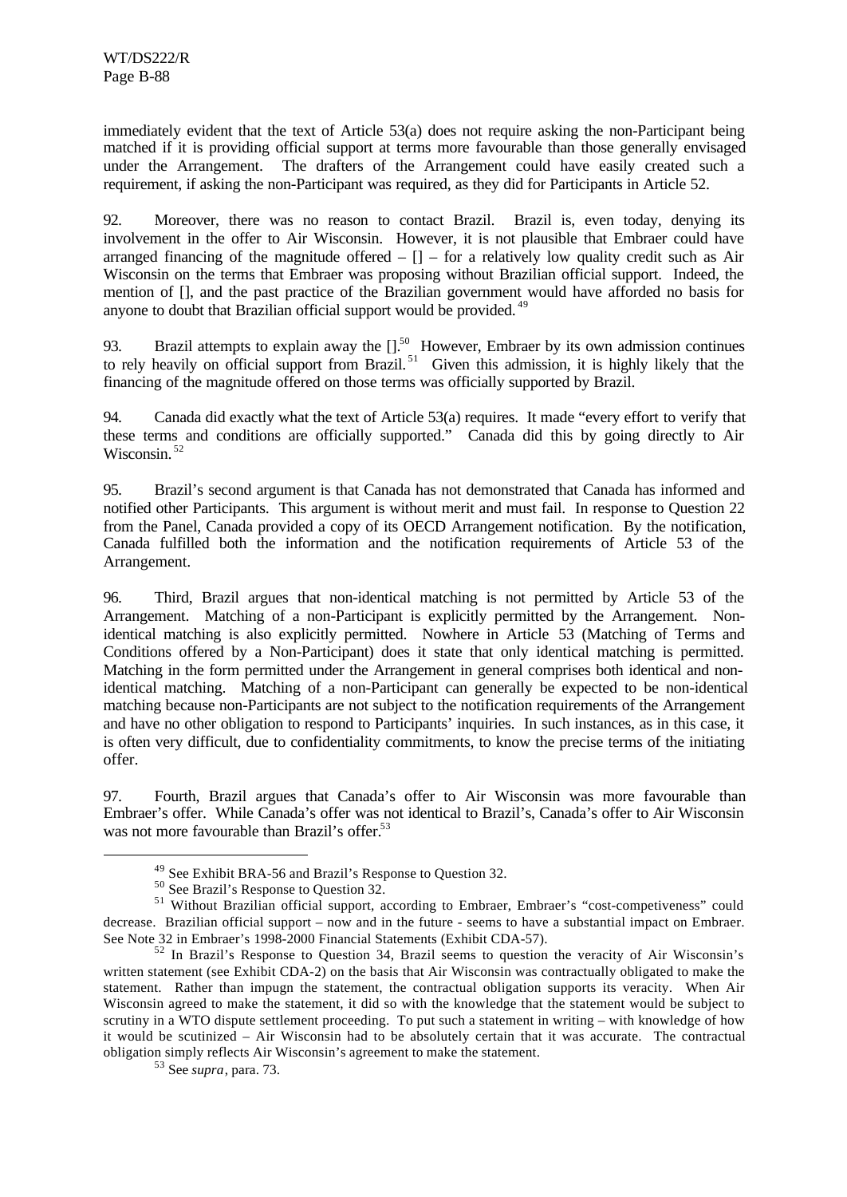immediately evident that the text of Article 53(a) does not require asking the non-Participant being matched if it is providing official support at terms more favourable than those generally envisaged under the Arrangement. The drafters of the Arrangement could have easily created such a requirement, if asking the non-Participant was required, as they did for Participants in Article 52.

92. Moreover, there was no reason to contact Brazil. Brazil is, even today, denying its involvement in the offer to Air Wisconsin. However, it is not plausible that Embraer could have arranged financing of the magnitude offered – [] – for a relatively low quality credit such as Air Wisconsin on the terms that Embraer was proposing without Brazilian official support. Indeed, the mention of [], and the past practice of the Brazilian government would have afforded no basis for anyone to doubt that Brazilian official support would be provided.[49]

93. Brazil attempts to explain away the [].[50] However, Embraer by its own admission continues to rely heavily on official support from Brazil.[51] Given this admission, it is highly likely that the financing of the magnitude offered on those terms was officially supported by Brazil.

94. Canada did exactly what the text of Article 53(a) requires. It made "every effort to verify that these terms and conditions are officially supported." Canada did this by going directly to Air Wisconsin.[52]

95. Brazil's second argument is that Canada has not demonstrated that Canada has informed and notified other Participants. This argument is without merit and must fail. In response to Question 22 from the Panel, Canada provided a copy of its OECD Arrangement notification. By the notification, Canada fulfilled both the information and the notification requirements of Article 53 of the Arrangement.

96. Third, Brazil argues that non-identical matching is not permitted by Article 53 of the Arrangement. Matching of a non-Participant is explicitly permitted by the Arrangement. Non-identical matching is also explicitly permitted. Nowhere in Article 53 (Matching of Terms and Conditions offered by a Non-Participant) does it state that only identical matching is permitted. Matching in the form permitted under the Arrangement in general comprises both identical and non-identical matching. Matching of a non-Participant can generally be expected to be non-identical matching because non-Participants are not subject to the notification requirements of the Arrangement and have no other obligation to respond to Participants' inquiries. In such instances, as in this case, it is often very difficult, due to confidentiality commitments, to know the precise terms of the initiating offer.

97. Fourth, Brazil argues that Canada's offer to Air Wisconsin was more favourable than Embraer's offer. While Canada's offer was not identical to Brazil's, Canada's offer to Air Wisconsin was not more favourable than Brazil's offer.[53]

---

[49] See Exhibit BRA-56 and Brazil's Response to Question 32.

[50] See Brazil's Response to Question 32.

[51] Without Brazilian official support, according to Embraer, Embraer's "cost-competiveness" could decrease. Brazilian official support – now and in the future - seems to have a substantial impact on Embraer. See Note 32 in Embraer's 1998-2000 Financial Statements (Exhibit CDA-57).

[52] In Brazil's Response to Question 34, Brazil seems to question the veracity of Air Wisconsin's written statement (see Exhibit CDA-2) on the basis that Air Wisconsin was contractually obligated to make the statement. Rather than impugn the statement, the contractual obligation supports its veracity. When Air Wisconsin agreed to make the statement, it did so with the knowledge that the statement would be subject to scrutiny in a WTO dispute settlement proceeding. To put such a statement in writing – with knowledge of how it would be scutinized – Air Wisconsin had to be absolutely certain that it was accurate. The contractual obligation simply reflects Air Wisconsin's agreement to make the statement.

[53] See *supra*, para. 73.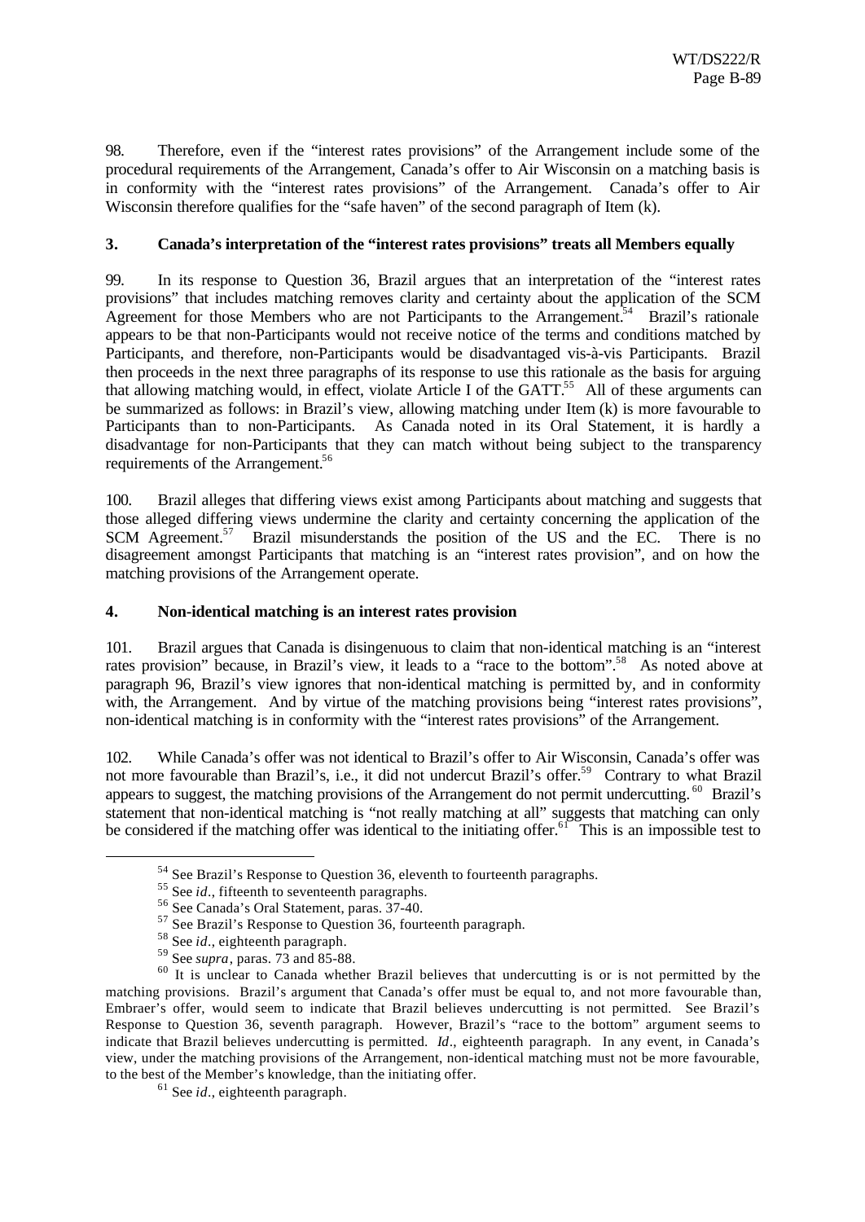98. Therefore, even if the "interest rates provisions" of the Arrangement include some of the procedural requirements of the Arrangement, Canada's offer to Air Wisconsin on a matching basis is in conformity with the "interest rates provisions" of the Arrangement. Canada's offer to Air Wisconsin therefore qualifies for the "safe haven" of the second paragraph of Item (k).

### 3. Canada's interpretation of the "interest rates provisions" treats all Members equally

99. In its response to Question 36, Brazil argues that an interpretation of the "interest rates provisions" that includes matching removes clarity and certainty about the application of the SCM Agreement for those Members who are not Participants to the Arrangement.[54] Brazil's rationale appears to be that non-Participants would not receive notice of the terms and conditions matched by Participants, and therefore, non-Participants would be disadvantaged vis-à-vis Participants. Brazil then proceeds in the next three paragraphs of its response to use this rationale as the basis for arguing that allowing matching would, in effect, violate Article I of the GATT.[55] All of these arguments can be summarized as follows: in Brazil's view, allowing matching under Item (k) is more favourable to Participants than to non-Participants. As Canada noted in its Oral Statement, it is hardly a disadvantage for non-Participants that they can match without being subject to the transparency requirements of the Arrangement.[56]

100. Brazil alleges that differing views exist among Participants about matching and suggests that those alleged differing views undermine the clarity and certainty concerning the application of the SCM Agreement.[57] Brazil misunderstands the position of the US and the EC. There is no disagreement amongst Participants that matching is an "interest rates provision", and on how the matching provisions of the Arrangement operate.

### 4. Non-identical matching is an interest rates provision

101. Brazil argues that Canada is disingenuous to claim that non-identical matching is an "interest rates provision" because, in Brazil's view, it leads to a "race to the bottom".[58] As noted above at paragraph 96, Brazil's view ignores that non-identical matching is permitted by, and in conformity with, the Arrangement. And by virtue of the matching provisions being "interest rates provisions", non-identical matching is in conformity with the "interest rates provisions" of the Arrangement.

102. While Canada's offer was not identical to Brazil's offer to Air Wisconsin, Canada's offer was not more favourable than Brazil's, i.e., it did not undercut Brazil's offer.[59] Contrary to what Brazil appears to suggest, the matching provisions of the Arrangement do not permit undercutting.[60] Brazil's statement that non-identical matching is "not really matching at all" suggests that matching can only be considered if the matching offer was identical to the initiating offer.[61] This is an impossible test to

---

[54] See Brazil's Response to Question 36, eleventh to fourteenth paragraphs.

[55] See *id*., fifteenth to seventeenth paragraphs.

[56] See Canada's Oral Statement, paras. 37-40.

[57] See Brazil's Response to Question 36, fourteenth paragraph.

[58] See *id*., eighteenth paragraph.

[59] See *supra*, paras. 73 and 85-88.

[60] It is unclear to Canada whether Brazil believes that undercutting is or is not permitted by the matching provisions. Brazil's argument that Canada's offer must be equal to, and not more favourable than, Embraer's offer, would seem to indicate that Brazil believes undercutting is not permitted. See Brazil's Response to Question 36, seventh paragraph. However, Brazil's "race to the bottom" argument seems to indicate that Brazil believes undercutting is permitted. *Id*., eighteenth paragraph. In any event, in Canada's view, under the matching provisions of the Arrangement, non-identical matching must not be more favourable, to the best of the Member's knowledge, than the initiating offer.

[61] See *id*., eighteenth paragraph.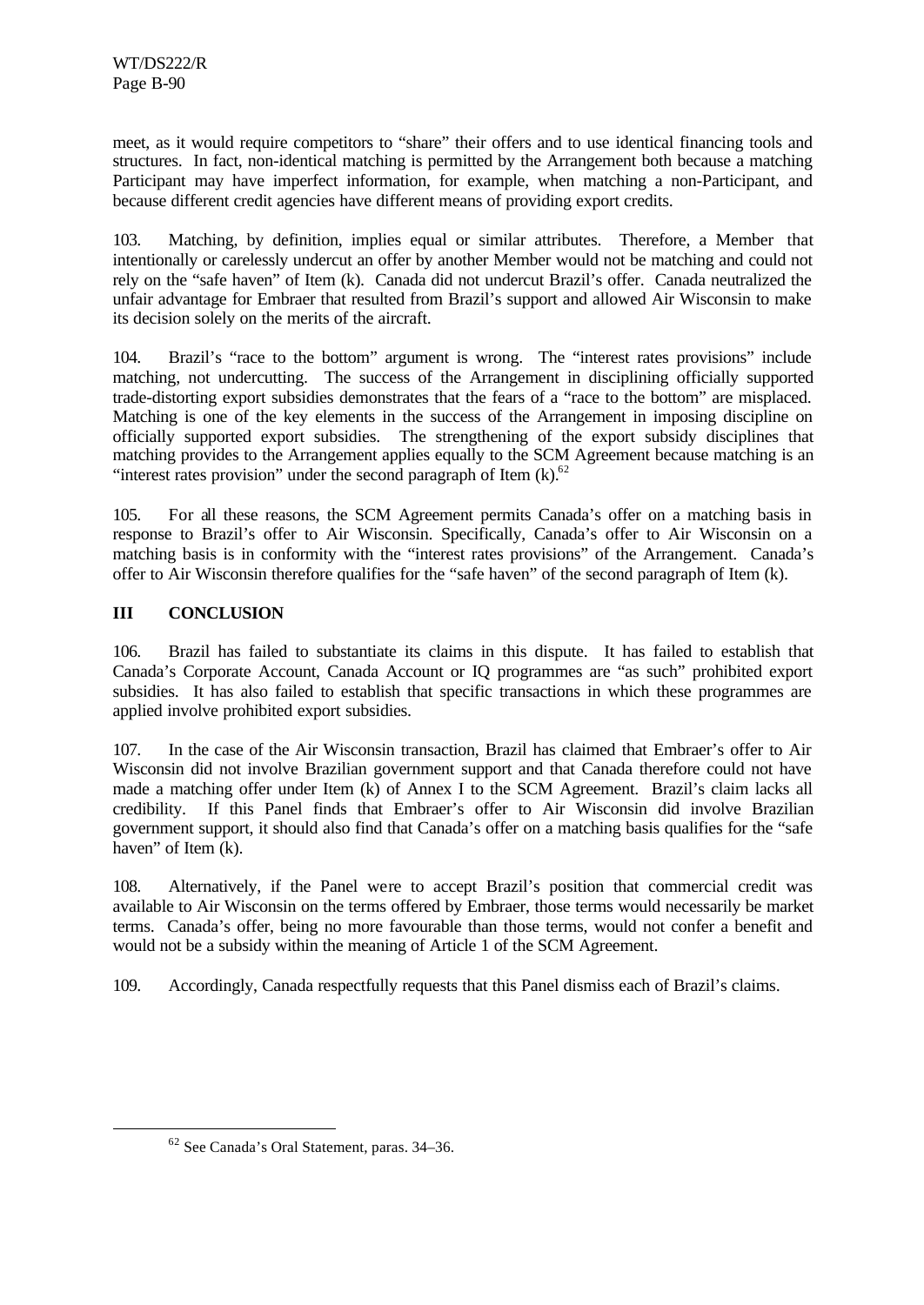meet, as it would require competitors to "share" their offers and to use identical financing tools and structures. In fact, non-identical matching is permitted by the Arrangement both because a matching Participant may have imperfect information, for example, when matching a non-Participant, and because different credit agencies have different means of providing export credits.

103. Matching, by definition, implies equal or similar attributes. Therefore, a Member that intentionally or carelessly undercut an offer by another Member would not be matching and could not rely on the "safe haven" of Item (k). Canada did not undercut Brazil's offer. Canada neutralized the unfair advantage for Embraer that resulted from Brazil's support and allowed Air Wisconsin to make its decision solely on the merits of the aircraft.

104. Brazil's "race to the bottom" argument is wrong. The "interest rates provisions" include matching, not undercutting. The success of the Arrangement in disciplining officially supported trade-distorting export subsidies demonstrates that the fears of a "race to the bottom" are misplaced. Matching is one of the key elements in the success of the Arrangement in imposing discipline on officially supported export subsidies. The strengthening of the export subsidy disciplines that matching provides to the Arrangement applies equally to the SCM Agreement because matching is an "interest rates provision" under the second paragraph of Item (k).[62]

105. For all these reasons, the SCM Agreement permits Canada's offer on a matching basis in response to Brazil's offer to Air Wisconsin. Specifically, Canada's offer to Air Wisconsin on a matching basis is in conformity with the "interest rates provisions" of the Arrangement. Canada's offer to Air Wisconsin therefore qualifies for the "safe haven" of the second paragraph of Item (k).

## III CONCLUSION

106. Brazil has failed to substantiate its claims in this dispute. It has failed to establish that Canada's Corporate Account, Canada Account or IQ programmes are "as such" prohibited export subsidies. It has also failed to establish that specific transactions in which these programmes are applied involve prohibited export subsidies.

107. In the case of the Air Wisconsin transaction, Brazil has claimed that Embraer's offer to Air Wisconsin did not involve Brazilian government support and that Canada therefore could not have made a matching offer under Item (k) of Annex I to the SCM Agreement. Brazil's claim lacks all credibility. If this Panel finds that Embraer's offer to Air Wisconsin did involve Brazilian government support, it should also find that Canada's offer on a matching basis qualifies for the "safe haven" of Item (k).

108. Alternatively, if the Panel were to accept Brazil's position that commercial credit was available to Air Wisconsin on the terms offered by Embraer, those terms would necessarily be market terms. Canada's offer, being no more favourable than those terms, would not confer a benefit and would not be a subsidy within the meaning of Article 1 of the SCM Agreement.

109. Accordingly, Canada respectfully requests that this Panel dismiss each of Brazil's claims.

---

[62] See Canada's Oral Statement, paras. 34–36.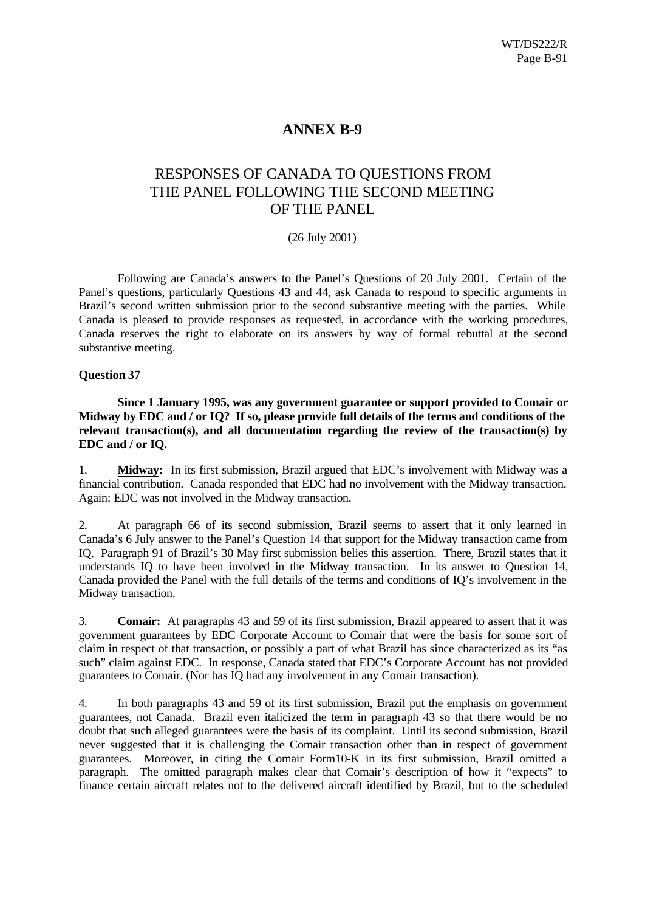# ANNEX B-9

## RESPONSES OF CANADA TO QUESTIONS FROM THE PANEL FOLLOWING THE SECOND MEETING OF THE PANEL

(26 July 2001)

Following are Canada's answers to the Panel's Questions of 20 July 2001. Certain of the Panel's questions, particularly Questions 43 and 44, ask Canada to respond to specific arguments in Brazil's second written submission prior to the second substantive meeting with the parties. While Canada is pleased to provide responses as requested, in accordance with the working procedures, Canada reserves the right to elaborate on its answers by way of formal rebuttal at the second substantive meeting.

**Question 37**

**Since 1 January 1995, was any government guarantee or support provided to Comair or Midway by EDC and / or IQ? If so, please provide full details of the terms and conditions of the relevant transaction(s), and all documentation regarding the review of the transaction(s) by EDC and / or IQ.**

1. **Midway:** In its first submission, Brazil argued that EDC's involvement with Midway was a financial contribution. Canada responded that EDC had no involvement with the Midway transaction. Again: EDC was not involved in the Midway transaction.

2. At paragraph 66 of its second submission, Brazil seems to assert that it only learned in Canada's 6 July answer to the Panel's Question 14 that support for the Midway transaction came from IQ. Paragraph 91 of Brazil's 30 May first submission belies this assertion. There, Brazil states that it understands IQ to have been involved in the Midway transaction. In its answer to Question 14, Canada provided the Panel with the full details of the terms and conditions of IQ's involvement in the Midway transaction.

3. **Comair:** At paragraphs 43 and 59 of its first submission, Brazil appeared to assert that it was government guarantees by EDC Corporate Account to Comair that were the basis for some sort of claim in respect of that transaction, or possibly a part of what Brazil has since characterized as its "as such" claim against EDC. In response, Canada stated that EDC's Corporate Account has not provided guarantees to Comair. (Nor has IQ had any involvement in any Comair transaction).

4. In both paragraphs 43 and 59 of its first submission, Brazil put the emphasis on government guarantees, not Canada. Brazil even italicized the term in paragraph 43 so that there would be no doubt that such alleged guarantees were the basis of its complaint. Until its second submission, Brazil never suggested that it is challenging the Comair transaction other than in respect of government guarantees. Moreover, in citing the Comair Form10-K in its first submission, Brazil omitted a paragraph. The omitted paragraph makes clear that Comair's description of how it "expects" to finance certain aircraft relates not to the delivered aircraft identified by Brazil, but to the scheduled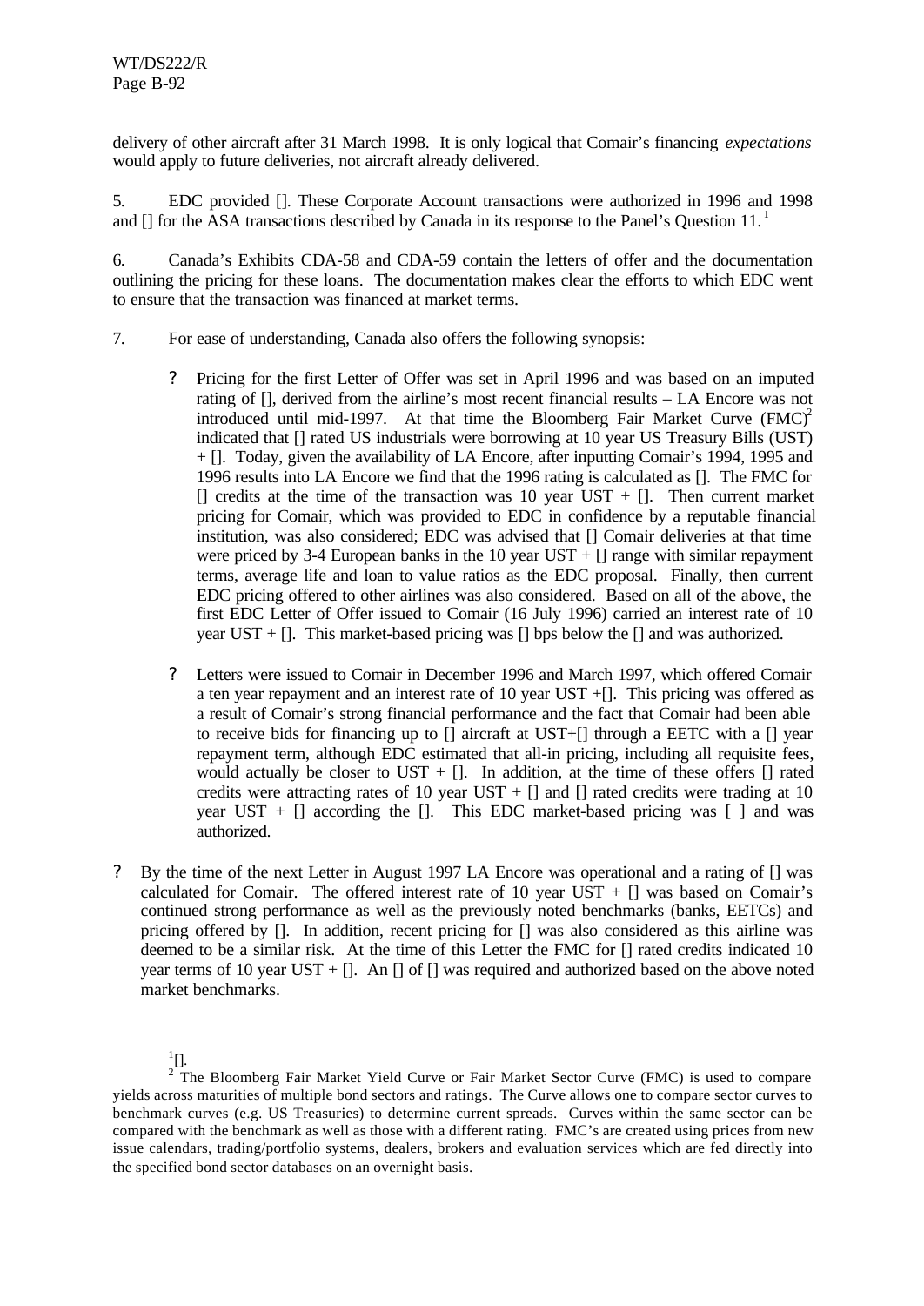delivery of other aircraft after 31 March 1998. It is only logical that Comair's financing *expectations* would apply to future deliveries, not aircraft already delivered.

5. EDC provided []. These Corporate Account transactions were authorized in 1996 and 1998 and [] for the ASA transactions described by Canada in its response to the Panel's Question 11.[1]

6. Canada's Exhibits CDA-58 and CDA-59 contain the letters of offer and the documentation outlining the pricing for these loans. The documentation makes clear the efforts to which EDC went to ensure that the transaction was financed at market terms.

7. For ease of understanding, Canada also offers the following synopsis:

- Pricing for the first Letter of Offer was set in April 1996 and was based on an imputed rating of [], derived from the airline's most recent financial results – LA Encore was not introduced until mid-1997. At that time the Bloomberg Fair Market Curve (FMC)[2] indicated that [] rated US industrials were borrowing at 10 year US Treasury Bills (UST) + []. Today, given the availability of LA Encore, after inputting Comair's 1994, 1995 and 1996 results into LA Encore we find that the 1996 rating is calculated as []. The FMC for [] credits at the time of the transaction was 10 year UST + []. Then current market pricing for Comair, which was provided to EDC in confidence by a reputable financial institution, was also considered; EDC was advised that [] Comair deliveries at that time were priced by 3-4 European banks in the 10 year UST + [] range with similar repayment terms, average life and loan to value ratios as the EDC proposal. Finally, then current EDC pricing offered to other airlines was also considered. Based on all of the above, the first EDC Letter of Offer issued to Comair (16 July 1996) carried an interest rate of 10 year UST + []. This market-based pricing was [] bps below the [] and was authorized.

- Letters were issued to Comair in December 1996 and March 1997, which offered Comair a ten year repayment and an interest rate of 10 year UST +[]. This pricing was offered as a result of Comair's strong financial performance and the fact that Comair had been able to receive bids for financing up to [] aircraft at UST+[] through a EETC with a [] year repayment term, although EDC estimated that all-in pricing, including all requisite fees, would actually be closer to UST + []. In addition, at the time of these offers [] rated credits were attracting rates of 10 year UST + [] and [] rated credits were trading at 10 year UST + [] according the []. This EDC market-based pricing was [ ] and was authorized.

- By the time of the next Letter in August 1997 LA Encore was operational and a rating of [] was calculated for Comair. The offered interest rate of 10 year UST + [] was based on Comair's continued strong performance as well as the previously noted benchmarks (banks, EETCs) and pricing offered by []. In addition, recent pricing for [] was also considered as this airline was deemed to be a similar risk. At the time of this Letter the FMC for [] rated credits indicated 10 year terms of 10 year UST + []. An [] of [] was required and authorized based on the above noted market benchmarks.

---

[1] [].

[2] The Bloomberg Fair Market Yield Curve or Fair Market Sector Curve (FMC) is used to compare yields across maturities of multiple bond sectors and ratings. The Curve allows one to compare sector curves to benchmark curves (e.g. US Treasuries) to determine current spreads. Curves within the same sector can be compared with the benchmark as well as those with a different rating. FMC's are created using prices from new issue calendars, trading/portfolio systems, dealers, brokers and evaluation services which are fed directly into the specified bond sector databases on an overnight basis.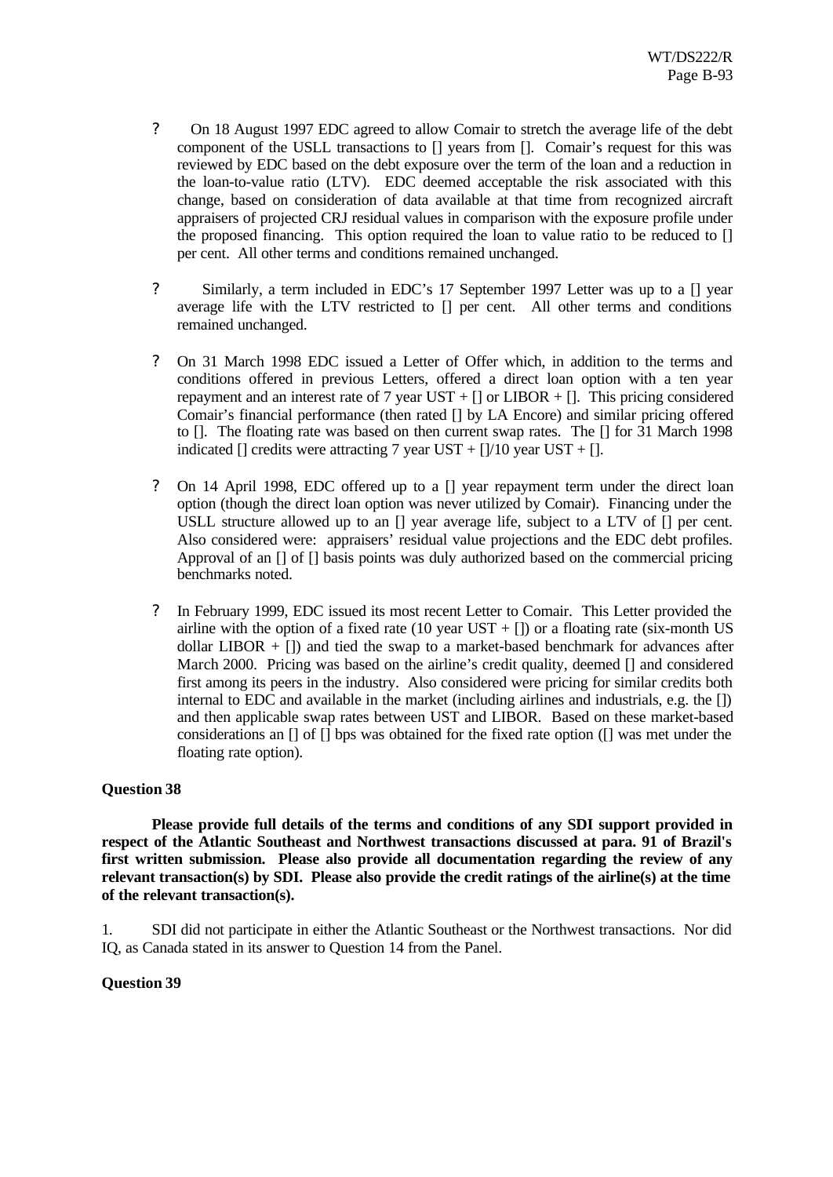- On 18 August 1997 EDC agreed to allow Comair to stretch the average life of the debt component of the USLL transactions to [] years from []. Comair's request for this was reviewed by EDC based on the debt exposure over the term of the loan and a reduction in the loan-to-value ratio (LTV). EDC deemed acceptable the risk associated with this change, based on consideration of data available at that time from recognized aircraft appraisers of projected CRJ residual values in comparison with the exposure profile under the proposed financing. This option required the loan to value ratio to be reduced to [] per cent. All other terms and conditions remained unchanged.

- Similarly, a term included in EDC's 17 September 1997 Letter was up to a [] year average life with the LTV restricted to [] per cent. All other terms and conditions remained unchanged.

- On 31 March 1998 EDC issued a Letter of Offer which, in addition to the terms and conditions offered in previous Letters, offered a direct loan option with a ten year repayment and an interest rate of 7 year UST + [] or LIBOR + []. This pricing considered Comair's financial performance (then rated [] by LA Encore) and similar pricing offered to []. The floating rate was based on then current swap rates. The [] for 31 March 1998 indicated [] credits were attracting 7 year UST + []/10 year UST + [].

- On 14 April 1998, EDC offered up to a [] year repayment term under the direct loan option (though the direct loan option was never utilized by Comair). Financing under the USLL structure allowed up to an [] year average life, subject to a LTV of [] per cent. Also considered were: appraisers' residual value projections and the EDC debt profiles. Approval of an [] of [] basis points was duly authorized based on the commercial pricing benchmarks noted.

- In February 1999, EDC issued its most recent Letter to Comair. This Letter provided the airline with the option of a fixed rate (10 year UST + []) or a floating rate (six-month US dollar LIBOR + []) and tied the swap to a market-based benchmark for advances after March 2000. Pricing was based on the airline's credit quality, deemed [] and considered first among its peers in the industry. Also considered were pricing for similar credits both internal to EDC and available in the market (including airlines and industrials, e.g. the []) and then applicable swap rates between UST and LIBOR. Based on these market-based considerations an [] of [] bps was obtained for the fixed rate option ([] was met under the floating rate option).

**Question 38**

**Please provide full details of the terms and conditions of any SDI support provided in respect of the Atlantic Southeast and Northwest transactions discussed at para. 91 of Brazil's first written submission. Please also provide all documentation regarding the review of any relevant transaction(s) by SDI. Please also provide the credit ratings of the airline(s) at the time of the relevant transaction(s).**

1. SDI did not participate in either the Atlantic Southeast or the Northwest transactions. Nor did IQ, as Canada stated in its answer to Question 14 from the Panel.

**Question 39**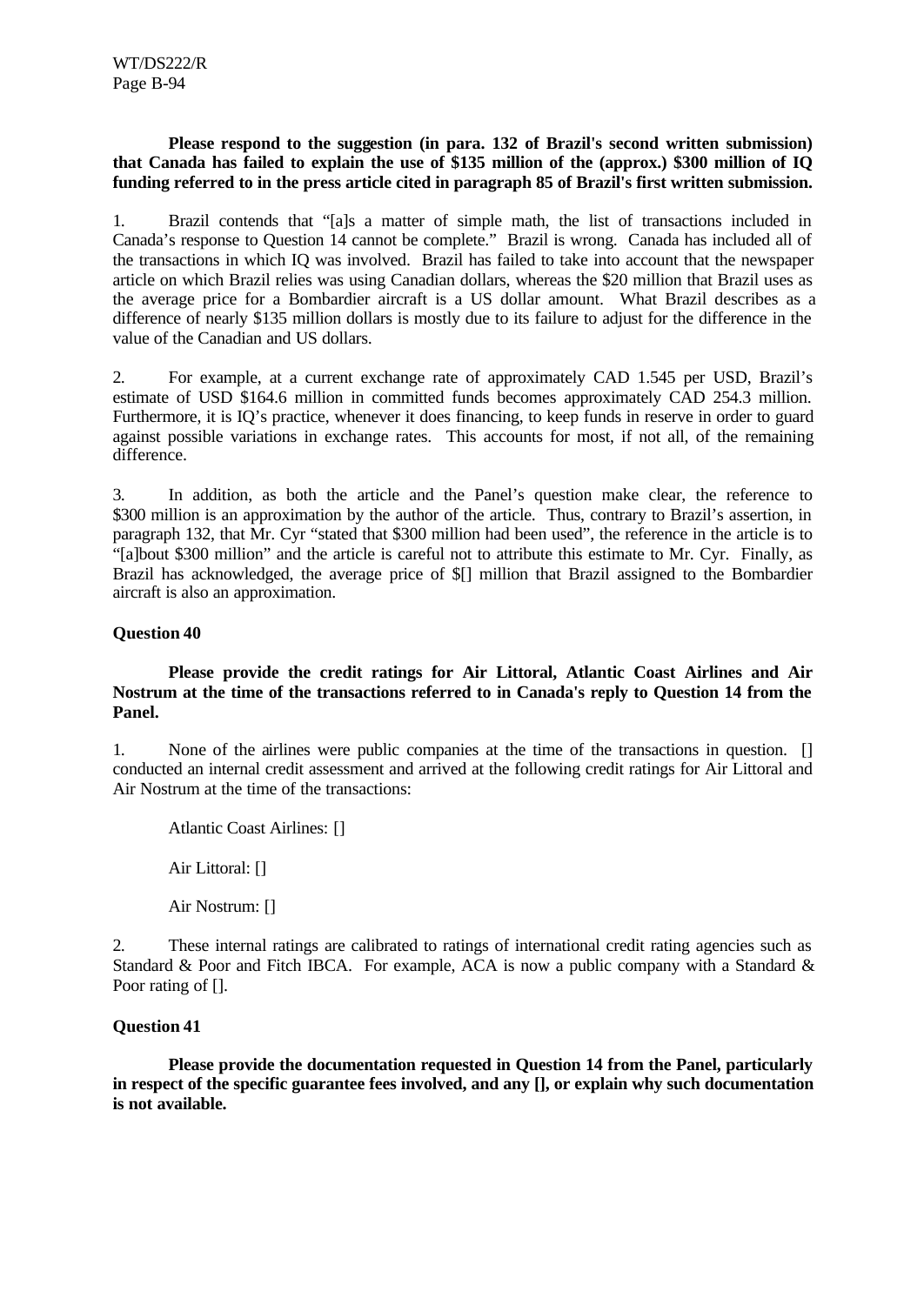**Please respond to the suggestion (in para. 132 of Brazil's second written submission) that Canada has failed to explain the use of $135 million of the (approx.) $300 million of IQ funding referred to in the press article cited in paragraph 85 of Brazil's first written submission.**

1. Brazil contends that "[a]s a matter of simple math, the list of transactions included in Canada's response to Question 14 cannot be complete." Brazil is wrong. Canada has included all of the transactions in which IQ was involved. Brazil has failed to take into account that the newspaper article on which Brazil relies was using Canadian dollars, whereas the $20 million that Brazil uses as the average price for a Bombardier aircraft is a US dollar amount. What Brazil describes as a difference of nearly $135 million dollars is mostly due to its failure to adjust for the difference in the value of the Canadian and US dollars.

2. For example, at a current exchange rate of approximately CAD 1.545 per USD, Brazil's estimate of USD $164.6 million in committed funds becomes approximately CAD 254.3 million. Furthermore, it is IQ's practice, whenever it does financing, to keep funds in reserve in order to guard against possible variations in exchange rates. This accounts for most, if not all, of the remaining difference.

3. In addition, as both the article and the Panel's question make clear, the reference to $300 million is an approximation by the author of the article. Thus, contrary to Brazil's assertion, in paragraph 132, that Mr. Cyr "stated that $300 million had been used", the reference in the article is to "[a]bout $300 million" and the article is careful not to attribute this estimate to Mr. Cyr. Finally, as Brazil has acknowledged, the average price of $[] million that Brazil assigned to the Bombardier aircraft is also an approximation.

**Question 40**

**Please provide the credit ratings for Air Littoral, Atlantic Coast Airlines and Air Nostrum at the time of the transactions referred to in Canada's reply to Question 14 from the Panel.**

1. None of the airlines were public companies at the time of the transactions in question. [] conducted an internal credit assessment and arrived at the following credit ratings for Air Littoral and Air Nostrum at the time of the transactions:

Atlantic Coast Airlines: []

Air Littoral: []

Air Nostrum: []

2. These internal ratings are calibrated to ratings of international credit rating agencies such as Standard & Poor and Fitch IBCA. For example, ACA is now a public company with a Standard & Poor rating of [].

**Question 41**

**Please provide the documentation requested in Question 14 from the Panel, particularly in respect of the specific guarantee fees involved, and any [], or explain why such documentation is not available.**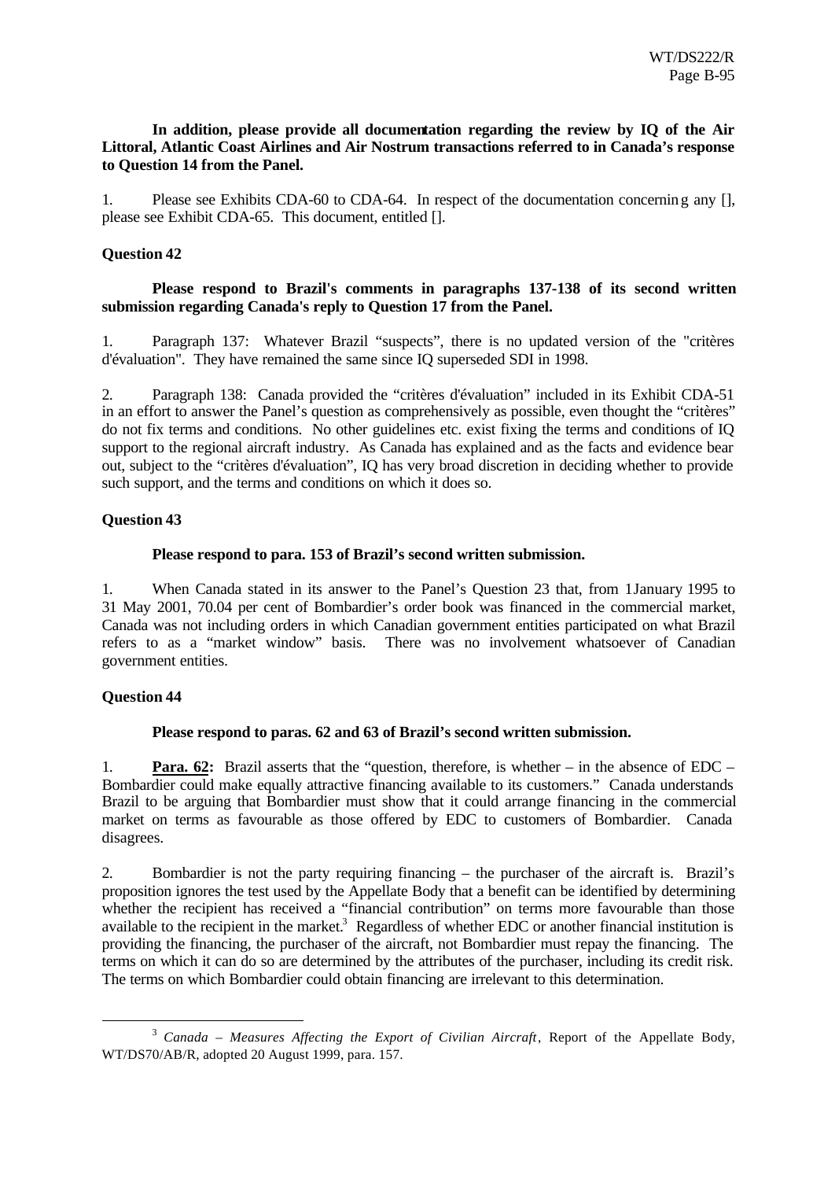**In addition, please provide all documentation regarding the review by IQ of the Air Littoral, Atlantic Coast Airlines and Air Nostrum transactions referred to in Canada's response to Question 14 from the Panel.**

1. Please see Exhibits CDA-60 to CDA-64. In respect of the documentation concerning any [], please see Exhibit CDA-65. This document, entitled [].

**Question 42**

**Please respond to Brazil's comments in paragraphs 137-138 of its second written submission regarding Canada's reply to Question 17 from the Panel.**

1. Paragraph 137: Whatever Brazil "suspects", there is no updated version of the "critères d'évaluation". They have remained the same since IQ superseded SDI in 1998.

2. Paragraph 138: Canada provided the "critères d'évaluation" included in its Exhibit CDA-51 in an effort to answer the Panel's question as comprehensively as possible, even thought the "critères" do not fix terms and conditions. No other guidelines etc. exist fixing the terms and conditions of IQ support to the regional aircraft industry. As Canada has explained and as the facts and evidence bear out, subject to the "critères d'évaluation", IQ has very broad discretion in deciding whether to provide such support, and the terms and conditions on which it does so.

**Question 43**

**Please respond to para. 153 of Brazil's second written submission.**

1. When Canada stated in its answer to the Panel's Question 23 that, from 1 January 1995 to 31 May 2001, 70.04 per cent of Bombardier's order book was financed in the commercial market, Canada was not including orders in which Canadian government entities participated on what Brazil refers to as a "market window" basis. There was no involvement whatsoever of Canadian government entities.

**Question 44**

**Please respond to paras. 62 and 63 of Brazil's second written submission.**

1. **<u>Para. 62</u>:** Brazil asserts that the "question, therefore, is whether – in the absence of EDC – Bombardier could make equally attractive financing available to its customers." Canada understands Brazil to be arguing that Bombardier must show that it could arrange financing in the commercial market on terms as favourable as those offered by EDC to customers of Bombardier. Canada disagrees.

2. Bombardier is not the party requiring financing – the purchaser of the aircraft is. Brazil's proposition ignores the test used by the Appellate Body that a benefit can be identified by determining whether the recipient has received a "financial contribution" on terms more favourable than those available to the recipient in the market.[3] Regardless of whether EDC or another financial institution is providing the financing, the purchaser of the aircraft, not Bombardier must repay the financing. The terms on which it can do so are determined by the attributes of the purchaser, including its credit risk. The terms on which Bombardier could obtain financing are irrelevant to this determination.

---

[3] *Canada – Measures Affecting the Export of Civilian Aircraft*, Report of the Appellate Body, WT/DS70/AB/R, adopted 20 August 1999, para. 157.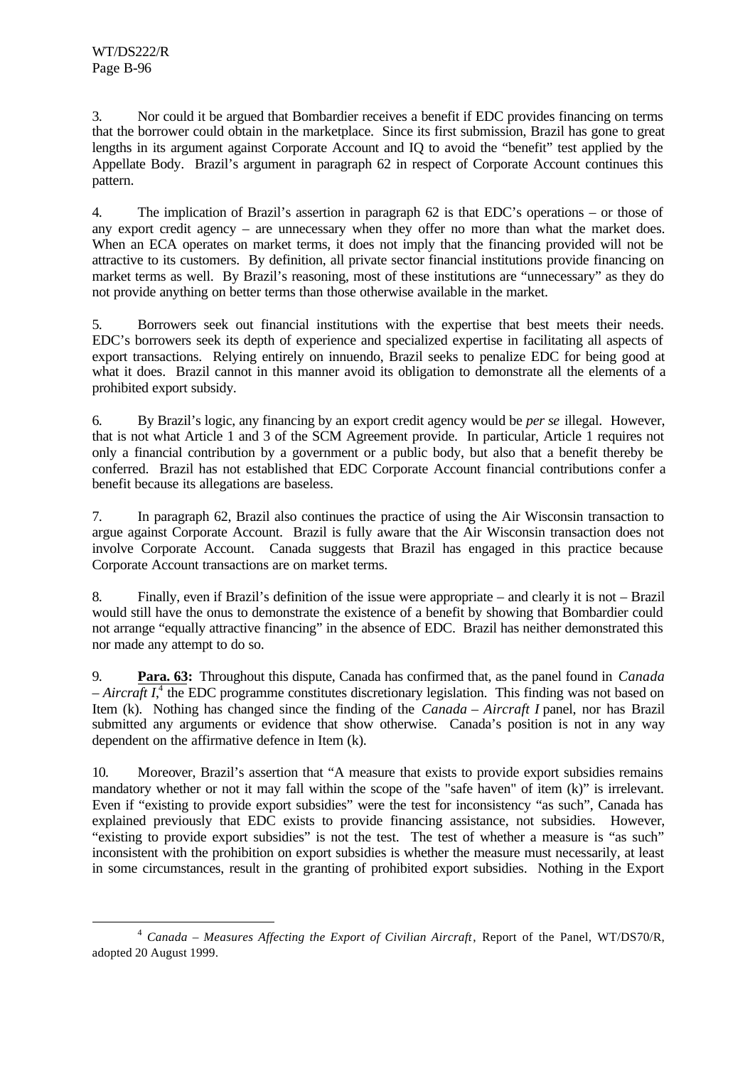3. Nor could it be argued that Bombardier receives a benefit if EDC provides financing on terms that the borrower could obtain in the marketplace. Since its first submission, Brazil has gone to great lengths in its argument against Corporate Account and IQ to avoid the "benefit" test applied by the Appellate Body. Brazil's argument in paragraph 62 in respect of Corporate Account continues this pattern.

4. The implication of Brazil's assertion in paragraph 62 is that EDC's operations – or those of any export credit agency – are unnecessary when they offer no more than what the market does. When an ECA operates on market terms, it does not imply that the financing provided will not be attractive to its customers. By definition, all private sector financial institutions provide financing on market terms as well. By Brazil's reasoning, most of these institutions are "unnecessary" as they do not provide anything on better terms than those otherwise available in the market.

5. Borrowers seek out financial institutions with the expertise that best meets their needs. EDC's borrowers seek its depth of experience and specialized expertise in facilitating all aspects of export transactions. Relying entirely on innuendo, Brazil seeks to penalize EDC for being good at what it does. Brazil cannot in this manner avoid its obligation to demonstrate all the elements of a prohibited export subsidy.

6. By Brazil's logic, any financing by an export credit agency would be *per se* illegal. However, that is not what Article 1 and 3 of the SCM Agreement provide. In particular, Article 1 requires not only a financial contribution by a government or a public body, but also that a benefit thereby be conferred. Brazil has not established that EDC Corporate Account financial contributions confer a benefit because its allegations are baseless.

7. In paragraph 62, Brazil also continues the practice of using the Air Wisconsin transaction to argue against Corporate Account. Brazil is fully aware that the Air Wisconsin transaction does not involve Corporate Account. Canada suggests that Brazil has engaged in this practice because Corporate Account transactions are on market terms.

8. Finally, even if Brazil's definition of the issue were appropriate – and clearly it is not – Brazil would still have the onus to demonstrate the existence of a benefit by showing that Bombardier could not arrange "equally attractive financing" in the absence of EDC. Brazil has neither demonstrated this nor made any attempt to do so.

9. **Para. 63:** Throughout this dispute, Canada has confirmed that, as the panel found in *Canada – Aircraft I*,[4] the EDC programme constitutes discretionary legislation. This finding was not based on Item (k). Nothing has changed since the finding of the *Canada – Aircraft I* panel, nor has Brazil submitted any arguments or evidence that show otherwise. Canada's position is not in any way dependent on the affirmative defence in Item (k).

10. Moreover, Brazil's assertion that "A measure that exists to provide export subsidies remains mandatory whether or not it may fall within the scope of the "safe haven" of item (k)" is irrelevant. Even if "existing to provide export subsidies" were the test for inconsistency "as such", Canada has explained previously that EDC exists to provide financing assistance, not subsidies. However, "existing to provide export subsidies" is not the test. The test of whether a measure is "as such" inconsistent with the prohibition on export subsidies is whether the measure must necessarily, at least in some circumstances, result in the granting of prohibited export subsidies. Nothing in the Export

---

[4] *Canada – Measures Affecting the Export of Civilian Aircraft*, Report of the Panel, WT/DS70/R, adopted 20 August 1999.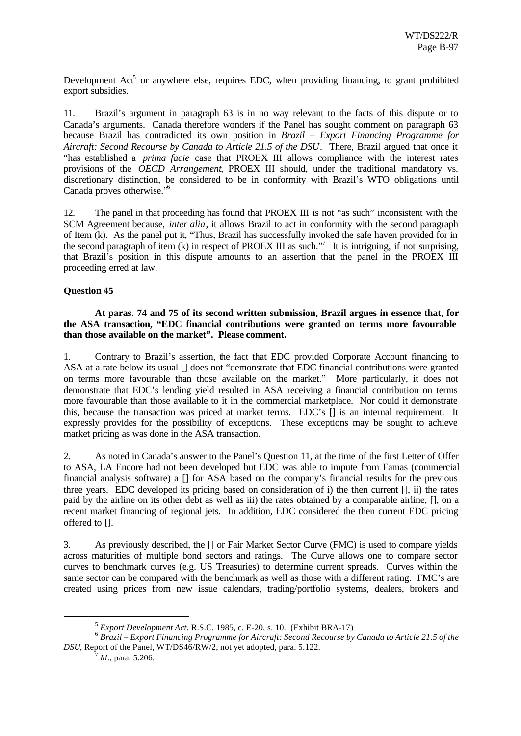Development Act[5] or anywhere else, requires EDC, when providing financing, to grant prohibited export subsidies.

11. Brazil's argument in paragraph 63 is in no way relevant to the facts of this dispute or to Canada's arguments. Canada therefore wonders if the Panel has sought comment on paragraph 63 because Brazil has contradicted its own position in *Brazil – Export Financing Programme for Aircraft: Second Recourse by Canada to Article 21.5 of the DSU*. There, Brazil argued that once it "has established a *prima facie* case that PROEX III allows compliance with the interest rates provisions of the *OECD Arrangement*, PROEX III should, under the traditional mandatory vs. discretionary distinction, be considered to be in conformity with Brazil's WTO obligations until Canada proves otherwise."[6]

12. The panel in that proceeding has found that PROEX III is not "as such" inconsistent with the SCM Agreement because, *inter alia*, it allows Brazil to act in conformity with the second paragraph of Item (k). As the panel put it, "Thus, Brazil has successfully invoked the safe haven provided for in the second paragraph of item (k) in respect of PROEX III as such."[7] It is intriguing, if not surprising, that Brazil's position in this dispute amounts to an assertion that the panel in the PROEX III proceeding erred at law.

**Question 45**

**At paras. 74 and 75 of its second written submission, Brazil argues in essence that, for the ASA transaction, "EDC financial contributions were granted on terms more favourable than those available on the market". Please comment.**

1. Contrary to Brazil's assertion, the fact that EDC provided Corporate Account financing to ASA at a rate below its usual [] does not "demonstrate that EDC financial contributions were granted on terms more favourable than those available on the market." More particularly, it does not demonstrate that EDC's lending yield resulted in ASA receiving a financial contribution on terms more favourable than those available to it in the commercial marketplace. Nor could it demonstrate this, because the transaction was priced at market terms. EDC's [] is an internal requirement. It expressly provides for the possibility of exceptions. These exceptions may be sought to achieve market pricing as was done in the ASA transaction.

2. As noted in Canada's answer to the Panel's Question 11, at the time of the first Letter of Offer to ASA, LA Encore had not been developed but EDC was able to impute from Famas (commercial financial analysis software) a [] for ASA based on the company's financial results for the previous three years. EDC developed its pricing based on consideration of i) the then current [], ii) the rates paid by the airline on its other debt as well as iii) the rates obtained by a comparable airline, [], on a recent market financing of regional jets. In addition, EDC considered the then current EDC pricing offered to [].

3. As previously described, the [] or Fair Market Sector Curve (FMC) is used to compare yields across maturities of multiple bond sectors and ratings. The Curve allows one to compare sector curves to benchmark curves (e.g. US Treasuries) to determine current spreads. Curves within the same sector can be compared with the benchmark as well as those with a different rating. FMC's are created using prices from new issue calendars, trading/portfolio systems, dealers, brokers and

---

[5] *Export Development Act*, R.S.C. 1985, c. E-20, s. 10. (Exhibit BRA-17)

[6] *Brazil – Export Financing Programme for Aircraft: Second Recourse by Canada to Article 21.5 of the DSU*, Report of the Panel, WT/DS46/RW/2, not yet adopted, para. 5.122.

[7] *Id*., para. 5.206.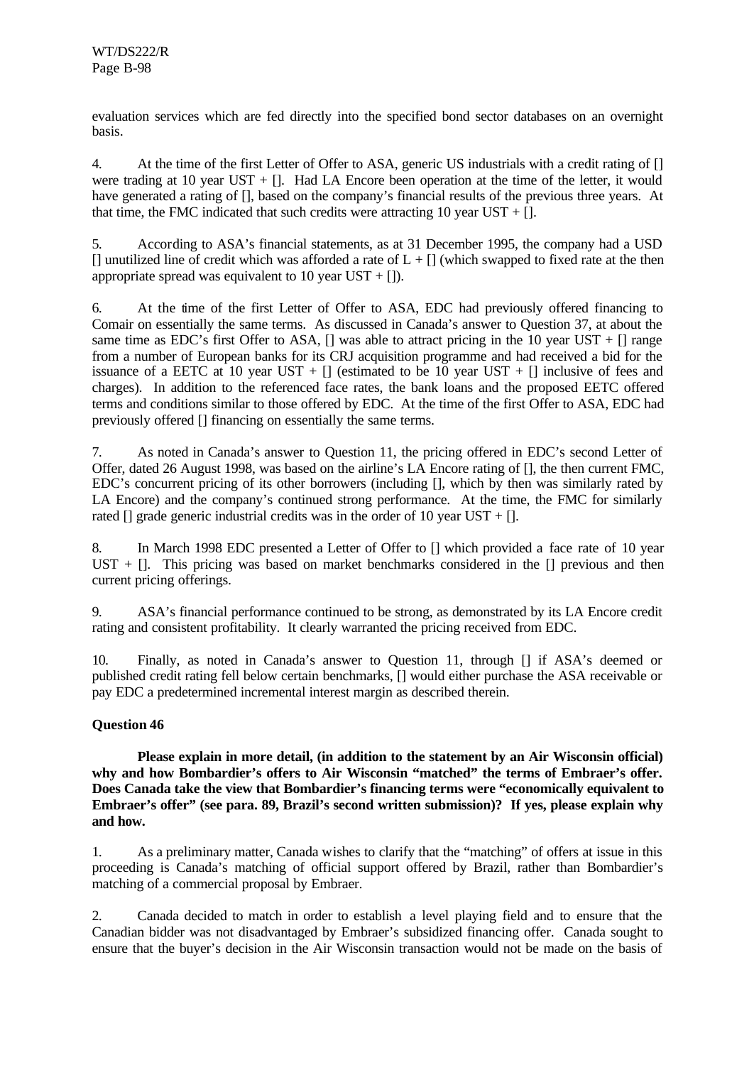evaluation services which are fed directly into the specified bond sector databases on an overnight basis.

4. At the time of the first Letter of Offer to ASA, generic US industrials with a credit rating of [] were trading at 10 year UST + []. Had LA Encore been operation at the time of the letter, it would have generated a rating of [], based on the company's financial results of the previous three years. At that time, the FMC indicated that such credits were attracting 10 year UST + [].

5. According to ASA's financial statements, as at 31 December 1995, the company had a USD [] unutilized line of credit which was afforded a rate of L + [] (which swapped to fixed rate at the then appropriate spread was equivalent to 10 year UST + []).

6. At the time of the first Letter of Offer to ASA, EDC had previously offered financing to Comair on essentially the same terms. As discussed in Canada's answer to Question 37, at about the same time as EDC's first Offer to ASA, [] was able to attract pricing in the 10 year UST + [] range from a number of European banks for its CRJ acquisition programme and had received a bid for the issuance of a EETC at 10 year UST + [] (estimated to be 10 year UST + [] inclusive of fees and charges). In addition to the referenced face rates, the bank loans and the proposed EETC offered terms and conditions similar to those offered by EDC. At the time of the first Offer to ASA, EDC had previously offered [] financing on essentially the same terms.

7. As noted in Canada's answer to Question 11, the pricing offered in EDC's second Letter of Offer, dated 26 August 1998, was based on the airline's LA Encore rating of [], the then current FMC, EDC's concurrent pricing of its other borrowers (including [], which by then was similarly rated by LA Encore) and the company's continued strong performance. At the time, the FMC for similarly rated [] grade generic industrial credits was in the order of 10 year UST + [].

8. In March 1998 EDC presented a Letter of Offer to [] which provided a face rate of 10 year UST + []. This pricing was based on market benchmarks considered in the [] previous and then current pricing offerings.

9. ASA's financial performance continued to be strong, as demonstrated by its LA Encore credit rating and consistent profitability. It clearly warranted the pricing received from EDC.

10. Finally, as noted in Canada's answer to Question 11, through [] if ASA's deemed or published credit rating fell below certain benchmarks, [] would either purchase the ASA receivable or pay EDC a predetermined incremental interest margin as described therein.

**Question 46**

**Please explain in more detail, (in addition to the statement by an Air Wisconsin official) why and how Bombardier's offers to Air Wisconsin "matched" the terms of Embraer's offer. Does Canada take the view that Bombardier's financing terms were "economically equivalent to Embraer's offer" (see para. 89, Brazil's second written submission)? If yes, please explain why and how.**

1. As a preliminary matter, Canada wishes to clarify that the "matching" of offers at issue in this proceeding is Canada's matching of official support offered by Brazil, rather than Bombardier's matching of a commercial proposal by Embraer.

2. Canada decided to match in order to establish a level playing field and to ensure that the Canadian bidder was not disadvantaged by Embraer's subsidized financing offer. Canada sought to ensure that the buyer's decision in the Air Wisconsin transaction would not be made on the basis of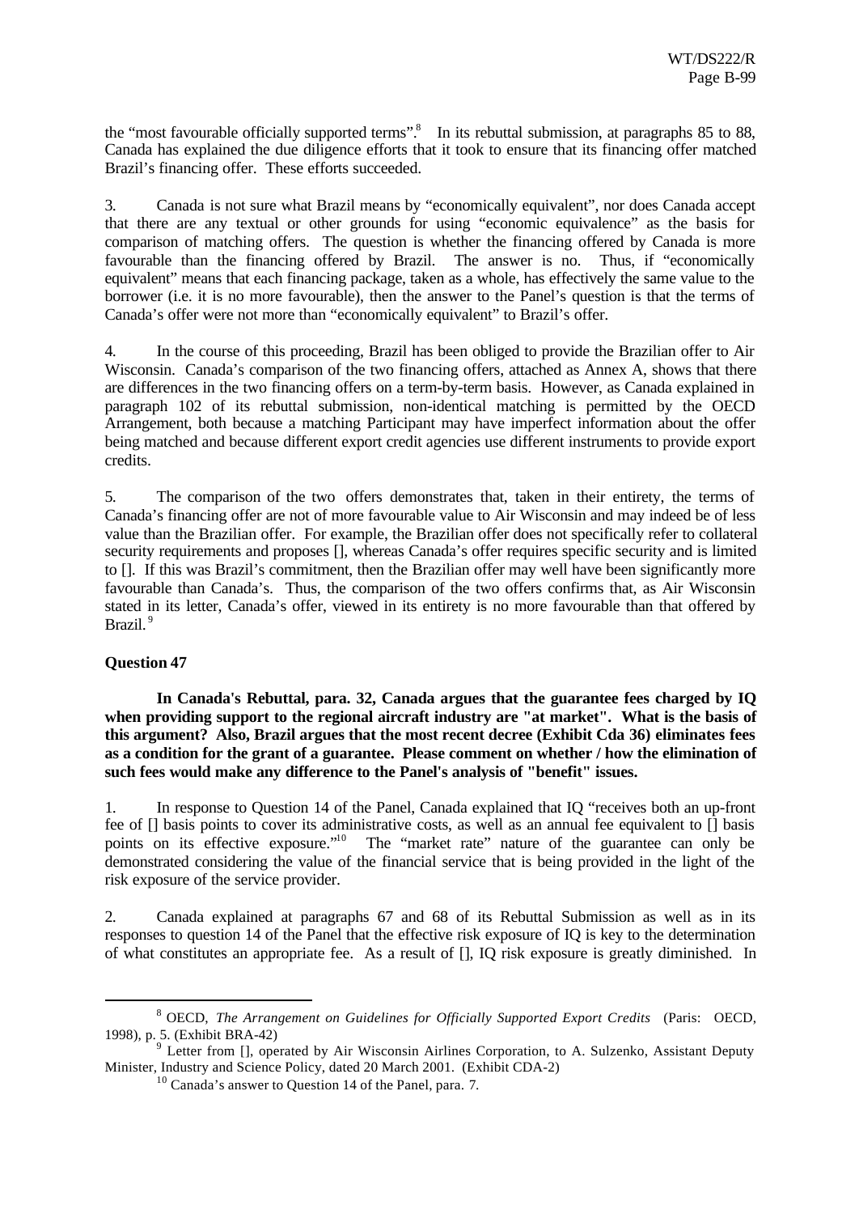the "most favourable officially supported terms".[8] In its rebuttal submission, at paragraphs 85 to 88, Canada has explained the due diligence efforts that it took to ensure that its financing offer matched Brazil's financing offer. These efforts succeeded.

3. Canada is not sure what Brazil means by "economically equivalent", nor does Canada accept that there are any textual or other grounds for using "economic equivalence" as the basis for comparison of matching offers. The question is whether the financing offered by Canada is more favourable than the financing offered by Brazil. The answer is no. Thus, if "economically equivalent" means that each financing package, taken as a whole, has effectively the same value to the borrower (i.e. it is no more favourable), then the answer to the Panel's question is that the terms of Canada's offer were not more than "economically equivalent" to Brazil's offer.

4. In the course of this proceeding, Brazil has been obliged to provide the Brazilian offer to Air Wisconsin. Canada's comparison of the two financing offers, attached as Annex A, shows that there are differences in the two financing offers on a term-by-term basis. However, as Canada explained in paragraph 102 of its rebuttal submission, non-identical matching is permitted by the OECD Arrangement, both because a matching Participant may have imperfect information about the offer being matched and because different export credit agencies use different instruments to provide export credits.

5. The comparison of the two offers demonstrates that, taken in their entirety, the terms of Canada's financing offer are not of more favourable value to Air Wisconsin and may indeed be of less value than the Brazilian offer. For example, the Brazilian offer does not specifically refer to collateral security requirements and proposes [], whereas Canada's offer requires specific security and is limited to []. If this was Brazil's commitment, then the Brazilian offer may well have been significantly more favourable than Canada's. Thus, the comparison of the two offers confirms that, as Air Wisconsin stated in its letter, Canada's offer, viewed in its entirety is no more favourable than that offered by Brazil.[9]

**Question 47**

**In Canada's Rebuttal, para. 32, Canada argues that the guarantee fees charged by IQ when providing support to the regional aircraft industry are "at market". What is the basis of this argument? Also, Brazil argues that the most recent decree (Exhibit Cda 36) eliminates fees as a condition for the grant of a guarantee. Please comment on whether / how the elimination of such fees would make any difference to the Panel's analysis of "benefit" issues.**

1. In response to Question 14 of the Panel, Canada explained that IQ "receives both an up-front fee of [] basis points to cover its administrative costs, as well as an annual fee equivalent to [] basis points on its effective exposure."[10] The "market rate" nature of the guarantee can only be demonstrated considering the value of the financial service that is being provided in the light of the risk exposure of the service provider.

2. Canada explained at paragraphs 67 and 68 of its Rebuttal Submission as well as in its responses to question 14 of the Panel that the effective risk exposure of IQ is key to the determination of what constitutes an appropriate fee. As a result of [], IQ risk exposure is greatly diminished. In

---

[8] OECD, *The Arrangement on Guidelines for Officially Supported Export Credits* (Paris: OECD, 1998), p. 5. (Exhibit BRA-42)

[9] Letter from [], operated by Air Wisconsin Airlines Corporation, to A. Sulzenko, Assistant Deputy Minister, Industry and Science Policy, dated 20 March 2001. (Exhibit CDA-2)

[10] Canada's answer to Question 14 of the Panel, para. 7.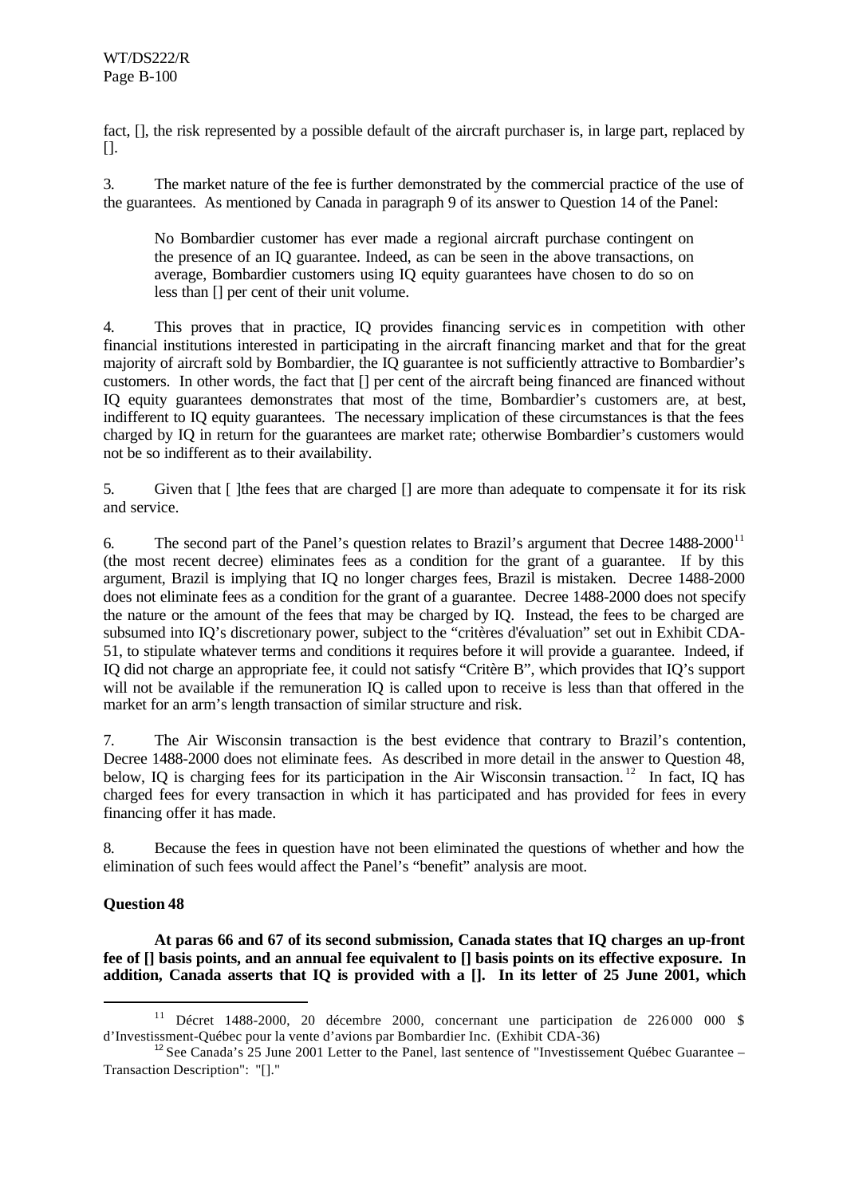fact, [], the risk represented by a possible default of the aircraft purchaser is, in large part, replaced by [].

3. The market nature of the fee is further demonstrated by the commercial practice of the use of the guarantees. As mentioned by Canada in paragraph 9 of its answer to Question 14 of the Panel:

> No Bombardier customer has ever made a regional aircraft purchase contingent on the presence of an IQ guarantee. Indeed, as can be seen in the above transactions, on average, Bombardier customers using IQ equity guarantees have chosen to do so on less than [] per cent of their unit volume.

4. This proves that in practice, IQ provides financing services in competition with other financial institutions interested in participating in the aircraft financing market and that for the great majority of aircraft sold by Bombardier, the IQ guarantee is not sufficiently attractive to Bombardier's customers. In other words, the fact that [] per cent of the aircraft being financed are financed without IQ equity guarantees demonstrates that most of the time, Bombardier's customers are, at best, indifferent to IQ equity guarantees. The necessary implication of these circumstances is that the fees charged by IQ in return for the guarantees are market rate; otherwise Bombardier's customers would not be so indifferent as to their availability.

5. Given that [ ]the fees that are charged [] are more than adequate to compensate it for its risk and service.

6. The second part of the Panel's question relates to Brazil's argument that Decree 1488-2000[11] (the most recent decree) eliminates fees as a condition for the grant of a guarantee. If by this argument, Brazil is implying that IQ no longer charges fees, Brazil is mistaken. Decree 1488-2000 does not eliminate fees as a condition for the grant of a guarantee. Decree 1488-2000 does not specify the nature or the amount of the fees that may be charged by IQ. Instead, the fees to be charged are subsumed into IQ's discretionary power, subject to the "critères d'évaluation" set out in Exhibit CDA-51, to stipulate whatever terms and conditions it requires before it will provide a guarantee. Indeed, if IQ did not charge an appropriate fee, it could not satisfy "Critère B", which provides that IQ's support will not be available if the remuneration IQ is called upon to receive is less than that offered in the market for an arm's length transaction of similar structure and risk.

7. The Air Wisconsin transaction is the best evidence that contrary to Brazil's contention, Decree 1488-2000 does not eliminate fees. As described in more detail in the answer to Question 48, below, IQ is charging fees for its participation in the Air Wisconsin transaction.[12] In fact, IQ has charged fees for every transaction in which it has participated and has provided for fees in every financing offer it has made.

8. Because the fees in question have not been eliminated the questions of whether and how the elimination of such fees would affect the Panel's "benefit" analysis are moot.

**Question 48**

**At paras 66 and 67 of its second submission, Canada states that IQ charges an up-front fee of [] basis points, and an annual fee equivalent to [] basis points on its effective exposure. In addition, Canada asserts that IQ is provided with a []. In its letter of 25 June 2001, which**

---

[11] Décret 1488-2000, 20 décembre 2000, concernant une participation de 226 000 000 $ d'Investissement-Québec pour la vente d'avions par Bombardier Inc. (Exhibit CDA-36)

[12] See Canada's 25 June 2001 Letter to the Panel, last sentence of "Investissement Québec Guarantee – Transaction Description": "[]."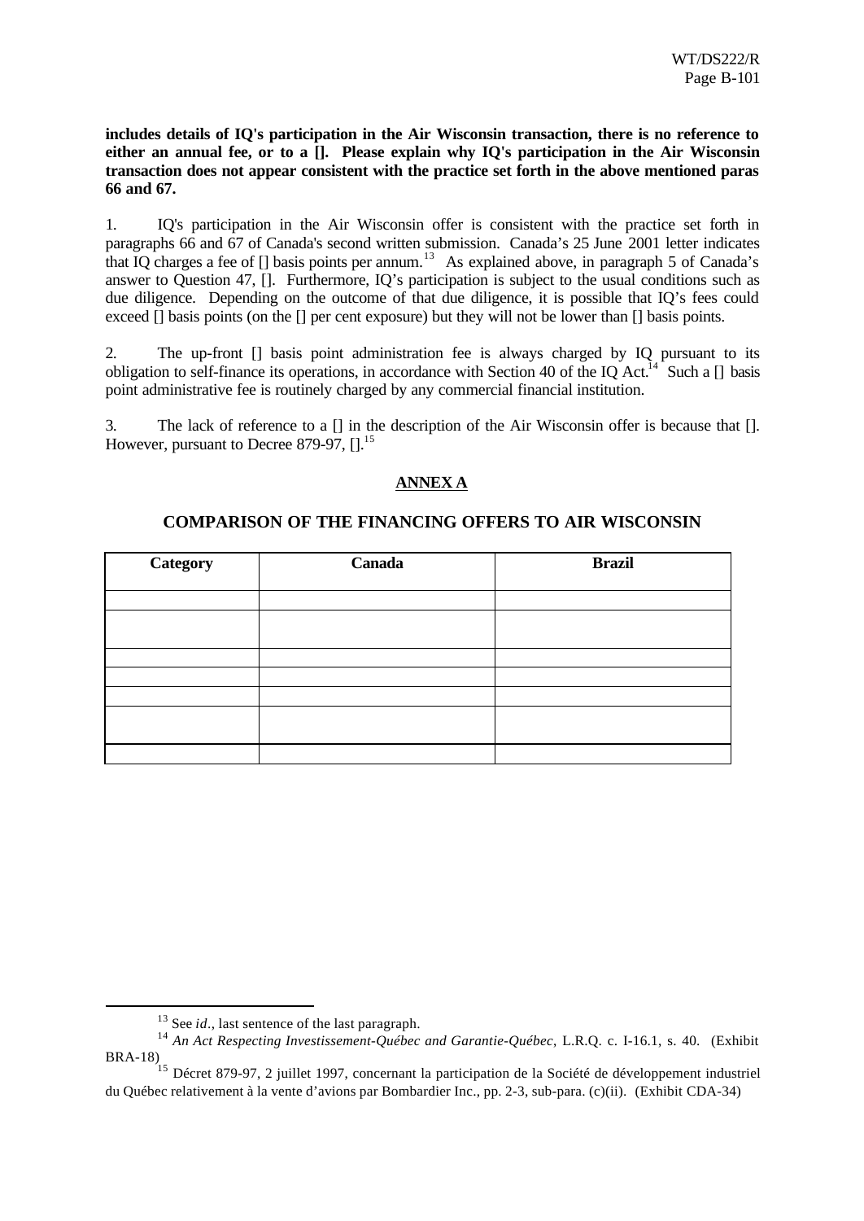**includes details of IQ's participation in the Air Wisconsin transaction, there is no reference to either an annual fee, or to a []. Please explain why IQ's participation in the Air Wisconsin transaction does not appear consistent with the practice set forth in the above mentioned paras 66 and 67.**

1. IQ's participation in the Air Wisconsin offer is consistent with the practice set forth in paragraphs 66 and 67 of Canada's second written submission. Canada's 25 June 2001 letter indicates that IQ charges a fee of [] basis points per annum.[13] As explained above, in paragraph 5 of Canada's answer to Question 47, []. Furthermore, IQ's participation is subject to the usual conditions such as due diligence. Depending on the outcome of that due diligence, it is possible that IQ's fees could exceed [] basis points (on the [] per cent exposure) but they will not be lower than [] basis points.

2. The up-front [] basis point administration fee is always charged by IQ pursuant to its obligation to self-finance its operations, in accordance with Section 40 of the IQ Act.[14] Such a [] basis point administrative fee is routinely charged by any commercial financial institution.

3. The lack of reference to a [] in the description of the Air Wisconsin offer is because that []. However, pursuant to Decree 879-97, [].[15]

## ANNEX A

### COMPARISON OF THE FINANCING OFFERS TO AIR WISCONSIN

| Category | Canada | Brazil |
|---|---|---|
| | | |
| | | |
| | | |
| | | |
| | | |
| | | |
| | | |

---

[13] See *id*., last sentence of the last paragraph.

[14] *An Act Respecting Investissement-Québec and Garantie-Québec*, L.R.Q. c. I-16.1, s. 40. (Exhibit BRA-18)

[15] Décret 879-97, 2 juillet 1997, concernant la participation de la Société de développement industriel du Québec relativement à la vente d'avions par Bombardier Inc., pp. 2-3, sub-para. (c)(ii). (Exhibit CDA-34)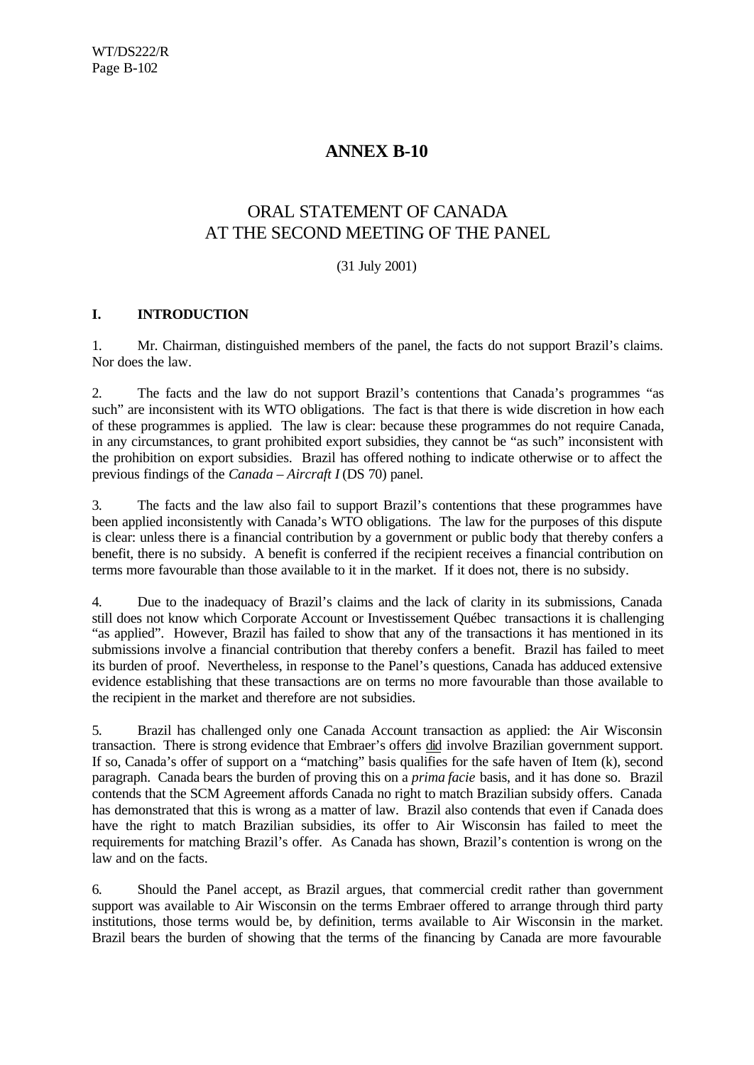# ANNEX B-10

## ORAL STATEMENT OF CANADA AT THE SECOND MEETING OF THE PANEL

(31 July 2001)

### I. INTRODUCTION

1. Mr. Chairman, distinguished members of the panel, the facts do not support Brazil's claims. Nor does the law.

2. The facts and the law do not support Brazil's contentions that Canada's programmes "as such" are inconsistent with its WTO obligations. The fact is that there is wide discretion in how each of these programmes is applied. The law is clear: because these programmes do not require Canada, in any circumstances, to grant prohibited export subsidies, they cannot be "as such" inconsistent with the prohibition on export subsidies. Brazil has offered nothing to indicate otherwise or to affect the previous findings of the *Canada – Aircraft I* (DS 70) panel.

3. The facts and the law also fail to support Brazil's contentions that these programmes have been applied inconsistently with Canada's WTO obligations. The law for the purposes of this dispute is clear: unless there is a financial contribution by a government or public body that thereby confers a benefit, there is no subsidy. A benefit is conferred if the recipient receives a financial contribution on terms more favourable than those available to it in the market. If it does not, there is no subsidy.

4. Due to the inadequacy of Brazil's claims and the lack of clarity in its submissions, Canada still does not know which Corporate Account or Investissement Québec transactions it is challenging "as applied". However, Brazil has failed to show that any of the transactions it has mentioned in its submissions involve a financial contribution that thereby confers a benefit. Brazil has failed to meet its burden of proof. Nevertheless, in response to the Panel's questions, Canada has adduced extensive evidence establishing that these transactions are on terms no more favourable than those available to the recipient in the market and therefore are not subsidies.

5. Brazil has challenged only one Canada Account transaction as applied: the Air Wisconsin transaction. There is strong evidence that Embraer's offers <u>did</u> involve Brazilian government support. If so, Canada's offer of support on a "matching" basis qualifies for the safe haven of Item (k), second paragraph. Canada bears the burden of proving this on a *prima facie* basis, and it has done so. Brazil contends that the SCM Agreement affords Canada no right to match Brazilian subsidy offers. Canada has demonstrated that this is wrong as a matter of law. Brazil also contends that even if Canada does have the right to match Brazilian subsidies, its offer to Air Wisconsin has failed to meet the requirements for matching Brazil's offer. As Canada has shown, Brazil's contention is wrong on the law and on the facts.

6. Should the Panel accept, as Brazil argues, that commercial credit rather than government support was available to Air Wisconsin on the terms Embraer offered to arrange through third party institutions, those terms would be, by definition, terms available to Air Wisconsin in the market. Brazil bears the burden of showing that the terms of the financing by Canada are more favourable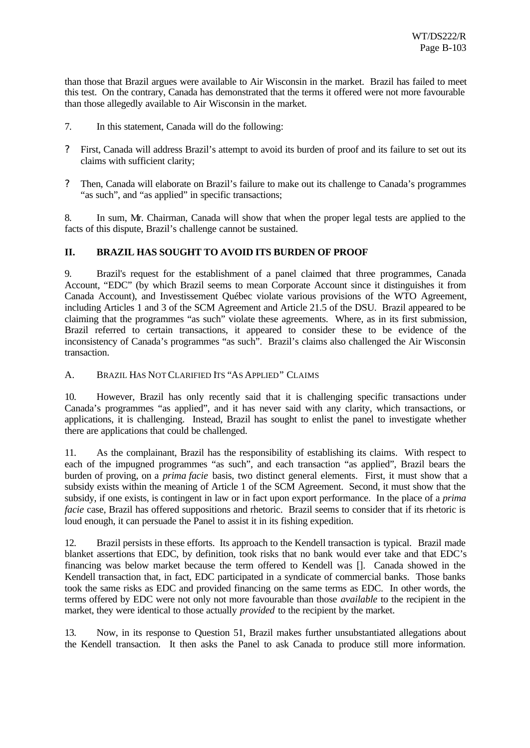than those that Brazil argues were available to Air Wisconsin in the market. Brazil has failed to meet this test. On the contrary, Canada has demonstrated that the terms it offered were not more favourable than those allegedly available to Air Wisconsin in the market.

7. In this statement, Canada will do the following:

- First, Canada will address Brazil's attempt to avoid its burden of proof and its failure to set out its claims with sufficient clarity;
- Then, Canada will elaborate on Brazil's failure to make out its challenge to Canada's programmes "as such", and "as applied" in specific transactions;

8. In sum, Mr. Chairman, Canada will show that when the proper legal tests are applied to the facts of this dispute, Brazil's challenge cannot be sustained.

## II. BRAZIL HAS SOUGHT TO AVOID ITS BURDEN OF PROOF

9. Brazil's request for the establishment of a panel claimed that three programmes, Canada Account, "EDC" (by which Brazil seems to mean Corporate Account since it distinguishes it from Canada Account), and Investissement Québec violate various provisions of the WTO Agreement, including Articles 1 and 3 of the SCM Agreement and Article 21.5 of the DSU. Brazil appeared to be claiming that the programmes "as such" violate these agreements. Where, as in its first submission, Brazil referred to certain transactions, it appeared to consider these to be evidence of the inconsistency of Canada's programmes "as such". Brazil's claims also challenged the Air Wisconsin transaction.

### A. BRAZIL HAS NOT CLARIFIED ITS "AS APPLIED" CLAIMS

10. However, Brazil has only recently said that it is challenging specific transactions under Canada's programmes "as applied", and it has never said with any clarity, which transactions, or applications, it is challenging. Instead, Brazil has sought to enlist the panel to investigate whether there are applications that could be challenged.

11. As the complainant, Brazil has the responsibility of establishing its claims. With respect to each of the impugned programmes "as such", and each transaction "as applied", Brazil bears the burden of proving, on a *prima facie* basis, two distinct general elements. First, it must show that a subsidy exists within the meaning of Article 1 of the SCM Agreement. Second, it must show that the subsidy, if one exists, is contingent in law or in fact upon export performance. In the place of a *prima facie* case, Brazil has offered suppositions and rhetoric. Brazil seems to consider that if its rhetoric is loud enough, it can persuade the Panel to assist it in its fishing expedition.

12. Brazil persists in these efforts. Its approach to the Kendell transaction is typical. Brazil made blanket assertions that EDC, by definition, took risks that no bank would ever take and that EDC's financing was below market because the term offered to Kendell was []. Canada showed in the Kendell transaction that, in fact, EDC participated in a syndicate of commercial banks. Those banks took the same risks as EDC and provided financing on the same terms as EDC. In other words, the terms offered by EDC were not only not more favourable than those *available* to the recipient in the market, they were identical to those actually *provided* to the recipient by the market.

13. Now, in its response to Question 51, Brazil makes further unsubstantiated allegations about the Kendell transaction. It then asks the Panel to ask Canada to produce still more information.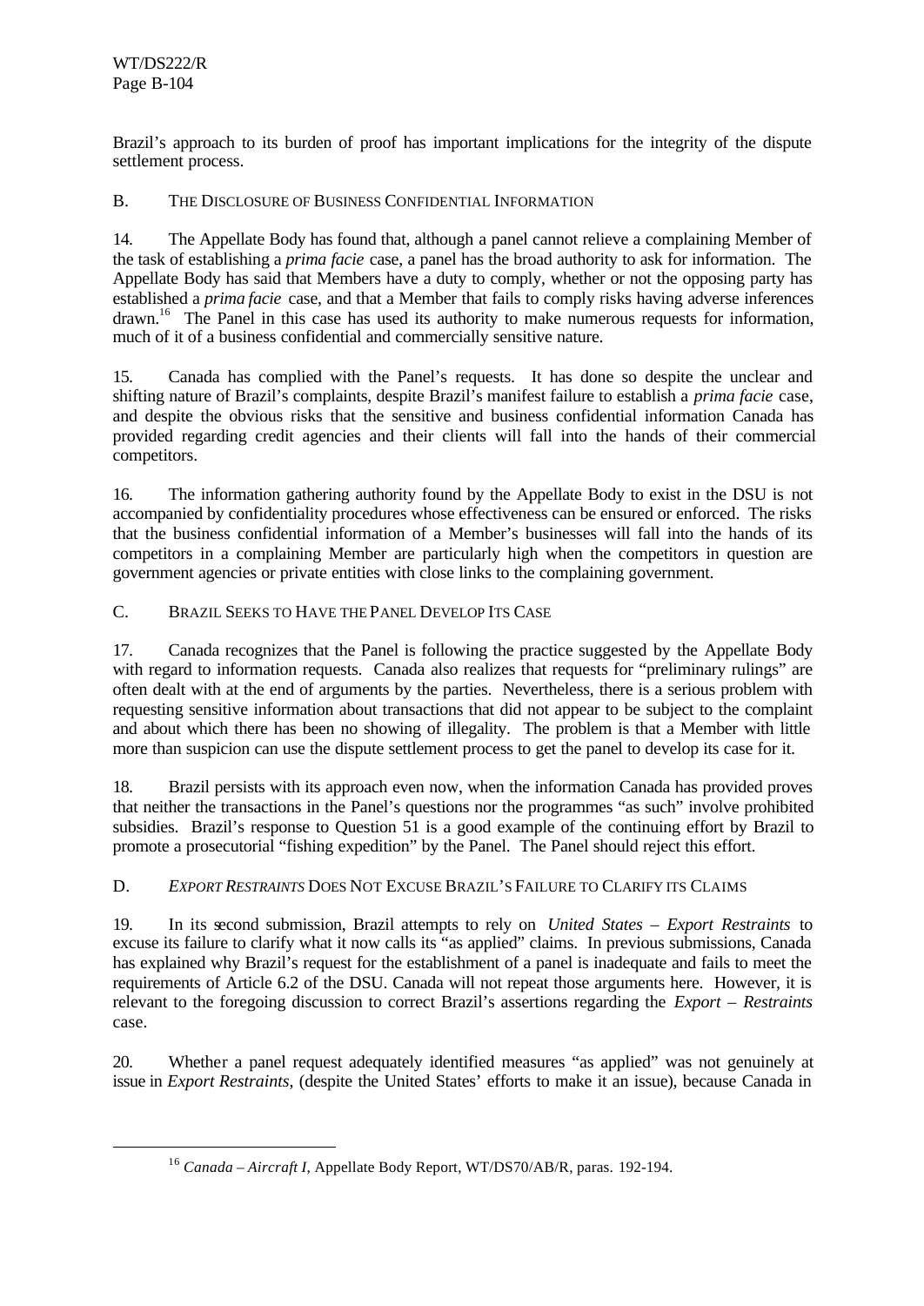Brazil's approach to its burden of proof has important implications for the integrity of the dispute settlement process.

### B. The Disclosure of Business Confidential Information

14. The Appellate Body has found that, although a panel cannot relieve a complaining Member of the task of establishing a *prima facie* case, a panel has the broad authority to ask for information. The Appellate Body has said that Members have a duty to comply, whether or not the opposing party has established a *prima facie* case, and that a Member that fails to comply risks having adverse inferences drawn.[16] The Panel in this case has used its authority to make numerous requests for information, much of it of a business confidential and commercially sensitive nature.

15. Canada has complied with the Panel's requests. It has done so despite the unclear and shifting nature of Brazil's complaints, despite Brazil's manifest failure to establish a *prima facie* case, and despite the obvious risks that the sensitive and business confidential information Canada has provided regarding credit agencies and their clients will fall into the hands of their commercial competitors.

16. The information gathering authority found by the Appellate Body to exist in the DSU is not accompanied by confidentiality procedures whose effectiveness can be ensured or enforced. The risks that the business confidential information of a Member's businesses will fall into the hands of its competitors in a complaining Member are particularly high when the competitors in question are government agencies or private entities with close links to the complaining government.

### C. Brazil Seeks to Have the Panel Develop Its Case

17. Canada recognizes that the Panel is following the practice suggested by the Appellate Body with regard to information requests. Canada also realizes that requests for "preliminary rulings" are often dealt with at the end of arguments by the parties. Nevertheless, there is a serious problem with requesting sensitive information about transactions that did not appear to be subject to the complaint and about which there has been no showing of illegality. The problem is that a Member with little more than suspicion can use the dispute settlement process to get the panel to develop its case for it.

18. Brazil persists with its approach even now, when the information Canada has provided proves that neither the transactions in the Panel's questions nor the programmes "as such" involve prohibited subsidies. Brazil's response to Question 51 is a good example of the continuing effort by Brazil to promote a prosecutorial "fishing expedition" by the Panel. The Panel should reject this effort.

### D. *Export Restraints* Does Not Excuse Brazil's Failure to Clarify its Claims

19. In its second submission, Brazil attempts to rely on *United States – Export Restraints* to excuse its failure to clarify what it now calls its "as applied" claims. In previous submissions, Canada has explained why Brazil's request for the establishment of a panel is inadequate and fails to meet the requirements of Article 6.2 of the DSU. Canada will not repeat those arguments here. However, it is relevant to the foregoing discussion to correct Brazil's assertions regarding the *Export – Restraints* case.

20. Whether a panel request adequately identified measures "as applied" was not genuinely at issue in *Export Restraints*, (despite the United States' efforts to make it an issue), because Canada in

---

[16] *Canada – Aircraft I*, Appellate Body Report, WT/DS70/AB/R, paras. 192-194.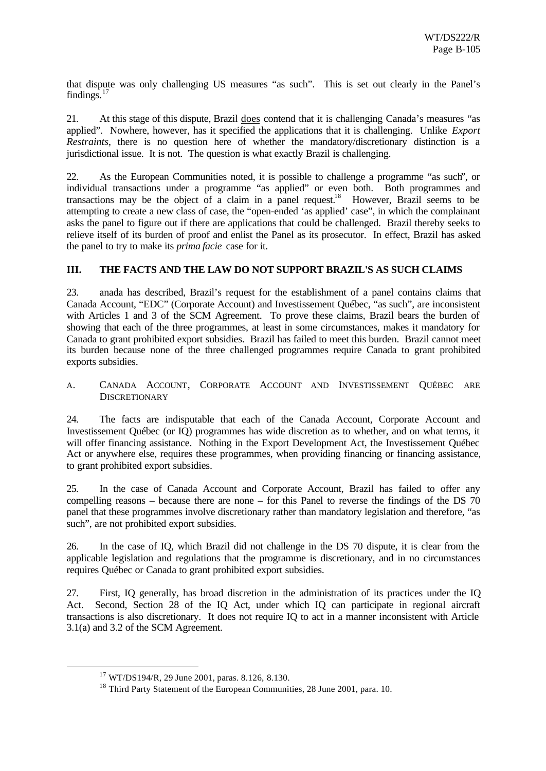that dispute was only challenging US measures "as such". This is set out clearly in the Panel's findings.[17]

21. At this stage of this dispute, Brazil does contend that it is challenging Canada's measures "as applied". Nowhere, however, has it specified the applications that it is challenging. Unlike *Export Restraints*, there is no question here of whether the mandatory/discretionary distinction is a jurisdictional issue. It is not. The question is what exactly Brazil is challenging.

22. As the European Communities noted, it is possible to challenge a programme "as such", or individual transactions under a programme "as applied" or even both. Both programmes and transactions may be the object of a claim in a panel request.[18] However, Brazil seems to be attempting to create a new class of case, the "open-ended 'as applied' case", in which the complainant asks the panel to figure out if there are applications that could be challenged. Brazil thereby seeks to relieve itself of its burden of proof and enlist the Panel as its prosecutor. In effect, Brazil has asked the panel to try to make its *prima facie* case for it.

## III. THE FACTS AND THE LAW DO NOT SUPPORT BRAZIL'S AS SUCH CLAIMS

23. anada has described, Brazil's request for the establishment of a panel contains claims that Canada Account, "EDC" (Corporate Account) and Investissement Québec, "as such", are inconsistent with Articles 1 and 3 of the SCM Agreement. To prove these claims, Brazil bears the burden of showing that each of the three programmes, at least in some circumstances, makes it mandatory for Canada to grant prohibited export subsidies. Brazil has failed to meet this burden. Brazil cannot meet its burden because none of the three challenged programmes require Canada to grant prohibited exports subsidies.

### A. Canada Account, Corporate Account and Investissement Québec are Discretionary

24. The facts are indisputable that each of the Canada Account, Corporate Account and Investissement Québec (or IQ) programmes has wide discretion as to whether, and on what terms, it will offer financing assistance. Nothing in the Export Development Act, the Investissement Québec Act or anywhere else, requires these programmes, when providing financing or financing assistance, to grant prohibited export subsidies.

25. In the case of Canada Account and Corporate Account, Brazil has failed to offer any compelling reasons – because there are none – for this Panel to reverse the findings of the DS 70 panel that these programmes involve discretionary rather than mandatory legislation and therefore, "as such", are not prohibited export subsidies.

26. In the case of IQ, which Brazil did not challenge in the DS 70 dispute, it is clear from the applicable legislation and regulations that the programme is discretionary, and in no circumstances requires Québec or Canada to grant prohibited export subsidies.

27. First, IQ generally, has broad discretion in the administration of its practices under the IQ Act. Second, Section 28 of the IQ Act, under which IQ can participate in regional aircraft transactions is also discretionary. It does not require IQ to act in a manner inconsistent with Article 3.1(a) and 3.2 of the SCM Agreement.

---

[17] WT/DS194/R, 29 June 2001, paras. 8.126, 8.130.

[18] Third Party Statement of the European Communities, 28 June 2001, para. 10.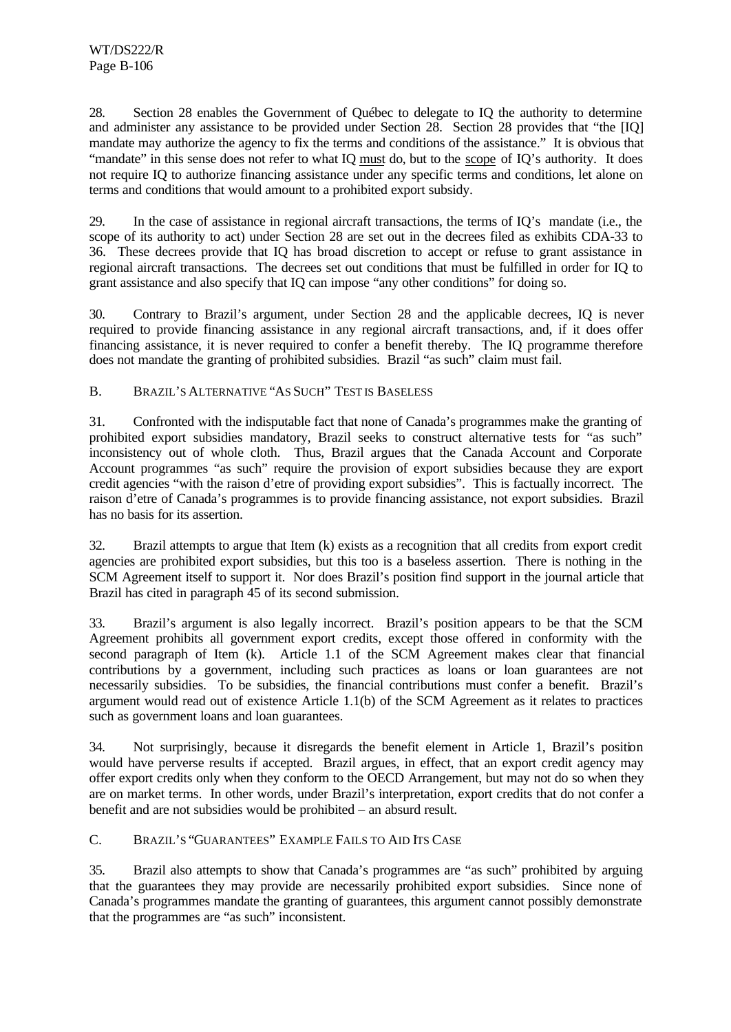28. Section 28 enables the Government of Québec to delegate to IQ the authority to determine and administer any assistance to be provided under Section 28. Section 28 provides that "the [IQ] mandate may authorize the agency to fix the terms and conditions of the assistance." It is obvious that "mandate" in this sense does not refer to what IQ must do, but to the scope of IQ's authority. It does not require IQ to authorize financing assistance under any specific terms and conditions, let alone on terms and conditions that would amount to a prohibited export subsidy.

29. In the case of assistance in regional aircraft transactions, the terms of IQ's mandate (i.e., the scope of its authority to act) under Section 28 are set out in the decrees filed as exhibits CDA-33 to 36. These decrees provide that IQ has broad discretion to accept or refuse to grant assistance in regional aircraft transactions. The decrees set out conditions that must be fulfilled in order for IQ to grant assistance and also specify that IQ can impose "any other conditions" for doing so.

30. Contrary to Brazil's argument, under Section 28 and the applicable decrees, IQ is never required to provide financing assistance in any regional aircraft transactions, and, if it does offer financing assistance, it is never required to confer a benefit thereby. The IQ programme therefore does not mandate the granting of prohibited subsidies. Brazil "as such" claim must fail.

## B. BRAZIL'S ALTERNATIVE "AS SUCH" TEST IS BASELESS

31. Confronted with the indisputable fact that none of Canada's programmes make the granting of prohibited export subsidies mandatory, Brazil seeks to construct alternative tests for "as such" inconsistency out of whole cloth. Thus, Brazil argues that the Canada Account and Corporate Account programmes "as such" require the provision of export subsidies because they are export credit agencies "with the raison d'etre of providing export subsidies". This is factually incorrect. The raison d'etre of Canada's programmes is to provide financing assistance, not export subsidies. Brazil has no basis for its assertion.

32. Brazil attempts to argue that Item (k) exists as a recognition that all credits from export credit agencies are prohibited export subsidies, but this too is a baseless assertion. There is nothing in the SCM Agreement itself to support it. Nor does Brazil's position find support in the journal article that Brazil has cited in paragraph 45 of its second submission.

33. Brazil's argument is also legally incorrect. Brazil's position appears to be that the SCM Agreement prohibits all government export credits, except those offered in conformity with the second paragraph of Item (k). Article 1.1 of the SCM Agreement makes clear that financial contributions by a government, including such practices as loans or loan guarantees are not necessarily subsidies. To be subsidies, the financial contributions must confer a benefit. Brazil's argument would read out of existence Article 1.1(b) of the SCM Agreement as it relates to practices such as government loans and loan guarantees.

34. Not surprisingly, because it disregards the benefit element in Article 1, Brazil's position would have perverse results if accepted. Brazil argues, in effect, that an export credit agency may offer export credits only when they conform to the OECD Arrangement, but may not do so when they are on market terms. In other words, under Brazil's interpretation, export credits that do not confer a benefit and are not subsidies would be prohibited – an absurd result.

## C. BRAZIL'S "GUARANTEES" EXAMPLE FAILS TO AID ITS CASE

35. Brazil also attempts to show that Canada's programmes are "as such" prohibited by arguing that the guarantees they may provide are necessarily prohibited export subsidies. Since none of Canada's programmes mandate the granting of guarantees, this argument cannot possibly demonstrate that the programmes are "as such" inconsistent.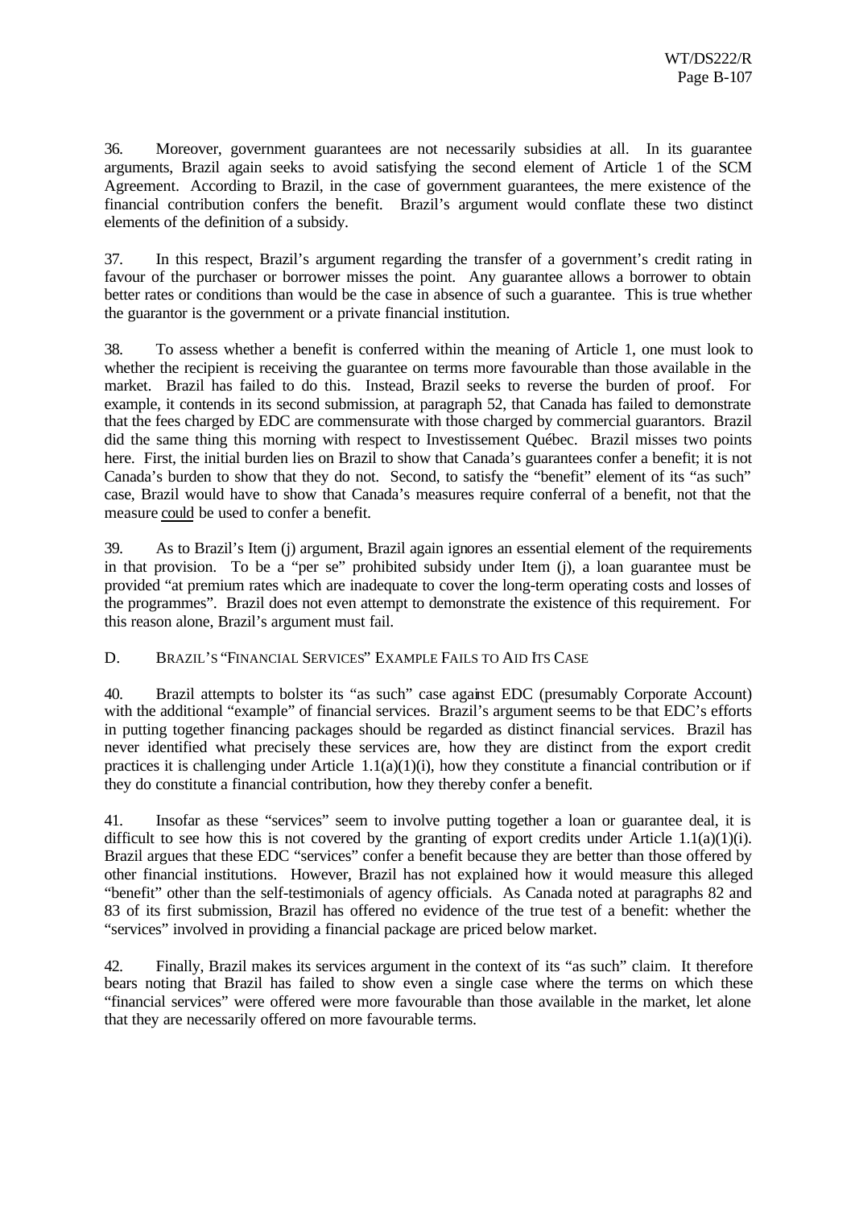36. Moreover, government guarantees are not necessarily subsidies at all. In its guarantee arguments, Brazil again seeks to avoid satisfying the second element of Article 1 of the SCM Agreement. According to Brazil, in the case of government guarantees, the mere existence of the financial contribution confers the benefit. Brazil's argument would conflate these two distinct elements of the definition of a subsidy.

37. In this respect, Brazil's argument regarding the transfer of a government's credit rating in favour of the purchaser or borrower misses the point. Any guarantee allows a borrower to obtain better rates or conditions than would be the case in absence of such a guarantee. This is true whether the guarantor is the government or a private financial institution.

38. To assess whether a benefit is conferred within the meaning of Article 1, one must look to whether the recipient is receiving the guarantee on terms more favourable than those available in the market. Brazil has failed to do this. Instead, Brazil seeks to reverse the burden of proof. For example, it contends in its second submission, at paragraph 52, that Canada has failed to demonstrate that the fees charged by EDC are commensurate with those charged by commercial guarantors. Brazil did the same thing this morning with respect to Investissement Québec. Brazil misses two points here. First, the initial burden lies on Brazil to show that Canada's guarantees confer a benefit; it is not Canada's burden to show that they do not. Second, to satisfy the "benefit" element of its "as such" case, Brazil would have to show that Canada's measures require conferral of a benefit, not that the measure could be used to confer a benefit.

39. As to Brazil's Item (j) argument, Brazil again ignores an essential element of the requirements in that provision. To be a "per se" prohibited subsidy under Item (j), a loan guarantee must be provided "at premium rates which are inadequate to cover the long-term operating costs and losses of the programmes". Brazil does not even attempt to demonstrate the existence of this requirement. For this reason alone, Brazil's argument must fail.

## D. BRAZIL'S "FINANCIAL SERVICES" EXAMPLE FAILS TO AID ITS CASE

40. Brazil attempts to bolster its "as such" case against EDC (presumably Corporate Account) with the additional "example" of financial services. Brazil's argument seems to be that EDC's efforts in putting together financing packages should be regarded as distinct financial services. Brazil has never identified what precisely these services are, how they are distinct from the export credit practices it is challenging under Article 1.1(a)(1)(i), how they constitute a financial contribution or if they do constitute a financial contribution, how they thereby confer a benefit.

41. Insofar as these "services" seem to involve putting together a loan or guarantee deal, it is difficult to see how this is not covered by the granting of export credits under Article 1.1(a)(1)(i). Brazil argues that these EDC "services" confer a benefit because they are better than those offered by other financial institutions. However, Brazil has not explained how it would measure this alleged "benefit" other than the self-testimonials of agency officials. As Canada noted at paragraphs 82 and 83 of its first submission, Brazil has offered no evidence of the true test of a benefit: whether the "services" involved in providing a financial package are priced below market.

42. Finally, Brazil makes its services argument in the context of its "as such" claim. It therefore bears noting that Brazil has failed to show even a single case where the terms on which these "financial services" were offered were more favourable than those available in the market, let alone that they are necessarily offered on more favourable terms.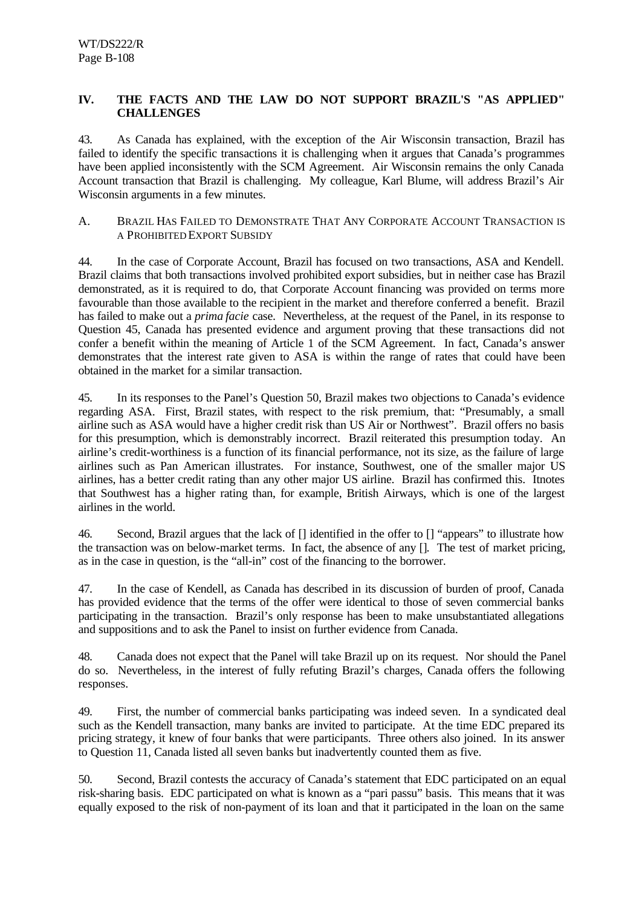## IV. THE FACTS AND THE LAW DO NOT SUPPORT BRAZIL'S "AS APPLIED" CHALLENGES

43. As Canada has explained, with the exception of the Air Wisconsin transaction, Brazil has failed to identify the specific transactions it is challenging when it argues that Canada's programmes have been applied inconsistently with the SCM Agreement. Air Wisconsin remains the only Canada Account transaction that Brazil is challenging. My colleague, Karl Blume, will address Brazil's Air Wisconsin arguments in a few minutes.

### A. Brazil Has Failed to Demonstrate That Any Corporate Account Transaction is a Prohibited Export Subsidy

44. In the case of Corporate Account, Brazil has focused on two transactions, ASA and Kendell. Brazil claims that both transactions involved prohibited export subsidies, but in neither case has Brazil demonstrated, as it is required to do, that Corporate Account financing was provided on terms more favourable than those available to the recipient in the market and therefore conferred a benefit. Brazil has failed to make out a *prima facie* case. Nevertheless, at the request of the Panel, in its response to Question 45, Canada has presented evidence and argument proving that these transactions did not confer a benefit within the meaning of Article 1 of the SCM Agreement. In fact, Canada's answer demonstrates that the interest rate given to ASA is within the range of rates that could have been obtained in the market for a similar transaction.

45. In its responses to the Panel's Question 50, Brazil makes two objections to Canada's evidence regarding ASA. First, Brazil states, with respect to the risk premium, that: "Presumably, a small airline such as ASA would have a higher credit risk than US Air or Northwest". Brazil offers no basis for this presumption, which is demonstrably incorrect. Brazil reiterated this presumption today. An airline's credit-worthiness is a function of its financial performance, not its size, as the failure of large airlines such as Pan American illustrates. For instance, Southwest, one of the smaller major US airlines, has a better credit rating than any other major US airline. Brazil has confirmed this. Itnotes that Southwest has a higher rating than, for example, British Airways, which is one of the largest airlines in the world.

46. Second, Brazil argues that the lack of [] identified in the offer to [] "appears" to illustrate how the transaction was on below-market terms. In fact, the absence of any []. The test of market pricing, as in the case in question, is the "all-in" cost of the financing to the borrower.

47. In the case of Kendell, as Canada has described in its discussion of burden of proof, Canada has provided evidence that the terms of the offer were identical to those of seven commercial banks participating in the transaction. Brazil's only response has been to make unsubstantiated allegations and suppositions and to ask the Panel to insist on further evidence from Canada.

48. Canada does not expect that the Panel will take Brazil up on its request. Nor should the Panel do so. Nevertheless, in the interest of fully refuting Brazil's charges, Canada offers the following responses.

49. First, the number of commercial banks participating was indeed seven. In a syndicated deal such as the Kendell transaction, many banks are invited to participate. At the time EDC prepared its pricing strategy, it knew of four banks that were participants. Three others also joined. In its answer to Question 11, Canada listed all seven banks but inadvertently counted them as five.

50. Second, Brazil contests the accuracy of Canada's statement that EDC participated on an equal risk-sharing basis. EDC participated on what is known as a "pari passu" basis. This means that it was equally exposed to the risk of non-payment of its loan and that it participated in the loan on the same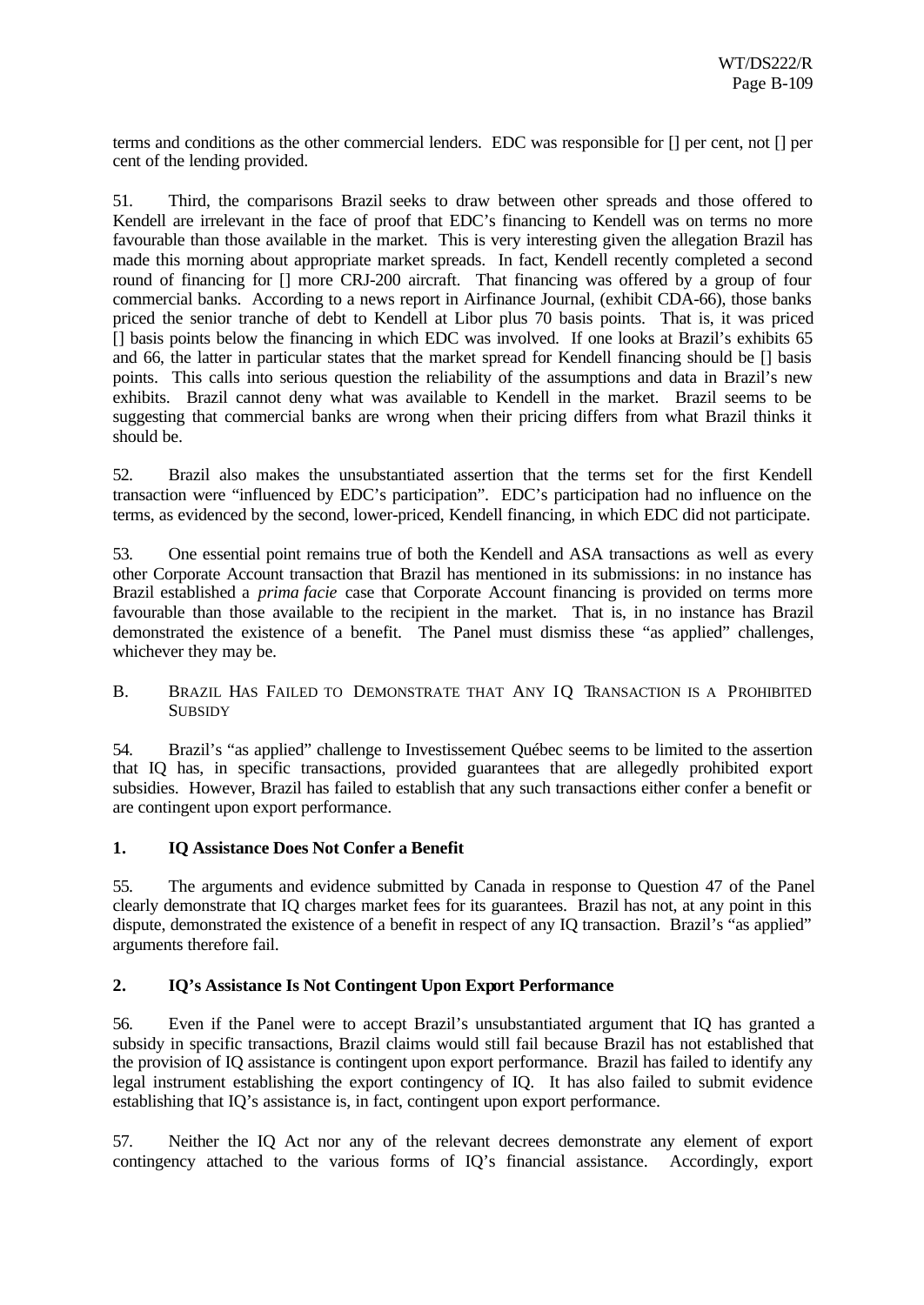terms and conditions as the other commercial lenders. EDC was responsible for [] per cent, not [] per cent of the lending provided.

51. Third, the comparisons Brazil seeks to draw between other spreads and those offered to Kendell are irrelevant in the face of proof that EDC's financing to Kendell was on terms no more favourable than those available in the market. This is very interesting given the allegation Brazil has made this morning about appropriate market spreads. In fact, Kendell recently completed a second round of financing for [] more CRJ-200 aircraft. That financing was offered by a group of four commercial banks. According to a news report in Airfinance Journal, (exhibit CDA-66), those banks priced the senior tranche of debt to Kendell at Libor plus 70 basis points. That is, it was priced [] basis points below the financing in which EDC was involved. If one looks at Brazil's exhibits 65 and 66, the latter in particular states that the market spread for Kendell financing should be [] basis points. This calls into serious question the reliability of the assumptions and data in Brazil's new exhibits. Brazil cannot deny what was available to Kendell in the market. Brazil seems to be suggesting that commercial banks are wrong when their pricing differs from what Brazil thinks it should be.

52. Brazil also makes the unsubstantiated assertion that the terms set for the first Kendell transaction were "influenced by EDC's participation". EDC's participation had no influence on the terms, as evidenced by the second, lower-priced, Kendell financing, in which EDC did not participate.

53. One essential point remains true of both the Kendell and ASA transactions as well as every other Corporate Account transaction that Brazil has mentioned in its submissions: in no instance has Brazil established a *prima facie* case that Corporate Account financing is provided on terms more favourable than those available to the recipient in the market. That is, in no instance has Brazil demonstrated the existence of a benefit. The Panel must dismiss these "as applied" challenges, whichever they may be.

## B. Brazil Has Failed to Demonstrate that Any IQ Transaction is a Prohibited Subsidy

54. Brazil's "as applied" challenge to Investissement Québec seems to be limited to the assertion that IQ has, in specific transactions, provided guarantees that are allegedly prohibited export subsidies. However, Brazil has failed to establish that any such transactions either confer a benefit or are contingent upon export performance.

### 1. IQ Assistance Does Not Confer a Benefit

55. The arguments and evidence submitted by Canada in response to Question 47 of the Panel clearly demonstrate that IQ charges market fees for its guarantees. Brazil has not, at any point in this dispute, demonstrated the existence of a benefit in respect of any IQ transaction. Brazil's "as applied" arguments therefore fail.

### 2. IQ's Assistance Is Not Contingent Upon Export Performance

56. Even if the Panel were to accept Brazil's unsubstantiated argument that IQ has granted a subsidy in specific transactions, Brazil claims would still fail because Brazil has not established that the provision of IQ assistance is contingent upon export performance. Brazil has failed to identify any legal instrument establishing the export contingency of IQ. It has also failed to submit evidence establishing that IQ's assistance is, in fact, contingent upon export performance.

57. Neither the IQ Act nor any of the relevant decrees demonstrate any element of export contingency attached to the various forms of IQ's financial assistance. Accordingly, export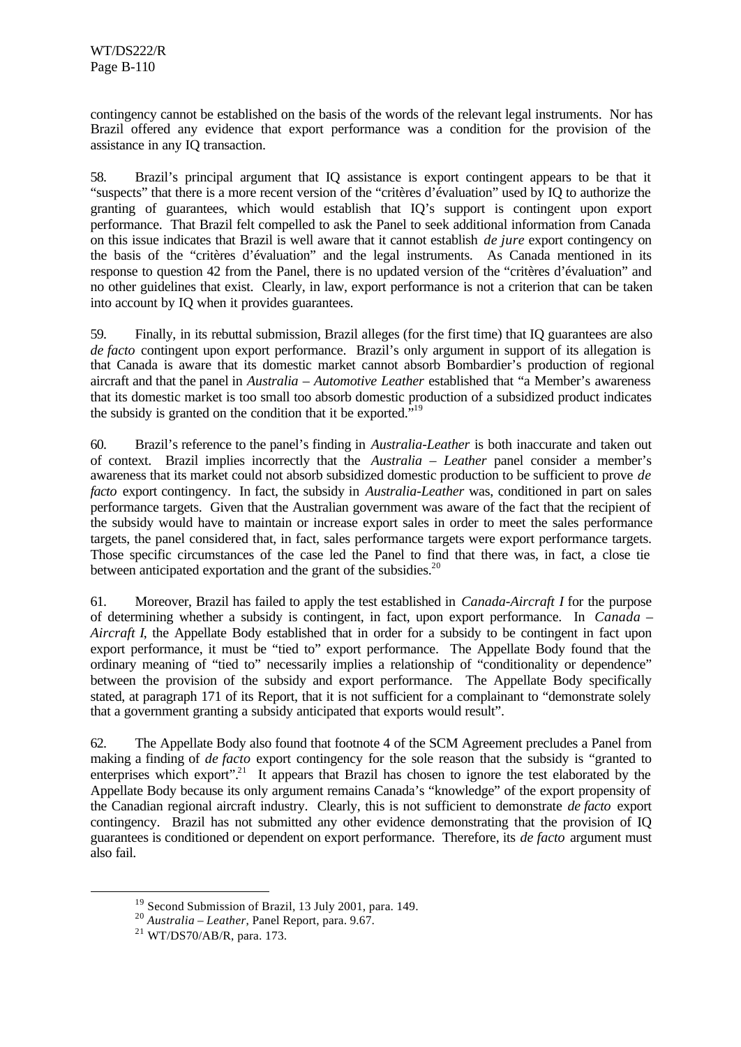contingency cannot be established on the basis of the words of the relevant legal instruments. Nor has Brazil offered any evidence that export performance was a condition for the provision of the assistance in any IQ transaction.

58. Brazil's principal argument that IQ assistance is export contingent appears to be that it "suspects" that there is a more recent version of the "critères d'évaluation" used by IQ to authorize the granting of guarantees, which would establish that IQ's support is contingent upon export performance. That Brazil felt compelled to ask the Panel to seek additional information from Canada on this issue indicates that Brazil is well aware that it cannot establish *de jure* export contingency on the basis of the "critères d'évaluation" and the legal instruments. As Canada mentioned in its response to question 42 from the Panel, there is no updated version of the "critères d'évaluation" and no other guidelines that exist. Clearly, in law, export performance is not a criterion that can be taken into account by IQ when it provides guarantees.

59. Finally, in its rebuttal submission, Brazil alleges (for the first time) that IQ guarantees are also *de facto* contingent upon export performance. Brazil's only argument in support of its allegation is that Canada is aware that its domestic market cannot absorb Bombardier's production of regional aircraft and that the panel in *Australia – Automotive Leather* established that "a Member's awareness that its domestic market is too small too absorb domestic production of a subsidized product indicates the subsidy is granted on the condition that it be exported."[19]

60. Brazil's reference to the panel's finding in *Australia-Leather* is both inaccurate and taken out of context. Brazil implies incorrectly that the *Australia – Leather* panel consider a member's awareness that its market could not absorb subsidized domestic production to be sufficient to prove *de facto* export contingency. In fact, the subsidy in *Australia-Leather* was, conditioned in part on sales performance targets. Given that the Australian government was aware of the fact that the recipient of the subsidy would have to maintain or increase export sales in order to meet the sales performance targets, the panel considered that, in fact, sales performance targets were export performance targets. Those specific circumstances of the case led the Panel to find that there was, in fact, a close tie between anticipated exportation and the grant of the subsidies.[20]

61. Moreover, Brazil has failed to apply the test established in *Canada-Aircraft I* for the purpose of determining whether a subsidy is contingent, in fact, upon export performance. In *Canada – Aircraft I*, the Appellate Body established that in order for a subsidy to be contingent in fact upon export performance, it must be "tied to" export performance. The Appellate Body found that the ordinary meaning of "tied to" necessarily implies a relationship of "conditionality or dependence" between the provision of the subsidy and export performance. The Appellate Body specifically stated, at paragraph 171 of its Report, that it is not sufficient for a complainant to "demonstrate solely that a government granting a subsidy anticipated that exports would result".

62. The Appellate Body also found that footnote 4 of the SCM Agreement precludes a Panel from making a finding of *de facto* export contingency for the sole reason that the subsidy is "granted to enterprises which export".[21] It appears that Brazil has chosen to ignore the test elaborated by the Appellate Body because its only argument remains Canada's "knowledge" of the export propensity of the Canadian regional aircraft industry. Clearly, this is not sufficient to demonstrate *de facto* export contingency. Brazil has not submitted any other evidence demonstrating that the provision of IQ guarantees is conditioned or dependent on export performance. Therefore, its *de facto* argument must also fail.

---

[19] Second Submission of Brazil, 13 July 2001, para. 149.

[20] *Australia – Leather*, Panel Report, para. 9.67.

[21] WT/DS70/AB/R, para. 173.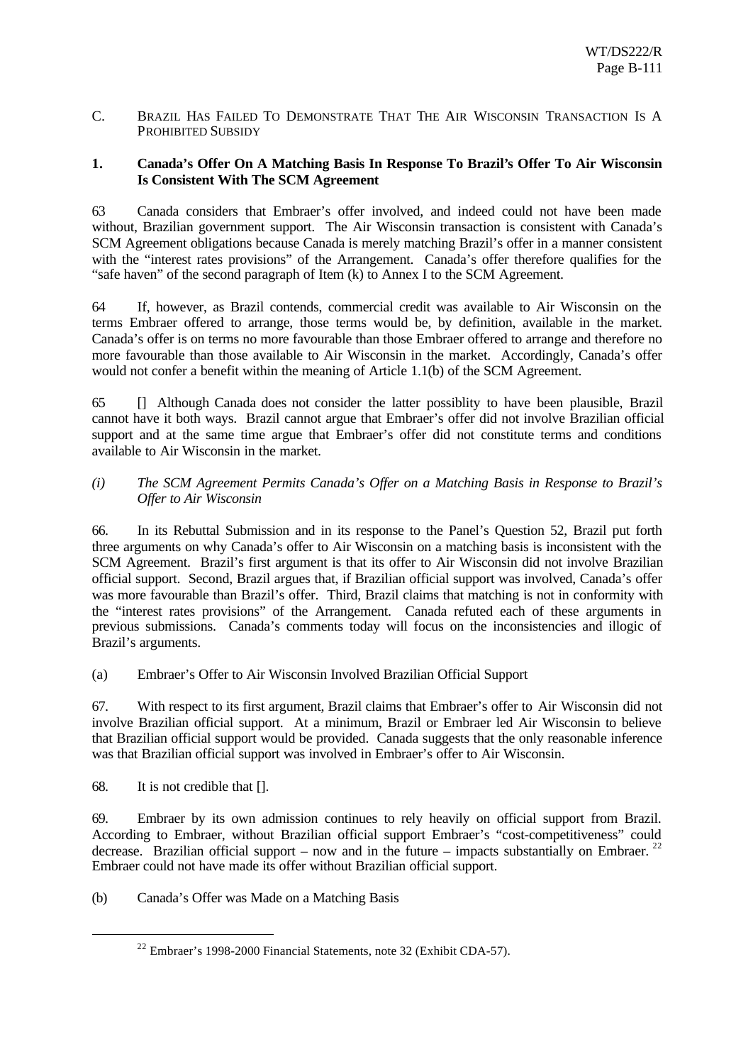C. BRAZIL HAS FAILED TO DEMONSTRATE THAT THE AIR WISCONSIN TRANSACTION IS A PROHIBITED SUBSIDY

**1. Canada's Offer On A Matching Basis In Response To Brazil's Offer To Air Wisconsin Is Consistent With The SCM Agreement**

63 Canada considers that Embraer's offer involved, and indeed could not have been made without, Brazilian government support. The Air Wisconsin transaction is consistent with Canada's SCM Agreement obligations because Canada is merely matching Brazil's offer in a manner consistent with the "interest rates provisions" of the Arrangement. Canada's offer therefore qualifies for the "safe haven" of the second paragraph of Item (k) to Annex I to the SCM Agreement.

64 If, however, as Brazil contends, commercial credit was available to Air Wisconsin on the terms Embraer offered to arrange, those terms would be, by definition, available in the market. Canada's offer is on terms no more favourable than those Embraer offered to arrange and therefore no more favourable than those available to Air Wisconsin in the market. Accordingly, Canada's offer would not confer a benefit within the meaning of Article 1.1(b) of the SCM Agreement.

65 [] Although Canada does not consider the latter possiblity to have been plausible, Brazil cannot have it both ways. Brazil cannot argue that Embraer's offer did not involve Brazilian official support and at the same time argue that Embraer's offer did not constitute terms and conditions available to Air Wisconsin in the market.

*(i) The SCM Agreement Permits Canada's Offer on a Matching Basis in Response to Brazil's Offer to Air Wisconsin*

66. In its Rebuttal Submission and in its response to the Panel's Question 52, Brazil put forth three arguments on why Canada's offer to Air Wisconsin on a matching basis is inconsistent with the SCM Agreement. Brazil's first argument is that its offer to Air Wisconsin did not involve Brazilian official support. Second, Brazil argues that, if Brazilian official support was involved, Canada's offer was more favourable than Brazil's offer. Third, Brazil claims that matching is not in conformity with the "interest rates provisions" of the Arrangement. Canada refuted each of these arguments in previous submissions. Canada's comments today will focus on the inconsistencies and illogic of Brazil's arguments.

(a) Embraer's Offer to Air Wisconsin Involved Brazilian Official Support

67. With respect to its first argument, Brazil claims that Embraer's offer to Air Wisconsin did not involve Brazilian official support. At a minimum, Brazil or Embraer led Air Wisconsin to believe that Brazilian official support would be provided. Canada suggests that the only reasonable inference was that Brazilian official support was involved in Embraer's offer to Air Wisconsin.

68. It is not credible that [].

69. Embraer by its own admission continues to rely heavily on official support from Brazil. According to Embraer, without Brazilian official support Embraer's "cost-competitiveness" could decrease. Brazilian official support – now and in the future – impacts substantially on Embraer. [22] Embraer could not have made its offer without Brazilian official support.

(b) Canada's Offer was Made on a Matching Basis

---

[22] Embraer's 1998-2000 Financial Statements, note 32 (Exhibit CDA-57).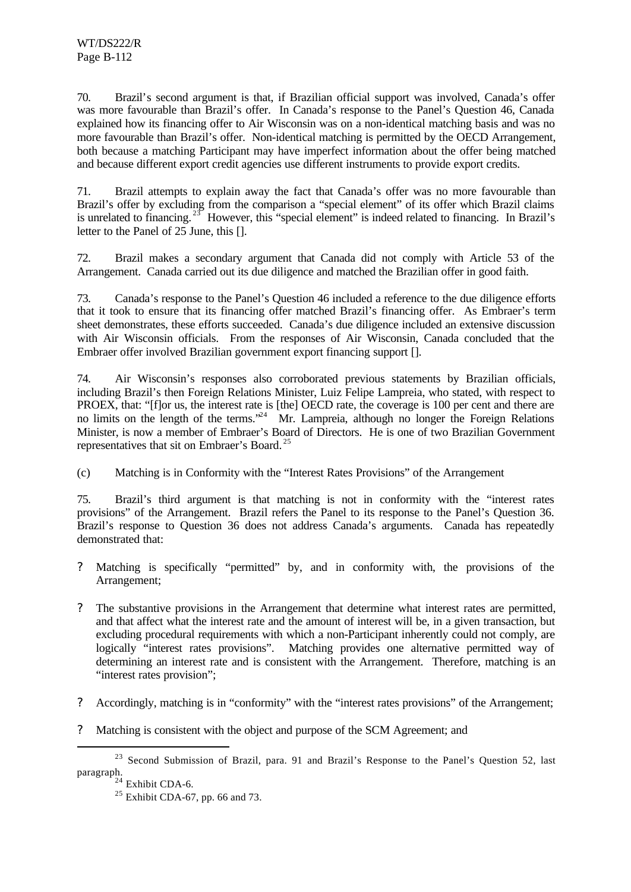70. Brazil's second argument is that, if Brazilian official support was involved, Canada's offer was more favourable than Brazil's offer. In Canada's response to the Panel's Question 46, Canada explained how its financing offer to Air Wisconsin was on a non-identical matching basis and was no more favourable than Brazil's offer. Non-identical matching is permitted by the OECD Arrangement, both because a matching Participant may have imperfect information about the offer being matched and because different export credit agencies use different instruments to provide export credits.

71. Brazil attempts to explain away the fact that Canada's offer was no more favourable than Brazil's offer by excluding from the comparison a "special element" of its offer which Brazil claims is unrelated to financing.[23] However, this "special element" is indeed related to financing. In Brazil's letter to the Panel of 25 June, this [].

72. Brazil makes a secondary argument that Canada did not comply with Article 53 of the Arrangement. Canada carried out its due diligence and matched the Brazilian offer in good faith.

73. Canada's response to the Panel's Question 46 included a reference to the due diligence efforts that it took to ensure that its financing offer matched Brazil's financing offer. As Embraer's term sheet demonstrates, these efforts succeeded. Canada's due diligence included an extensive discussion with Air Wisconsin officials. From the responses of Air Wisconsin, Canada concluded that the Embraer offer involved Brazilian government export financing support [].

74. Air Wisconsin's responses also corroborated previous statements by Brazilian officials, including Brazil's then Foreign Relations Minister, Luiz Felipe Lampreia, who stated, with respect to PROEX, that: "[f]or us, the interest rate is [the] OECD rate, the coverage is 100 per cent and there are no limits on the length of the terms."[24] Mr. Lampreia, although no longer the Foreign Relations Minister, is now a member of Embraer's Board of Directors. He is one of two Brazilian Government representatives that sit on Embraer's Board.[25]

(c) Matching is in Conformity with the "Interest Rates Provisions" of the Arrangement

75. Brazil's third argument is that matching is not in conformity with the "interest rates provisions" of the Arrangement. Brazil refers the Panel to its response to the Panel's Question 36. Brazil's response to Question 36 does not address Canada's arguments. Canada has repeatedly demonstrated that:

- Matching is specifically "permitted" by, and in conformity with, the provisions of the Arrangement;

- The substantive provisions in the Arrangement that determine what interest rates are permitted, and that affect what the interest rate and the amount of interest will be, in a given transaction, but excluding procedural requirements with which a non-Participant inherently could not comply, are logically "interest rates provisions". Matching provides one alternative permitted way of determining an interest rate and is consistent with the Arrangement. Therefore, matching is an "interest rates provision";

- Accordingly, matching is in "conformity" with the "interest rates provisions" of the Arrangement;

- Matching is consistent with the object and purpose of the SCM Agreement; and

---

[23] Second Submission of Brazil, para. 91 and Brazil's Response to the Panel's Question 52, last paragraph.

[24] Exhibit CDA-6.

[25] Exhibit CDA-67, pp. 66 and 73.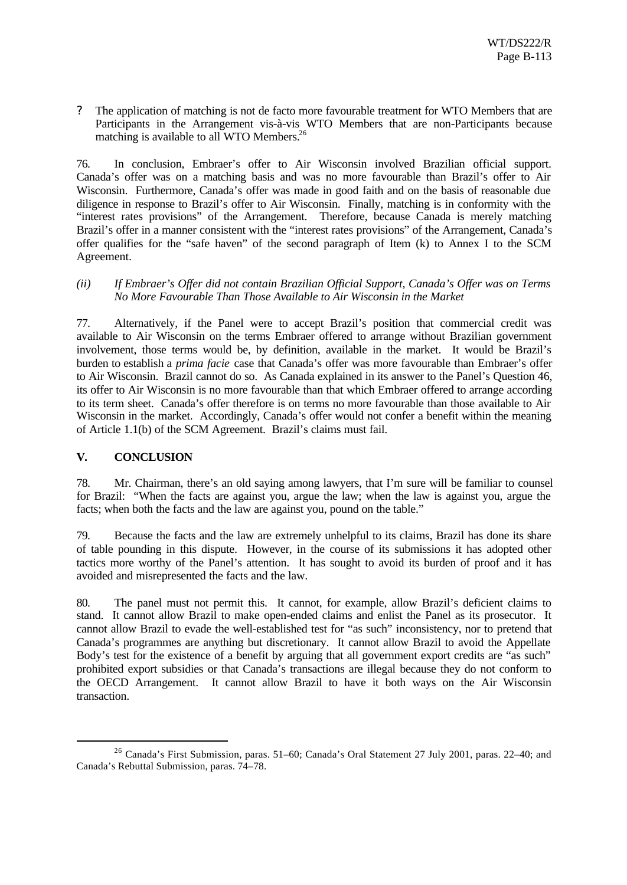? The application of matching is not de facto more favourable treatment for WTO Members that are Participants in the Arrangement vis-à-vis WTO Members that are non-Participants because matching is available to all WTO Members.[26]

76. In conclusion, Embraer's offer to Air Wisconsin involved Brazilian official support. Canada's offer was on a matching basis and was no more favourable than Brazil's offer to Air Wisconsin. Furthermore, Canada's offer was made in good faith and on the basis of reasonable due diligence in response to Brazil's offer to Air Wisconsin. Finally, matching is in conformity with the "interest rates provisions" of the Arrangement. Therefore, because Canada is merely matching Brazil's offer in a manner consistent with the "interest rates provisions" of the Arrangement, Canada's offer qualifies for the "safe haven" of the second paragraph of Item (k) to Annex I to the SCM Agreement.

*(ii) If Embraer's Offer did not contain Brazilian Official Support, Canada's Offer was on Terms No More Favourable Than Those Available to Air Wisconsin in the Market*

77. Alternatively, if the Panel were to accept Brazil's position that commercial credit was available to Air Wisconsin on the terms Embraer offered to arrange without Brazilian government involvement, those terms would be, by definition, available in the market. It would be Brazil's burden to establish a *prima facie* case that Canada's offer was more favourable than Embraer's offer to Air Wisconsin. Brazil cannot do so. As Canada explained in its answer to the Panel's Question 46, its offer to Air Wisconsin is no more favourable than that which Embraer offered to arrange according to its term sheet. Canada's offer therefore is on terms no more favourable than those available to Air Wisconsin in the market. Accordingly, Canada's offer would not confer a benefit within the meaning of Article 1.1(b) of the SCM Agreement. Brazil's claims must fail.

## V. CONCLUSION

78. Mr. Chairman, there's an old saying among lawyers, that I'm sure will be familiar to counsel for Brazil: "When the facts are against you, argue the law; when the law is against you, argue the facts; when both the facts and the law are against you, pound on the table."

79. Because the facts and the law are extremely unhelpful to its claims, Brazil has done its share of table pounding in this dispute. However, in the course of its submissions it has adopted other tactics more worthy of the Panel's attention. It has sought to avoid its burden of proof and it has avoided and misrepresented the facts and the law.

80. The panel must not permit this. It cannot, for example, allow Brazil's deficient claims to stand. It cannot allow Brazil to make open-ended claims and enlist the Panel as its prosecutor. It cannot allow Brazil to evade the well-established test for "as such" inconsistency, nor to pretend that Canada's programmes are anything but discretionary. It cannot allow Brazil to avoid the Appellate Body's test for the existence of a benefit by arguing that all government export credits are "as such" prohibited export subsidies or that Canada's transactions are illegal because they do not conform to the OECD Arrangement. It cannot allow Brazil to have it both ways on the Air Wisconsin transaction.

---

[26] Canada's First Submission, paras. 51–60; Canada's Oral Statement 27 July 2001, paras. 22–40; and Canada's Rebuttal Submission, paras. 74–78.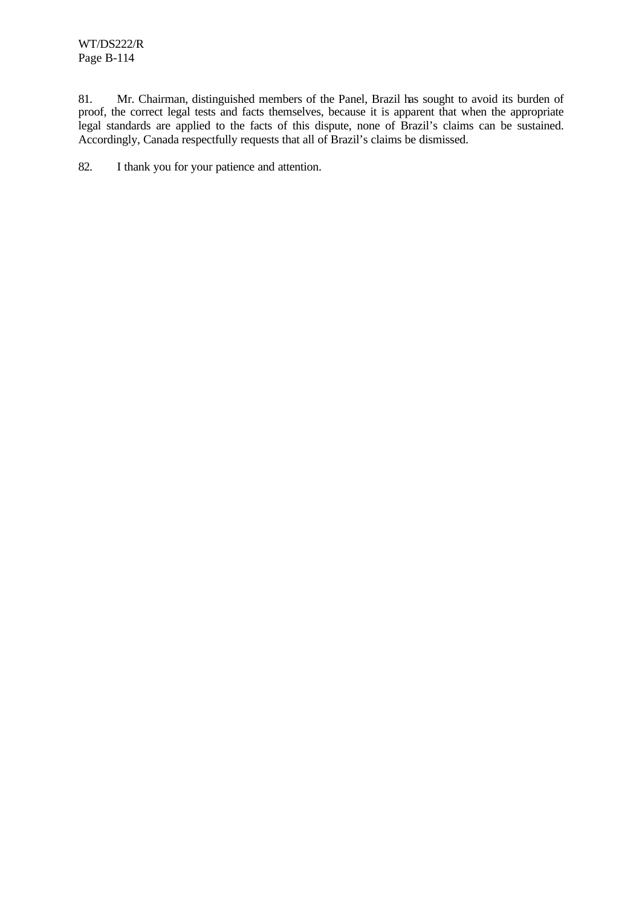81. Mr. Chairman, distinguished members of the Panel, Brazil has sought to avoid its burden of proof, the correct legal tests and facts themselves, because it is apparent that when the appropriate legal standards are applied to the facts of this dispute, none of Brazil's claims can be sustained. Accordingly, Canada respectfully requests that all of Brazil's claims be dismissed.

82. I thank you for your patience and attention.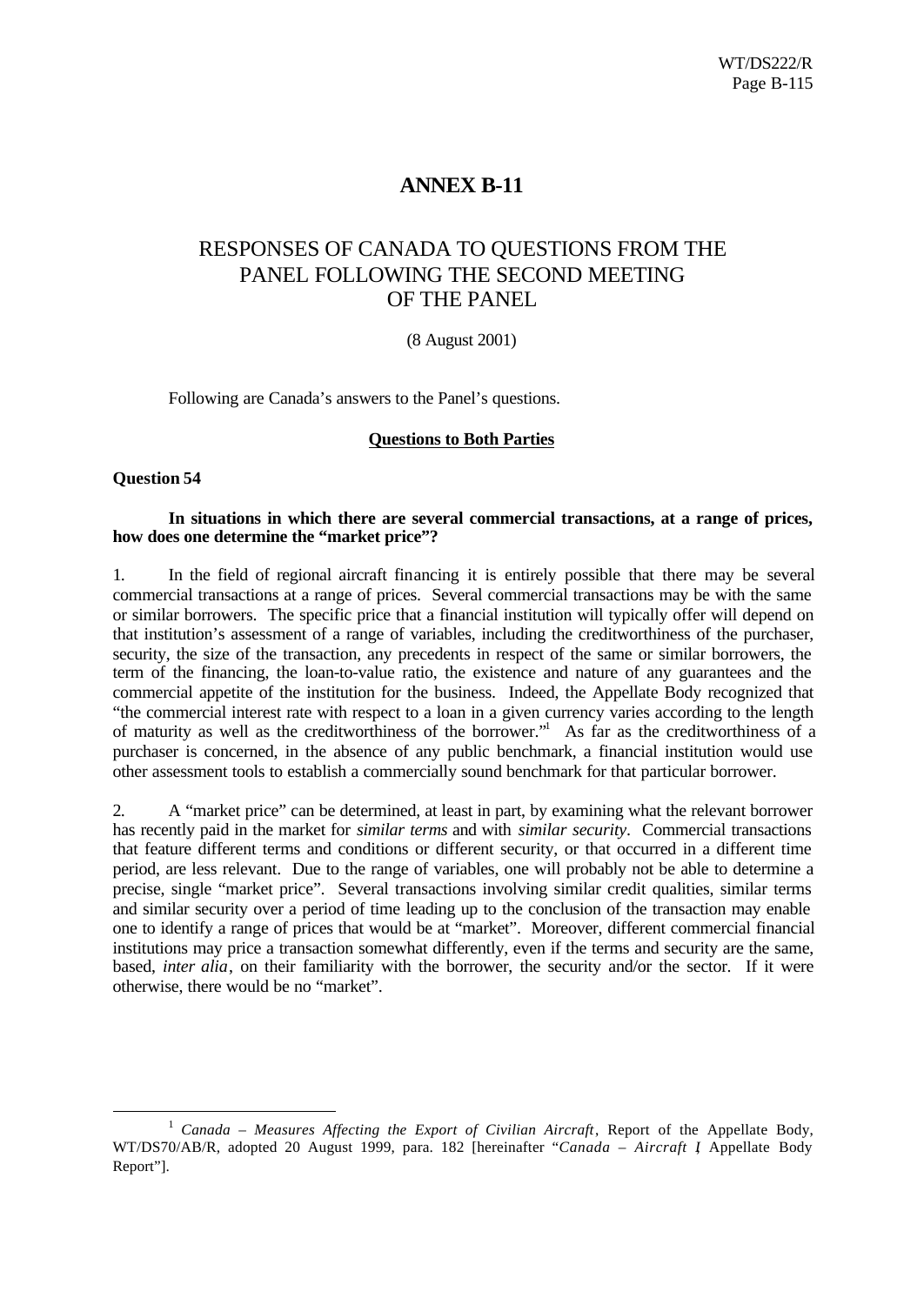# ANNEX B-11

## RESPONSES OF CANADA TO QUESTIONS FROM THE PANEL FOLLOWING THE SECOND MEETING OF THE PANEL

(8 August 2001)

Following are Canada's answers to the Panel's questions.

**Questions to Both Parties**

**Question 54**

**In situations in which there are several commercial transactions, at a range of prices, how does one determine the "market price"?**

1. In the field of regional aircraft financing it is entirely possible that there may be several commercial transactions at a range of prices. Several commercial transactions may be with the same or similar borrowers. The specific price that a financial institution will typically offer will depend on that institution's assessment of a range of variables, including the creditworthiness of the purchaser, security, the size of the transaction, any precedents in respect of the same or similar borrowers, the term of the financing, the loan-to-value ratio, the existence and nature of any guarantees and the commercial appetite of the institution for the business. Indeed, the Appellate Body recognized that "the commercial interest rate with respect to a loan in a given currency varies according to the length of maturity as well as the creditworthiness of the borrower."[1] As far as the creditworthiness of a purchaser is concerned, in the absence of any public benchmark, a financial institution would use other assessment tools to establish a commercially sound benchmark for that particular borrower.

2. A "market price" can be determined, at least in part, by examining what the relevant borrower has recently paid in the market for *similar terms* and with *similar security*. Commercial transactions that feature different terms and conditions or different security, or that occurred in a different time period, are less relevant. Due to the range of variables, one will probably not be able to determine a precise, single "market price". Several transactions involving similar credit qualities, similar terms and similar security over a period of time leading up to the conclusion of the transaction may enable one to identify a range of prices that would be at "market". Moreover, different commercial financial institutions may price a transaction somewhat differently, even if the terms and security are the same, based, *inter alia*, on their familiarity with the borrower, the security and/or the sector. If it were otherwise, there would be no "market".

---

[1] *Canada – Measures Affecting the Export of Civilian Aircraft*, Report of the Appellate Body, WT/DS70/AB/R, adopted 20 August 1999, para. 182 [hereinafter "*Canada – Aircraft I*, Appellate Body Report"].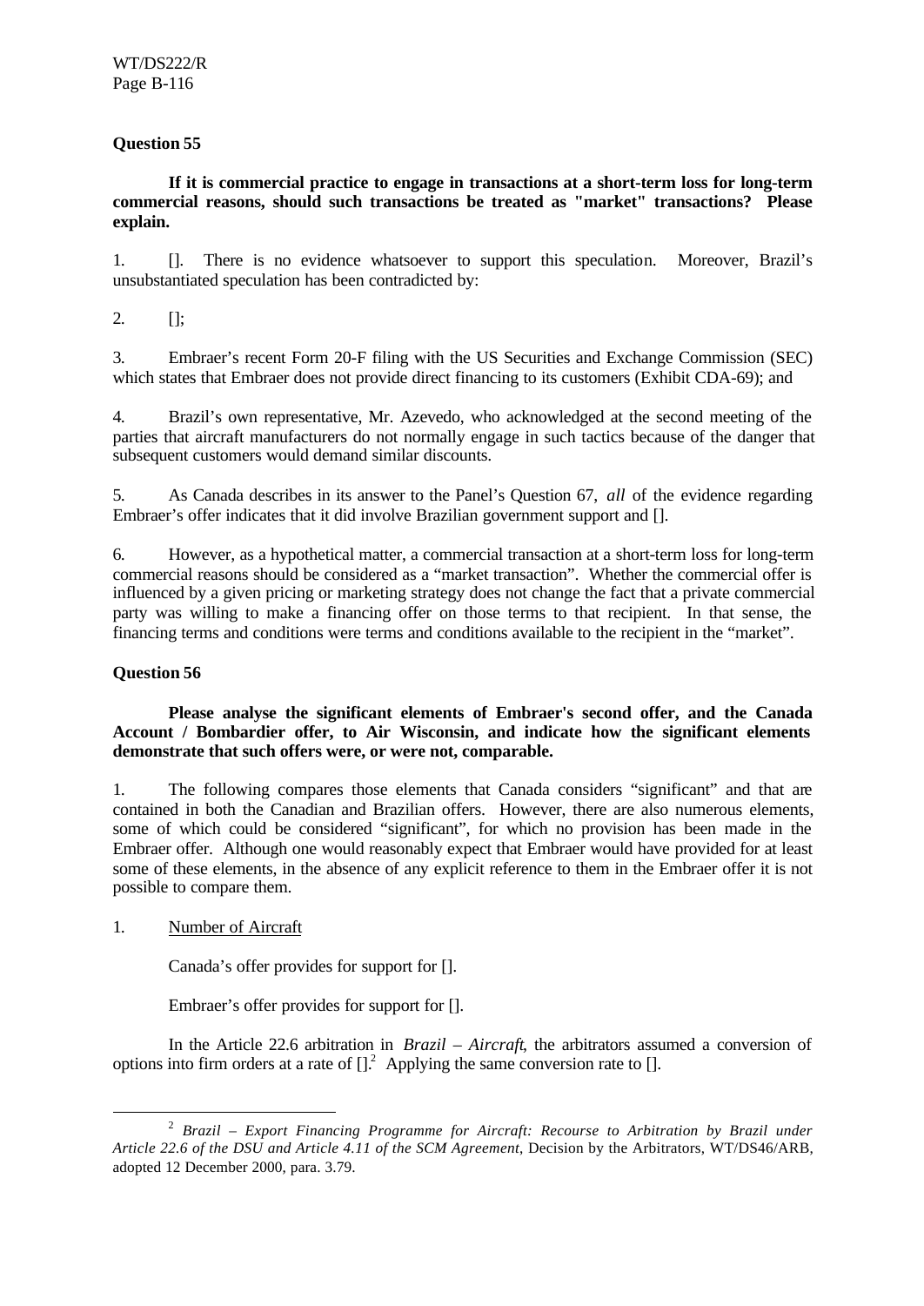**Question 55**

**If it is commercial practice to engage in transactions at a short-term loss for long-term commercial reasons, should such transactions be treated as "market" transactions? Please explain.**

1. []. There is no evidence whatsoever to support this speculation. Moreover, Brazil's unsubstantiated speculation has been contradicted by:

2. [];

3. Embraer's recent Form 20-F filing with the US Securities and Exchange Commission (SEC) which states that Embraer does not provide direct financing to its customers (Exhibit CDA-69); and

4. Brazil's own representative, Mr. Azevedo, who acknowledged at the second meeting of the parties that aircraft manufacturers do not normally engage in such tactics because of the danger that subsequent customers would demand similar discounts.

5. As Canada describes in its answer to the Panel's Question 67, *all* of the evidence regarding Embraer's offer indicates that it did involve Brazilian government support and [].

6. However, as a hypothetical matter, a commercial transaction at a short-term loss for long-term commercial reasons should be considered as a "market transaction". Whether the commercial offer is influenced by a given pricing or marketing strategy does not change the fact that a private commercial party was willing to make a financing offer on those terms to that recipient. In that sense, the financing terms and conditions were terms and conditions available to the recipient in the "market".

**Question 56**

**Please analyse the significant elements of Embraer's second offer, and the Canada Account / Bombardier offer, to Air Wisconsin, and indicate how the significant elements demonstrate that such offers were, or were not, comparable.**

1. The following compares those elements that Canada considers "significant" and that are contained in both the Canadian and Brazilian offers. However, there are also numerous elements, some of which could be considered "significant", for which no provision has been made in the Embraer offer. Although one would reasonably expect that Embraer would have provided for at least some of these elements, in the absence of any explicit reference to them in the Embraer offer it is not possible to compare them.

1. Number of Aircraft

Canada's offer provides for support for [].

Embraer's offer provides for support for [].

In the Article 22.6 arbitration in *Brazil – Aircraft*, the arbitrators assumed a conversion of options into firm orders at a rate of [].[2] Applying the same conversion rate to [].

---

[2] *Brazil – Export Financing Programme for Aircraft: Recourse to Arbitration by Brazil under Article 22.6 of the DSU and Article 4.11 of the SCM Agreement*, Decision by the Arbitrators, WT/DS46/ARB, adopted 12 December 2000, para. 3.79.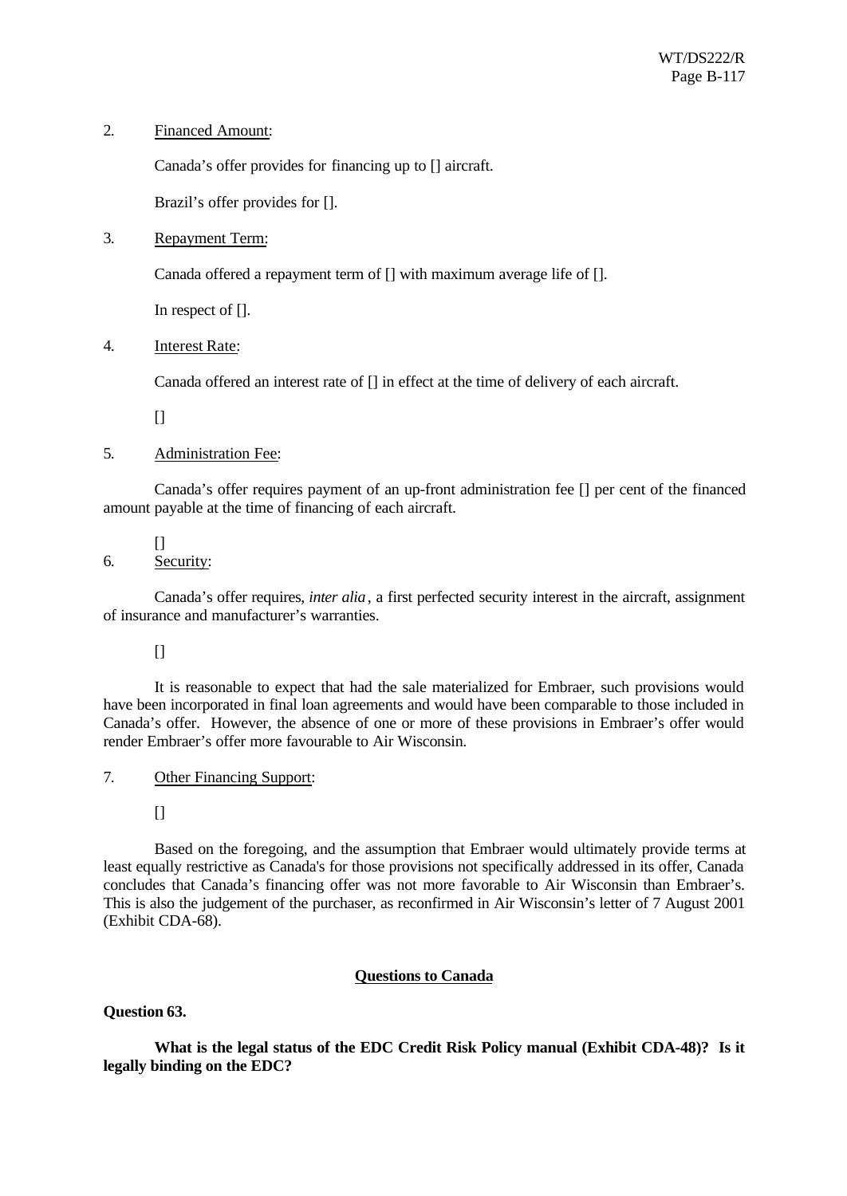2. Financed Amount:

Canada's offer provides for financing up to [] aircraft.

Brazil's offer provides for [].

3. Repayment Term:

Canada offered a repayment term of [] with maximum average life of [].

In respect of [].

4. Interest Rate:

Canada offered an interest rate of [] in effect at the time of delivery of each aircraft.

[]

5. Administration Fee:

Canada's offer requires payment of an up-front administration fee [] per cent of the financed amount payable at the time of financing of each aircraft.

[]

6. Security:

Canada's offer requires, *inter alia*, a first perfected security interest in the aircraft, assignment of insurance and manufacturer's warranties.

[]

It is reasonable to expect that had the sale materialized for Embraer, such provisions would have been incorporated in final loan agreements and would have been comparable to those included in Canada's offer. However, the absence of one or more of these provisions in Embraer's offer would render Embraer's offer more favourable to Air Wisconsin.

7. Other Financing Support:

[]

Based on the foregoing, and the assumption that Embraer would ultimately provide terms at least equally restrictive as Canada's for those provisions not specifically addressed in its offer, Canada concludes that Canada's financing offer was not more favorable to Air Wisconsin than Embraer's. This is also the judgement of the purchaser, as reconfirmed in Air Wisconsin's letter of 7 August 2001 (Exhibit CDA-68).

## Questions to Canada

**Question 63.**

**What is the legal status of the EDC Credit Risk Policy manual (Exhibit CDA-48)? Is it legally binding on the EDC?**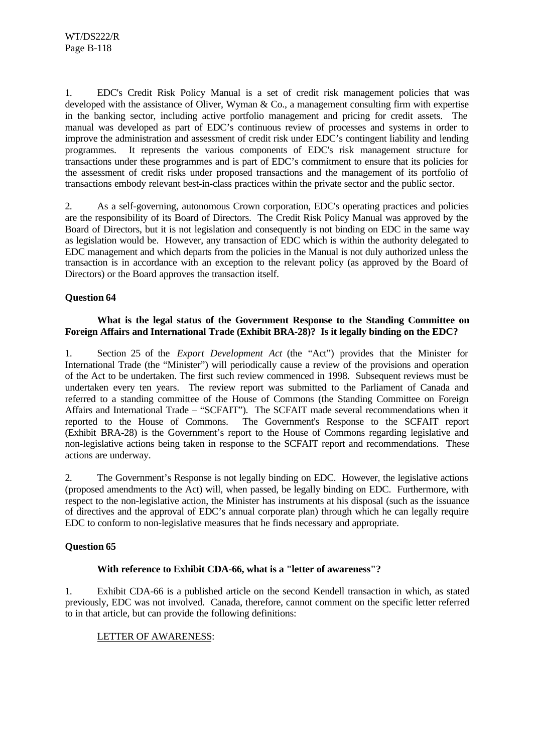1. EDC's Credit Risk Policy Manual is a set of credit risk management policies that was developed with the assistance of Oliver, Wyman & Co., a management consulting firm with expertise in the banking sector, including active portfolio management and pricing for credit assets. The manual was developed as part of EDC's continuous review of processes and systems in order to improve the administration and assessment of credit risk under EDC's contingent liability and lending programmes. It represents the various components of EDC's risk management structure for transactions under these programmes and is part of EDC's commitment to ensure that its policies for the assessment of credit risks under proposed transactions and the management of its portfolio of transactions embody relevant best-in-class practices within the private sector and the public sector.

2. As a self-governing, autonomous Crown corporation, EDC's operating practices and policies are the responsibility of its Board of Directors. The Credit Risk Policy Manual was approved by the Board of Directors, but it is not legislation and consequently is not binding on EDC in the same way as legislation would be. However, any transaction of EDC which is within the authority delegated to EDC management and which departs from the policies in the Manual is not duly authorized unless the transaction is in accordance with an exception to the relevant policy (as approved by the Board of Directors) or the Board approves the transaction itself.

**Question 64**

**What is the legal status of the Government Response to the Standing Committee on Foreign Affairs and International Trade (Exhibit BRA-28)? Is it legally binding on the EDC?**

1. Section 25 of the *Export Development Act* (the "Act") provides that the Minister for International Trade (the "Minister") will periodically cause a review of the provisions and operation of the Act to be undertaken. The first such review commenced in 1998. Subsequent reviews must be undertaken every ten years. The review report was submitted to the Parliament of Canada and referred to a standing committee of the House of Commons (the Standing Committee on Foreign Affairs and International Trade – "SCFAIT"). The SCFAIT made several recommendations when it reported to the House of Commons. The Government's Response to the SCFAIT report (Exhibit BRA-28) is the Government's report to the House of Commons regarding legislative and non-legislative actions being taken in response to the SCFAIT report and recommendations. These actions are underway.

2. The Government's Response is not legally binding on EDC. However, the legislative actions (proposed amendments to the Act) will, when passed, be legally binding on EDC. Furthermore, with respect to the non-legislative action, the Minister has instruments at his disposal (such as the issuance of directives and the approval of EDC's annual corporate plan) through which he can legally require EDC to conform to non-legislative measures that he finds necessary and appropriate.

**Question 65**

**With reference to Exhibit CDA-66, what is a "letter of awareness"?**

1. Exhibit CDA-66 is a published article on the second Kendell transaction in which, as stated previously, EDC was not involved. Canada, therefore, cannot comment on the specific letter referred to in that article, but can provide the following definitions:

LETTER OF AWARENESS: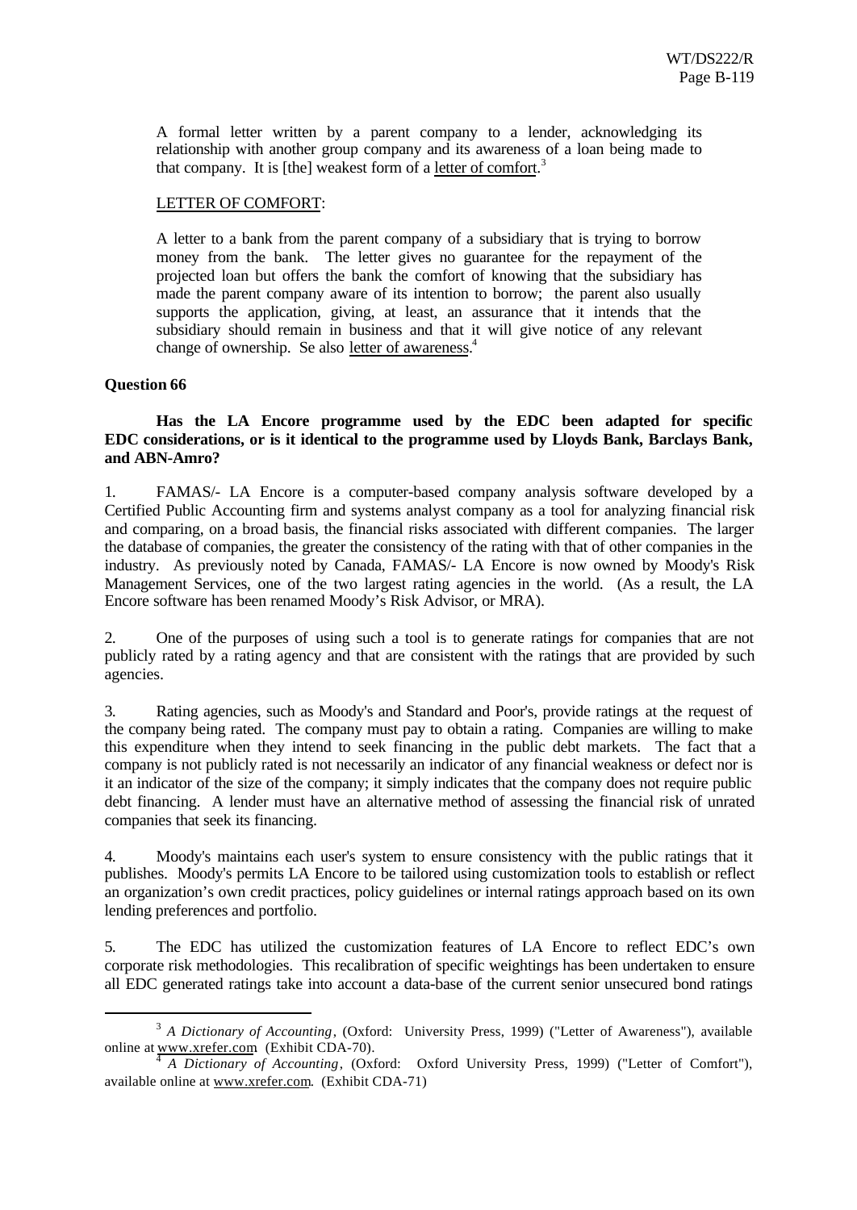> A formal letter written by a parent company to a lender, acknowledging its relationship with another group company and its awareness of a loan being made to that company. It is [the] weakest form of a letter of comfort.[3]
>
> LETTER OF COMFORT:
>
> A letter to a bank from the parent company of a subsidiary that is trying to borrow money from the bank. The letter gives no guarantee for the repayment of the projected loan but offers the bank the comfort of knowing that the subsidiary has made the parent company aware of its intention to borrow; the parent also usually supports the application, giving, at least, an assurance that it intends that the subsidiary should remain in business and that it will give notice of any relevant change of ownership. Se also letter of awareness.[4]

**Question 66**

**Has the LA Encore programme used by the EDC been adapted for specific EDC considerations, or is it identical to the programme used by Lloyds Bank, Barclays Bank, and ABN-Amro?**

1. FAMAS/- LA Encore is a computer-based company analysis software developed by a Certified Public Accounting firm and systems analyst company as a tool for analyzing financial risk and comparing, on a broad basis, the financial risks associated with different companies. The larger the database of companies, the greater the consistency of the rating with that of other companies in the industry. As previously noted by Canada, FAMAS/- LA Encore is now owned by Moody's Risk Management Services, one of the two largest rating agencies in the world. (As a result, the LA Encore software has been renamed Moody's Risk Advisor, or MRA).

2. One of the purposes of using such a tool is to generate ratings for companies that are not publicly rated by a rating agency and that are consistent with the ratings that are provided by such agencies.

3. Rating agencies, such as Moody's and Standard and Poor's, provide ratings at the request of the company being rated. The company must pay to obtain a rating. Companies are willing to make this expenditure when they intend to seek financing in the public debt markets. The fact that a company is not publicly rated is not necessarily an indicator of any financial weakness or defect nor is it an indicator of the size of the company; it simply indicates that the company does not require public debt financing. A lender must have an alternative method of assessing the financial risk of unrated companies that seek its financing.

4. Moody's maintains each user's system to ensure consistency with the public ratings that it publishes. Moody's permits LA Encore to be tailored using customization tools to establish or reflect an organization's own credit practices, policy guidelines or internal ratings approach based on its own lending preferences and portfolio.

5. The EDC has utilized the customization features of LA Encore to reflect EDC's own corporate risk methodologies. This recalibration of specific weightings has been undertaken to ensure all EDC generated ratings take into account a data-base of the current senior unsecured bond ratings

---

[3] *A Dictionary of Accounting*, (Oxford: University Press, 1999) ("Letter of Awareness"), available online at www.xrefer.com. (Exhibit CDA-70).

[4] *A Dictionary of Accounting*, (Oxford: Oxford University Press, 1999) ("Letter of Comfort"), available online at www.xrefer.com. (Exhibit CDA-71)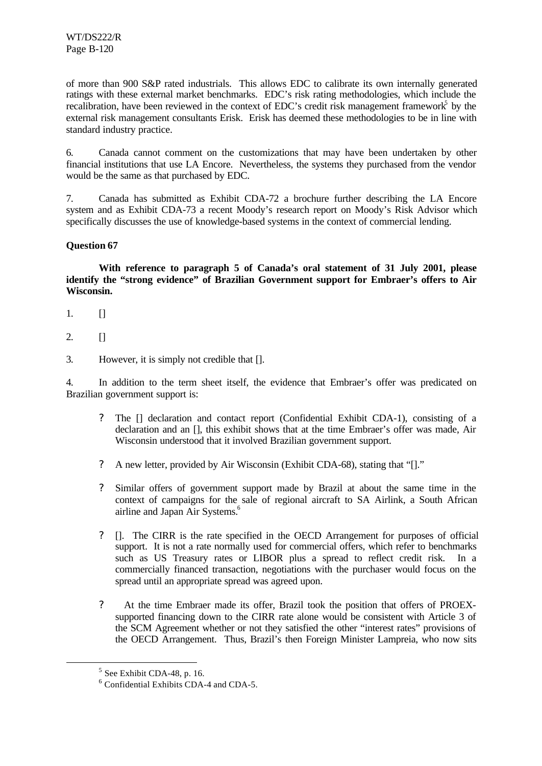of more than 900 S&P rated industrials. This allows EDC to calibrate its own internally generated ratings with these external market benchmarks. EDC's risk rating methodologies, which include the recalibration, have been reviewed in the context of EDC's credit risk management framework[5] by the external risk management consultants Erisk. Erisk has deemed these methodologies to be in line with standard industry practice.

6. Canada cannot comment on the customizations that may have been undertaken by other financial institutions that use LA Encore. Nevertheless, the systems they purchased from the vendor would be the same as that purchased by EDC.

7. Canada has submitted as Exhibit CDA-72 a brochure further describing the LA Encore system and as Exhibit CDA-73 a recent Moody's research report on Moody's Risk Advisor which specifically discusses the use of knowledge-based systems in the context of commercial lending.

**Question 67**

**With reference to paragraph 5 of Canada's oral statement of 31 July 2001, please identify the "strong evidence" of Brazilian Government support for Embraer's offers to Air Wisconsin.**

1. []

2. []

3. However, it is simply not credible that [].

4. In addition to the term sheet itself, the evidence that Embraer's offer was predicated on Brazilian government support is:

- The [] declaration and contact report (Confidential Exhibit CDA-1), consisting of a declaration and an [], this exhibit shows that at the time Embraer's offer was made, Air Wisconsin understood that it involved Brazilian government support.

- A new letter, provided by Air Wisconsin (Exhibit CDA-68), stating that "[]."

- Similar offers of government support made by Brazil at about the same time in the context of campaigns for the sale of regional aircraft to SA Airlink, a South African airline and Japan Air Systems.[6]

- []. The CIRR is the rate specified in the OECD Arrangement for purposes of official support. It is not a rate normally used for commercial offers, which refer to benchmarks such as US Treasury rates or LIBOR plus a spread to reflect credit risk. In a commercially financed transaction, negotiations with the purchaser would focus on the spread until an appropriate spread was agreed upon.

- At the time Embraer made its offer, Brazil took the position that offers of PROEX-supported financing down to the CIRR rate alone would be consistent with Article 3 of the SCM Agreement whether or not they satisfied the other "interest rates" provisions of the OECD Arrangement. Thus, Brazil's then Foreign Minister Lampreia, who now sits

[5] See Exhibit CDA-48, p. 16.

[6] Confidential Exhibits CDA-4 and CDA-5.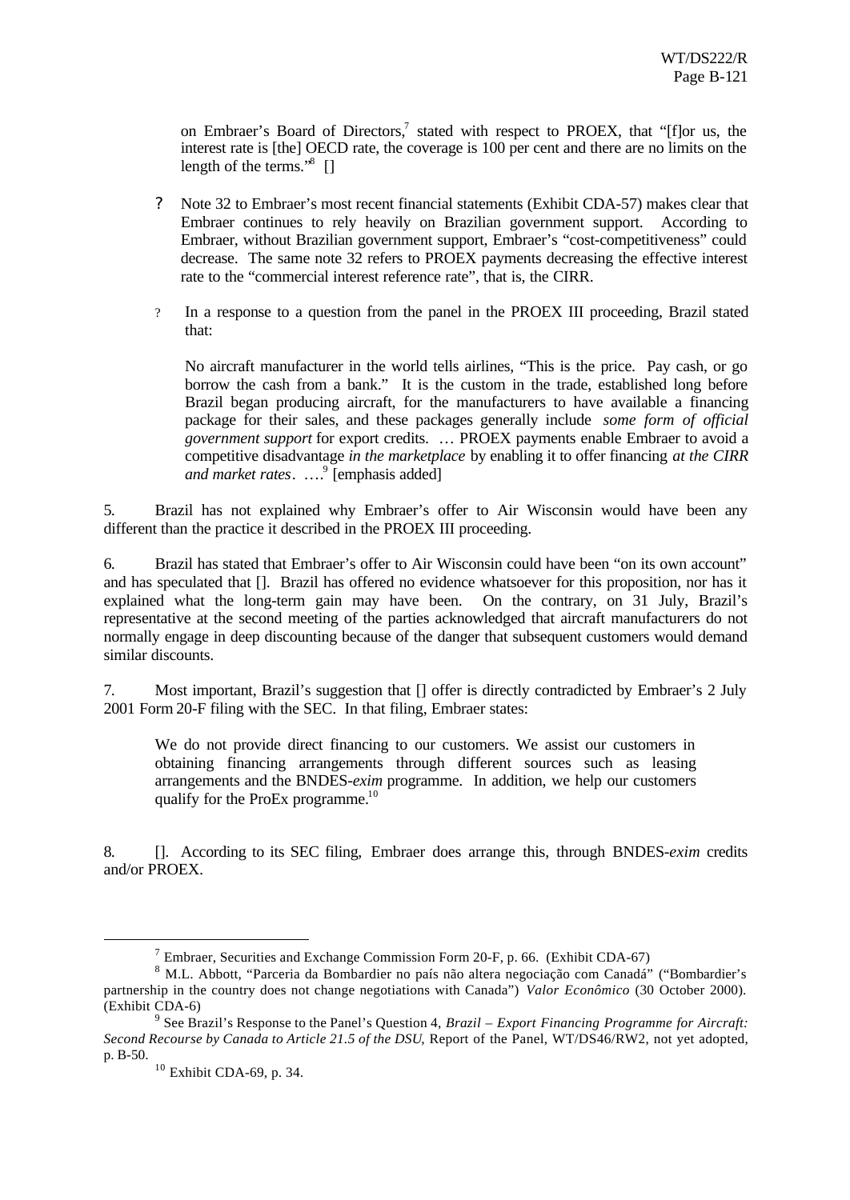on Embraer's Board of Directors,[7] stated with respect to PROEX, that "[f]or us, the interest rate is [the] OECD rate, the coverage is 100 per cent and there are no limits on the length of the terms."[8] []

- Note 32 to Embraer's most recent financial statements (Exhibit CDA-57) makes clear that Embraer continues to rely heavily on Brazilian government support. According to Embraer, without Brazilian government support, Embraer's "cost-competitiveness" could decrease. The same note 32 refers to PROEX payments decreasing the effective interest rate to the "commercial interest reference rate", that is, the CIRR.

- In a response to a question from the panel in the PROEX III proceeding, Brazil stated that:

> No aircraft manufacturer in the world tells airlines, "This is the price. Pay cash, or go borrow the cash from a bank." It is the custom in the trade, established long before Brazil began producing aircraft, for the manufacturers to have available a financing package for their sales, and these packages generally include *some form of official government support* for export credits. … PROEX payments enable Embraer to avoid a competitive disadvantage *in the marketplace* by enabling it to offer financing *at the CIRR and market rates*. ….[9] [emphasis added]

5. Brazil has not explained why Embraer's offer to Air Wisconsin would have been any different than the practice it described in the PROEX III proceeding.

6. Brazil has stated that Embraer's offer to Air Wisconsin could have been "on its own account" and has speculated that []. Brazil has offered no evidence whatsoever for this proposition, nor has it explained what the long-term gain may have been. On the contrary, on 31 July, Brazil's representative at the second meeting of the parties acknowledged that aircraft manufacturers do not normally engage in deep discounting because of the danger that subsequent customers would demand similar discounts.

7. Most important, Brazil's suggestion that [] offer is directly contradicted by Embraer's 2 July 2001 Form 20-F filing with the SEC. In that filing, Embraer states:

> We do not provide direct financing to our customers. We assist our customers in obtaining financing arrangements through different sources such as leasing arrangements and the BNDES-*exim* programme. In addition, we help our customers qualify for the ProEx programme.[10]

8. []. According to its SEC filing, Embraer does arrange this, through BNDES-*exim* credits and/or PROEX.

---

[7] Embraer, Securities and Exchange Commission Form 20-F, p. 66. (Exhibit CDA-67)

[8] M.L. Abbott, "Parceria da Bombardier no país não altera negociação com Canadá" ("Bombardier's partnership in the country does not change negotiations with Canada") *Valor Econômico* (30 October 2000). (Exhibit CDA-6)

[9] See Brazil's Response to the Panel's Question 4, *Brazil – Export Financing Programme for Aircraft: Second Recourse by Canada to Article 21.5 of the DSU*, Report of the Panel, WT/DS46/RW2, not yet adopted, p. B-50.

[10] Exhibit CDA-69, p. 34.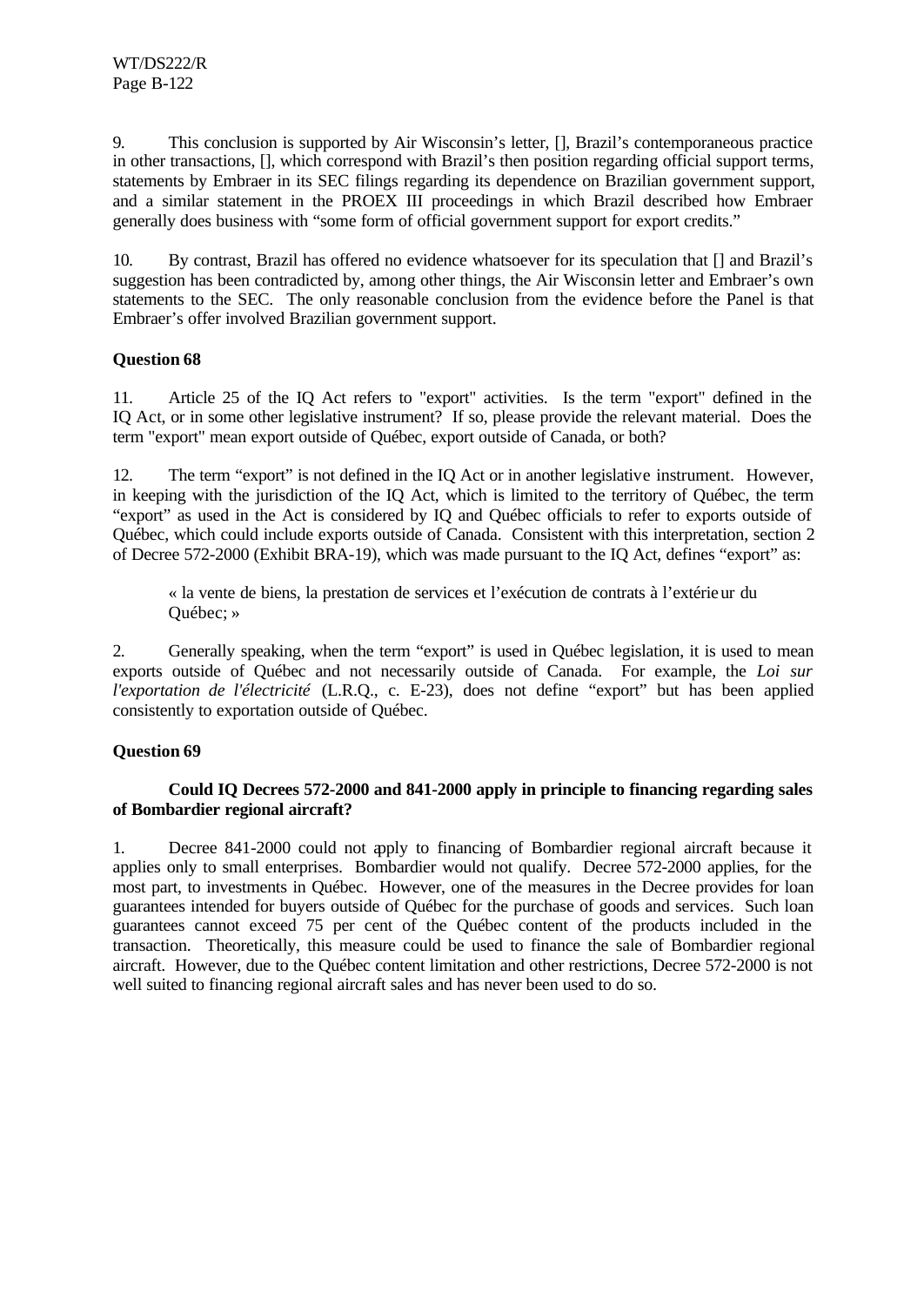9. This conclusion is supported by Air Wisconsin's letter, [], Brazil's contemporaneous practice in other transactions, [], which correspond with Brazil's then position regarding official support terms, statements by Embraer in its SEC filings regarding its dependence on Brazilian government support, and a similar statement in the PROEX III proceedings in which Brazil described how Embraer generally does business with "some form of official government support for export credits."

10. By contrast, Brazil has offered no evidence whatsoever for its speculation that [] and Brazil's suggestion has been contradicted by, among other things, the Air Wisconsin letter and Embraer's own statements to the SEC. The only reasonable conclusion from the evidence before the Panel is that Embraer's offer involved Brazilian government support.

**Question 68**

11. Article 25 of the IQ Act refers to "export" activities. Is the term "export" defined in the IQ Act, or in some other legislative instrument? If so, please provide the relevant material. Does the term "export" mean export outside of Québec, export outside of Canada, or both?

12. The term "export" is not defined in the IQ Act or in another legislative instrument. However, in keeping with the jurisdiction of the IQ Act, which is limited to the territory of Québec, the term "export" as used in the Act is considered by IQ and Québec officials to refer to exports outside of Québec, which could include exports outside of Canada. Consistent with this interpretation, section 2 of Decree 572-2000 (Exhibit BRA-19), which was made pursuant to the IQ Act, defines "export" as:

> « la vente de biens, la prestation de services et l'exécution de contrats à l'extérieur du Québec; »

2. Generally speaking, when the term "export" is used in Québec legislation, it is used to mean exports outside of Québec and not necessarily outside of Canada. For example, the *Loi sur l'exportation de l'électricité* (L.R.Q., c. E-23), does not define "export" but has been applied consistently to exportation outside of Québec.

**Question 69**

**Could IQ Decrees 572-2000 and 841-2000 apply in principle to financing regarding sales of Bombardier regional aircraft?**

1. Decree 841-2000 could not apply to financing of Bombardier regional aircraft because it applies only to small enterprises. Bombardier would not qualify. Decree 572-2000 applies, for the most part, to investments in Québec. However, one of the measures in the Decree provides for loan guarantees intended for buyers outside of Québec for the purchase of goods and services. Such loan guarantees cannot exceed 75 per cent of the Québec content of the products included in the transaction. Theoretically, this measure could be used to finance the sale of Bombardier regional aircraft. However, due to the Québec content limitation and other restrictions, Decree 572-2000 is not well suited to financing regional aircraft sales and has never been used to do so.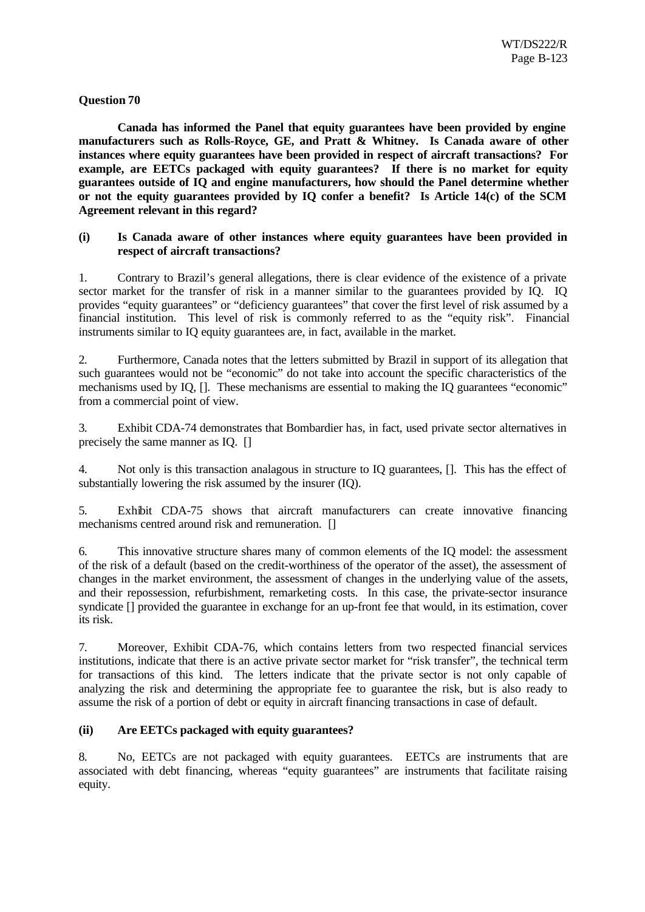**Question 70**

**Canada has informed the Panel that equity guarantees have been provided by engine manufacturers such as Rolls-Royce, GE, and Pratt & Whitney. Is Canada aware of other instances where equity guarantees have been provided in respect of aircraft transactions? For example, are EETCs packaged with equity guarantees? If there is no market for equity guarantees outside of IQ and engine manufacturers, how should the Panel determine whether or not the equity guarantees provided by IQ confer a benefit? Is Article 14(c) of the SCM Agreement relevant in this regard?**

**(i) Is Canada aware of other instances where equity guarantees have been provided in respect of aircraft transactions?**

1. Contrary to Brazil's general allegations, there is clear evidence of the existence of a private sector market for the transfer of risk in a manner similar to the guarantees provided by IQ. IQ provides "equity guarantees" or "deficiency guarantees" that cover the first level of risk assumed by a financial institution. This level of risk is commonly referred to as the "equity risk". Financial instruments similar to IQ equity guarantees are, in fact, available in the market.

2. Furthermore, Canada notes that the letters submitted by Brazil in support of its allegation that such guarantees would not be "economic" do not take into account the specific characteristics of the mechanisms used by IQ, []. These mechanisms are essential to making the IQ guarantees "economic" from a commercial point of view.

3. Exhibit CDA-74 demonstrates that Bombardier has, in fact, used private sector alternatives in precisely the same manner as IQ. []

4. Not only is this transaction analagous in structure to IQ guarantees, []. This has the effect of substantially lowering the risk assumed by the insurer (IQ).

5. Exhibit CDA-75 shows that aircraft manufacturers can create innovative financing mechanisms centred around risk and remuneration. []

6. This innovative structure shares many of common elements of the IQ model: the assessment of the risk of a default (based on the credit-worthiness of the operator of the asset), the assessment of changes in the market environment, the assessment of changes in the underlying value of the assets, and their repossession, refurbishment, remarketing costs. In this case, the private-sector insurance syndicate [] provided the guarantee in exchange for an up-front fee that would, in its estimation, cover its risk.

7. Moreover, Exhibit CDA-76, which contains letters from two respected financial services institutions, indicate that there is an active private sector market for "risk transfer", the technical term for transactions of this kind. The letters indicate that the private sector is not only capable of analyzing the risk and determining the appropriate fee to guarantee the risk, but is also ready to assume the risk of a portion of debt or equity in aircraft financing transactions in case of default.

**(ii) Are EETCs packaged with equity guarantees?**

8. No, EETCs are not packaged with equity guarantees. EETCs are instruments that are associated with debt financing, whereas "equity guarantees" are instruments that facilitate raising equity.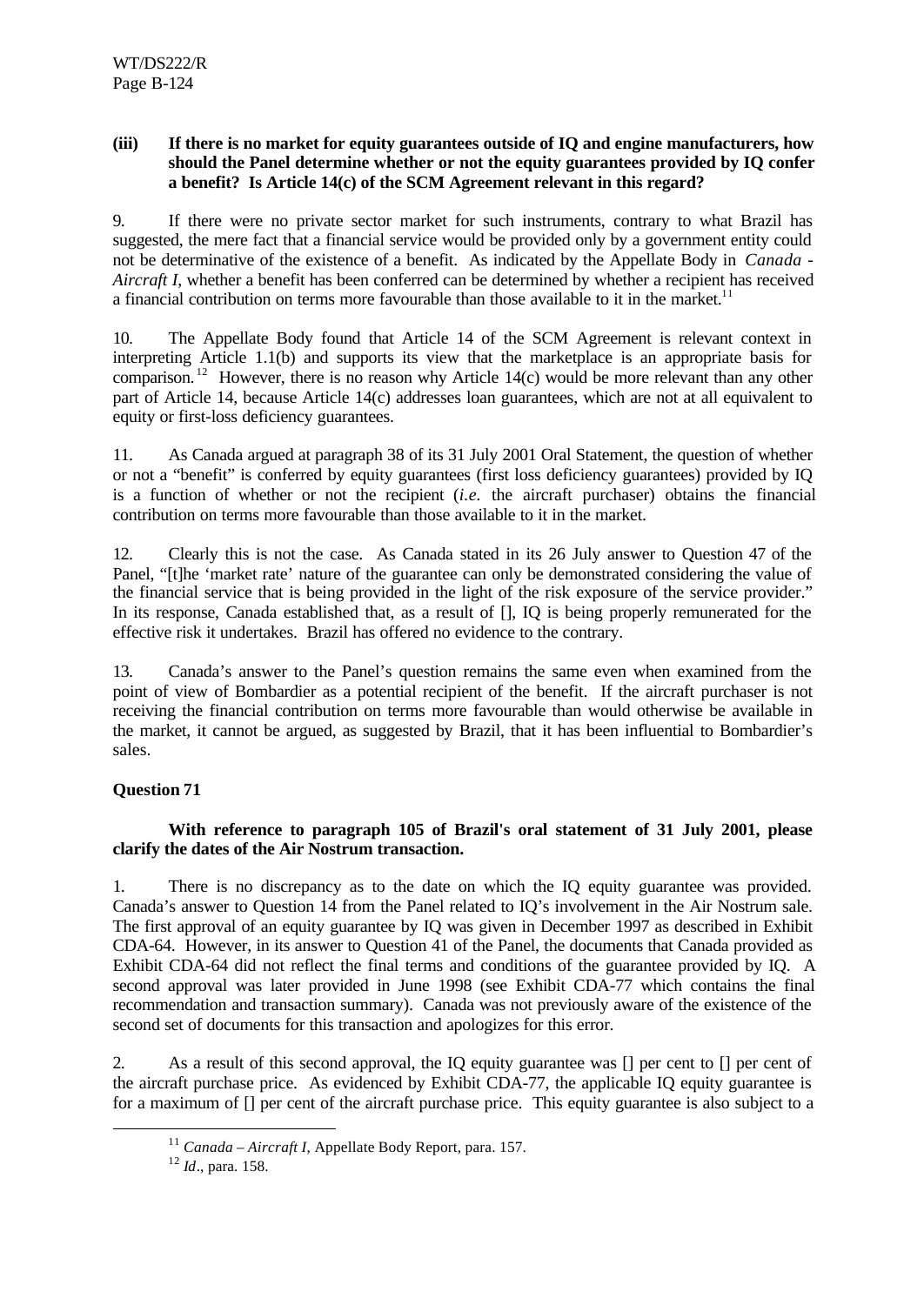**(iii) If there is no market for equity guarantees outside of IQ and engine manufacturers, how should the Panel determine whether or not the equity guarantees provided by IQ confer a benefit? Is Article 14(c) of the SCM Agreement relevant in this regard?**

9. If there were no private sector market for such instruments, contrary to what Brazil has suggested, the mere fact that a financial service would be provided only by a government entity could not be determinative of the existence of a benefit. As indicated by the Appellate Body in *Canada - Aircraft I*, whether a benefit has been conferred can be determined by whether a recipient has received a financial contribution on terms more favourable than those available to it in the market.[11]

10. The Appellate Body found that Article 14 of the SCM Agreement is relevant context in interpreting Article 1.1(b) and supports its view that the marketplace is an appropriate basis for comparison.[12] However, there is no reason why Article 14(c) would be more relevant than any other part of Article 14, because Article 14(c) addresses loan guarantees, which are not at all equivalent to equity or first-loss deficiency guarantees.

11. As Canada argued at paragraph 38 of its 31 July 2001 Oral Statement, the question of whether or not a "benefit" is conferred by equity guarantees (first loss deficiency guarantees) provided by IQ is a function of whether or not the recipient (*i.e.* the aircraft purchaser) obtains the financial contribution on terms more favourable than those available to it in the market.

12. Clearly this is not the case. As Canada stated in its 26 July answer to Question 47 of the Panel, "[t]he 'market rate' nature of the guarantee can only be demonstrated considering the value of the financial service that is being provided in the light of the risk exposure of the service provider." In its response, Canada established that, as a result of [], IQ is being properly remunerated for the effective risk it undertakes. Brazil has offered no evidence to the contrary.

13. Canada's answer to the Panel's question remains the same even when examined from the point of view of Bombardier as a potential recipient of the benefit. If the aircraft purchaser is not receiving the financial contribution on terms more favourable than would otherwise be available in the market, it cannot be argued, as suggested by Brazil, that it has been influential to Bombardier's sales.

**Question 71**

**With reference to paragraph 105 of Brazil's oral statement of 31 July 2001, please clarify the dates of the Air Nostrum transaction.**

1. There is no discrepancy as to the date on which the IQ equity guarantee was provided. Canada's answer to Question 14 from the Panel related to IQ's involvement in the Air Nostrum sale. The first approval of an equity guarantee by IQ was given in December 1997 as described in Exhibit CDA-64. However, in its answer to Question 41 of the Panel, the documents that Canada provided as Exhibit CDA-64 did not reflect the final terms and conditions of the guarantee provided by IQ. A second approval was later provided in June 1998 (see Exhibit CDA-77 which contains the final recommendation and transaction summary). Canada was not previously aware of the existence of the second set of documents for this transaction and apologizes for this error.

2. As a result of this second approval, the IQ equity guarantee was [] per cent to [] per cent of the aircraft purchase price. As evidenced by Exhibit CDA-77, the applicable IQ equity guarantee is for a maximum of [] per cent of the aircraft purchase price. This equity guarantee is also subject to a

---

[11] *Canada – Aircraft I*, Appellate Body Report, para. 157.

[12] *Id*., para. 158.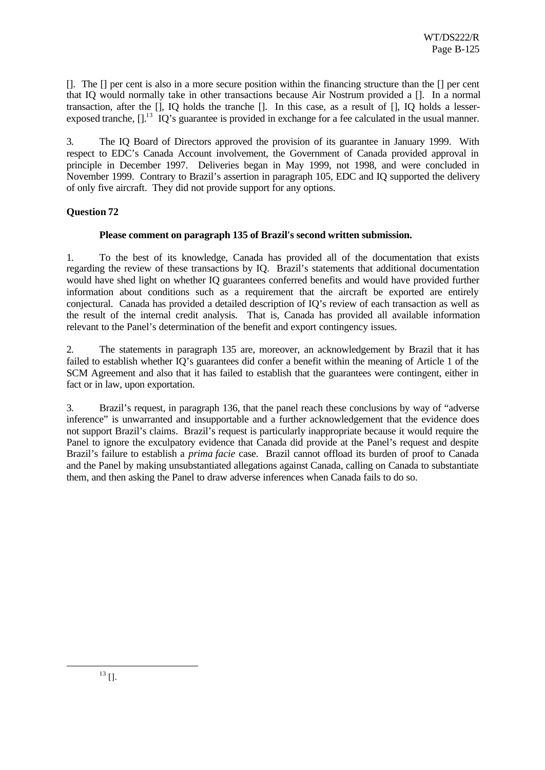[]. The [] per cent is also in a more secure position within the financing structure than the [] per cent that IQ would normally take in other transactions because Air Nostrum provided a []. In a normal transaction, after the [], IQ holds the tranche []. In this case, as a result of [], IQ holds a lesser-exposed tranche, [].[13] IQ's guarantee is provided in exchange for a fee calculated in the usual manner.

3. The IQ Board of Directors approved the provision of its guarantee in January 1999. With respect to EDC's Canada Account involvement, the Government of Canada provided approval in principle in December 1997. Deliveries began in May 1999, not 1998, and were concluded in November 1999. Contrary to Brazil's assertion in paragraph 105, EDC and IQ supported the delivery of only five aircraft. They did not provide support for any options.

**Question 72**

**Please comment on paragraph 135 of Brazil's second written submission.**

1. To the best of its knowledge, Canada has provided all of the documentation that exists regarding the review of these transactions by IQ. Brazil's statements that additional documentation would have shed light on whether IQ guarantees conferred benefits and would have provided further information about conditions such as a requirement that the aircraft be exported are entirely conjectural. Canada has provided a detailed description of IQ's review of each transaction as well as the result of the internal credit analysis. That is, Canada has provided all available information relevant to the Panel's determination of the benefit and export contingency issues.

2. The statements in paragraph 135 are, moreover, an acknowledgement by Brazil that it has failed to establish whether IQ's guarantees did confer a benefit within the meaning of Article 1 of the SCM Agreement and also that it has failed to establish that the guarantees were contingent, either in fact or in law, upon exportation.

3. Brazil's request, in paragraph 136, that the panel reach these conclusions by way of "adverse inference" is unwarranted and insupportable and a further acknowledgement that the evidence does not support Brazil's claims. Brazil's request is particularly inappropriate because it would require the Panel to ignore the exculpatory evidence that Canada did provide at the Panel's request and despite Brazil's failure to establish a *prima facie* case. Brazil cannot offload its burden of proof to Canada and the Panel by making unsubstantiated allegations against Canada, calling on Canada to substantiate them, and then asking the Panel to draw adverse inferences when Canada fails to do so.

---

[13] [].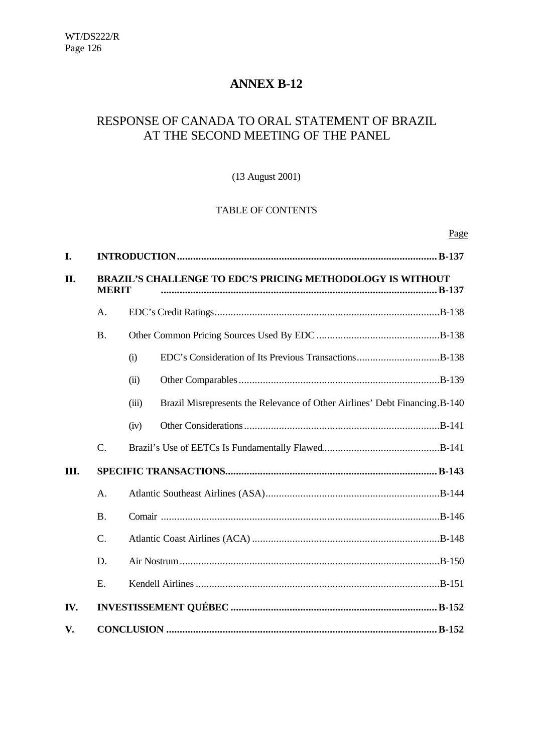# ANNEX B-12

## RESPONSE OF CANADA TO ORAL STATEMENT OF BRAZIL AT THE SECOND MEETING OF THE PANEL

(13 August 2001)

TABLE OF CONTENTS

| | | | | Page |
|---|---|---|---|---|
| **I.** | **INTRODUCTION** | | | **B-137** |
| **II.** | **BRAZIL'S CHALLENGE TO EDC'S PRICING METHODOLOGY IS WITHOUT MERIT** | | | **B-137** |
| | A. | EDC's Credit Ratings | | B-138 |
| | B. | Other Common Pricing Sources Used By EDC | | B-138 |
| | | (i) | EDC's Consideration of Its Previous Transactions | B-138 |
| | | (ii) | Other Comparables | B-139 |
| | | (iii) | Brazil Misrepresents the Relevance of Other Airlines' Debt Financing | B-140 |
| | | (iv) | Other Considerations | B-141 |
| | C. | Brazil's Use of EETCs Is Fundamentally Flawed | | B-141 |
| **III.** | **SPECIFIC TRANSACTIONS** | | | **B-143** |
| | A. | Atlantic Southeast Airlines (ASA) | | B-144 |
| | B. | Comair | | B-146 |
| | C. | Atlantic Coast Airlines (ACA) | | B-148 |
| | D. | Air Nostrum | | B-150 |
| | E. | Kendell Airlines | | B-151 |
| **IV.** | **INVESTISSEMENT QUÉBEC** | | | **B-152** |
| **V.** | **CONCLUSION** | | | **B-152** |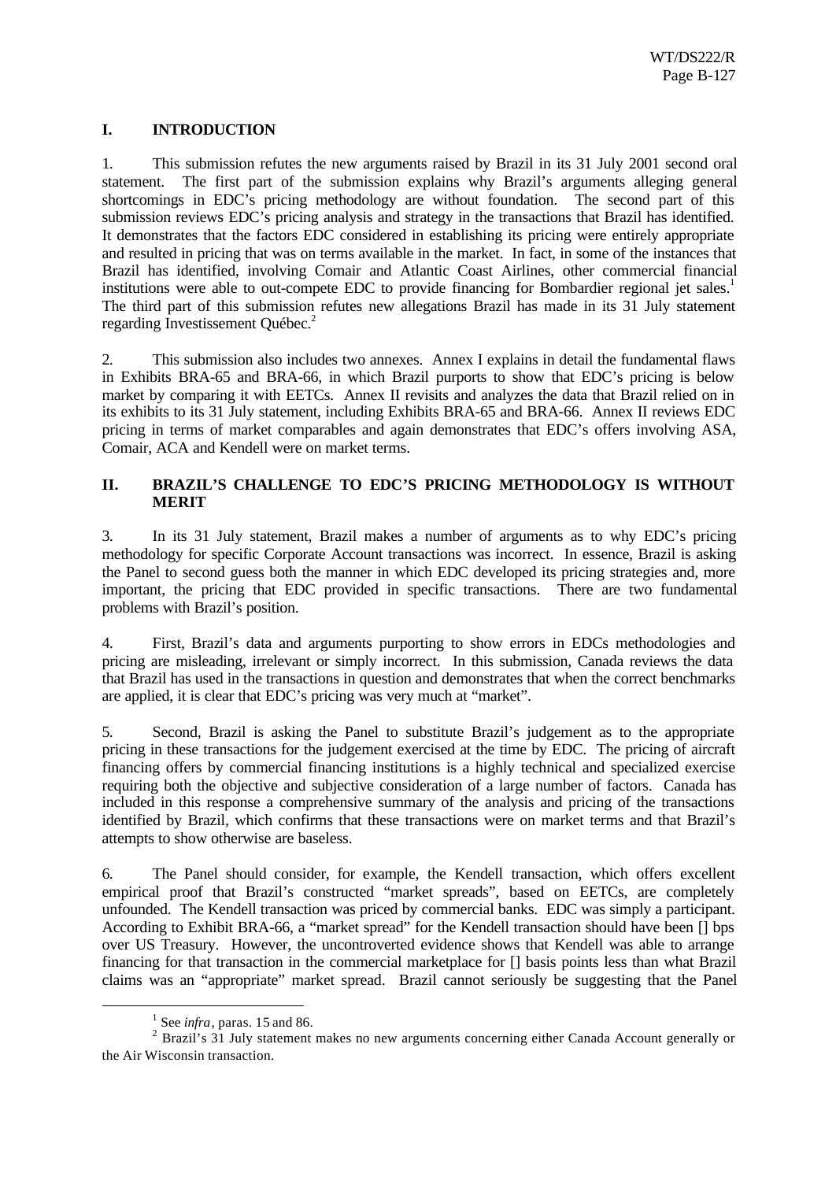## I. INTRODUCTION

1. This submission refutes the new arguments raised by Brazil in its 31 July 2001 second oral statement. The first part of the submission explains why Brazil's arguments alleging general shortcomings in EDC's pricing methodology are without foundation. The second part of this submission reviews EDC's pricing analysis and strategy in the transactions that Brazil has identified. It demonstrates that the factors EDC considered in establishing its pricing were entirely appropriate and resulted in pricing that was on terms available in the market. In fact, in some of the instances that Brazil has identified, involving Comair and Atlantic Coast Airlines, other commercial financial institutions were able to out-compete EDC to provide financing for Bombardier regional jet sales.[1] The third part of this submission refutes new allegations Brazil has made in its 31 July statement regarding Investissement Québec.[2]

2. This submission also includes two annexes. Annex I explains in detail the fundamental flaws in Exhibits BRA-65 and BRA-66, in which Brazil purports to show that EDC's pricing is below market by comparing it with EETCs. Annex II revisits and analyzes the data that Brazil relied on in its exhibits to its 31 July statement, including Exhibits BRA-65 and BRA-66. Annex II reviews EDC pricing in terms of market comparables and again demonstrates that EDC's offers involving ASA, Comair, ACA and Kendell were on market terms.

## II. BRAZIL'S CHALLENGE TO EDC'S PRICING METHODOLOGY IS WITHOUT MERIT

3. In its 31 July statement, Brazil makes a number of arguments as to why EDC's pricing methodology for specific Corporate Account transactions was incorrect. In essence, Brazil is asking the Panel to second guess both the manner in which EDC developed its pricing strategies and, more important, the pricing that EDC provided in specific transactions. There are two fundamental problems with Brazil's position.

4. First, Brazil's data and arguments purporting to show errors in EDCs methodologies and pricing are misleading, irrelevant or simply incorrect. In this submission, Canada reviews the data that Brazil has used in the transactions in question and demonstrates that when the correct benchmarks are applied, it is clear that EDC's pricing was very much at "market".

5. Second, Brazil is asking the Panel to substitute Brazil's judgement as to the appropriate pricing in these transactions for the judgement exercised at the time by EDC. The pricing of aircraft financing offers by commercial financing institutions is a highly technical and specialized exercise requiring both the objective and subjective consideration of a large number of factors. Canada has included in this response a comprehensive summary of the analysis and pricing of the transactions identified by Brazil, which confirms that these transactions were on market terms and that Brazil's attempts to show otherwise are baseless.

6. The Panel should consider, for example, the Kendell transaction, which offers excellent empirical proof that Brazil's constructed "market spreads", based on EETCs, are completely unfounded. The Kendell transaction was priced by commercial banks. EDC was simply a participant. According to Exhibit BRA-66, a "market spread" for the Kendell transaction should have been [] bps over US Treasury. However, the uncontroverted evidence shows that Kendell was able to arrange financing for that transaction in the commercial marketplace for [] basis points less than what Brazil claims was an "appropriate" market spread. Brazil cannot seriously be suggesting that the Panel

---

[1] See *infra*, paras. 15 and 86.

[2] Brazil's 31 July statement makes no new arguments concerning either Canada Account generally or the Air Wisconsin transaction.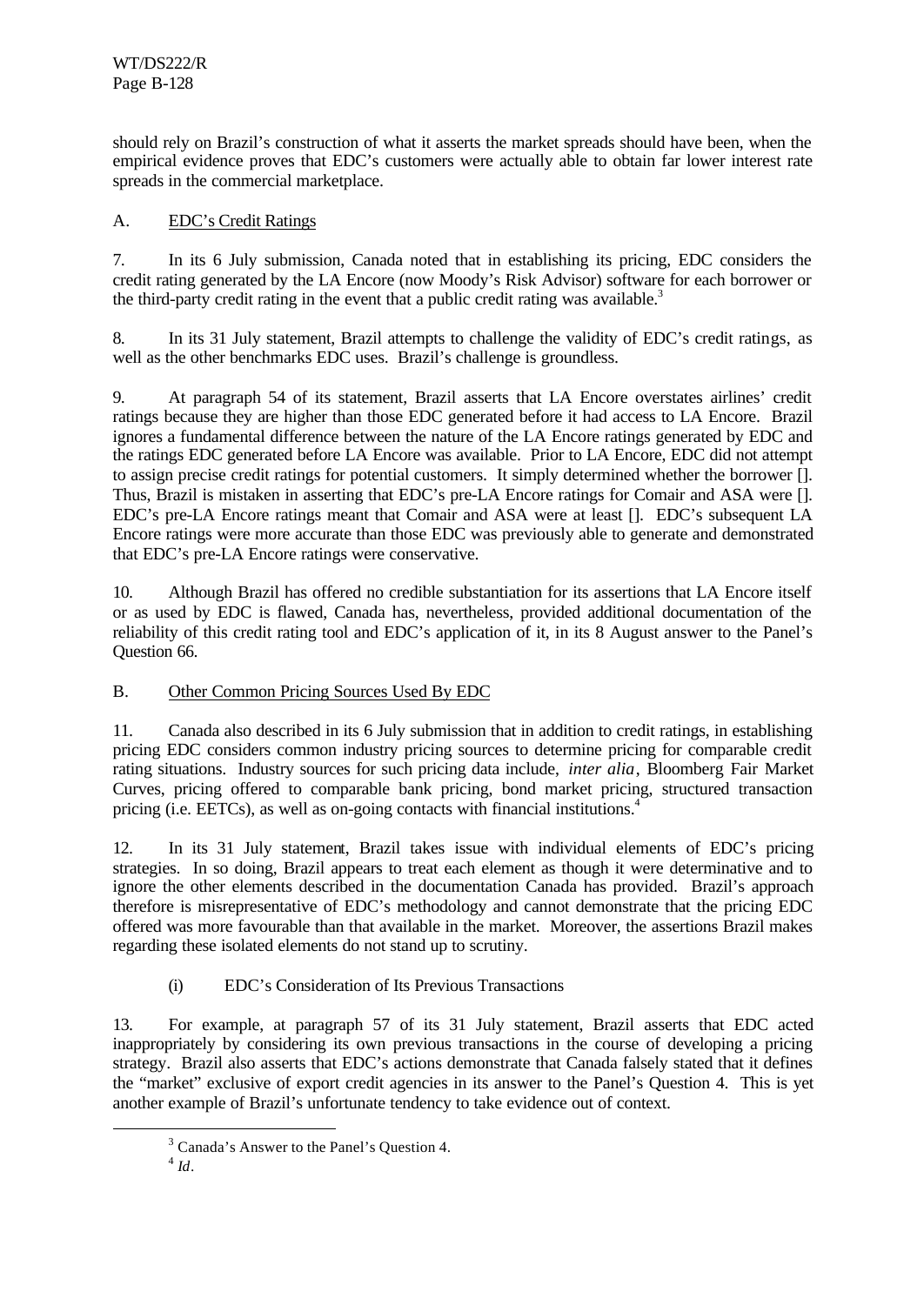should rely on Brazil's construction of what it asserts the market spreads should have been, when the empirical evidence proves that EDC's customers were actually able to obtain far lower interest rate spreads in the commercial marketplace.

A. EDC's Credit Ratings

7. In its 6 July submission, Canada noted that in establishing its pricing, EDC considers the credit rating generated by the LA Encore (now Moody's Risk Advisor) software for each borrower or the third-party credit rating in the event that a public credit rating was available.[3]

8. In its 31 July statement, Brazil attempts to challenge the validity of EDC's credit ratings, as well as the other benchmarks EDC uses. Brazil's challenge is groundless.

9. At paragraph 54 of its statement, Brazil asserts that LA Encore overstates airlines' credit ratings because they are higher than those EDC generated before it had access to LA Encore. Brazil ignores a fundamental difference between the nature of the LA Encore ratings generated by EDC and the ratings EDC generated before LA Encore was available. Prior to LA Encore, EDC did not attempt to assign precise credit ratings for potential customers. It simply determined whether the borrower []. Thus, Brazil is mistaken in asserting that EDC's pre-LA Encore ratings for Comair and ASA were []. EDC's pre-LA Encore ratings meant that Comair and ASA were at least []. EDC's subsequent LA Encore ratings were more accurate than those EDC was previously able to generate and demonstrated that EDC's pre-LA Encore ratings were conservative.

10. Although Brazil has offered no credible substantiation for its assertions that LA Encore itself or as used by EDC is flawed, Canada has, nevertheless, provided additional documentation of the reliability of this credit rating tool and EDC's application of it, in its 8 August answer to the Panel's Question 66.

B. Other Common Pricing Sources Used By EDC

11. Canada also described in its 6 July submission that in addition to credit ratings, in establishing pricing EDC considers common industry pricing sources to determine pricing for comparable credit rating situations. Industry sources for such pricing data include, *inter alia*, Bloomberg Fair Market Curves, pricing offered to comparable bank pricing, bond market pricing, structured transaction pricing (i.e. EETCs), as well as on-going contacts with financial institutions.[4]

12. In its 31 July statement, Brazil takes issue with individual elements of EDC's pricing strategies. In so doing, Brazil appears to treat each element as though it were determinative and to ignore the other elements described in the documentation Canada has provided. Brazil's approach therefore is misrepresentative of EDC's methodology and cannot demonstrate that the pricing EDC offered was more favourable than that available in the market. Moreover, the assertions Brazil makes regarding these isolated elements do not stand up to scrutiny.

(i) EDC's Consideration of Its Previous Transactions

13. For example, at paragraph 57 of its 31 July statement, Brazil asserts that EDC acted inappropriately by considering its own previous transactions in the course of developing a pricing strategy. Brazil also asserts that EDC's actions demonstrate that Canada falsely stated that it defines the "market" exclusive of export credit agencies in its answer to the Panel's Question 4. This is yet another example of Brazil's unfortunate tendency to take evidence out of context.

[3] Canada's Answer to the Panel's Question 4.

[4] *Id*.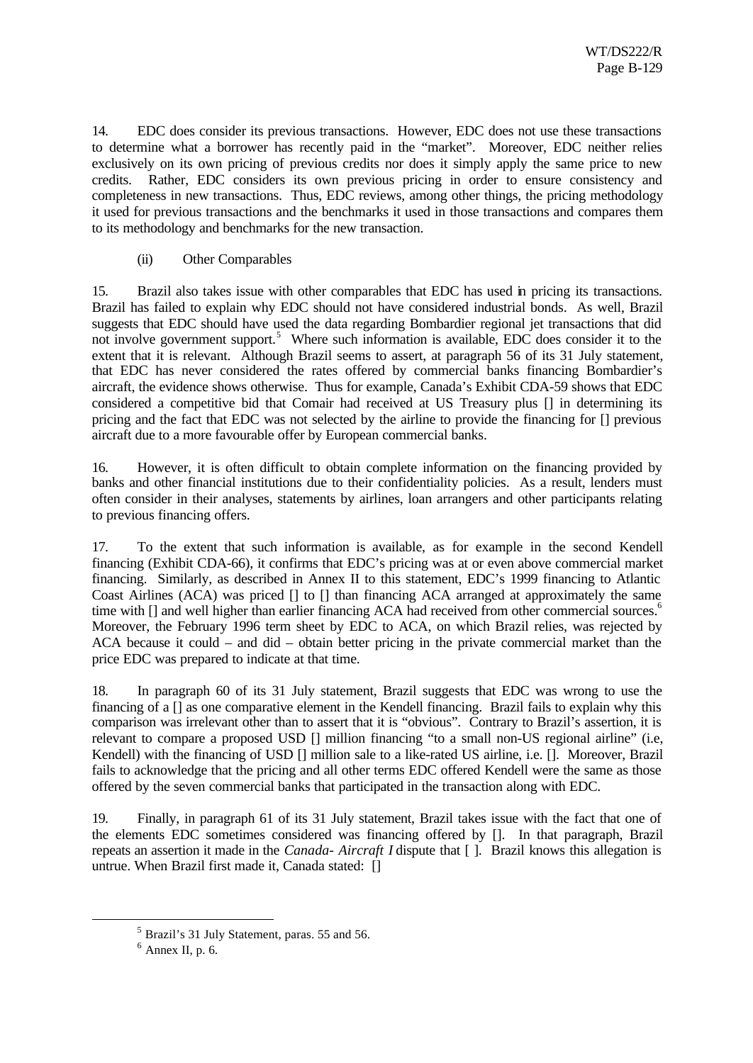14. EDC does consider its previous transactions. However, EDC does not use these transactions to determine what a borrower has recently paid in the "market". Moreover, EDC neither relies exclusively on its own pricing of previous credits nor does it simply apply the same price to new credits. Rather, EDC considers its own previous pricing in order to ensure consistency and completeness in new transactions. Thus, EDC reviews, among other things, the pricing methodology it used for previous transactions and the benchmarks it used in those transactions and compares them to its methodology and benchmarks for the new transaction.

(ii) Other Comparables

15. Brazil also takes issue with other comparables that EDC has used in pricing its transactions. Brazil has failed to explain why EDC should not have considered industrial bonds. As well, Brazil suggests that EDC should have used the data regarding Bombardier regional jet transactions that did not involve government support.[5] Where such information is available, EDC does consider it to the extent that it is relevant. Although Brazil seems to assert, at paragraph 56 of its 31 July statement, that EDC has never considered the rates offered by commercial banks financing Bombardier's aircraft, the evidence shows otherwise. Thus for example, Canada's Exhibit CDA-59 shows that EDC considered a competitive bid that Comair had received at US Treasury plus [] in determining its pricing and the fact that EDC was not selected by the airline to provide the financing for [] previous aircraft due to a more favourable offer by European commercial banks.

16. However, it is often difficult to obtain complete information on the financing provided by banks and other financial institutions due to their confidentiality policies. As a result, lenders must often consider in their analyses, statements by airlines, loan arrangers and other participants relating to previous financing offers.

17. To the extent that such information is available, as for example in the second Kendell financing (Exhibit CDA-66), it confirms that EDC's pricing was at or even above commercial market financing. Similarly, as described in Annex II to this statement, EDC's 1999 financing to Atlantic Coast Airlines (ACA) was priced [] to [] than financing ACA arranged at approximately the same time with [] and well higher than earlier financing ACA had received from other commercial sources.[6] Moreover, the February 1996 term sheet by EDC to ACA, on which Brazil relies, was rejected by ACA because it could – and did – obtain better pricing in the private commercial market than the price EDC was prepared to indicate at that time.

18. In paragraph 60 of its 31 July statement, Brazil suggests that EDC was wrong to use the financing of a [] as one comparative element in the Kendell financing. Brazil fails to explain why this comparison was irrelevant other than to assert that it is "obvious". Contrary to Brazil's assertion, it is relevant to compare a proposed USD [] million financing "to a small non-US regional airline" (i.e, Kendell) with the financing of USD [] million sale to a like-rated US airline, i.e. []. Moreover, Brazil fails to acknowledge that the pricing and all other terms EDC offered Kendell were the same as those offered by the seven commercial banks that participated in the transaction along with EDC.

19. Finally, in paragraph 61 of its 31 July statement, Brazil takes issue with the fact that one of the elements EDC sometimes considered was financing offered by []. In that paragraph, Brazil repeats an assertion it made in the *Canada- Aircraft I* dispute that [ ]. Brazil knows this allegation is untrue. When Brazil first made it, Canada stated: []

---

[5] Brazil's 31 July Statement, paras. 55 and 56.

[6] Annex II, p. 6.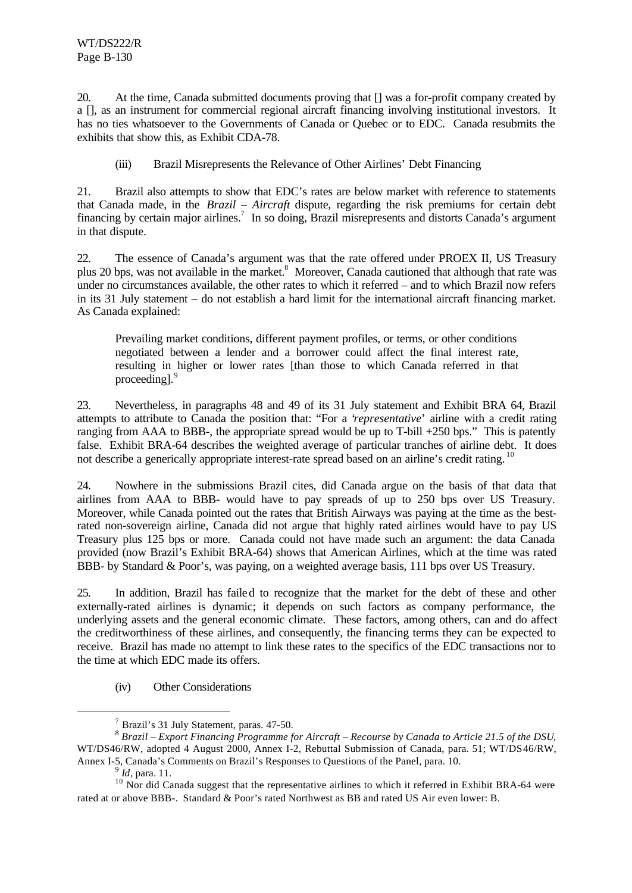20. At the time, Canada submitted documents proving that [] was a for-profit company created by a [], as an instrument for commercial regional aircraft financing involving institutional investors. It has no ties whatsoever to the Governments of Canada or Quebec or to EDC. Canada resubmits the exhibits that show this, as Exhibit CDA-78.

(iii) Brazil Misrepresents the Relevance of Other Airlines' Debt Financing

21. Brazil also attempts to show that EDC's rates are below market with reference to statements that Canada made, in the *Brazil – Aircraft* dispute, regarding the risk premiums for certain debt financing by certain major airlines.[7] In so doing, Brazil misrepresents and distorts Canada's argument in that dispute.

22. The essence of Canada's argument was that the rate offered under PROEX II, US Treasury plus 20 bps, was not available in the market.[8] Moreover, Canada cautioned that although that rate was under no circumstances available, the other rates to which it referred – and to which Brazil now refers in its 31 July statement – do not establish a hard limit for the international aircraft financing market. As Canada explained:

> Prevailing market conditions, different payment profiles, or terms, or other conditions negotiated between a lender and a borrower could affect the final interest rate, resulting in higher or lower rates [than those to which Canada referred in that proceeding].[9]

23. Nevertheless, in paragraphs 48 and 49 of its 31 July statement and Exhibit BRA 64, Brazil attempts to attribute to Canada the position that: "For a '*representative*' airline with a credit rating ranging from AAA to BBB-, the appropriate spread would be up to T-bill +250 bps." This is patently false. Exhibit BRA-64 describes the weighted average of particular tranches of airline debt. It does not describe a generically appropriate interest-rate spread based on an airline's credit rating.[10]

24. Nowhere in the submissions Brazil cites, did Canada argue on the basis of that data that airlines from AAA to BBB- would have to pay spreads of up to 250 bps over US Treasury. Moreover, while Canada pointed out the rates that British Airways was paying at the time as the best-rated non-sovereign airline, Canada did not argue that highly rated airlines would have to pay US Treasury plus 125 bps or more. Canada could not have made such an argument: the data Canada provided (now Brazil's Exhibit BRA-64) shows that American Airlines, which at the time was rated BBB- by Standard & Poor's, was paying, on a weighted average basis, 111 bps over US Treasury.

25. In addition, Brazil has failed to recognize that the market for the debt of these and other externally-rated airlines is dynamic; it depends on such factors as company performance, the underlying assets and the general economic climate. These factors, among others, can and do affect the creditworthiness of these airlines, and consequently, the financing terms they can be expected to receive. Brazil has made no attempt to link these rates to the specifics of the EDC transactions nor to the time at which EDC made its offers.

(iv) Other Considerations

---

[7] Brazil's 31 July Statement, paras. 47-50.

[8] *Brazil – Export Financing Programme for Aircraft – Recourse by Canada to Article 21.5 of the DSU*, WT/DS46/RW, adopted 4 August 2000, Annex I-2, Rebuttal Submission of Canada, para. 51; WT/DS46/RW, Annex I-5, Canada's Comments on Brazil's Responses to Questions of the Panel, para. 10.

[9] *Id*, para. 11.

[10] Nor did Canada suggest that the representative airlines to which it referred in Exhibit BRA-64 were rated at or above BBB-. Standard & Poor's rated Northwest as BB and rated US Air even lower: B.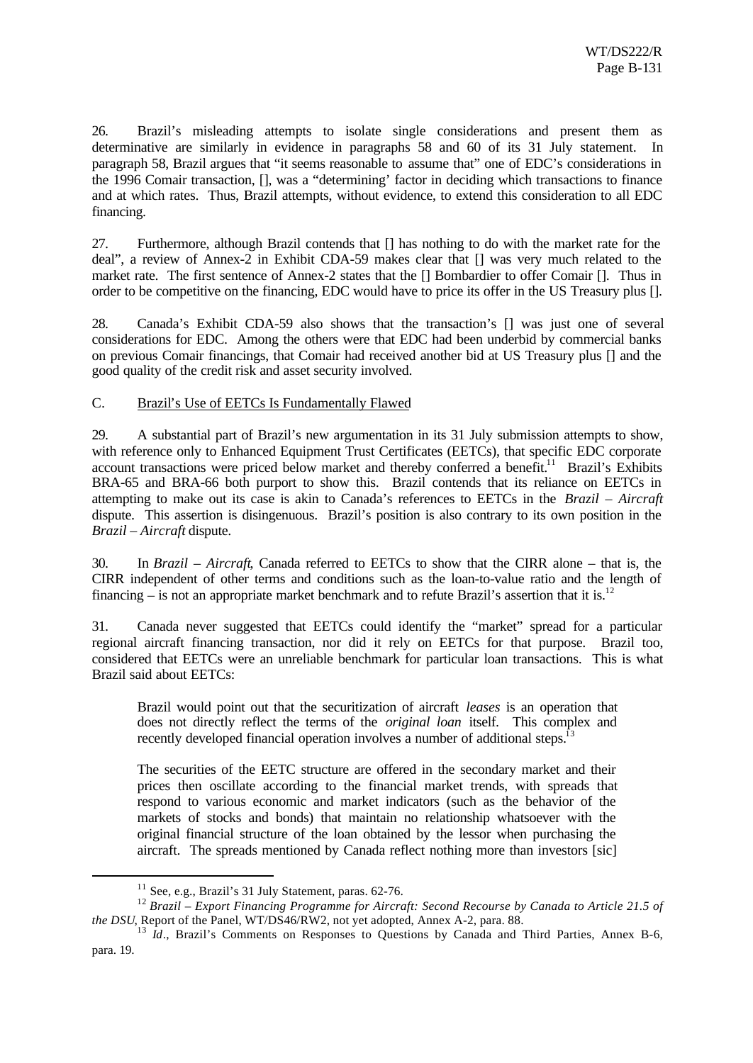26. Brazil's misleading attempts to isolate single considerations and present them as determinative are similarly in evidence in paragraphs 58 and 60 of its 31 July statement. In paragraph 58, Brazil argues that "it seems reasonable to assume that" one of EDC's considerations in the 1996 Comair transaction, [], was a "determining' factor in deciding which transactions to finance and at which rates. Thus, Brazil attempts, without evidence, to extend this consideration to all EDC financing.

27. Furthermore, although Brazil contends that [] has nothing to do with the market rate for the deal", a review of Annex-2 in Exhibit CDA-59 makes clear that [] was very much related to the market rate. The first sentence of Annex-2 states that the [] Bombardier to offer Comair []. Thus in order to be competitive on the financing, EDC would have to price its offer in the US Treasury plus [].

28. Canada's Exhibit CDA-59 also shows that the transaction's [] was just one of several considerations for EDC. Among the others were that EDC had been underbid by commercial banks on previous Comair financings, that Comair had received another bid at US Treasury plus [] and the good quality of the credit risk and asset security involved.

C. Brazil's Use of EETCs Is Fundamentally Flawed

29. A substantial part of Brazil's new argumentation in its 31 July submission attempts to show, with reference only to Enhanced Equipment Trust Certificates (EETCs), that specific EDC corporate account transactions were priced below market and thereby conferred a benefit.[11] Brazil's Exhibits BRA-65 and BRA-66 both purport to show this. Brazil contends that its reliance on EETCs in attempting to make out its case is akin to Canada's references to EETCs in the *Brazil – Aircraft* dispute. This assertion is disingenuous. Brazil's position is also contrary to its own position in the *Brazil – Aircraft* dispute.

30. In *Brazil – Aircraft*, Canada referred to EETCs to show that the CIRR alone – that is, the CIRR independent of other terms and conditions such as the loan-to-value ratio and the length of financing – is not an appropriate market benchmark and to refute Brazil's assertion that it is.[12]

31. Canada never suggested that EETCs could identify the "market" spread for a particular regional aircraft financing transaction, nor did it rely on EETCs for that purpose. Brazil too, considered that EETCs were an unreliable benchmark for particular loan transactions. This is what Brazil said about EETCs:

> Brazil would point out that the securitization of aircraft *leases* is an operation that does not directly reflect the terms of the *original loan* itself. This complex and recently developed financial operation involves a number of additional steps.[13]
>
> The securities of the EETC structure are offered in the secondary market and their prices then oscillate according to the financial market trends, with spreads that respond to various economic and market indicators (such as the behavior of the markets of stocks and bonds) that maintain no relationship whatsoever with the original financial structure of the loan obtained by the lessor when purchasing the aircraft. The spreads mentioned by Canada reflect nothing more than investors [sic]

---

[11] See, e.g., Brazil's 31 July Statement, paras. 62-76.

[12] *Brazil – Export Financing Programme for Aircraft: Second Recourse by Canada to Article 21.5 of the DSU*, Report of the Panel, WT/DS46/RW2, not yet adopted, Annex A-2, para. 88.

[13] *Id*., Brazil's Comments on Responses to Questions by Canada and Third Parties, Annex B-6, para. 19.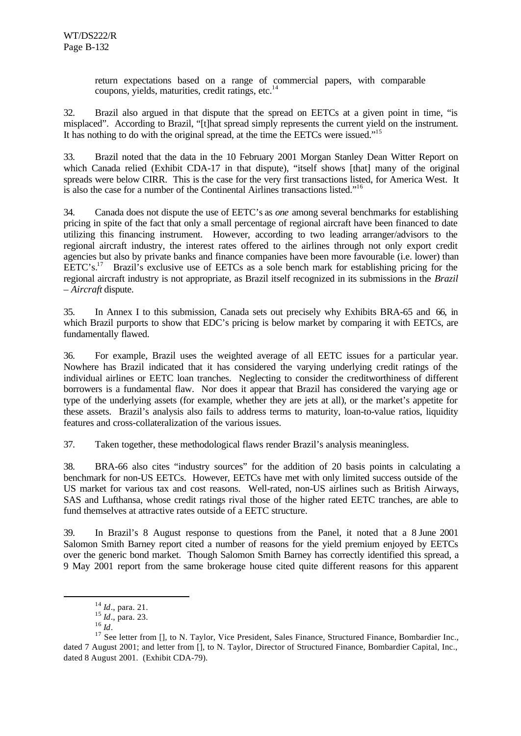return expectations based on a range of commercial papers, with comparable coupons, yields, maturities, credit ratings, etc.[14]

32. Brazil also argued in that dispute that the spread on EETCs at a given point in time, "is misplaced". According to Brazil, "[t]hat spread simply represents the current yield on the instrument. It has nothing to do with the original spread, at the time the EETCs were issued."[15]

33. Brazil noted that the data in the 10 February 2001 Morgan Stanley Dean Witter Report on which Canada relied (Exhibit CDA-17 in that dispute), "itself shows [that] many of the original spreads were below CIRR. This is the case for the very first transactions listed, for America West. It is also the case for a number of the Continental Airlines transactions listed."[16]

34. Canada does not dispute the use of EETC's as *one* among several benchmarks for establishing pricing in spite of the fact that only a small percentage of regional aircraft have been financed to date utilizing this financing instrument. However, according to two leading arranger/advisors to the regional aircraft industry, the interest rates offered to the airlines through not only export credit agencies but also by private banks and finance companies have been more favourable (i.e. lower) than EETC's.[17] Brazil's exclusive use of EETCs as a sole bench mark for establishing pricing for the regional aircraft industry is not appropriate, as Brazil itself recognized in its submissions in the *Brazil – Aircraft* dispute.

35. In Annex I to this submission, Canada sets out precisely why Exhibits BRA-65 and 66, in which Brazil purports to show that EDC's pricing is below market by comparing it with EETCs, are fundamentally flawed.

36. For example, Brazil uses the weighted average of all EETC issues for a particular year. Nowhere has Brazil indicated that it has considered the varying underlying credit ratings of the individual airlines or EETC loan tranches. Neglecting to consider the creditworthiness of different borrowers is a fundamental flaw. Nor does it appear that Brazil has considered the varying age or type of the underlying assets (for example, whether they are jets at all), or the market's appetite for these assets. Brazil's analysis also fails to address terms to maturity, loan-to-value ratios, liquidity features and cross-collateralization of the various issues.

37. Taken together, these methodological flaws render Brazil's analysis meaningless.

38. BRA-66 also cites "industry sources" for the addition of 20 basis points in calculating a benchmark for non-US EETCs. However, EETCs have met with only limited success outside of the US market for various tax and cost reasons. Well-rated, non-US airlines such as British Airways, SAS and Lufthansa, whose credit ratings rival those of the higher rated EETC tranches, are able to fund themselves at attractive rates outside of a EETC structure.

39. In Brazil's 8 August response to questions from the Panel, it noted that a 8 June 2001 Salomon Smith Barney report cited a number of reasons for the yield premium enjoyed by EETCs over the generic bond market. Though Salomon Smith Barney has correctly identified this spread, a 9 May 2001 report from the same brokerage house cited quite different reasons for this apparent

---

[14] *Id*., para. 21.

[15] *Id*., para. 23.

[16] *Id*.

[17] See letter from [], to N. Taylor, Vice President, Sales Finance, Structured Finance, Bombardier Inc., dated 7 August 2001; and letter from [], to N. Taylor, Director of Structured Finance, Bombardier Capital, Inc., dated 8 August 2001. (Exhibit CDA-79).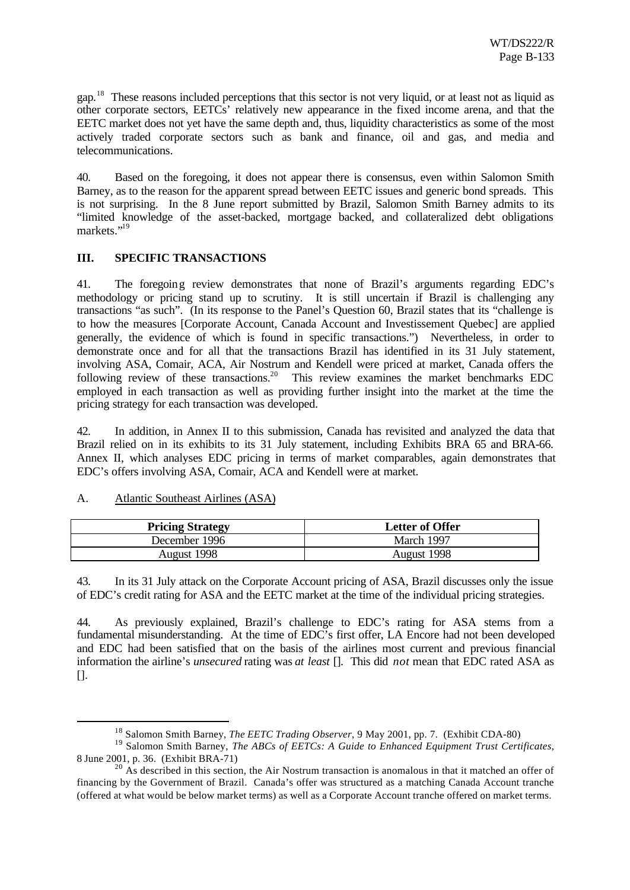gap.[18] These reasons included perceptions that this sector is not very liquid, or at least not as liquid as other corporate sectors, EETCs' relatively new appearance in the fixed income arena, and that the EETC market does not yet have the same depth and, thus, liquidity characteristics as some of the most actively traded corporate sectors such as bank and finance, oil and gas, and media and telecommunications.

40. Based on the foregoing, it does not appear there is consensus, even within Salomon Smith Barney, as to the reason for the apparent spread between EETC issues and generic bond spreads. This is not surprising. In the 8 June report submitted by Brazil, Salomon Smith Barney admits to its "limited knowledge of the asset-backed, mortgage backed, and collateralized debt obligations markets."[19]

## III. SPECIFIC TRANSACTIONS

41. The foregoing review demonstrates that none of Brazil's arguments regarding EDC's methodology or pricing stand up to scrutiny. It is still uncertain if Brazil is challenging any transactions "as such". (In its response to the Panel's Question 60, Brazil states that its "challenge is to how the measures [Corporate Account, Canada Account and Investissement Quebec] are applied generally, the evidence of which is found in specific transactions.") Nevertheless, in order to demonstrate once and for all that the transactions Brazil has identified in its 31 July statement, involving ASA, Comair, ACA, Air Nostrum and Kendell were priced at market, Canada offers the following review of these transactions.[20] This review examines the market benchmarks EDC employed in each transaction as well as providing further insight into the market at the time the pricing strategy for each transaction was developed.

42. In addition, in Annex II to this submission, Canada has revisited and analyzed the data that Brazil relied on in its exhibits to its 31 July statement, including Exhibits BRA 65 and BRA-66. Annex II, which analyses EDC pricing in terms of market comparables, again demonstrates that EDC's offers involving ASA, Comair, ACA and Kendell were at market.

### A. Atlantic Southeast Airlines (ASA)

| Pricing Strategy | Letter of Offer |
|---|---|
| December 1996 | March 1997 |
| August 1998 | August 1998 |

43. In its 31 July attack on the Corporate Account pricing of ASA, Brazil discusses only the issue of EDC's credit rating for ASA and the EETC market at the time of the individual pricing strategies.

44. As previously explained, Brazil's challenge to EDC's rating for ASA stems from a fundamental misunderstanding. At the time of EDC's first offer, LA Encore had not been developed and EDC had been satisfied that on the basis of the airlines most current and previous financial information the airline's *unsecured* rating was *at least* []. This did *not* mean that EDC rated ASA as [].

---

[18] Salomon Smith Barney, *The EETC Trading Observer*, 9 May 2001, pp. 7. (Exhibit CDA-80)

[19] Salomon Smith Barney, *The ABCs of EETCs: A Guide to Enhanced Equipment Trust Certificates*, 8 June 2001, p. 36. (Exhibit BRA-71)

[20] As described in this section, the Air Nostrum transaction is anomalous in that it matched an offer of financing by the Government of Brazil. Canada's offer was structured as a matching Canada Account tranche (offered at what would be below market terms) as well as a Corporate Account tranche offered on market terms.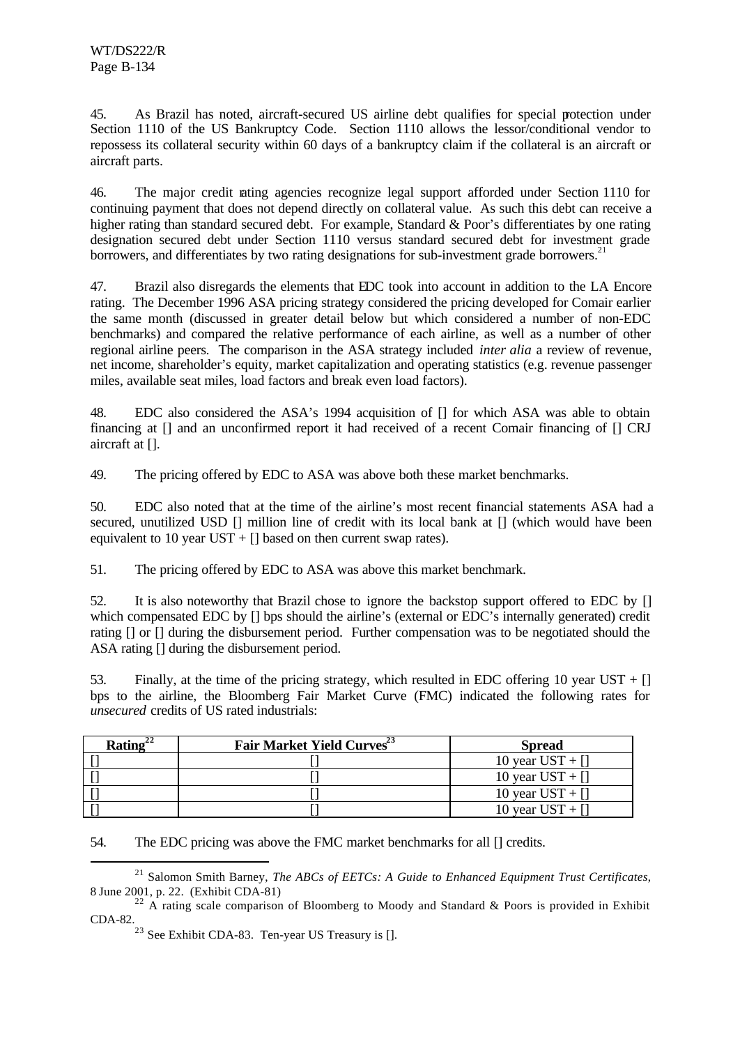45. As Brazil has noted, aircraft-secured US airline debt qualifies for special protection under Section 1110 of the US Bankruptcy Code. Section 1110 allows the lessor/conditional vendor to repossess its collateral security within 60 days of a bankruptcy claim if the collateral is an aircraft or aircraft parts.

46. The major credit rating agencies recognize legal support afforded under Section 1110 for continuing payment that does not depend directly on collateral value. As such this debt can receive a higher rating than standard secured debt. For example, Standard & Poor's differentiates by one rating designation secured debt under Section 1110 versus standard secured debt for investment grade borrowers, and differentiates by two rating designations for sub-investment grade borrowers.[21]

47. Brazil also disregards the elements that EDC took into account in addition to the LA Encore rating. The December 1996 ASA pricing strategy considered the pricing developed for Comair earlier the same month (discussed in greater detail below but which considered a number of non-EDC benchmarks) and compared the relative performance of each airline, as well as a number of other regional airline peers. The comparison in the ASA strategy included *inter alia* a review of revenue, net income, shareholder's equity, market capitalization and operating statistics (e.g. revenue passenger miles, available seat miles, load factors and break even load factors).

48. EDC also considered the ASA's 1994 acquisition of [] for which ASA was able to obtain financing at [] and an unconfirmed report it had received of a recent Comair financing of [] CRJ aircraft at [].

49. The pricing offered by EDC to ASA was above both these market benchmarks.

50. EDC also noted that at the time of the airline's most recent financial statements ASA had a secured, unutilized USD [] million line of credit with its local bank at [] (which would have been equivalent to 10 year UST + [] based on then current swap rates).

51. The pricing offered by EDC to ASA was above this market benchmark.

52. It is also noteworthy that Brazil chose to ignore the backstop support offered to EDC by [] which compensated EDC by [] bps should the airline's (external or EDC's internally generated) credit rating [] or [] during the disbursement period. Further compensation was to be negotiated should the ASA rating [] during the disbursement period.

53. Finally, at the time of the pricing strategy, which resulted in EDC offering 10 year UST + [] bps to the airline, the Bloomberg Fair Market Curve (FMC) indicated the following rates for *unsecured* credits of US rated industrials:

| Rating[22] | Fair Market Yield Curves[23] | Spread |
|---|---|---|
| [] | [] | 10 year UST + [] |
| [] | [] | 10 year UST + [] |
| [] | [] | 10 year UST + [] |
| [] | [] | 10 year UST + [] |

54. The EDC pricing was above the FMC market benchmarks for all [] credits.

---

[21] Salomon Smith Barney, *The ABCs of EETCs: A Guide to Enhanced Equipment Trust Certificates*, 8 June 2001, p. 22. (Exhibit CDA-81)

[22] A rating scale comparison of Bloomberg to Moody and Standard & Poors is provided in Exhibit CDA-82.

[23] See Exhibit CDA-83. Ten-year US Treasury is [].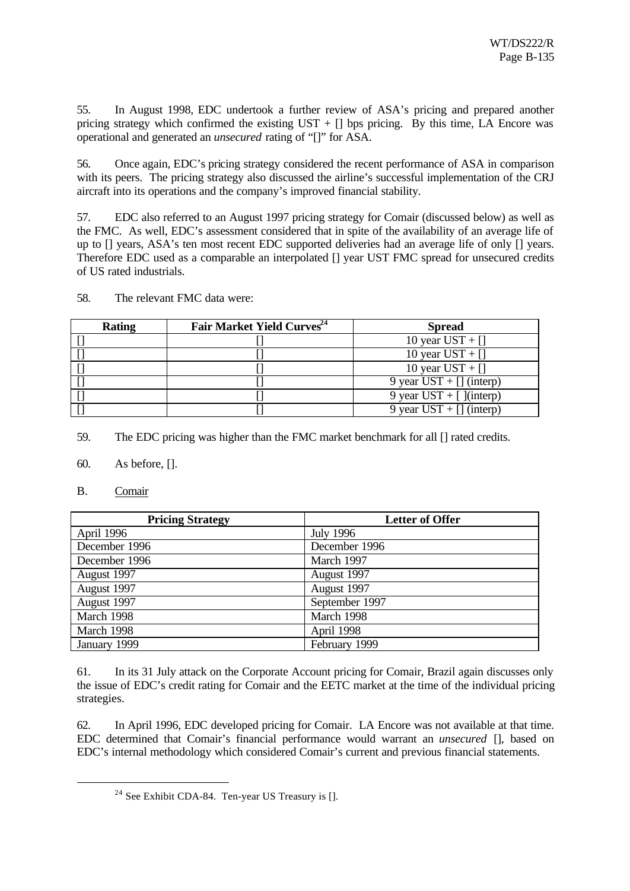55. In August 1998, EDC undertook a further review of ASA's pricing and prepared another pricing strategy which confirmed the existing UST + [] bps pricing. By this time, LA Encore was operational and generated an *unsecured* rating of "[]" for ASA.

56. Once again, EDC's pricing strategy considered the recent performance of ASA in comparison with its peers. The pricing strategy also discussed the airline's successful implementation of the CRJ aircraft into its operations and the company's improved financial stability.

57. EDC also referred to an August 1997 pricing strategy for Comair (discussed below) as well as the FMC. As well, EDC's assessment considered that in spite of the availability of an average life of up to [] years, ASA's ten most recent EDC supported deliveries had an average life of only [] years. Therefore EDC used as a comparable an interpolated [] year UST FMC spread for unsecured credits of US rated industrials.

58. The relevant FMC data were:

| Rating | Fair Market Yield Curves[24] | Spread |
|---|---|---|
| [] | [] | 10 year UST + [] |
| [] | [] | 10 year UST + [] |
| [] | [] | 10 year UST + [] |
| [] | [] | 9 year UST + [] (interp) |
| [] | [] | 9 year UST + [ ](interp) |
| [] | [] | 9 year UST + [] (interp) |

59. The EDC pricing was higher than the FMC market benchmark for all [] rated credits.

60. As before, [].

B. Comair

| Pricing Strategy | Letter of Offer |
|---|---|
| April 1996 | July 1996 |
| December 1996 | December 1996 |
| December 1996 | March 1997 |
| August 1997 | August 1997 |
| August 1997 | August 1997 |
| August 1997 | September 1997 |
| March 1998 | March 1998 |
| March 1998 | April 1998 |
| January 1999 | February 1999 |

61. In its 31 July attack on the Corporate Account pricing for Comair, Brazil again discusses only the issue of EDC's credit rating for Comair and the EETC market at the time of the individual pricing strategies.

62. In April 1996, EDC developed pricing for Comair. LA Encore was not available at that time. EDC determined that Comair's financial performance would warrant an *unsecured* [], based on EDC's internal methodology which considered Comair's current and previous financial statements.

[24] See Exhibit CDA-84. Ten-year US Treasury is [].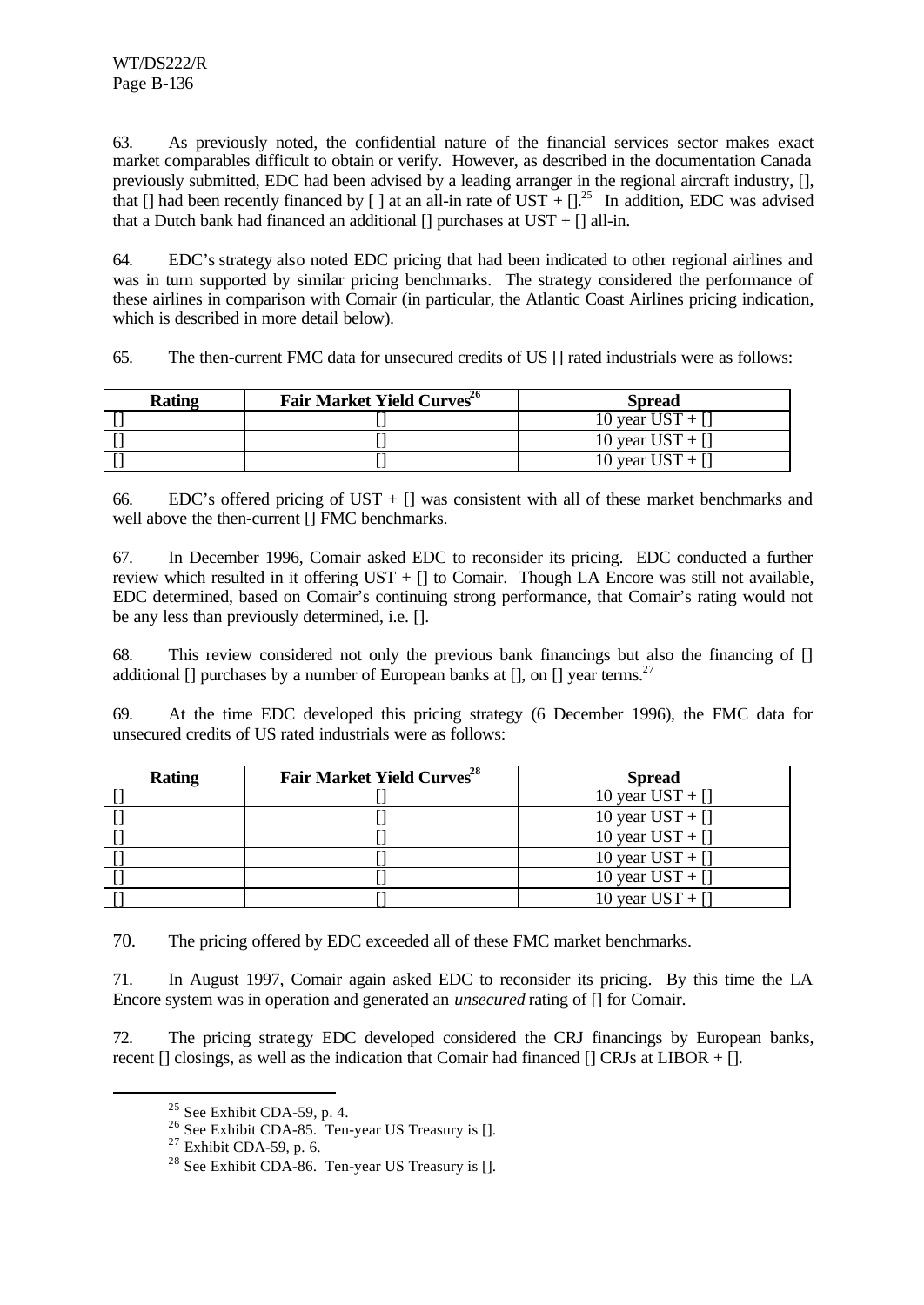63. As previously noted, the confidential nature of the financial services sector makes exact market comparables difficult to obtain or verify. However, as described in the documentation Canada previously submitted, EDC had been advised by a leading arranger in the regional aircraft industry, [], that [] had been recently financed by [ ] at an all-in rate of UST + [].[25] In addition, EDC was advised that a Dutch bank had financed an additional [] purchases at UST + [] all-in.

64. EDC's strategy also noted EDC pricing that had been indicated to other regional airlines and was in turn supported by similar pricing benchmarks. The strategy considered the performance of these airlines in comparison with Comair (in particular, the Atlantic Coast Airlines pricing indication, which is described in more detail below).

65. The then-current FMC data for unsecured credits of US [] rated industrials were as follows:

| Rating | Fair Market Yield Curves[26] | Spread |
|---|---|---|
| [] | [] | 10 year UST + [] |
| [] | [] | 10 year UST + [] |
| [] | [] | 10 year UST + [] |

66. EDC's offered pricing of UST + [] was consistent with all of these market benchmarks and well above the then-current [] FMC benchmarks.

67. In December 1996, Comair asked EDC to reconsider its pricing. EDC conducted a further review which resulted in it offering UST + [] to Comair. Though LA Encore was still not available, EDC determined, based on Comair's continuing strong performance, that Comair's rating would not be any less than previously determined, i.e. [].

68. This review considered not only the previous bank financings but also the financing of [] additional [] purchases by a number of European banks at [], on [] year terms.[27]

69. At the time EDC developed this pricing strategy (6 December 1996), the FMC data for unsecured credits of US rated industrials were as follows:

| Rating | Fair Market Yield Curves[28] | Spread |
|---|---|---|
| [] | [] | 10 year UST + [] |
| [] | [] | 10 year UST + [] |
| [] | [] | 10 year UST + [] |
| [] | [] | 10 year UST + [] |
| [] | [] | 10 year UST + [] |
| [] | [] | 10 year UST + [] |

70. The pricing offered by EDC exceeded all of these FMC market benchmarks.

71. In August 1997, Comair again asked EDC to reconsider its pricing. By this time the LA Encore system was in operation and generated an *unsecured* rating of [] for Comair.

72. The pricing strategy EDC developed considered the CRJ financings by European banks, recent [] closings, as well as the indication that Comair had financed [] CRJs at LIBOR + [].

---

[25] See Exhibit CDA-59, p. 4.

[26] See Exhibit CDA-85. Ten-year US Treasury is [].

[27] Exhibit CDA-59, p. 6.

[28] See Exhibit CDA-86. Ten-year US Treasury is [].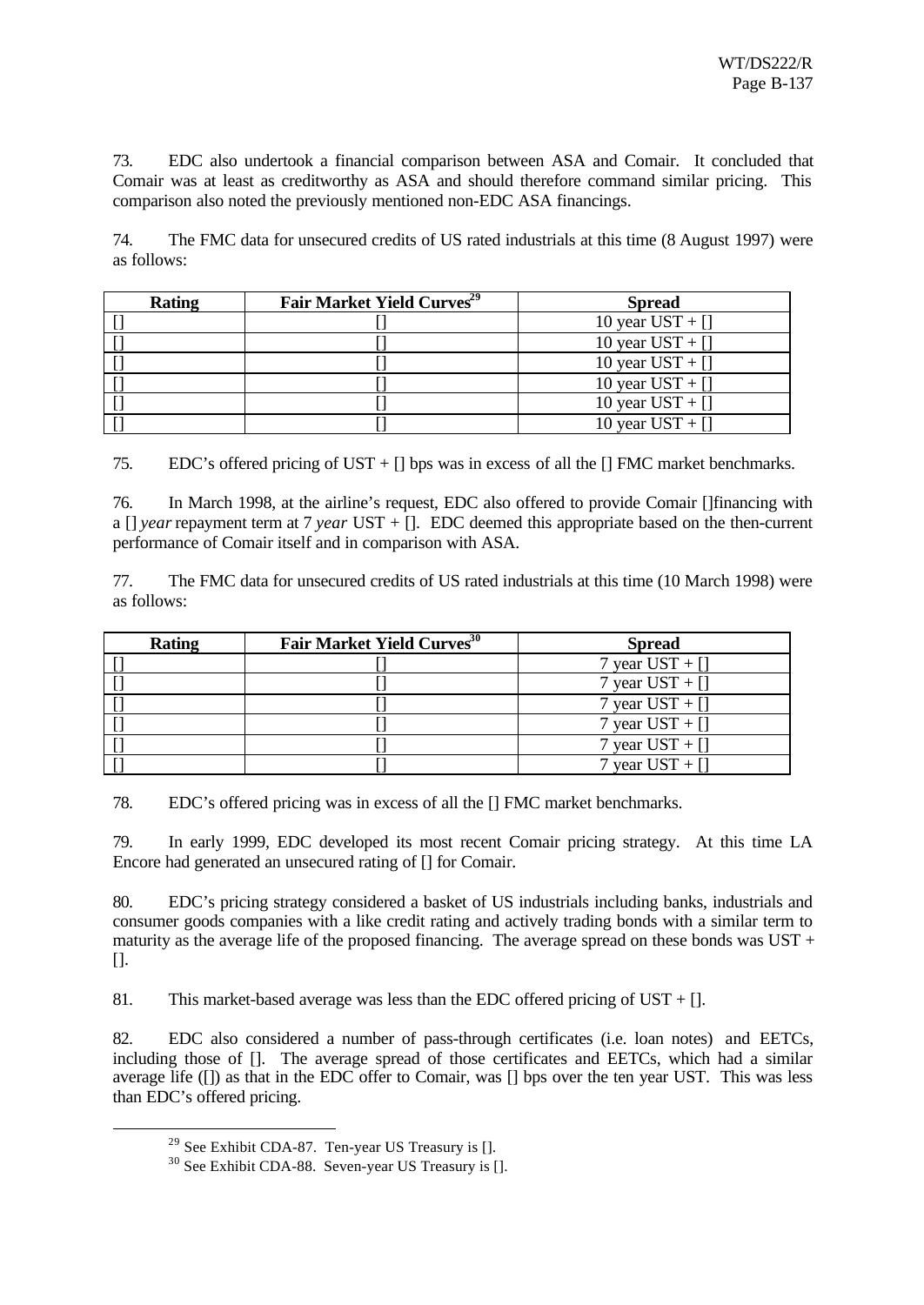73. EDC also undertook a financial comparison between ASA and Comair. It concluded that Comair was at least as creditworthy as ASA and should therefore command similar pricing. This comparison also noted the previously mentioned non-EDC ASA financings.

74. The FMC data for unsecured credits of US rated industrials at this time (8 August 1997) were as follows:

| Rating | Fair Market Yield Curves[29] | Spread |
|---|---|---|
| [] | [] | 10 year UST + [] |
| [] | [] | 10 year UST + [] |
| [] | [] | 10 year UST + [] |
| [] | [] | 10 year UST + [] |
| [] | [] | 10 year UST + [] |
| [] | [] | 10 year UST + [] |

75. EDC's offered pricing of UST + [] bps was in excess of all the [] FMC market benchmarks.

76. In March 1998, at the airline's request, EDC also offered to provide Comair []financing with a [] *year* repayment term at 7 *year* UST + []. EDC deemed this appropriate based on the then-current performance of Comair itself and in comparison with ASA.

77. The FMC data for unsecured credits of US rated industrials at this time (10 March 1998) were as follows:

| Rating | Fair Market Yield Curves[30] | Spread |
|---|---|---|
| [] | [] | 7 year UST + [] |
| [] | [] | 7 year UST + [] |
| [] | [] | 7 year UST + [] |
| [] | [] | 7 year UST + [] |
| [] | [] | 7 year UST + [] |
| [] | [] | 7 year UST + [] |

78. EDC's offered pricing was in excess of all the [] FMC market benchmarks.

79. In early 1999, EDC developed its most recent Comair pricing strategy. At this time LA Encore had generated an unsecured rating of [] for Comair.

80. EDC's pricing strategy considered a basket of US industrials including banks, industrials and consumer goods companies with a like credit rating and actively trading bonds with a similar term to maturity as the average life of the proposed financing. The average spread on these bonds was UST + [].

81. This market-based average was less than the EDC offered pricing of UST + [].

82. EDC also considered a number of pass-through certificates (i.e. loan notes) and EETCs, including those of []. The average spread of those certificates and EETCs, which had a similar average life ([]) as that in the EDC offer to Comair, was [] bps over the ten year UST. This was less than EDC's offered pricing.

---

[29] See Exhibit CDA-87. Ten-year US Treasury is [].

[30] See Exhibit CDA-88. Seven-year US Treasury is [].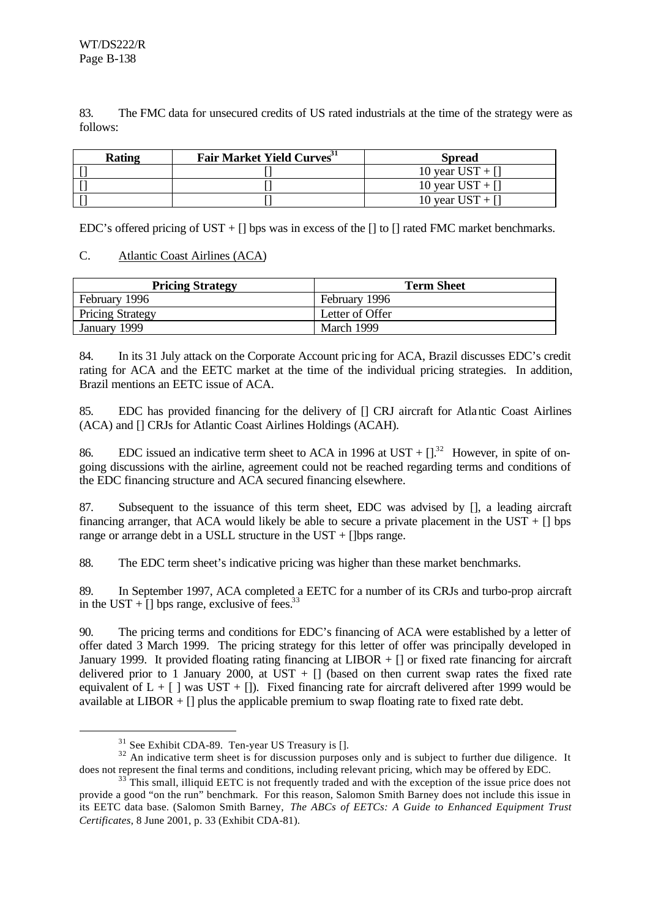83. The FMC data for unsecured credits of US rated industrials at the time of the strategy were as follows:

| Rating | Fair Market Yield Curves[31] | Spread |
|---|---|---|
| [] | [] | 10 year UST + [] |
| [] | [] | 10 year UST + [] |
| [] | [] | 10 year UST + [] |

EDC's offered pricing of UST + [] bps was in excess of the [] to [] rated FMC market benchmarks.

C. Atlantic Coast Airlines (ACA)

| Pricing Strategy | Term Sheet |
|---|---|
| February 1996 | February 1996 |
| Pricing Strategy | Letter of Offer |
| January 1999 | March 1999 |

84. In its 31 July attack on the Corporate Account pricing for ACA, Brazil discusses EDC's credit rating for ACA and the EETC market at the time of the individual pricing strategies. In addition, Brazil mentions an EETC issue of ACA.

85. EDC has provided financing for the delivery of [] CRJ aircraft for Atlantic Coast Airlines (ACA) and [] CRJs for Atlantic Coast Airlines Holdings (ACAH).

86. EDC issued an indicative term sheet to ACA in 1996 at UST + [].[32] However, in spite of on-going discussions with the airline, agreement could not be reached regarding terms and conditions of the EDC financing structure and ACA secured financing elsewhere.

87. Subsequent to the issuance of this term sheet, EDC was advised by [], a leading aircraft financing arranger, that ACA would likely be able to secure a private placement in the UST + [] bps range or arrange debt in a USLL structure in the UST + []bps range.

88. The EDC term sheet's indicative pricing was higher than these market benchmarks.

89. In September 1997, ACA completed a EETC for a number of its CRJs and turbo-prop aircraft in the UST + [] bps range, exclusive of fees.[33]

90. The pricing terms and conditions for EDC's financing of ACA were established by a letter of offer dated 3 March 1999. The pricing strategy for this letter of offer was principally developed in January 1999. It provided floating rating financing at LIBOR + [] or fixed rate financing for aircraft delivered prior to 1 January 2000, at UST + [] (based on then current swap rates the fixed rate equivalent of L + [ ] was UST + []). Fixed financing rate for aircraft delivered after 1999 would be available at LIBOR + [] plus the applicable premium to swap floating rate to fixed rate debt.

[31] See Exhibit CDA-89. Ten-year US Treasury is [].

[32] An indicative term sheet is for discussion purposes only and is subject to further due diligence. It does not represent the final terms and conditions, including relevant pricing, which may be offered by EDC.

[33] This small, illiquid EETC is not frequently traded and with the exception of the issue price does not provide a good "on the run" benchmark. For this reason, Salomon Smith Barney does not include this issue in its EETC data base. (Salomon Smith Barney, *The ABCs of EETCs: A Guide to Enhanced Equipment Trust Certificates*, 8 June 2001, p. 33 (Exhibit CDA-81).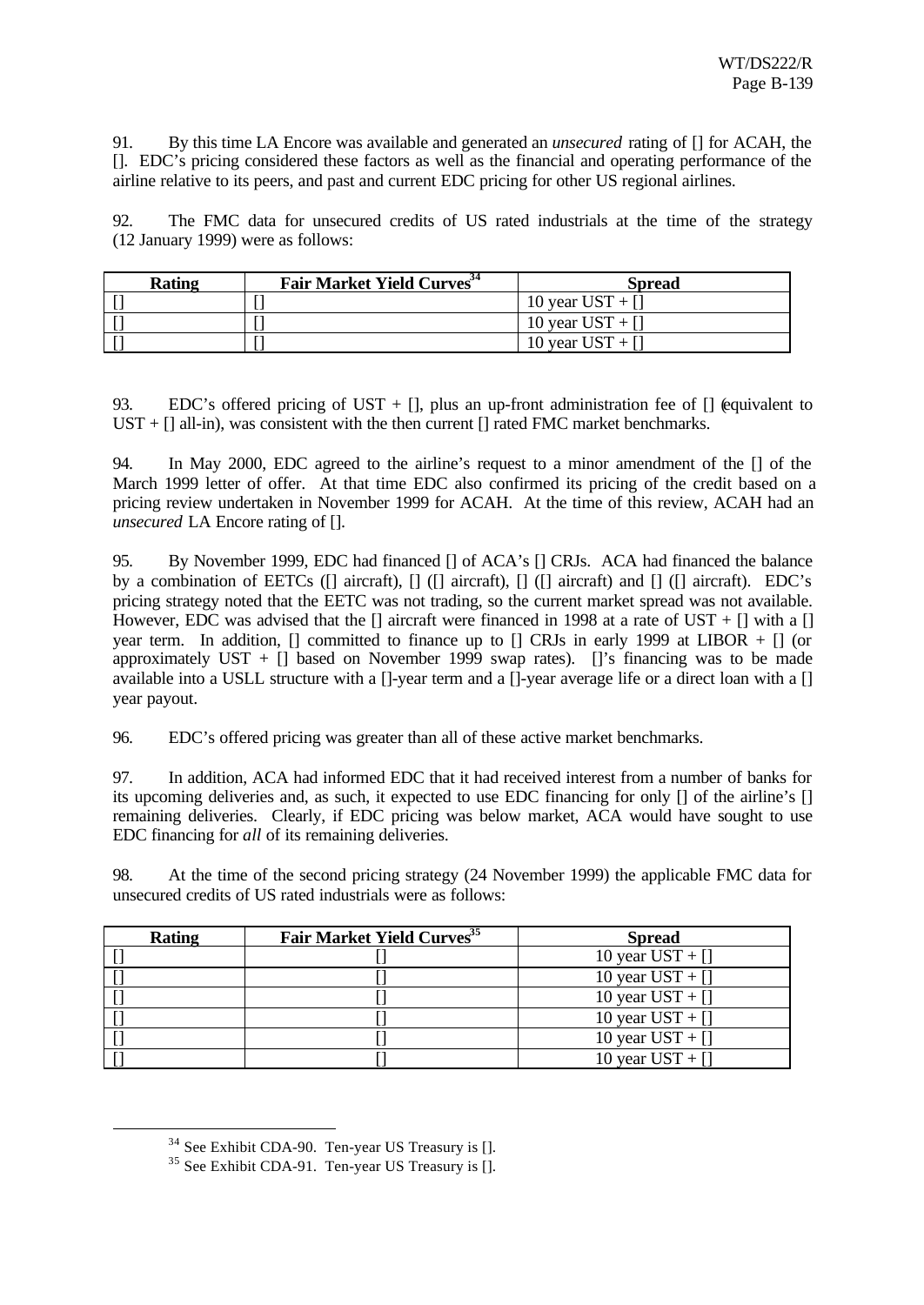91. By this time LA Encore was available and generated an *unsecured* rating of [] for ACAH, the []. EDC's pricing considered these factors as well as the financial and operating performance of the airline relative to its peers, and past and current EDC pricing for other US regional airlines.

92. The FMC data for unsecured credits of US rated industrials at the time of the strategy (12 January 1999) were as follows:

| Rating | Fair Market Yield Curves[34] | Spread |
|---|---|---|
| [] | [] | 10 year UST + [] |
| [] | [] | 10 year UST + [] |
| [] | [] | 10 year UST + [] |

93. EDC's offered pricing of UST + [], plus an up-front administration fee of [] (equivalent to UST + [] all-in), was consistent with the then current [] rated FMC market benchmarks.

94. In May 2000, EDC agreed to the airline's request to a minor amendment of the [] of the March 1999 letter of offer. At that time EDC also confirmed its pricing of the credit based on a pricing review undertaken in November 1999 for ACAH. At the time of this review, ACAH had an *unsecured* LA Encore rating of [].

95. By November 1999, EDC had financed [] of ACA's [] CRJs. ACA had financed the balance by a combination of EETCs ([] aircraft), [] ([] aircraft), [] ([] aircraft) and [] ([] aircraft). EDC's pricing strategy noted that the EETC was not trading, so the current market spread was not available. However, EDC was advised that the [] aircraft were financed in 1998 at a rate of UST + [] with a [] year term. In addition, [] committed to finance up to [] CRJs in early 1999 at LIBOR + [] (or approximately UST + [] based on November 1999 swap rates). []'s financing was to be made available into a USLL structure with a []-year term and a []-year average life or a direct loan with a [] year payout.

96. EDC's offered pricing was greater than all of these active market benchmarks.

97. In addition, ACA had informed EDC that it had received interest from a number of banks for its upcoming deliveries and, as such, it expected to use EDC financing for only [] of the airline's [] remaining deliveries. Clearly, if EDC pricing was below market, ACA would have sought to use EDC financing for *all* of its remaining deliveries.

98. At the time of the second pricing strategy (24 November 1999) the applicable FMC data for unsecured credits of US rated industrials were as follows:

| Rating | Fair Market Yield Curves[35] | Spread |
|---|---|---|
| [] | [] | 10 year UST + [] |
| [] | [] | 10 year UST + [] |
| [] | [] | 10 year UST + [] |
| [] | [] | 10 year UST + [] |
| [] | [] | 10 year UST + [] |
| [] | [] | 10 year UST + [] |

[34] See Exhibit CDA-90. Ten-year US Treasury is [].

[35] See Exhibit CDA-91. Ten-year US Treasury is [].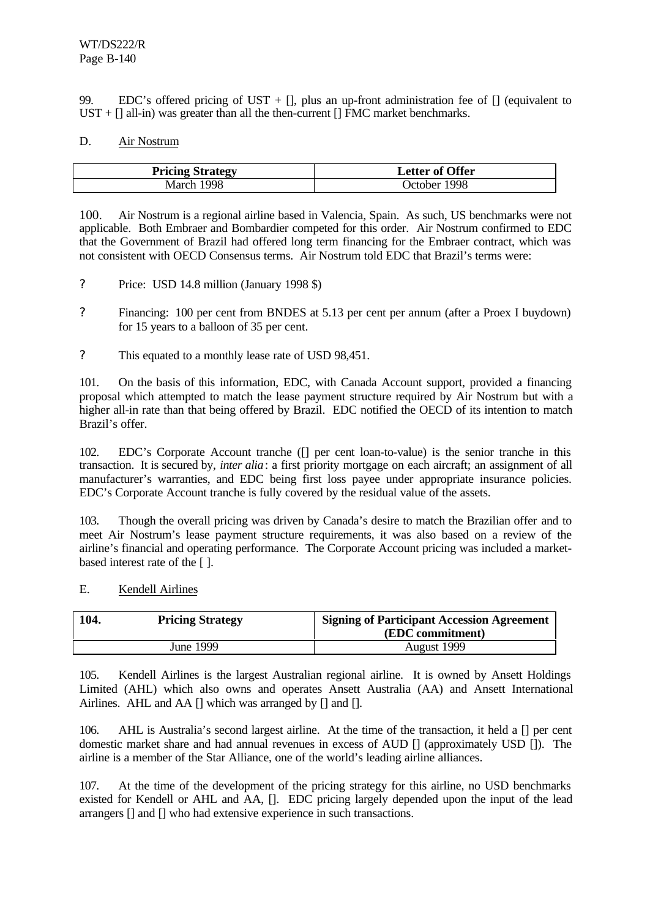99. EDC's offered pricing of UST + [], plus an up-front administration fee of [] (equivalent to UST + [] all-in) was greater than all the then-current [] FMC market benchmarks.

D. Air Nostrum

| Pricing Strategy | Letter of Offer |
|---|---|
| March 1998 | October 1998 |

100. Air Nostrum is a regional airline based in Valencia, Spain. As such, US benchmarks were not applicable. Both Embraer and Bombardier competed for this order. Air Nostrum confirmed to EDC that the Government of Brazil had offered long term financing for the Embraer contract, which was not consistent with OECD Consensus terms. Air Nostrum told EDC that Brazil's terms were:

? Price: USD 14.8 million (January 1998 $)

? Financing: 100 per cent from BNDES at 5.13 per cent per annum (after a Proex I buydown) for 15 years to a balloon of 35 per cent.

? This equated to a monthly lease rate of USD 98,451.

101. On the basis of this information, EDC, with Canada Account support, provided a financing proposal which attempted to match the lease payment structure required by Air Nostrum but with a higher all-in rate than that being offered by Brazil. EDC notified the OECD of its intention to match Brazil's offer.

102. EDC's Corporate Account tranche ([] per cent loan-to-value) is the senior tranche in this transaction. It is secured by, *inter alia*: a first priority mortgage on each aircraft; an assignment of all manufacturer's warranties, and EDC being first loss payee under appropriate insurance policies. EDC's Corporate Account tranche is fully covered by the residual value of the assets.

103. Though the overall pricing was driven by Canada's desire to match the Brazilian offer and to meet Air Nostrum's lease payment structure requirements, it was also based on a review of the airline's financial and operating performance. The Corporate Account pricing was included a market-based interest rate of the [ ].

E. Kendell Airlines

| 104. Pricing Strategy | Signing of Participant Accession Agreement (EDC commitment) |
|---|---|
| June 1999 | August 1999 |

105. Kendell Airlines is the largest Australian regional airline. It is owned by Ansett Holdings Limited (AHL) which also owns and operates Ansett Australia (AA) and Ansett International Airlines. AHL and AA [] which was arranged by [] and [].

106. AHL is Australia's second largest airline. At the time of the transaction, it held a [] per cent domestic market share and had annual revenues in excess of AUD [] (approximately USD []). The airline is a member of the Star Alliance, one of the world's leading airline alliances.

107. At the time of the development of the pricing strategy for this airline, no USD benchmarks existed for Kendell or AHL and AA, []. EDC pricing largely depended upon the input of the lead arrangers [] and [] who had extensive experience in such transactions.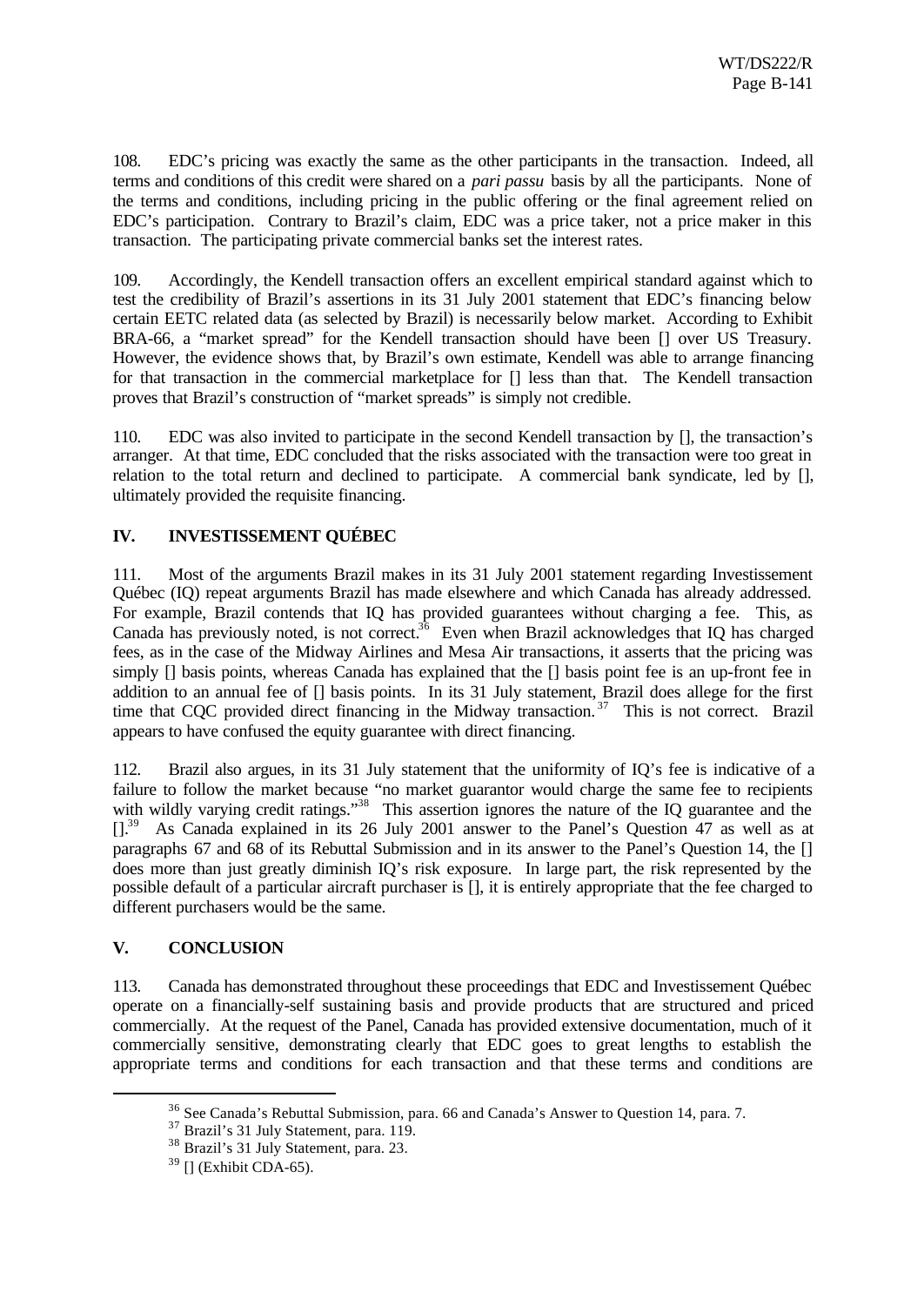108. EDC's pricing was exactly the same as the other participants in the transaction. Indeed, all terms and conditions of this credit were shared on a *pari passu* basis by all the participants. None of the terms and conditions, including pricing in the public offering or the final agreement relied on EDC's participation. Contrary to Brazil's claim, EDC was a price taker, not a price maker in this transaction. The participating private commercial banks set the interest rates.

109. Accordingly, the Kendell transaction offers an excellent empirical standard against which to test the credibility of Brazil's assertions in its 31 July 2001 statement that EDC's financing below certain EETC related data (as selected by Brazil) is necessarily below market. According to Exhibit BRA-66, a "market spread" for the Kendell transaction should have been [] over US Treasury. However, the evidence shows that, by Brazil's own estimate, Kendell was able to arrange financing for that transaction in the commercial marketplace for [] less than that. The Kendell transaction proves that Brazil's construction of "market spreads" is simply not credible.

110. EDC was also invited to participate in the second Kendell transaction by [], the transaction's arranger. At that time, EDC concluded that the risks associated with the transaction were too great in relation to the total return and declined to participate. A commercial bank syndicate, led by [], ultimately provided the requisite financing.

## IV. INVESTISSEMENT QUÉBEC

111. Most of the arguments Brazil makes in its 31 July 2001 statement regarding Investissement Québec (IQ) repeat arguments Brazil has made elsewhere and which Canada has already addressed. For example, Brazil contends that IQ has provided guarantees without charging a fee. This, as Canada has previously noted, is not correct.[36] Even when Brazil acknowledges that IQ has charged fees, as in the case of the Midway Airlines and Mesa Air transactions, it asserts that the pricing was simply [] basis points, whereas Canada has explained that the [] basis point fee is an up-front fee in addition to an annual fee of [] basis points. In its 31 July statement, Brazil does allege for the first time that CQC provided direct financing in the Midway transaction.[37] This is not correct. Brazil appears to have confused the equity guarantee with direct financing.

112. Brazil also argues, in its 31 July statement that the uniformity of IQ's fee is indicative of a failure to follow the market because "no market guarantor would charge the same fee to recipients with wildly varying credit ratings."[38] This assertion ignores the nature of the IQ guarantee and the [].[39] As Canada explained in its 26 July 2001 answer to the Panel's Question 47 as well as at paragraphs 67 and 68 of its Rebuttal Submission and in its answer to the Panel's Question 14, the [] does more than just greatly diminish IQ's risk exposure. In large part, the risk represented by the possible default of a particular aircraft purchaser is [], it is entirely appropriate that the fee charged to different purchasers would be the same.

## V. CONCLUSION

113. Canada has demonstrated throughout these proceedings that EDC and Investissement Québec operate on a financially-self sustaining basis and provide products that are structured and priced commercially. At the request of the Panel, Canada has provided extensive documentation, much of it commercially sensitive, demonstrating clearly that EDC goes to great lengths to establish the appropriate terms and conditions for each transaction and that these terms and conditions are

---

[36] See Canada's Rebuttal Submission, para. 66 and Canada's Answer to Question 14, para. 7.

[37] Brazil's 31 July Statement, para. 119.

[38] Brazil's 31 July Statement, para. 23.

[39] [] (Exhibit CDA-65).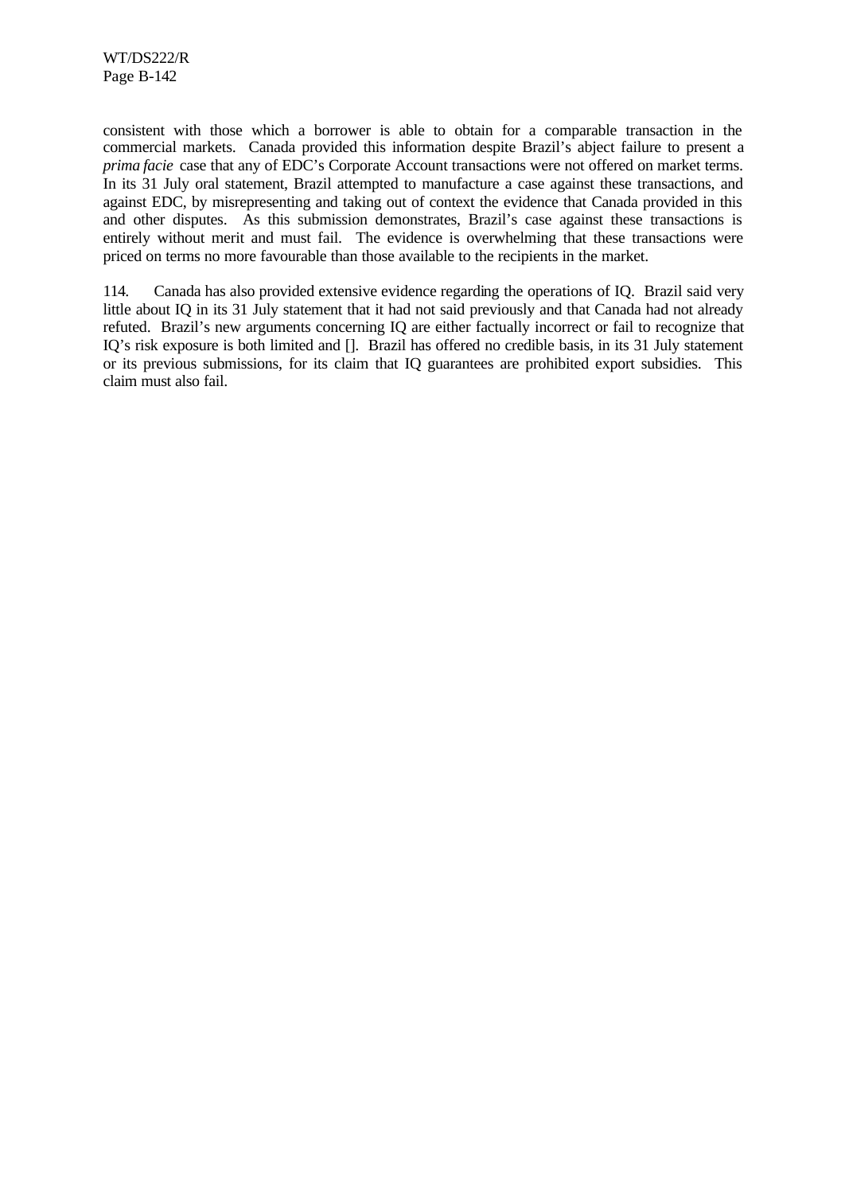consistent with those which a borrower is able to obtain for a comparable transaction in the commercial markets. Canada provided this information despite Brazil's abject failure to present a *prima facie* case that any of EDC's Corporate Account transactions were not offered on market terms. In its 31 July oral statement, Brazil attempted to manufacture a case against these transactions, and against EDC, by misrepresenting and taking out of context the evidence that Canada provided in this and other disputes. As this submission demonstrates, Brazil's case against these transactions is entirely without merit and must fail. The evidence is overwhelming that these transactions were priced on terms no more favourable than those available to the recipients in the market.

114. Canada has also provided extensive evidence regarding the operations of IQ. Brazil said very little about IQ in its 31 July statement that it had not said previously and that Canada had not already refuted. Brazil's new arguments concerning IQ are either factually incorrect or fail to recognize that IQ's risk exposure is both limited and []. Brazil has offered no credible basis, in its 31 July statement or its previous submissions, for its claim that IQ guarantees are prohibited export subsidies. This claim must also fail.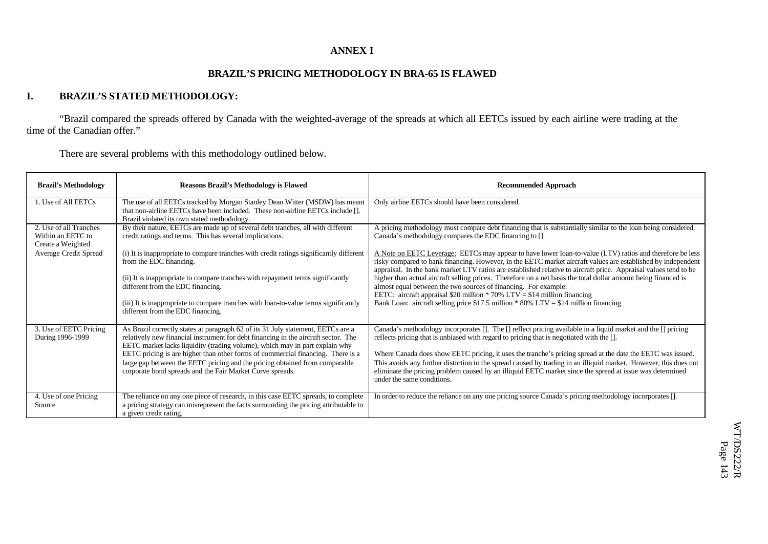# ANNEX I

## BRAZIL'S PRICING METHODOLOGY IN BRA-65 IS FLAWED

## I. BRAZIL'S STATED METHODOLOGY:

"Brazil compared the spreads offered by Canada with the weighted-average of the spreads at which all EETCs issued by each airline were trading at the time of the Canadian offer."

There are several problems with this methodology outlined below.

| Brazil's Methodology | Reasons Brazil's Methodology is Flawed | Recommended Approach |
|---|---|---|
| 1. Use of All EETCs | The use of all EETCs tracked by Morgan Stanley Dean Witter (MSDW) has meant that non-airline EETCs have been included. These non-airline EETCs include []. Brazil violated its own stated methodology. | Only airline EETCs should have been considered. |
| 2. Use of all Tranches Within an EETC to Create a Weighted Average Credit Spread | By their nature, EETCs are made up of several debt tranches, all with different credit ratings and terms. This has several implications.<br><br>(i) It is inappropriate to compare tranches with credit ratings significantly different from the EDC financing.<br><br>(ii) It is inappropriate to compare tranches with repayment terms significantly different from the EDC financing.<br><br>(iii) It is inappropriate to compare tranches with loan-to-value terms significantly different from the EDC financing. | A pricing methodology must compare debt financing that is substantially similar to the loan being considered. Canada's methodology compares the EDC financing to []<br><br><u>A Note on EETC Leverage</u>: EETCs may appear to have lower loan-to-value (LTV) ratios and therefore be less risky compared to bank financing. However, in the EETC market aircraft values are established by independent appraisal. In the bank market LTV ratios are established relative to aircraft price. Appraisal values tend to be higher than actual aircraft selling prices. Therefore on a net basis the total dollar amount being financed is almost equal between the two sources of financing. For example:<br>EETC: aircraft appraisal \$20 million * 70% LTV = \$14 million financing<br>Bank Loan: aircraft selling price \$17.5 million * 80% LTV = \$14 million financing |
| 3. Use of EETC Pricing During 1996-1999 | As Brazil correctly states at paragraph 62 of its 31 July statement, EETCs are a relatively new financial instrument for debt financing in the aircraft sector. The EETC market lacks liquidity (trading volume), which may in part explain why EETC pricing is are higher than other forms of commercial financing. There is a large gap between the EETC pricing and the pricing obtained from comparable corporate bond spreads and the Fair Market Curve spreads. | Canada's methodology incorporates []. The [] reflect pricing available in a liquid market and the [] pricing reflects pricing that is unbiased with regard to pricing that is negotiated with the [].<br><br>Where Canada does show EETC pricing, it uses the tranche's pricing spread at the date the EETC was issued. This avoids any further distortion to the spread caused by trading in an illiquid market. However, this does not eliminate the pricing problem caused by an illiquid EETC market since the spread at issue was determined under the same conditions. |
| 4. Use of one Pricing Source | The reliance on any one piece of research, in this case EETC spreads, to complete a pricing strategy can misrepresent the facts surrounding the pricing attributable to a given credit rating. | In order to reduce the reliance on any one pricing source Canada's pricing methodology incorporates []. |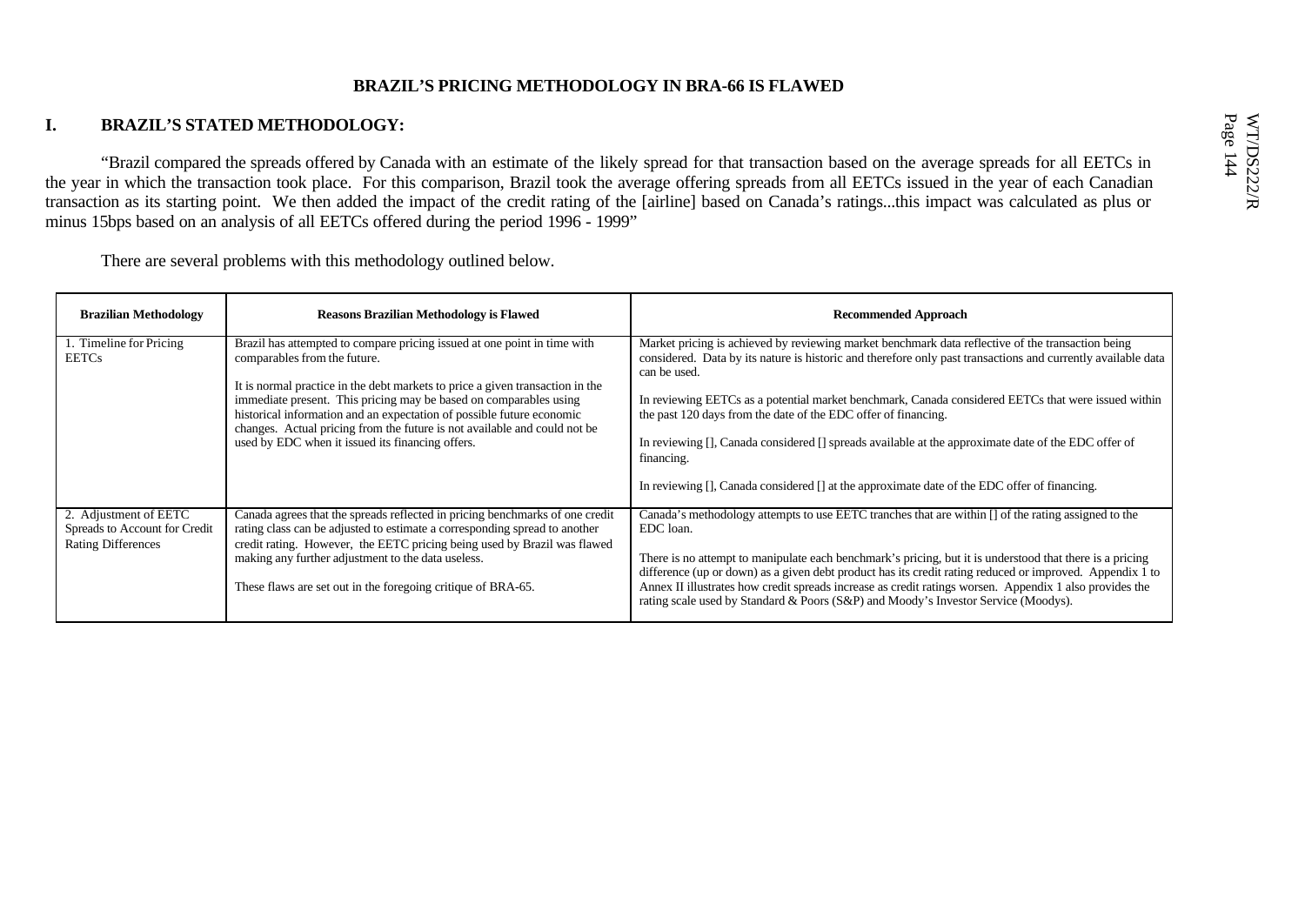**BRAZIL'S PRICING METHODOLOGY IN BRA-66 IS FLAWED**

## I. BRAZIL'S STATED METHODOLOGY:

"Brazil compared the spreads offered by Canada with an estimate of the likely spread for that transaction based on the average spreads for all EETCs in the year in which the transaction took place. For this comparison, Brazil took the average offering spreads from all EETCs issued in the year of each Canadian transaction as its starting point. We then added the impact of the credit rating of the [airline] based on Canada's ratings...this impact was calculated as plus or minus 15bps based on an analysis of all EETCs offered during the period 1996 - 1999"

There are several problems with this methodology outlined below.

| Brazilian Methodology | Reasons Brazilian Methodology is Flawed | Recommended Approach |
|---|---|---|
| 1. Timeline for Pricing EETCs | Brazil has attempted to compare pricing issued at one point in time with comparables from the future.<br><br>It is normal practice in the debt markets to price a given transaction in the immediate present. This pricing may be based on comparables using historical information and an expectation of possible future economic changes. Actual pricing from the future is not available and could not be used by EDC when it issued its financing offers. | Market pricing is achieved by reviewing market benchmark data reflective of the transaction being considered. Data by its nature is historic and therefore only past transactions and currently available data can be used.<br><br>In reviewing EETCs as a potential market benchmark, Canada considered EETCs that were issued within the past 120 days from the date of the EDC offer of financing.<br><br>In reviewing [], Canada considered [] spreads available at the approximate date of the EDC offer of financing.<br><br>In reviewing [], Canada considered [] at the approximate date of the EDC offer of financing. |
| 2. Adjustment of EETC Spreads to Account for Credit Rating Differences | Canada agrees that the spreads reflected in pricing benchmarks of one credit rating class can be adjusted to estimate a corresponding spread to another credit rating. However, the EETC pricing being used by Brazil was flawed making any further adjustment to the data useless.<br><br>These flaws are set out in the foregoing critique of BRA-65. | Canada's methodology attempts to use EETC tranches that are within [] of the rating assigned to the EDC loan.<br><br>There is no attempt to manipulate each benchmark's pricing, but it is understood that there is a pricing difference (up or down) as a given debt product has its credit rating reduced or improved. Appendix 1 to Annex II illustrates how credit spreads increase as credit ratings worsen. Appendix 1 also provides the rating scale used by Standard & Poors (S&P) and Moody's Investor Service (Moodys). |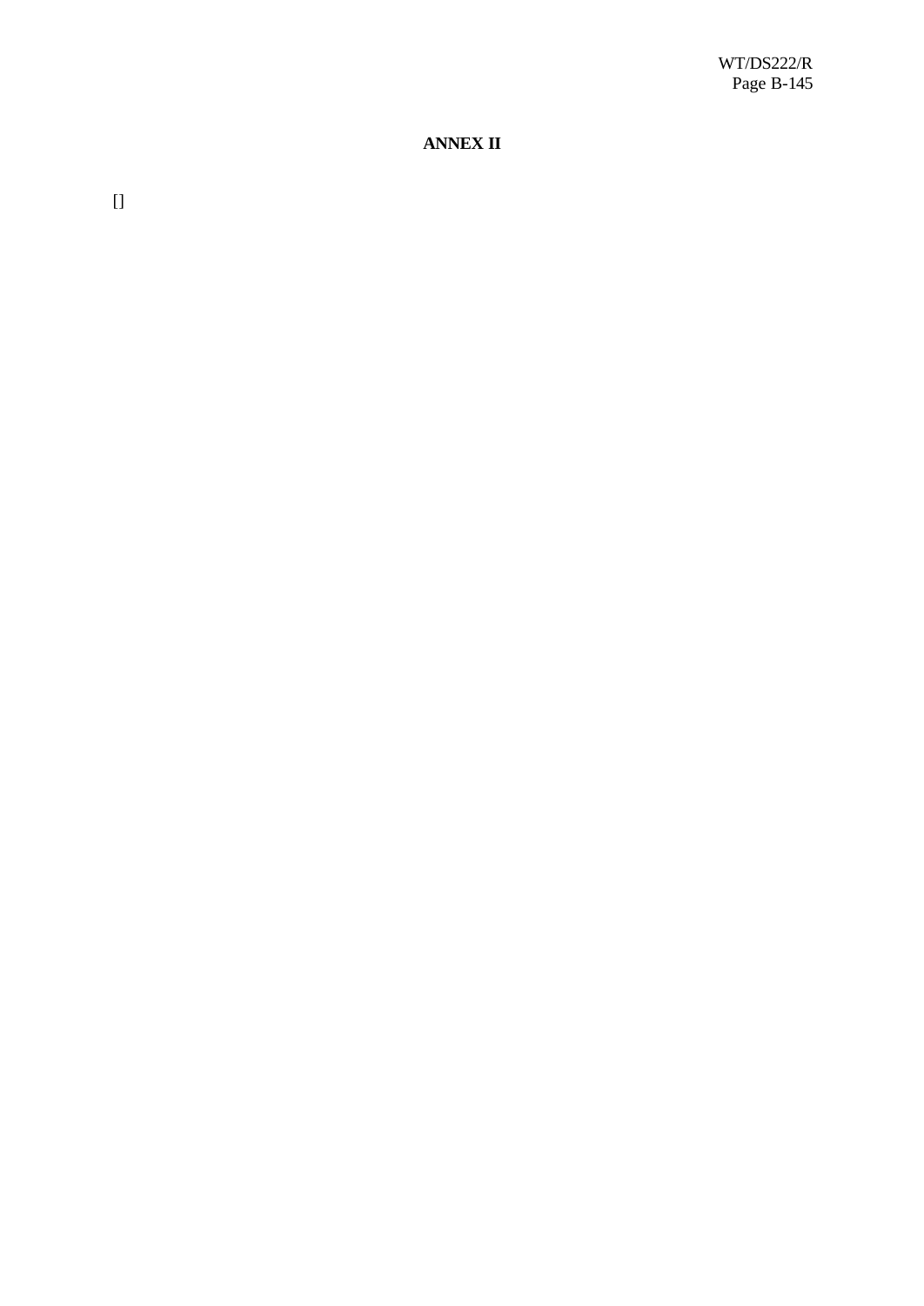**ANNEX II**

[]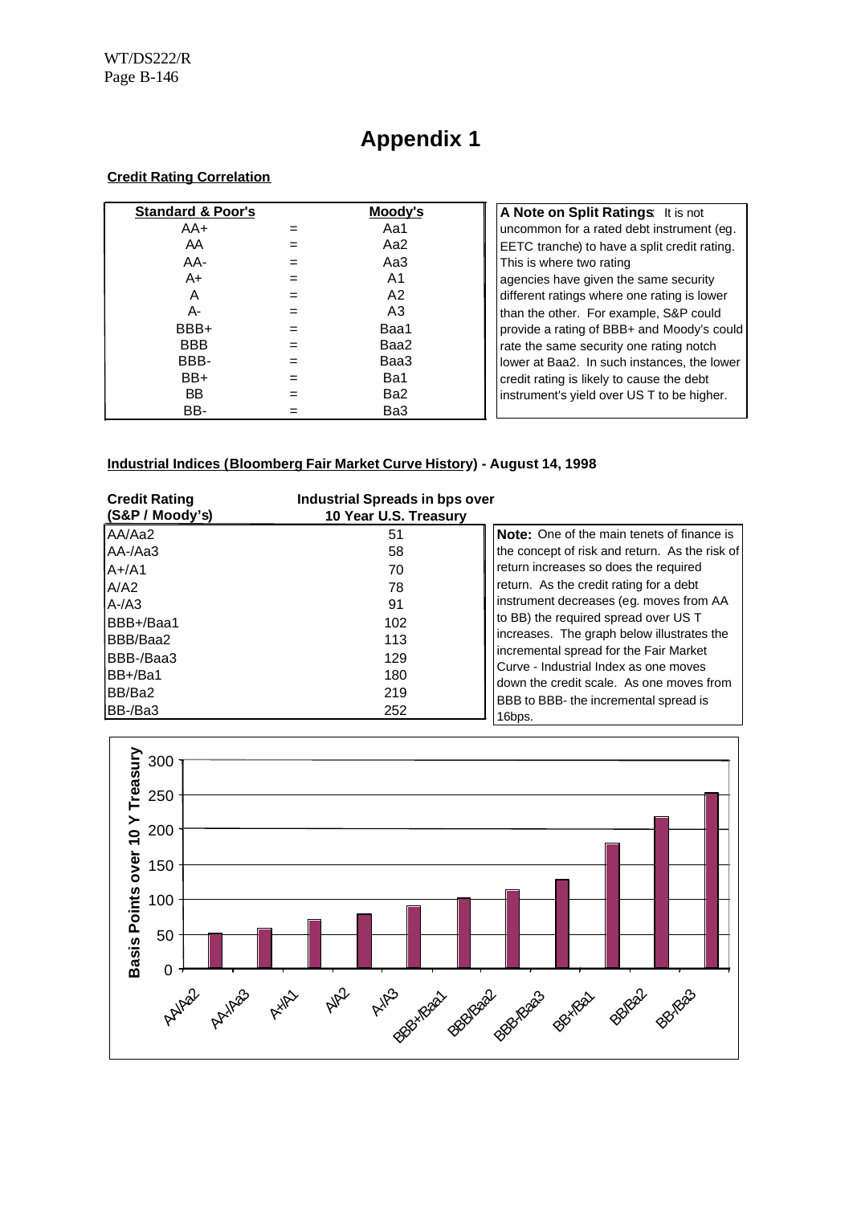# Appendix 1

**Credit Rating Correlation**

| Standard & Poor's | | Moody's |
|---|---|---|
| AA+ | = | Aa1 |
| AA | = | Aa2 |
| AA- | = | Aa3 |
| A+ | = | A1 |
| A | = | A2 |
| A- | = | A3 |
| BBB+ | = | Baa1 |
| BBB | = | Baa2 |
| BBB- | = | Baa3 |
| BB+ | = | Ba1 |
| BB | = | Ba2 |
| BB- | = | Ba3 |

**A Note on Split Ratings**: It is not uncommon for a rated debt instrument (eg. EETC tranche) to have a split credit rating. This is where two rating agencies have given the same security different ratings where one rating is lower than the other. For example, S&P could provide a rating of BBB+ and Moody's could rate the same security one rating notch lower at Baa2. In such instances, the lower credit rating is likely to cause the debt instrument's yield over US T to be higher.

**Industrial Indices (Bloomberg Fair Market Curve History) - August 14, 1998**

| Credit Rating (S&P / Moody's) | Industrial Spreads in bps over 10 Year U.S. Treasury |
|---|---|
| AA/Aa2 | 51 |
| AA-/Aa3 | 58 |
| A+/A1 | 70 |
| A/A2 | 78 |
| A-/A3 | 91 |
| BBB+/Baa1 | 102 |
| BBB/Baa2 | 113 |
| BBB-/Baa3 | 129 |
| BB+/Ba1 | 180 |
| BB/Ba2 | 219 |
| BB-/Ba3 | 252 |

**Note:** One of the main tenets of finance is the concept of risk and return. As the risk of return increases so does the required return. As the credit rating for a debt instrument decreases (eg. moves from AA to BB) the required spread over US T increases. The graph below illustrates the incremental spread for the Fair Market Curve - Industrial Index as one moves down the credit scale. As one moves from BBB to BBB- the incremental spread is 16bps.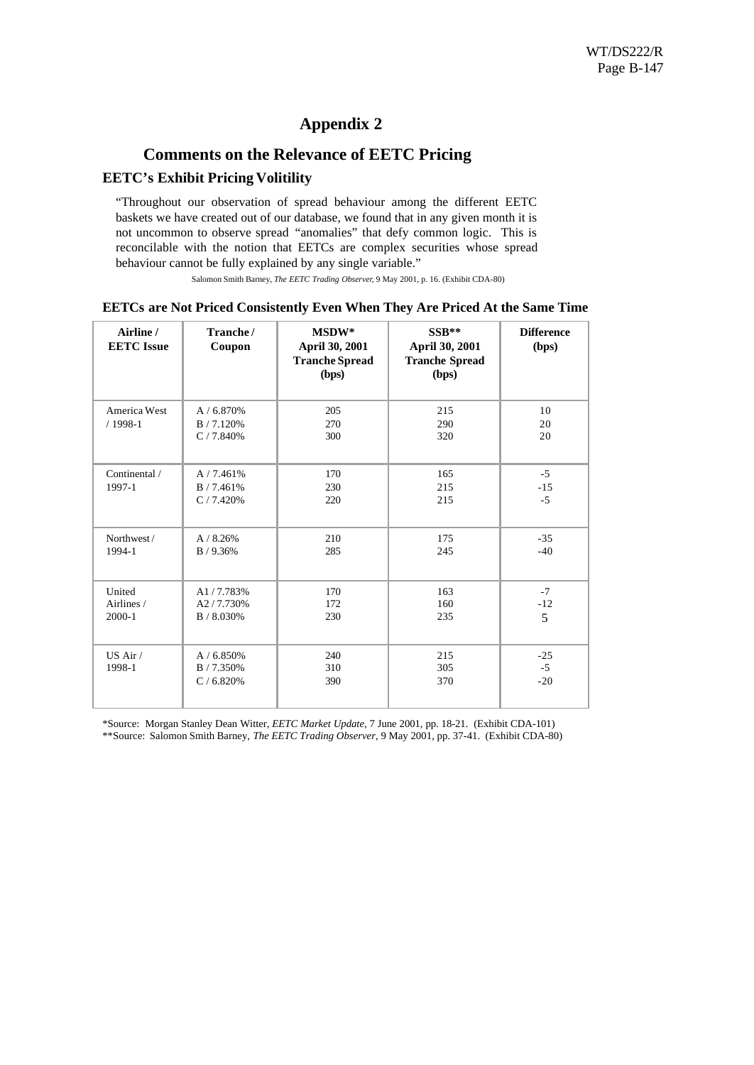# Appendix 2

## Comments on the Relevance of EETC Pricing

### EETC's Exhibit Pricing Volitility

> "Throughout our observation of spread behaviour among the different EETC baskets we have created out of our database, we found that in any given month it is not uncommon to observe spread "anomalies" that defy common logic. This is reconcilable with the notion that EETCs are complex securities whose spread behaviour cannot be fully explained by any single variable."
>
> Salomon Smith Barney, *The EETC Trading Observer*, 9 May 2001, p. 16. (Exhibit CDA-80)

**EETCs are Not Priced Consistently Even When They Are Priced At the Same Time**

| Airline / EETC Issue | Tranche / Coupon | MSDW* April 30, 2001 Tranche Spread (bps) | SSB** April 30, 2001 Tranche Spread (bps) | Difference (bps) |
|---|---|---|---|---|
| America West / 1998-1 | A / 6.870%<br>B / 7.120%<br>C / 7.840% | 205<br>270<br>300 | 215<br>290<br>320 | 10<br>20<br>20 |
| Continental / 1997-1 | A / 7.461%<br>B / 7.461%<br>C / 7.420% | 170<br>230<br>220 | 165<br>215<br>215 | -5<br>-15<br>-5 |
| Northwest / 1994-1 | A / 8.26%<br>B / 9.36% | 210<br>285 | 175<br>245 | -35<br>-40 |
| United Airlines / 2000-1 | A1 / 7.783%<br>A2 / 7.730%<br>B / 8.030% | 170<br>172<br>230 | 163<br>160<br>235 | -7<br>-12<br>5 |
| US Air / 1998-1 | A / 6.850%<br>B / 7.350%<br>C / 6.820% | 240<br>310<br>390 | 215<br>305<br>370 | -25<br>-5<br>-20 |

*Source: Morgan Stanley Dean Witter, *EETC Market Update*, 7 June 2001, pp. 18-21. (Exhibit CDA-101)
**Source: Salomon Smith Barney, *The EETC Trading Observer*, 9 May 2001, pp. 37-41. (Exhibit CDA-80)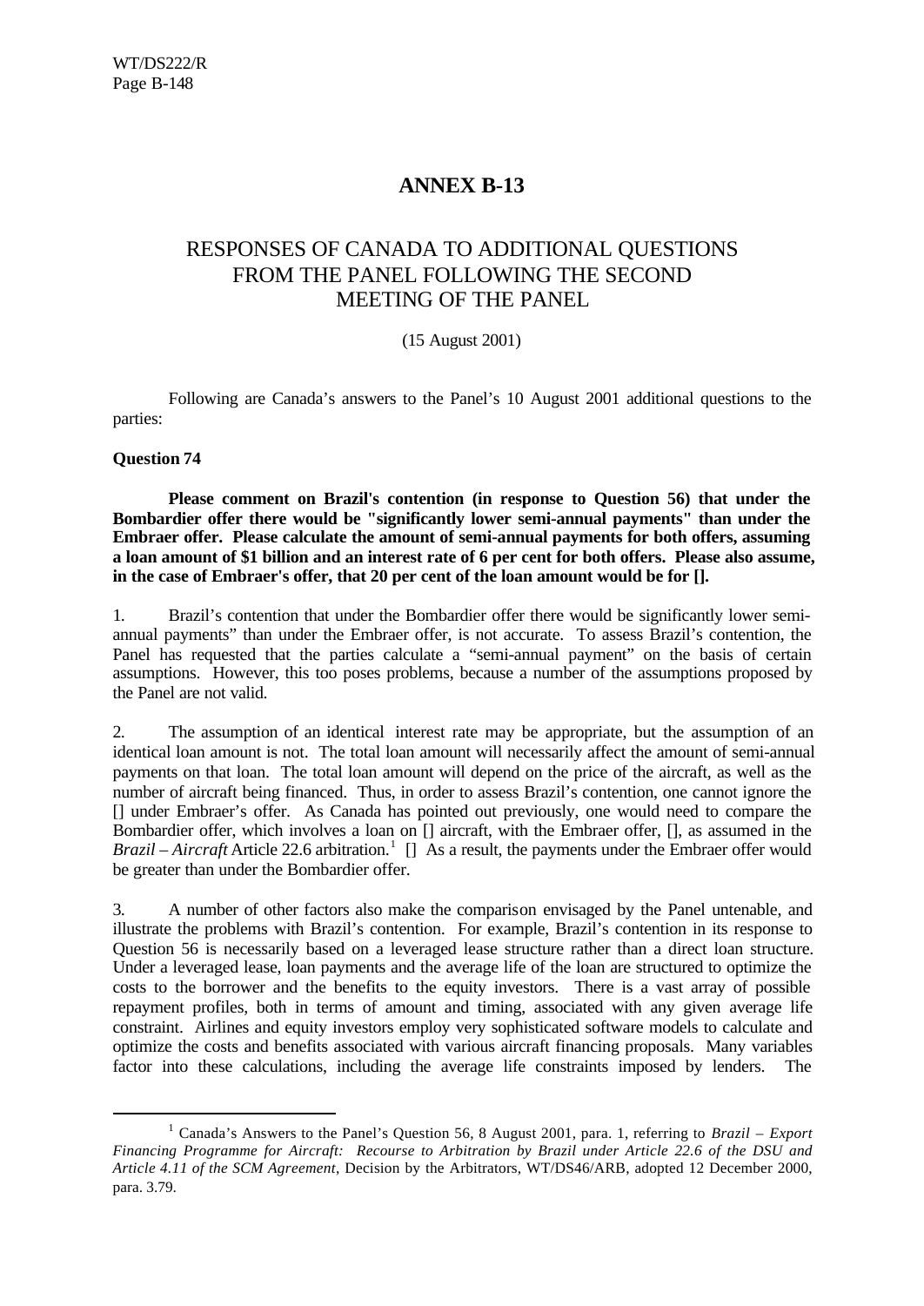# ANNEX B-13

## RESPONSES OF CANADA TO ADDITIONAL QUESTIONS FROM THE PANEL FOLLOWING THE SECOND MEETING OF THE PANEL

(15 August 2001)

Following are Canada's answers to the Panel's 10 August 2001 additional questions to the parties:

### Question 74

**Please comment on Brazil's contention (in response to Question 56) that under the Bombardier offer there would be "significantly lower semi-annual payments" than under the Embraer offer. Please calculate the amount of semi-annual payments for both offers, assuming a loan amount of $1 billion and an interest rate of 6 per cent for both offers. Please also assume, in the case of Embraer's offer, that 20 per cent of the loan amount would be for [].**

1. Brazil's contention that under the Bombardier offer there would be significantly lower semi-annual payments" than under the Embraer offer, is not accurate. To assess Brazil's contention, the Panel has requested that the parties calculate a "semi-annual payment" on the basis of certain assumptions. However, this too poses problems, because a number of the assumptions proposed by the Panel are not valid.

2. The assumption of an identical interest rate may be appropriate, but the assumption of an identical loan amount is not. The total loan amount will necessarily affect the amount of semi-annual payments on that loan. The total loan amount will depend on the price of the aircraft, as well as the number of aircraft being financed. Thus, in order to assess Brazil's contention, one cannot ignore the [] under Embraer's offer. As Canada has pointed out previously, one would need to compare the Bombardier offer, which involves a loan on [] aircraft, with the Embraer offer, [], as assumed in the *Brazil – Aircraft* Article 22.6 arbitration.[1] [] As a result, the payments under the Embraer offer would be greater than under the Bombardier offer.

3. A number of other factors also make the comparison envisaged by the Panel untenable, and illustrate the problems with Brazil's contention. For example, Brazil's contention in its response to Question 56 is necessarily based on a leveraged lease structure rather than a direct loan structure. Under a leveraged lease, loan payments and the average life of the loan are structured to optimize the costs to the borrower and the benefits to the equity investors. There is a vast array of possible repayment profiles, both in terms of amount and timing, associated with any given average life constraint. Airlines and equity investors employ very sophisticated software models to calculate and optimize the costs and benefits associated with various aircraft financing proposals. Many variables factor into these calculations, including the average life constraints imposed by lenders. The

---

[1] Canada's Answers to the Panel's Question 56, 8 August 2001, para. 1, referring to *Brazil – Export Financing Programme for Aircraft: Recourse to Arbitration by Brazil under Article 22.6 of the DSU and Article 4.11 of the SCM Agreement*, Decision by the Arbitrators, WT/DS46/ARB, adopted 12 December 2000, para. 3.79.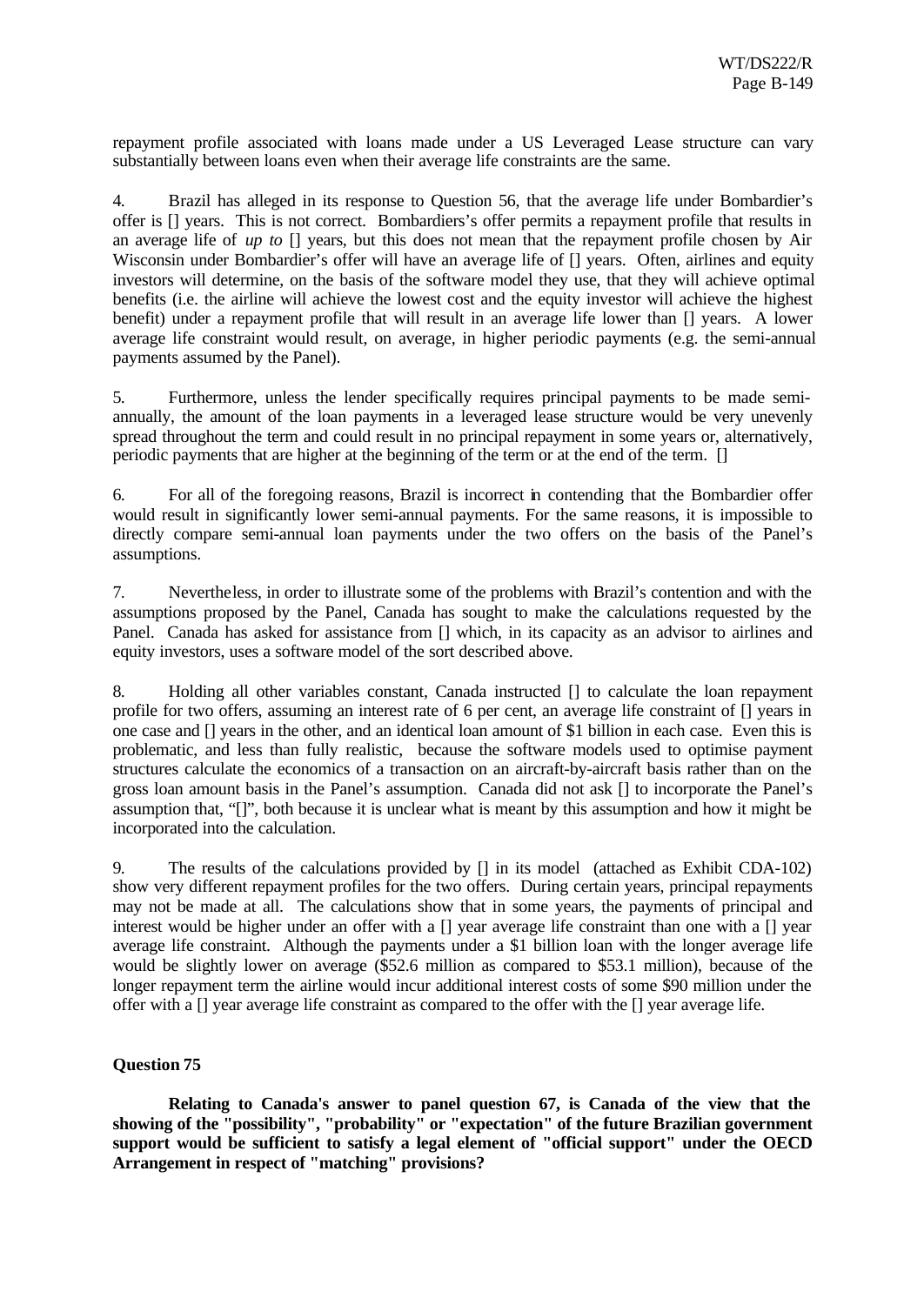repayment profile associated with loans made under a US Leveraged Lease structure can vary substantially between loans even when their average life constraints are the same.

4. Brazil has alleged in its response to Question 56, that the average life under Bombardier's offer is [] years. This is not correct. Bombardiers's offer permits a repayment profile that results in an average life of *up to* [] years, but this does not mean that the repayment profile chosen by Air Wisconsin under Bombardier's offer will have an average life of [] years. Often, airlines and equity investors will determine, on the basis of the software model they use, that they will achieve optimal benefits (i.e. the airline will achieve the lowest cost and the equity investor will achieve the highest benefit) under a repayment profile that will result in an average life lower than [] years. A lower average life constraint would result, on average, in higher periodic payments (e.g. the semi-annual payments assumed by the Panel).

5. Furthermore, unless the lender specifically requires principal payments to be made semi-annually, the amount of the loan payments in a leveraged lease structure would be very unevenly spread throughout the term and could result in no principal repayment in some years or, alternatively, periodic payments that are higher at the beginning of the term or at the end of the term. []

6. For all of the foregoing reasons, Brazil is incorrect in contending that the Bombardier offer would result in significantly lower semi-annual payments. For the same reasons, it is impossible to directly compare semi-annual loan payments under the two offers on the basis of the Panel's assumptions.

7. Nevertheless, in order to illustrate some of the problems with Brazil's contention and with the assumptions proposed by the Panel, Canada has sought to make the calculations requested by the Panel. Canada has asked for assistance from [] which, in its capacity as an advisor to airlines and equity investors, uses a software model of the sort described above.

8. Holding all other variables constant, Canada instructed [] to calculate the loan repayment profile for two offers, assuming an interest rate of 6 per cent, an average life constraint of [] years in one case and [] years in the other, and an identical loan amount of $1 billion in each case. Even this is problematic, and less than fully realistic, because the software models used to optimise payment structures calculate the economics of a transaction on an aircraft-by-aircraft basis rather than on the gross loan amount basis in the Panel's assumption. Canada did not ask [] to incorporate the Panel's assumption that, "[]", both because it is unclear what is meant by this assumption and how it might be incorporated into the calculation.

9. The results of the calculations provided by [] in its model (attached as Exhibit CDA-102) show very different repayment profiles for the two offers. During certain years, principal repayments may not be made at all. The calculations show that in some years, the payments of principal and interest would be higher under an offer with a [] year average life constraint than one with a [] year average life constraint. Although the payments under a $1 billion loan with the longer average life would be slightly lower on average ($52.6 million as compared to $53.1 million), because of the longer repayment term the airline would incur additional interest costs of some $90 million under the offer with a [] year average life constraint as compared to the offer with the [] year average life.

**Question 75**

**Relating to Canada's answer to panel question 67, is Canada of the view that the showing of the "possibility", "probability" or "expectation" of the future Brazilian government support would be sufficient to satisfy a legal element of "official support" under the OECD Arrangement in respect of "matching" provisions?**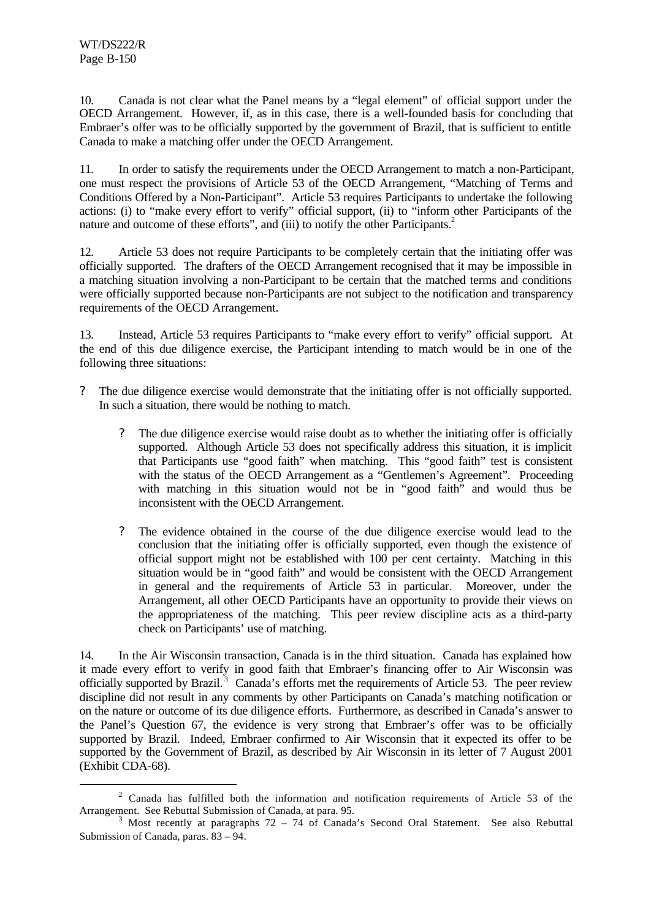10. Canada is not clear what the Panel means by a "legal element" of official support under the OECD Arrangement. However, if, as in this case, there is a well-founded basis for concluding that Embraer's offer was to be officially supported by the government of Brazil, that is sufficient to entitle Canada to make a matching offer under the OECD Arrangement.

11. In order to satisfy the requirements under the OECD Arrangement to match a non-Participant, one must respect the provisions of Article 53 of the OECD Arrangement, "Matching of Terms and Conditions Offered by a Non-Participant". Article 53 requires Participants to undertake the following actions: (i) to "make every effort to verify" official support, (ii) to "inform other Participants of the nature and outcome of these efforts", and (iii) to notify the other Participants.[2]

12. Article 53 does not require Participants to be completely certain that the initiating offer was officially supported. The drafters of the OECD Arrangement recognised that it may be impossible in a matching situation involving a non-Participant to be certain that the matched terms and conditions were officially supported because non-Participants are not subject to the notification and transparency requirements of the OECD Arrangement.

13. Instead, Article 53 requires Participants to "make every effort to verify" official support. At the end of this due diligence exercise, the Participant intending to match would be in one of the following three situations:

- The due diligence exercise would demonstrate that the initiating offer is not officially supported. In such a situation, there would be nothing to match.

- The due diligence exercise would raise doubt as to whether the initiating offer is officially supported. Although Article 53 does not specifically address this situation, it is implicit that Participants use "good faith" when matching. This "good faith" test is consistent with the status of the OECD Arrangement as a "Gentlemen's Agreement". Proceeding with matching in this situation would not be in "good faith" and would thus be inconsistent with the OECD Arrangement.

- The evidence obtained in the course of the due diligence exercise would lead to the conclusion that the initiating offer is officially supported, even though the existence of official support might not be established with 100 per cent certainty. Matching in this situation would be in "good faith" and would be consistent with the OECD Arrangement in general and the requirements of Article 53 in particular. Moreover, under the Arrangement, all other OECD Participants have an opportunity to provide their views on the appropriateness of the matching. This peer review discipline acts as a third-party check on Participants' use of matching.

14. In the Air Wisconsin transaction, Canada is in the third situation. Canada has explained how it made every effort to verify in good faith that Embraer's financing offer to Air Wisconsin was officially supported by Brazil.[3] Canada's efforts met the requirements of Article 53. The peer review discipline did not result in any comments by other Participants on Canada's matching notification or on the nature or outcome of its due diligence efforts. Furthermore, as described in Canada's answer to the Panel's Question 67, the evidence is very strong that Embraer's offer was to be officially supported by Brazil. Indeed, Embraer confirmed to Air Wisconsin that it expected its offer to be supported by the Government of Brazil, as described by Air Wisconsin in its letter of 7 August 2001 (Exhibit CDA-68).

---

[2] Canada has fulfilled both the information and notification requirements of Article 53 of the Arrangement. See Rebuttal Submission of Canada, at para. 95.

[3] Most recently at paragraphs 72 – 74 of Canada's Second Oral Statement. See also Rebuttal Submission of Canada, paras. 83 – 94.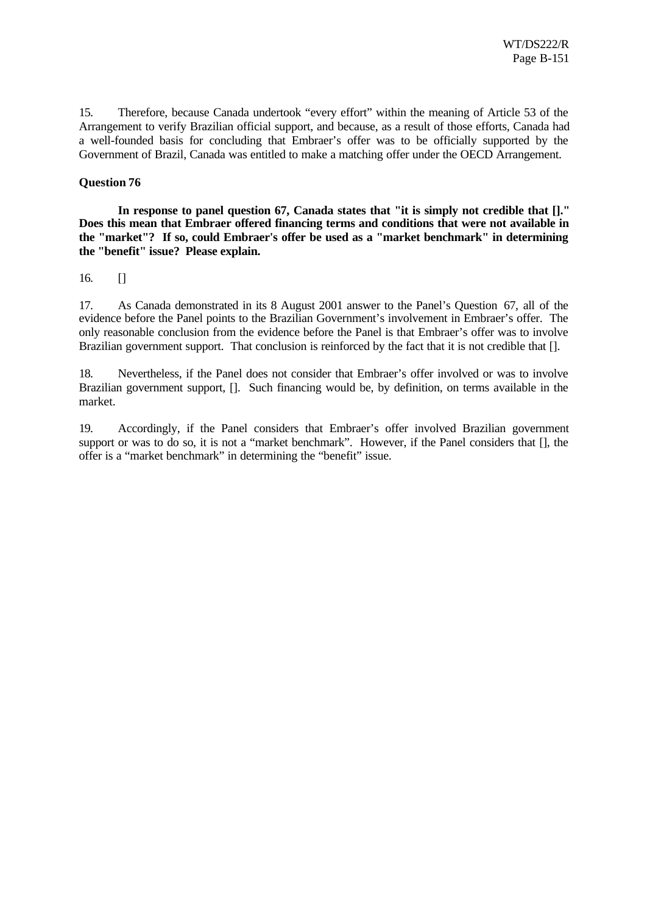15. Therefore, because Canada undertook "every effort" within the meaning of Article 53 of the Arrangement to verify Brazilian official support, and because, as a result of those efforts, Canada had a well-founded basis for concluding that Embraer's offer was to be officially supported by the Government of Brazil, Canada was entitled to make a matching offer under the OECD Arrangement.

**Question 76**

**In response to panel question 67, Canada states that "it is simply not credible that []." Does this mean that Embraer offered financing terms and conditions that were not available in the "market"? If so, could Embraer's offer be used as a "market benchmark" in determining the "benefit" issue? Please explain.**

16. []

17. As Canada demonstrated in its 8 August 2001 answer to the Panel's Question 67, all of the evidence before the Panel points to the Brazilian Government's involvement in Embraer's offer. The only reasonable conclusion from the evidence before the Panel is that Embraer's offer was to involve Brazilian government support. That conclusion is reinforced by the fact that it is not credible that [].

18. Nevertheless, if the Panel does not consider that Embraer's offer involved or was to involve Brazilian government support, []. Such financing would be, by definition, on terms available in the market.

19. Accordingly, if the Panel considers that Embraer's offer involved Brazilian government support or was to do so, it is not a "market benchmark". However, if the Panel considers that [], the offer is a "market benchmark" in determining the "benefit" issue.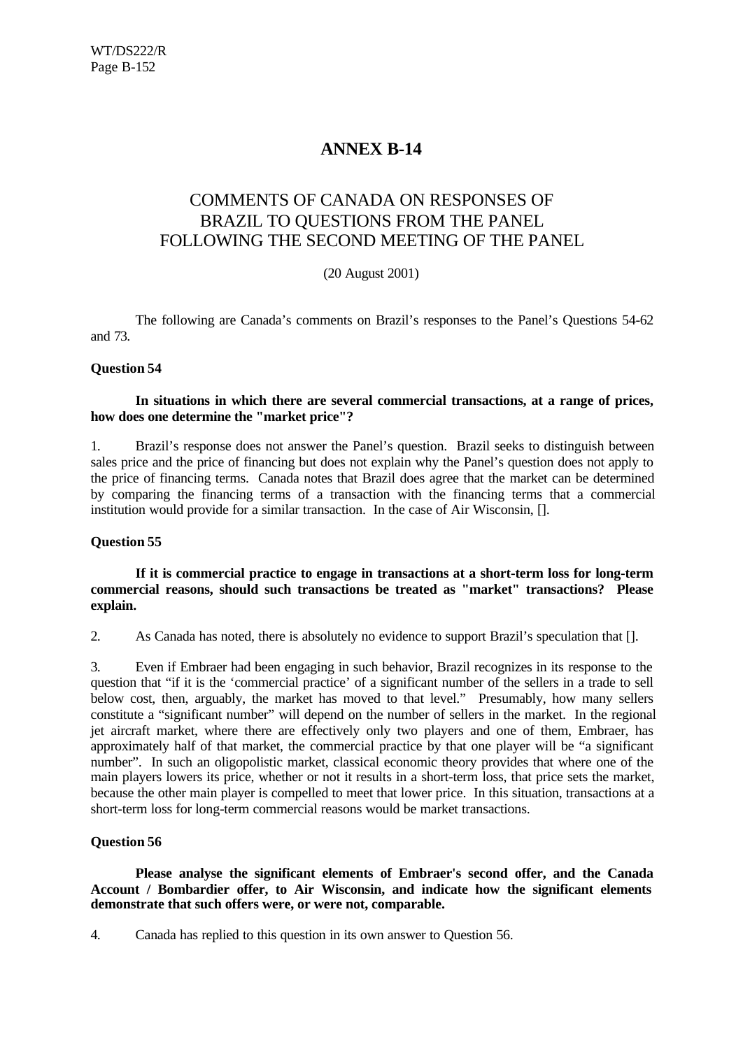# ANNEX B-14

## COMMENTS OF CANADA ON RESPONSES OF BRAZIL TO QUESTIONS FROM THE PANEL FOLLOWING THE SECOND MEETING OF THE PANEL

(20 August 2001)

The following are Canada's comments on Brazil's responses to the Panel's Questions 54-62 and 73.

**Question 54**

**In situations in which there are several commercial transactions, at a range of prices, how does one determine the "market price"?**

1. Brazil's response does not answer the Panel's question. Brazil seeks to distinguish between sales price and the price of financing but does not explain why the Panel's question does not apply to the price of financing terms. Canada notes that Brazil does agree that the market can be determined by comparing the financing terms of a transaction with the financing terms that a commercial institution would provide for a similar transaction. In the case of Air Wisconsin, [].

**Question 55**

**If it is commercial practice to engage in transactions at a short-term loss for long-term commercial reasons, should such transactions be treated as "market" transactions? Please explain.**

2. As Canada has noted, there is absolutely no evidence to support Brazil's speculation that [].

3. Even if Embraer had been engaging in such behavior, Brazil recognizes in its response to the question that "if it is the 'commercial practice' of a significant number of the sellers in a trade to sell below cost, then, arguably, the market has moved to that level." Presumably, how many sellers constitute a "significant number" will depend on the number of sellers in the market. In the regional jet aircraft market, where there are effectively only two players and one of them, Embraer, has approximately half of that market, the commercial practice by that one player will be "a significant number". In such an oligopolistic market, classical economic theory provides that where one of the main players lowers its price, whether or not it results in a short-term loss, that price sets the market, because the other main player is compelled to meet that lower price. In this situation, transactions at a short-term loss for long-term commercial reasons would be market transactions.

**Question 56**

**Please analyse the significant elements of Embraer's second offer, and the Canada Account / Bombardier offer, to Air Wisconsin, and indicate how the significant elements demonstrate that such offers were, or were not, comparable.**

4. Canada has replied to this question in its own answer to Question 56.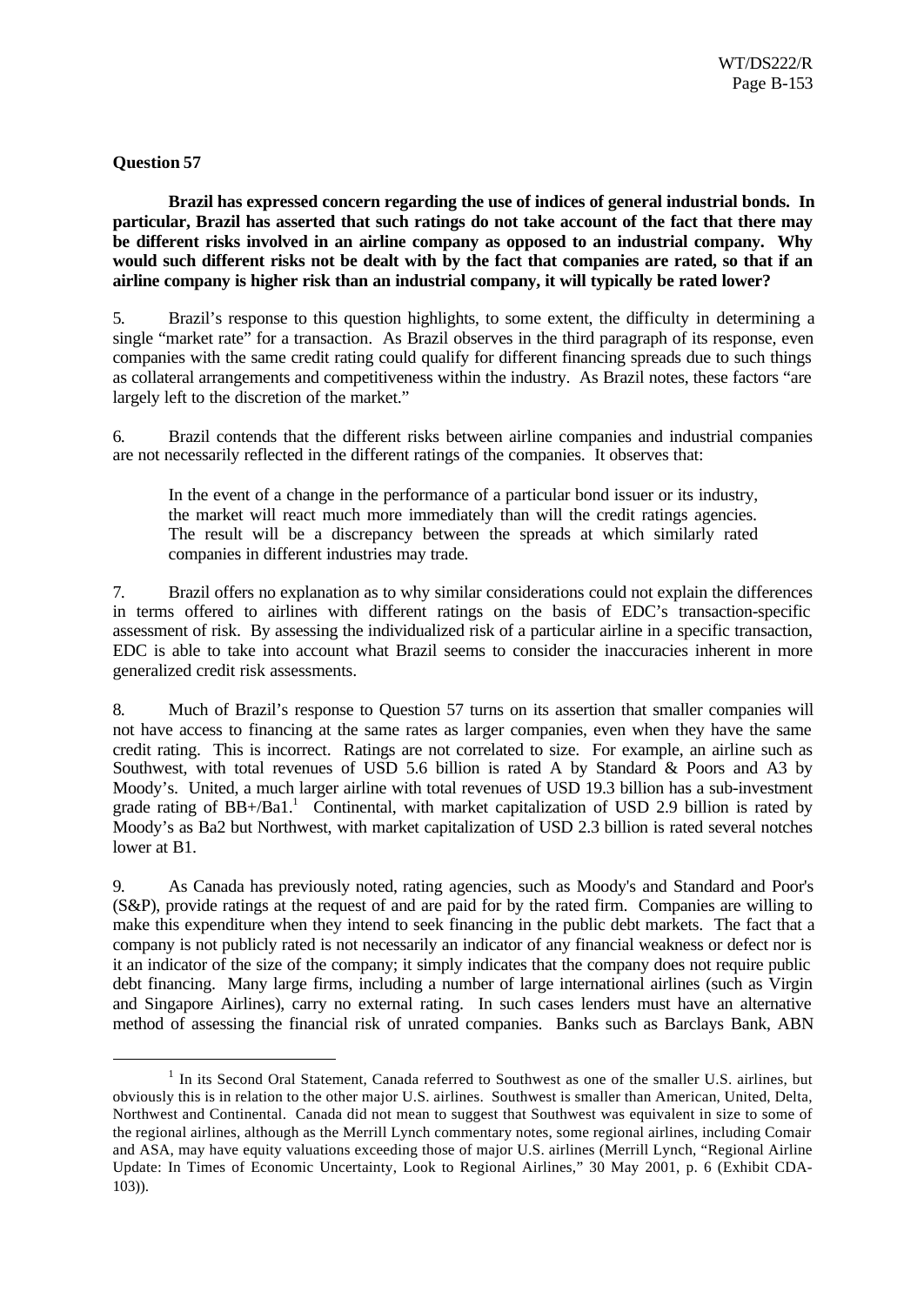**Question 57**

**Brazil has expressed concern regarding the use of indices of general industrial bonds. In particular, Brazil has asserted that such ratings do not take account of the fact that there may be different risks involved in an airline company as opposed to an industrial company. Why would such different risks not be dealt with by the fact that companies are rated, so that if an airline company is higher risk than an industrial company, it will typically be rated lower?**

5. Brazil's response to this question highlights, to some extent, the difficulty in determining a single "market rate" for a transaction. As Brazil observes in the third paragraph of its response, even companies with the same credit rating could qualify for different financing spreads due to such things as collateral arrangements and competitiveness within the industry. As Brazil notes, these factors "are largely left to the discretion of the market."

6. Brazil contends that the different risks between airline companies and industrial companies are not necessarily reflected in the different ratings of the companies. It observes that:

> In the event of a change in the performance of a particular bond issuer or its industry, the market will react much more immediately than will the credit ratings agencies. The result will be a discrepancy between the spreads at which similarly rated companies in different industries may trade.

7. Brazil offers no explanation as to why similar considerations could not explain the differences in terms offered to airlines with different ratings on the basis of EDC's transaction-specific assessment of risk. By assessing the individualized risk of a particular airline in a specific transaction, EDC is able to take into account what Brazil seems to consider the inaccuracies inherent in more generalized credit risk assessments.

8. Much of Brazil's response to Question 57 turns on its assertion that smaller companies will not have access to financing at the same rates as larger companies, even when they have the same credit rating. This is incorrect. Ratings are not correlated to size. For example, an airline such as Southwest, with total revenues of USD 5.6 billion is rated A by Standard & Poors and A3 by Moody's. United, a much larger airline with total revenues of USD 19.3 billion has a sub-investment grade rating of BB+/Ba1.[1] Continental, with market capitalization of USD 2.9 billion is rated by Moody's as Ba2 but Northwest, with market capitalization of USD 2.3 billion is rated several notches lower at B1.

9. As Canada has previously noted, rating agencies, such as Moody's and Standard and Poor's (S&P), provide ratings at the request of and are paid for by the rated firm. Companies are willing to make this expenditure when they intend to seek financing in the public debt markets. The fact that a company is not publicly rated is not necessarily an indicator of any financial weakness or defect nor is it an indicator of the size of the company; it simply indicates that the company does not require public debt financing. Many large firms, including a number of large international airlines (such as Virgin and Singapore Airlines), carry no external rating. In such cases lenders must have an alternative method of assessing the financial risk of unrated companies. Banks such as Barclays Bank, ABN

---

[1] In its Second Oral Statement, Canada referred to Southwest as one of the smaller U.S. airlines, but obviously this is in relation to the other major U.S. airlines. Southwest is smaller than American, United, Delta, Northwest and Continental. Canada did not mean to suggest that Southwest was equivalent in size to some of the regional airlines, although as the Merrill Lynch commentary notes, some regional airlines, including Comair and ASA, may have equity valuations exceeding those of major U.S. airlines (Merrill Lynch, "Regional Airline Update: In Times of Economic Uncertainty, Look to Regional Airlines," 30 May 2001, p. 6 (Exhibit CDA-103)).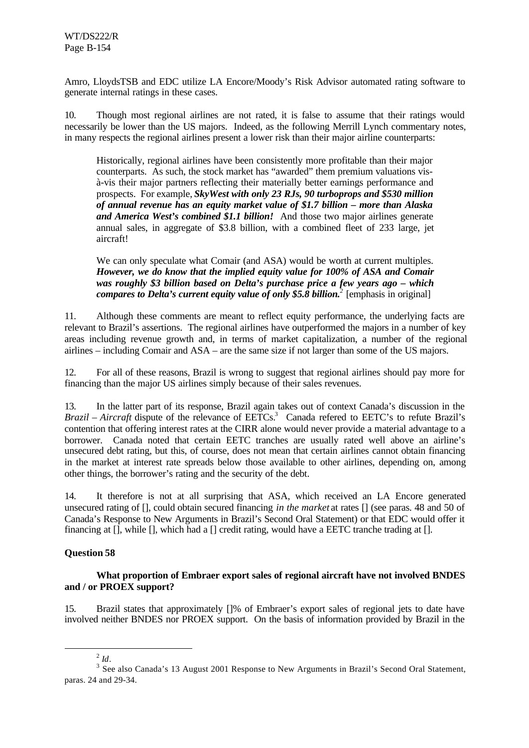Amro, LloydsTSB and EDC utilize LA Encore/Moody's Risk Advisor automated rating software to generate internal ratings in these cases.

10. Though most regional airlines are not rated, it is false to assume that their ratings would necessarily be lower than the US majors. Indeed, as the following Merrill Lynch commentary notes, in many respects the regional airlines present a lower risk than their major airline counterparts:

> Historically, regional airlines have been consistently more profitable than their major counterparts. As such, the stock market has "awarded" them premium valuations vis-à-vis their major partners reflecting their materially better earnings performance and prospects. For example, ***SkyWest with only 23 RJs, 90 turboprops and $530 million of annual revenue has an equity market value of $1.7 billion – more than Alaska and America West's combined $1.1 billion!*** And those two major airlines generate annual sales, in aggregate of $3.8 billion, with a combined fleet of 233 large, jet aircraft!
>
> We can only speculate what Comair (and ASA) would be worth at current multiples. ***However, we do know that the implied equity value for 100% of ASA and Comair was roughly $3 billion based on Delta's purchase price a few years ago – which compares to Delta's current equity value of only $5.8 billion.***[2] [emphasis in original]

11. Although these comments are meant to reflect equity performance, the underlying facts are relevant to Brazil's assertions. The regional airlines have outperformed the majors in a number of key areas including revenue growth and, in terms of market capitalization, a number of the regional airlines – including Comair and ASA – are the same size if not larger than some of the US majors.

12. For all of these reasons, Brazil is wrong to suggest that regional airlines should pay more for financing than the major US airlines simply because of their sales revenues.

13. In the latter part of its response, Brazil again takes out of context Canada's discussion in the *Brazil – Aircraft* dispute of the relevance of EETCs.[3] Canada refered to EETC's to refute Brazil's contention that offering interest rates at the CIRR alone would never provide a material advantage to a borrower. Canada noted that certain EETC tranches are usually rated well above an airline's unsecured debt rating, but this, of course, does not mean that certain airlines cannot obtain financing in the market at interest rate spreads below those available to other airlines, depending on, among other things, the borrower's rating and the security of the debt.

14. It therefore is not at all surprising that ASA, which received an LA Encore generated unsecured rating of [], could obtain secured financing *in the market* at rates [] (see paras. 48 and 50 of Canada's Response to New Arguments in Brazil's Second Oral Statement) or that EDC would offer it financing at [], while [], which had a [] credit rating, would have a EETC tranche trading at [].

**Question 58**

**What proportion of Embraer export sales of regional aircraft have not involved BNDES and / or PROEX support?**

15. Brazil states that approximately []% of Embraer's export sales of regional jets to date have involved neither BNDES nor PROEX support. On the basis of information provided by Brazil in the

---

[2] *Id*.

[3] See also Canada's 13 August 2001 Response to New Arguments in Brazil's Second Oral Statement, paras. 24 and 29-34.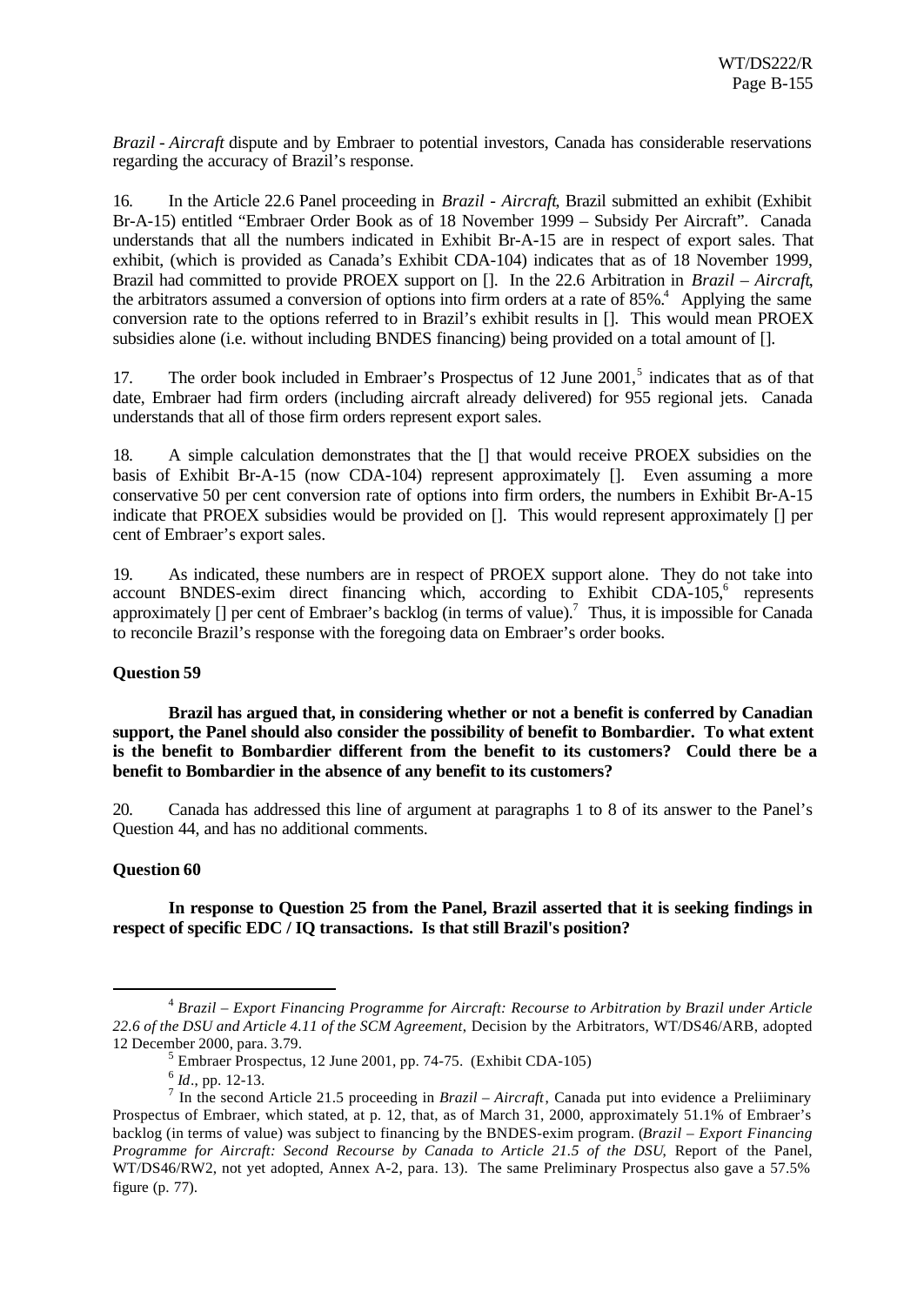*Brazil - Aircraft* dispute and by Embraer to potential investors, Canada has considerable reservations regarding the accuracy of Brazil's response.

16. In the Article 22.6 Panel proceeding in *Brazil - Aircraft*, Brazil submitted an exhibit (Exhibit Br-A-15) entitled "Embraer Order Book as of 18 November 1999 – Subsidy Per Aircraft". Canada understands that all the numbers indicated in Exhibit Br-A-15 are in respect of export sales. That exhibit, (which is provided as Canada's Exhibit CDA-104) indicates that as of 18 November 1999, Brazil had committed to provide PROEX support on []. In the 22.6 Arbitration in *Brazil – Aircraft*, the arbitrators assumed a conversion of options into firm orders at a rate of 85%.[4] Applying the same conversion rate to the options referred to in Brazil's exhibit results in []. This would mean PROEX subsidies alone (i.e. without including BNDES financing) being provided on a total amount of [].

17. The order book included in Embraer's Prospectus of 12 June 2001,[5] indicates that as of that date, Embraer had firm orders (including aircraft already delivered) for 955 regional jets. Canada understands that all of those firm orders represent export sales.

18. A simple calculation demonstrates that the [] that would receive PROEX subsidies on the basis of Exhibit Br-A-15 (now CDA-104) represent approximately []. Even assuming a more conservative 50 per cent conversion rate of options into firm orders, the numbers in Exhibit Br-A-15 indicate that PROEX subsidies would be provided on []. This would represent approximately [] per cent of Embraer's export sales.

19. As indicated, these numbers are in respect of PROEX support alone. They do not take into account BNDES-exim direct financing which, according to Exhibit CDA-105,[6] represents approximately [] per cent of Embraer's backlog (in terms of value).[7] Thus, it is impossible for Canada to reconcile Brazil's response with the foregoing data on Embraer's order books.

**Question 59**

**Brazil has argued that, in considering whether or not a benefit is conferred by Canadian support, the Panel should also consider the possibility of benefit to Bombardier. To what extent is the benefit to Bombardier different from the benefit to its customers? Could there be a benefit to Bombardier in the absence of any benefit to its customers?**

20. Canada has addressed this line of argument at paragraphs 1 to 8 of its answer to the Panel's Question 44, and has no additional comments.

**Question 60**

**In response to Question 25 from the Panel, Brazil asserted that it is seeking findings in respect of specific EDC / IQ transactions. Is that still Brazil's position?**

---

[4] *Brazil – Export Financing Programme for Aircraft: Recourse to Arbitration by Brazil under Article 22.6 of the DSU and Article 4.11 of the SCM Agreement*, Decision by the Arbitrators, WT/DS46/ARB, adopted 12 December 2000, para. 3.79.

[5] Embraer Prospectus, 12 June 2001, pp. 74-75. (Exhibit CDA-105)

[6] *Id*., pp. 12-13.

[7] In the second Article 21.5 proceeding in *Brazil – Aircraft*, Canada put into evidence a Preliiminary Prospectus of Embraer, which stated, at p. 12, that, as of March 31, 2000, approximately 51.1% of Embraer's backlog (in terms of value) was subject to financing by the BNDES-exim program. (*Brazil – Export Financing Programme for Aircraft: Second Recourse by Canada to Article 21.5 of the DSU*, Report of the Panel, WT/DS46/RW2, not yet adopted, Annex A-2, para. 13). The same Preliminary Prospectus also gave a 57.5% figure (p. 77).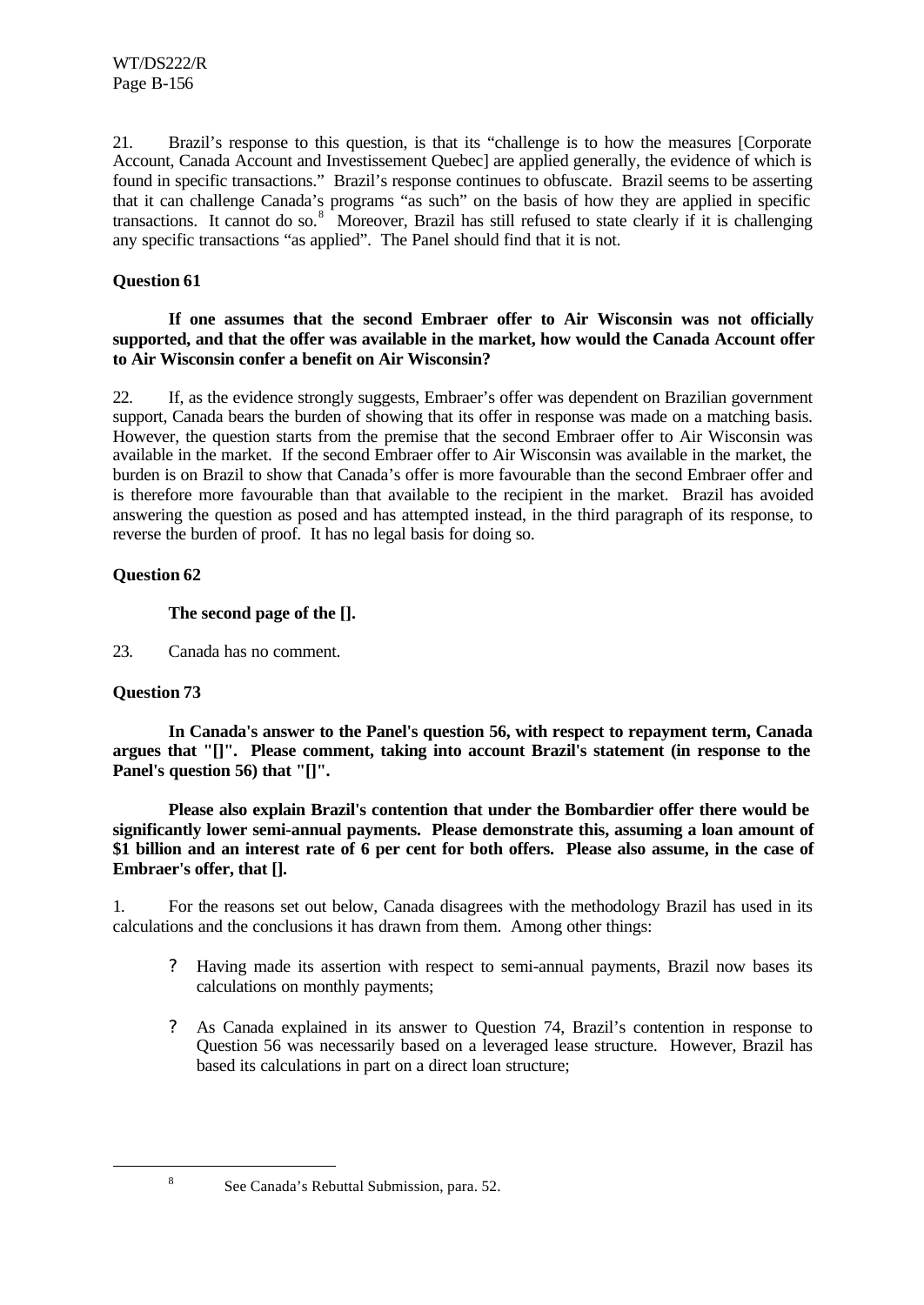21. Brazil's response to this question, is that its "challenge is to how the measures [Corporate Account, Canada Account and Investissement Quebec] are applied generally, the evidence of which is found in specific transactions." Brazil's response continues to obfuscate. Brazil seems to be asserting that it can challenge Canada's programs "as such" on the basis of how they are applied in specific transactions. It cannot do so.[8] Moreover, Brazil has still refused to state clearly if it is challenging any specific transactions "as applied". The Panel should find that it is not.

**Question 61**

**If one assumes that the second Embraer offer to Air Wisconsin was not officially supported, and that the offer was available in the market, how would the Canada Account offer to Air Wisconsin confer a benefit on Air Wisconsin?**

22. If, as the evidence strongly suggests, Embraer's offer was dependent on Brazilian government support, Canada bears the burden of showing that its offer in response was made on a matching basis. However, the question starts from the premise that the second Embraer offer to Air Wisconsin was available in the market. If the second Embraer offer to Air Wisconsin was available in the market, the burden is on Brazil to show that Canada's offer is more favourable than the second Embraer offer and is therefore more favourable than that available to the recipient in the market. Brazil has avoided answering the question as posed and has attempted instead, in the third paragraph of its response, to reverse the burden of proof. It has no legal basis for doing so.

**Question 62**

**The second page of the [].**

23. Canada has no comment.

**Question 73**

**In Canada's answer to the Panel's question 56, with respect to repayment term, Canada argues that "[]". Please comment, taking into account Brazil's statement (in response to the Panel's question 56) that "[]".**

**Please also explain Brazil's contention that under the Bombardier offer there would be significantly lower semi-annual payments. Please demonstrate this, assuming a loan amount of $1 billion and an interest rate of 6 per cent for both offers. Please also assume, in the case of Embraer's offer, that [].**

1. For the reasons set out below, Canada disagrees with the methodology Brazil has used in its calculations and the conclusions it has drawn from them. Among other things:

- Having made its assertion with respect to semi-annual payments, Brazil now bases its calculations on monthly payments;

- As Canada explained in its answer to Question 74, Brazil's contention in response to Question 56 was necessarily based on a leveraged lease structure. However, Brazil has based its calculations in part on a direct loan structure;

[8] See Canada's Rebuttal Submission, para. 52.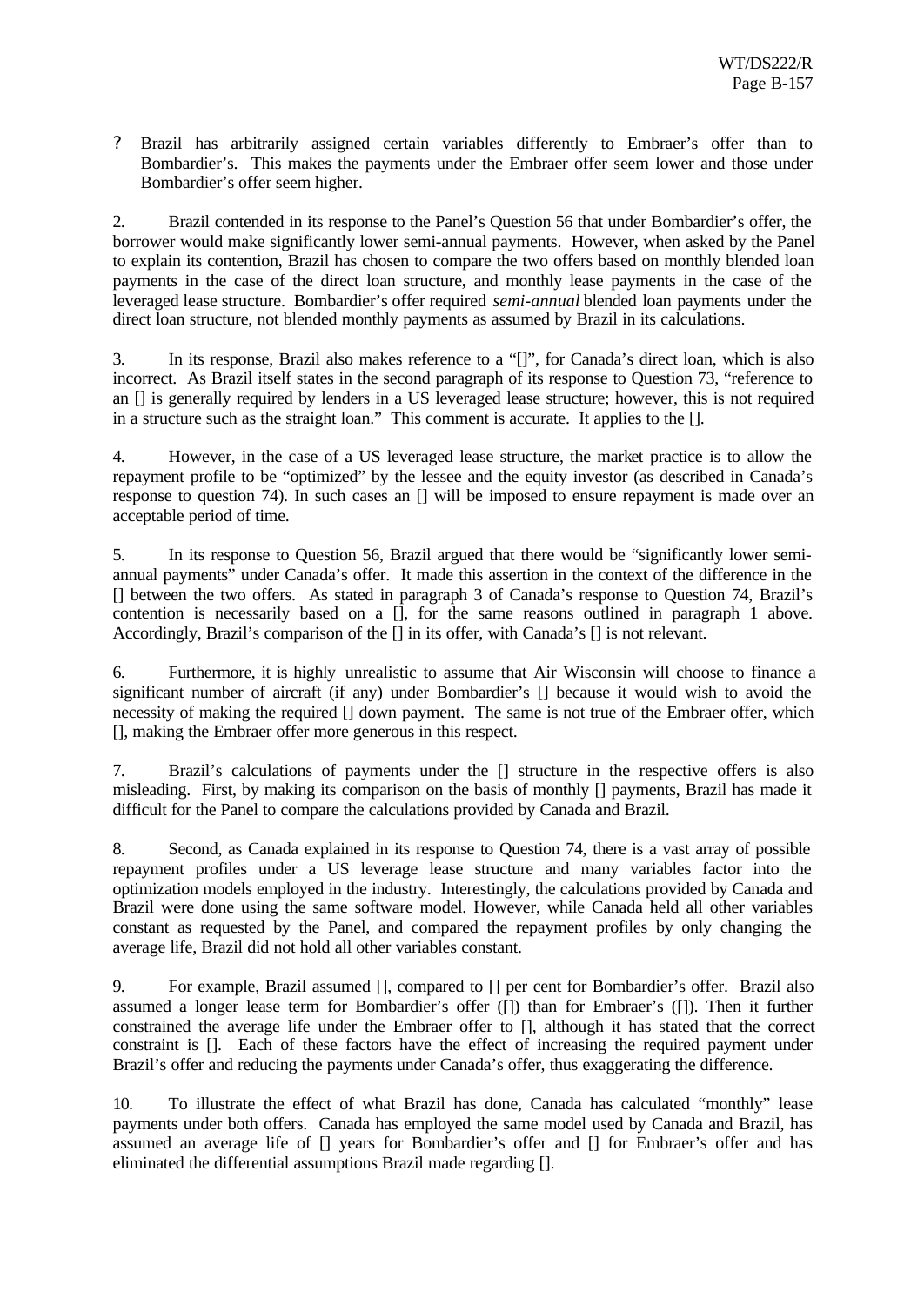? Brazil has arbitrarily assigned certain variables differently to Embraer's offer than to Bombardier's. This makes the payments under the Embraer offer seem lower and those under Bombardier's offer seem higher.

2. Brazil contended in its response to the Panel's Question 56 that under Bombardier's offer, the borrower would make significantly lower semi-annual payments. However, when asked by the Panel to explain its contention, Brazil has chosen to compare the two offers based on monthly blended loan payments in the case of the direct loan structure, and monthly lease payments in the case of the leveraged lease structure. Bombardier's offer required *semi-annual* blended loan payments under the direct loan structure, not blended monthly payments as assumed by Brazil in its calculations.

3. In its response, Brazil also makes reference to a "[]", for Canada's direct loan, which is also incorrect. As Brazil itself states in the second paragraph of its response to Question 73, "reference to an [] is generally required by lenders in a US leveraged lease structure; however, this is not required in a structure such as the straight loan." This comment is accurate. It applies to the [].

4. However, in the case of a US leveraged lease structure, the market practice is to allow the repayment profile to be "optimized" by the lessee and the equity investor (as described in Canada's response to question 74). In such cases an [] will be imposed to ensure repayment is made over an acceptable period of time.

5. In its response to Question 56, Brazil argued that there would be "significantly lower semi-annual payments" under Canada's offer. It made this assertion in the context of the difference in the [] between the two offers. As stated in paragraph 3 of Canada's response to Question 74, Brazil's contention is necessarily based on a [], for the same reasons outlined in paragraph 1 above. Accordingly, Brazil's comparison of the [] in its offer, with Canada's [] is not relevant.

6. Furthermore, it is highly unrealistic to assume that Air Wisconsin will choose to finance a significant number of aircraft (if any) under Bombardier's [] because it would wish to avoid the necessity of making the required [] down payment. The same is not true of the Embraer offer, which [], making the Embraer offer more generous in this respect.

7. Brazil's calculations of payments under the [] structure in the respective offers is also misleading. First, by making its comparison on the basis of monthly [] payments, Brazil has made it difficult for the Panel to compare the calculations provided by Canada and Brazil.

8. Second, as Canada explained in its response to Question 74, there is a vast array of possible repayment profiles under a US leverage lease structure and many variables factor into the optimization models employed in the industry. Interestingly, the calculations provided by Canada and Brazil were done using the same software model. However, while Canada held all other variables constant as requested by the Panel, and compared the repayment profiles by only changing the average life, Brazil did not hold all other variables constant.

9. For example, Brazil assumed [], compared to [] per cent for Bombardier's offer. Brazil also assumed a longer lease term for Bombardier's offer ([]) than for Embraer's ([]). Then it further constrained the average life under the Embraer offer to [], although it has stated that the correct constraint is []. Each of these factors have the effect of increasing the required payment under Brazil's offer and reducing the payments under Canada's offer, thus exaggerating the difference.

10. To illustrate the effect of what Brazil has done, Canada has calculated "monthly" lease payments under both offers. Canada has employed the same model used by Canada and Brazil, has assumed an average life of [] years for Bombardier's offer and [] for Embraer's offer and has eliminated the differential assumptions Brazil made regarding [].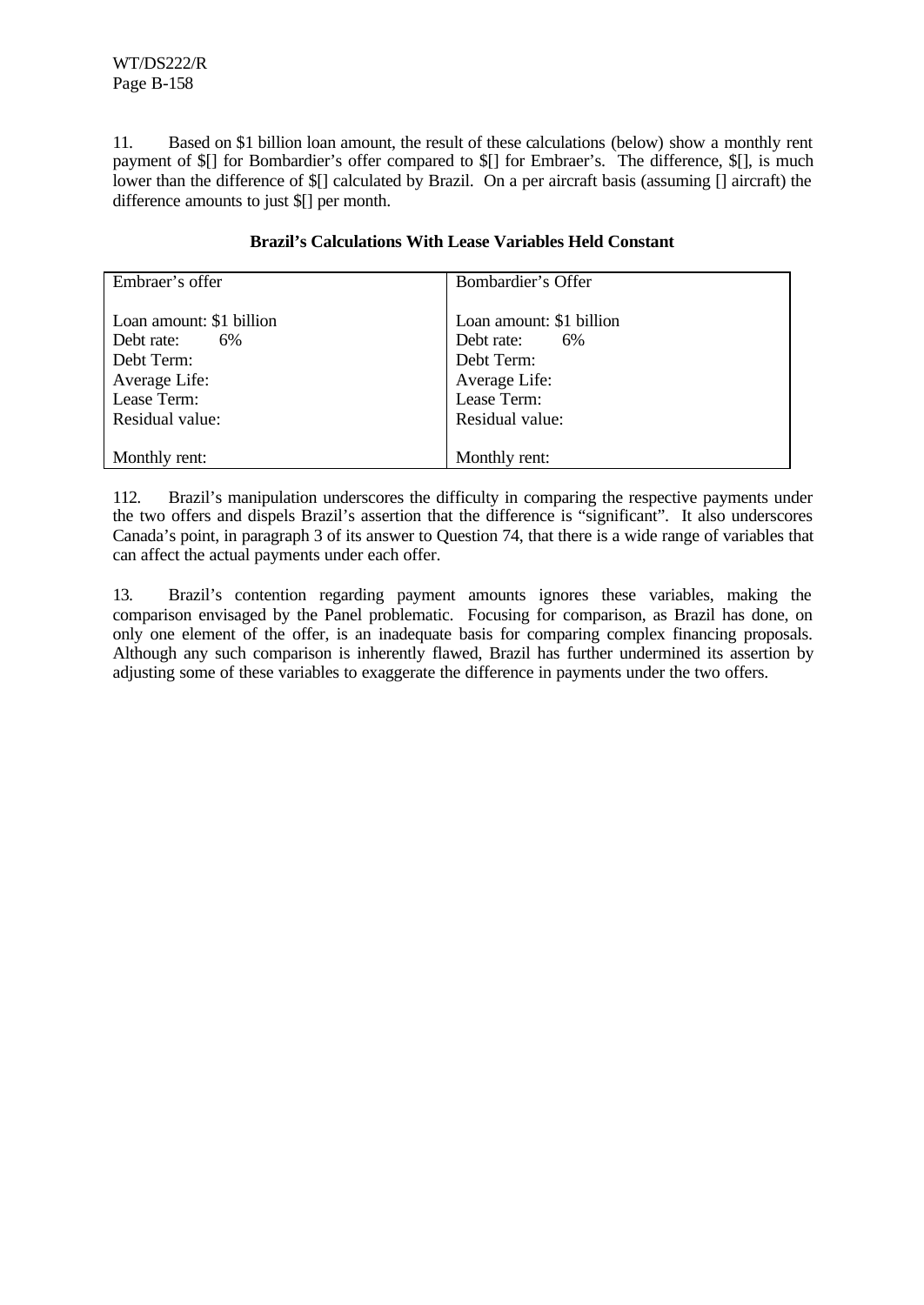11. Based on $1 billion loan amount, the result of these calculations (below) show a monthly rent payment of $[] for Bombardier's offer compared to $[] for Embraer's. The difference, $[], is much lower than the difference of $[] calculated by Brazil. On a per aircraft basis (assuming [] aircraft) the difference amounts to just $[] per month.

**Brazil's Calculations With Lease Variables Held Constant**

| Embraer's offer | Bombardier's Offer |
|---|---|
| Loan amount: $1 billion | Loan amount: $1 billion |
| Debt rate: 6% | Debt rate: 6% |
| Debt Term: | Debt Term: |
| Average Life: | Average Life: |
| Lease Term: | Lease Term: |
| Residual value: | Residual value: |
| Monthly rent: | Monthly rent: |

112. Brazil's manipulation underscores the difficulty in comparing the respective payments under the two offers and dispels Brazil's assertion that the difference is "significant". It also underscores Canada's point, in paragraph 3 of its answer to Question 74, that there is a wide range of variables that can affect the actual payments under each offer.

13. Brazil's contention regarding payment amounts ignores these variables, making the comparison envisaged by the Panel problematic. Focusing for comparison, as Brazil has done, on only one element of the offer, is an inadequate basis for comparing complex financing proposals. Although any such comparison is inherently flawed, Brazil has further undermined its assertion by adjusting some of these variables to exaggerate the difference in payments under the two offers.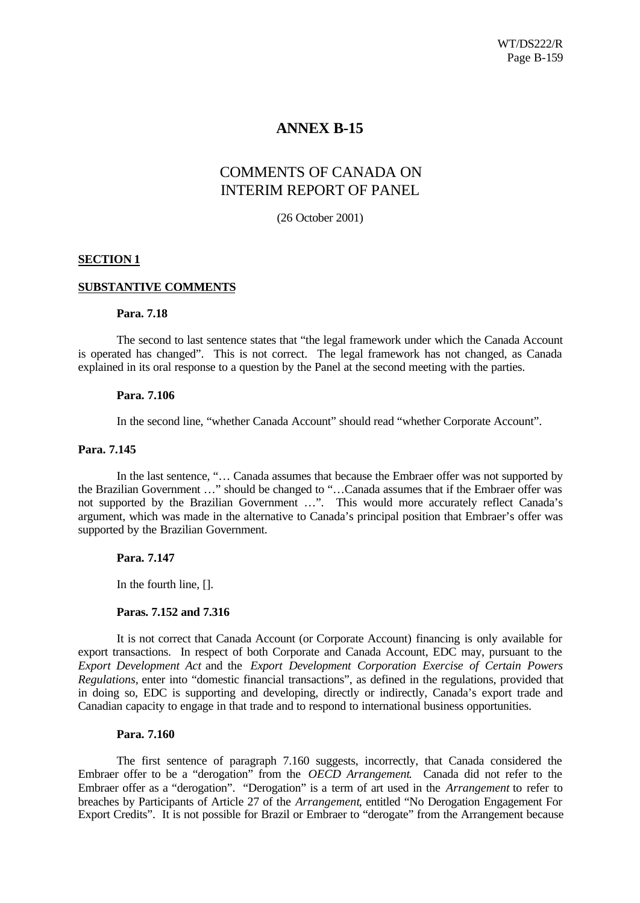# ANNEX B-15

## COMMENTS OF CANADA ON INTERIM REPORT OF PANEL

(26 October 2001)

**SECTION 1**

**SUBSTANTIVE COMMENTS**

**Para. 7.18**

The second to last sentence states that "the legal framework under which the Canada Account is operated has changed". This is not correct. The legal framework has not changed, as Canada explained in its oral response to a question by the Panel at the second meeting with the parties.

**Para. 7.106**

In the second line, "whether Canada Account" should read "whether Corporate Account".

**Para. 7.145**

In the last sentence, "… Canada assumes that because the Embraer offer was not supported by the Brazilian Government …" should be changed to "…Canada assumes that if the Embraer offer was not supported by the Brazilian Government …". This would more accurately reflect Canada's argument, which was made in the alternative to Canada's principal position that Embraer's offer was supported by the Brazilian Government.

**Para. 7.147**

In the fourth line, [].

**Paras. 7.152 and 7.316**

It is not correct that Canada Account (or Corporate Account) financing is only available for export transactions. In respect of both Corporate and Canada Account, EDC may, pursuant to the *Export Development Act* and the *Export Development Corporation Exercise of Certain Powers Regulations*, enter into "domestic financial transactions", as defined in the regulations, provided that in doing so, EDC is supporting and developing, directly or indirectly, Canada's export trade and Canadian capacity to engage in that trade and to respond to international business opportunities.

**Para. 7.160**

The first sentence of paragraph 7.160 suggests, incorrectly, that Canada considered the Embraer offer to be a "derogation" from the *OECD Arrangement*. Canada did not refer to the Embraer offer as a "derogation". "Derogation" is a term of art used in the *Arrangement* to refer to breaches by Participants of Article 27 of the *Arrangement*, entitled "No Derogation Engagement For Export Credits". It is not possible for Brazil or Embraer to "derogate" from the Arrangement because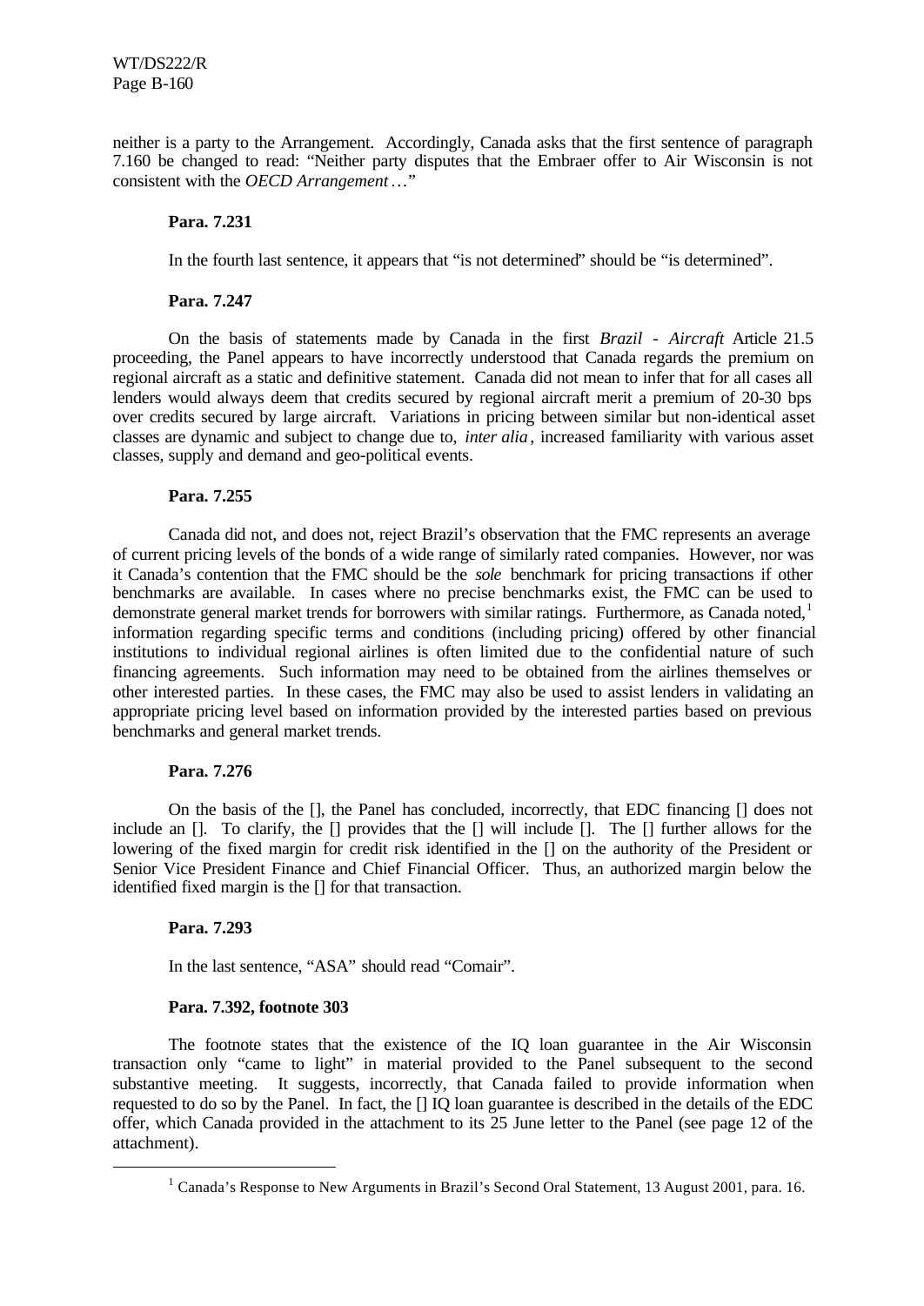neither is a party to the Arrangement. Accordingly, Canada asks that the first sentence of paragraph 7.160 be changed to read: "Neither party disputes that the Embraer offer to Air Wisconsin is not consistent with the *OECD Arrangement* …"

**Para. 7.231**

In the fourth last sentence, it appears that "is not determined" should be "is determined".

**Para. 7.247**

On the basis of statements made by Canada in the first *Brazil - Aircraft* Article 21.5 proceeding, the Panel appears to have incorrectly understood that Canada regards the premium on regional aircraft as a static and definitive statement. Canada did not mean to infer that for all cases all lenders would always deem that credits secured by regional aircraft merit a premium of 20-30 bps over credits secured by large aircraft. Variations in pricing between similar but non-identical asset classes are dynamic and subject to change due to, *inter alia*, increased familiarity with various asset classes, supply and demand and geo-political events.

**Para. 7.255**

Canada did not, and does not, reject Brazil's observation that the FMC represents an average of current pricing levels of the bonds of a wide range of similarly rated companies. However, nor was it Canada's contention that the FMC should be the *sole* benchmark for pricing transactions if other benchmarks are available. In cases where no precise benchmarks exist, the FMC can be used to demonstrate general market trends for borrowers with similar ratings. Furthermore, as Canada noted,[1] information regarding specific terms and conditions (including pricing) offered by other financial institutions to individual regional airlines is often limited due to the confidential nature of such financing agreements. Such information may need to be obtained from the airlines themselves or other interested parties. In these cases, the FMC may also be used to assist lenders in validating an appropriate pricing level based on information provided by the interested parties based on previous benchmarks and general market trends.

**Para. 7.276**

On the basis of the [], the Panel has concluded, incorrectly, that EDC financing [] does not include an []. To clarify, the [] provides that the [] will include []. The [] further allows for the lowering of the fixed margin for credit risk identified in the [] on the authority of the President or Senior Vice President Finance and Chief Financial Officer. Thus, an authorized margin below the identified fixed margin is the [] for that transaction.

**Para. 7.293**

In the last sentence, "ASA" should read "Comair".

**Para. 7.392, footnote 303**

The footnote states that the existence of the IQ loan guarantee in the Air Wisconsin transaction only "came to light" in material provided to the Panel subsequent to the second substantive meeting. It suggests, incorrectly, that Canada failed to provide information when requested to do so by the Panel. In fact, the [] IQ loan guarantee is described in the details of the EDC offer, which Canada provided in the attachment to its 25 June letter to the Panel (see page 12 of the attachment).

---

[1] Canada's Response to New Arguments in Brazil's Second Oral Statement, 13 August 2001, para. 16.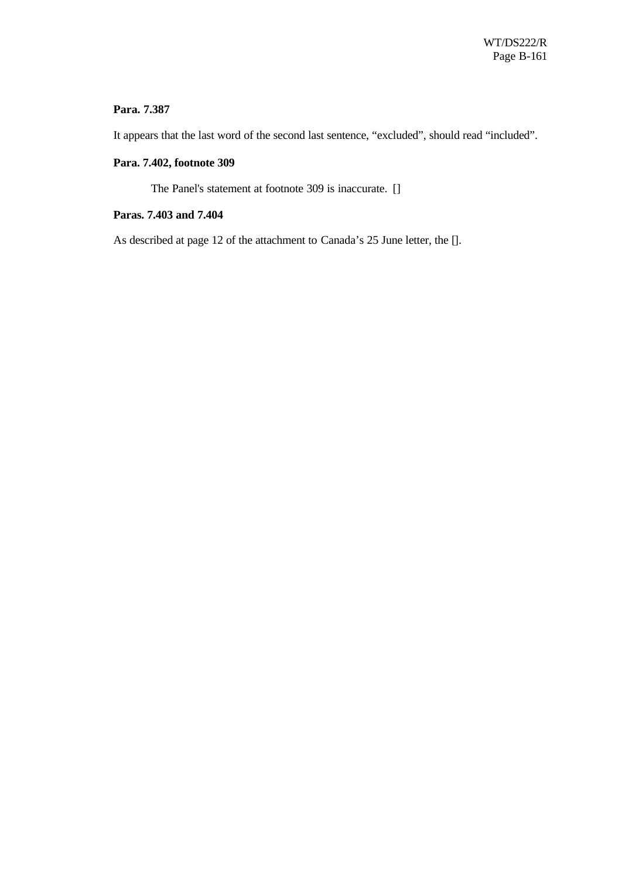**Para. 7.387**

It appears that the last word of the second last sentence, “excluded”, should read “included”.

**Para. 7.402, footnote 309**

The Panel's statement at footnote 309 is inaccurate. []

**Paras. 7.403 and 7.404**

As described at page 12 of the attachment to Canada’s 25 June letter, the [].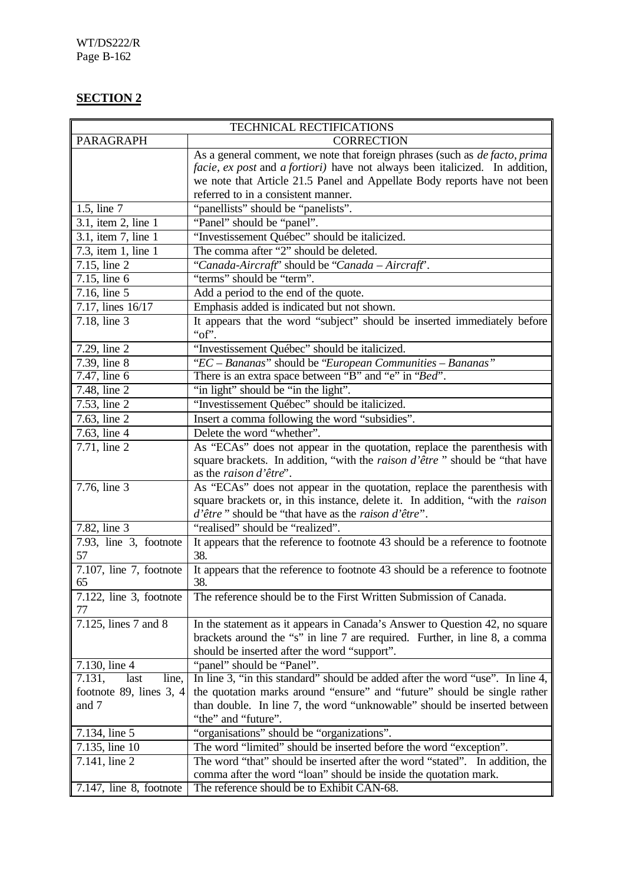**SECTION 2**

| TECHNICAL RECTIFICATIONS | |
|---|---|
| PARAGRAPH | CORRECTION |
| | As a general comment, we note that foreign phrases (such as *de facto, prima facie, ex post* and *a fortiori)* have not always been italicized. In addition, we note that Article 21.5 Panel and Appellate Body reports have not been referred to in a consistent manner. |
| 1.5, line 7 | "panellists" should be "panelists". |
| 3.1, item 2, line 1 | "Panel" should be "panel". |
| 3.1, item 7, line 1 | "Investissement Québec" should be italicized. |
| 7.3, item 1, line 1 | The comma after "2" should be deleted. |
| 7.15, line 2 | "*Canada-Aircraft*" should be "*Canada – Aircraft*". |
| 7.15, line 6 | "terms" should be "term". |
| 7.16, line 5 | Add a period to the end of the quote. |
| 7.17, lines 16/17 | Emphasis added is indicated but not shown. |
| 7.18, line 3 | It appears that the word "subject" should be inserted immediately before "of". |
| 7.29, line 2 | "Investissement Québec" should be italicized. |
| 7.39, line 8 | "*EC – Bananas*" should be "*European Communities – Bananas*" |
| 7.47, line 6 | There is an extra space between "B" and "e" in "*Bed*". |
| 7.48, line 2 | "in light" should be "in the light". |
| 7.53, line 2 | "Investissement Québec" should be italicized. |
| 7.63, line 2 | Insert a comma following the word "subsidies". |
| 7.63, line 4 | Delete the word "whether". |
| 7.71, line 2 | As "ECAs" does not appear in the quotation, replace the parenthesis with square brackets. In addition, "with the *raison d'être* " should be "that have as the *raison d'être*". |
| 7.76, line 3 | As "ECAs" does not appear in the quotation, replace the parenthesis with square brackets or, in this instance, delete it. In addition, "with the *raison d'être* " should be "that have as the *raison d'être*". |
| 7.82, line 3 | "realised" should be "realized". |
| 7.93, line 3, footnote 57 | It appears that the reference to footnote 43 should be a reference to footnote 38. |
| 7.107, line 7, footnote 65 | It appears that the reference to footnote 43 should be a reference to footnote 38. |
| 7.122, line 3, footnote 77 | The reference should be to the First Written Submission of Canada. |
| 7.125, lines 7 and 8 | In the statement as it appears in Canada's Answer to Question 42, no square brackets around the "s" in line 7 are required. Further, in line 8, a comma should be inserted after the word "support". |
| 7.130, line 4 | "panel" should be "Panel". |
| 7.131, last line, footnote 89, lines 3, 4 and 7 | In line 3, "in this standard" should be added after the word "use". In line 4, the quotation marks around "ensure" and "future" should be single rather than double. In line 7, the word "unknowable" should be inserted between "the" and "future". |
| 7.134, line 5 | "organisations" should be "organizations". |
| 7.135, line 10 | The word "limited" should be inserted before the word "exception". |
| 7.141, line 2 | The word "that" should be inserted after the word "stated". In addition, the comma after the word "loan" should be inside the quotation mark. |
| 7.147, line 8, footnote | The reference should be to Exhibit CAN-68. |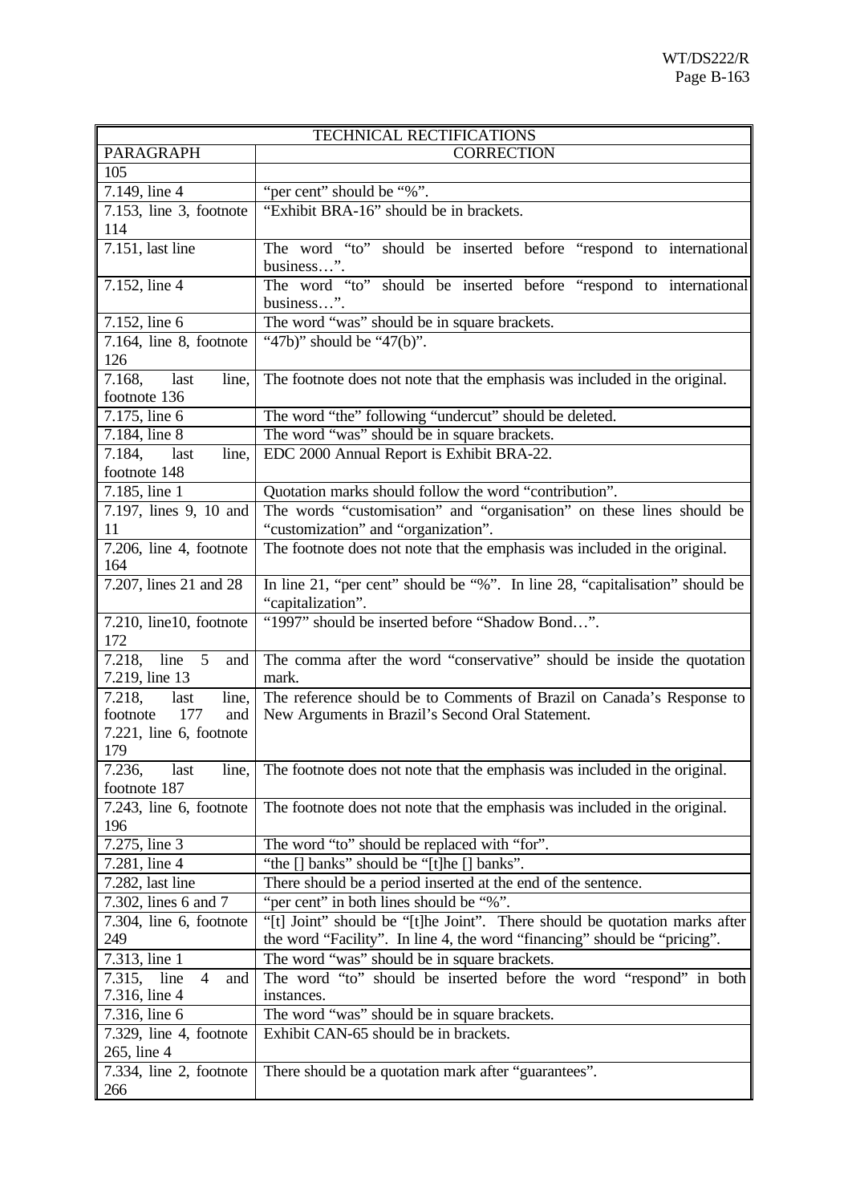| TECHNICAL RECTIFICATIONS | |
|---|---|
| PARAGRAPH | CORRECTION |
| 105 | |
| 7.149, line 4 | "per cent" should be "%". |
| 7.153, line 3, footnote 114 | "Exhibit BRA-16" should be in brackets. |
| 7.151, last line | The word "to" should be inserted before "respond to international business…". |
| 7.152, line 4 | The word "to" should be inserted before "respond to international business…". |
| 7.152, line 6 | The word "was" should be in square brackets. |
| 7.164, line 8, footnote 126 | "47b)" should be "47(b)". |
| 7.168, last line, footnote 136 | The footnote does not note that the emphasis was included in the original. |
| 7.175, line 6 | The word "the" following "undercut" should be deleted. |
| 7.184, line 8 | The word "was" should be in square brackets. |
| 7.184, last line, footnote 148 | EDC 2000 Annual Report is Exhibit BRA-22. |
| 7.185, line 1 | Quotation marks should follow the word "contribution". |
| 7.197, lines 9, 10 and 11 | The words "customisation" and "organisation" on these lines should be "customization" and "organization". |
| 7.206, line 4, footnote 164 | The footnote does not note that the emphasis was included in the original. |
| 7.207, lines 21 and 28 | In line 21, "per cent" should be "%". In line 28, "capitalisation" should be "capitalization". |
| 7.210, line10, footnote 172 | "1997" should be inserted before "Shadow Bond…". |
| 7.218, line 5 and 7.219, line 13 | The comma after the word "conservative" should be inside the quotation mark. |
| 7.218, last line, footnote 177 and 7.221, line 6, footnote 179 | The reference should be to Comments of Brazil on Canada's Response to New Arguments in Brazil's Second Oral Statement. |
| 7.236, last line, footnote 187 | The footnote does not note that the emphasis was included in the original. |
| 7.243, line 6, footnote 196 | The footnote does not note that the emphasis was included in the original. |
| 7.275, line 3 | The word "to" should be replaced with "for". |
| 7.281, line 4 | "the [] banks" should be "[t]he [] banks". |
| 7.282, last line | There should be a period inserted at the end of the sentence. |
| 7.302, lines 6 and 7 | "per cent" in both lines should be "%". |
| 7.304, line 6, footnote 249 | "[t] Joint" should be "[t]he Joint". There should be quotation marks after the word "Facility". In line 4, the word "financing" should be "pricing". |
| 7.313, line 1 | The word "was" should be in square brackets. |
| 7.315, line 4 and 7.316, line 4 | The word "to" should be inserted before the word "respond" in both instances. |
| 7.316, line 6 | The word "was" should be in square brackets. |
| 7.329, line 4, footnote 265, line 4 | Exhibit CAN-65 should be in brackets. |
| 7.334, line 2, footnote 266 | There should be a quotation mark after "guarantees". |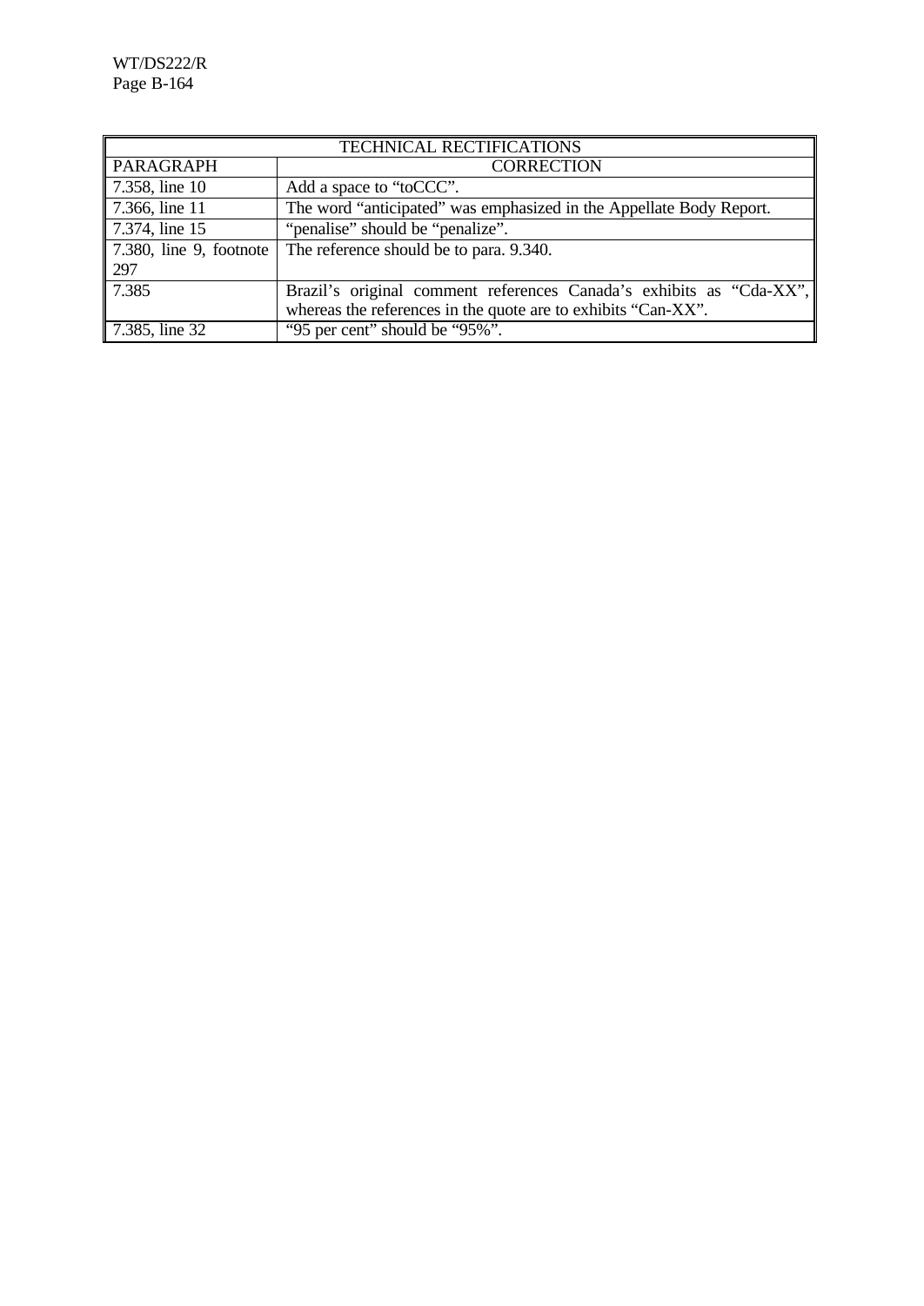| TECHNICAL RECTIFICATIONS | |
|---|---|
| PARAGRAPH | CORRECTION |
| 7.358, line 10 | Add a space to "toCCC". |
| 7.366, line 11 | The word "anticipated" was emphasized in the Appellate Body Report. |
| 7.374, line 15 | "penalise" should be "penalize". |
| 7.380, line 9, footnote 297 | The reference should be to para. 9.340. |
| 7.385 | Brazil's original comment references Canada's exhibits as "Cda-XX", whereas the references in the quote are to exhibits "Can-XX". |
| 7.385, line 32 | "95 per cent" should be "95%". |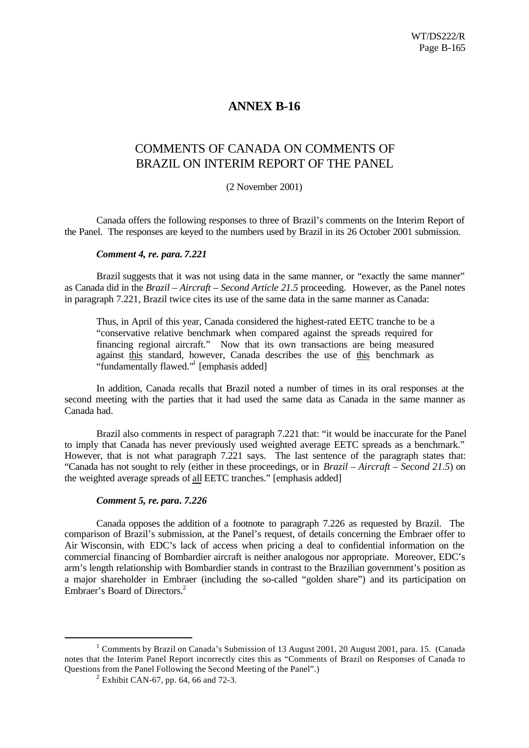# ANNEX B-16

## COMMENTS OF CANADA ON COMMENTS OF BRAZIL ON INTERIM REPORT OF THE PANEL

(2 November 2001)

Canada offers the following responses to three of Brazil's comments on the Interim Report of the Panel. The responses are keyed to the numbers used by Brazil in its 26 October 2001 submission.

***Comment 4, re. para. 7.221***

Brazil suggests that it was not using data in the same manner, or "exactly the same manner" as Canada did in the *Brazil – Aircraft – Second Article 21.5* proceeding. However, as the Panel notes in paragraph 7.221, Brazil twice cites its use of the same data in the same manner as Canada:

> Thus, in April of this year, Canada considered the highest-rated EETC tranche to be a "conservative relative benchmark when compared against the spreads required for financing regional aircraft." Now that its own transactions are being measured against this standard, however, Canada describes the use of this benchmark as "fundamentally flawed."[1] [emphasis added]

In addition, Canada recalls that Brazil noted a number of times in its oral responses at the second meeting with the parties that it had used the same data as Canada in the same manner as Canada had.

Brazil also comments in respect of paragraph 7.221 that: "it would be inaccurate for the Panel to imply that Canada has never previously used weighted average EETC spreads as a benchmark." However, that is not what paragraph 7.221 says. The last sentence of the paragraph states that: "Canada has not sought to rely (either in these proceedings, or in *Brazil – Aircraft – Second 21.5*) on the weighted average spreads of all EETC tranches." [emphasis added]

***Comment 5, re. para. 7.226***

Canada opposes the addition of a footnote to paragraph 7.226 as requested by Brazil. The comparison of Brazil's submission, at the Panel's request, of details concerning the Embraer offer to Air Wisconsin, with EDC's lack of access when pricing a deal to confidential information on the commercial financing of Bombardier aircraft is neither analogous nor appropriate. Moreover, EDC's arm's length relationship with Bombardier stands in contrast to the Brazilian government's position as a major shareholder in Embraer (including the so-called "golden share") and its participation on Embraer's Board of Directors.[2]

---

[1] Comments by Brazil on Canada's Submission of 13 August 2001, 20 August 2001, para. 15. (Canada notes that the Interim Panel Report incorrectly cites this as "Comments of Brazil on Responses of Canada to Questions from the Panel Following the Second Meeting of the Panel".)

[2] Exhibit CAN-67, pp. 64, 66 and 72-3.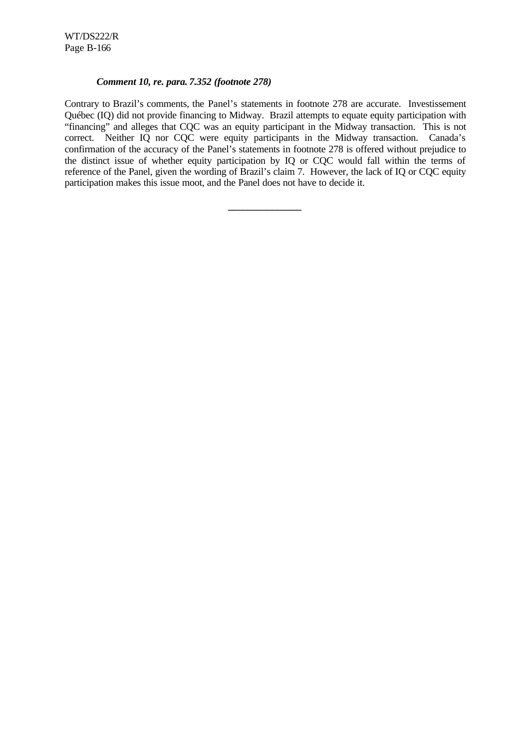*Comment 10, re. para. 7.352 (footnote 278)*

Contrary to Brazil's comments, the Panel's statements in footnote 278 are accurate. Investissement Québec (IQ) did not provide financing to Midway. Brazil attempts to equate equity participation with "financing" and alleges that CQC was an equity participant in the Midway transaction. This is not correct. Neither IQ nor CQC were equity participants in the Midway transaction. Canada's confirmation of the accuracy of the Panel's statements in footnote 278 is offered without prejudice to the distinct issue of whether equity participation by IQ or CQC would fall within the terms of reference of the Panel, given the wording of Brazil's claim 7. However, the lack of IQ or CQC equity participation makes this issue moot, and the Panel does not have to decide it.

---